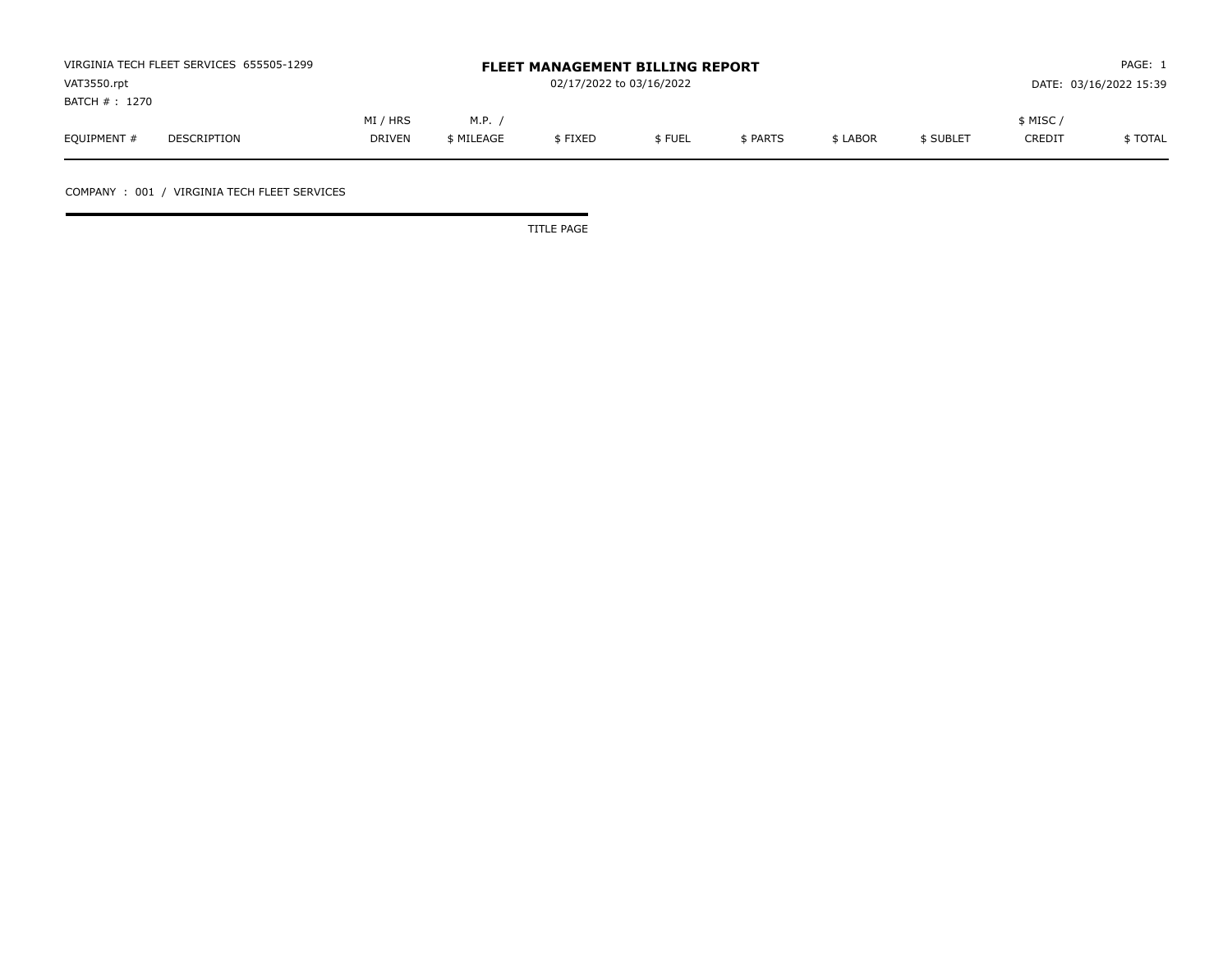VIRGINIA TECH FLEET SERVICES 655505-1299
VAT3550.rpt
BATCH # : 1270

# FLEET MANAGEMENT BILLING REPORT

02/17/2022 to 03/16/2022

PAGE: 1
DATE: 03/16/2022 15:39

| EQUIPMENT # | DESCRIPTION | MI / HRS DRIVEN | M.P. / $ MILEAGE | $ FIXED | $ FUEL | $ PARTS | $ LABOR | $ SUBLET | $ MISC / CREDIT | $ TOTAL |
|---|---|---|---|---|---|---|---|---|---|---|

COMPANY : 001 / VIRGINIA TECH FLEET SERVICES

TITLE PAGE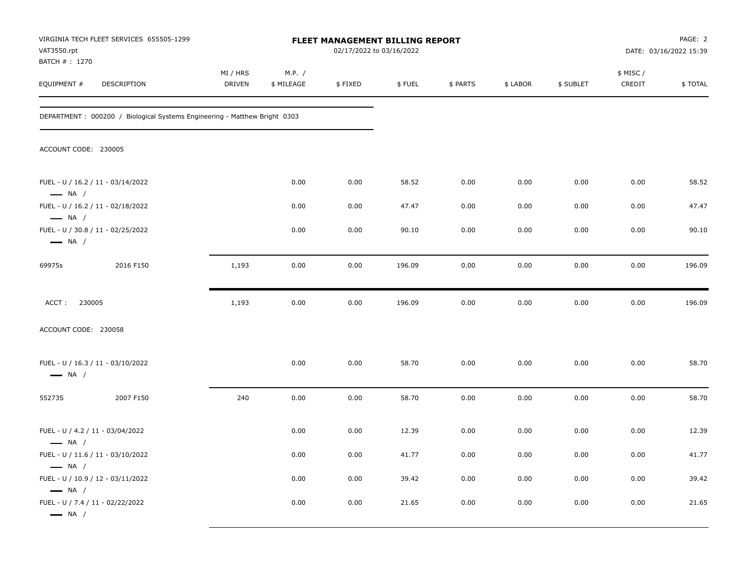VIRGINIA TECH FLEET SERVICES 655505-1299
VAT3550.rpt
BATCH # : 1270

# FLEET MANAGEMENT BILLING REPORT

02/17/2022 to 03/16/2022

DATE: 03/16/2022 15:39

| EQUIPMENT # | DESCRIPTION | MI / HRS DRIVEN | M.P. / $ MILEAGE | $ FIXED | $ FUEL | $ PARTS | $ LABOR | $ SUBLET | $ MISC / CREDIT | $ TOTAL |
|---|---|---|---|---|---|---|---|---|---|---|
| DEPARTMENT : 000200 / Biological Systems Engineering - Matthew Bright 0303 | | | | | | | | | | |
| ACCOUNT CODE: 230005 | | | | | | | | | | |
| FUEL - U / 16.2 / 11 - 03/14/2022 — NA / | | | 0.00 | 0.00 | 58.52 | 0.00 | 0.00 | 0.00 | 0.00 | 58.52 |
| FUEL - U / 16.2 / 11 - 02/18/2022 — NA / | | | 0.00 | 0.00 | 47.47 | 0.00 | 0.00 | 0.00 | 0.00 | 47.47 |
| FUEL - U / 30.8 / 11 - 02/25/2022 — NA / | | | 0.00 | 0.00 | 90.10 | 0.00 | 0.00 | 0.00 | 0.00 | 90.10 |
| 69975s | 2016 F150 | 1,193 | 0.00 | 0.00 | 196.09 | 0.00 | 0.00 | 0.00 | 0.00 | 196.09 |
| ACCT : 230005 | | 1,193 | 0.00 | 0.00 | 196.09 | 0.00 | 0.00 | 0.00 | 0.00 | 196.09 |
| ACCOUNT CODE: 230058 | | | | | | | | | | |
| FUEL - U / 16.3 / 11 - 03/10/2022 — NA / | | | 0.00 | 0.00 | 58.70 | 0.00 | 0.00 | 0.00 | 0.00 | 58.70 |
| 55273S | 2007 F150 | 240 | 0.00 | 0.00 | 58.70 | 0.00 | 0.00 | 0.00 | 0.00 | 58.70 |
| FUEL - U / 4.2 / 11 - 03/04/2022 — NA / | | | 0.00 | 0.00 | 12.39 | 0.00 | 0.00 | 0.00 | 0.00 | 12.39 |
| FUEL - U / 11.6 / 11 - 03/10/2022 — NA / | | | 0.00 | 0.00 | 41.77 | 0.00 | 0.00 | 0.00 | 0.00 | 41.77 |
| FUEL - U / 10.9 / 12 - 03/11/2022 — NA / | | | 0.00 | 0.00 | 39.42 | 0.00 | 0.00 | 0.00 | 0.00 | 39.42 |
| FUEL - U / 7.4 / 11 - 02/22/2022 — NA / | | | 0.00 | 0.00 | 21.65 | 0.00 | 0.00 | 0.00 | 0.00 | 21.65 |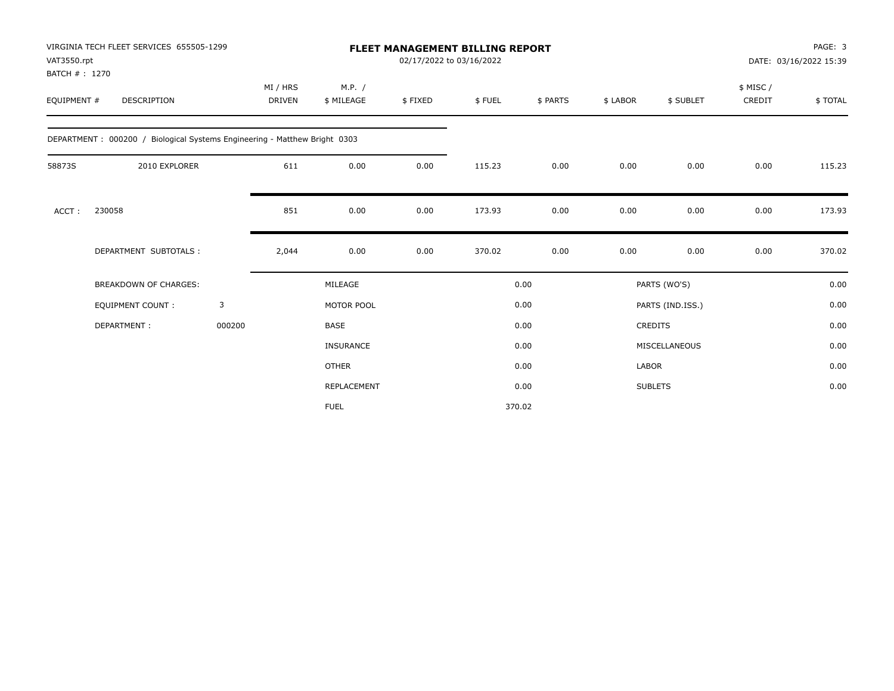VIRGINIA TECH FLEET SERVICES 655505-1299
VAT3550.rpt
BATCH # : 1270

**FLEET MANAGEMENT BILLING REPORT**
02/17/2022 to 03/16/2022

DATE: 03/16/2022 15:39

| EQUIPMENT # | DESCRIPTION | MI / HRS DRIVEN | M.P. / $ MILEAGE | $ FIXED | $ FUEL | $ PARTS | $ LABOR | $ SUBLET | $ MISC / CREDIT | $ TOTAL |
|---|---|---|---|---|---|---|---|---|---|---|
| DEPARTMENT : 000200 / Biological Systems Engineering - Matthew Bright 0303 | | | | | | | | | | |
| 58873S | 2010 EXPLORER | 611 | 0.00 | 0.00 | 115.23 | 0.00 | 0.00 | 0.00 | 0.00 | 115.23 |
| ACCT : | 230058 | 851 | 0.00 | 0.00 | 173.93 | 0.00 | 0.00 | 0.00 | 0.00 | 173.93 |
| | DEPARTMENT SUBTOTALS : | 2,044 | 0.00 | 0.00 | 370.02 | 0.00 | 0.00 | 0.00 | 0.00 | 370.02 |

| BREAKDOWN OF CHARGES: | | | | | |
|---|---|---|---|---|---|
| | | MILEAGE | 0.00 | PARTS (WO'S) | 0.00 |
| EQUIPMENT COUNT : | 3 | MOTOR POOL | 0.00 | PARTS (IND.ISS.) | 0.00 |
| DEPARTMENT : | 000200 | BASE | 0.00 | CREDITS | 0.00 |
| | | INSURANCE | 0.00 | MISCELLANEOUS | 0.00 |
| | | OTHER | 0.00 | LABOR | 0.00 |
| | | REPLACEMENT | 0.00 | SUBLETS | 0.00 |
| | | FUEL | 370.02 | | |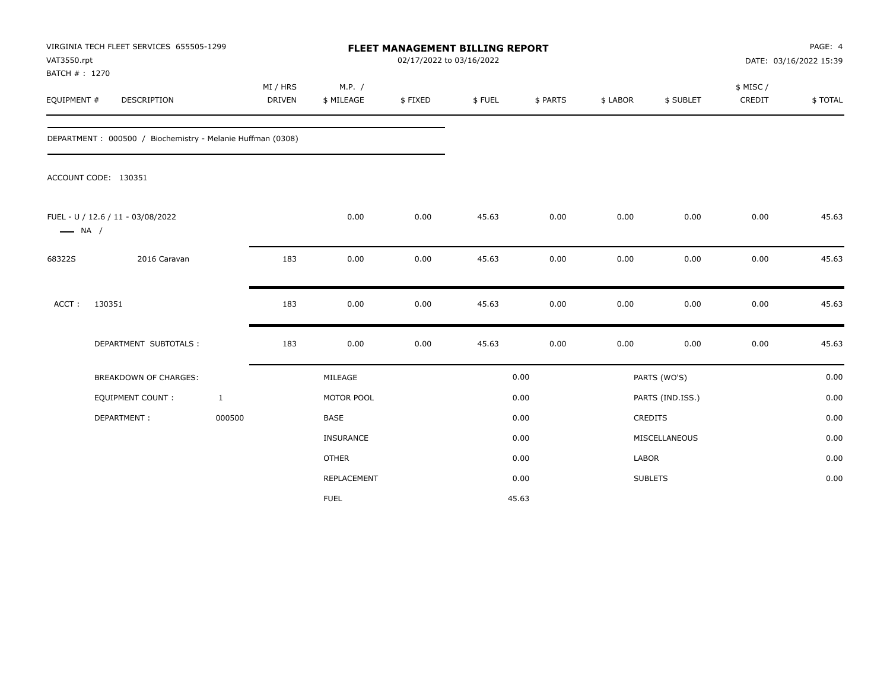VIRGINIA TECH FLEET SERVICES 655505-1299
VAT3550.rpt
BATCH # : 1270

**FLEET MANAGEMENT BILLING REPORT**
02/17/2022 to 03/16/2022

DATE: 03/16/2022 15:39

| EQUIPMENT # | DESCRIPTION | MI / HRS DRIVEN | M.P. / $ MILEAGE | $ FIXED | $ FUEL | $ PARTS | $ LABOR | $ SUBLET | $ MISC / CREDIT | $ TOTAL |
|---|---|---|---|---|---|---|---|---|---|---|

DEPARTMENT : 000500 / Biochemistry - Melanie Huffman (0308)

ACCOUNT CODE: 130351

| EQUIPMENT # | DESCRIPTION | MI / HRS DRIVEN | M.P. / $ MILEAGE | $ FIXED | $ FUEL | $ PARTS | $ LABOR | $ SUBLET | $ MISC / CREDIT | $ TOTAL |
|---|---|---|---|---|---|---|---|---|---|---|
| FUEL - U / 12.6 / 11 - 03/08/2022 —— NA / | | | 0.00 | 0.00 | 45.63 | 0.00 | 0.00 | 0.00 | 0.00 | 45.63 |
| 68322S | 2016 Caravan | 183 | 0.00 | 0.00 | 45.63 | 0.00 | 0.00 | 0.00 | 0.00 | 45.63 |
| ACCT : | 130351 | 183 | 0.00 | 0.00 | 45.63 | 0.00 | 0.00 | 0.00 | 0.00 | 45.63 |
| | DEPARTMENT SUBTOTALS : | 183 | 0.00 | 0.00 | 45.63 | 0.00 | 0.00 | 0.00 | 0.00 | 45.63 |

| BREAKDOWN OF CHARGES: | | | | | |
|---|---|---|---|---|---|
| EQUIPMENT COUNT : | 1 | MILEAGE | 0.00 | PARTS (WO'S) | 0.00 |
| DEPARTMENT : | 000500 | MOTOR POOL | 0.00 | PARTS (IND.ISS.) | 0.00 |
| | | BASE | 0.00 | CREDITS | 0.00 |
| | | INSURANCE | 0.00 | MISCELLANEOUS | 0.00 |
| | | OTHER | 0.00 | LABOR | 0.00 |
| | | REPLACEMENT | 0.00 | SUBLETS | 0.00 |
| | | FUEL | 45.63 | | |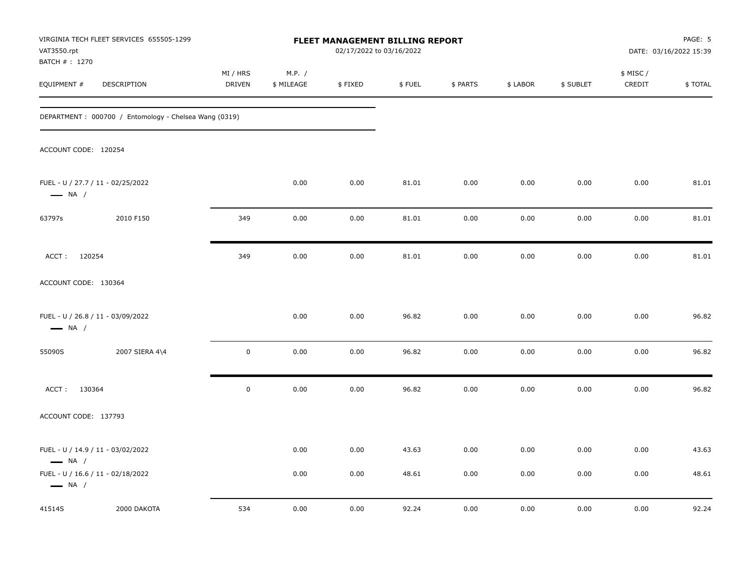VIRGINIA TECH FLEET SERVICES 655505-1299
VAT3550.rpt
BATCH # : 1270

# FLEET MANAGEMENT BILLING REPORT

02/17/2022 to 03/16/2022

PAGE: 5
DATE: 03/16/2022 15:39

| EQUIPMENT # | DESCRIPTION | MI / HRS DRIVEN | M.P. / $ MILEAGE | $ FIXED | $ FUEL | $ PARTS | $ LABOR | $ SUBLET | $ MISC / CREDIT | $ TOTAL |
|---|---|---|---|---|---|---|---|---|---|---|
| DEPARTMENT : 000700 / Entomology - Chelsea Wang (0319) | | | | | | | | | | |
| ACCOUNT CODE: 120254 | | | | | | | | | | |
| FUEL - U / 27.7 / 11 - 02/25/2022 — NA / | | | 0.00 | 0.00 | 81.01 | 0.00 | 0.00 | 0.00 | 0.00 | 81.01 |
| 63797s | 2010 F150 | 349 | 0.00 | 0.00 | 81.01 | 0.00 | 0.00 | 0.00 | 0.00 | 81.01 |
| ACCT : 120254 | | 349 | 0.00 | 0.00 | 81.01 | 0.00 | 0.00 | 0.00 | 0.00 | 81.01 |
| ACCOUNT CODE: 130364 | | | | | | | | | | |
| FUEL - U / 26.8 / 11 - 03/09/2022 — NA / | | | 0.00 | 0.00 | 96.82 | 0.00 | 0.00 | 0.00 | 0.00 | 96.82 |
| 55090S | 2007 SIERA 4\4 | 0 | 0.00 | 0.00 | 96.82 | 0.00 | 0.00 | 0.00 | 0.00 | 96.82 |
| ACCT : 130364 | | 0 | 0.00 | 0.00 | 96.82 | 0.00 | 0.00 | 0.00 | 0.00 | 96.82 |
| ACCOUNT CODE: 137793 | | | | | | | | | | |
| FUEL - U / 14.9 / 11 - 03/02/2022 — NA / | | | 0.00 | 0.00 | 43.63 | 0.00 | 0.00 | 0.00 | 0.00 | 43.63 |
| FUEL - U / 16.6 / 11 - 02/18/2022 — NA / | | | 0.00 | 0.00 | 48.61 | 0.00 | 0.00 | 0.00 | 0.00 | 48.61 |
| 41514S | 2000 DAKOTA | 534 | 0.00 | 0.00 | 92.24 | 0.00 | 0.00 | 0.00 | 0.00 | 92.24 |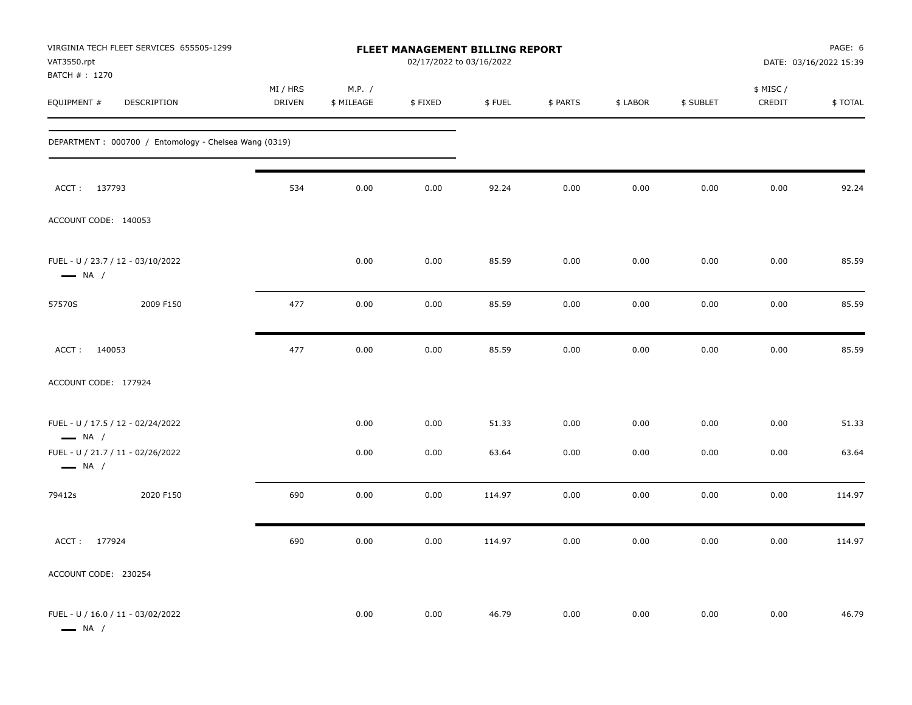VIRGINIA TECH FLEET SERVICES 655505-1299
VAT3550.rpt
BATCH # : 1270

**FLEET MANAGEMENT BILLING REPORT**
02/17/2022 to 03/16/2022

DATE: 03/16/2022 15:39

| EQUIPMENT # | DESCRIPTION | MI / HRS DRIVEN | M.P. / $ MILEAGE | $ FIXED | $ FUEL | $ PARTS | $ LABOR | $ SUBLET | $ MISC / CREDIT | $ TOTAL |
|---|---|---|---|---|---|---|---|---|---|---|
| DEPARTMENT : 000700 / Entomology - Chelsea Wang (0319) | | | | | | | | | | |
| ACCT : 137793 | | 534 | 0.00 | 0.00 | 92.24 | 0.00 | 0.00 | 0.00 | 0.00 | 92.24 |
| ACCOUNT CODE: 140053 | | | | | | | | | | |
| FUEL - U / 23.7 / 12 - 03/10/2022 — NA / | | | 0.00 | 0.00 | 85.59 | 0.00 | 0.00 | 0.00 | 0.00 | 85.59 |
| 57570S | 2009 F150 | 477 | 0.00 | 0.00 | 85.59 | 0.00 | 0.00 | 0.00 | 0.00 | 85.59 |
| ACCT : 140053 | | 477 | 0.00 | 0.00 | 85.59 | 0.00 | 0.00 | 0.00 | 0.00 | 85.59 |
| ACCOUNT CODE: 177924 | | | | | | | | | | |
| FUEL - U / 17.5 / 12 - 02/24/2022 — NA / | | | 0.00 | 0.00 | 51.33 | 0.00 | 0.00 | 0.00 | 0.00 | 51.33 |
| FUEL - U / 21.7 / 11 - 02/26/2022 — NA / | | | 0.00 | 0.00 | 63.64 | 0.00 | 0.00 | 0.00 | 0.00 | 63.64 |
| 79412s | 2020 F150 | 690 | 0.00 | 0.00 | 114.97 | 0.00 | 0.00 | 0.00 | 0.00 | 114.97 |
| ACCT : 177924 | | 690 | 0.00 | 0.00 | 114.97 | 0.00 | 0.00 | 0.00 | 0.00 | 114.97 |
| ACCOUNT CODE: 230254 | | | | | | | | | | |
| FUEL - U / 16.0 / 11 - 03/02/2022 — NA / | | | 0.00 | 0.00 | 46.79 | 0.00 | 0.00 | 0.00 | 0.00 | 46.79 |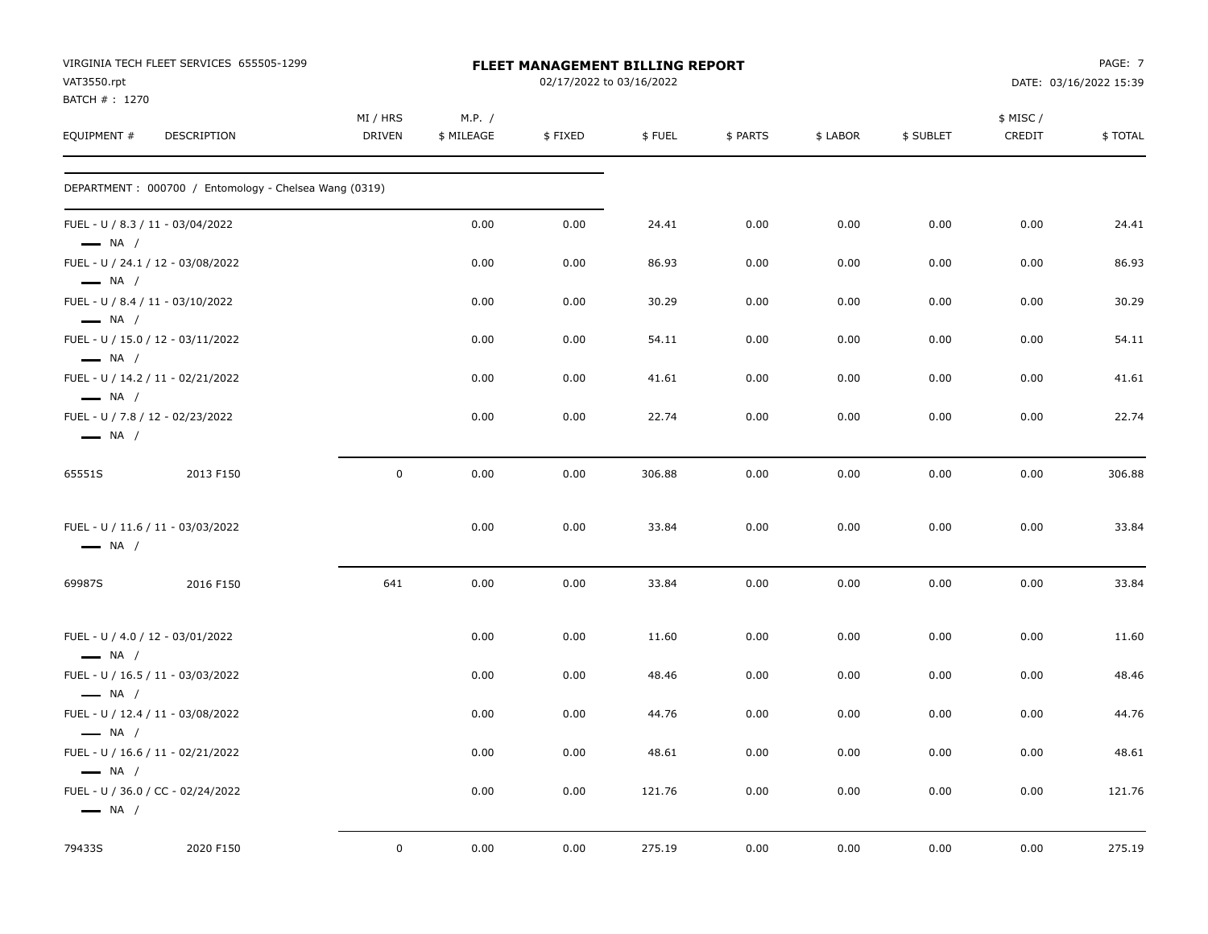VIRGINIA TECH FLEET SERVICES 655505-1299
VAT3550.rpt
BATCH # : 1270

**FLEET MANAGEMENT BILLING REPORT**
02/17/2022 to 03/16/2022

DATE: 03/16/2022 15:39

| EQUIPMENT # | DESCRIPTION | MI / HRS DRIVEN | M.P. / $ MILEAGE | $ FIXED | $ FUEL | $ PARTS | $ LABOR | $ SUBLET | $ MISC / CREDIT | $ TOTAL |
|---|---|---|---|---|---|---|---|---|---|---|
| DEPARTMENT : 000700 / Entomology - Chelsea Wang (0319) | | | | | | | | | | |
| FUEL - U / 8.3 / 11 - 03/04/2022 — NA / | | | 0.00 | 0.00 | 24.41 | 0.00 | 0.00 | 0.00 | 0.00 | 24.41 |
| FUEL - U / 24.1 / 12 - 03/08/2022 — NA / | | | 0.00 | 0.00 | 86.93 | 0.00 | 0.00 | 0.00 | 0.00 | 86.93 |
| FUEL - U / 8.4 / 11 - 03/10/2022 — NA / | | | 0.00 | 0.00 | 30.29 | 0.00 | 0.00 | 0.00 | 0.00 | 30.29 |
| FUEL - U / 15.0 / 12 - 03/11/2022 — NA / | | | 0.00 | 0.00 | 54.11 | 0.00 | 0.00 | 0.00 | 0.00 | 54.11 |
| FUEL - U / 14.2 / 11 - 02/21/2022 — NA / | | | 0.00 | 0.00 | 41.61 | 0.00 | 0.00 | 0.00 | 0.00 | 41.61 |
| FUEL - U / 7.8 / 12 - 02/23/2022 — NA / | | | 0.00 | 0.00 | 22.74 | 0.00 | 0.00 | 0.00 | 0.00 | 22.74 |
| 65551S | 2013 F150 | 0 | 0.00 | 0.00 | 306.88 | 0.00 | 0.00 | 0.00 | 0.00 | 306.88 |
| FUEL - U / 11.6 / 11 - 03/03/2022 — NA / | | | 0.00 | 0.00 | 33.84 | 0.00 | 0.00 | 0.00 | 0.00 | 33.84 |
| 69987S | 2016 F150 | 641 | 0.00 | 0.00 | 33.84 | 0.00 | 0.00 | 0.00 | 0.00 | 33.84 |
| FUEL - U / 4.0 / 12 - 03/01/2022 — NA / | | | 0.00 | 0.00 | 11.60 | 0.00 | 0.00 | 0.00 | 0.00 | 11.60 |
| FUEL - U / 16.5 / 11 - 03/03/2022 — NA / | | | 0.00 | 0.00 | 48.46 | 0.00 | 0.00 | 0.00 | 0.00 | 48.46 |
| FUEL - U / 12.4 / 11 - 03/08/2022 — NA / | | | 0.00 | 0.00 | 44.76 | 0.00 | 0.00 | 0.00 | 0.00 | 44.76 |
| FUEL - U / 16.6 / 11 - 02/21/2022 — NA / | | | 0.00 | 0.00 | 48.61 | 0.00 | 0.00 | 0.00 | 0.00 | 48.61 |
| FUEL - U / 36.0 / CC - 02/24/2022 — NA / | | | 0.00 | 0.00 | 121.76 | 0.00 | 0.00 | 0.00 | 0.00 | 121.76 |
| 79433S | 2020 F150 | 0 | 0.00 | 0.00 | 275.19 | 0.00 | 0.00 | 0.00 | 0.00 | 275.19 |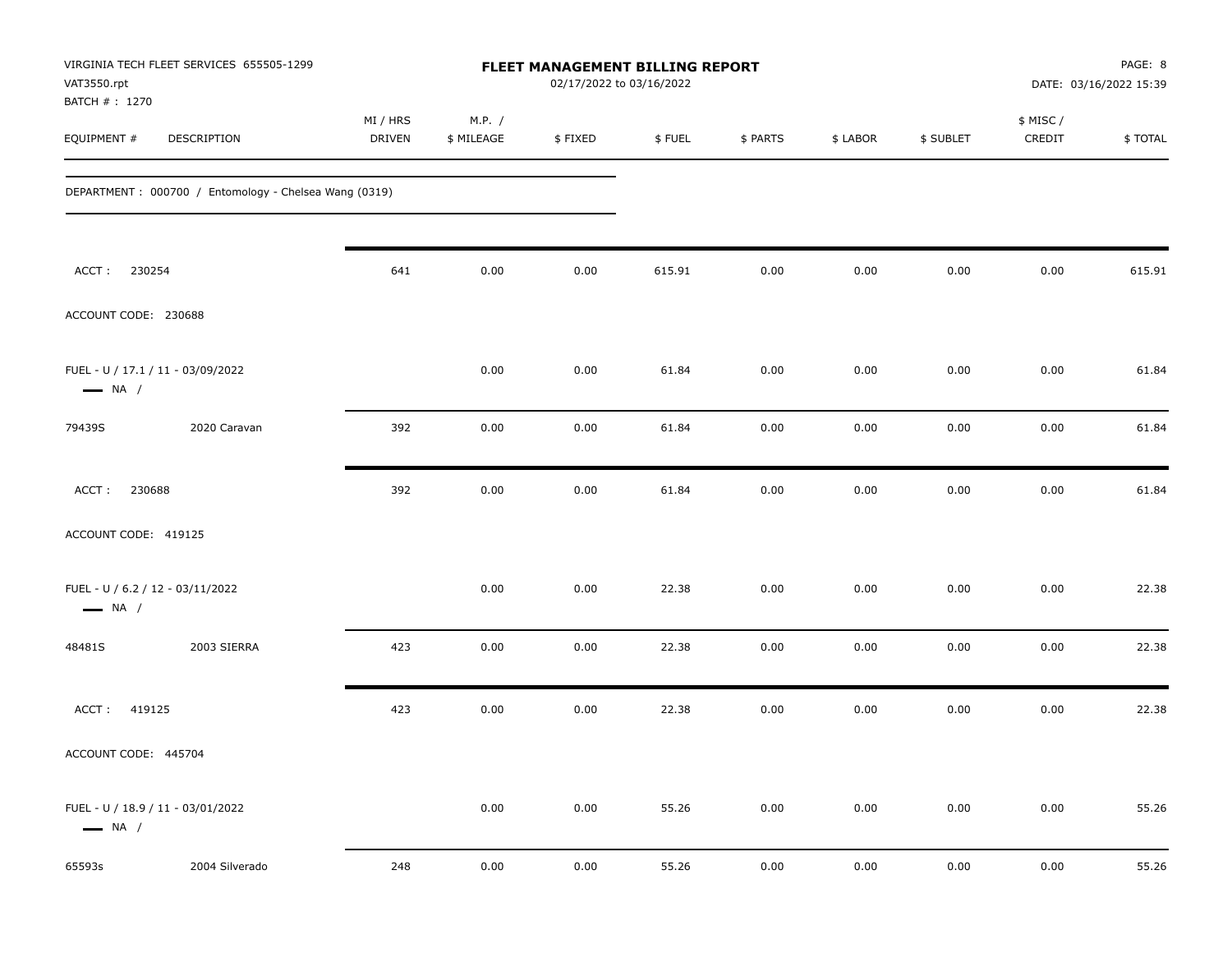**VIRGINIA TECH FLEET SERVICES 655505-1299**
VAT3550.rpt
BATCH # : 1270

# FLEET MANAGEMENT BILLING REPORT

02/17/2022 to 03/16/2022

DATE: 03/16/2022 15:39

DEPARTMENT : 000700 / Entomology - Chelsea Wang (0319)

| EQUIPMENT # | DESCRIPTION | MI / HRS DRIVEN | M.P. / $ MILEAGE | $ FIXED | $ FUEL | $ PARTS | $ LABOR | $ SUBLET | $ MISC / CREDIT | $ TOTAL |
|---|---|---|---|---|---|---|---|---|---|---|
| ACCT : 230254 | | 641 | 0.00 | 0.00 | 615.91 | 0.00 | 0.00 | 0.00 | 0.00 | 615.91 |
| ACCOUNT CODE: 230688 | | | | | | | | | | |
| FUEL - U / 17.1 / 11 - 03/09/2022 — NA / | | | 0.00 | 0.00 | 61.84 | 0.00 | 0.00 | 0.00 | 0.00 | 61.84 |
| 79439S | 2020 Caravan | 392 | 0.00 | 0.00 | 61.84 | 0.00 | 0.00 | 0.00 | 0.00 | 61.84 |
| ACCT : 230688 | | 392 | 0.00 | 0.00 | 61.84 | 0.00 | 0.00 | 0.00 | 0.00 | 61.84 |
| ACCOUNT CODE: 419125 | | | | | | | | | | |
| FUEL - U / 6.2 / 12 - 03/11/2022 — NA / | | | 0.00 | 0.00 | 22.38 | 0.00 | 0.00 | 0.00 | 0.00 | 22.38 |
| 48481S | 2003 SIERRA | 423 | 0.00 | 0.00 | 22.38 | 0.00 | 0.00 | 0.00 | 0.00 | 22.38 |
| ACCT : 419125 | | 423 | 0.00 | 0.00 | 22.38 | 0.00 | 0.00 | 0.00 | 0.00 | 22.38 |
| ACCOUNT CODE: 445704 | | | | | | | | | | |
| FUEL - U / 18.9 / 11 - 03/01/2022 — NA / | | | 0.00 | 0.00 | 55.26 | 0.00 | 0.00 | 0.00 | 0.00 | 55.26 |
| 65593s | 2004 Silverado | 248 | 0.00 | 0.00 | 55.26 | 0.00 | 0.00 | 0.00 | 0.00 | 55.26 |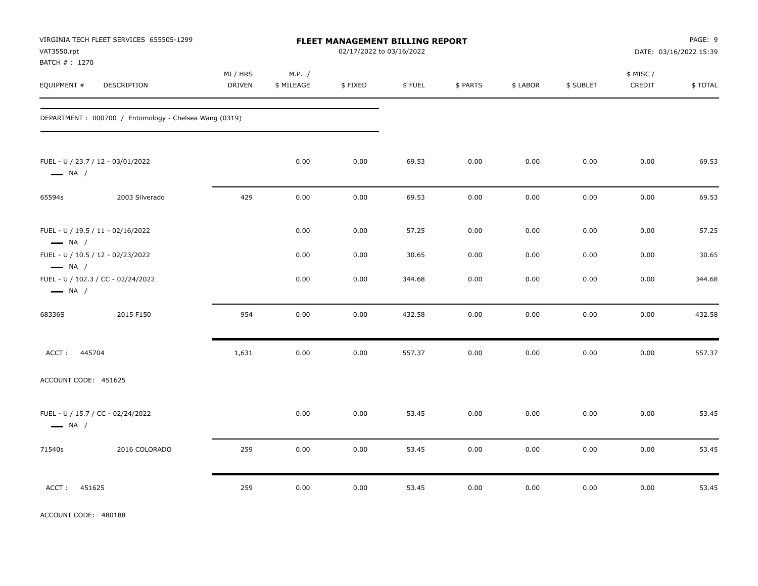VIRGINIA TECH FLEET SERVICES 655505-1299
VAT3550.rpt
BATCH # : 1270

# FLEET MANAGEMENT BILLING REPORT

02/17/2022 to 03/16/2022

DATE: 03/16/2022 15:39

| EQUIPMENT # | DESCRIPTION | MI / HRS DRIVEN | M.P. / $ MILEAGE | $ FIXED | $ FUEL | $ PARTS | $ LABOR | $ SUBLET | $ MISC / CREDIT | $ TOTAL |
|---|---|---|---|---|---|---|---|---|---|---|
| DEPARTMENT : 000700 / Entomology - Chelsea Wang (0319) | | | | | | | | | | |
| FUEL - U / 23.7 / 12 - 03/01/2022 — NA / | | | 0.00 | 0.00 | 69.53 | 0.00 | 0.00 | 0.00 | 0.00 | 69.53 |
| 65594s | 2003 Silverado | 429 | 0.00 | 0.00 | 69.53 | 0.00 | 0.00 | 0.00 | 0.00 | 69.53 |
| FUEL - U / 19.5 / 11 - 02/16/2022 — NA / | | | 0.00 | 0.00 | 57.25 | 0.00 | 0.00 | 0.00 | 0.00 | 57.25 |
| FUEL - U / 10.5 / 12 - 02/23/2022 — NA / | | | 0.00 | 0.00 | 30.65 | 0.00 | 0.00 | 0.00 | 0.00 | 30.65 |
| FUEL - U / 102.3 / CC - 02/24/2022 — NA / | | | 0.00 | 0.00 | 344.68 | 0.00 | 0.00 | 0.00 | 0.00 | 344.68 |
| 68336S | 2015 F150 | 954 | 0.00 | 0.00 | 432.58 | 0.00 | 0.00 | 0.00 | 0.00 | 432.58 |
| ACCT : 445704 | | 1,631 | 0.00 | 0.00 | 557.37 | 0.00 | 0.00 | 0.00 | 0.00 | 557.37 |
| ACCOUNT CODE: 451625 | | | | | | | | | | |
| FUEL - U / 15.7 / CC - 02/24/2022 — NA / | | | 0.00 | 0.00 | 53.45 | 0.00 | 0.00 | 0.00 | 0.00 | 53.45 |
| 71540s | 2016 COLORADO | 259 | 0.00 | 0.00 | 53.45 | 0.00 | 0.00 | 0.00 | 0.00 | 53.45 |
| ACCT : 451625 | | 259 | 0.00 | 0.00 | 53.45 | 0.00 | 0.00 | 0.00 | 0.00 | 53.45 |

ACCOUNT CODE: 480188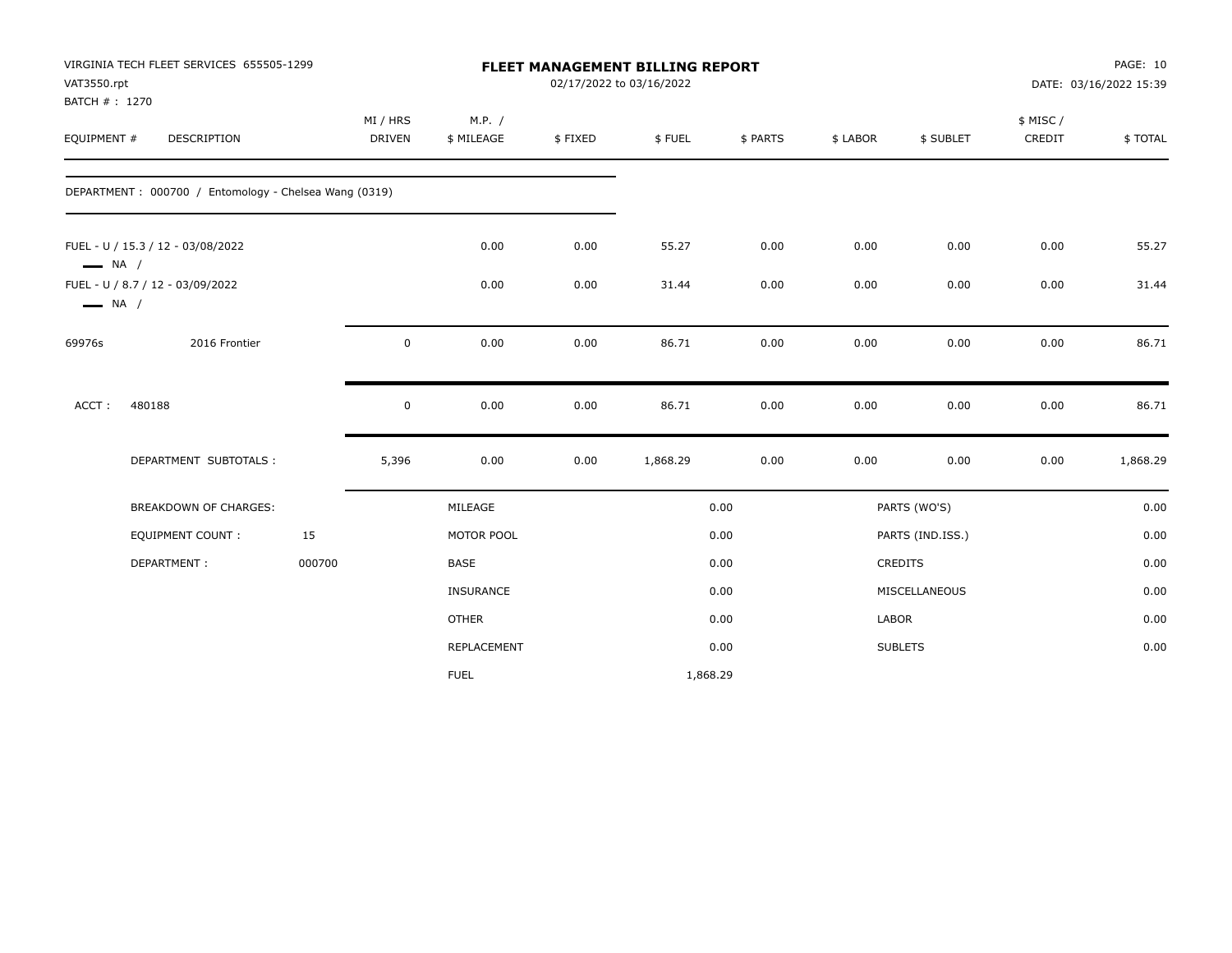VIRGINIA TECH FLEET SERVICES 655505-1299
VAT3550.rpt
BATCH # : 1270

**FLEET MANAGEMENT BILLING REPORT**
02/17/2022 to 03/16/2022

PAGE: 10
DATE: 03/16/2022 15:39

| EQUIPMENT # | DESCRIPTION | MI / HRS DRIVEN | M.P. / $ MILEAGE | $ FIXED | $ FUEL | $ PARTS | $ LABOR | $ SUBLET | $ MISC / CREDIT | $ TOTAL |
|---|---|---|---|---|---|---|---|---|---|---|
| DEPARTMENT : 000700 / Entomology - Chelsea Wang (0319) | | | | | | | | | | |
| FUEL - U / 15.3 / 12 - 03/08/2022 NA / | | | 0.00 | 0.00 | 55.27 | 0.00 | 0.00 | 0.00 | 0.00 | 55.27 |
| FUEL - U / 8.7 / 12 - 03/09/2022 NA / | | | 0.00 | 0.00 | 31.44 | 0.00 | 0.00 | 0.00 | 0.00 | 31.44 |
| 69976s | 2016 Frontier | 0 | 0.00 | 0.00 | 86.71 | 0.00 | 0.00 | 0.00 | 0.00 | 86.71 |
| ACCT : 480188 | | 0 | 0.00 | 0.00 | 86.71 | 0.00 | 0.00 | 0.00 | 0.00 | 86.71 |
| | DEPARTMENT SUBTOTALS : | 5,396 | 0.00 | 0.00 | 1,868.29 | 0.00 | 0.00 | 0.00 | 0.00 | 1,868.29 |

| BREAKDOWN OF CHARGES: | | | | | |
|---|---|---|---|---|---|
| EQUIPMENT COUNT : | 15 | MILEAGE | 0.00 | PARTS (WO'S) | 0.00 |
| DEPARTMENT : | 000700 | MOTOR POOL | 0.00 | PARTS (IND.ISS.) | 0.00 |
| | | BASE | 0.00 | CREDITS | 0.00 |
| | | INSURANCE | 0.00 | MISCELLANEOUS | 0.00 |
| | | OTHER | 0.00 | LABOR | 0.00 |
| | | REPLACEMENT | 0.00 | SUBLETS | 0.00 |
| | | FUEL | 1,868.29 | | |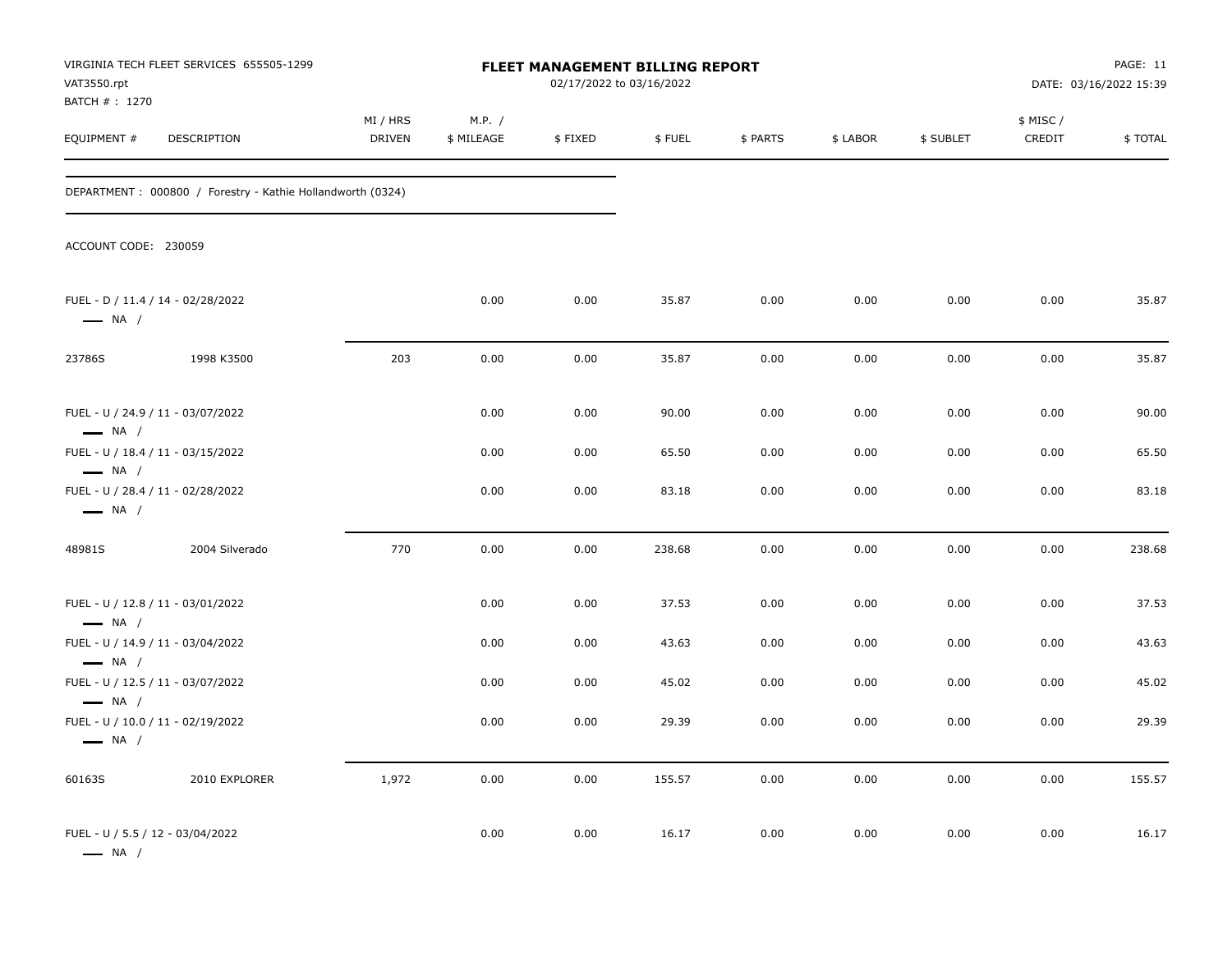VIRGINIA TECH FLEET SERVICES 655505-1299
VAT3550.rpt
BATCH # : 1270

# FLEET MANAGEMENT BILLING REPORT

02/17/2022 to 03/16/2022

DATE: 03/16/2022 15:39

DEPARTMENT : 000800 / Forestry - Kathie Hollandworth (0324)

ACCOUNT CODE: 230059

| EQUIPMENT # | DESCRIPTION | MI / HRS DRIVEN | M.P. / $ MILEAGE | $ FIXED | $ FUEL | $ PARTS | $ LABOR | $ SUBLET | $ MISC / CREDIT | $ TOTAL |
|---|---|---|---|---|---|---|---|---|---|---|
| FUEL - D / 11.4 / 14 - 02/28/2022 — NA / | | | 0.00 | 0.00 | 35.87 | 0.00 | 0.00 | 0.00 | 0.00 | 35.87 |
| 23786S | 1998 K3500 | 203 | 0.00 | 0.00 | 35.87 | 0.00 | 0.00 | 0.00 | 0.00 | 35.87 |
| FUEL - U / 24.9 / 11 - 03/07/2022 — NA / | | | 0.00 | 0.00 | 90.00 | 0.00 | 0.00 | 0.00 | 0.00 | 90.00 |
| FUEL - U / 18.4 / 11 - 03/15/2022 — NA / | | | 0.00 | 0.00 | 65.50 | 0.00 | 0.00 | 0.00 | 0.00 | 65.50 |
| FUEL - U / 28.4 / 11 - 02/28/2022 — NA / | | | 0.00 | 0.00 | 83.18 | 0.00 | 0.00 | 0.00 | 0.00 | 83.18 |
| 48981S | 2004 Silverado | 770 | 0.00 | 0.00 | 238.68 | 0.00 | 0.00 | 0.00 | 0.00 | 238.68 |
| FUEL - U / 12.8 / 11 - 03/01/2022 — NA / | | | 0.00 | 0.00 | 37.53 | 0.00 | 0.00 | 0.00 | 0.00 | 37.53 |
| FUEL - U / 14.9 / 11 - 03/04/2022 — NA / | | | 0.00 | 0.00 | 43.63 | 0.00 | 0.00 | 0.00 | 0.00 | 43.63 |
| FUEL - U / 12.5 / 11 - 03/07/2022 — NA / | | | 0.00 | 0.00 | 45.02 | 0.00 | 0.00 | 0.00 | 0.00 | 45.02 |
| FUEL - U / 10.0 / 11 - 02/19/2022 — NA / | | | 0.00 | 0.00 | 29.39 | 0.00 | 0.00 | 0.00 | 0.00 | 29.39 |
| 60163S | 2010 EXPLORER | 1,972 | 0.00 | 0.00 | 155.57 | 0.00 | 0.00 | 0.00 | 0.00 | 155.57 |
| FUEL - U / 5.5 / 12 - 03/04/2022 — NA / | | | 0.00 | 0.00 | 16.17 | 0.00 | 0.00 | 0.00 | 0.00 | 16.17 |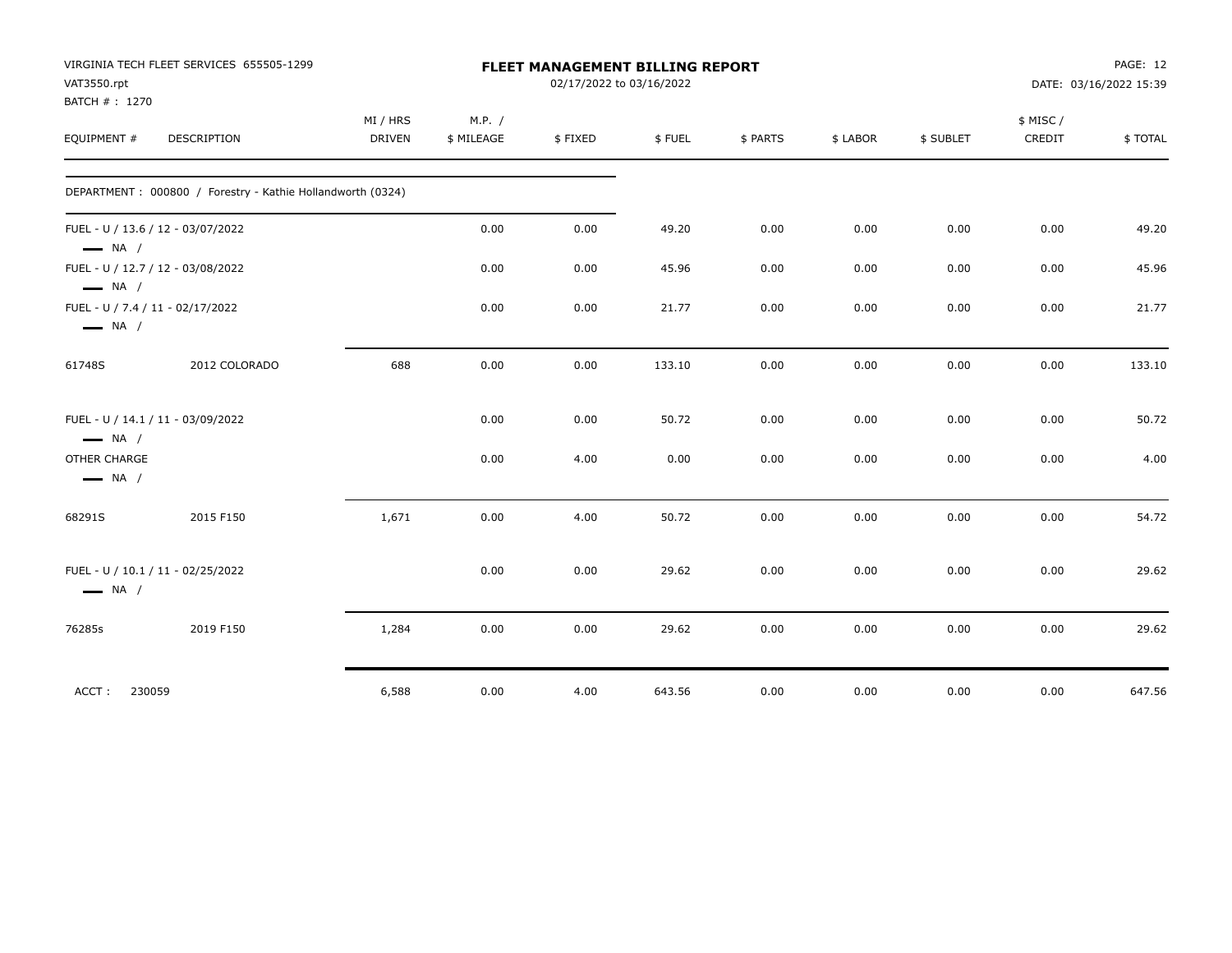VIRGINIA TECH FLEET SERVICES 655505-1299
VAT3550.rpt
BATCH # : 1270

**FLEET MANAGEMENT BILLING REPORT**
02/17/2022 to 03/16/2022

DATE: 03/16/2022 15:39

| EQUIPMENT # | DESCRIPTION | MI / HRS DRIVEN | M.P. / $ MILEAGE | $ FIXED | $ FUEL | $ PARTS | $ LABOR | $ SUBLET | $ MISC / CREDIT | $ TOTAL |
|---|---|---|---|---|---|---|---|---|---|---|
| DEPARTMENT : 000800 / Forestry - Kathie Hollandworth (0324) | | | | | | | | | | |
| FUEL - U / 13.6 / 12 - 03/07/2022 — NA / | | | 0.00 | 0.00 | 49.20 | 0.00 | 0.00 | 0.00 | 0.00 | 49.20 |
| FUEL - U / 12.7 / 12 - 03/08/2022 — NA / | | | 0.00 | 0.00 | 45.96 | 0.00 | 0.00 | 0.00 | 0.00 | 45.96 |
| FUEL - U / 7.4 / 11 - 02/17/2022 — NA / | | | 0.00 | 0.00 | 21.77 | 0.00 | 0.00 | 0.00 | 0.00 | 21.77 |
| 61748S | 2012 COLORADO | 688 | 0.00 | 0.00 | 133.10 | 0.00 | 0.00 | 0.00 | 0.00 | 133.10 |
| FUEL - U / 14.1 / 11 - 03/09/2022 — NA / | | | 0.00 | 0.00 | 50.72 | 0.00 | 0.00 | 0.00 | 0.00 | 50.72 |
| OTHER CHARGE — NA / | | | 0.00 | 4.00 | 0.00 | 0.00 | 0.00 | 0.00 | 0.00 | 4.00 |
| 68291S | 2015 F150 | 1,671 | 0.00 | 4.00 | 50.72 | 0.00 | 0.00 | 0.00 | 0.00 | 54.72 |
| FUEL - U / 10.1 / 11 - 02/25/2022 — NA / | | | 0.00 | 0.00 | 29.62 | 0.00 | 0.00 | 0.00 | 0.00 | 29.62 |
| 76285s | 2019 F150 | 1,284 | 0.00 | 0.00 | 29.62 | 0.00 | 0.00 | 0.00 | 0.00 | 29.62 |
| ACCT : 230059 | | 6,588 | 0.00 | 4.00 | 643.56 | 0.00 | 0.00 | 0.00 | 0.00 | 647.56 |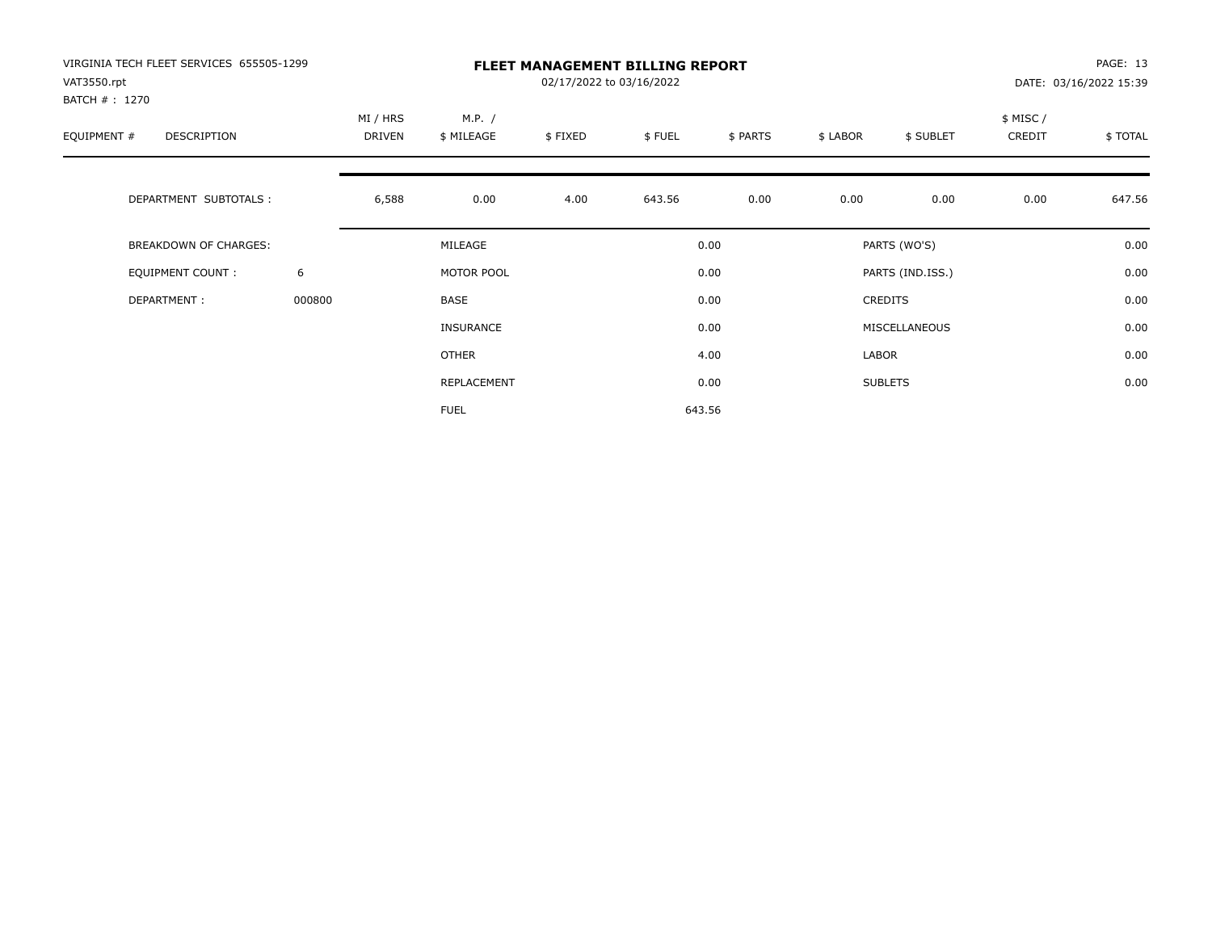VIRGINIA TECH FLEET SERVICES 655505-1299

VAT3550.rpt

BATCH # : 1270

**FLEET MANAGEMENT BILLING REPORT**

02/17/2022 to 03/16/2022

DATE: 03/16/2022 15:39

| EQUIPMENT # | DESCRIPTION | MI / HRS DRIVEN | M.P. / $ MILEAGE | $ FIXED | $ FUEL | $ PARTS | $ LABOR | $ SUBLET | $ MISC / CREDIT | $ TOTAL |
|---|---|---|---|---|---|---|---|---|---|---|
| | DEPARTMENT SUBTOTALS : | 6,588 | 0.00 | 4.00 | 643.56 | 0.00 | 0.00 | 0.00 | 0.00 | 647.56 |

| | | | | | |
|---|---|---|---|---|---|
| BREAKDOWN OF CHARGES: | | MILEAGE | 0.00 | PARTS (WO'S) | 0.00 |
| EQUIPMENT COUNT : | 6 | MOTOR POOL | 0.00 | PARTS (IND.ISS.) | 0.00 |
| DEPARTMENT : | 000800 | BASE | 0.00 | CREDITS | 0.00 |
| | | INSURANCE | 0.00 | MISCELLANEOUS | 0.00 |
| | | OTHER | 4.00 | LABOR | 0.00 |
| | | REPLACEMENT | 0.00 | SUBLETS | 0.00 |
| | | FUEL | 643.56 | | |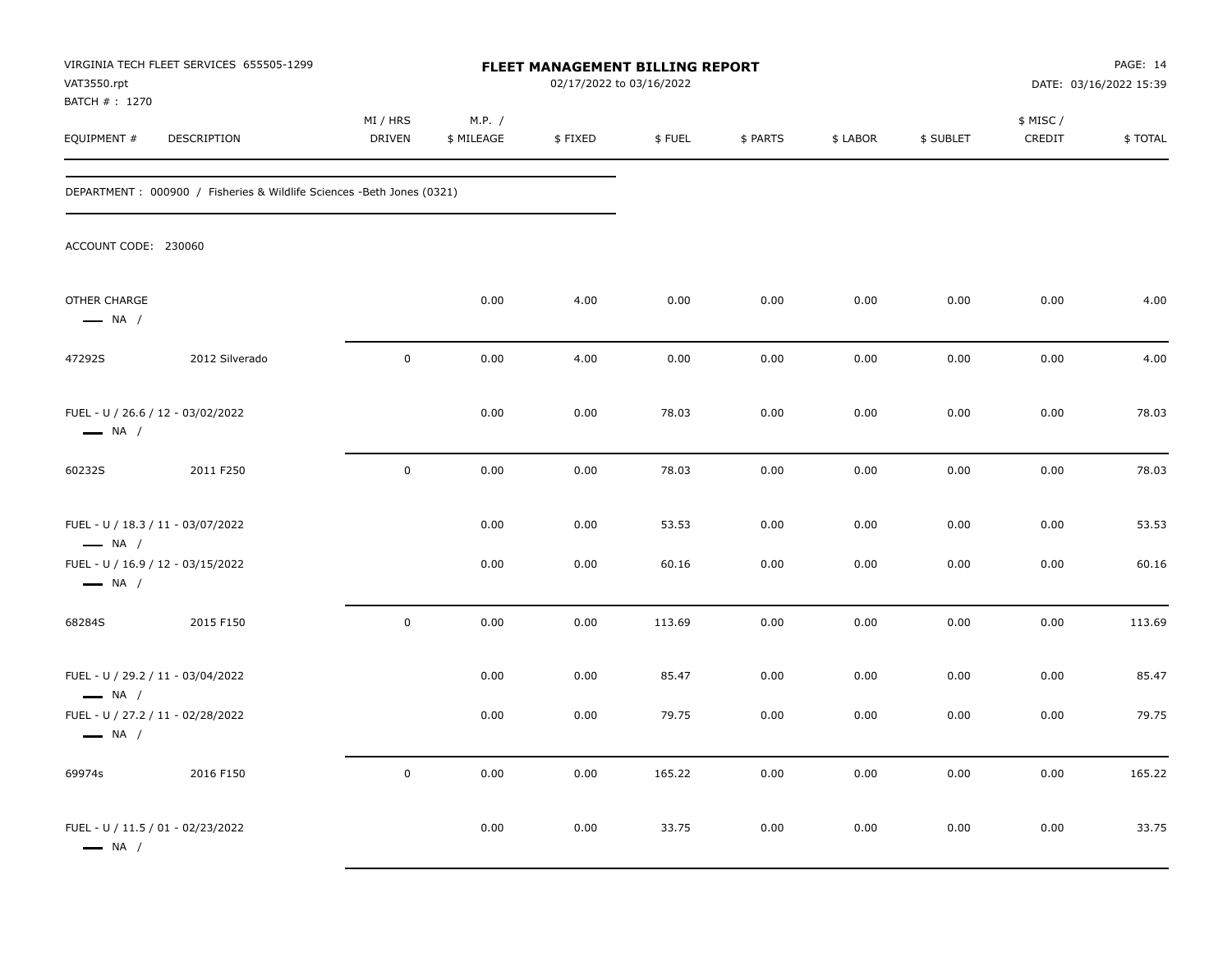VIRGINIA TECH FLEET SERVICES 655505-1299
VAT3550.rpt
BATCH # : 1270

**FLEET MANAGEMENT BILLING REPORT**
02/17/2022 to 03/16/2022

DATE: 03/16/2022 15:39

DEPARTMENT : 000900 / Fisheries & Wildlife Sciences -Beth Jones (0321)

ACCOUNT CODE: 230060

| EQUIPMENT # | DESCRIPTION | MI / HRS DRIVEN | M.P. / $ MILEAGE | $ FIXED | $ FUEL | $ PARTS | $ LABOR | $ SUBLET | $ MISC / CREDIT | $ TOTAL |
|---|---|---|---|---|---|---|---|---|---|---|
| OTHER CHARGE — NA / | | | 0.00 | 4.00 | 0.00 | 0.00 | 0.00 | 0.00 | 0.00 | 4.00 |
| 47292S | 2012 Silverado | 0 | 0.00 | 4.00 | 0.00 | 0.00 | 0.00 | 0.00 | 0.00 | 4.00 |
| FUEL - U / 26.6 / 12 - 03/02/2022 — NA / | | | 0.00 | 0.00 | 78.03 | 0.00 | 0.00 | 0.00 | 0.00 | 78.03 |
| 60232S | 2011 F250 | 0 | 0.00 | 0.00 | 78.03 | 0.00 | 0.00 | 0.00 | 0.00 | 78.03 |
| FUEL - U / 18.3 / 11 - 03/07/2022 — NA / | | | 0.00 | 0.00 | 53.53 | 0.00 | 0.00 | 0.00 | 0.00 | 53.53 |
| FUEL - U / 16.9 / 12 - 03/15/2022 — NA / | | | 0.00 | 0.00 | 60.16 | 0.00 | 0.00 | 0.00 | 0.00 | 60.16 |
| 68284S | 2015 F150 | 0 | 0.00 | 0.00 | 113.69 | 0.00 | 0.00 | 0.00 | 0.00 | 113.69 |
| FUEL - U / 29.2 / 11 - 03/04/2022 — NA / | | | 0.00 | 0.00 | 85.47 | 0.00 | 0.00 | 0.00 | 0.00 | 85.47 |
| FUEL - U / 27.2 / 11 - 02/28/2022 — NA / | | | 0.00 | 0.00 | 79.75 | 0.00 | 0.00 | 0.00 | 0.00 | 79.75 |
| 69974s | 2016 F150 | 0 | 0.00 | 0.00 | 165.22 | 0.00 | 0.00 | 0.00 | 0.00 | 165.22 |
| FUEL - U / 11.5 / 01 - 02/23/2022 — NA / | | | 0.00 | 0.00 | 33.75 | 0.00 | 0.00 | 0.00 | 0.00 | 33.75 |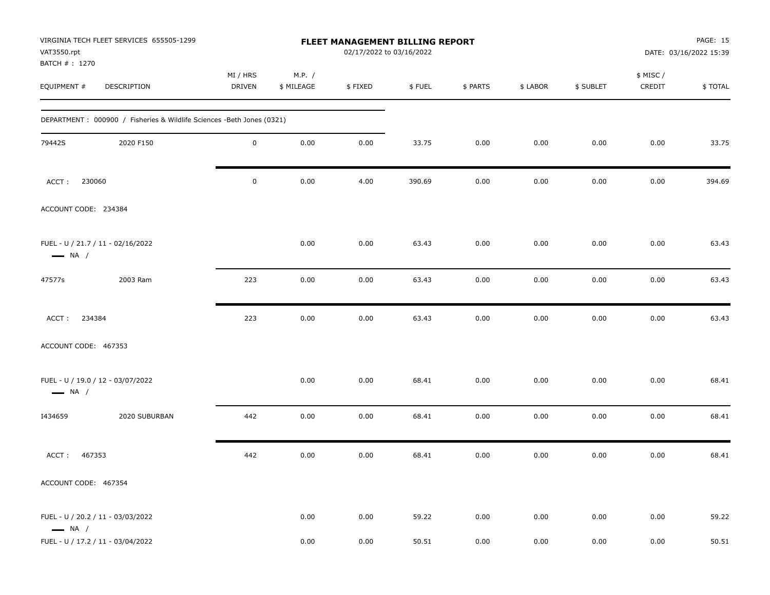VIRGINIA TECH FLEET SERVICES 655505-1299
VAT3550.rpt
BATCH # : 1270

**FLEET MANAGEMENT BILLING REPORT**
02/17/2022 to 03/16/2022

DATE: 03/16/2022 15:39

| EQUIPMENT # | DESCRIPTION | MI / HRS DRIVEN | M.P. / $ MILEAGE | $ FIXED | $ FUEL | $ PARTS | $ LABOR | $ SUBLET | $ MISC / CREDIT | $ TOTAL |
|---|---|---|---|---|---|---|---|---|---|---|
| DEPARTMENT : 000900 / Fisheries & Wildlife Sciences -Beth Jones (0321) | | | | | | | | | | |
| 79442S | 2020 F150 | 0 | 0.00 | 0.00 | 33.75 | 0.00 | 0.00 | 0.00 | 0.00 | 33.75 |
| ACCT : 230060 | | 0 | 0.00 | 4.00 | 390.69 | 0.00 | 0.00 | 0.00 | 0.00 | 394.69 |
| ACCOUNT CODE: 234384 | | | | | | | | | | |
| FUEL - U / 21.7 / 11 - 02/16/2022 — NA / | | | 0.00 | 0.00 | 63.43 | 0.00 | 0.00 | 0.00 | 0.00 | 63.43 |
| 47577s | 2003 Ram | 223 | 0.00 | 0.00 | 63.43 | 0.00 | 0.00 | 0.00 | 0.00 | 63.43 |
| ACCT : 234384 | | 223 | 0.00 | 0.00 | 63.43 | 0.00 | 0.00 | 0.00 | 0.00 | 63.43 |
| ACCOUNT CODE: 467353 | | | | | | | | | | |
| FUEL - U / 19.0 / 12 - 03/07/2022 — NA / | | | 0.00 | 0.00 | 68.41 | 0.00 | 0.00 | 0.00 | 0.00 | 68.41 |
| I434659 | 2020 SUBURBAN | 442 | 0.00 | 0.00 | 68.41 | 0.00 | 0.00 | 0.00 | 0.00 | 68.41 |
| ACCT : 467353 | | 442 | 0.00 | 0.00 | 68.41 | 0.00 | 0.00 | 0.00 | 0.00 | 68.41 |
| ACCOUNT CODE: 467354 | | | | | | | | | | |
| FUEL - U / 20.2 / 11 - 03/03/2022 — NA / | | | 0.00 | 0.00 | 59.22 | 0.00 | 0.00 | 0.00 | 0.00 | 59.22 |
| FUEL - U / 17.2 / 11 - 03/04/2022 | | | 0.00 | 0.00 | 50.51 | 0.00 | 0.00 | 0.00 | 0.00 | 50.51 |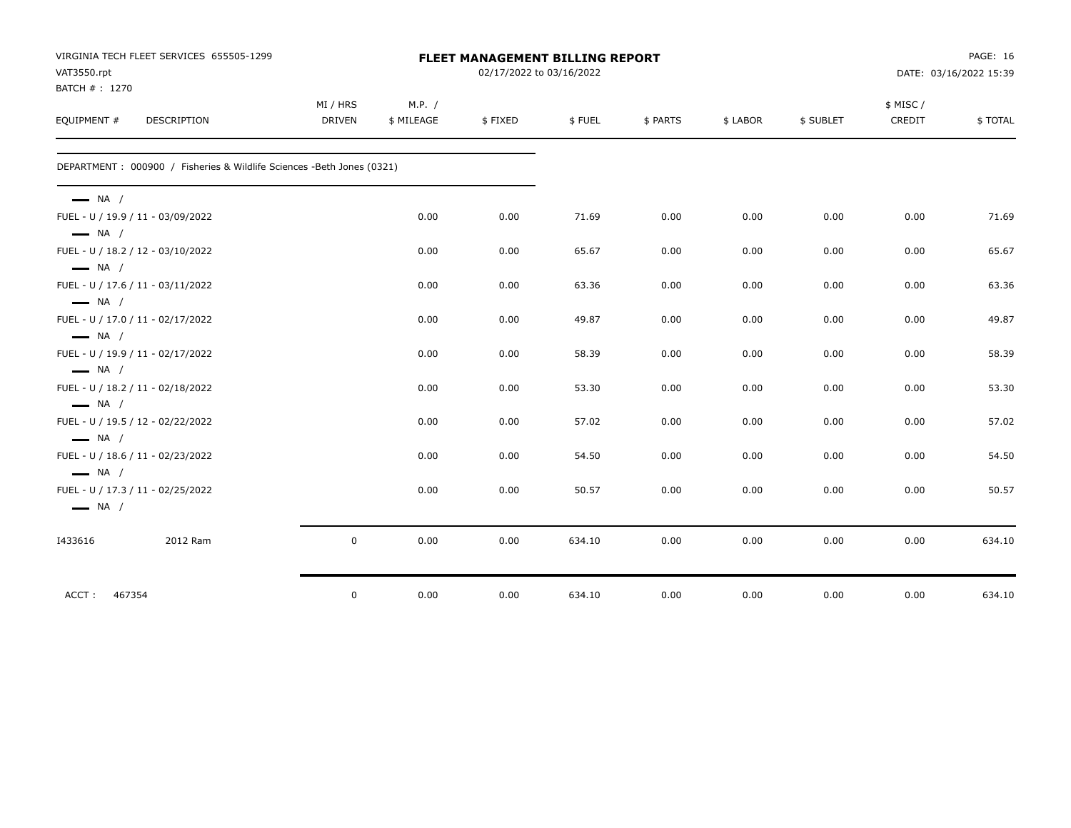VIRGINIA TECH FLEET SERVICES 655505-1299
VAT3550.rpt
BATCH # : 1270

**FLEET MANAGEMENT BILLING REPORT**
02/17/2022 to 03/16/2022

DATE: 03/16/2022 15:39

| EQUIPMENT # | DESCRIPTION | MI / HRS DRIVEN | M.P. / $ MILEAGE | $ FIXED | $ FUEL | $ PARTS | $ LABOR | $ SUBLET | $ MISC / CREDIT | $ TOTAL |
|---|---|---|---|---|---|---|---|---|---|---|
| DEPARTMENT : 000900 / Fisheries & Wildlife Sciences -Beth Jones (0321) | | | | | | | | | | |
| — NA / | | | | | | | | | | |
| FUEL - U / 19.9 / 11 - 03/09/2022 | | | 0.00 | 0.00 | 71.69 | 0.00 | 0.00 | 0.00 | 0.00 | 71.69 |
| — NA / | | | | | | | | | | |
| FUEL - U / 18.2 / 12 - 03/10/2022 | | | 0.00 | 0.00 | 65.67 | 0.00 | 0.00 | 0.00 | 0.00 | 65.67 |
| — NA / | | | | | | | | | | |
| FUEL - U / 17.6 / 11 - 03/11/2022 | | | 0.00 | 0.00 | 63.36 | 0.00 | 0.00 | 0.00 | 0.00 | 63.36 |
| — NA / | | | | | | | | | | |
| FUEL - U / 17.0 / 11 - 02/17/2022 | | | 0.00 | 0.00 | 49.87 | 0.00 | 0.00 | 0.00 | 0.00 | 49.87 |
| — NA / | | | | | | | | | | |
| FUEL - U / 19.9 / 11 - 02/17/2022 | | | 0.00 | 0.00 | 58.39 | 0.00 | 0.00 | 0.00 | 0.00 | 58.39 |
| — NA / | | | | | | | | | | |
| FUEL - U / 18.2 / 11 - 02/18/2022 | | | 0.00 | 0.00 | 53.30 | 0.00 | 0.00 | 0.00 | 0.00 | 53.30 |
| — NA / | | | | | | | | | | |
| FUEL - U / 19.5 / 12 - 02/22/2022 | | | 0.00 | 0.00 | 57.02 | 0.00 | 0.00 | 0.00 | 0.00 | 57.02 |
| — NA / | | | | | | | | | | |
| FUEL - U / 18.6 / 11 - 02/23/2022 | | | 0.00 | 0.00 | 54.50 | 0.00 | 0.00 | 0.00 | 0.00 | 54.50 |
| — NA / | | | | | | | | | | |
| FUEL - U / 17.3 / 11 - 02/25/2022 | | | 0.00 | 0.00 | 50.57 | 0.00 | 0.00 | 0.00 | 0.00 | 50.57 |
| — NA / | | | | | | | | | | |
| I433616 | 2012 Ram | 0 | 0.00 | 0.00 | 634.10 | 0.00 | 0.00 | 0.00 | 0.00 | 634.10 |
| ACCT : 467354 | | 0 | 0.00 | 0.00 | 634.10 | 0.00 | 0.00 | 0.00 | 0.00 | 634.10 |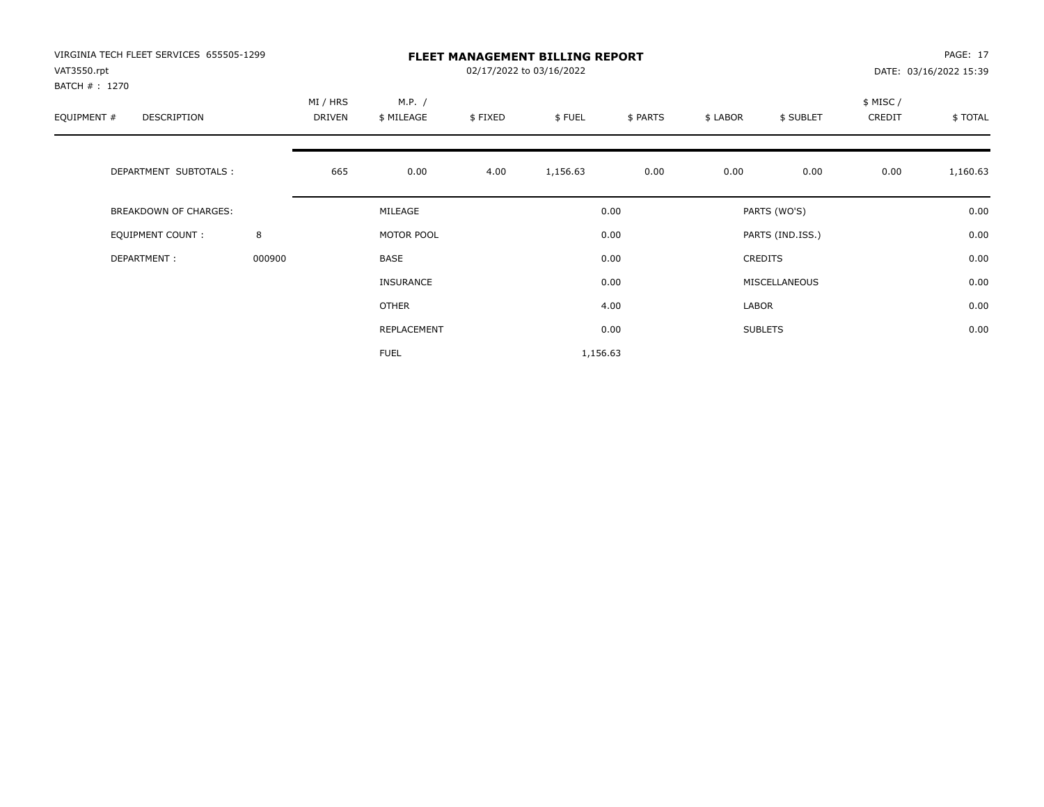VIRGINIA TECH FLEET SERVICES 655505-1299
VAT3550.rpt
BATCH # : 1270

# FLEET MANAGEMENT BILLING REPORT

02/17/2022 to 03/16/2022

PAGE: 17
DATE: 03/16/2022 15:39

| EQUIPMENT # | DESCRIPTION | MI / HRS DRIVEN | M.P. / $ MILEAGE | $ FIXED | $ FUEL | $ PARTS | $ LABOR | $ SUBLET | $ MISC / CREDIT | $ TOTAL |
|---|---|---|---|---|---|---|---|---|---|---|
| | DEPARTMENT SUBTOTALS : | 665 | 0.00 | 4.00 | 1,156.63 | 0.00 | 0.00 | 0.00 | 0.00 | 1,160.63 |

| | | | | | |
|---|---|---|---|---|---|
| BREAKDOWN OF CHARGES: | | MILEAGE | 0.00 | PARTS (WO'S) | 0.00 |
| EQUIPMENT COUNT : | 8 | MOTOR POOL | 0.00 | PARTS (IND.ISS.) | 0.00 |
| DEPARTMENT : | 000900 | BASE | 0.00 | CREDITS | 0.00 |
| | | INSURANCE | 0.00 | MISCELLANEOUS | 0.00 |
| | | OTHER | 4.00 | LABOR | 0.00 |
| | | REPLACEMENT | 0.00 | SUBLETS | 0.00 |
| | | FUEL | 1,156.63 | | |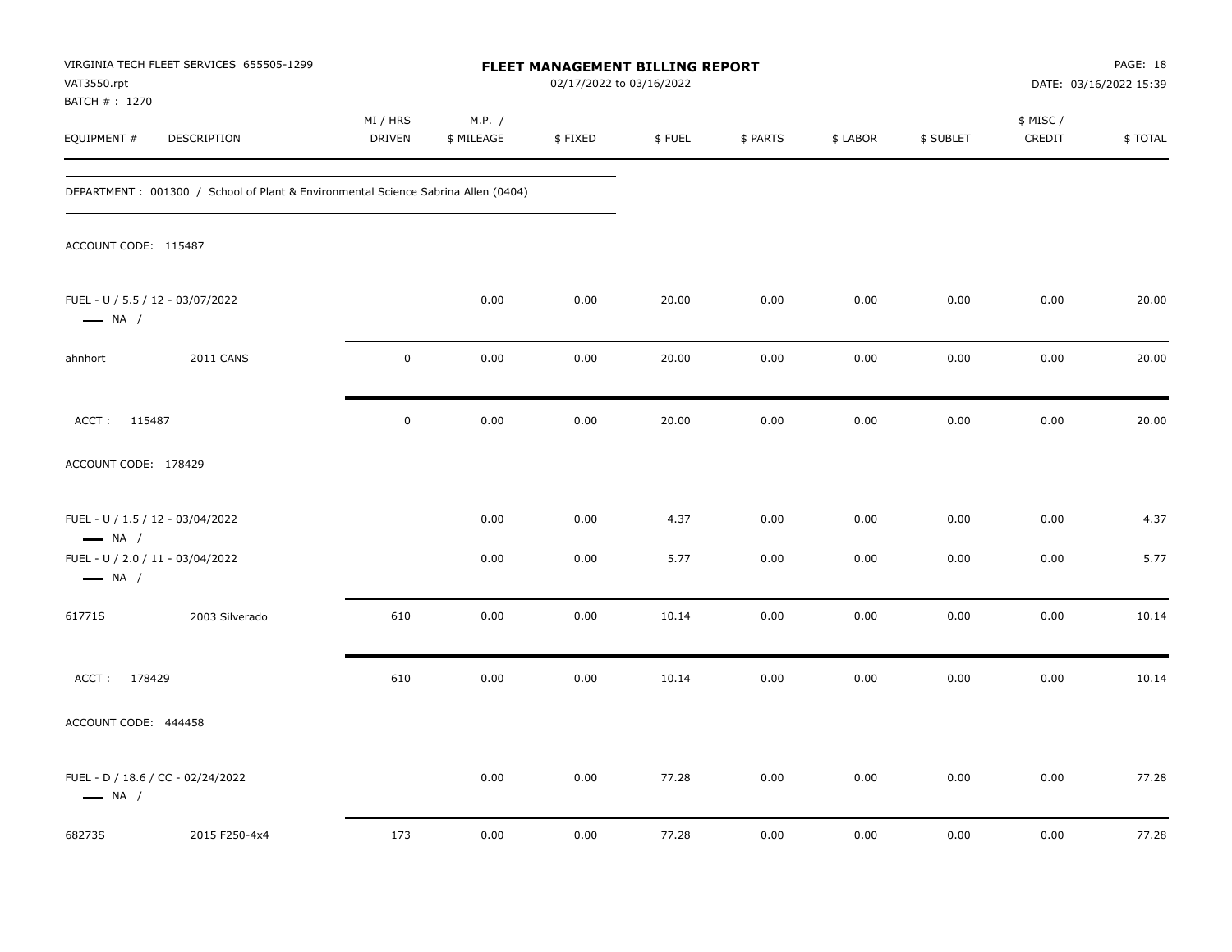VIRGINIA TECH FLEET SERVICES 655505-1299
VAT3550.rpt
BATCH # : 1270

**FLEET MANAGEMENT BILLING REPORT**
02/17/2022 to 03/16/2022

PAGE: 18
DATE: 03/16/2022 15:39

DEPARTMENT : 001300 / School of Plant & Environmental Science Sabrina Allen (0404)

| EQUIPMENT # | DESCRIPTION | MI / HRS DRIVEN | M.P. / $ MILEAGE | $ FIXED | $ FUEL | $ PARTS | $ LABOR | $ SUBLET | $ MISC / CREDIT | $ TOTAL |
|---|---|---|---|---|---|---|---|---|---|---|
| ACCOUNT CODE: 115487 | | | | | | | | | | |
| FUEL - U / 5.5 / 12 - 03/07/2022 — NA / | | | 0.00 | 0.00 | 20.00 | 0.00 | 0.00 | 0.00 | 0.00 | 20.00 |
| ahnhort | 2011 CANS | 0 | 0.00 | 0.00 | 20.00 | 0.00 | 0.00 | 0.00 | 0.00 | 20.00 |
| ACCT : 115487 | | 0 | 0.00 | 0.00 | 20.00 | 0.00 | 0.00 | 0.00 | 0.00 | 20.00 |
| ACCOUNT CODE: 178429 | | | | | | | | | | |
| FUEL - U / 1.5 / 12 - 03/04/2022 — NA / | | | 0.00 | 0.00 | 4.37 | 0.00 | 0.00 | 0.00 | 0.00 | 4.37 |
| FUEL - U / 2.0 / 11 - 03/04/2022 — NA / | | | 0.00 | 0.00 | 5.77 | 0.00 | 0.00 | 0.00 | 0.00 | 5.77 |
| 61771S | 2003 Silverado | 610 | 0.00 | 0.00 | 10.14 | 0.00 | 0.00 | 0.00 | 0.00 | 10.14 |
| ACCT : 178429 | | 610 | 0.00 | 0.00 | 10.14 | 0.00 | 0.00 | 0.00 | 0.00 | 10.14 |
| ACCOUNT CODE: 444458 | | | | | | | | | | |
| FUEL - D / 18.6 / CC - 02/24/2022 — NA / | | | 0.00 | 0.00 | 77.28 | 0.00 | 0.00 | 0.00 | 0.00 | 77.28 |
| 68273S | 2015 F250-4x4 | 173 | 0.00 | 0.00 | 77.28 | 0.00 | 0.00 | 0.00 | 0.00 | 77.28 |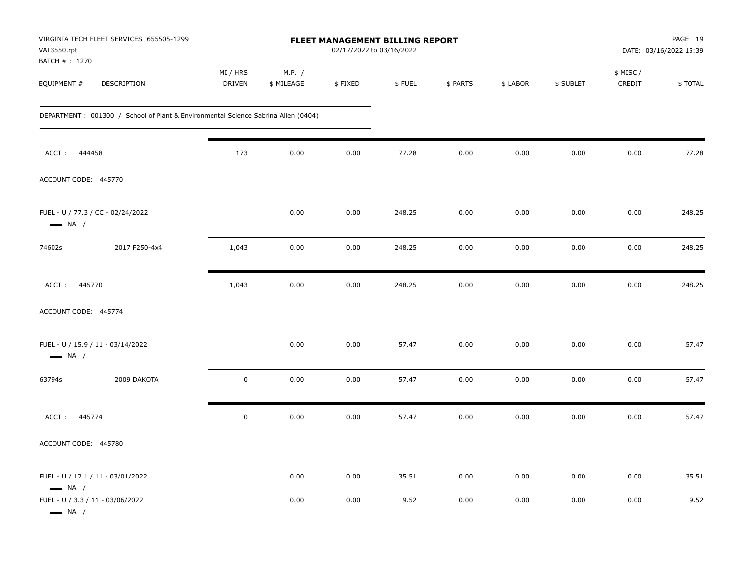VIRGINIA TECH FLEET SERVICES 655505-1299
VAT3550.rpt
BATCH # : 1270

**FLEET MANAGEMENT BILLING REPORT**
02/17/2022 to 03/16/2022

PAGE: 19
DATE: 03/16/2022 15:39

DEPARTMENT : 001300 / School of Plant & Environmental Science Sabrina Allen (0404)

| EQUIPMENT # | DESCRIPTION | MI / HRS DRIVEN | M.P. / $ MILEAGE | $ FIXED | $ FUEL | $ PARTS | $ LABOR | $ SUBLET | $ MISC / CREDIT | $ TOTAL |
|---|---|---|---|---|---|---|---|---|---|---|
| ACCT : 444458 | | 173 | 0.00 | 0.00 | 77.28 | 0.00 | 0.00 | 0.00 | 0.00 | 77.28 |
| ACCOUNT CODE: 445770 | | | | | | | | | | |
| FUEL - U / 77.3 / CC - 02/24/2022 — NA / | | | 0.00 | 0.00 | 248.25 | 0.00 | 0.00 | 0.00 | 0.00 | 248.25 |
| 74602s | 2017 F250-4x4 | 1,043 | 0.00 | 0.00 | 248.25 | 0.00 | 0.00 | 0.00 | 0.00 | 248.25 |
| ACCT : 445770 | | 1,043 | 0.00 | 0.00 | 248.25 | 0.00 | 0.00 | 0.00 | 0.00 | 248.25 |
| ACCOUNT CODE: 445774 | | | | | | | | | | |
| FUEL - U / 15.9 / 11 - 03/14/2022 — NA / | | | 0.00 | 0.00 | 57.47 | 0.00 | 0.00 | 0.00 | 0.00 | 57.47 |
| 63794s | 2009 DAKOTA | 0 | 0.00 | 0.00 | 57.47 | 0.00 | 0.00 | 0.00 | 0.00 | 57.47 |
| ACCT : 445774 | | 0 | 0.00 | 0.00 | 57.47 | 0.00 | 0.00 | 0.00 | 0.00 | 57.47 |
| ACCOUNT CODE: 445780 | | | | | | | | | | |
| FUEL - U / 12.1 / 11 - 03/01/2022 — NA / | | | 0.00 | 0.00 | 35.51 | 0.00 | 0.00 | 0.00 | 0.00 | 35.51 |
| FUEL - U / 3.3 / 11 - 03/06/2022 — NA / | | | 0.00 | 0.00 | 9.52 | 0.00 | 0.00 | 0.00 | 0.00 | 9.52 |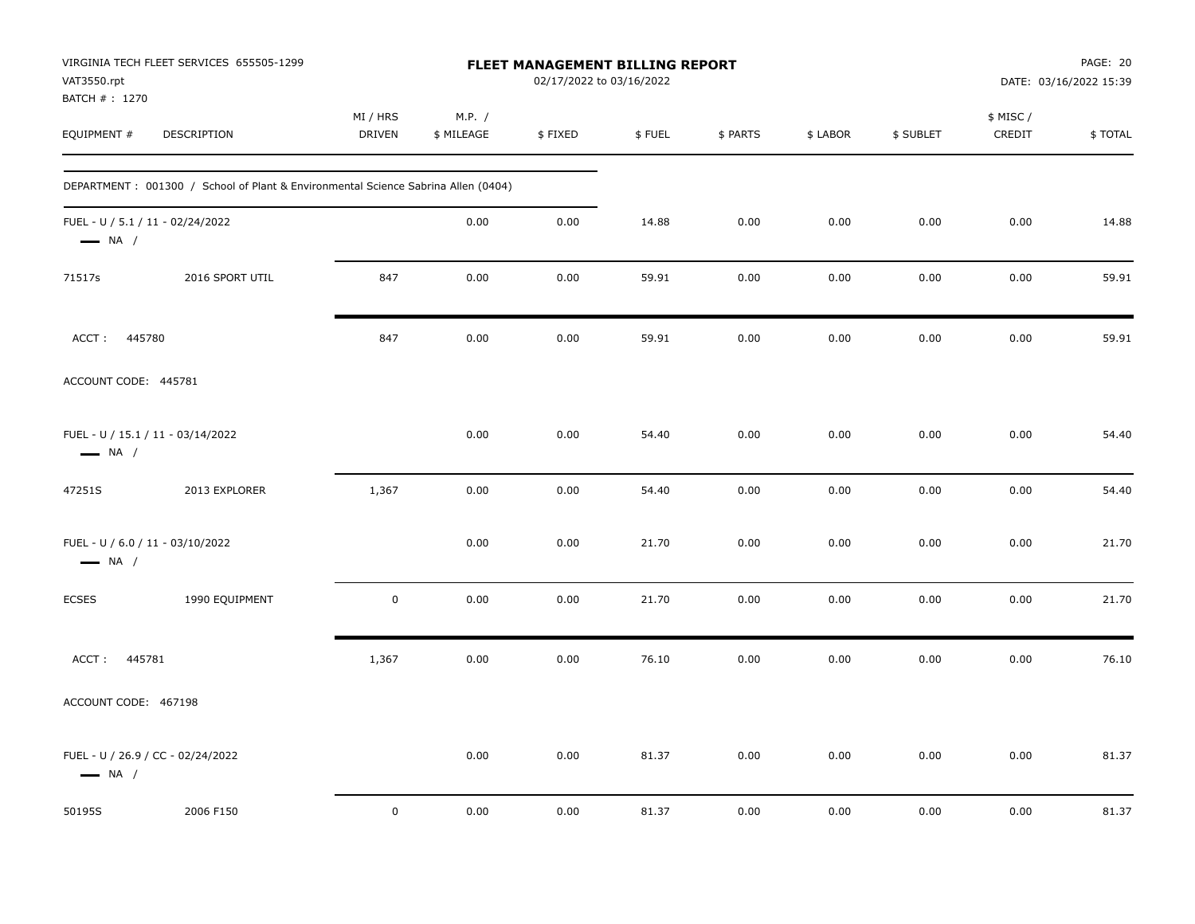VIRGINIA TECH FLEET SERVICES 655505-1299
VAT3550.rpt
BATCH # : 1270

# FLEET MANAGEMENT BILLING REPORT

02/17/2022 to 03/16/2022

DATE: 03/16/2022 15:39

| EQUIPMENT # | DESCRIPTION | MI / HRS DRIVEN | M.P. / $ MILEAGE | $ FIXED | $ FUEL | $ PARTS | $ LABOR | $ SUBLET | $ MISC / CREDIT | $ TOTAL |
|---|---|---|---|---|---|---|---|---|---|---|
| DEPARTMENT : 001300 / School of Plant & Environmental Science Sabrina Allen (0404) | | | | | | | | | | |
| FUEL - U / 5.1 / 11 - 02/24/2022 — NA / | | | 0.00 | 0.00 | 14.88 | 0.00 | 0.00 | 0.00 | 0.00 | 14.88 |
| 71517s | 2016 SPORT UTIL | 847 | 0.00 | 0.00 | 59.91 | 0.00 | 0.00 | 0.00 | 0.00 | 59.91 |
| ACCT : 445780 | | 847 | 0.00 | 0.00 | 59.91 | 0.00 | 0.00 | 0.00 | 0.00 | 59.91 |
| ACCOUNT CODE: 445781 | | | | | | | | | | |
| FUEL - U / 15.1 / 11 - 03/14/2022 — NA / | | | 0.00 | 0.00 | 54.40 | 0.00 | 0.00 | 0.00 | 0.00 | 54.40 |
| 47251S | 2013 EXPLORER | 1,367 | 0.00 | 0.00 | 54.40 | 0.00 | 0.00 | 0.00 | 0.00 | 54.40 |
| FUEL - U / 6.0 / 11 - 03/10/2022 — NA / | | | 0.00 | 0.00 | 21.70 | 0.00 | 0.00 | 0.00 | 0.00 | 21.70 |
| ECSES | 1990 EQUIPMENT | 0 | 0.00 | 0.00 | 21.70 | 0.00 | 0.00 | 0.00 | 0.00 | 21.70 |
| ACCT : 445781 | | 1,367 | 0.00 | 0.00 | 76.10 | 0.00 | 0.00 | 0.00 | 0.00 | 76.10 |
| ACCOUNT CODE: 467198 | | | | | | | | | | |
| FUEL - U / 26.9 / CC - 02/24/2022 — NA / | | | 0.00 | 0.00 | 81.37 | 0.00 | 0.00 | 0.00 | 0.00 | 81.37 |
| 50195S | 2006 F150 | 0 | 0.00 | 0.00 | 81.37 | 0.00 | 0.00 | 0.00 | 0.00 | 81.37 |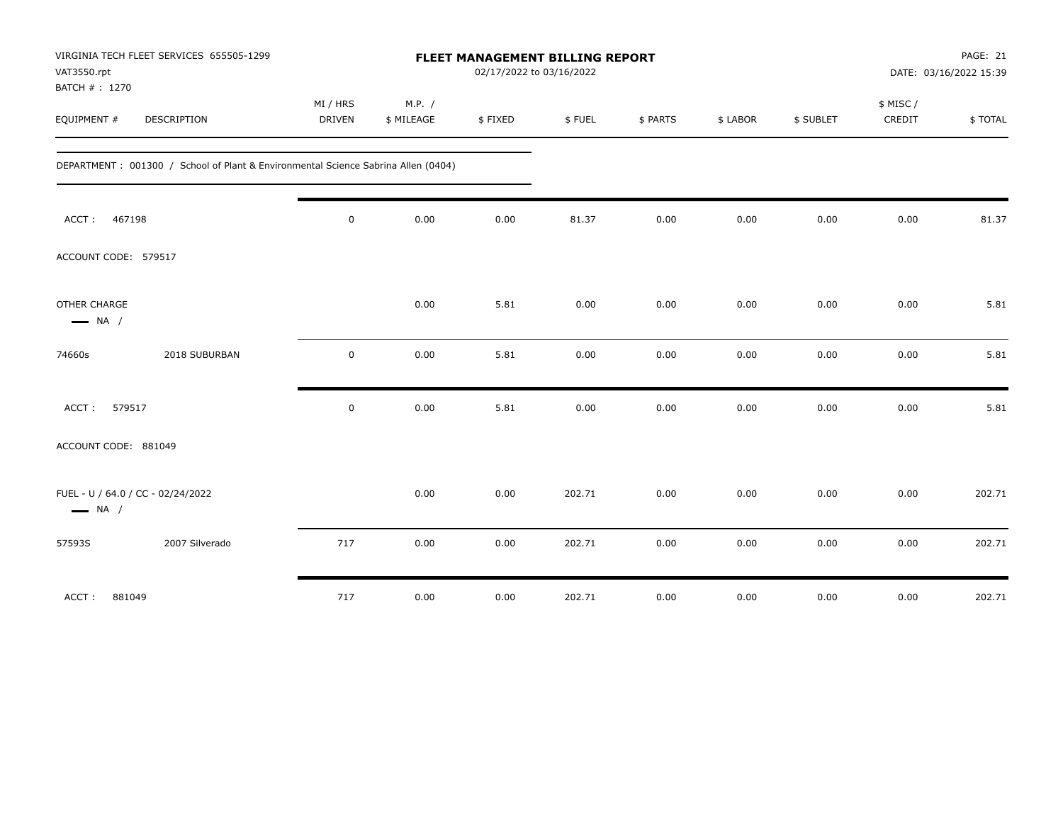VIRGINIA TECH FLEET SERVICES 655505-1299
VAT3550.rpt
BATCH # : 1270

**FLEET MANAGEMENT BILLING REPORT**
02/17/2022 to 03/16/2022

DATE: 03/16/2022 15:39

| EQUIPMENT # | DESCRIPTION | MI / HRS DRIVEN | M.P. / $ MILEAGE | $ FIXED | $ FUEL | $ PARTS | $ LABOR | $ SUBLET | $ MISC / CREDIT | $ TOTAL |
|---|---|---|---|---|---|---|---|---|---|---|
| DEPARTMENT : 001300 / School of Plant & Environmental Science Sabrina Allen (0404) | | | | | | | | | | |
| ACCT : 467198 | | 0 | 0.00 | 0.00 | 81.37 | 0.00 | 0.00 | 0.00 | 0.00 | 81.37 |
| ACCOUNT CODE: 579517 | | | | | | | | | | |
| OTHER CHARGE NA / | | | 0.00 | 5.81 | 0.00 | 0.00 | 0.00 | 0.00 | 0.00 | 5.81 |
| 74660s | 2018 SUBURBAN | 0 | 0.00 | 5.81 | 0.00 | 0.00 | 0.00 | 0.00 | 0.00 | 5.81 |
| ACCT : 579517 | | 0 | 0.00 | 5.81 | 0.00 | 0.00 | 0.00 | 0.00 | 0.00 | 5.81 |
| ACCOUNT CODE: 881049 | | | | | | | | | | |
| FUEL - U / 64.0 / CC - 02/24/2022 NA / | | | 0.00 | 0.00 | 202.71 | 0.00 | 0.00 | 0.00 | 0.00 | 202.71 |
| 57593S | 2007 Silverado | 717 | 0.00 | 0.00 | 202.71 | 0.00 | 0.00 | 0.00 | 0.00 | 202.71 |
| ACCT : 881049 | | 717 | 0.00 | 0.00 | 202.71 | 0.00 | 0.00 | 0.00 | 0.00 | 202.71 |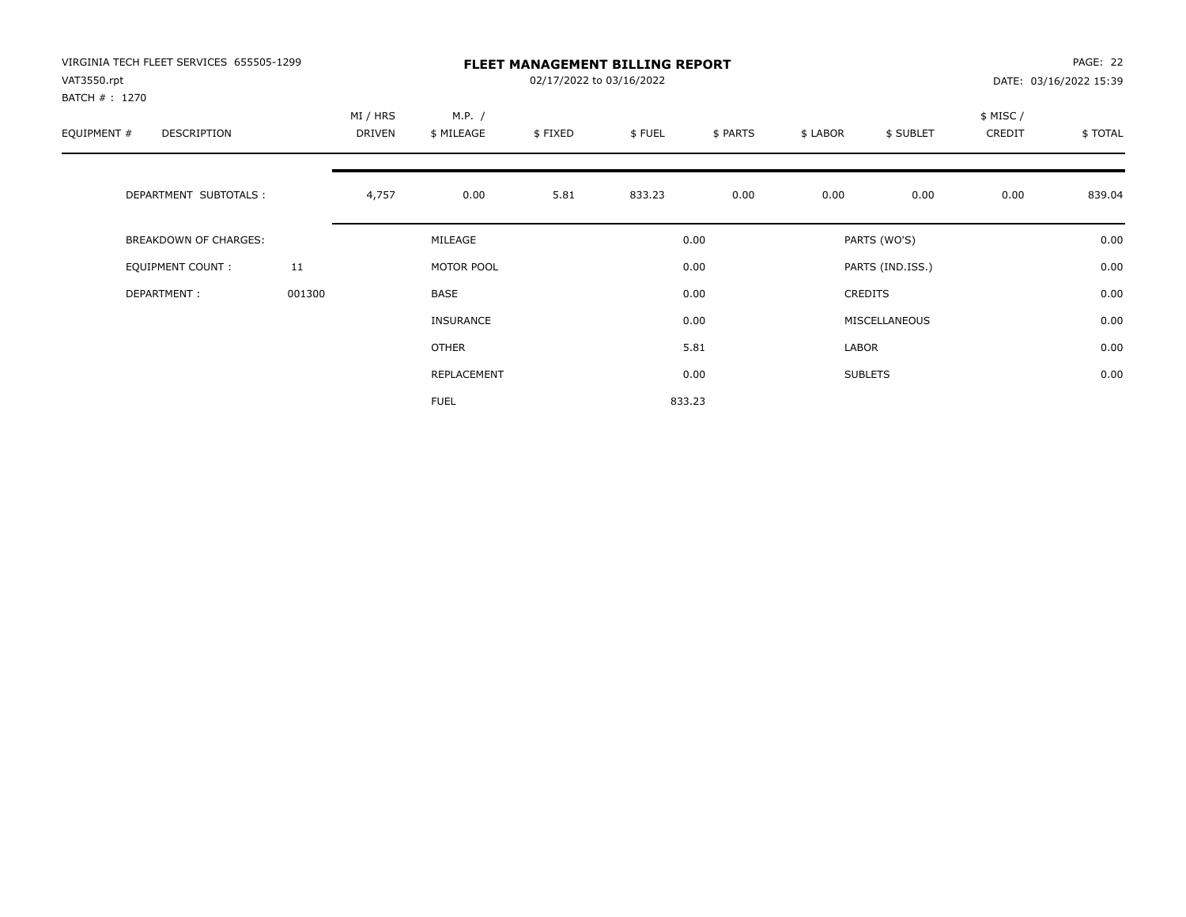VIRGINIA TECH FLEET SERVICES 655505-1299
VAT3550.rpt
BATCH # : 1270

# FLEET MANAGEMENT BILLING REPORT

02/17/2022 to 03/16/2022

PAGE: 22
DATE: 03/16/2022 15:39

| EQUIPMENT # | DESCRIPTION | MI / HRS DRIVEN | M.P. / $ MILEAGE | $ FIXED | $ FUEL | $ PARTS | $ LABOR | $ SUBLET | $ MISC / CREDIT | $ TOTAL |
|---|---|---|---|---|---|---|---|---|---|---|
| | DEPARTMENT SUBTOTALS : | 4,757 | 0.00 | 5.81 | 833.23 | 0.00 | 0.00 | 0.00 | 0.00 | 839.04 |

| | | | | | |
|---|---|---|---|---|---|
| BREAKDOWN OF CHARGES: | | MILEAGE | 0.00 | PARTS (WO'S) | 0.00 |
| EQUIPMENT COUNT : | 11 | MOTOR POOL | 0.00 | PARTS (IND.ISS.) | 0.00 |
| DEPARTMENT : | 001300 | BASE | 0.00 | CREDITS | 0.00 |
| | | INSURANCE | 0.00 | MISCELLANEOUS | 0.00 |
| | | OTHER | 5.81 | LABOR | 0.00 |
| | | REPLACEMENT | 0.00 | SUBLETS | 0.00 |
| | | FUEL | 833.23 | | |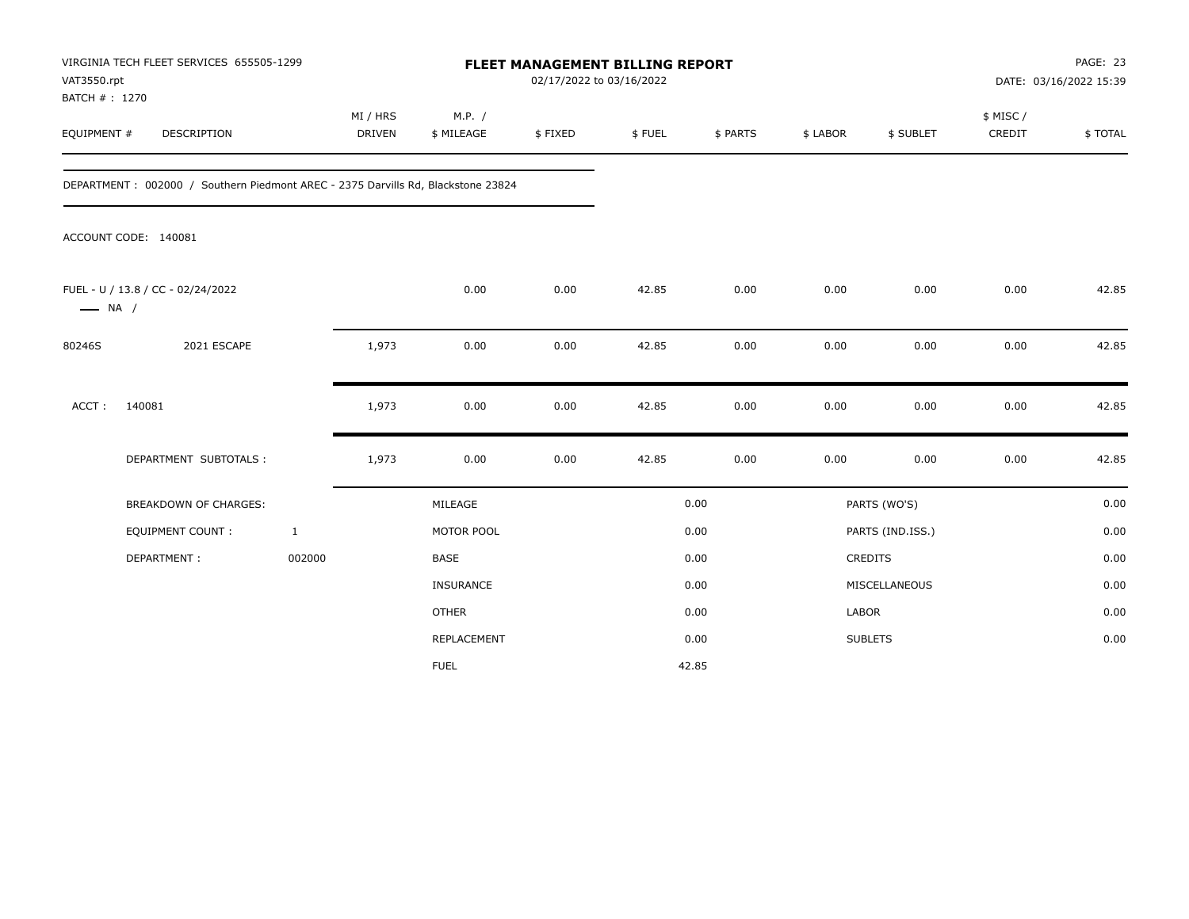VIRGINIA TECH FLEET SERVICES 655505-1299
VAT3550.rpt
BATCH # : 1270

**FLEET MANAGEMENT BILLING REPORT**
02/17/2022 to 03/16/2022

PAGE: 23
DATE: 03/16/2022 15:39

| EQUIPMENT # | DESCRIPTION | MI / HRS DRIVEN | M.P. / $ MILEAGE | $ FIXED | $ FUEL | $ PARTS | $ LABOR | $ SUBLET | $ MISC / CREDIT | $ TOTAL |
|---|---|---|---|---|---|---|---|---|---|---|

DEPARTMENT : 002000 / Southern Piedmont AREC - 2375 Darvills Rd, Blackstone 23824

ACCOUNT CODE: 140081

| EQUIPMENT # | DESCRIPTION | MI / HRS DRIVEN | M.P. / $ MILEAGE | $ FIXED | $ FUEL | $ PARTS | $ LABOR | $ SUBLET | $ MISC / CREDIT | $ TOTAL |
|---|---|---|---|---|---|---|---|---|---|---|
| FUEL - U / 13.8 / CC - 02/24/2022 — NA / | | | 0.00 | 0.00 | 42.85 | 0.00 | 0.00 | 0.00 | 0.00 | 42.85 |
| 80246S | 2021 ESCAPE | 1,973 | 0.00 | 0.00 | 42.85 | 0.00 | 0.00 | 0.00 | 0.00 | 42.85 |
| ACCT : | 140081 | 1,973 | 0.00 | 0.00 | 42.85 | 0.00 | 0.00 | 0.00 | 0.00 | 42.85 |
| | DEPARTMENT SUBTOTALS : | 1,973 | 0.00 | 0.00 | 42.85 | 0.00 | 0.00 | 0.00 | 0.00 | 42.85 |

| BREAKDOWN OF CHARGES: | | | | | |
|---|---|---|---|---|---|
| EQUIPMENT COUNT : | 1 | MILEAGE | 0.00 | PARTS (WO'S) | 0.00 |
| DEPARTMENT : | 002000 | MOTOR POOL | 0.00 | PARTS (IND.ISS.) | 0.00 |
| | | BASE | 0.00 | CREDITS | 0.00 |
| | | INSURANCE | 0.00 | MISCELLANEOUS | 0.00 |
| | | OTHER | 0.00 | LABOR | 0.00 |
| | | REPLACEMENT | 0.00 | SUBLETS | 0.00 |
| | | FUEL | 42.85 | | |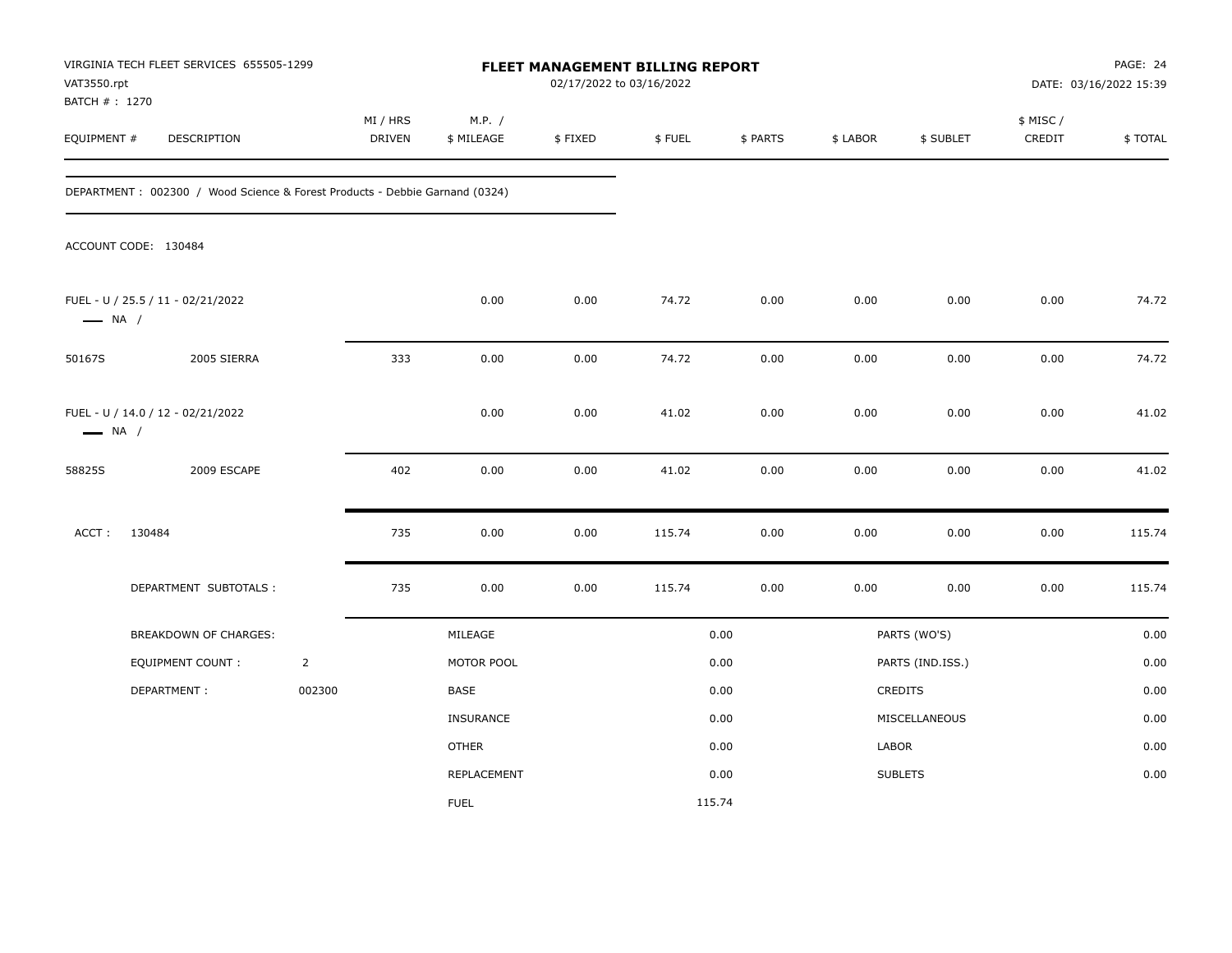VIRGINIA TECH FLEET SERVICES 655505-1299
VAT3550.rpt
BATCH # : 1270

# FLEET MANAGEMENT BILLING REPORT

02/17/2022 to 03/16/2022

DATE: 03/16/2022 15:39

| EQUIPMENT # | DESCRIPTION | MI / HRS DRIVEN | M.P. / $ MILEAGE | $ FIXED | $ FUEL | $ PARTS | $ LABOR | $ SUBLET | $ MISC / CREDIT | $ TOTAL |
|---|---|---|---|---|---|---|---|---|---|---|

DEPARTMENT : 002300 / Wood Science & Forest Products - Debbie Garnand (0324)

ACCOUNT CODE: 130484

| EQUIPMENT # | DESCRIPTION | MI / HRS DRIVEN | M.P. / $ MILEAGE | $ FIXED | $ FUEL | $ PARTS | $ LABOR | $ SUBLET | $ MISC / CREDIT | $ TOTAL |
|---|---|---|---|---|---|---|---|---|---|---|
| FUEL - U / 25.5 / 11 - 02/21/2022 — NA / | | | 0.00 | 0.00 | 74.72 | 0.00 | 0.00 | 0.00 | 0.00 | 74.72 |
| 50167S | 2005 SIERRA | 333 | 0.00 | 0.00 | 74.72 | 0.00 | 0.00 | 0.00 | 0.00 | 74.72 |
| FUEL - U / 14.0 / 12 - 02/21/2022 — NA / | | | 0.00 | 0.00 | 41.02 | 0.00 | 0.00 | 0.00 | 0.00 | 41.02 |
| 58825S | 2009 ESCAPE | 402 | 0.00 | 0.00 | 41.02 | 0.00 | 0.00 | 0.00 | 0.00 | 41.02 |
| ACCT : 130484 | | 735 | 0.00 | 0.00 | 115.74 | 0.00 | 0.00 | 0.00 | 0.00 | 115.74 |
| | DEPARTMENT SUBTOTALS : | 735 | 0.00 | 0.00 | 115.74 | 0.00 | 0.00 | 0.00 | 0.00 | 115.74 |

| BREAKDOWN OF CHARGES: | | | | | |
|---|---|---|---|---|---|
| EQUIPMENT COUNT : | 2 | MILEAGE | 0.00 | PARTS (WO'S) | 0.00 |
| DEPARTMENT : | 002300 | MOTOR POOL | 0.00 | PARTS (IND.ISS.) | 0.00 |
| | | BASE | 0.00 | CREDITS | 0.00 |
| | | INSURANCE | 0.00 | MISCELLANEOUS | 0.00 |
| | | OTHER | 0.00 | LABOR | 0.00 |
| | | REPLACEMENT | 0.00 | SUBLETS | 0.00 |
| | | FUEL | 115.74 | | |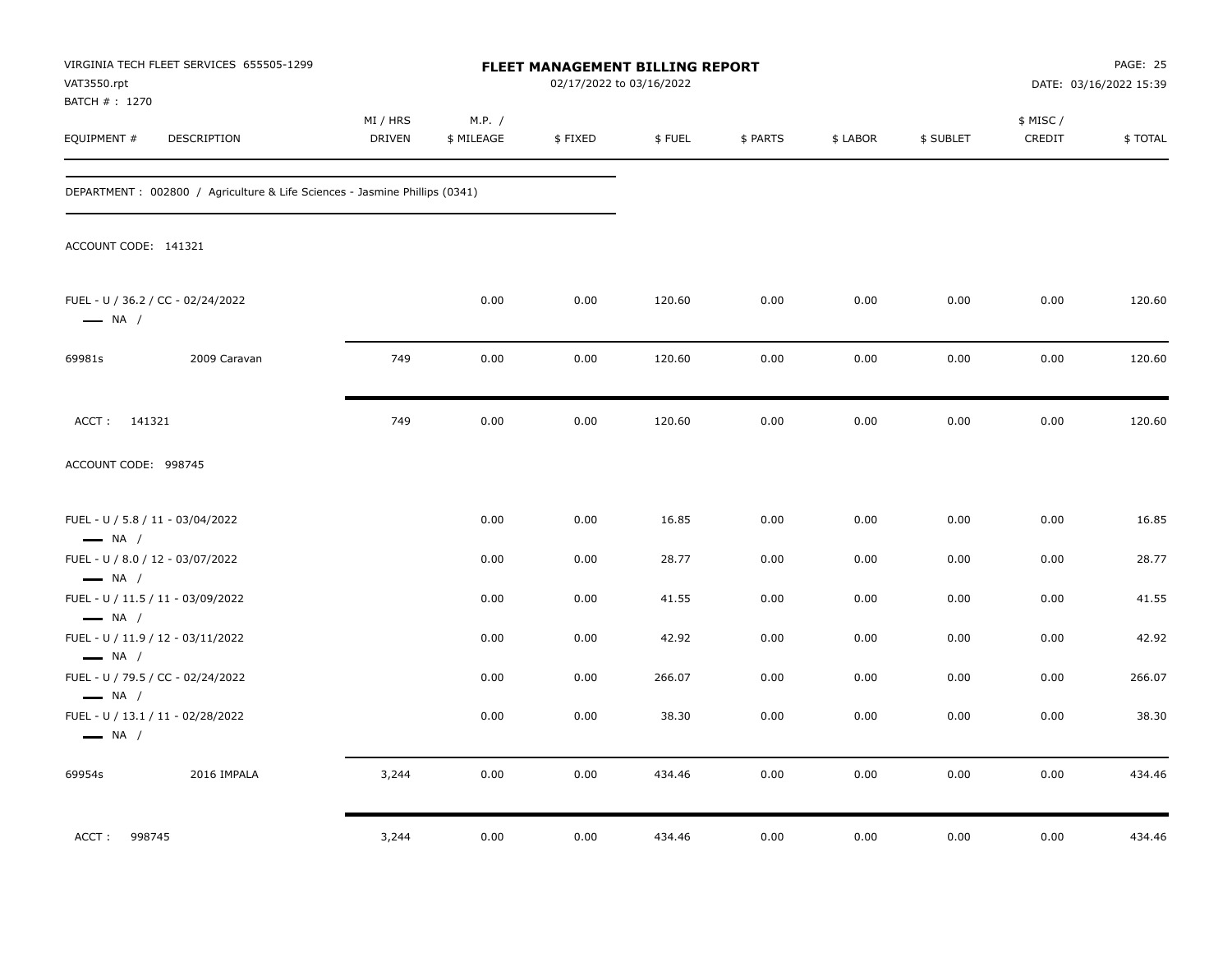VIRGINIA TECH FLEET SERVICES 655505-1299
VAT3550.rpt
BATCH # : 1270

**FLEET MANAGEMENT BILLING REPORT**
02/17/2022 to 03/16/2022

DATE: 03/16/2022 15:39

| EQUIPMENT # | DESCRIPTION | MI / HRS DRIVEN | M.P. / $ MILEAGE | $ FIXED | $ FUEL | $ PARTS | $ LABOR | $ SUBLET | $ MISC / CREDIT | $ TOTAL |
|---|---|---|---|---|---|---|---|---|---|---|
| DEPARTMENT : 002800 / Agriculture & Life Sciences - Jasmine Phillips (0341) | | | | | | | | | | |
| ACCOUNT CODE: 141321 | | | | | | | | | | |
| FUEL - U / 36.2 / CC - 02/24/2022 — NA / | | | 0.00 | 0.00 | 120.60 | 0.00 | 0.00 | 0.00 | 0.00 | 120.60 |
| 69981s | 2009 Caravan | 749 | 0.00 | 0.00 | 120.60 | 0.00 | 0.00 | 0.00 | 0.00 | 120.60 |
| ACCT : 141321 | | 749 | 0.00 | 0.00 | 120.60 | 0.00 | 0.00 | 0.00 | 0.00 | 120.60 |
| ACCOUNT CODE: 998745 | | | | | | | | | | |
| FUEL - U / 5.8 / 11 - 03/04/2022 — NA / | | | 0.00 | 0.00 | 16.85 | 0.00 | 0.00 | 0.00 | 0.00 | 16.85 |
| FUEL - U / 8.0 / 12 - 03/07/2022 — NA / | | | 0.00 | 0.00 | 28.77 | 0.00 | 0.00 | 0.00 | 0.00 | 28.77 |
| FUEL - U / 11.5 / 11 - 03/09/2022 — NA / | | | 0.00 | 0.00 | 41.55 | 0.00 | 0.00 | 0.00 | 0.00 | 41.55 |
| FUEL - U / 11.9 / 12 - 03/11/2022 — NA / | | | 0.00 | 0.00 | 42.92 | 0.00 | 0.00 | 0.00 | 0.00 | 42.92 |
| FUEL - U / 79.5 / CC - 02/24/2022 — NA / | | | 0.00 | 0.00 | 266.07 | 0.00 | 0.00 | 0.00 | 0.00 | 266.07 |
| FUEL - U / 13.1 / 11 - 02/28/2022 — NA / | | | 0.00 | 0.00 | 38.30 | 0.00 | 0.00 | 0.00 | 0.00 | 38.30 |
| 69954s | 2016 IMPALA | 3,244 | 0.00 | 0.00 | 434.46 | 0.00 | 0.00 | 0.00 | 0.00 | 434.46 |
| ACCT : 998745 | | 3,244 | 0.00 | 0.00 | 434.46 | 0.00 | 0.00 | 0.00 | 0.00 | 434.46 |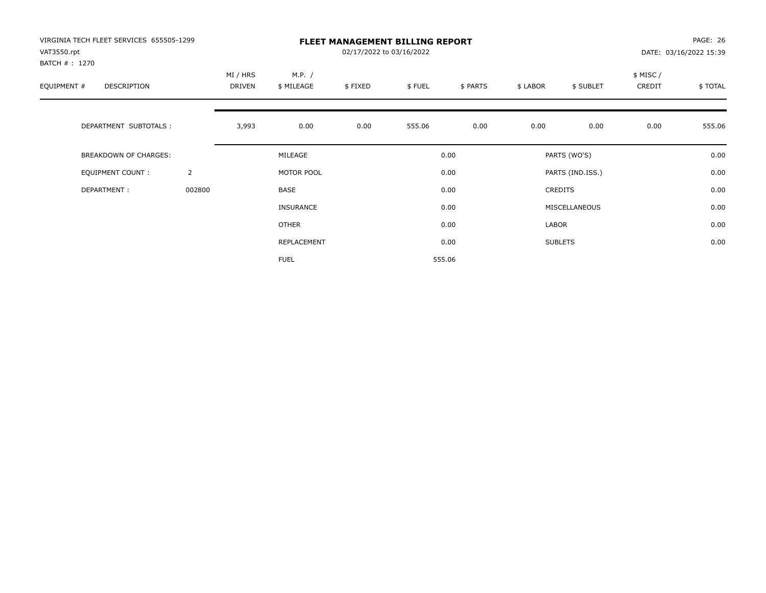VIRGINIA TECH FLEET SERVICES 655505-1299
VAT3550.rpt
BATCH # : 1270

# FLEET MANAGEMENT BILLING REPORT

02/17/2022 to 03/16/2022

PAGE: 26
DATE: 03/16/2022 15:39

| EQUIPMENT # | DESCRIPTION | | MI / HRS DRIVEN | M.P. / $ MILEAGE | $ FIXED | $ FUEL | $ PARTS | $ LABOR | $ SUBLET | $ MISC / CREDIT | $ TOTAL |
|---|---|---|---|---|---|---|---|---|---|---|---|
| | DEPARTMENT SUBTOTALS : | | 3,993 | 0.00 | 0.00 | 555.06 | 0.00 | 0.00 | 0.00 | 0.00 | 555.06 |

| BREAKDOWN OF CHARGES: | | | | | |
|---|---|---|---|---|---|
| EQUIPMENT COUNT : | 2 | MILEAGE | 0.00 | PARTS (WO'S) | 0.00 |
| DEPARTMENT : | 002800 | MOTOR POOL | 0.00 | PARTS (IND.ISS.) | 0.00 |
| | | BASE | 0.00 | CREDITS | 0.00 |
| | | INSURANCE | 0.00 | MISCELLANEOUS | 0.00 |
| | | OTHER | 0.00 | LABOR | 0.00 |
| | | REPLACEMENT | 0.00 | SUBLETS | 0.00 |
| | | FUEL | 555.06 | | |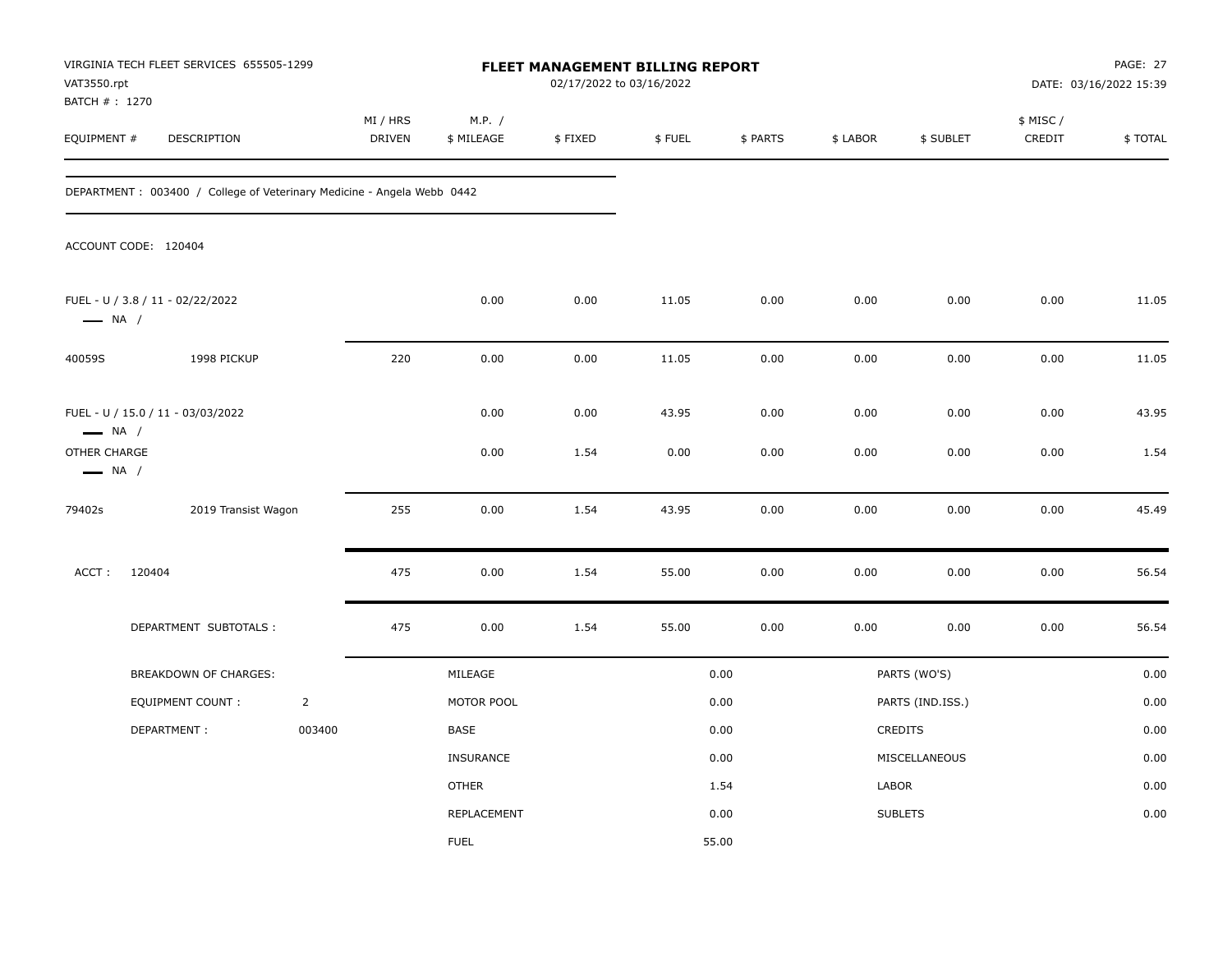VIRGINIA TECH FLEET SERVICES 655505-1299
VAT3550.rpt
BATCH # : 1270

**FLEET MANAGEMENT BILLING REPORT**
02/17/2022 to 03/16/2022

DATE: 03/16/2022 15:39

| EQUIPMENT # | DESCRIPTION | MI / HRS DRIVEN | M.P. / $ MILEAGE | $ FIXED | $ FUEL | $ PARTS | $ LABOR | $ SUBLET | $ MISC / CREDIT | $ TOTAL |
|---|---|---|---|---|---|---|---|---|---|---|
| DEPARTMENT : 003400 / College of Veterinary Medicine - Angela Webb 0442 | | | | | | | | | | |
| ACCOUNT CODE: 120404 | | | | | | | | | | |
| FUEL - U / 3.8 / 11 - 02/22/2022 — NA / | | | 0.00 | 0.00 | 11.05 | 0.00 | 0.00 | 0.00 | 0.00 | 11.05 |
| 40059S | 1998 PICKUP | 220 | 0.00 | 0.00 | 11.05 | 0.00 | 0.00 | 0.00 | 0.00 | 11.05 |
| FUEL - U / 15.0 / 11 - 03/03/2022 — NA / | | | 0.00 | 0.00 | 43.95 | 0.00 | 0.00 | 0.00 | 0.00 | 43.95 |
| OTHER CHARGE — NA / | | | 0.00 | 1.54 | 0.00 | 0.00 | 0.00 | 0.00 | 0.00 | 1.54 |
| 79402s | 2019 Transist Wagon | 255 | 0.00 | 1.54 | 43.95 | 0.00 | 0.00 | 0.00 | 0.00 | 45.49 |
| ACCT : 120404 | | 475 | 0.00 | 1.54 | 55.00 | 0.00 | 0.00 | 0.00 | 0.00 | 56.54 |
| DEPARTMENT SUBTOTALS : | | 475 | 0.00 | 1.54 | 55.00 | 0.00 | 0.00 | 0.00 | 0.00 | 56.54 |

| BREAKDOWN OF CHARGES: | | | | | |
|---|---|---|---|---|---|
| EQUIPMENT COUNT : | 2 | MILEAGE | 0.00 | PARTS (WO'S) | 0.00 |
| DEPARTMENT : | 003400 | MOTOR POOL | 0.00 | PARTS (IND.ISS.) | 0.00 |
| | | BASE | 0.00 | CREDITS | 0.00 |
| | | INSURANCE | 0.00 | MISCELLANEOUS | 0.00 |
| | | OTHER | 1.54 | LABOR | 0.00 |
| | | REPLACEMENT | 0.00 | SUBLETS | 0.00 |
| | | FUEL | 55.00 | | |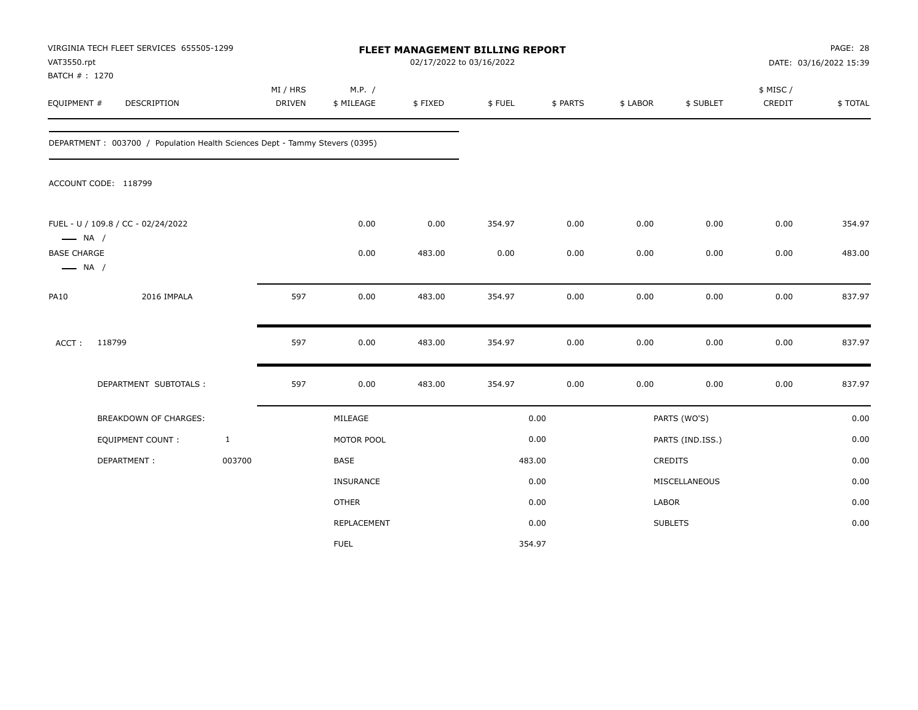VIRGINIA TECH FLEET SERVICES 655505-1299
VAT3550.rpt
BATCH # : 1270

# FLEET MANAGEMENT BILLING REPORT

02/17/2022 to 03/16/2022

DATE: 03/16/2022 15:39

| EQUIPMENT # | DESCRIPTION | MI / HRS DRIVEN | M.P. / $ MILEAGE | $ FIXED | $ FUEL | $ PARTS | $ LABOR | $ SUBLET | $ MISC / CREDIT | $ TOTAL |
|---|---|---|---|---|---|---|---|---|---|---|

DEPARTMENT : 003700 / Population Health Sciences Dept - Tammy Stevers (0395)

ACCOUNT CODE: 118799

| EQUIPMENT # | DESCRIPTION | MI / HRS DRIVEN | M.P. / $ MILEAGE | $ FIXED | $ FUEL | $ PARTS | $ LABOR | $ SUBLET | $ MISC / CREDIT | $ TOTAL |
|---|---|---|---|---|---|---|---|---|---|---|
| FUEL - U / 109.8 / CC - 02/24/2022 —— NA / | | | 0.00 | 0.00 | 354.97 | 0.00 | 0.00 | 0.00 | 0.00 | 354.97 |
| BASE CHARGE —— NA / | | | 0.00 | 483.00 | 0.00 | 0.00 | 0.00 | 0.00 | 0.00 | 483.00 |
| PA10 | 2016 IMPALA | 597 | 0.00 | 483.00 | 354.97 | 0.00 | 0.00 | 0.00 | 0.00 | 837.97 |
| ACCT : | 118799 | 597 | 0.00 | 483.00 | 354.97 | 0.00 | 0.00 | 0.00 | 0.00 | 837.97 |
| | DEPARTMENT SUBTOTALS : | 597 | 0.00 | 483.00 | 354.97 | 0.00 | 0.00 | 0.00 | 0.00 | 837.97 |

| BREAKDOWN OF CHARGES: | | | | | |
|---|---|---|---|---|---|
| EQUIPMENT COUNT : | 1 | MILEAGE | 0.00 | PARTS (WO'S) | 0.00 |
| DEPARTMENT : | 003700 | MOTOR POOL | 0.00 | PARTS (IND.ISS.) | 0.00 |
| | | BASE | 483.00 | CREDITS | 0.00 |
| | | INSURANCE | 0.00 | MISCELLANEOUS | 0.00 |
| | | OTHER | 0.00 | LABOR | 0.00 |
| | | REPLACEMENT | 0.00 | SUBLETS | 0.00 |
| | | FUEL | 354.97 | | |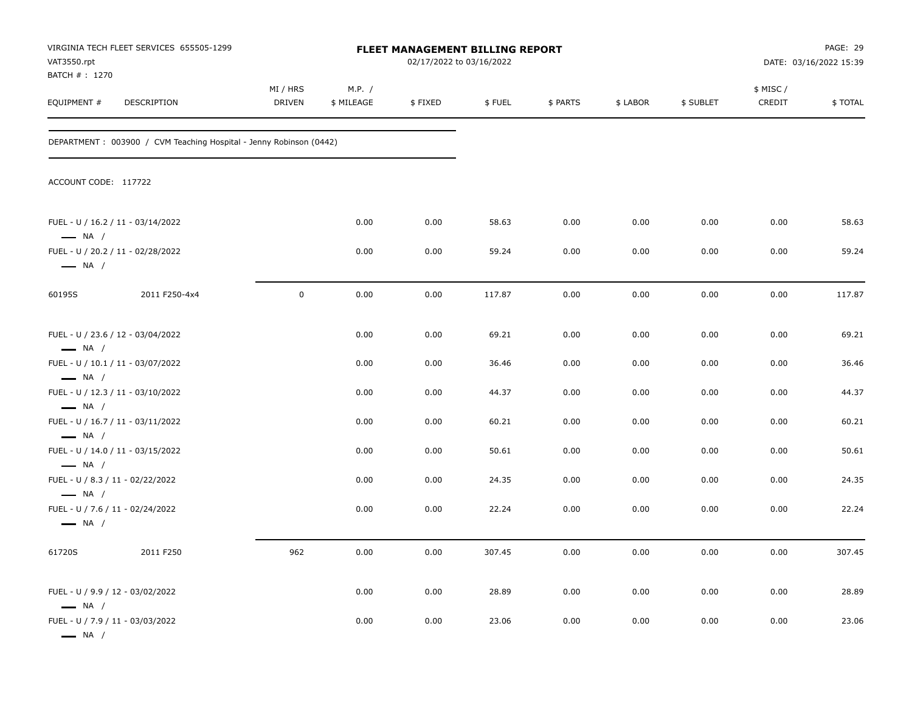VIRGINIA TECH FLEET SERVICES 655505-1299
VAT3550.rpt
BATCH # : 1270

# FLEET MANAGEMENT BILLING REPORT

02/17/2022 to 03/16/2022

DATE: 03/16/2022 15:39

| EQUIPMENT # | DESCRIPTION | MI / HRS DRIVEN | M.P. / $ MILEAGE | $ FIXED | $ FUEL | $ PARTS | $ LABOR | $ SUBLET | $ MISC / CREDIT | $ TOTAL |
|---|---|---|---|---|---|---|---|---|---|---|
| DEPARTMENT : 003900 / CVM Teaching Hospital - Jenny Robinson (0442) | | | | | | | | | | |
| ACCOUNT CODE: 117722 | | | | | | | | | | |
| FUEL - U / 16.2 / 11 - 03/14/2022 — NA / | | | 0.00 | 0.00 | 58.63 | 0.00 | 0.00 | 0.00 | 0.00 | 58.63 |
| FUEL - U / 20.2 / 11 - 02/28/2022 — NA / | | | 0.00 | 0.00 | 59.24 | 0.00 | 0.00 | 0.00 | 0.00 | 59.24 |
| 60195S | 2011 F250-4x4 | 0 | 0.00 | 0.00 | 117.87 | 0.00 | 0.00 | 0.00 | 0.00 | 117.87 |
| FUEL - U / 23.6 / 12 - 03/04/2022 — NA / | | | 0.00 | 0.00 | 69.21 | 0.00 | 0.00 | 0.00 | 0.00 | 69.21 |
| FUEL - U / 10.1 / 11 - 03/07/2022 — NA / | | | 0.00 | 0.00 | 36.46 | 0.00 | 0.00 | 0.00 | 0.00 | 36.46 |
| FUEL - U / 12.3 / 11 - 03/10/2022 — NA / | | | 0.00 | 0.00 | 44.37 | 0.00 | 0.00 | 0.00 | 0.00 | 44.37 |
| FUEL - U / 16.7 / 11 - 03/11/2022 — NA / | | | 0.00 | 0.00 | 60.21 | 0.00 | 0.00 | 0.00 | 0.00 | 60.21 |
| FUEL - U / 14.0 / 11 - 03/15/2022 — NA / | | | 0.00 | 0.00 | 50.61 | 0.00 | 0.00 | 0.00 | 0.00 | 50.61 |
| FUEL - U / 8.3 / 11 - 02/22/2022 — NA / | | | 0.00 | 0.00 | 24.35 | 0.00 | 0.00 | 0.00 | 0.00 | 24.35 |
| FUEL - U / 7.6 / 11 - 02/24/2022 — NA / | | | 0.00 | 0.00 | 22.24 | 0.00 | 0.00 | 0.00 | 0.00 | 22.24 |
| 61720S | 2011 F250 | 962 | 0.00 | 0.00 | 307.45 | 0.00 | 0.00 | 0.00 | 0.00 | 307.45 |
| FUEL - U / 9.9 / 12 - 03/02/2022 — NA / | | | 0.00 | 0.00 | 28.89 | 0.00 | 0.00 | 0.00 | 0.00 | 28.89 |
| FUEL - U / 7.9 / 11 - 03/03/2022 — NA / | | | 0.00 | 0.00 | 23.06 | 0.00 | 0.00 | 0.00 | 0.00 | 23.06 |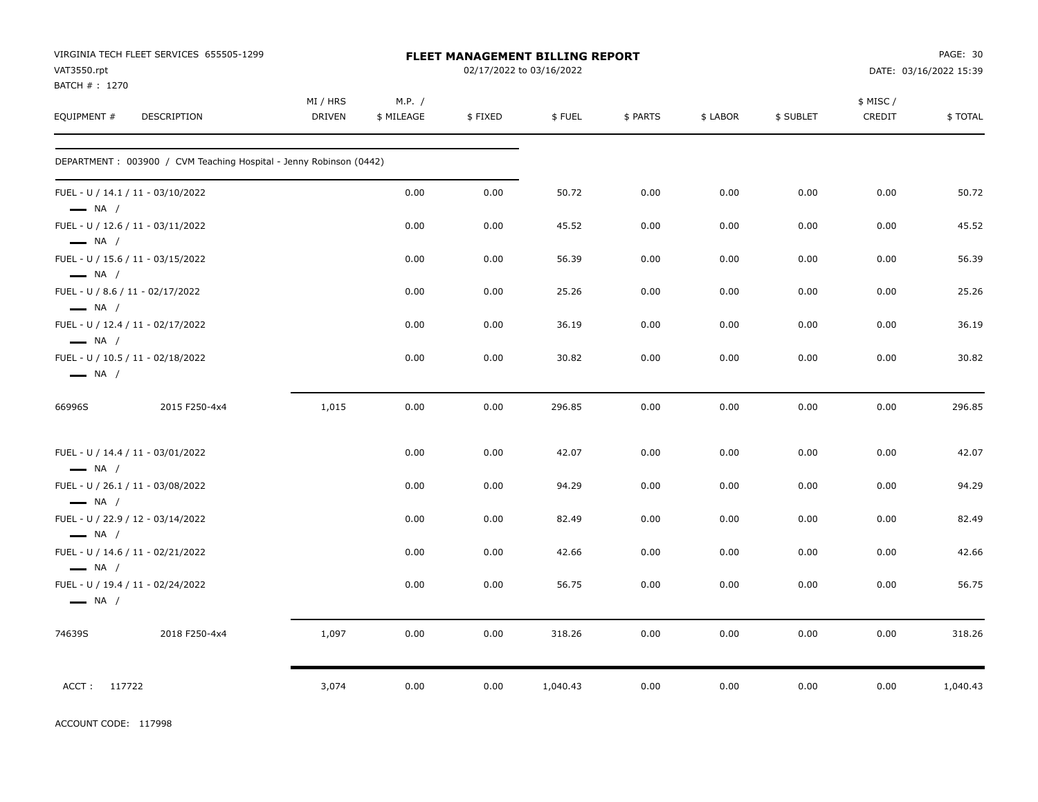VIRGINIA TECH FLEET SERVICES 655505-1299
VAT3550.rpt
BATCH # : 1270

**FLEET MANAGEMENT BILLING REPORT**
02/17/2022 to 03/16/2022

DATE: 03/16/2022 15:39

| EQUIPMENT # | DESCRIPTION | MI / HRS DRIVEN | M.P. / $ MILEAGE | $ FIXED | $ FUEL | $ PARTS | $ LABOR | $ SUBLET | $ MISC / CREDIT | $ TOTAL |
|---|---|---|---|---|---|---|---|---|---|---|
| DEPARTMENT : 003900 / CVM Teaching Hospital - Jenny Robinson (0442) | | | | | | | | | | |
| FUEL - U / 14.1 / 11 - 03/10/2022 — NA / | | | 0.00 | 0.00 | 50.72 | 0.00 | 0.00 | 0.00 | 0.00 | 50.72 |
| FUEL - U / 12.6 / 11 - 03/11/2022 — NA / | | | 0.00 | 0.00 | 45.52 | 0.00 | 0.00 | 0.00 | 0.00 | 45.52 |
| FUEL - U / 15.6 / 11 - 03/15/2022 — NA / | | | 0.00 | 0.00 | 56.39 | 0.00 | 0.00 | 0.00 | 0.00 | 56.39 |
| FUEL - U / 8.6 / 11 - 02/17/2022 — NA / | | | 0.00 | 0.00 | 25.26 | 0.00 | 0.00 | 0.00 | 0.00 | 25.26 |
| FUEL - U / 12.4 / 11 - 02/17/2022 — NA / | | | 0.00 | 0.00 | 36.19 | 0.00 | 0.00 | 0.00 | 0.00 | 36.19 |
| FUEL - U / 10.5 / 11 - 02/18/2022 — NA / | | | 0.00 | 0.00 | 30.82 | 0.00 | 0.00 | 0.00 | 0.00 | 30.82 |
| 66996S | 2015 F250-4x4 | 1,015 | 0.00 | 0.00 | 296.85 | 0.00 | 0.00 | 0.00 | 0.00 | 296.85 |
| FUEL - U / 14.4 / 11 - 03/01/2022 — NA / | | | 0.00 | 0.00 | 42.07 | 0.00 | 0.00 | 0.00 | 0.00 | 42.07 |
| FUEL - U / 26.1 / 11 - 03/08/2022 — NA / | | | 0.00 | 0.00 | 94.29 | 0.00 | 0.00 | 0.00 | 0.00 | 94.29 |
| FUEL - U / 22.9 / 12 - 03/14/2022 — NA / | | | 0.00 | 0.00 | 82.49 | 0.00 | 0.00 | 0.00 | 0.00 | 82.49 |
| FUEL - U / 14.6 / 11 - 02/21/2022 — NA / | | | 0.00 | 0.00 | 42.66 | 0.00 | 0.00 | 0.00 | 0.00 | 42.66 |
| FUEL - U / 19.4 / 11 - 02/24/2022 — NA / | | | 0.00 | 0.00 | 56.75 | 0.00 | 0.00 | 0.00 | 0.00 | 56.75 |
| 74639S | 2018 F250-4x4 | 1,097 | 0.00 | 0.00 | 318.26 | 0.00 | 0.00 | 0.00 | 0.00 | 318.26 |
| ACCT : 117722 | | 3,074 | 0.00 | 0.00 | 1,040.43 | 0.00 | 0.00 | 0.00 | 0.00 | 1,040.43 |

ACCOUNT CODE: 117998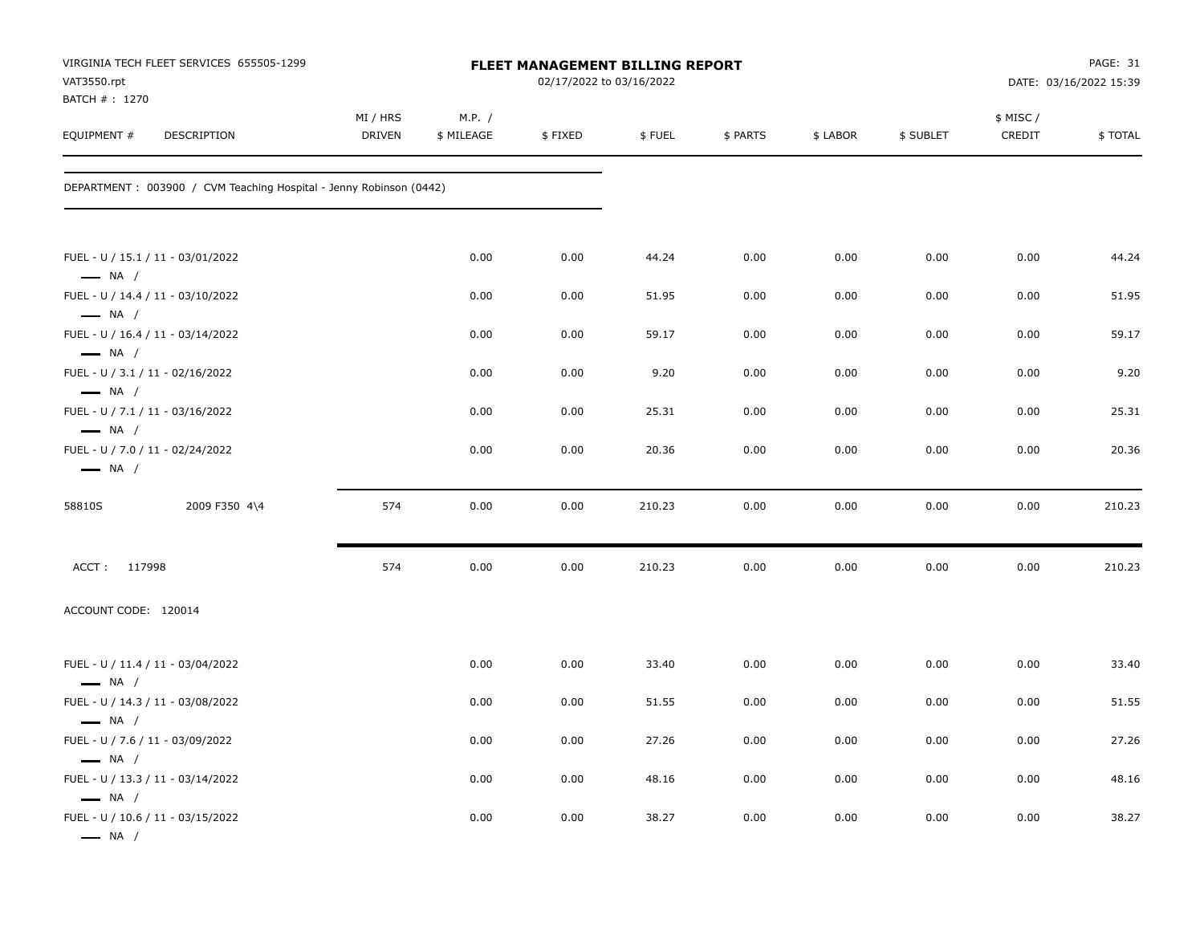VIRGINIA TECH FLEET SERVICES 655505-1299
VAT3550.rpt
BATCH # : 1270

**FLEET MANAGEMENT BILLING REPORT**
02/17/2022 to 03/16/2022

DATE: 03/16/2022 15:39

| EQUIPMENT # | DESCRIPTION | MI / HRS DRIVEN | M.P. / $ MILEAGE | $ FIXED | $ FUEL | $ PARTS | $ LABOR | $ SUBLET | $ MISC / CREDIT | $ TOTAL |
|---|---|---|---|---|---|---|---|---|---|---|
| DEPARTMENT : 003900 / CVM Teaching Hospital - Jenny Robinson (0442) | | | | | | | | | | |
| FUEL - U / 15.1 / 11 - 03/01/2022 — NA / | | | 0.00 | 0.00 | 44.24 | 0.00 | 0.00 | 0.00 | 0.00 | 44.24 |
| FUEL - U / 14.4 / 11 - 03/10/2022 — NA / | | | 0.00 | 0.00 | 51.95 | 0.00 | 0.00 | 0.00 | 0.00 | 51.95 |
| FUEL - U / 16.4 / 11 - 03/14/2022 — NA / | | | 0.00 | 0.00 | 59.17 | 0.00 | 0.00 | 0.00 | 0.00 | 59.17 |
| FUEL - U / 3.1 / 11 - 02/16/2022 — NA / | | | 0.00 | 0.00 | 9.20 | 0.00 | 0.00 | 0.00 | 0.00 | 9.20 |
| FUEL - U / 7.1 / 11 - 03/16/2022 — NA / | | | 0.00 | 0.00 | 25.31 | 0.00 | 0.00 | 0.00 | 0.00 | 25.31 |
| FUEL - U / 7.0 / 11 - 02/24/2022 — NA / | | | 0.00 | 0.00 | 20.36 | 0.00 | 0.00 | 0.00 | 0.00 | 20.36 |
| 58810S | 2009 F350 4\4 | 574 | 0.00 | 0.00 | 210.23 | 0.00 | 0.00 | 0.00 | 0.00 | 210.23 |
| ACCT : 117998 | | 574 | 0.00 | 0.00 | 210.23 | 0.00 | 0.00 | 0.00 | 0.00 | 210.23 |
| ACCOUNT CODE: 120014 | | | | | | | | | | |
| FUEL - U / 11.4 / 11 - 03/04/2022 — NA / | | | 0.00 | 0.00 | 33.40 | 0.00 | 0.00 | 0.00 | 0.00 | 33.40 |
| FUEL - U / 14.3 / 11 - 03/08/2022 — NA / | | | 0.00 | 0.00 | 51.55 | 0.00 | 0.00 | 0.00 | 0.00 | 51.55 |
| FUEL - U / 7.6 / 11 - 03/09/2022 — NA / | | | 0.00 | 0.00 | 27.26 | 0.00 | 0.00 | 0.00 | 0.00 | 27.26 |
| FUEL - U / 13.3 / 11 - 03/14/2022 — NA / | | | 0.00 | 0.00 | 48.16 | 0.00 | 0.00 | 0.00 | 0.00 | 48.16 |
| FUEL - U / 10.6 / 11 - 03/15/2022 — NA / | | | 0.00 | 0.00 | 38.27 | 0.00 | 0.00 | 0.00 | 0.00 | 38.27 |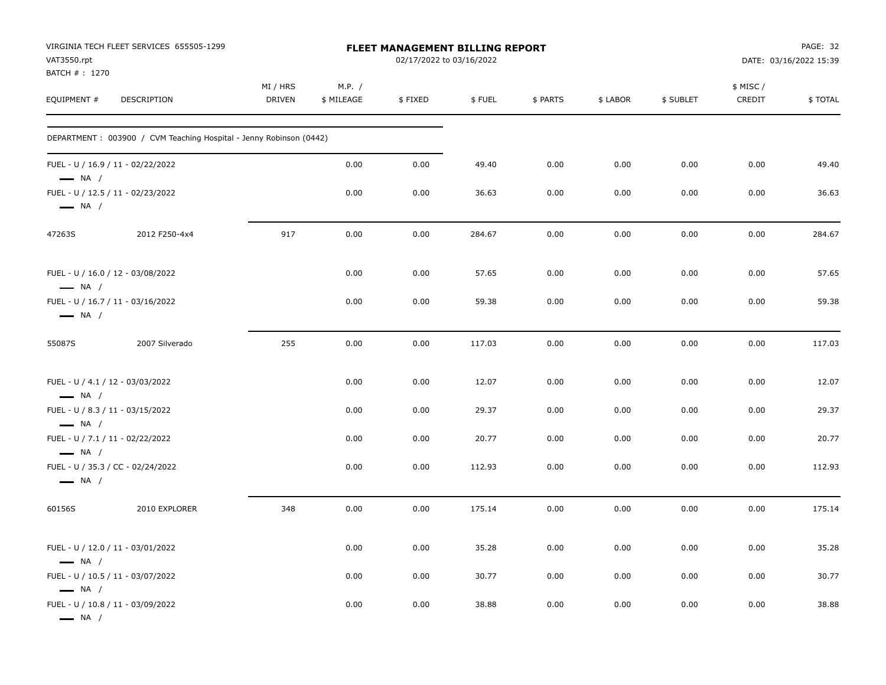VIRGINIA TECH FLEET SERVICES 655505-1299
VAT3550.rpt
BATCH # : 1270

**FLEET MANAGEMENT BILLING REPORT**
02/17/2022 to 03/16/2022

DATE: 03/16/2022 15:39

| EQUIPMENT # | DESCRIPTION | MI / HRS DRIVEN | M.P. / $ MILEAGE | $ FIXED | $ FUEL | $ PARTS | $ LABOR | $ SUBLET | $ MISC / CREDIT | $ TOTAL |
|---|---|---|---|---|---|---|---|---|---|---|
| DEPARTMENT : 003900 / CVM Teaching Hospital - Jenny Robinson (0442) | | | | | | | | | | |
| FUEL - U / 16.9 / 11 - 02/22/2022 — NA / | | | 0.00 | 0.00 | 49.40 | 0.00 | 0.00 | 0.00 | 0.00 | 49.40 |
| FUEL - U / 12.5 / 11 - 02/23/2022 — NA / | | | 0.00 | 0.00 | 36.63 | 0.00 | 0.00 | 0.00 | 0.00 | 36.63 |
| 47263S | 2012 F250-4x4 | 917 | 0.00 | 0.00 | 284.67 | 0.00 | 0.00 | 0.00 | 0.00 | 284.67 |
| FUEL - U / 16.0 / 12 - 03/08/2022 — NA / | | | 0.00 | 0.00 | 57.65 | 0.00 | 0.00 | 0.00 | 0.00 | 57.65 |
| FUEL - U / 16.7 / 11 - 03/16/2022 — NA / | | | 0.00 | 0.00 | 59.38 | 0.00 | 0.00 | 0.00 | 0.00 | 59.38 |
| 55087S | 2007 Silverado | 255 | 0.00 | 0.00 | 117.03 | 0.00 | 0.00 | 0.00 | 0.00 | 117.03 |
| FUEL - U / 4.1 / 12 - 03/03/2022 — NA / | | | 0.00 | 0.00 | 12.07 | 0.00 | 0.00 | 0.00 | 0.00 | 12.07 |
| FUEL - U / 8.3 / 11 - 03/15/2022 — NA / | | | 0.00 | 0.00 | 29.37 | 0.00 | 0.00 | 0.00 | 0.00 | 29.37 |
| FUEL - U / 7.1 / 11 - 02/22/2022 — NA / | | | 0.00 | 0.00 | 20.77 | 0.00 | 0.00 | 0.00 | 0.00 | 20.77 |
| FUEL - U / 35.3 / CC - 02/24/2022 — NA / | | | 0.00 | 0.00 | 112.93 | 0.00 | 0.00 | 0.00 | 0.00 | 112.93 |
| 60156S | 2010 EXPLORER | 348 | 0.00 | 0.00 | 175.14 | 0.00 | 0.00 | 0.00 | 0.00 | 175.14 |
| FUEL - U / 12.0 / 11 - 03/01/2022 — NA / | | | 0.00 | 0.00 | 35.28 | 0.00 | 0.00 | 0.00 | 0.00 | 35.28 |
| FUEL - U / 10.5 / 11 - 03/07/2022 — NA / | | | 0.00 | 0.00 | 30.77 | 0.00 | 0.00 | 0.00 | 0.00 | 30.77 |
| FUEL - U / 10.8 / 11 - 03/09/2022 — NA / | | | 0.00 | 0.00 | 38.88 | 0.00 | 0.00 | 0.00 | 0.00 | 38.88 |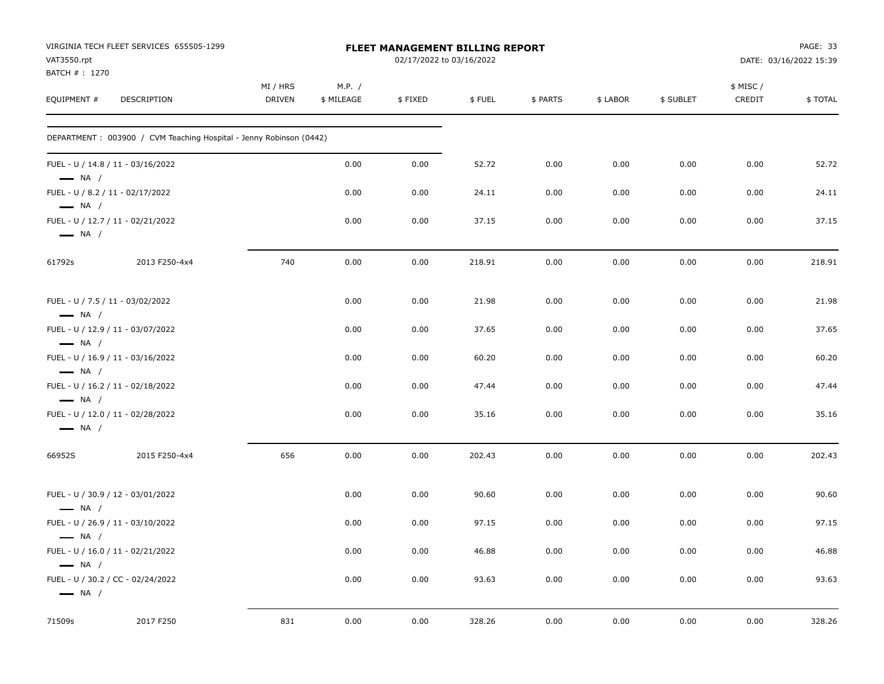VIRGINIA TECH FLEET SERVICES 655505-1299
VAT3550.rpt
BATCH # : 1270

**FLEET MANAGEMENT BILLING REPORT**
02/17/2022 to 03/16/2022

DATE: 03/16/2022 15:39

| EQUIPMENT # | DESCRIPTION | MI / HRS DRIVEN | M.P. / $ MILEAGE | $ FIXED | $ FUEL | $ PARTS | $ LABOR | $ SUBLET | $ MISC / CREDIT | $ TOTAL |
|---|---|---|---|---|---|---|---|---|---|---|
| DEPARTMENT : 003900 / CVM Teaching Hospital - Jenny Robinson (0442) | | | | | | | | | | |
| FUEL - U / 14.8 / 11 - 03/16/2022 — NA / | | | 0.00 | 0.00 | 52.72 | 0.00 | 0.00 | 0.00 | 0.00 | 52.72 |
| FUEL - U / 8.2 / 11 - 02/17/2022 — NA / | | | 0.00 | 0.00 | 24.11 | 0.00 | 0.00 | 0.00 | 0.00 | 24.11 |
| FUEL - U / 12.7 / 11 - 02/21/2022 — NA / | | | 0.00 | 0.00 | 37.15 | 0.00 | 0.00 | 0.00 | 0.00 | 37.15 |
| 61792s | 2013 F250-4x4 | 740 | 0.00 | 0.00 | 218.91 | 0.00 | 0.00 | 0.00 | 0.00 | 218.91 |
| FUEL - U / 7.5 / 11 - 03/02/2022 — NA / | | | 0.00 | 0.00 | 21.98 | 0.00 | 0.00 | 0.00 | 0.00 | 21.98 |
| FUEL - U / 12.9 / 11 - 03/07/2022 — NA / | | | 0.00 | 0.00 | 37.65 | 0.00 | 0.00 | 0.00 | 0.00 | 37.65 |
| FUEL - U / 16.9 / 11 - 03/16/2022 — NA / | | | 0.00 | 0.00 | 60.20 | 0.00 | 0.00 | 0.00 | 0.00 | 60.20 |
| FUEL - U / 16.2 / 11 - 02/18/2022 — NA / | | | 0.00 | 0.00 | 47.44 | 0.00 | 0.00 | 0.00 | 0.00 | 47.44 |
| FUEL - U / 12.0 / 11 - 02/28/2022 — NA / | | | 0.00 | 0.00 | 35.16 | 0.00 | 0.00 | 0.00 | 0.00 | 35.16 |
| 66952S | 2015 F250-4x4 | 656 | 0.00 | 0.00 | 202.43 | 0.00 | 0.00 | 0.00 | 0.00 | 202.43 |
| FUEL - U / 30.9 / 12 - 03/01/2022 — NA / | | | 0.00 | 0.00 | 90.60 | 0.00 | 0.00 | 0.00 | 0.00 | 90.60 |
| FUEL - U / 26.9 / 11 - 03/10/2022 — NA / | | | 0.00 | 0.00 | 97.15 | 0.00 | 0.00 | 0.00 | 0.00 | 97.15 |
| FUEL - U / 16.0 / 11 - 02/21/2022 — NA / | | | 0.00 | 0.00 | 46.88 | 0.00 | 0.00 | 0.00 | 0.00 | 46.88 |
| FUEL - U / 30.2 / CC - 02/24/2022 — NA / | | | 0.00 | 0.00 | 93.63 | 0.00 | 0.00 | 0.00 | 0.00 | 93.63 |
| 71509s | 2017 F250 | 831 | 0.00 | 0.00 | 328.26 | 0.00 | 0.00 | 0.00 | 0.00 | 328.26 |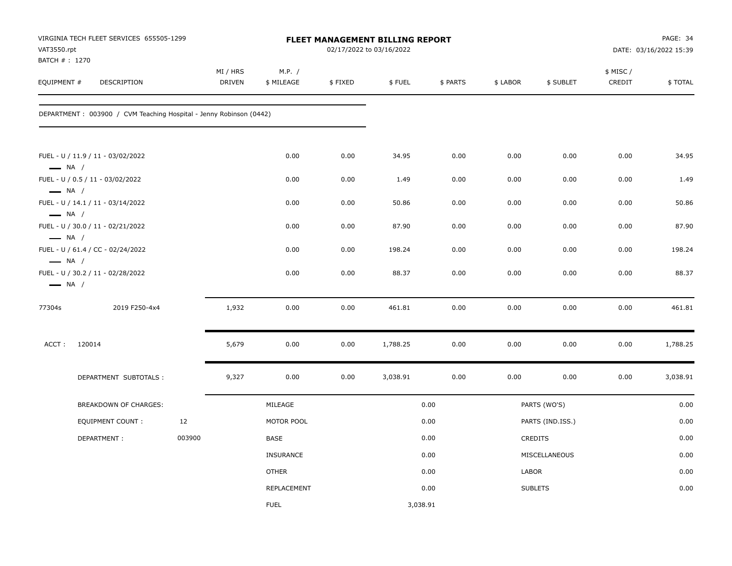VIRGINIA TECH FLEET SERVICES 655505-1299
VAT3550.rpt
BATCH # : 1270

**FLEET MANAGEMENT BILLING REPORT**
02/17/2022 to 03/16/2022

DATE: 03/16/2022 15:39

| EQUIPMENT # | DESCRIPTION | MI / HRS DRIVEN | M.P. / $ MILEAGE | $ FIXED | $ FUEL | $ PARTS | $ LABOR | $ SUBLET | $ MISC / CREDIT | $ TOTAL |
|---|---|---|---|---|---|---|---|---|---|---|
| DEPARTMENT : 003900 / CVM Teaching Hospital - Jenny Robinson (0442) | | | | | | | | | | |
| FUEL - U / 11.9 / 11 - 03/02/2022 NA / | | | 0.00 | 0.00 | 34.95 | 0.00 | 0.00 | 0.00 | 0.00 | 34.95 |
| FUEL - U / 0.5 / 11 - 03/02/2022 NA / | | | 0.00 | 0.00 | 1.49 | 0.00 | 0.00 | 0.00 | 0.00 | 1.49 |
| FUEL - U / 14.1 / 11 - 03/14/2022 NA / | | | 0.00 | 0.00 | 50.86 | 0.00 | 0.00 | 0.00 | 0.00 | 50.86 |
| FUEL - U / 30.0 / 11 - 02/21/2022 NA / | | | 0.00 | 0.00 | 87.90 | 0.00 | 0.00 | 0.00 | 0.00 | 87.90 |
| FUEL - U / 61.4 / CC - 02/24/2022 NA / | | | 0.00 | 0.00 | 198.24 | 0.00 | 0.00 | 0.00 | 0.00 | 198.24 |
| FUEL - U / 30.2 / 11 - 02/28/2022 NA / | | | 0.00 | 0.00 | 88.37 | 0.00 | 0.00 | 0.00 | 0.00 | 88.37 |
| 77304s | 2019 F250-4x4 | 1,932 | 0.00 | 0.00 | 461.81 | 0.00 | 0.00 | 0.00 | 0.00 | 461.81 |
| ACCT : | 120014 | 5,679 | 0.00 | 0.00 | 1,788.25 | 0.00 | 0.00 | 0.00 | 0.00 | 1,788.25 |
| | DEPARTMENT SUBTOTALS : | 9,327 | 0.00 | 0.00 | 3,038.91 | 0.00 | 0.00 | 0.00 | 0.00 | 3,038.91 |

| BREAKDOWN OF CHARGES: | | | | | |
|---|---|---|---|---|---|
| EQUIPMENT COUNT : | 12 | MILEAGE | 0.00 | PARTS (WO'S) | 0.00 |
| DEPARTMENT : | 003900 | MOTOR POOL | 0.00 | PARTS (IND.ISS.) | 0.00 |
| | | BASE | 0.00 | CREDITS | 0.00 |
| | | INSURANCE | 0.00 | MISCELLANEOUS | 0.00 |
| | | OTHER | 0.00 | LABOR | 0.00 |
| | | REPLACEMENT | 0.00 | SUBLETS | 0.00 |
| | | FUEL | 3,038.91 | | |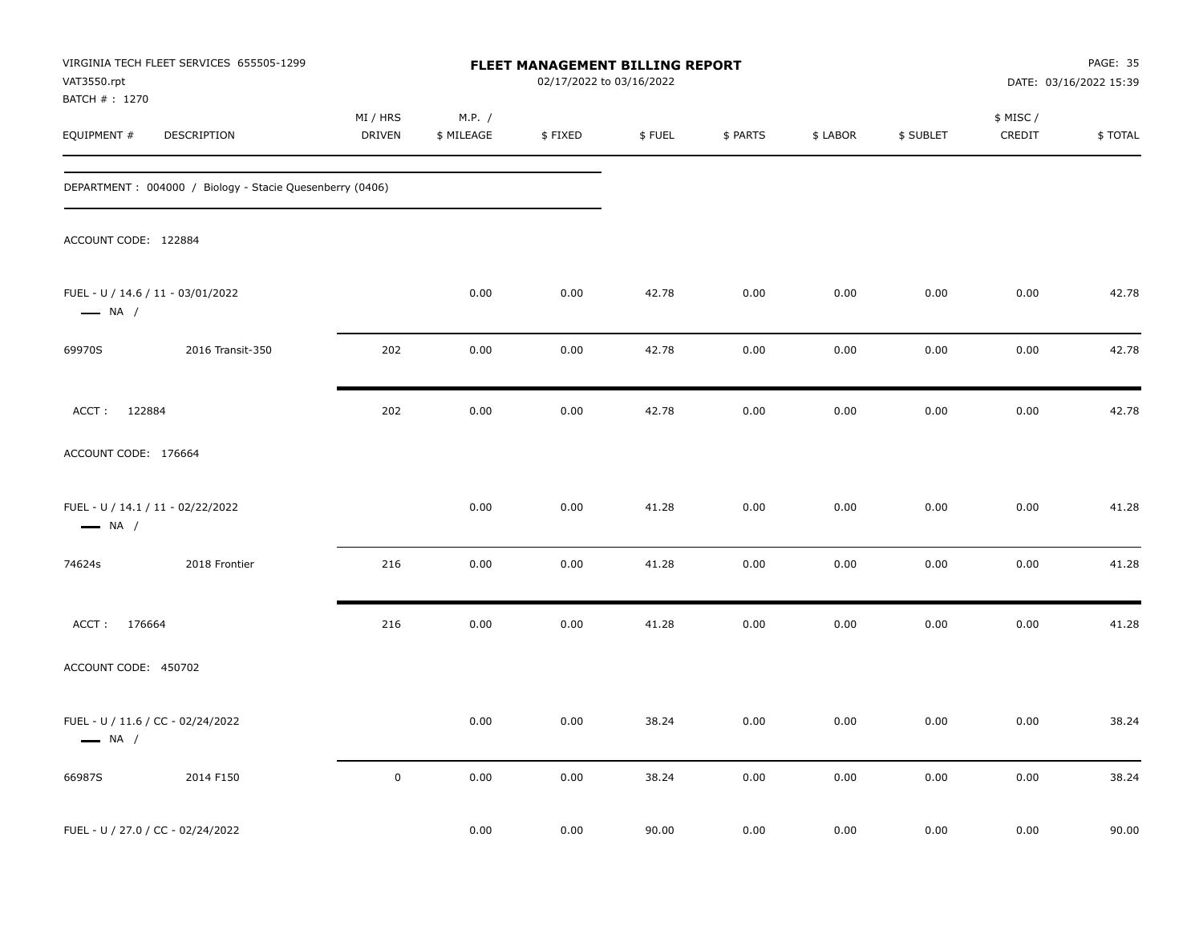VIRGINIA TECH FLEET SERVICES 655505-1299
VAT3550.rpt
BATCH # : 1270

**FLEET MANAGEMENT BILLING REPORT**
02/17/2022 to 03/16/2022

PAGE: 35
DATE: 03/16/2022 15:39

| EQUIPMENT # | DESCRIPTION | MI / HRS DRIVEN | M.P. / $ MILEAGE | $ FIXED | $ FUEL | $ PARTS | $ LABOR | $ SUBLET | $ MISC / CREDIT | $ TOTAL |
|---|---|---|---|---|---|---|---|---|---|---|
| DEPARTMENT : 004000 / Biology - Stacie Quesenberry (0406) | | | | | | | | | | |
| ACCOUNT CODE: 122884 | | | | | | | | | | |
| FUEL - U / 14.6 / 11 - 03/01/2022 — NA / | | | 0.00 | 0.00 | 42.78 | 0.00 | 0.00 | 0.00 | 0.00 | 42.78 |
| 69970S | 2016 Transit-350 | 202 | 0.00 | 0.00 | 42.78 | 0.00 | 0.00 | 0.00 | 0.00 | 42.78 |
| ACCT : 122884 | | 202 | 0.00 | 0.00 | 42.78 | 0.00 | 0.00 | 0.00 | 0.00 | 42.78 |
| ACCOUNT CODE: 176664 | | | | | | | | | | |
| FUEL - U / 14.1 / 11 - 02/22/2022 — NA / | | | 0.00 | 0.00 | 41.28 | 0.00 | 0.00 | 0.00 | 0.00 | 41.28 |
| 74624s | 2018 Frontier | 216 | 0.00 | 0.00 | 41.28 | 0.00 | 0.00 | 0.00 | 0.00 | 41.28 |
| ACCT : 176664 | | 216 | 0.00 | 0.00 | 41.28 | 0.00 | 0.00 | 0.00 | 0.00 | 41.28 |
| ACCOUNT CODE: 450702 | | | | | | | | | | |
| FUEL - U / 11.6 / CC - 02/24/2022 — NA / | | | 0.00 | 0.00 | 38.24 | 0.00 | 0.00 | 0.00 | 0.00 | 38.24 |
| 66987S | 2014 F150 | 0 | 0.00 | 0.00 | 38.24 | 0.00 | 0.00 | 0.00 | 0.00 | 38.24 |
| FUEL - U / 27.0 / CC - 02/24/2022 | | | 0.00 | 0.00 | 90.00 | 0.00 | 0.00 | 0.00 | 0.00 | 90.00 |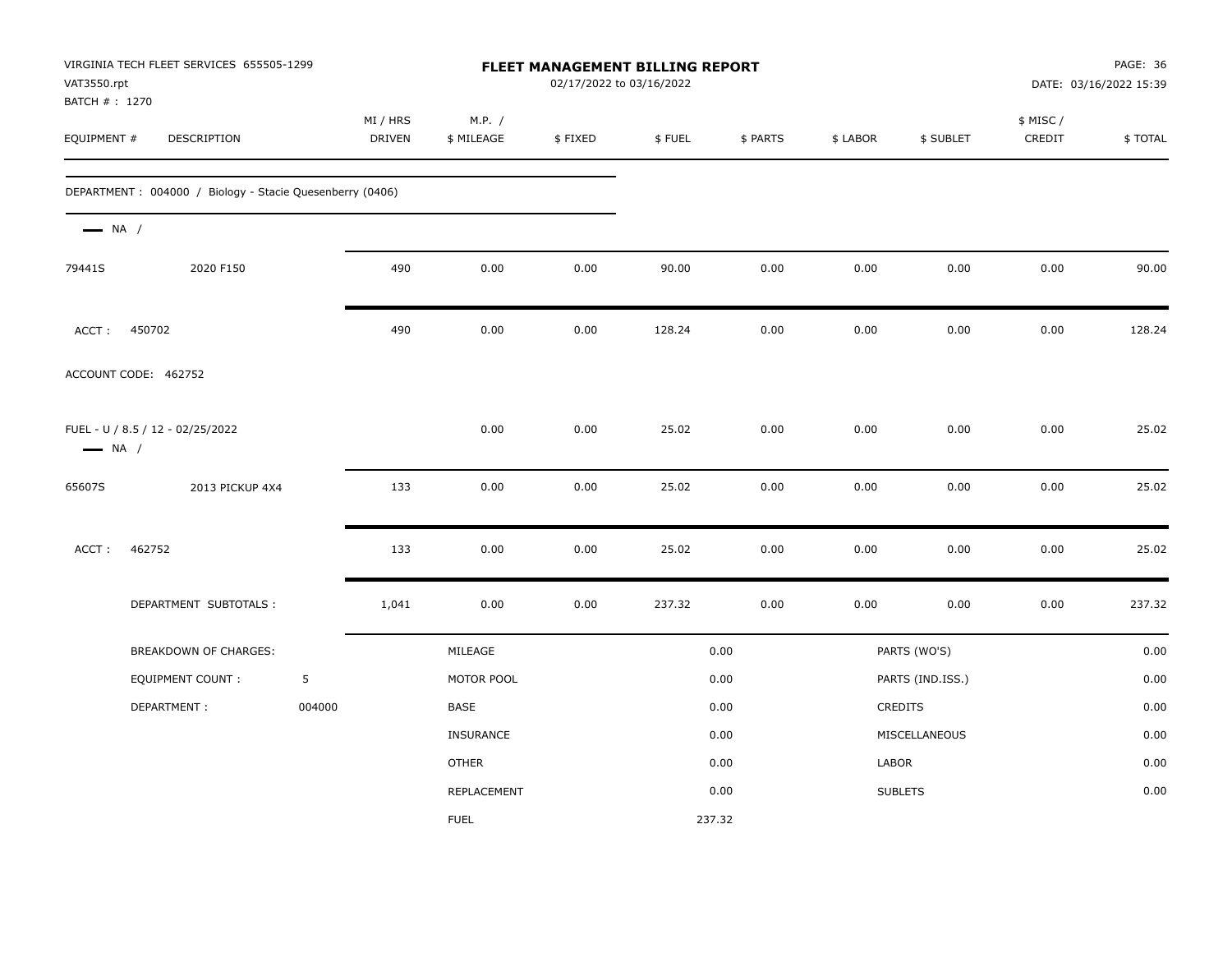VIRGINIA TECH FLEET SERVICES 655505-1299
VAT3550.rpt
BATCH # : 1270

**FLEET MANAGEMENT BILLING REPORT**
02/17/2022 to 03/16/2022

DATE: 03/16/2022 15:39

| EQUIPMENT # | DESCRIPTION | MI / HRS DRIVEN | M.P. / $ MILEAGE | $ FIXED | $ FUEL | $ PARTS | $ LABOR | $ SUBLET | $ MISC / CREDIT | $ TOTAL |
|---|---|---|---|---|---|---|---|---|---|---|
| DEPARTMENT : 004000 / Biology - Stacie Quesenberry (0406) | | | | | | | | | | |
| — NA / | | | | | | | | | | |
| 79441S | 2020 F150 | 490 | 0.00 | 0.00 | 90.00 | 0.00 | 0.00 | 0.00 | 0.00 | 90.00 |
| ACCT : 450702 | | 490 | 0.00 | 0.00 | 128.24 | 0.00 | 0.00 | 0.00 | 0.00 | 128.24 |
| ACCOUNT CODE: 462752 | | | | | | | | | | |
| FUEL - U / 8.5 / 12 - 02/25/2022 | | | 0.00 | 0.00 | 25.02 | 0.00 | 0.00 | 0.00 | 0.00 | 25.02 |
| — NA / | | | | | | | | | | |
| 65607S | 2013 PICKUP 4X4 | 133 | 0.00 | 0.00 | 25.02 | 0.00 | 0.00 | 0.00 | 0.00 | 25.02 |
| ACCT : 462752 | | 133 | 0.00 | 0.00 | 25.02 | 0.00 | 0.00 | 0.00 | 0.00 | 25.02 |
| DEPARTMENT SUBTOTALS : | | 1,041 | 0.00 | 0.00 | 237.32 | 0.00 | 0.00 | 0.00 | 0.00 | 237.32 |

| BREAKDOWN OF CHARGES: | | | | | |
|---|---|---|---|---|---|
| EQUIPMENT COUNT : | 5 | MILEAGE | 0.00 | PARTS (WO'S) | 0.00 |
| DEPARTMENT : | 004000 | MOTOR POOL | 0.00 | PARTS (IND.ISS.) | 0.00 |
| | | BASE | 0.00 | CREDITS | 0.00 |
| | | INSURANCE | 0.00 | MISCELLANEOUS | 0.00 |
| | | OTHER | 0.00 | LABOR | 0.00 |
| | | REPLACEMENT | 0.00 | SUBLETS | 0.00 |
| | | FUEL | 237.32 | | |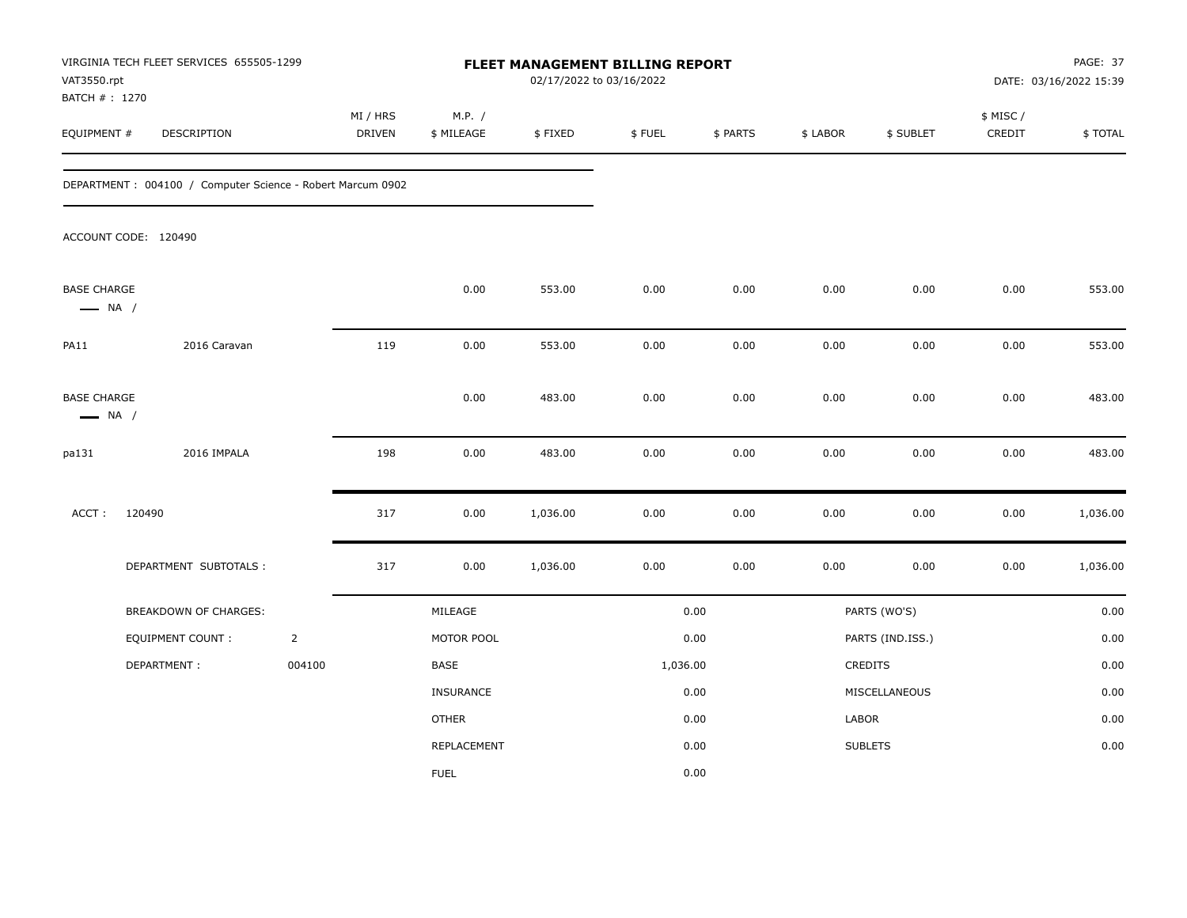VIRGINIA TECH FLEET SERVICES 655505-1299
VAT3550.rpt
BATCH # : 1270

# FLEET MANAGEMENT BILLING REPORT

02/17/2022 to 03/16/2022

PAGE: 37
DATE: 03/16/2022 15:39

| EQUIPMENT # | DESCRIPTION | MI / HRS DRIVEN | M.P. / $ MILEAGE | $ FIXED | $ FUEL | $ PARTS | $ LABOR | $ SUBLET | $ MISC / CREDIT | $ TOTAL |
|---|---|---|---|---|---|---|---|---|---|---|

DEPARTMENT : 004100 / Computer Science - Robert Marcum 0902

ACCOUNT CODE: 120490

| EQUIPMENT # | DESCRIPTION | MI / HRS DRIVEN | M.P. / $ MILEAGE | $ FIXED | $ FUEL | $ PARTS | $ LABOR | $ SUBLET | $ MISC / CREDIT | $ TOTAL |
|---|---|---|---|---|---|---|---|---|---|---|
| BASE CHARGE — NA / | | | 0.00 | 553.00 | 0.00 | 0.00 | 0.00 | 0.00 | 0.00 | 553.00 |
| PA11 | 2016 Caravan | 119 | 0.00 | 553.00 | 0.00 | 0.00 | 0.00 | 0.00 | 0.00 | 553.00 |
| BASE CHARGE — NA / | | | 0.00 | 483.00 | 0.00 | 0.00 | 0.00 | 0.00 | 0.00 | 483.00 |
| pa131 | 2016 IMPALA | 198 | 0.00 | 483.00 | 0.00 | 0.00 | 0.00 | 0.00 | 0.00 | 483.00 |
| ACCT : 120490 | | 317 | 0.00 | 1,036.00 | 0.00 | 0.00 | 0.00 | 0.00 | 0.00 | 1,036.00 |
| DEPARTMENT SUBTOTALS : | | 317 | 0.00 | 1,036.00 | 0.00 | 0.00 | 0.00 | 0.00 | 0.00 | 1,036.00 |

| BREAKDOWN OF CHARGES: | | | | | |
|---|---|---|---|---|---|
| EQUIPMENT COUNT : | 2 | MILEAGE | 0.00 | PARTS (WO'S) | 0.00 |
| DEPARTMENT : | 004100 | MOTOR POOL | 0.00 | PARTS (IND.ISS.) | 0.00 |
| | | BASE | 1,036.00 | CREDITS | 0.00 |
| | | INSURANCE | 0.00 | MISCELLANEOUS | 0.00 |
| | | OTHER | 0.00 | LABOR | 0.00 |
| | | REPLACEMENT | 0.00 | SUBLETS | 0.00 |
| | | FUEL | 0.00 | | |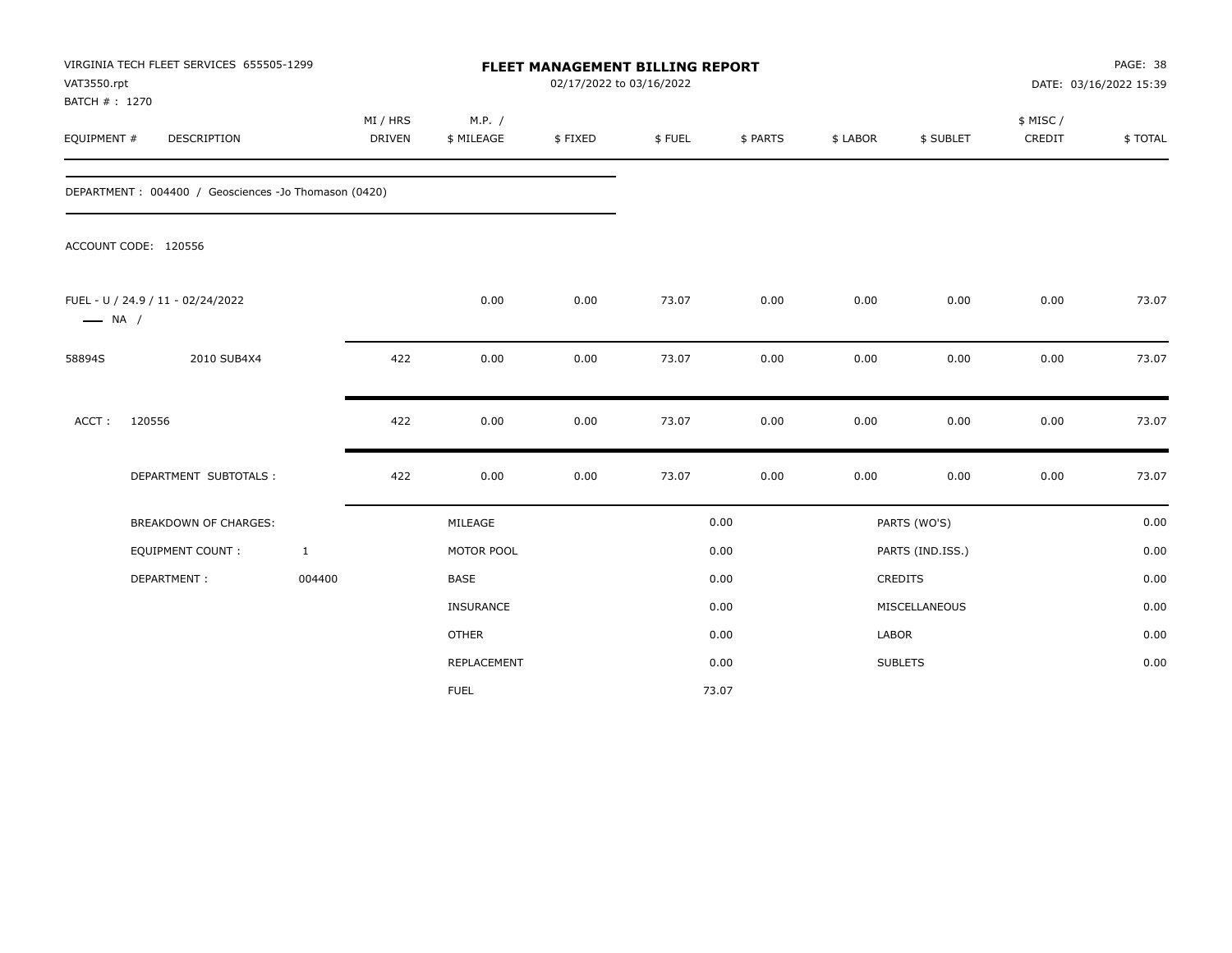VIRGINIA TECH FLEET SERVICES 655505-1299
VAT3550.rpt
BATCH # : 1270

**FLEET MANAGEMENT BILLING REPORT**
02/17/2022 to 03/16/2022

PAGE: 38
DATE: 03/16/2022 15:39

| EQUIPMENT # | DESCRIPTION | MI / HRS DRIVEN | M.P. / $ MILEAGE | $ FIXED | $ FUEL | $ PARTS | $ LABOR | $ SUBLET | $ MISC / CREDIT | $ TOTAL |
|---|---|---|---|---|---|---|---|---|---|---|
| DEPARTMENT : 004400 / Geosciences -Jo Thomason (0420) | | | | | | | | | | |
| ACCOUNT CODE: 120556 | | | | | | | | | | |
| FUEL - U / 24.9 / 11 - 02/24/2022 —— NA / | | | 0.00 | 0.00 | 73.07 | 0.00 | 0.00 | 0.00 | 0.00 | 73.07 |
| 58894S | 2010 SUB4X4 | 422 | 0.00 | 0.00 | 73.07 | 0.00 | 0.00 | 0.00 | 0.00 | 73.07 |
| ACCT : | 120556 | 422 | 0.00 | 0.00 | 73.07 | 0.00 | 0.00 | 0.00 | 0.00 | 73.07 |
| | DEPARTMENT SUBTOTALS : | 422 | 0.00 | 0.00 | 73.07 | 0.00 | 0.00 | 0.00 | 0.00 | 73.07 |

| BREAKDOWN OF CHARGES: | | | | | |
|---|---|---|---|---|---|
| EQUIPMENT COUNT : | 1 | MILEAGE | 0.00 | PARTS (WO'S) | 0.00 |
| DEPARTMENT : | 004400 | MOTOR POOL | 0.00 | PARTS (IND.ISS.) | 0.00 |
| | | BASE | 0.00 | CREDITS | 0.00 |
| | | INSURANCE | 0.00 | MISCELLANEOUS | 0.00 |
| | | OTHER | 0.00 | LABOR | 0.00 |
| | | REPLACEMENT | 0.00 | SUBLETS | 0.00 |
| | | FUEL | 73.07 | | |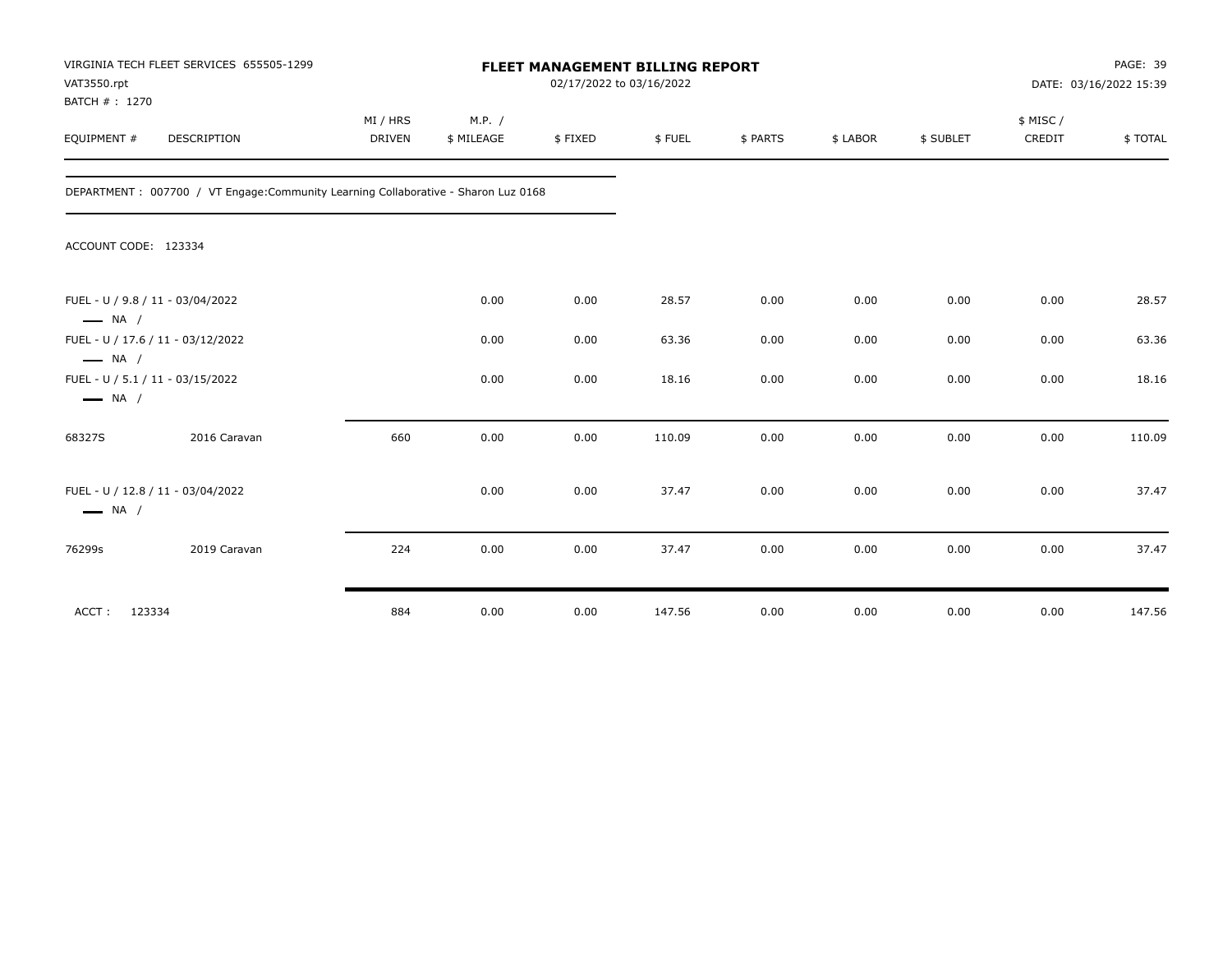VIRGINIA TECH FLEET SERVICES 655505-1299
VAT3550.rpt
BATCH # : 1270

**FLEET MANAGEMENT BILLING REPORT**
02/17/2022 to 03/16/2022

DATE: 03/16/2022 15:39

| EQUIPMENT # | DESCRIPTION | MI / HRS DRIVEN | M.P. / $ MILEAGE | $ FIXED | $ FUEL | $ PARTS | $ LABOR | $ SUBLET | $ MISC / CREDIT | $ TOTAL |
|---|---|---|---|---|---|---|---|---|---|---|

DEPARTMENT : 007700 / VT Engage:Community Learning Collaborative - Sharon Luz 0168

ACCOUNT CODE: 123334

| EQUIPMENT # | DESCRIPTION | MI / HRS DRIVEN | M.P. / $ MILEAGE | $ FIXED | $ FUEL | $ PARTS | $ LABOR | $ SUBLET | $ MISC / CREDIT | $ TOTAL |
|---|---|---|---|---|---|---|---|---|---|---|
| FUEL - U / 9.8 / 11 - 03/04/2022 — NA / | | | 0.00 | 0.00 | 28.57 | 0.00 | 0.00 | 0.00 | 0.00 | 28.57 |
| FUEL - U / 17.6 / 11 - 03/12/2022 — NA / | | | 0.00 | 0.00 | 63.36 | 0.00 | 0.00 | 0.00 | 0.00 | 63.36 |
| FUEL - U / 5.1 / 11 - 03/15/2022 — NA / | | | 0.00 | 0.00 | 18.16 | 0.00 | 0.00 | 0.00 | 0.00 | 18.16 |
| 68327S | 2016 Caravan | 660 | 0.00 | 0.00 | 110.09 | 0.00 | 0.00 | 0.00 | 0.00 | 110.09 |
| FUEL - U / 12.8 / 11 - 03/04/2022 — NA / | | | 0.00 | 0.00 | 37.47 | 0.00 | 0.00 | 0.00 | 0.00 | 37.47 |
| 76299s | 2019 Caravan | 224 | 0.00 | 0.00 | 37.47 | 0.00 | 0.00 | 0.00 | 0.00 | 37.47 |
| ACCT : 123334 | | 884 | 0.00 | 0.00 | 147.56 | 0.00 | 0.00 | 0.00 | 0.00 | 147.56 |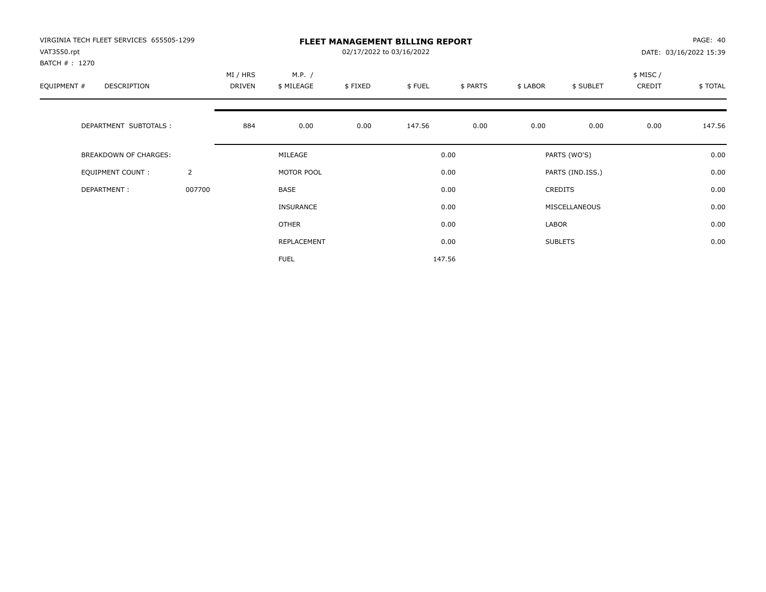VIRGINIA TECH FLEET SERVICES 655505-1299
VAT3550.rpt
BATCH # : 1270

# FLEET MANAGEMENT BILLING REPORT

02/17/2022 to 03/16/2022

PAGE: 40
DATE: 03/16/2022 15:39

| EQUIPMENT # | DESCRIPTION | MI / HRS DRIVEN | M.P. / $ MILEAGE | $ FIXED | $ FUEL | $ PARTS | $ LABOR | $ SUBLET | $ MISC / CREDIT | $ TOTAL |
|---|---|---|---|---|---|---|---|---|---|---|
| | DEPARTMENT SUBTOTALS : | 884 | 0.00 | 0.00 | 147.56 | 0.00 | 0.00 | 0.00 | 0.00 | 147.56 |

| | | | | | |
|---|---|---|---|---|---|
| BREAKDOWN OF CHARGES: | | MILEAGE | 0.00 | PARTS (WO'S) | 0.00 |
| EQUIPMENT COUNT : | 2 | MOTOR POOL | 0.00 | PARTS (IND.ISS.) | 0.00 |
| DEPARTMENT : | 007700 | BASE | 0.00 | CREDITS | 0.00 |
| | | INSURANCE | 0.00 | MISCELLANEOUS | 0.00 |
| | | OTHER | 0.00 | LABOR | 0.00 |
| | | REPLACEMENT | 0.00 | SUBLETS | 0.00 |
| | | FUEL | 147.56 | | |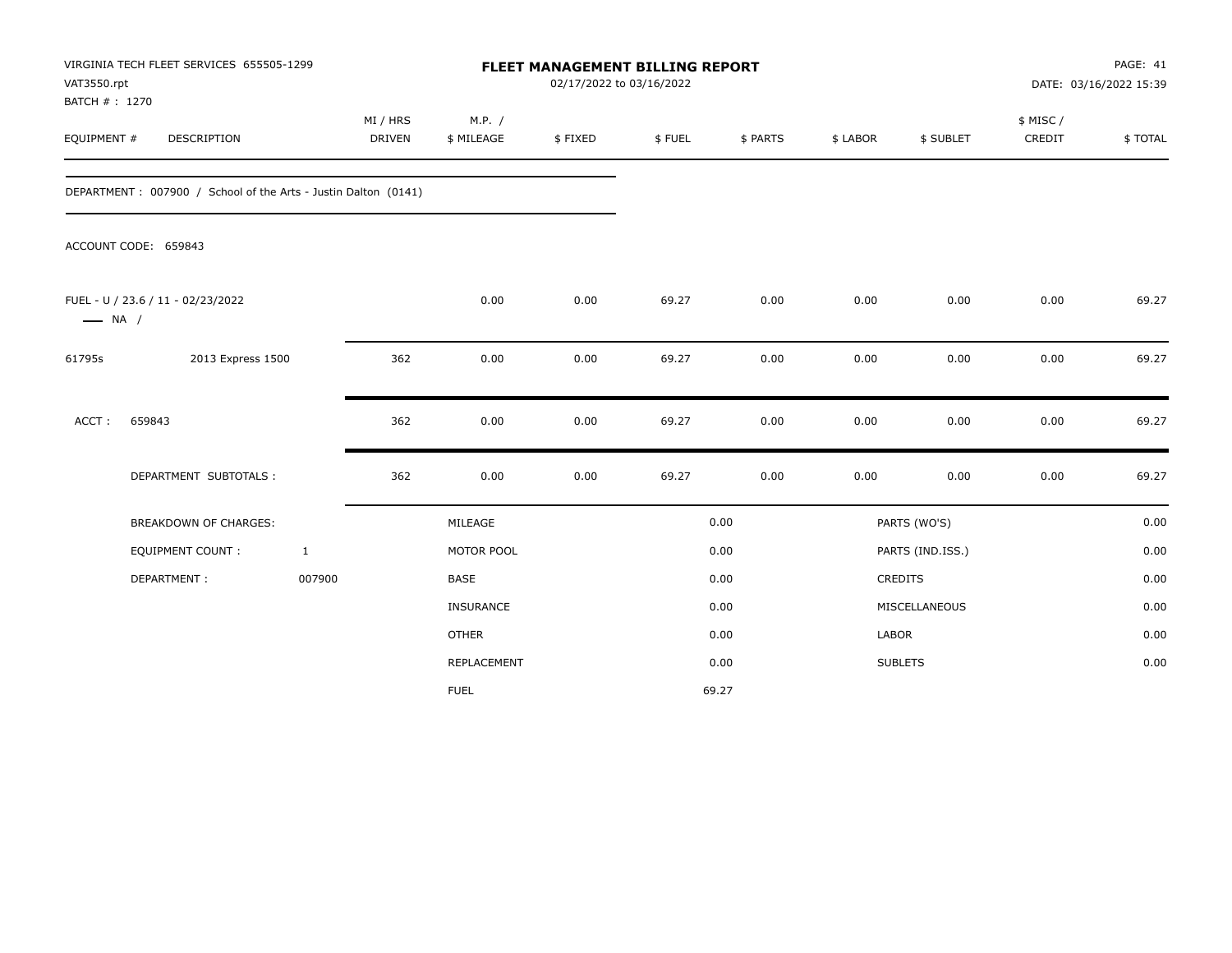VIRGINIA TECH FLEET SERVICES 655505-1299
VAT3550.rpt
BATCH # : 1270

# FLEET MANAGEMENT BILLING REPORT

02/17/2022 to 03/16/2022

PAGE: 41
DATE: 03/16/2022 15:39

| EQUIPMENT # | DESCRIPTION | MI / HRS DRIVEN | M.P. / $ MILEAGE | $ FIXED | $ FUEL | $ PARTS | $ LABOR | $ SUBLET | $ MISC / CREDIT | $ TOTAL |
|---|---|---|---|---|---|---|---|---|---|---|

DEPARTMENT : 007900 / School of the Arts - Justin Dalton (0141)

ACCOUNT CODE: 659843

| EQUIPMENT # | DESCRIPTION | MI / HRS DRIVEN | M.P. / $ MILEAGE | $ FIXED | $ FUEL | $ PARTS | $ LABOR | $ SUBLET | $ MISC / CREDIT | $ TOTAL |
|---|---|---|---|---|---|---|---|---|---|---|
| FUEL - U / 23.6 / 11 - 02/23/2022 — NA / | | | 0.00 | 0.00 | 69.27 | 0.00 | 0.00 | 0.00 | 0.00 | 69.27 |
| 61795s | 2013 Express 1500 | 362 | 0.00 | 0.00 | 69.27 | 0.00 | 0.00 | 0.00 | 0.00 | 69.27 |
| ACCT : | 659843 | 362 | 0.00 | 0.00 | 69.27 | 0.00 | 0.00 | 0.00 | 0.00 | 69.27 |
| | DEPARTMENT SUBTOTALS : | 362 | 0.00 | 0.00 | 69.27 | 0.00 | 0.00 | 0.00 | 0.00 | 69.27 |

| BREAKDOWN OF CHARGES: | | | | | |
|---|---|---|---|---|---|
| EQUIPMENT COUNT : | 1 | MILEAGE | 0.00 | PARTS (WO'S) | 0.00 |
| DEPARTMENT : | 007900 | MOTOR POOL | 0.00 | PARTS (IND.ISS.) | 0.00 |
| | | BASE | 0.00 | CREDITS | 0.00 |
| | | INSURANCE | 0.00 | MISCELLANEOUS | 0.00 |
| | | OTHER | 0.00 | LABOR | 0.00 |
| | | REPLACEMENT | 0.00 | SUBLETS | 0.00 |
| | | FUEL | 69.27 | | |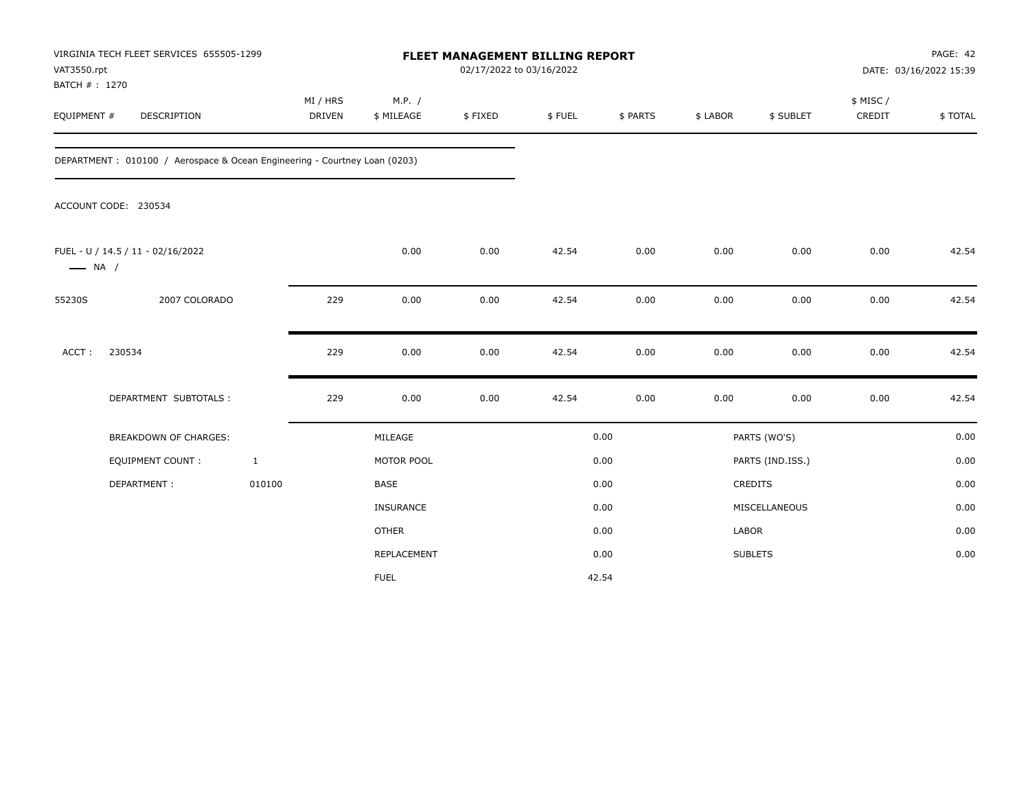VIRGINIA TECH FLEET SERVICES 655505-1299
VAT3550.rpt
BATCH # : 1270

**FLEET MANAGEMENT BILLING REPORT**
02/17/2022 to 03/16/2022

PAGE: 42
DATE: 03/16/2022 15:39

| EQUIPMENT # | DESCRIPTION | MI / HRS DRIVEN | M.P. / $ MILEAGE | $ FIXED | $ FUEL | $ PARTS | $ LABOR | $ SUBLET | $ MISC / CREDIT | $ TOTAL |
|---|---|---|---|---|---|---|---|---|---|---|

DEPARTMENT : 010100 / Aerospace & Ocean Engineering - Courtney Loan (0203)

ACCOUNT CODE: 230534

| EQUIPMENT # | DESCRIPTION | MI / HRS DRIVEN | M.P. / $ MILEAGE | $ FIXED | $ FUEL | $ PARTS | $ LABOR | $ SUBLET | $ MISC / CREDIT | $ TOTAL |
|---|---|---|---|---|---|---|---|---|---|---|
| FUEL - U / 14.5 / 11 - 02/16/2022 — NA / | | | 0.00 | 0.00 | 42.54 | 0.00 | 0.00 | 0.00 | 0.00 | 42.54 |
| 55230S | 2007 COLORADO | 229 | 0.00 | 0.00 | 42.54 | 0.00 | 0.00 | 0.00 | 0.00 | 42.54 |
| ACCT : | 230534 | 229 | 0.00 | 0.00 | 42.54 | 0.00 | 0.00 | 0.00 | 0.00 | 42.54 |
| | DEPARTMENT SUBTOTALS : | 229 | 0.00 | 0.00 | 42.54 | 0.00 | 0.00 | 0.00 | 0.00 | 42.54 |

| BREAKDOWN OF CHARGES: | | | | | |
|---|---|---|---|---|---|
| EQUIPMENT COUNT : | 1 | MILEAGE | 0.00 | PARTS (WO'S) | 0.00 |
| DEPARTMENT : | 010100 | MOTOR POOL | 0.00 | PARTS (IND.ISS.) | 0.00 |
| | | BASE | 0.00 | CREDITS | 0.00 |
| | | INSURANCE | 0.00 | MISCELLANEOUS | 0.00 |
| | | OTHER | 0.00 | LABOR | 0.00 |
| | | REPLACEMENT | 0.00 | SUBLETS | 0.00 |
| | | FUEL | 42.54 | | |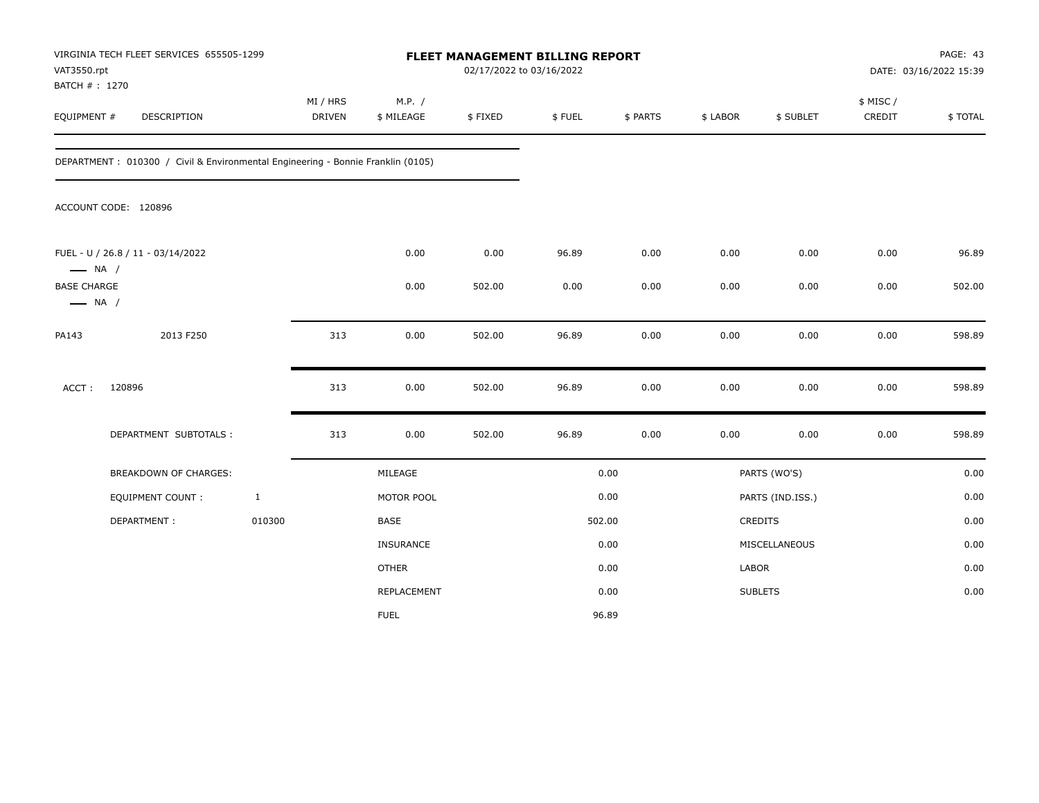VIRGINIA TECH FLEET SERVICES 655505-1299
VAT3550.rpt
BATCH # : 1270

# FLEET MANAGEMENT BILLING REPORT

02/17/2022 to 03/16/2022

PAGE: 43
DATE: 03/16/2022 15:39

| EQUIPMENT # | DESCRIPTION | MI / HRS DRIVEN | M.P. / $ MILEAGE | $ FIXED | $ FUEL | $ PARTS | $ LABOR | $ SUBLET | $ MISC / CREDIT | $ TOTAL |
|---|---|---|---|---|---|---|---|---|---|---|

DEPARTMENT : 010300 / Civil & Environmental Engineering - Bonnie Franklin (0105)

ACCOUNT CODE: 120896

| EQUIPMENT # | DESCRIPTION | MI / HRS DRIVEN | M.P. / $ MILEAGE | $ FIXED | $ FUEL | $ PARTS | $ LABOR | $ SUBLET | $ MISC / CREDIT | $ TOTAL |
|---|---|---|---|---|---|---|---|---|---|---|
| FUEL - U / 26.8 / 11 - 03/14/2022 — NA / | | | 0.00 | 0.00 | 96.89 | 0.00 | 0.00 | 0.00 | 0.00 | 96.89 |
| BASE CHARGE — NA / | | | 0.00 | 502.00 | 0.00 | 0.00 | 0.00 | 0.00 | 0.00 | 502.00 |
| PA143 | 2013 F250 | 313 | 0.00 | 502.00 | 96.89 | 0.00 | 0.00 | 0.00 | 0.00 | 598.89 |
| ACCT : | 120896 | 313 | 0.00 | 502.00 | 96.89 | 0.00 | 0.00 | 0.00 | 0.00 | 598.89 |
| | DEPARTMENT SUBTOTALS : | 313 | 0.00 | 502.00 | 96.89 | 0.00 | 0.00 | 0.00 | 0.00 | 598.89 |

| BREAKDOWN OF CHARGES: | | | | | |
|---|---|---|---|---|---|
| | | MILEAGE | 0.00 | PARTS (WO'S) | 0.00 |
| EQUIPMENT COUNT : | 1 | MOTOR POOL | 0.00 | PARTS (IND.ISS.) | 0.00 |
| DEPARTMENT : | 010300 | BASE | 502.00 | CREDITS | 0.00 |
| | | INSURANCE | 0.00 | MISCELLANEOUS | 0.00 |
| | | OTHER | 0.00 | LABOR | 0.00 |
| | | REPLACEMENT | 0.00 | SUBLETS | 0.00 |
| | | FUEL | 96.89 | | |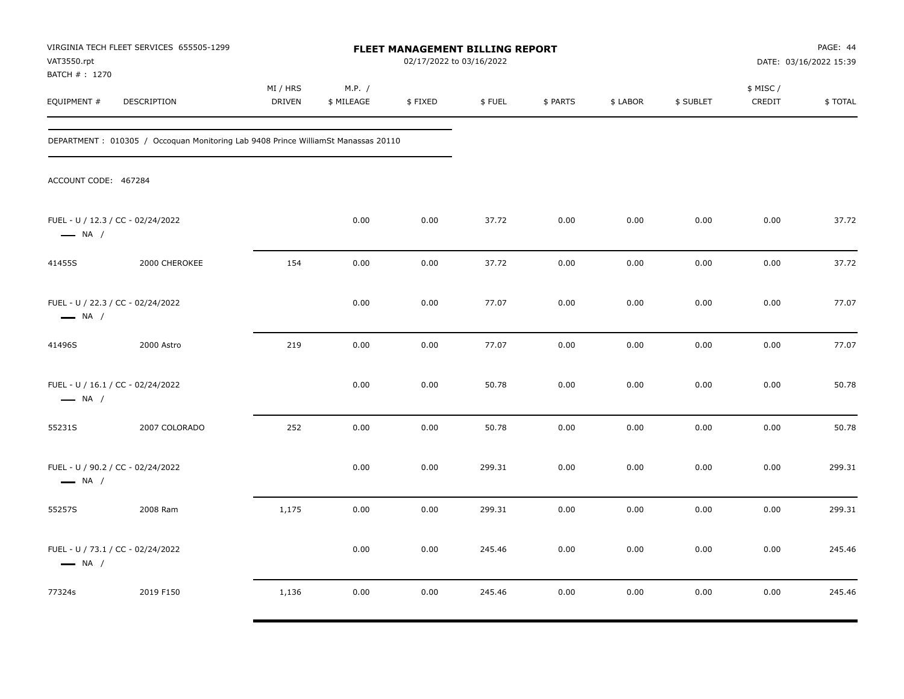VIRGINIA TECH FLEET SERVICES 655505-1299
VAT3550.rpt
BATCH # : 1270

**FLEET MANAGEMENT BILLING REPORT**
02/17/2022 to 03/16/2022

DATE: 03/16/2022 15:39

| EQUIPMENT # | DESCRIPTION | MI / HRS DRIVEN | M.P. / $ MILEAGE | $ FIXED | $ FUEL | $ PARTS | $ LABOR | $ SUBLET | $ MISC / CREDIT | $ TOTAL |
|---|---|---|---|---|---|---|---|---|---|---|

DEPARTMENT : 010305 / Occoquan Monitoring Lab 9408 Prince WilliamSt Manassas 20110

ACCOUNT CODE: 467284

| EQUIPMENT # | DESCRIPTION | MI / HRS DRIVEN | M.P. / $ MILEAGE | $ FIXED | $ FUEL | $ PARTS | $ LABOR | $ SUBLET | $ MISC / CREDIT | $ TOTAL |
|---|---|---|---|---|---|---|---|---|---|---|
| FUEL - U / 12.3 / CC - 02/24/2022 — NA / | | | 0.00 | 0.00 | 37.72 | 0.00 | 0.00 | 0.00 | 0.00 | 37.72 |
| 41455S | 2000 CHEROKEE | 154 | 0.00 | 0.00 | 37.72 | 0.00 | 0.00 | 0.00 | 0.00 | 37.72 |
| FUEL - U / 22.3 / CC - 02/24/2022 — NA / | | | 0.00 | 0.00 | 77.07 | 0.00 | 0.00 | 0.00 | 0.00 | 77.07 |
| 41496S | 2000 Astro | 219 | 0.00 | 0.00 | 77.07 | 0.00 | 0.00 | 0.00 | 0.00 | 77.07 |
| FUEL - U / 16.1 / CC - 02/24/2022 — NA / | | | 0.00 | 0.00 | 50.78 | 0.00 | 0.00 | 0.00 | 0.00 | 50.78 |
| 55231S | 2007 COLORADO | 252 | 0.00 | 0.00 | 50.78 | 0.00 | 0.00 | 0.00 | 0.00 | 50.78 |
| FUEL - U / 90.2 / CC - 02/24/2022 — NA / | | | 0.00 | 0.00 | 299.31 | 0.00 | 0.00 | 0.00 | 0.00 | 299.31 |
| 55257S | 2008 Ram | 1,175 | 0.00 | 0.00 | 299.31 | 0.00 | 0.00 | 0.00 | 0.00 | 299.31 |
| FUEL - U / 73.1 / CC - 02/24/2022 — NA / | | | 0.00 | 0.00 | 245.46 | 0.00 | 0.00 | 0.00 | 0.00 | 245.46 |
| 77324s | 2019 F150 | 1,136 | 0.00 | 0.00 | 245.46 | 0.00 | 0.00 | 0.00 | 0.00 | 245.46 |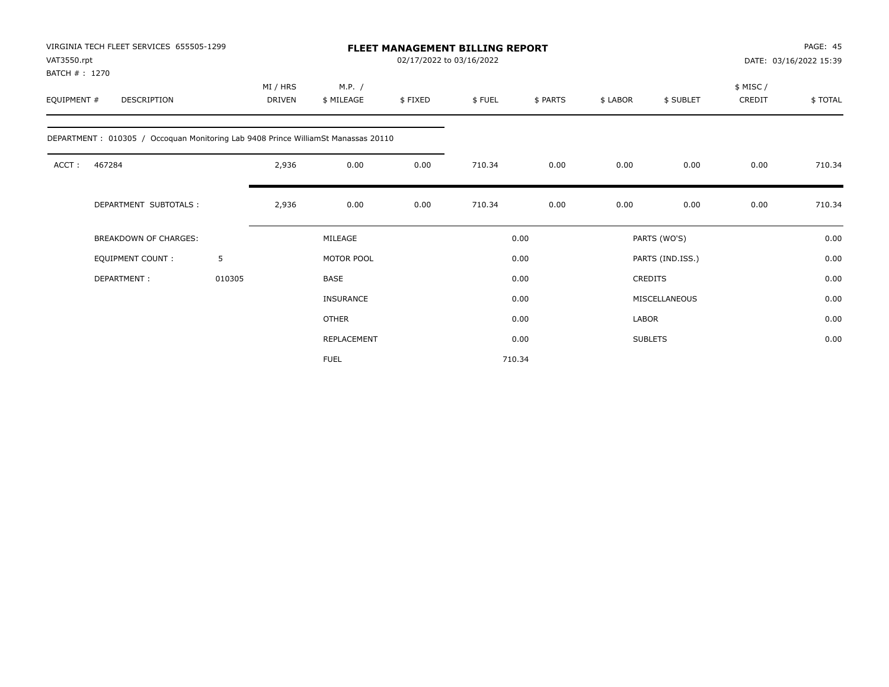VIRGINIA TECH FLEET SERVICES 655505-1299
VAT3550.rpt
BATCH # : 1270

# FLEET MANAGEMENT BILLING REPORT

02/17/2022 to 03/16/2022

DATE: 03/16/2022 15:39

| EQUIPMENT # | DESCRIPTION | MI / HRS DRIVEN | M.P. / $ MILEAGE | $ FIXED | $ FUEL | $ PARTS | $ LABOR | $ SUBLET | $ MISC / CREDIT | $ TOTAL |
|---|---|---|---|---|---|---|---|---|---|---|
| DEPARTMENT : 010305 / Occoquan Monitoring Lab 9408 Prince WilliamSt Manassas 20110 | | | | | | | | | | |
| ACCT : | 467284 | 2,936 | 0.00 | 0.00 | 710.34 | 0.00 | 0.00 | 0.00 | 0.00 | 710.34 |
| | DEPARTMENT SUBTOTALS : | 2,936 | 0.00 | 0.00 | 710.34 | 0.00 | 0.00 | 0.00 | 0.00 | 710.34 |

| BREAKDOWN OF CHARGES: | | MILEAGE | 0.00 | PARTS (WO'S) | 0.00 |
|---|---|---|---|---|---|
| EQUIPMENT COUNT : | 5 | MOTOR POOL | 0.00 | PARTS (IND.ISS.) | 0.00 |
| DEPARTMENT : | 010305 | BASE | 0.00 | CREDITS | 0.00 |
| | | INSURANCE | 0.00 | MISCELLANEOUS | 0.00 |
| | | OTHER | 0.00 | LABOR | 0.00 |
| | | REPLACEMENT | 0.00 | SUBLETS | 0.00 |
| | | FUEL | 710.34 | | |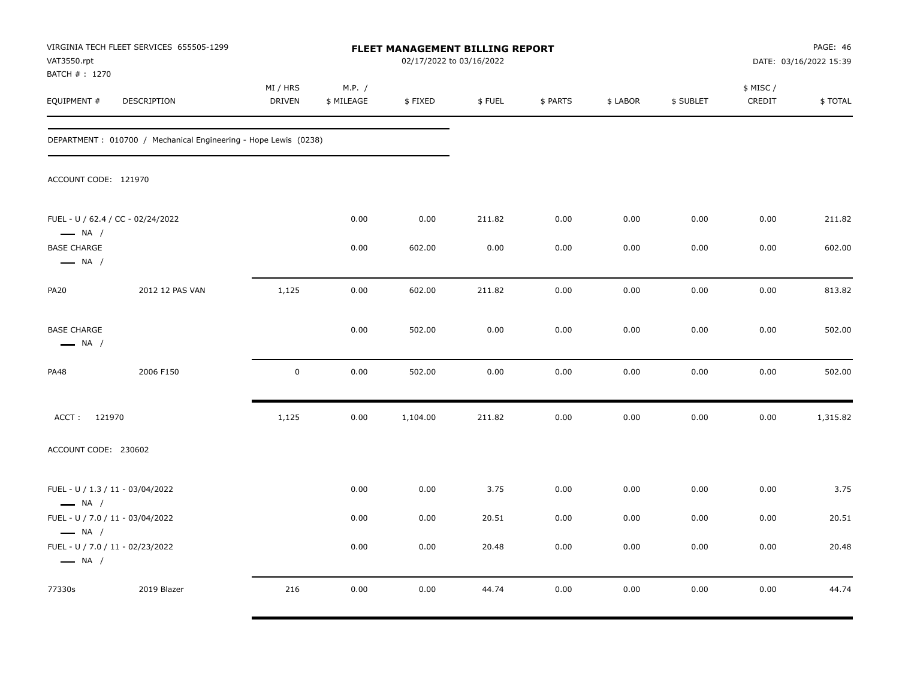VIRGINIA TECH FLEET SERVICES 655505-1299
VAT3550.rpt
BATCH # : 1270

**FLEET MANAGEMENT BILLING REPORT**
02/17/2022 to 03/16/2022

DATE: 03/16/2022 15:39

| EQUIPMENT # | DESCRIPTION | MI / HRS DRIVEN | M.P. / $ MILEAGE | $ FIXED | $ FUEL | $ PARTS | $ LABOR | $ SUBLET | $ MISC / CREDIT | $ TOTAL |
|---|---|---|---|---|---|---|---|---|---|---|
| DEPARTMENT : 010700 / Mechanical Engineering - Hope Lewis (0238) | | | | | | | | | | |
| ACCOUNT CODE: 121970 | | | | | | | | | | |
| FUEL - U / 62.4 / CC - 02/24/2022 — NA / | | | 0.00 | 0.00 | 211.82 | 0.00 | 0.00 | 0.00 | 0.00 | 211.82 |
| BASE CHARGE — NA / | | | 0.00 | 602.00 | 0.00 | 0.00 | 0.00 | 0.00 | 0.00 | 602.00 |
| PA20 | 2012 12 PAS VAN | 1,125 | 0.00 | 602.00 | 211.82 | 0.00 | 0.00 | 0.00 | 0.00 | 813.82 |
| BASE CHARGE — NA / | | | 0.00 | 502.00 | 0.00 | 0.00 | 0.00 | 0.00 | 0.00 | 502.00 |
| PA48 | 2006 F150 | 0 | 0.00 | 502.00 | 0.00 | 0.00 | 0.00 | 0.00 | 0.00 | 502.00 |
| ACCT : 121970 | | 1,125 | 0.00 | 1,104.00 | 211.82 | 0.00 | 0.00 | 0.00 | 0.00 | 1,315.82 |
| ACCOUNT CODE: 230602 | | | | | | | | | | |
| FUEL - U / 1.3 / 11 - 03/04/2022 — NA / | | | 0.00 | 0.00 | 3.75 | 0.00 | 0.00 | 0.00 | 0.00 | 3.75 |
| FUEL - U / 7.0 / 11 - 03/04/2022 — NA / | | | 0.00 | 0.00 | 20.51 | 0.00 | 0.00 | 0.00 | 0.00 | 20.51 |
| FUEL - U / 7.0 / 11 - 02/23/2022 — NA / | | | 0.00 | 0.00 | 20.48 | 0.00 | 0.00 | 0.00 | 0.00 | 20.48 |
| 77330s | 2019 Blazer | 216 | 0.00 | 0.00 | 44.74 | 0.00 | 0.00 | 0.00 | 0.00 | 44.74 |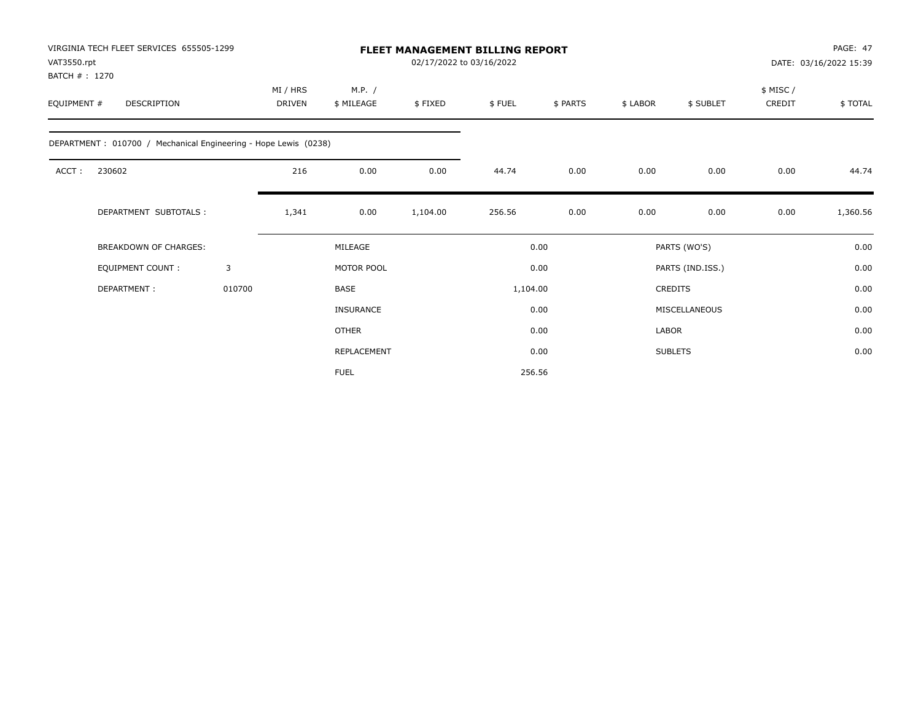VIRGINIA TECH FLEET SERVICES 655505-1299
VAT3550.rpt
BATCH # : 1270

# FLEET MANAGEMENT BILLING REPORT

02/17/2022 to 03/16/2022

DATE: 03/16/2022 15:39

| EQUIPMENT # | DESCRIPTION | MI / HRS DRIVEN | M.P. / $ MILEAGE | $ FIXED | $ FUEL | $ PARTS | $ LABOR | $ SUBLET | $ MISC / CREDIT | $ TOTAL |
|---|---|---|---|---|---|---|---|---|---|---|
| DEPARTMENT : 010700 / Mechanical Engineering - Hope Lewis (0238) | | | | | | | | | | |
| ACCT : | 230602 | 216 | 0.00 | 0.00 | 44.74 | 0.00 | 0.00 | 0.00 | 0.00 | 44.74 |
| | DEPARTMENT SUBTOTALS : | 1,341 | 0.00 | 1,104.00 | 256.56 | 0.00 | 0.00 | 0.00 | 0.00 | 1,360.56 |

| BREAKDOWN OF CHARGES: | | MILEAGE | 0.00 | PARTS (WO'S) | 0.00 |
|---|---|---|---|---|---|
| EQUIPMENT COUNT : | 3 | MOTOR POOL | 0.00 | PARTS (IND.ISS.) | 0.00 |
| DEPARTMENT : | 010700 | BASE | 1,104.00 | CREDITS | 0.00 |
| | | INSURANCE | 0.00 | MISCELLANEOUS | 0.00 |
| | | OTHER | 0.00 | LABOR | 0.00 |
| | | REPLACEMENT | 0.00 | SUBLETS | 0.00 |
| | | FUEL | 256.56 | | |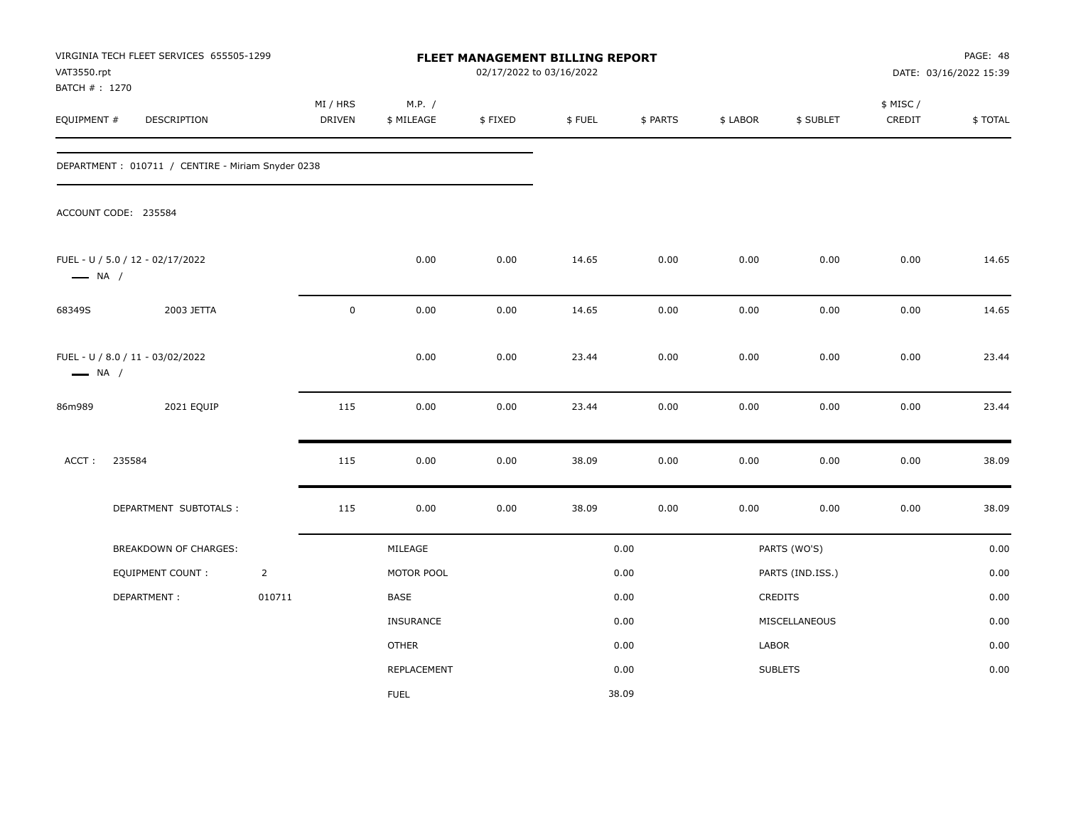VIRGINIA TECH FLEET SERVICES 655505-1299
VAT3550.rpt
BATCH # : 1270

# FLEET MANAGEMENT BILLING REPORT

02/17/2022 to 03/16/2022

PAGE: 48
DATE: 03/16/2022 15:39

| EQUIPMENT # | DESCRIPTION | MI / HRS DRIVEN | M.P. / $ MILEAGE | $ FIXED | $ FUEL | $ PARTS | $ LABOR | $ SUBLET | $ MISC / CREDIT | $ TOTAL |
|---|---|---|---|---|---|---|---|---|---|---|

DEPARTMENT : 010711 / CENTIRE - Miriam Snyder 0238

ACCOUNT CODE: 235584

| EQUIPMENT # | DESCRIPTION | MI / HRS DRIVEN | M.P. / $ MILEAGE | $ FIXED | $ FUEL | $ PARTS | $ LABOR | $ SUBLET | $ MISC / CREDIT | $ TOTAL |
|---|---|---|---|---|---|---|---|---|---|---|
| FUEL - U / 5.0 / 12 - 02/17/2022 — NA / | | | 0.00 | 0.00 | 14.65 | 0.00 | 0.00 | 0.00 | 0.00 | 14.65 |
| 68349S | 2003 JETTA | 0 | 0.00 | 0.00 | 14.65 | 0.00 | 0.00 | 0.00 | 0.00 | 14.65 |
| FUEL - U / 8.0 / 11 - 03/02/2022 — NA / | | | 0.00 | 0.00 | 23.44 | 0.00 | 0.00 | 0.00 | 0.00 | 23.44 |
| 86m989 | 2021 EQUIP | 115 | 0.00 | 0.00 | 23.44 | 0.00 | 0.00 | 0.00 | 0.00 | 23.44 |
| ACCT : 235584 | | 115 | 0.00 | 0.00 | 38.09 | 0.00 | 0.00 | 0.00 | 0.00 | 38.09 |
| | DEPARTMENT SUBTOTALS : | 115 | 0.00 | 0.00 | 38.09 | 0.00 | 0.00 | 0.00 | 0.00 | 38.09 |

| BREAKDOWN OF CHARGES: | | | | | |
|---|---|---|---|---|---|
| EQUIPMENT COUNT : | 2 | MILEAGE | 0.00 | PARTS (WO'S) | 0.00 |
| DEPARTMENT : | 010711 | MOTOR POOL | 0.00 | PARTS (IND.ISS.) | 0.00 |
| | | BASE | 0.00 | CREDITS | 0.00 |
| | | INSURANCE | 0.00 | MISCELLANEOUS | 0.00 |
| | | OTHER | 0.00 | LABOR | 0.00 |
| | | REPLACEMENT | 0.00 | SUBLETS | 0.00 |
| | | FUEL | 38.09 | | |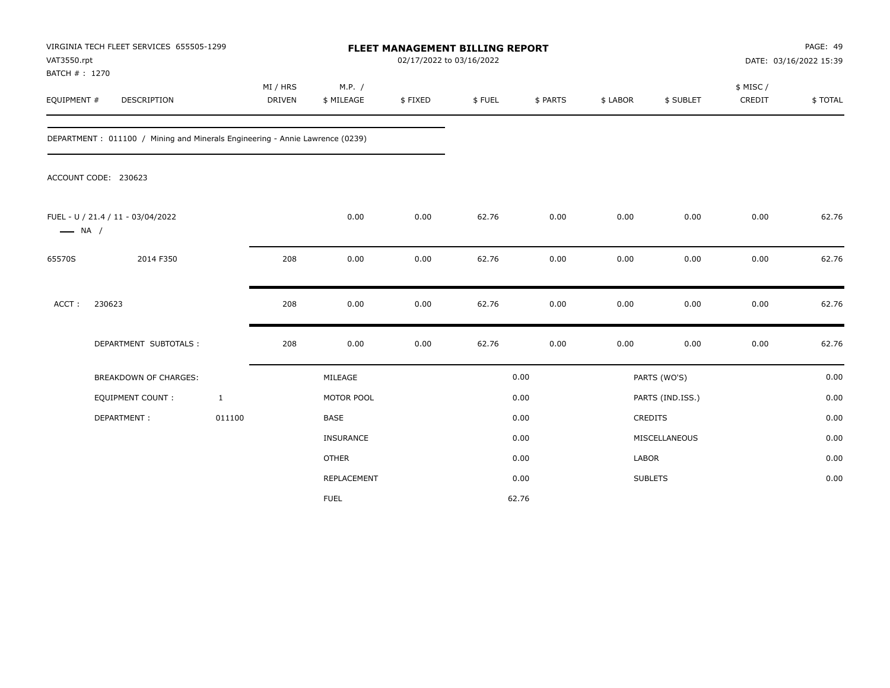VIRGINIA TECH FLEET SERVICES 655505-1299
VAT3550.rpt
BATCH # : 1270

**FLEET MANAGEMENT BILLING REPORT**
02/17/2022 to 03/16/2022

PAGE: 49
DATE: 03/16/2022 15:39

| EQUIPMENT # | DESCRIPTION | MI / HRS DRIVEN | M.P. / $ MILEAGE | $ FIXED | $ FUEL | $ PARTS | $ LABOR | $ SUBLET | $ MISC / CREDIT | $ TOTAL |
|---|---|---|---|---|---|---|---|---|---|---|

DEPARTMENT : 011100 / Mining and Minerals Engineering - Annie Lawrence (0239)

ACCOUNT CODE: 230623

| EQUIPMENT # | DESCRIPTION | MI / HRS DRIVEN | M.P. / $ MILEAGE | $ FIXED | $ FUEL | $ PARTS | $ LABOR | $ SUBLET | $ MISC / CREDIT | $ TOTAL |
|---|---|---|---|---|---|---|---|---|---|---|
| FUEL - U / 21.4 / 11 - 03/04/2022<br>—— NA / | | | 0.00 | 0.00 | 62.76 | 0.00 | 0.00 | 0.00 | 0.00 | 62.76 |
| 65570S | 2014 F350 | 208 | 0.00 | 0.00 | 62.76 | 0.00 | 0.00 | 0.00 | 0.00 | 62.76 |
| ACCT : | 230623 | 208 | 0.00 | 0.00 | 62.76 | 0.00 | 0.00 | 0.00 | 0.00 | 62.76 |
| | DEPARTMENT SUBTOTALS : | 208 | 0.00 | 0.00 | 62.76 | 0.00 | 0.00 | 0.00 | 0.00 | 62.76 |

| | | | | | |
|---|---|---|---|---|---|
| BREAKDOWN OF CHARGES: | | MILEAGE | 0.00 | PARTS (WO'S) | 0.00 |
| EQUIPMENT COUNT : | 1 | MOTOR POOL | 0.00 | PARTS (IND.ISS.) | 0.00 |
| DEPARTMENT : | 011100 | BASE | 0.00 | CREDITS | 0.00 |
| | | INSURANCE | 0.00 | MISCELLANEOUS | 0.00 |
| | | OTHER | 0.00 | LABOR | 0.00 |
| | | REPLACEMENT | 0.00 | SUBLETS | 0.00 |
| | | FUEL | 62.76 | | |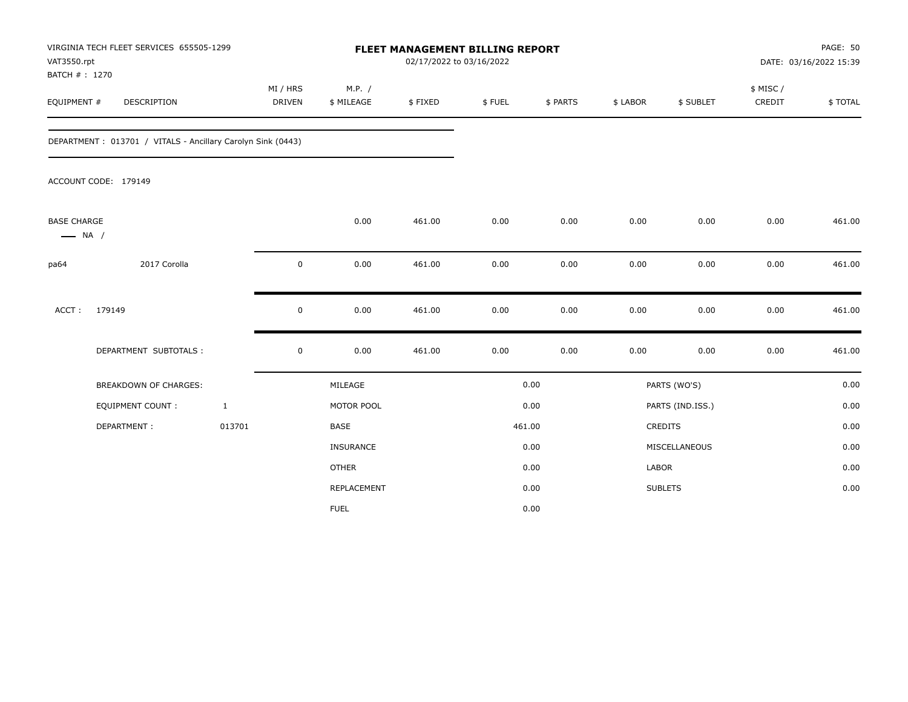VIRGINIA TECH FLEET SERVICES 655505-1299
VAT3550.rpt
BATCH # : 1270

# FLEET MANAGEMENT BILLING REPORT

02/17/2022 to 03/16/2022

DATE: 03/16/2022 15:39

| EQUIPMENT # | DESCRIPTION | MI / HRS DRIVEN | M.P. / $ MILEAGE | $ FIXED | $ FUEL | $ PARTS | $ LABOR | $ SUBLET | $ MISC / CREDIT | $ TOTAL |
|---|---|---|---|---|---|---|---|---|---|---|

DEPARTMENT : 013701 / VITALS - Ancillary Carolyn Sink (0443)

ACCOUNT CODE: 179149

| EQUIPMENT # | DESCRIPTION | MI / HRS DRIVEN | M.P. / $ MILEAGE | $ FIXED | $ FUEL | $ PARTS | $ LABOR | $ SUBLET | $ MISC / CREDIT | $ TOTAL |
|---|---|---|---|---|---|---|---|---|---|---|
| BASE CHARGE — NA / | | | 0.00 | 461.00 | 0.00 | 0.00 | 0.00 | 0.00 | 0.00 | 461.00 |
| pa64 | 2017 Corolla | 0 | 0.00 | 461.00 | 0.00 | 0.00 | 0.00 | 0.00 | 0.00 | 461.00 |
| ACCT : 179149 | | 0 | 0.00 | 461.00 | 0.00 | 0.00 | 0.00 | 0.00 | 0.00 | 461.00 |
| DEPARTMENT SUBTOTALS : | | 0 | 0.00 | 461.00 | 0.00 | 0.00 | 0.00 | 0.00 | 0.00 | 461.00 |

| BREAKDOWN OF CHARGES: | | | | | |
|---|---|---|---|---|---|
| EQUIPMENT COUNT : | 1 | MILEAGE | 0.00 | PARTS (WO'S) | 0.00 |
| DEPARTMENT : | 013701 | MOTOR POOL | 0.00 | PARTS (IND.ISS.) | 0.00 |
| | | BASE | 461.00 | CREDITS | 0.00 |
| | | INSURANCE | 0.00 | MISCELLANEOUS | 0.00 |
| | | OTHER | 0.00 | LABOR | 0.00 |
| | | REPLACEMENT | 0.00 | SUBLETS | 0.00 |
| | | FUEL | 0.00 | | |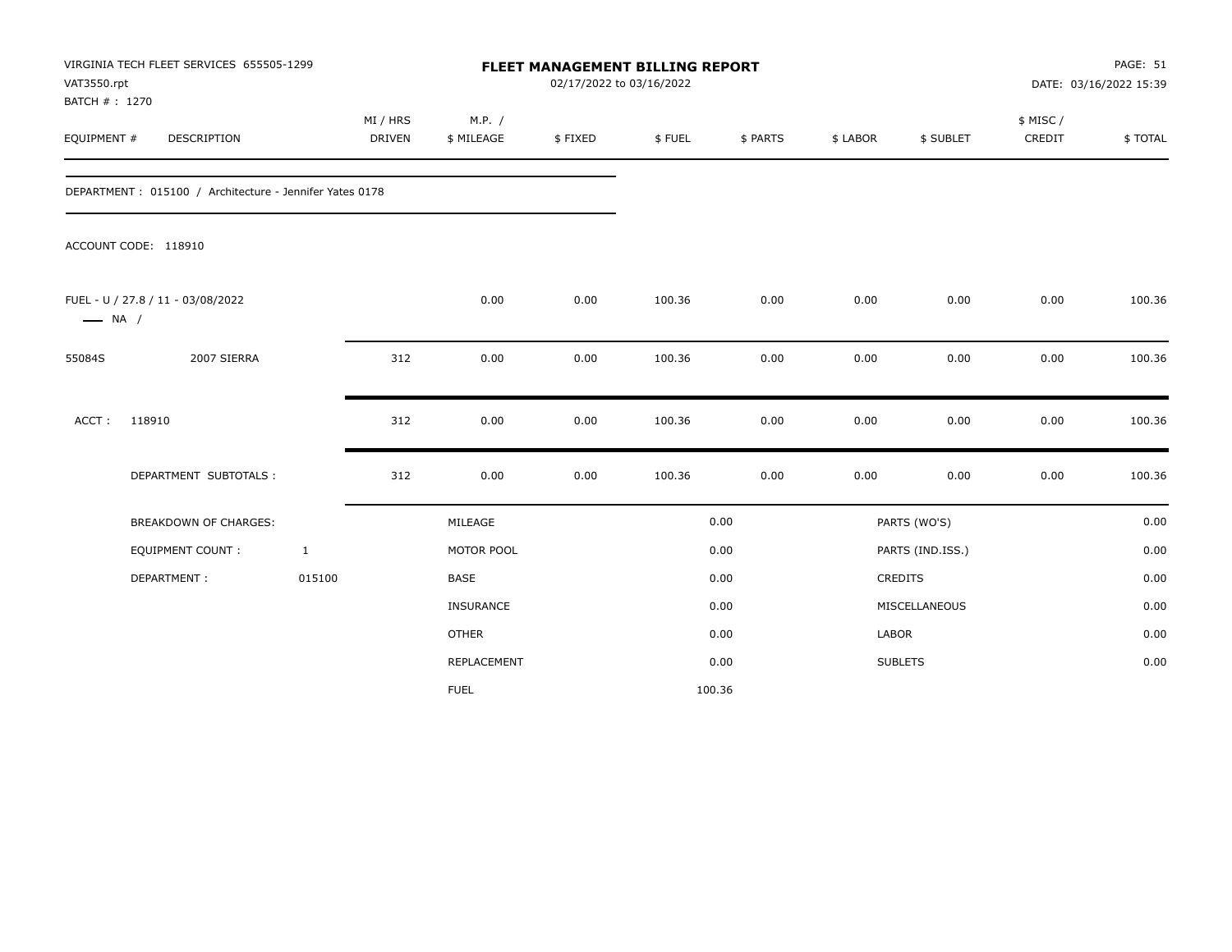VIRGINIA TECH FLEET SERVICES 655505-1299
VAT3550.rpt
BATCH # : 1270

# FLEET MANAGEMENT BILLING REPORT

02/17/2022 to 03/16/2022

PAGE: 51
DATE: 03/16/2022 15:39

| EQUIPMENT # | DESCRIPTION | MI / HRS DRIVEN | M.P. / $ MILEAGE | $ FIXED | $ FUEL | $ PARTS | $ LABOR | $ SUBLET | $ MISC / CREDIT | $ TOTAL |
|---|---|---|---|---|---|---|---|---|---|---|

DEPARTMENT : 015100 / Architecture - Jennifer Yates 0178

ACCOUNT CODE: 118910

| EQUIPMENT # | DESCRIPTION | MI / HRS DRIVEN | M.P. / $ MILEAGE | $ FIXED | $ FUEL | $ PARTS | $ LABOR | $ SUBLET | $ MISC / CREDIT | $ TOTAL |
|---|---|---|---|---|---|---|---|---|---|---|
| FUEL - U / 27.8 / 11 - 03/08/2022 — NA / | | | 0.00 | 0.00 | 100.36 | 0.00 | 0.00 | 0.00 | 0.00 | 100.36 |
| 55084S | 2007 SIERRA | 312 | 0.00 | 0.00 | 100.36 | 0.00 | 0.00 | 0.00 | 0.00 | 100.36 |
| ACCT : | 118910 | 312 | 0.00 | 0.00 | 100.36 | 0.00 | 0.00 | 0.00 | 0.00 | 100.36 |
| | DEPARTMENT SUBTOTALS : | 312 | 0.00 | 0.00 | 100.36 | 0.00 | 0.00 | 0.00 | 0.00 | 100.36 |

| BREAKDOWN OF CHARGES: | | | | | |
|---|---|---|---|---|---|
| EQUIPMENT COUNT : | 1 | MILEAGE | 0.00 | PARTS (WO'S) | 0.00 |
| DEPARTMENT : | 015100 | MOTOR POOL | 0.00 | PARTS (IND.ISS.) | 0.00 |
| | | BASE | 0.00 | CREDITS | 0.00 |
| | | INSURANCE | 0.00 | MISCELLANEOUS | 0.00 |
| | | OTHER | 0.00 | LABOR | 0.00 |
| | | REPLACEMENT | 0.00 | SUBLETS | 0.00 |
| | | FUEL | 100.36 | | |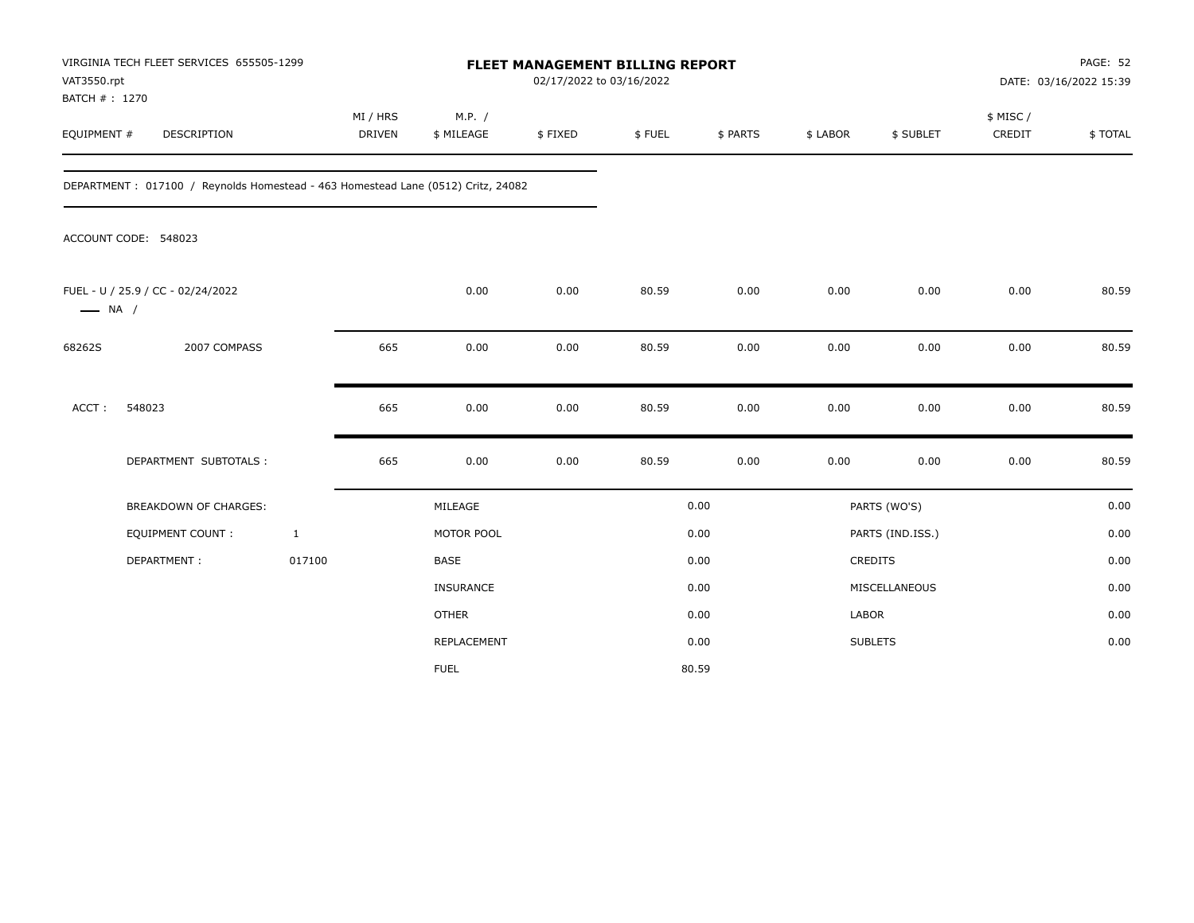VIRGINIA TECH FLEET SERVICES 655505-1299
VAT3550.rpt
BATCH # : 1270

# FLEET MANAGEMENT BILLING REPORT

02/17/2022 to 03/16/2022

PAGE: 52
DATE: 03/16/2022 15:39

| EQUIPMENT # | DESCRIPTION | MI / HRS DRIVEN | M.P. / $ MILEAGE | $ FIXED | $ FUEL | $ PARTS | $ LABOR | $ SUBLET | $ MISC / CREDIT | $ TOTAL |
|---|---|---|---|---|---|---|---|---|---|---|

DEPARTMENT : 017100 / Reynolds Homestead - 463 Homestead Lane (0512) Critz, 24082

ACCOUNT CODE: 548023

| EQUIPMENT # | DESCRIPTION | MI / HRS DRIVEN | M.P. / $ MILEAGE | $ FIXED | $ FUEL | $ PARTS | $ LABOR | $ SUBLET | $ MISC / CREDIT | $ TOTAL |
|---|---|---|---|---|---|---|---|---|---|---|
| FUEL - U / 25.9 / CC - 02/24/2022 — NA / | | | 0.00 | 0.00 | 80.59 | 0.00 | 0.00 | 0.00 | 0.00 | 80.59 |
| 68262S | 2007 COMPASS | 665 | 0.00 | 0.00 | 80.59 | 0.00 | 0.00 | 0.00 | 0.00 | 80.59 |
| ACCT : | 548023 | 665 | 0.00 | 0.00 | 80.59 | 0.00 | 0.00 | 0.00 | 0.00 | 80.59 |
| | DEPARTMENT SUBTOTALS : | 665 | 0.00 | 0.00 | 80.59 | 0.00 | 0.00 | 0.00 | 0.00 | 80.59 |

| BREAKDOWN OF CHARGES: | | | | | |
|---|---|---|---|---|---|
| EQUIPMENT COUNT : | 1 | MILEAGE | 0.00 | PARTS (WO'S) | 0.00 |
| DEPARTMENT : | 017100 | MOTOR POOL | 0.00 | PARTS (IND.ISS.) | 0.00 |
| | | BASE | 0.00 | CREDITS | 0.00 |
| | | INSURANCE | 0.00 | MISCELLANEOUS | 0.00 |
| | | OTHER | 0.00 | LABOR | 0.00 |
| | | REPLACEMENT | 0.00 | SUBLETS | 0.00 |
| | | FUEL | 80.59 | | |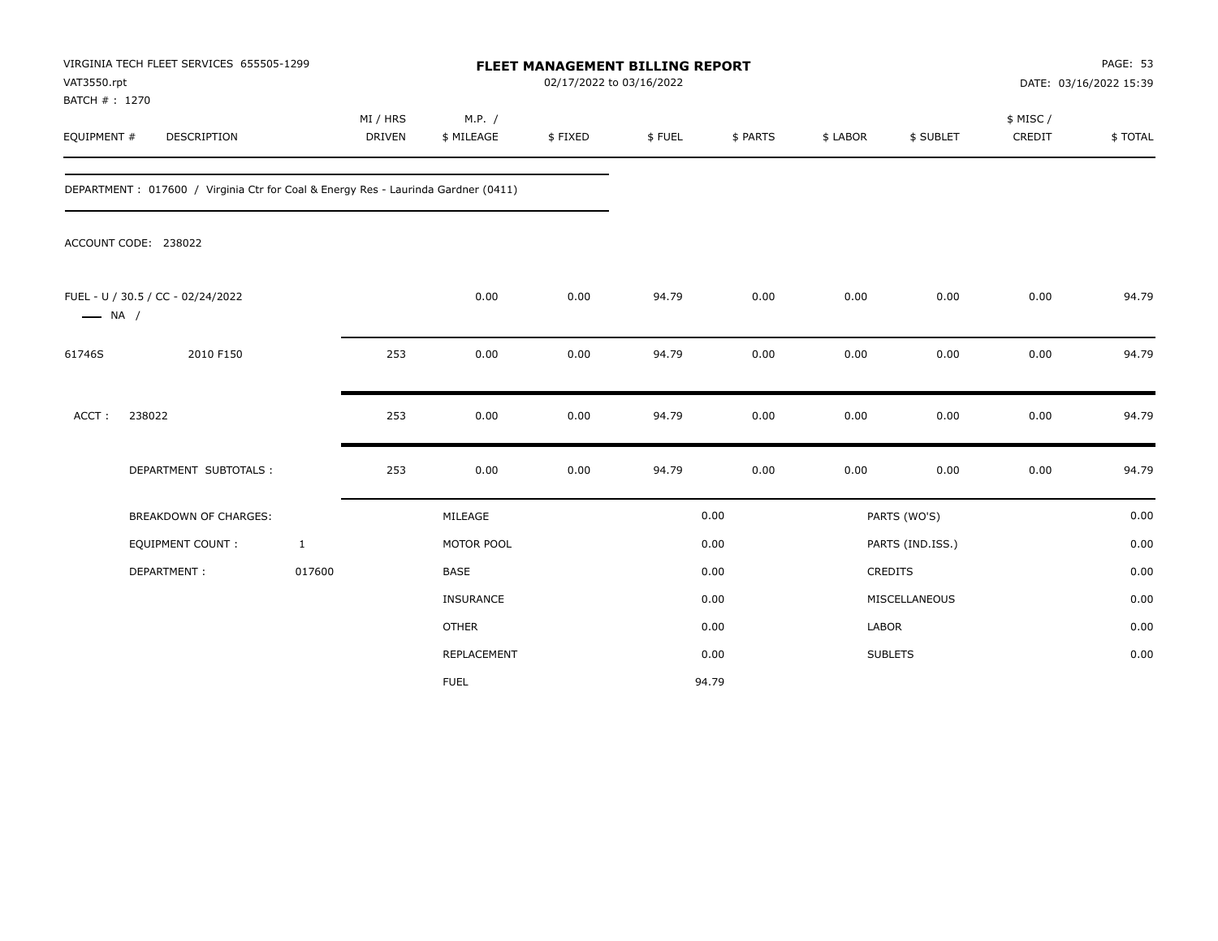VIRGINIA TECH FLEET SERVICES 655505-1299
VAT3550.rpt
BATCH # : 1270

# FLEET MANAGEMENT BILLING REPORT

02/17/2022 to 03/16/2022

PAGE: 53
DATE: 03/16/2022 15:39

| EQUIPMENT # | DESCRIPTION | MI / HRS DRIVEN | M.P. / $ MILEAGE | $ FIXED | $ FUEL | $ PARTS | $ LABOR | $ SUBLET | $ MISC / CREDIT | $ TOTAL |
|---|---|---|---|---|---|---|---|---|---|---|

DEPARTMENT : 017600 / Virginia Ctr for Coal & Energy Res - Laurinda Gardner (0411)

ACCOUNT CODE: 238022

| EQUIPMENT # | DESCRIPTION | MI / HRS DRIVEN | M.P. / $ MILEAGE | $ FIXED | $ FUEL | $ PARTS | $ LABOR | $ SUBLET | $ MISC / CREDIT | $ TOTAL |
|---|---|---|---|---|---|---|---|---|---|---|
| FUEL - U / 30.5 / CC - 02/24/2022 —— NA / | | | 0.00 | 0.00 | 94.79 | 0.00 | 0.00 | 0.00 | 0.00 | 94.79 |
| 61746S | 2010 F150 | 253 | 0.00 | 0.00 | 94.79 | 0.00 | 0.00 | 0.00 | 0.00 | 94.79 |
| ACCT : | 238022 | 253 | 0.00 | 0.00 | 94.79 | 0.00 | 0.00 | 0.00 | 0.00 | 94.79 |
| | DEPARTMENT SUBTOTALS : | 253 | 0.00 | 0.00 | 94.79 | 0.00 | 0.00 | 0.00 | 0.00 | 94.79 |

| BREAKDOWN OF CHARGES: | | | | | |
|---|---|---|---|---|---|
| EQUIPMENT COUNT : | 1 | MILEAGE | 0.00 | PARTS (WO'S) | 0.00 |
| DEPARTMENT : | 017600 | MOTOR POOL | 0.00 | PARTS (IND.ISS.) | 0.00 |
| | | BASE | 0.00 | CREDITS | 0.00 |
| | | INSURANCE | 0.00 | MISCELLANEOUS | 0.00 |
| | | OTHER | 0.00 | LABOR | 0.00 |
| | | REPLACEMENT | 0.00 | SUBLETS | 0.00 |
| | | FUEL | 94.79 | | |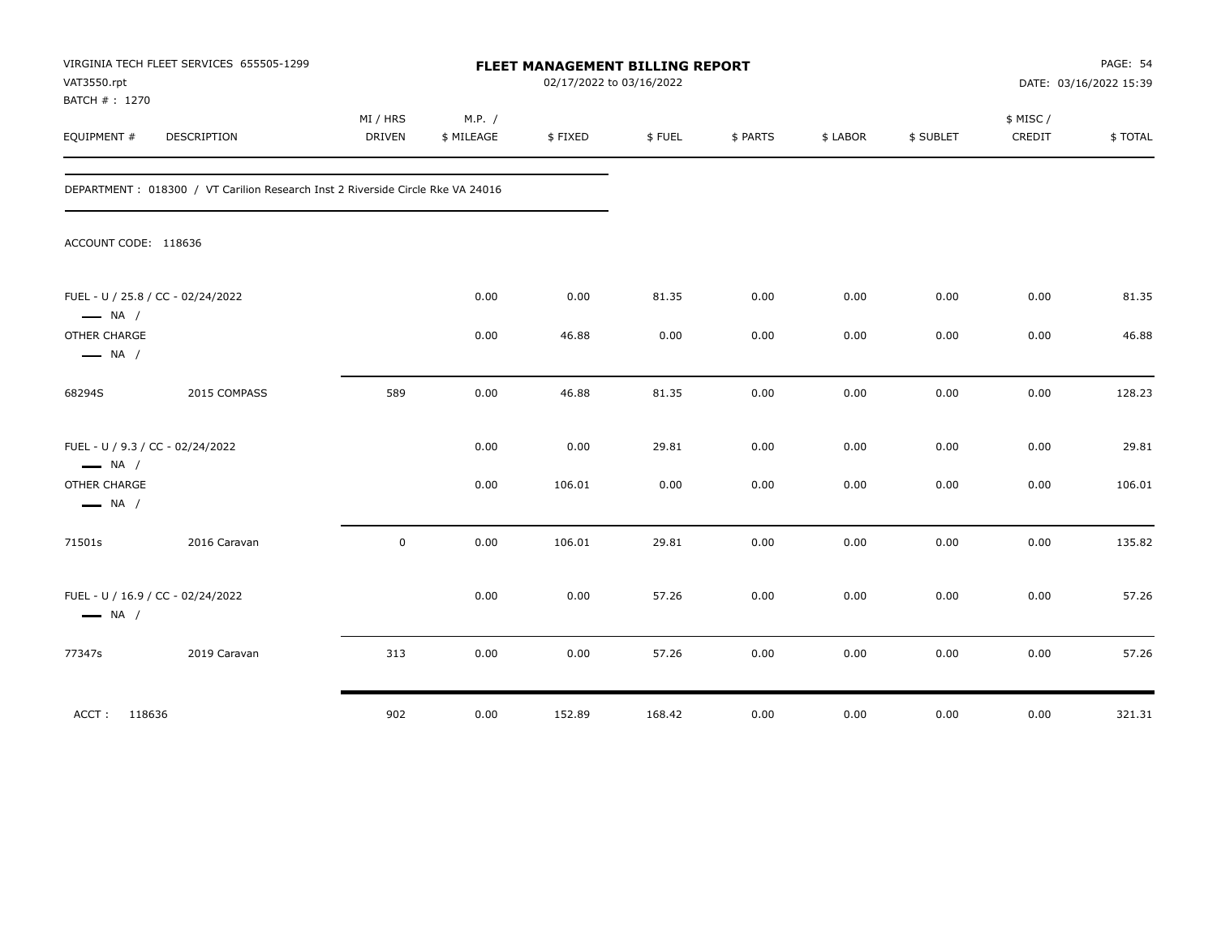VIRGINIA TECH FLEET SERVICES 655505-1299
VAT3550.rpt
BATCH # : 1270

**FLEET MANAGEMENT BILLING REPORT**
02/17/2022 to 03/16/2022

DATE: 03/16/2022 15:39

| EQUIPMENT # | DESCRIPTION | MI / HRS DRIVEN | M.P. / $ MILEAGE | $ FIXED | $ FUEL | $ PARTS | $ LABOR | $ SUBLET | $ MISC / CREDIT | $ TOTAL |
|---|---|---|---|---|---|---|---|---|---|---|
| DEPARTMENT : 018300 / VT Carilion Research Inst 2 Riverside Circle Rke VA 24016 | | | | | | | | | | |
| ACCOUNT CODE: 118636 | | | | | | | | | | |
| FUEL - U / 25.8 / CC - 02/24/2022 — NA / | | | 0.00 | 0.00 | 81.35 | 0.00 | 0.00 | 0.00 | 0.00 | 81.35 |
| OTHER CHARGE — NA / | | | 0.00 | 46.88 | 0.00 | 0.00 | 0.00 | 0.00 | 0.00 | 46.88 |
| 68294S | 2015 COMPASS | 589 | 0.00 | 46.88 | 81.35 | 0.00 | 0.00 | 0.00 | 0.00 | 128.23 |
| FUEL - U / 9.3 / CC - 02/24/2022 — NA / | | | 0.00 | 0.00 | 29.81 | 0.00 | 0.00 | 0.00 | 0.00 | 29.81 |
| OTHER CHARGE — NA / | | | 0.00 | 106.01 | 0.00 | 0.00 | 0.00 | 0.00 | 0.00 | 106.01 |
| 71501s | 2016 Caravan | 0 | 0.00 | 106.01 | 29.81 | 0.00 | 0.00 | 0.00 | 0.00 | 135.82 |
| FUEL - U / 16.9 / CC - 02/24/2022 — NA / | | | 0.00 | 0.00 | 57.26 | 0.00 | 0.00 | 0.00 | 0.00 | 57.26 |
| 77347s | 2019 Caravan | 313 | 0.00 | 0.00 | 57.26 | 0.00 | 0.00 | 0.00 | 0.00 | 57.26 |
| ACCT : 118636 | | 902 | 0.00 | 152.89 | 168.42 | 0.00 | 0.00 | 0.00 | 0.00 | 321.31 |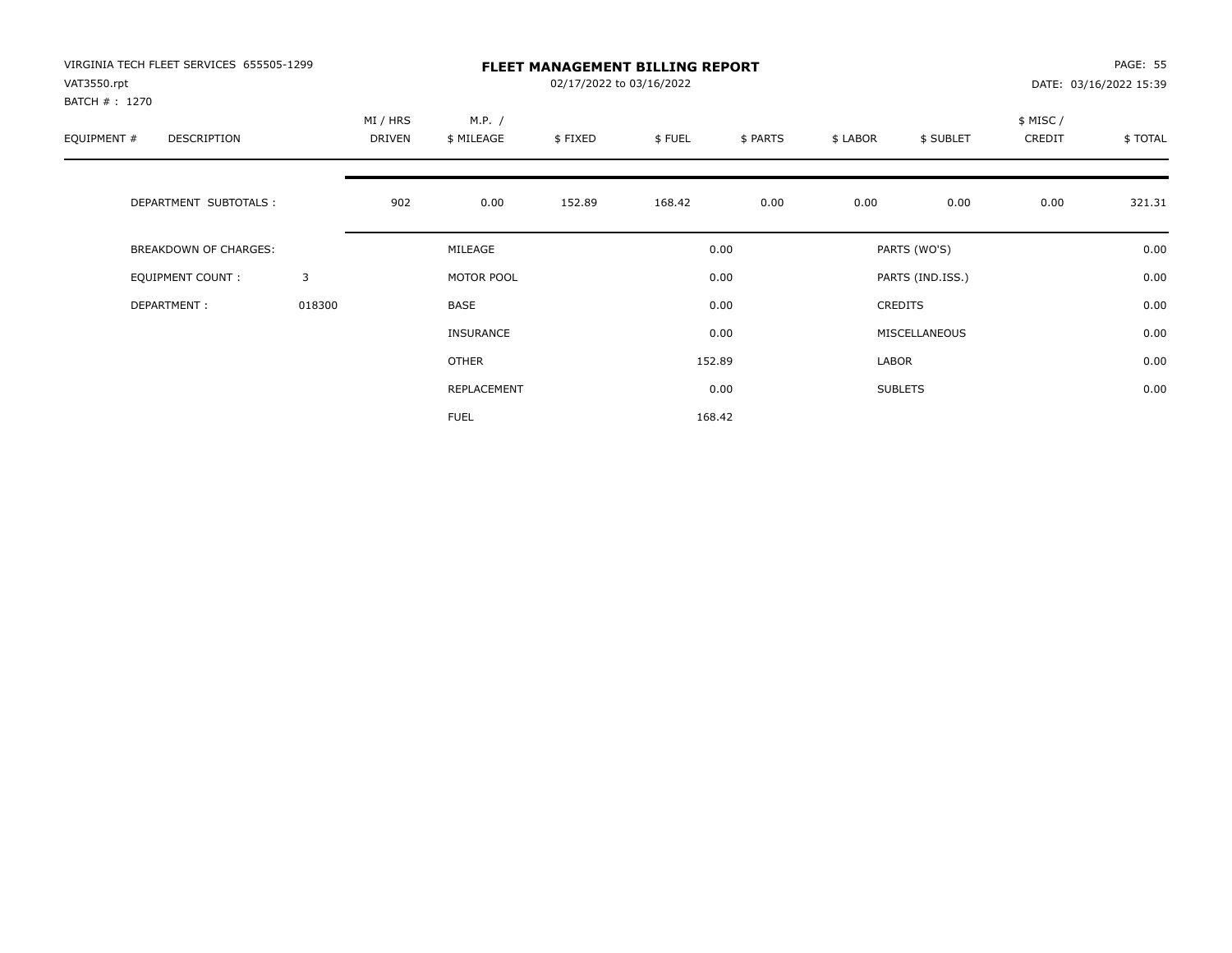VIRGINIA TECH FLEET SERVICES 655505-1299
VAT3550.rpt
BATCH # : 1270

# FLEET MANAGEMENT BILLING REPORT

02/17/2022 to 03/16/2022

DATE: 03/16/2022 15:39

| EQUIPMENT # | DESCRIPTION | MI / HRS DRIVEN | M.P. / $ MILEAGE | $ FIXED | $ FUEL | $ PARTS | $ LABOR | $ SUBLET | $ MISC / CREDIT | $ TOTAL |
|---|---|---|---|---|---|---|---|---|---|---|
| | DEPARTMENT SUBTOTALS : | 902 | 0.00 | 152.89 | 168.42 | 0.00 | 0.00 | 0.00 | 0.00 | 321.31 |

| | | | | | |
|---|---|---|---|---|---|
| BREAKDOWN OF CHARGES: | | MILEAGE | 0.00 | PARTS (WO'S) | 0.00 |
| EQUIPMENT COUNT : | 3 | MOTOR POOL | 0.00 | PARTS (IND.ISS.) | 0.00 |
| DEPARTMENT : | 018300 | BASE | 0.00 | CREDITS | 0.00 |
| | | INSURANCE | 0.00 | MISCELLANEOUS | 0.00 |
| | | OTHER | 152.89 | LABOR | 0.00 |
| | | REPLACEMENT | 0.00 | SUBLETS | 0.00 |
| | | FUEL | 168.42 | | |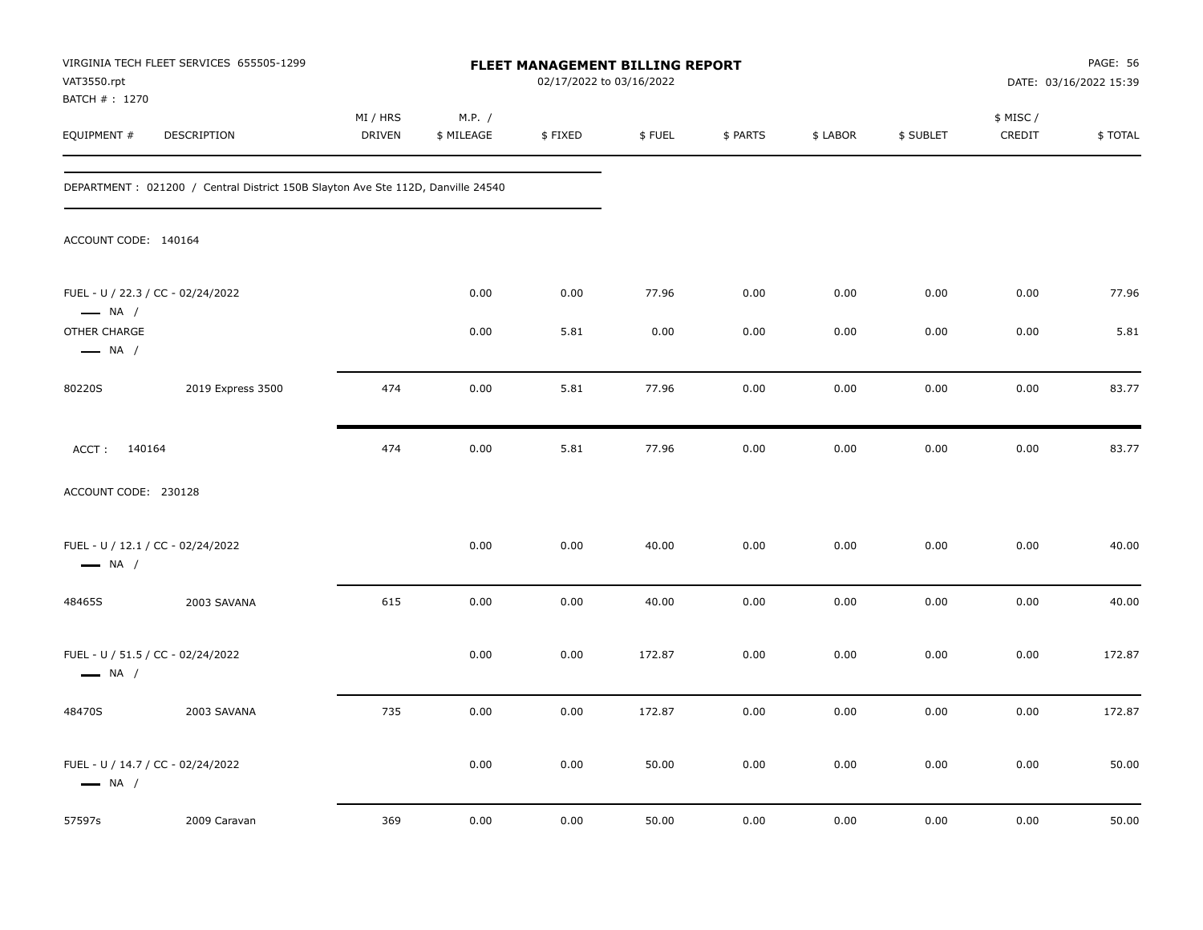VIRGINIA TECH FLEET SERVICES 655505-1299
VAT3550.rpt
BATCH # : 1270

**FLEET MANAGEMENT BILLING REPORT**
02/17/2022 to 03/16/2022

DATE: 03/16/2022 15:39

| EQUIPMENT # | DESCRIPTION | MI / HRS DRIVEN | M.P. / $ MILEAGE | $ FIXED | $ FUEL | $ PARTS | $ LABOR | $ SUBLET | $ MISC / CREDIT | $ TOTAL |
|---|---|---|---|---|---|---|---|---|---|---|

DEPARTMENT : 021200 / Central District 150B Slayton Ave Ste 112D, Danville 24540

ACCOUNT CODE: 140164

| EQUIPMENT # | DESCRIPTION | MI / HRS DRIVEN | M.P. / $ MILEAGE | $ FIXED | $ FUEL | $ PARTS | $ LABOR | $ SUBLET | $ MISC / CREDIT | $ TOTAL |
|---|---|---|---|---|---|---|---|---|---|---|
| FUEL - U / 22.3 / CC - 02/24/2022 — NA / | | | 0.00 | 0.00 | 77.96 | 0.00 | 0.00 | 0.00 | 0.00 | 77.96 |
| OTHER CHARGE — NA / | | | 0.00 | 5.81 | 0.00 | 0.00 | 0.00 | 0.00 | 0.00 | 5.81 |
| 80220S | 2019 Express 3500 | 474 | 0.00 | 5.81 | 77.96 | 0.00 | 0.00 | 0.00 | 0.00 | 83.77 |
| ACCT : 140164 | | 474 | 0.00 | 5.81 | 77.96 | 0.00 | 0.00 | 0.00 | 0.00 | 83.77 |

ACCOUNT CODE: 230128

| EQUIPMENT # | DESCRIPTION | MI / HRS DRIVEN | M.P. / $ MILEAGE | $ FIXED | $ FUEL | $ PARTS | $ LABOR | $ SUBLET | $ MISC / CREDIT | $ TOTAL |
|---|---|---|---|---|---|---|---|---|---|---|
| FUEL - U / 12.1 / CC - 02/24/2022 — NA / | | | 0.00 | 0.00 | 40.00 | 0.00 | 0.00 | 0.00 | 0.00 | 40.00 |
| 48465S | 2003 SAVANA | 615 | 0.00 | 0.00 | 40.00 | 0.00 | 0.00 | 0.00 | 0.00 | 40.00 |
| FUEL - U / 51.5 / CC - 02/24/2022 — NA / | | | 0.00 | 0.00 | 172.87 | 0.00 | 0.00 | 0.00 | 0.00 | 172.87 |
| 48470S | 2003 SAVANA | 735 | 0.00 | 0.00 | 172.87 | 0.00 | 0.00 | 0.00 | 0.00 | 172.87 |
| FUEL - U / 14.7 / CC - 02/24/2022 — NA / | | | 0.00 | 0.00 | 50.00 | 0.00 | 0.00 | 0.00 | 0.00 | 50.00 |
| 57597s | 2009 Caravan | 369 | 0.00 | 0.00 | 50.00 | 0.00 | 0.00 | 0.00 | 0.00 | 50.00 |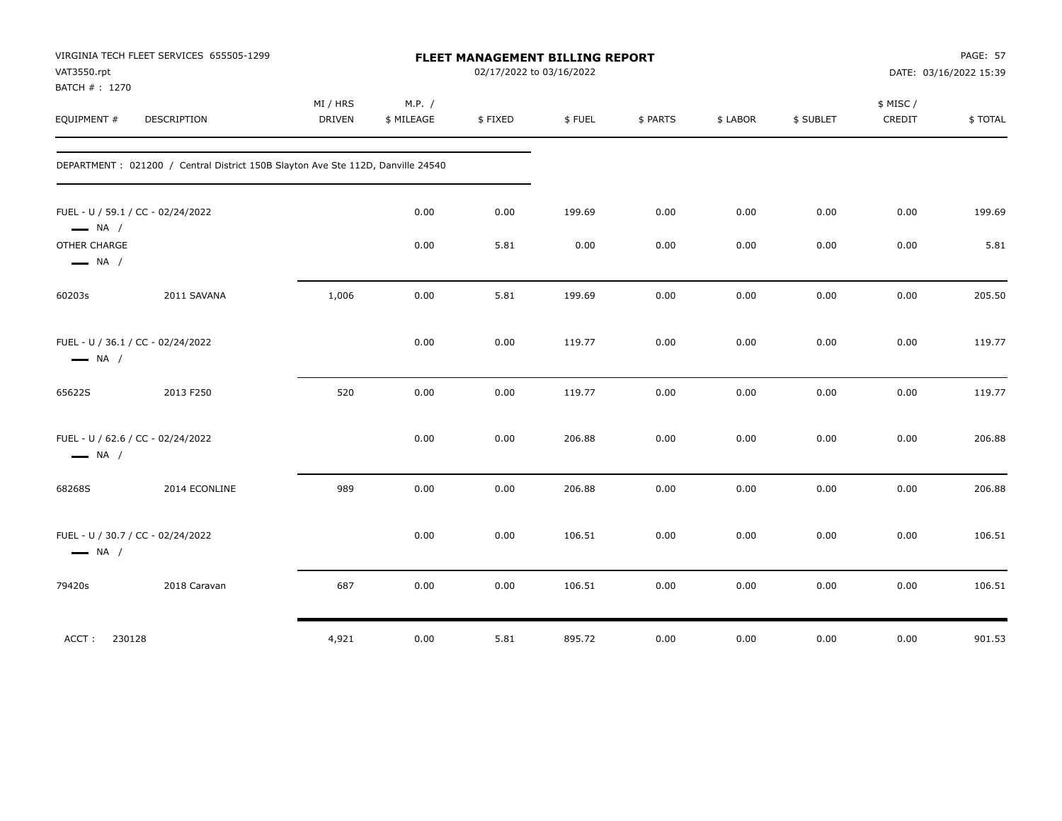VIRGINIA TECH FLEET SERVICES 655505-1299
VAT3550.rpt
BATCH # : 1270

**FLEET MANAGEMENT BILLING REPORT**
02/17/2022 to 03/16/2022

DATE: 03/16/2022 15:39

| EQUIPMENT # | DESCRIPTION | MI / HRS DRIVEN | M.P. / $ MILEAGE | $ FIXED | $ FUEL | $ PARTS | $ LABOR | $ SUBLET | $ MISC / CREDIT | $ TOTAL |
|---|---|---|---|---|---|---|---|---|---|---|
| DEPARTMENT : 021200 / Central District 150B Slayton Ave Ste 112D, Danville 24540 | | | | | | | | | | |
| FUEL - U / 59.1 / CC - 02/24/2022 — NA / | | | 0.00 | 0.00 | 199.69 | 0.00 | 0.00 | 0.00 | 0.00 | 199.69 |
| OTHER CHARGE — NA / | | | 0.00 | 5.81 | 0.00 | 0.00 | 0.00 | 0.00 | 0.00 | 5.81 |
| 60203s | 2011 SAVANA | 1,006 | 0.00 | 5.81 | 199.69 | 0.00 | 0.00 | 0.00 | 0.00 | 205.50 |
| FUEL - U / 36.1 / CC - 02/24/2022 — NA / | | | 0.00 | 0.00 | 119.77 | 0.00 | 0.00 | 0.00 | 0.00 | 119.77 |
| 65622S | 2013 F250 | 520 | 0.00 | 0.00 | 119.77 | 0.00 | 0.00 | 0.00 | 0.00 | 119.77 |
| FUEL - U / 62.6 / CC - 02/24/2022 — NA / | | | 0.00 | 0.00 | 206.88 | 0.00 | 0.00 | 0.00 | 0.00 | 206.88 |
| 68268S | 2014 ECONLINE | 989 | 0.00 | 0.00 | 206.88 | 0.00 | 0.00 | 0.00 | 0.00 | 206.88 |
| FUEL - U / 30.7 / CC - 02/24/2022 — NA / | | | 0.00 | 0.00 | 106.51 | 0.00 | 0.00 | 0.00 | 0.00 | 106.51 |
| 79420s | 2018 Caravan | 687 | 0.00 | 0.00 | 106.51 | 0.00 | 0.00 | 0.00 | 0.00 | 106.51 |
| ACCT : 230128 | | 4,921 | 0.00 | 5.81 | 895.72 | 0.00 | 0.00 | 0.00 | 0.00 | 901.53 |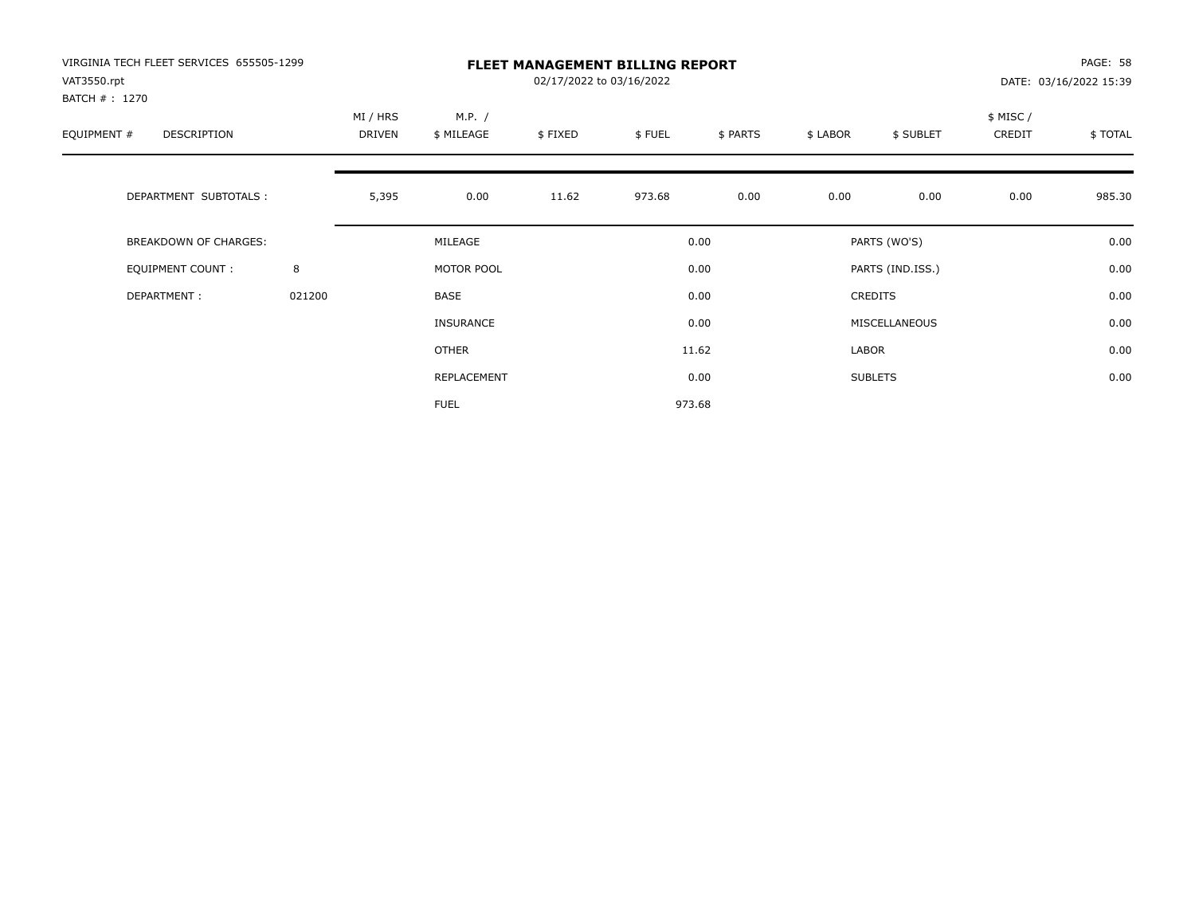VIRGINIA TECH FLEET SERVICES 655505-1299
VAT3550.rpt
BATCH # : 1270

**FLEET MANAGEMENT BILLING REPORT**
02/17/2022 to 03/16/2022

DATE: 03/16/2022 15:39

| EQUIPMENT # | DESCRIPTION | MI / HRS DRIVEN | M.P. / $ MILEAGE | $ FIXED | $ FUEL | $ PARTS | $ LABOR | $ SUBLET | $ MISC / CREDIT | $ TOTAL |
|---|---|---|---|---|---|---|---|---|---|---|
| | DEPARTMENT SUBTOTALS : | 5,395 | 0.00 | 11.62 | 973.68 | 0.00 | 0.00 | 0.00 | 0.00 | 985.30 |

| BREAKDOWN OF CHARGES: | | | | | |
|---|---|---|---|---|---|
| EQUIPMENT COUNT : | 8 | MILEAGE | 0.00 | PARTS (WO'S) | 0.00 |
| DEPARTMENT : | 021200 | MOTOR POOL | 0.00 | PARTS (IND.ISS.) | 0.00 |
| | | BASE | 0.00 | CREDITS | 0.00 |
| | | INSURANCE | 0.00 | MISCELLANEOUS | 0.00 |
| | | OTHER | 11.62 | LABOR | 0.00 |
| | | REPLACEMENT | 0.00 | SUBLETS | 0.00 |
| | | FUEL | 973.68 | | |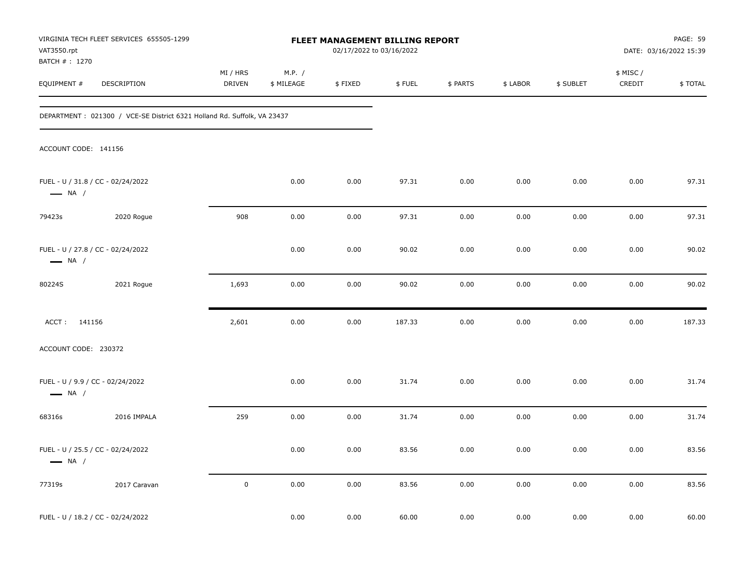| EQUIPMENT # | DESCRIPTION | MI / HRS DRIVEN | M.P. / $ MILEAGE | $ FIXED | $ FUEL | $ PARTS | $ LABOR | $ SUBLET | $ MISC / CREDIT | $ TOTAL |
|---|---|---|---|---|---|---|---|---|---|---|
| DEPARTMENT : 021300 / VCE-SE District 6321 Holland Rd. Suffolk, VA 23437 | | | | | | | | | | |
| ACCOUNT CODE: 141156 | | | | | | | | | | |
| FUEL - U / 31.8 / CC - 02/24/2022 — NA / | | | 0.00 | 0.00 | 97.31 | 0.00 | 0.00 | 0.00 | 0.00 | 97.31 |
| 79423s | 2020 Rogue | 908 | 0.00 | 0.00 | 97.31 | 0.00 | 0.00 | 0.00 | 0.00 | 97.31 |
| FUEL - U / 27.8 / CC - 02/24/2022 — NA / | | | 0.00 | 0.00 | 90.02 | 0.00 | 0.00 | 0.00 | 0.00 | 90.02 |
| 80224S | 2021 Rogue | 1,693 | 0.00 | 0.00 | 90.02 | 0.00 | 0.00 | 0.00 | 0.00 | 90.02 |
| ACCT : 141156 | | 2,601 | 0.00 | 0.00 | 187.33 | 0.00 | 0.00 | 0.00 | 0.00 | 187.33 |
| ACCOUNT CODE: 230372 | | | | | | | | | | |
| FUEL - U / 9.9 / CC - 02/24/2022 — NA / | | | 0.00 | 0.00 | 31.74 | 0.00 | 0.00 | 0.00 | 0.00 | 31.74 |
| 68316s | 2016 IMPALA | 259 | 0.00 | 0.00 | 31.74 | 0.00 | 0.00 | 0.00 | 0.00 | 31.74 |
| FUEL - U / 25.5 / CC - 02/24/2022 — NA / | | | 0.00 | 0.00 | 83.56 | 0.00 | 0.00 | 0.00 | 0.00 | 83.56 |
| 77319s | 2017 Caravan | 0 | 0.00 | 0.00 | 83.56 | 0.00 | 0.00 | 0.00 | 0.00 | 83.56 |
| FUEL - U / 18.2 / CC - 02/24/2022 | | | 0.00 | 0.00 | 60.00 | 0.00 | 0.00 | 0.00 | 0.00 | 60.00 |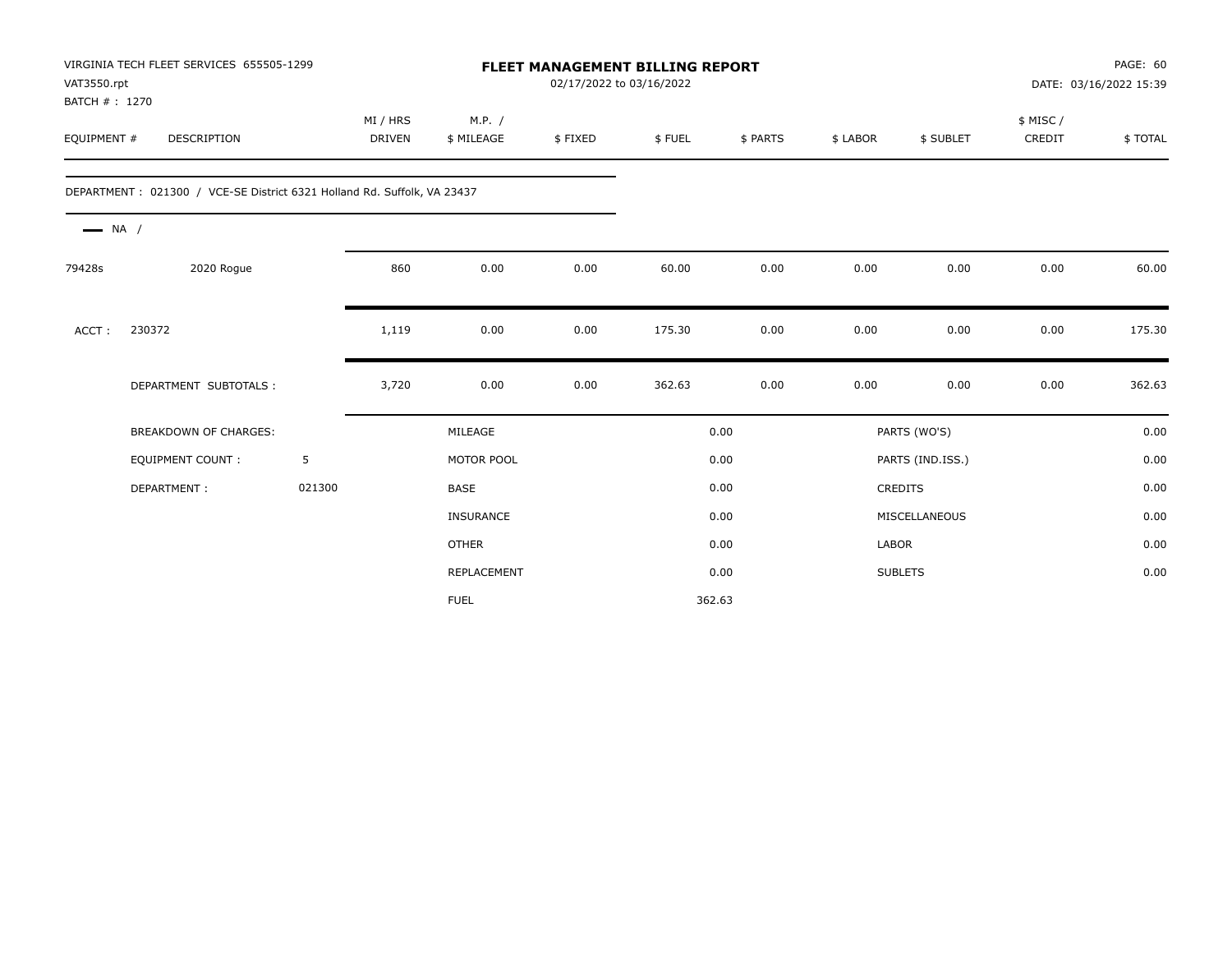VIRGINIA TECH FLEET SERVICES 655505-1299
VAT3550.rpt
BATCH # : 1270

# FLEET MANAGEMENT BILLING REPORT

02/17/2022 to 03/16/2022

DATE: 03/16/2022 15:39

| EQUIPMENT # | DESCRIPTION | MI / HRS DRIVEN | M.P. / $ MILEAGE | $ FIXED | $ FUEL | $ PARTS | $ LABOR | $ SUBLET | $ MISC / CREDIT | $ TOTAL |
|---|---|---|---|---|---|---|---|---|---|---|
| DEPARTMENT : 021300 / VCE-SE District 6321 Holland Rd. Suffolk, VA 23437 | | | | | | | | | | |
| NA / | | | | | | | | | | |
| 79428s | 2020 Rogue | 860 | 0.00 | 0.00 | 60.00 | 0.00 | 0.00 | 0.00 | 0.00 | 60.00 |
| ACCT : | 230372 | 1,119 | 0.00 | 0.00 | 175.30 | 0.00 | 0.00 | 0.00 | 0.00 | 175.30 |
| | DEPARTMENT SUBTOTALS : | 3,720 | 0.00 | 0.00 | 362.63 | 0.00 | 0.00 | 0.00 | 0.00 | 362.63 |

| BREAKDOWN OF CHARGES: | | | | | |
|---|---|---|---|---|---|
| EQUIPMENT COUNT : | 5 | MILEAGE | 0.00 | PARTS (WO'S) | 0.00 |
| DEPARTMENT : | 021300 | MOTOR POOL | 0.00 | PARTS (IND.ISS.) | 0.00 |
| | | BASE | 0.00 | CREDITS | 0.00 |
| | | INSURANCE | 0.00 | MISCELLANEOUS | 0.00 |
| | | OTHER | 0.00 | LABOR | 0.00 |
| | | REPLACEMENT | 0.00 | SUBLETS | 0.00 |
| | | FUEL | 362.63 | | |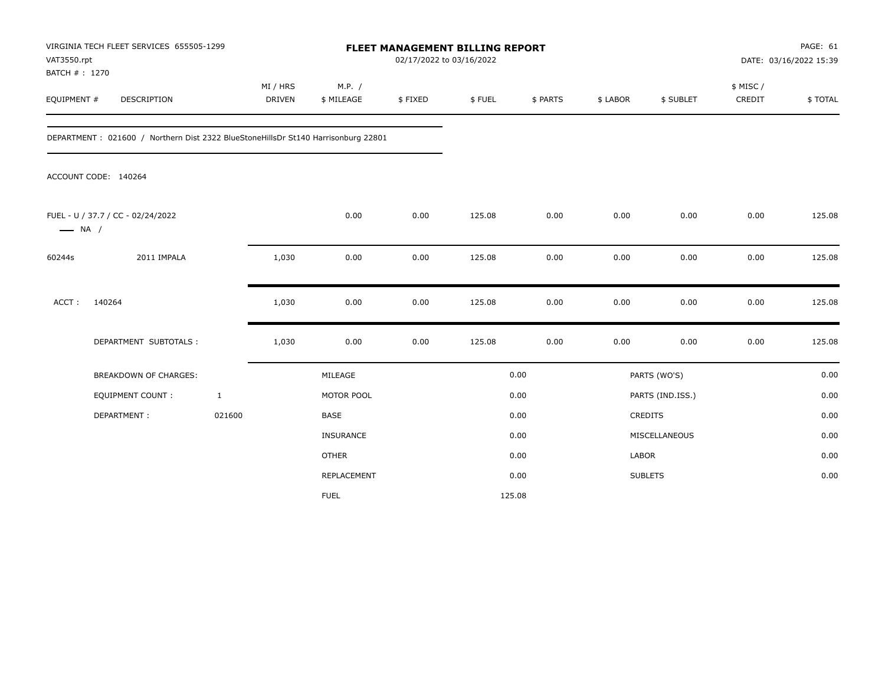VIRGINIA TECH FLEET SERVICES 655505-1299
VAT3550.rpt
BATCH # : 1270

**FLEET MANAGEMENT BILLING REPORT**
02/17/2022 to 03/16/2022

DATE: 03/16/2022 15:39

| EQUIPMENT # | DESCRIPTION | MI / HRS DRIVEN | M.P. / $ MILEAGE | $ FIXED | $ FUEL | $ PARTS | $ LABOR | $ SUBLET | $ MISC / CREDIT | $ TOTAL |
|---|---|---|---|---|---|---|---|---|---|---|

DEPARTMENT : 021600 / Northern Dist 2322 BlueStoneHillsDr St140 Harrisonburg 22801

ACCOUNT CODE: 140264

| EQUIPMENT # | DESCRIPTION | MI / HRS DRIVEN | M.P. / $ MILEAGE | $ FIXED | $ FUEL | $ PARTS | $ LABOR | $ SUBLET | $ MISC / CREDIT | $ TOTAL |
|---|---|---|---|---|---|---|---|---|---|---|
| FUEL - U / 37.7 / CC - 02/24/2022 — NA / | | | 0.00 | 0.00 | 125.08 | 0.00 | 0.00 | 0.00 | 0.00 | 125.08 |
| 60244s | 2011 IMPALA | 1,030 | 0.00 | 0.00 | 125.08 | 0.00 | 0.00 | 0.00 | 0.00 | 125.08 |
| ACCT : | 140264 | 1,030 | 0.00 | 0.00 | 125.08 | 0.00 | 0.00 | 0.00 | 0.00 | 125.08 |
| | DEPARTMENT SUBTOTALS : | 1,030 | 0.00 | 0.00 | 125.08 | 0.00 | 0.00 | 0.00 | 0.00 | 125.08 |

| BREAKDOWN OF CHARGES: | | | | | |
|---|---|---|---|---|---|
| EQUIPMENT COUNT : | 1 | MILEAGE | 0.00 | PARTS (WO'S) | 0.00 |
| DEPARTMENT : | 021600 | MOTOR POOL | 0.00 | PARTS (IND.ISS.) | 0.00 |
| | | BASE | 0.00 | CREDITS | 0.00 |
| | | INSURANCE | 0.00 | MISCELLANEOUS | 0.00 |
| | | OTHER | 0.00 | LABOR | 0.00 |
| | | REPLACEMENT | 0.00 | SUBLETS | 0.00 |
| | | FUEL | 125.08 | | |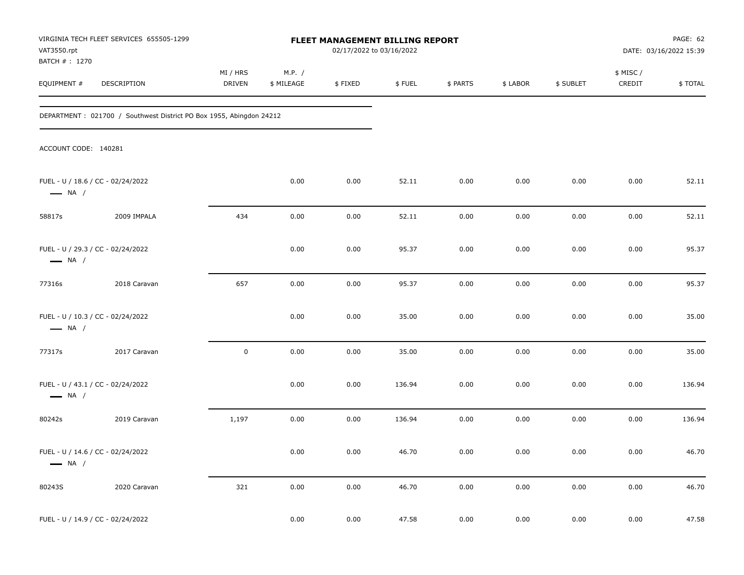VIRGINIA TECH FLEET SERVICES 655505-1299
VAT3550.rpt
BATCH # : 1270

**FLEET MANAGEMENT BILLING REPORT**
02/17/2022 to 03/16/2022

DATE: 03/16/2022 15:39

| EQUIPMENT # | DESCRIPTION | MI / HRS DRIVEN | M.P. / $ MILEAGE | $ FIXED | $ FUEL | $ PARTS | $ LABOR | $ SUBLET | $ MISC / CREDIT | $ TOTAL |
|---|---|---|---|---|---|---|---|---|---|---|

DEPARTMENT : 021700 / Southwest District PO Box 1955, Abingdon 24212

ACCOUNT CODE: 140281

| EQUIPMENT # | DESCRIPTION | MI / HRS DRIVEN | M.P. / $ MILEAGE | $ FIXED | $ FUEL | $ PARTS | $ LABOR | $ SUBLET | $ MISC / CREDIT | $ TOTAL |
|---|---|---|---|---|---|---|---|---|---|---|
| FUEL - U / 18.6 / CC - 02/24/2022 — NA / | | | 0.00 | 0.00 | 52.11 | 0.00 | 0.00 | 0.00 | 0.00 | 52.11 |
| 58817s | 2009 IMPALA | 434 | 0.00 | 0.00 | 52.11 | 0.00 | 0.00 | 0.00 | 0.00 | 52.11 |
| FUEL - U / 29.3 / CC - 02/24/2022 — NA / | | | 0.00 | 0.00 | 95.37 | 0.00 | 0.00 | 0.00 | 0.00 | 95.37 |
| 77316s | 2018 Caravan | 657 | 0.00 | 0.00 | 95.37 | 0.00 | 0.00 | 0.00 | 0.00 | 95.37 |
| FUEL - U / 10.3 / CC - 02/24/2022 — NA / | | | 0.00 | 0.00 | 35.00 | 0.00 | 0.00 | 0.00 | 0.00 | 35.00 |
| 77317s | 2017 Caravan | 0 | 0.00 | 0.00 | 35.00 | 0.00 | 0.00 | 0.00 | 0.00 | 35.00 |
| FUEL - U / 43.1 / CC - 02/24/2022 — NA / | | | 0.00 | 0.00 | 136.94 | 0.00 | 0.00 | 0.00 | 0.00 | 136.94 |
| 80242s | 2019 Caravan | 1,197 | 0.00 | 0.00 | 136.94 | 0.00 | 0.00 | 0.00 | 0.00 | 136.94 |
| FUEL - U / 14.6 / CC - 02/24/2022 — NA / | | | 0.00 | 0.00 | 46.70 | 0.00 | 0.00 | 0.00 | 0.00 | 46.70 |
| 80243S | 2020 Caravan | 321 | 0.00 | 0.00 | 46.70 | 0.00 | 0.00 | 0.00 | 0.00 | 46.70 |
| FUEL - U / 14.9 / CC - 02/24/2022 | | | 0.00 | 0.00 | 47.58 | 0.00 | 0.00 | 0.00 | 0.00 | 47.58 |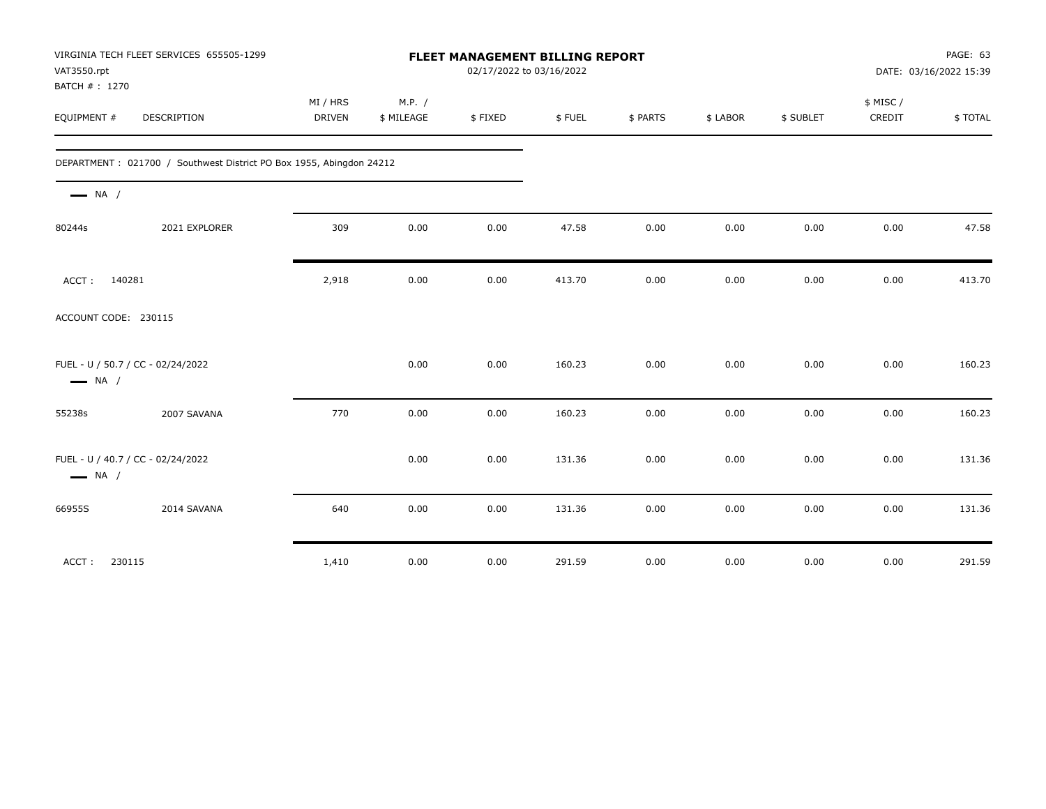**VIRGINIA TECH FLEET SERVICES 655505-1299**
VAT3550.rpt
BATCH # : 1270

# FLEET MANAGEMENT BILLING REPORT

02/17/2022 to 03/16/2022

DATE: 03/16/2022 15:39

| EQUIPMENT # | DESCRIPTION | MI / HRS DRIVEN | M.P. / $ MILEAGE | $ FIXED | $ FUEL | $ PARTS | $ LABOR | $ SUBLET | $ MISC / CREDIT | $ TOTAL |
|---|---|---|---|---|---|---|---|---|---|---|
| DEPARTMENT : 021700 / Southwest District PO Box 1955, Abingdon 24212 | | | | | | | | | | |
| — NA / | | | | | | | | | | |
| 80244s | 2021 EXPLORER | 309 | 0.00 | 0.00 | 47.58 | 0.00 | 0.00 | 0.00 | 0.00 | 47.58 |
| ACCT : 140281 | | 2,918 | 0.00 | 0.00 | 413.70 | 0.00 | 0.00 | 0.00 | 0.00 | 413.70 |
| ACCOUNT CODE: 230115 | | | | | | | | | | |
| FUEL - U / 50.7 / CC - 02/24/2022 | | | 0.00 | 0.00 | 160.23 | 0.00 | 0.00 | 0.00 | 0.00 | 160.23 |
| — NA / | | | | | | | | | | |
| 55238s | 2007 SAVANA | 770 | 0.00 | 0.00 | 160.23 | 0.00 | 0.00 | 0.00 | 0.00 | 160.23 |
| FUEL - U / 40.7 / CC - 02/24/2022 | | | 0.00 | 0.00 | 131.36 | 0.00 | 0.00 | 0.00 | 0.00 | 131.36 |
| — NA / | | | | | | | | | | |
| 66955S | 2014 SAVANA | 640 | 0.00 | 0.00 | 131.36 | 0.00 | 0.00 | 0.00 | 0.00 | 131.36 |
| ACCT : 230115 | | 1,410 | 0.00 | 0.00 | 291.59 | 0.00 | 0.00 | 0.00 | 0.00 | 291.59 |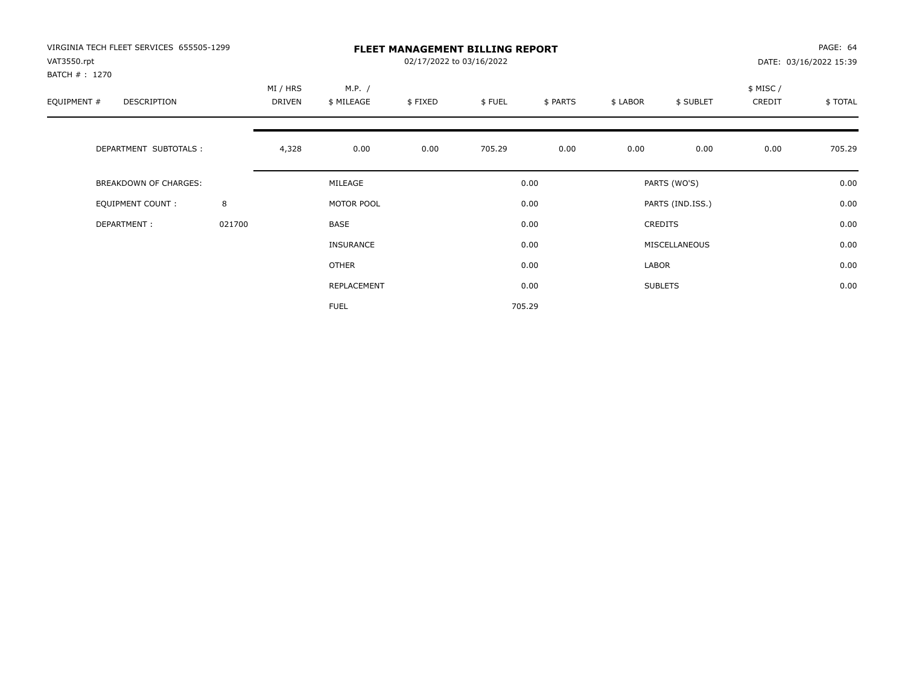VIRGINIA TECH FLEET SERVICES 655505-1299
VAT3550.rpt
BATCH # : 1270

# FLEET MANAGEMENT BILLING REPORT

02/17/2022 to 03/16/2022

PAGE: 64
DATE: 03/16/2022 15:39

| EQUIPMENT # | DESCRIPTION | MI / HRS DRIVEN | M.P. / $ MILEAGE | $ FIXED | $ FUEL | $ PARTS | $ LABOR | $ SUBLET | $ MISC / CREDIT | $ TOTAL |
|---|---|---|---|---|---|---|---|---|---|---|
| | DEPARTMENT SUBTOTALS : | 4,328 | 0.00 | 0.00 | 705.29 | 0.00 | 0.00 | 0.00 | 0.00 | 705.29 |

| | | | | | |
|---|---|---|---|---|---|
| BREAKDOWN OF CHARGES: | | MILEAGE | 0.00 | PARTS (WO'S) | 0.00 |
| EQUIPMENT COUNT : | 8 | MOTOR POOL | 0.00 | PARTS (IND.ISS.) | 0.00 |
| DEPARTMENT : | 021700 | BASE | 0.00 | CREDITS | 0.00 |
| | | INSURANCE | 0.00 | MISCELLANEOUS | 0.00 |
| | | OTHER | 0.00 | LABOR | 0.00 |
| | | REPLACEMENT | 0.00 | SUBLETS | 0.00 |
| | | FUEL | 705.29 | | |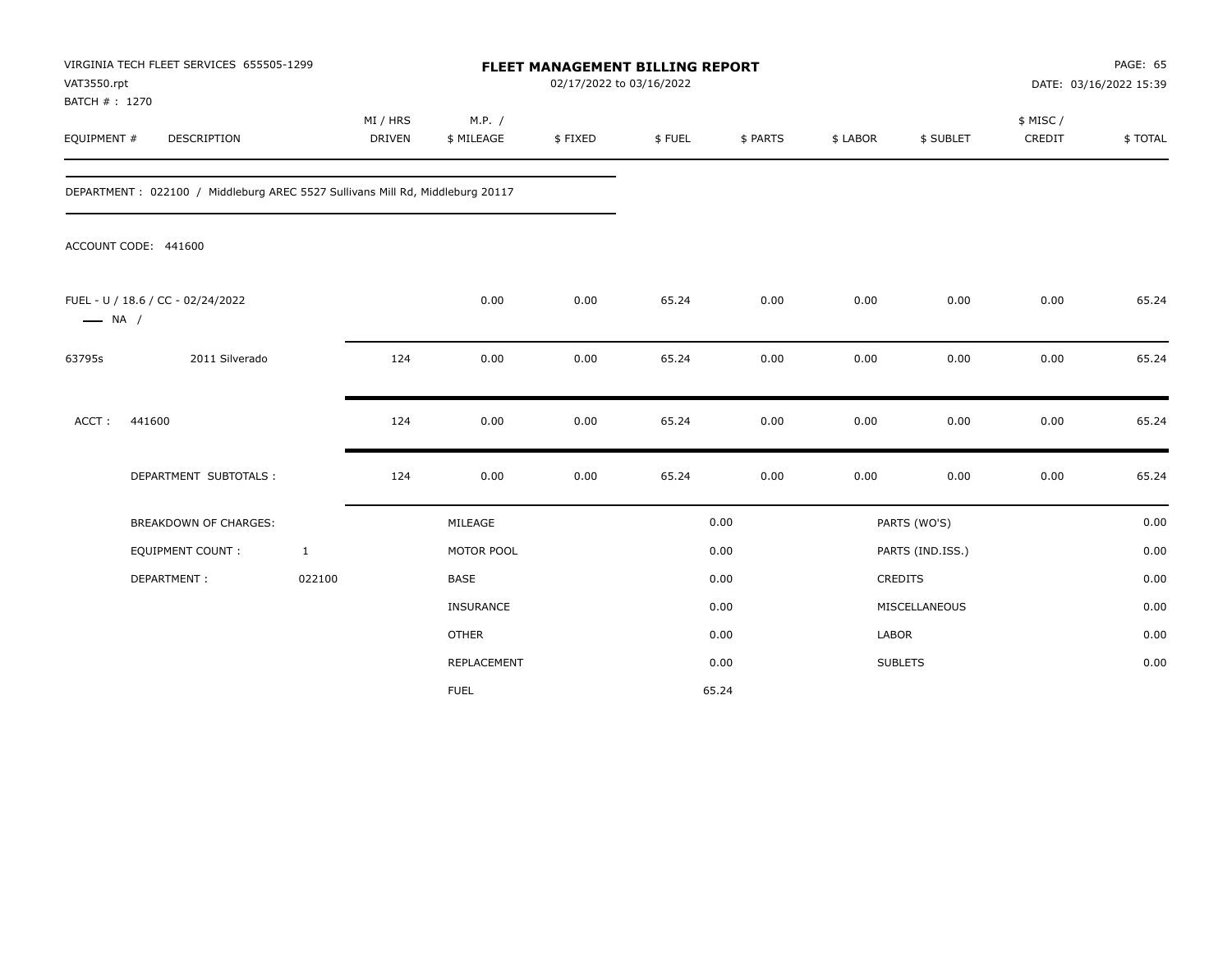VIRGINIA TECH FLEET SERVICES 655505-1299
VAT3550.rpt
BATCH # : 1270

**FLEET MANAGEMENT BILLING REPORT**
02/17/2022 to 03/16/2022

DATE: 03/16/2022 15:39

| EQUIPMENT # | DESCRIPTION | MI / HRS DRIVEN | M.P. / $ MILEAGE | $ FIXED | $ FUEL | $ PARTS | $ LABOR | $ SUBLET | $ MISC / CREDIT | $ TOTAL |
|---|---|---|---|---|---|---|---|---|---|---|

DEPARTMENT : 022100 / Middleburg AREC 5527 Sullivans Mill Rd, Middleburg 20117

ACCOUNT CODE: 441600

| EQUIPMENT # | DESCRIPTION | MI / HRS DRIVEN | M.P. / $ MILEAGE | $ FIXED | $ FUEL | $ PARTS | $ LABOR | $ SUBLET | $ MISC / CREDIT | $ TOTAL |
|---|---|---|---|---|---|---|---|---|---|---|
| FUEL - U / 18.6 / CC - 02/24/2022 —— NA / | | | 0.00 | 0.00 | 65.24 | 0.00 | 0.00 | 0.00 | 0.00 | 65.24 |
| 63795s | 2011 Silverado | 124 | 0.00 | 0.00 | 65.24 | 0.00 | 0.00 | 0.00 | 0.00 | 65.24 |
| ACCT : | 441600 | 124 | 0.00 | 0.00 | 65.24 | 0.00 | 0.00 | 0.00 | 0.00 | 65.24 |
| | DEPARTMENT SUBTOTALS : | 124 | 0.00 | 0.00 | 65.24 | 0.00 | 0.00 | 0.00 | 0.00 | 65.24 |

| BREAKDOWN OF CHARGES: | | | | | |
|---|---|---|---|---|---|
| EQUIPMENT COUNT : | 1 | MILEAGE | 0.00 | PARTS (WO'S) | 0.00 |
| DEPARTMENT : | 022100 | MOTOR POOL | 0.00 | PARTS (IND.ISS.) | 0.00 |
| | | BASE | 0.00 | CREDITS | 0.00 |
| | | INSURANCE | 0.00 | MISCELLANEOUS | 0.00 |
| | | OTHER | 0.00 | LABOR | 0.00 |
| | | REPLACEMENT | 0.00 | SUBLETS | 0.00 |
| | | FUEL | 65.24 | | |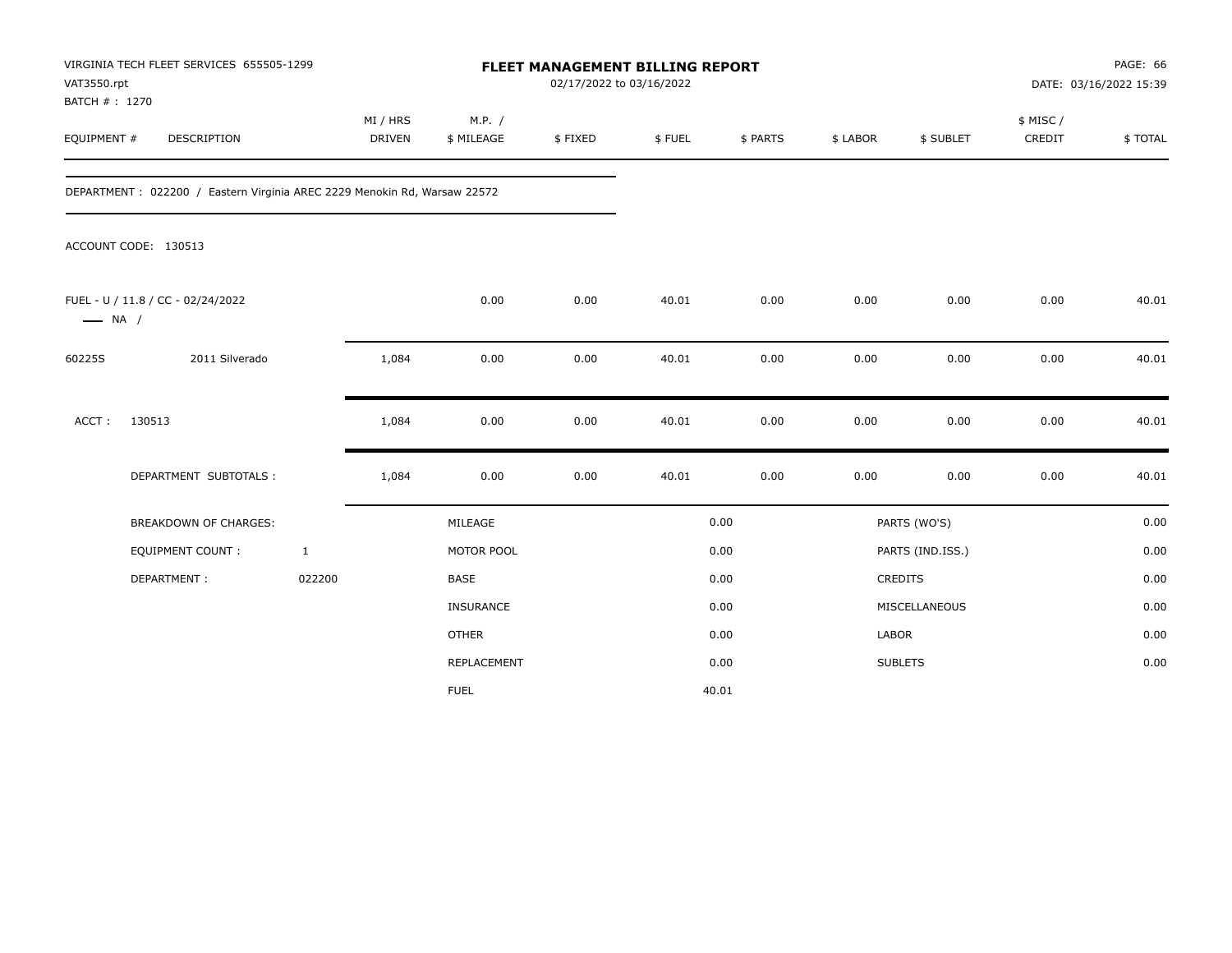VIRGINIA TECH FLEET SERVICES 655505-1299
VAT3550.rpt
BATCH # : 1270

**FLEET MANAGEMENT BILLING REPORT**
02/17/2022 to 03/16/2022

PAGE: 66
DATE: 03/16/2022 15:39

| EQUIPMENT # | DESCRIPTION | MI / HRS DRIVEN | M.P. / $ MILEAGE | $ FIXED | $ FUEL | $ PARTS | $ LABOR | $ SUBLET | $ MISC / CREDIT | $ TOTAL |
|---|---|---|---|---|---|---|---|---|---|---|

DEPARTMENT : 022200 / Eastern Virginia AREC 2229 Menokin Rd, Warsaw 22572

ACCOUNT CODE: 130513

| EQUIPMENT # | DESCRIPTION | MI / HRS DRIVEN | M.P. / $ MILEAGE | $ FIXED | $ FUEL | $ PARTS | $ LABOR | $ SUBLET | $ MISC / CREDIT | $ TOTAL |
|---|---|---|---|---|---|---|---|---|---|---|
| FUEL - U / 11.8 / CC - 02/24/2022 —— NA / | | | 0.00 | 0.00 | 40.01 | 0.00 | 0.00 | 0.00 | 0.00 | 40.01 |
| 60225S | 2011 Silverado | 1,084 | 0.00 | 0.00 | 40.01 | 0.00 | 0.00 | 0.00 | 0.00 | 40.01 |
| ACCT : | 130513 | 1,084 | 0.00 | 0.00 | 40.01 | 0.00 | 0.00 | 0.00 | 0.00 | 40.01 |
| | DEPARTMENT SUBTOTALS : | 1,084 | 0.00 | 0.00 | 40.01 | 0.00 | 0.00 | 0.00 | 0.00 | 40.01 |

| BREAKDOWN OF CHARGES: | | | | | |
|---|---|---|---|---|---|
| EQUIPMENT COUNT : | 1 | MILEAGE | 0.00 | PARTS (WO'S) | 0.00 |
| DEPARTMENT : | 022200 | MOTOR POOL | 0.00 | PARTS (IND.ISS.) | 0.00 |
| | | BASE | 0.00 | CREDITS | 0.00 |
| | | INSURANCE | 0.00 | MISCELLANEOUS | 0.00 |
| | | OTHER | 0.00 | LABOR | 0.00 |
| | | REPLACEMENT | 0.00 | SUBLETS | 0.00 |
| | | FUEL | 40.01 | | |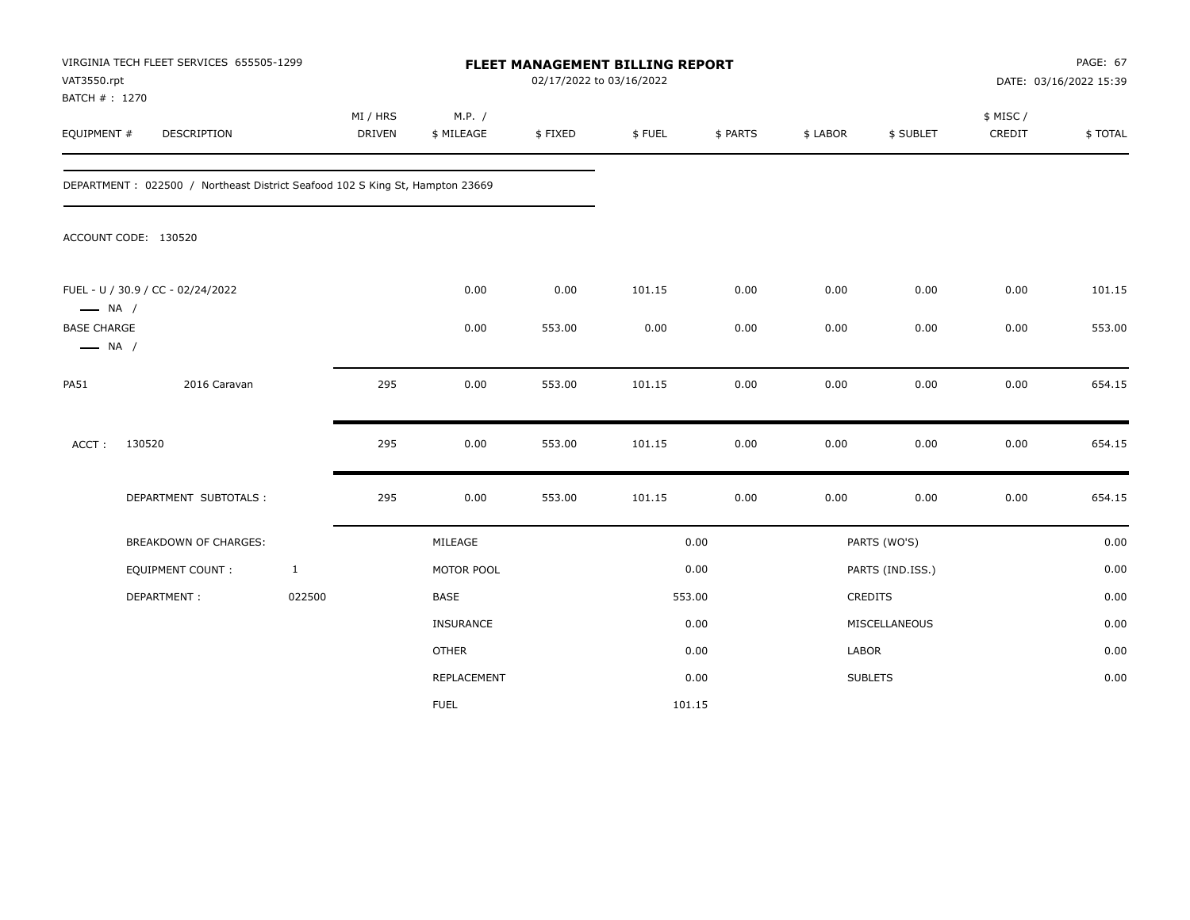VIRGINIA TECH FLEET SERVICES 655505-1299
VAT3550.rpt
BATCH # : 1270

# FLEET MANAGEMENT BILLING REPORT

02/17/2022 to 03/16/2022

PAGE: 67
DATE: 03/16/2022 15:39

| EQUIPMENT # | DESCRIPTION | MI / HRS DRIVEN | M.P. / $ MILEAGE | $ FIXED | $ FUEL | $ PARTS | $ LABOR | $ SUBLET | $ MISC / CREDIT | $ TOTAL |
|---|---|---|---|---|---|---|---|---|---|---|

DEPARTMENT : 022500 / Northeast District Seafood 102 S King St, Hampton 23669

ACCOUNT CODE: 130520

| EQUIPMENT # | DESCRIPTION | MI / HRS DRIVEN | M.P. / $ MILEAGE | $ FIXED | $ FUEL | $ PARTS | $ LABOR | $ SUBLET | $ MISC / CREDIT | $ TOTAL |
|---|---|---|---|---|---|---|---|---|---|---|
| FUEL - U / 30.9 / CC - 02/24/2022 — NA / | | | 0.00 | 0.00 | 101.15 | 0.00 | 0.00 | 0.00 | 0.00 | 101.15 |
| BASE CHARGE — NA / | | | 0.00 | 553.00 | 0.00 | 0.00 | 0.00 | 0.00 | 0.00 | 553.00 |
| PA51 | 2016 Caravan | 295 | 0.00 | 553.00 | 101.15 | 0.00 | 0.00 | 0.00 | 0.00 | 654.15 |
| ACCT : | 130520 | 295 | 0.00 | 553.00 | 101.15 | 0.00 | 0.00 | 0.00 | 0.00 | 654.15 |
| | DEPARTMENT SUBTOTALS : | 295 | 0.00 | 553.00 | 101.15 | 0.00 | 0.00 | 0.00 | 0.00 | 654.15 |

| BREAKDOWN OF CHARGES: | | | | | |
|---|---|---|---|---|---|
| EQUIPMENT COUNT : | 1 | MILEAGE | 0.00 | PARTS (WO'S) | 0.00 |
| DEPARTMENT : | 022500 | MOTOR POOL | 0.00 | PARTS (IND.ISS.) | 0.00 |
| | | BASE | 553.00 | CREDITS | 0.00 |
| | | INSURANCE | 0.00 | MISCELLANEOUS | 0.00 |
| | | OTHER | 0.00 | LABOR | 0.00 |
| | | REPLACEMENT | 0.00 | SUBLETS | 0.00 |
| | | FUEL | 101.15 | | |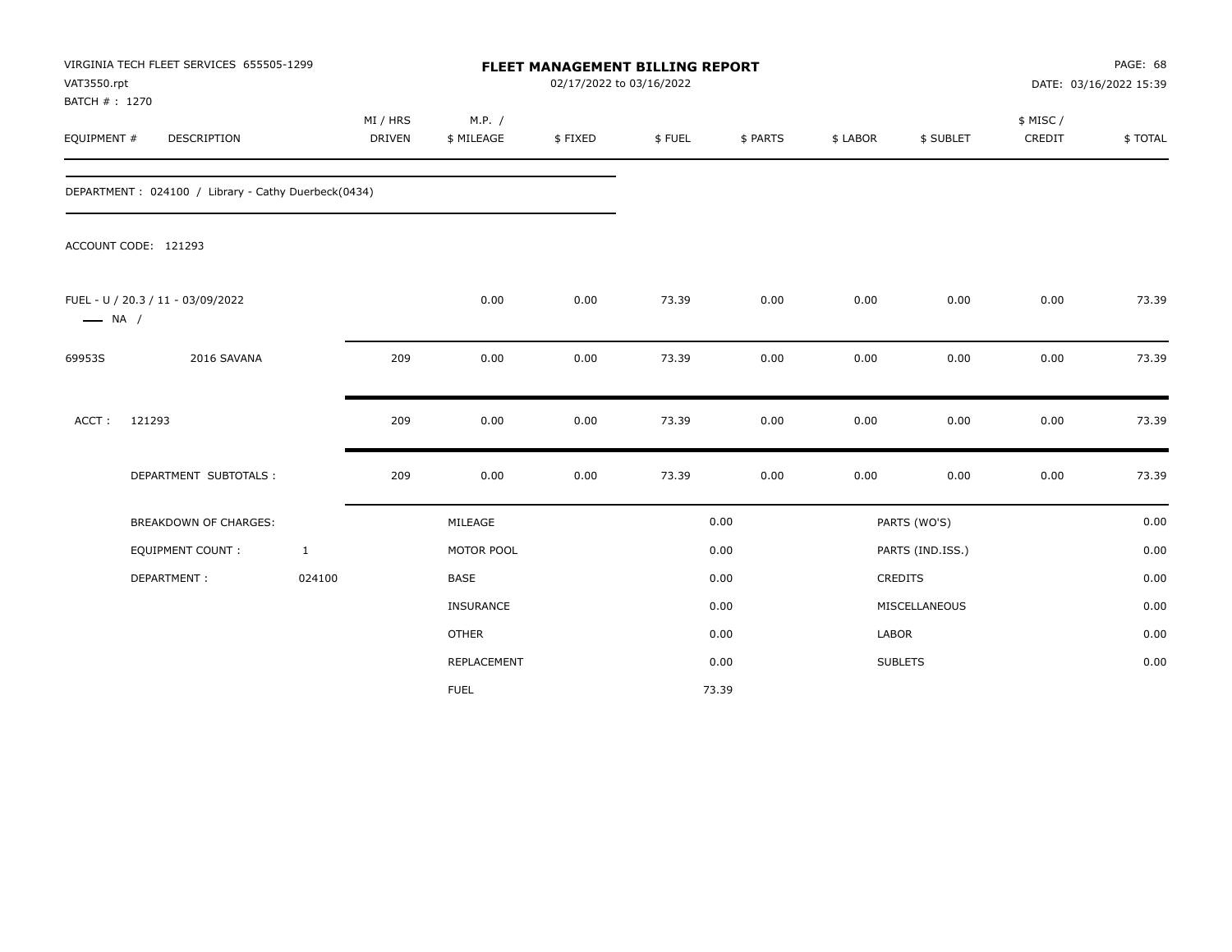VIRGINIA TECH FLEET SERVICES 655505-1299
VAT3550.rpt
BATCH # : 1270

# FLEET MANAGEMENT BILLING REPORT

02/17/2022 to 03/16/2022

PAGE: 68
DATE: 03/16/2022 15:39

| EQUIPMENT # | DESCRIPTION | MI / HRS DRIVEN | M.P. / $ MILEAGE | $ FIXED | $ FUEL | $ PARTS | $ LABOR | $ SUBLET | $ MISC / CREDIT | $ TOTAL |
|---|---|---|---|---|---|---|---|---|---|---|

DEPARTMENT : 024100 / Library - Cathy Duerbeck(0434)

ACCOUNT CODE: 121293

| EQUIPMENT # | DESCRIPTION | MI / HRS DRIVEN | M.P. / $ MILEAGE | $ FIXED | $ FUEL | $ PARTS | $ LABOR | $ SUBLET | $ MISC / CREDIT | $ TOTAL |
|---|---|---|---|---|---|---|---|---|---|---|
| FUEL - U / 20.3 / 11 - 03/09/2022 —— NA / | | | 0.00 | 0.00 | 73.39 | 0.00 | 0.00 | 0.00 | 0.00 | 73.39 |
| 69953S | 2016 SAVANA | 209 | 0.00 | 0.00 | 73.39 | 0.00 | 0.00 | 0.00 | 0.00 | 73.39 |
| ACCT : | 121293 | 209 | 0.00 | 0.00 | 73.39 | 0.00 | 0.00 | 0.00 | 0.00 | 73.39 |
| | DEPARTMENT SUBTOTALS : | 209 | 0.00 | 0.00 | 73.39 | 0.00 | 0.00 | 0.00 | 0.00 | 73.39 |

| | | | | | |
|---|---|---|---|---|---|
| BREAKDOWN OF CHARGES: | | MILEAGE | 0.00 | PARTS (WO'S) | 0.00 |
| EQUIPMENT COUNT : | 1 | MOTOR POOL | 0.00 | PARTS (IND.ISS.) | 0.00 |
| DEPARTMENT : | 024100 | BASE | 0.00 | CREDITS | 0.00 |
| | | INSURANCE | 0.00 | MISCELLANEOUS | 0.00 |
| | | OTHER | 0.00 | LABOR | 0.00 |
| | | REPLACEMENT | 0.00 | SUBLETS | 0.00 |
| | | FUEL | 73.39 | | |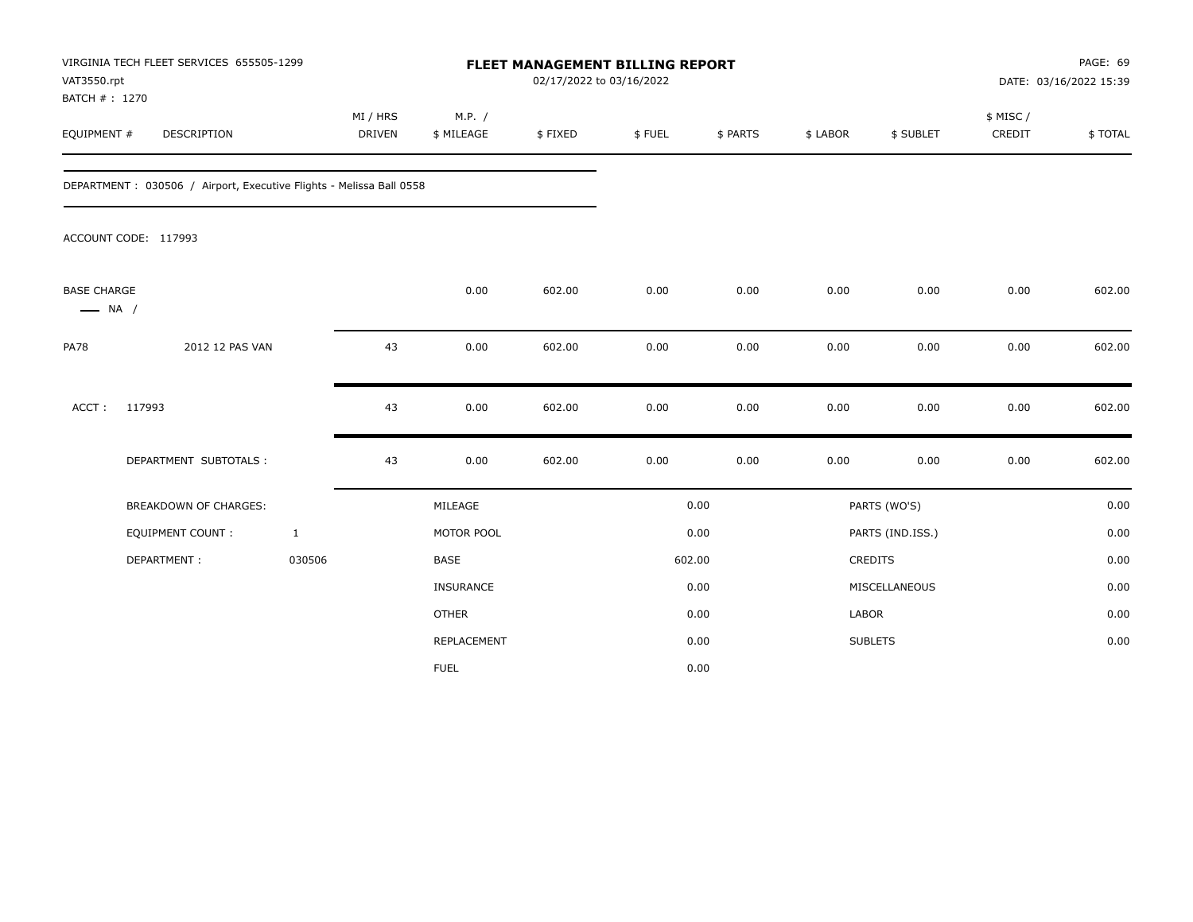VIRGINIA TECH FLEET SERVICES 655505-1299
VAT3550.rpt
BATCH # : 1270

**FLEET MANAGEMENT BILLING REPORT**
02/17/2022 to 03/16/2022

PAGE: 69
DATE: 03/16/2022 15:39

| EQUIPMENT # | DESCRIPTION | MI / HRS DRIVEN | M.P. / $ MILEAGE | $ FIXED | $ FUEL | $ PARTS | $ LABOR | $ SUBLET | $ MISC / CREDIT | $ TOTAL |
|---|---|---|---|---|---|---|---|---|---|---|
| DEPARTMENT : 030506 / Airport, Executive Flights - Melissa Ball 0558 | | | | | | | | | | |
| ACCOUNT CODE: 117993 | | | | | | | | | | |
| BASE CHARGE — NA / | | | 0.00 | 602.00 | 0.00 | 0.00 | 0.00 | 0.00 | 0.00 | 602.00 |
| PA78 | 2012 12 PAS VAN | 43 | 0.00 | 602.00 | 0.00 | 0.00 | 0.00 | 0.00 | 0.00 | 602.00 |
| ACCT : | 117993 | 43 | 0.00 | 602.00 | 0.00 | 0.00 | 0.00 | 0.00 | 0.00 | 602.00 |
| | DEPARTMENT SUBTOTALS : | 43 | 0.00 | 602.00 | 0.00 | 0.00 | 0.00 | 0.00 | 0.00 | 602.00 |

| BREAKDOWN OF CHARGES: | | | | | |
|---|---|---|---|---|---|
| | | MILEAGE | 0.00 | PARTS (WO'S) | 0.00 |
| EQUIPMENT COUNT : | 1 | MOTOR POOL | 0.00 | PARTS (IND.ISS.) | 0.00 |
| DEPARTMENT : | 030506 | BASE | 602.00 | CREDITS | 0.00 |
| | | INSURANCE | 0.00 | MISCELLANEOUS | 0.00 |
| | | OTHER | 0.00 | LABOR | 0.00 |
| | | REPLACEMENT | 0.00 | SUBLETS | 0.00 |
| | | FUEL | 0.00 | | |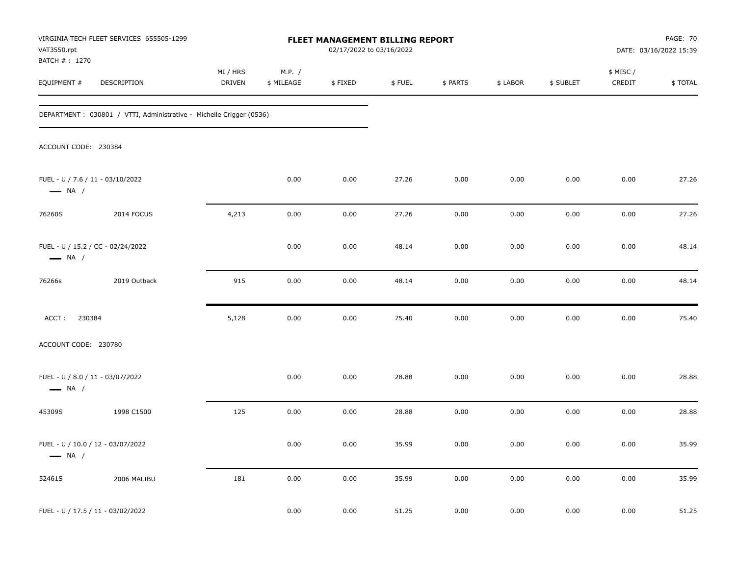VIRGINIA TECH FLEET SERVICES 655505-1299
VAT3550.rpt
BATCH # : 1270

# FLEET MANAGEMENT BILLING REPORT

02/17/2022 to 03/16/2022

DATE: 03/16/2022 15:39

| EQUIPMENT # | DESCRIPTION | MI / HRS DRIVEN | M.P. / $ MILEAGE | $ FIXED | $ FUEL | $ PARTS | $ LABOR | $ SUBLET | $ MISC / CREDIT | $ TOTAL |
|---|---|---|---|---|---|---|---|---|---|---|
| DEPARTMENT : 030801 / VTTI, Administrative - Michelle Crigger (0536) | | | | | | | | | | |
| ACCOUNT CODE: 230384 | | | | | | | | | | |
| FUEL - U / 7.6 / 11 - 03/10/2022 — NA / | | | 0.00 | 0.00 | 27.26 | 0.00 | 0.00 | 0.00 | 0.00 | 27.26 |
| 76260S | 2014 FOCUS | 4,213 | 0.00 | 0.00 | 27.26 | 0.00 | 0.00 | 0.00 | 0.00 | 27.26 |
| FUEL - U / 15.2 / CC - 02/24/2022 — NA / | | | 0.00 | 0.00 | 48.14 | 0.00 | 0.00 | 0.00 | 0.00 | 48.14 |
| 76266s | 2019 Outback | 915 | 0.00 | 0.00 | 48.14 | 0.00 | 0.00 | 0.00 | 0.00 | 48.14 |
| ACCT : 230384 | | 5,128 | 0.00 | 0.00 | 75.40 | 0.00 | 0.00 | 0.00 | 0.00 | 75.40 |
| ACCOUNT CODE: 230780 | | | | | | | | | | |
| FUEL - U / 8.0 / 11 - 03/07/2022 — NA / | | | 0.00 | 0.00 | 28.88 | 0.00 | 0.00 | 0.00 | 0.00 | 28.88 |
| 45309S | 1998 C1500 | 125 | 0.00 | 0.00 | 28.88 | 0.00 | 0.00 | 0.00 | 0.00 | 28.88 |
| FUEL - U / 10.0 / 12 - 03/07/2022 — NA / | | | 0.00 | 0.00 | 35.99 | 0.00 | 0.00 | 0.00 | 0.00 | 35.99 |
| 52461S | 2006 MALIBU | 181 | 0.00 | 0.00 | 35.99 | 0.00 | 0.00 | 0.00 | 0.00 | 35.99 |
| FUEL - U / 17.5 / 11 - 03/02/2022 | | | 0.00 | 0.00 | 51.25 | 0.00 | 0.00 | 0.00 | 0.00 | 51.25 |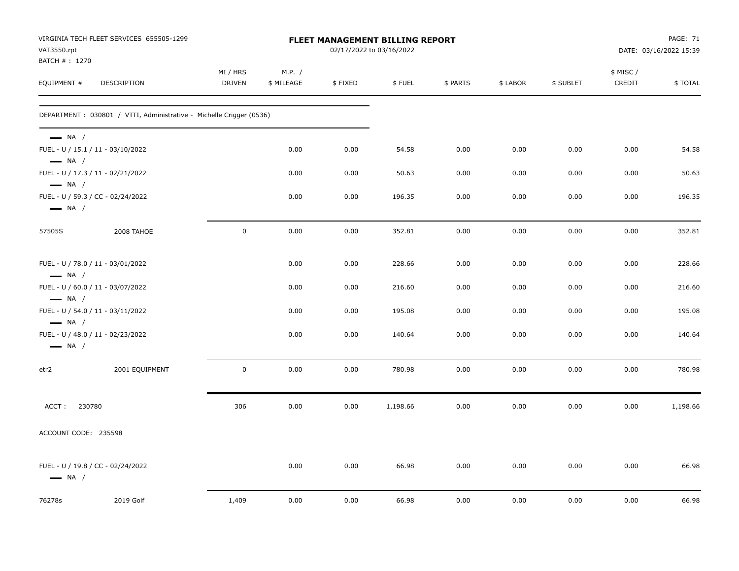VIRGINIA TECH FLEET SERVICES 655505-1299
VAT3550.rpt
BATCH # : 1270

# FLEET MANAGEMENT BILLING REPORT

02/17/2022 to 03/16/2022

DATE: 03/16/2022 15:39

| EQUIPMENT # | DESCRIPTION | MI / HRS DRIVEN | M.P. / $ MILEAGE | $ FIXED | $ FUEL | $ PARTS | $ LABOR | $ SUBLET | $ MISC / CREDIT | $ TOTAL |
|---|---|---|---|---|---|---|---|---|---|---|
| DEPARTMENT : 030801 / VTTI, Administrative - Michelle Crigger (0536) | | | | | | | | | | |
| — NA / | | | | | | | | | | |
| FUEL - U / 15.1 / 11 - 03/10/2022 | | | 0.00 | 0.00 | 54.58 | 0.00 | 0.00 | 0.00 | 0.00 | 54.58 |
| — NA / | | | | | | | | | | |
| FUEL - U / 17.3 / 11 - 02/21/2022 | | | 0.00 | 0.00 | 50.63 | 0.00 | 0.00 | 0.00 | 0.00 | 50.63 |
| — NA / | | | | | | | | | | |
| FUEL - U / 59.3 / CC - 02/24/2022 | | | 0.00 | 0.00 | 196.35 | 0.00 | 0.00 | 0.00 | 0.00 | 196.35 |
| — NA / | | | | | | | | | | |
| 57505S | 2008 TAHOE | 0 | 0.00 | 0.00 | 352.81 | 0.00 | 0.00 | 0.00 | 0.00 | 352.81 |
| FUEL - U / 78.0 / 11 - 03/01/2022 | | | 0.00 | 0.00 | 228.66 | 0.00 | 0.00 | 0.00 | 0.00 | 228.66 |
| — NA / | | | | | | | | | | |
| FUEL - U / 60.0 / 11 - 03/07/2022 | | | 0.00 | 0.00 | 216.60 | 0.00 | 0.00 | 0.00 | 0.00 | 216.60 |
| — NA / | | | | | | | | | | |
| FUEL - U / 54.0 / 11 - 03/11/2022 | | | 0.00 | 0.00 | 195.08 | 0.00 | 0.00 | 0.00 | 0.00 | 195.08 |
| — NA / | | | | | | | | | | |
| FUEL - U / 48.0 / 11 - 02/23/2022 | | | 0.00 | 0.00 | 140.64 | 0.00 | 0.00 | 0.00 | 0.00 | 140.64 |
| — NA / | | | | | | | | | | |
| etr2 | 2001 EQUIPMENT | 0 | 0.00 | 0.00 | 780.98 | 0.00 | 0.00 | 0.00 | 0.00 | 780.98 |
| ACCT : 230780 | | 306 | 0.00 | 0.00 | 1,198.66 | 0.00 | 0.00 | 0.00 | 0.00 | 1,198.66 |
| ACCOUNT CODE: 235598 | | | | | | | | | | |
| FUEL - U / 19.8 / CC - 02/24/2022 | | | 0.00 | 0.00 | 66.98 | 0.00 | 0.00 | 0.00 | 0.00 | 66.98 |
| — NA / | | | | | | | | | | |
| 76278s | 2019 Golf | 1,409 | 0.00 | 0.00 | 66.98 | 0.00 | 0.00 | 0.00 | 0.00 | 66.98 |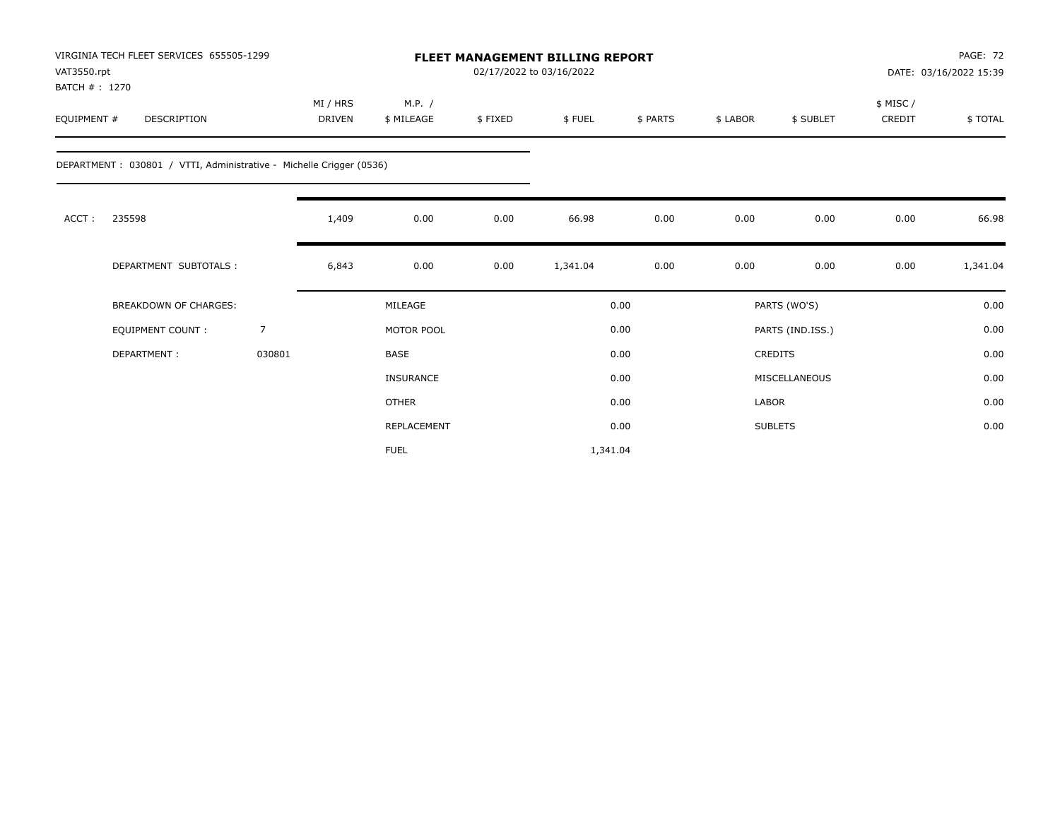VIRGINIA TECH FLEET SERVICES 655505-1299
VAT3550.rpt
BATCH # : 1270

# FLEET MANAGEMENT BILLING REPORT

02/17/2022 to 03/16/2022

DATE: 03/16/2022 15:39

| EQUIPMENT # | DESCRIPTION | MI / HRS DRIVEN | M.P. / $ MILEAGE | $ FIXED | $ FUEL | $ PARTS | $ LABOR | $ SUBLET | $ MISC / CREDIT | $ TOTAL |
|---|---|---|---|---|---|---|---|---|---|---|
| DEPARTMENT : 030801 / VTTI, Administrative - Michelle Crigger (0536) | | | | | | | | | | |
| ACCT : | 235598 | 1,409 | 0.00 | 0.00 | 66.98 | 0.00 | 0.00 | 0.00 | 0.00 | 66.98 |
| | DEPARTMENT SUBTOTALS : | 6,843 | 0.00 | 0.00 | 1,341.04 | 0.00 | 0.00 | 0.00 | 0.00 | 1,341.04 |

| BREAKDOWN OF CHARGES: | | MILEAGE | 0.00 | PARTS (WO'S) | 0.00 |
|---|---|---|---|---|---|
| EQUIPMENT COUNT : | 7 | MOTOR POOL | 0.00 | PARTS (IND.ISS.) | 0.00 |
| DEPARTMENT : | 030801 | BASE | 0.00 | CREDITS | 0.00 |
| | | INSURANCE | 0.00 | MISCELLANEOUS | 0.00 |
| | | OTHER | 0.00 | LABOR | 0.00 |
| | | REPLACEMENT | 0.00 | SUBLETS | 0.00 |
| | | FUEL | 1,341.04 | | |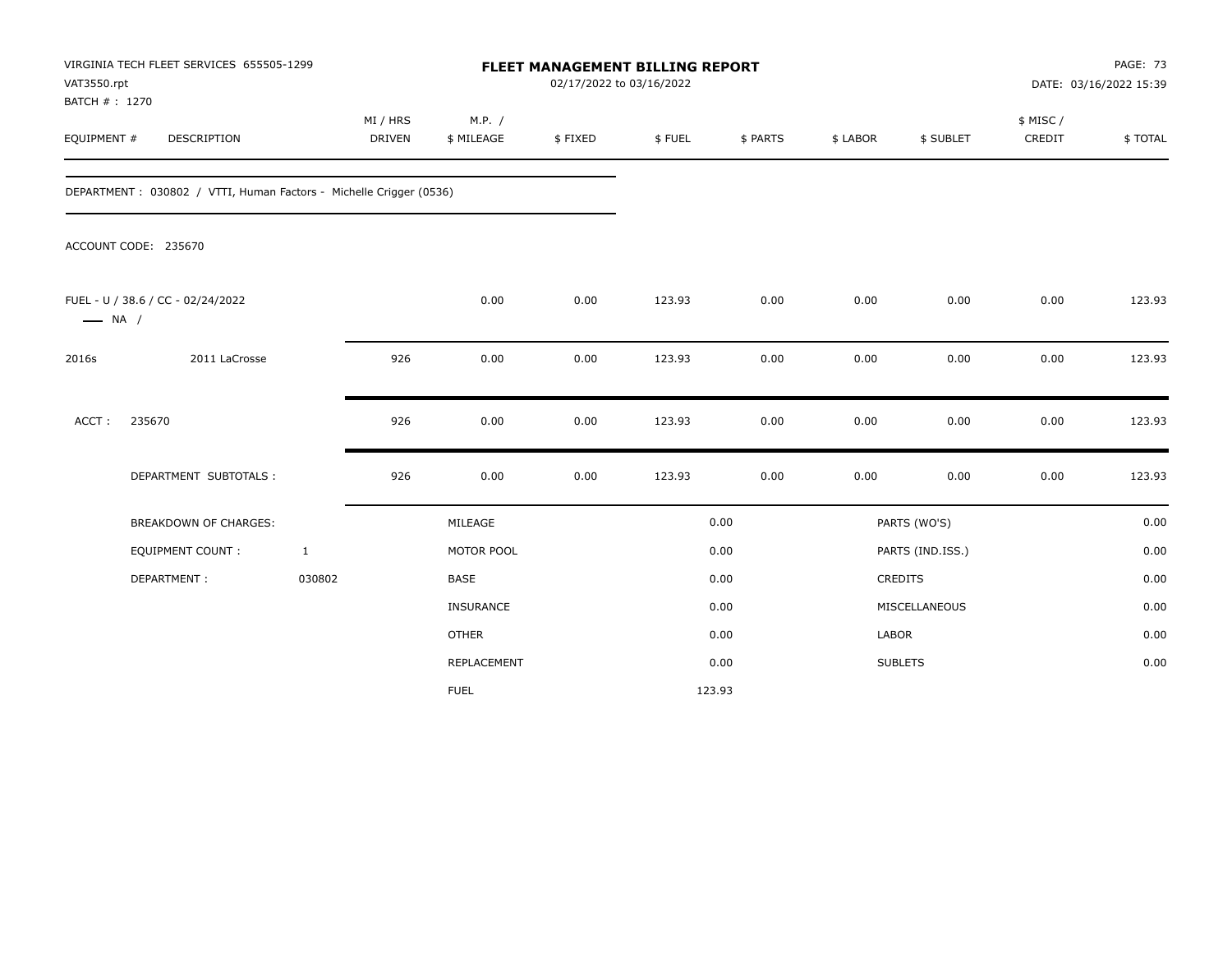VIRGINIA TECH FLEET SERVICES 655505-1299
VAT3550.rpt
BATCH # : 1270

# FLEET MANAGEMENT BILLING REPORT

02/17/2022 to 03/16/2022

DATE: 03/16/2022 15:39

| EQUIPMENT # | DESCRIPTION | MI / HRS DRIVEN | M.P. / $ MILEAGE | $ FIXED | $ FUEL | $ PARTS | $ LABOR | $ SUBLET | $ MISC / CREDIT | $ TOTAL |
|---|---|---|---|---|---|---|---|---|---|---|
| DEPARTMENT : 030802 / VTTI, Human Factors - Michelle Crigger (0536) | | | | | | | | | | |
| ACCOUNT CODE: 235670 | | | | | | | | | | |
| FUEL - U / 38.6 / CC - 02/24/2022 — NA / | | | 0.00 | 0.00 | 123.93 | 0.00 | 0.00 | 0.00 | 0.00 | 123.93 |
| 2016s | 2011 LaCrosse | 926 | 0.00 | 0.00 | 123.93 | 0.00 | 0.00 | 0.00 | 0.00 | 123.93 |
| ACCT : | 235670 | 926 | 0.00 | 0.00 | 123.93 | 0.00 | 0.00 | 0.00 | 0.00 | 123.93 |
| | DEPARTMENT SUBTOTALS : | 926 | 0.00 | 0.00 | 123.93 | 0.00 | 0.00 | 0.00 | 0.00 | 123.93 |

| BREAKDOWN OF CHARGES: | | | | | |
|---|---|---|---|---|---|
| EQUIPMENT COUNT : | 1 | MILEAGE | 0.00 | PARTS (WO'S) | 0.00 |
| DEPARTMENT : | 030802 | MOTOR POOL | 0.00 | PARTS (IND.ISS.) | 0.00 |
| | | BASE | 0.00 | CREDITS | 0.00 |
| | | INSURANCE | 0.00 | MISCELLANEOUS | 0.00 |
| | | OTHER | 0.00 | LABOR | 0.00 |
| | | REPLACEMENT | 0.00 | SUBLETS | 0.00 |
| | | FUEL | 123.93 | | |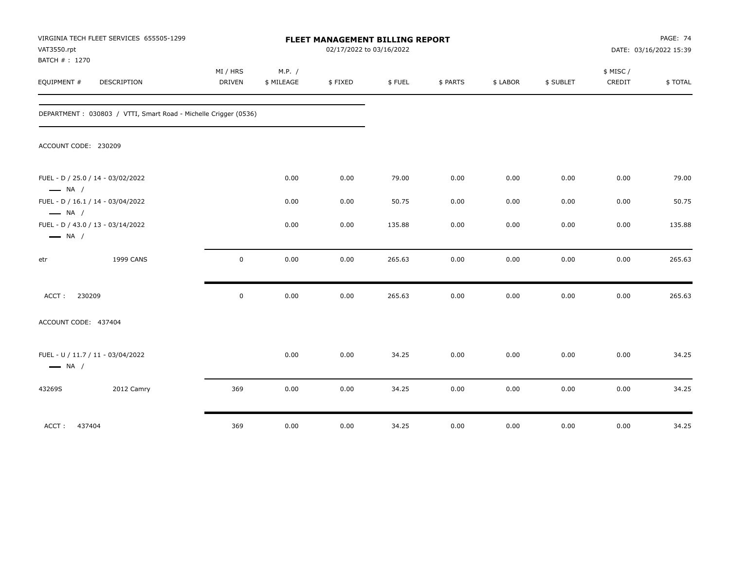VIRGINIA TECH FLEET SERVICES 655505-1299
VAT3550.rpt
BATCH # : 1270

**FLEET MANAGEMENT BILLING REPORT**
02/17/2022 to 03/16/2022

DATE: 03/16/2022 15:39

| EQUIPMENT # | DESCRIPTION | MI / HRS DRIVEN | M.P. / $ MILEAGE | $ FIXED | $ FUEL | $ PARTS | $ LABOR | $ SUBLET | $ MISC / CREDIT | $ TOTAL |
|---|---|---|---|---|---|---|---|---|---|---|
| DEPARTMENT : 030803 / VTTI, Smart Road - Michelle Crigger (0536) | | | | | | | | | | |
| ACCOUNT CODE: 230209 | | | | | | | | | | |
| FUEL - D / 25.0 / 14 - 03/02/2022 — NA / | | | 0.00 | 0.00 | 79.00 | 0.00 | 0.00 | 0.00 | 0.00 | 79.00 |
| FUEL - D / 16.1 / 14 - 03/04/2022 — NA / | | | 0.00 | 0.00 | 50.75 | 0.00 | 0.00 | 0.00 | 0.00 | 50.75 |
| FUEL - D / 43.0 / 13 - 03/14/2022 — NA / | | | 0.00 | 0.00 | 135.88 | 0.00 | 0.00 | 0.00 | 0.00 | 135.88 |
| etr | 1999 CANS | 0 | 0.00 | 0.00 | 265.63 | 0.00 | 0.00 | 0.00 | 0.00 | 265.63 |
| ACCT : 230209 | | 0 | 0.00 | 0.00 | 265.63 | 0.00 | 0.00 | 0.00 | 0.00 | 265.63 |
| ACCOUNT CODE: 437404 | | | | | | | | | | |
| FUEL - U / 11.7 / 11 - 03/04/2022 — NA / | | | 0.00 | 0.00 | 34.25 | 0.00 | 0.00 | 0.00 | 0.00 | 34.25 |
| 43269S | 2012 Camry | 369 | 0.00 | 0.00 | 34.25 | 0.00 | 0.00 | 0.00 | 0.00 | 34.25 |
| ACCT : 437404 | | 369 | 0.00 | 0.00 | 34.25 | 0.00 | 0.00 | 0.00 | 0.00 | 34.25 |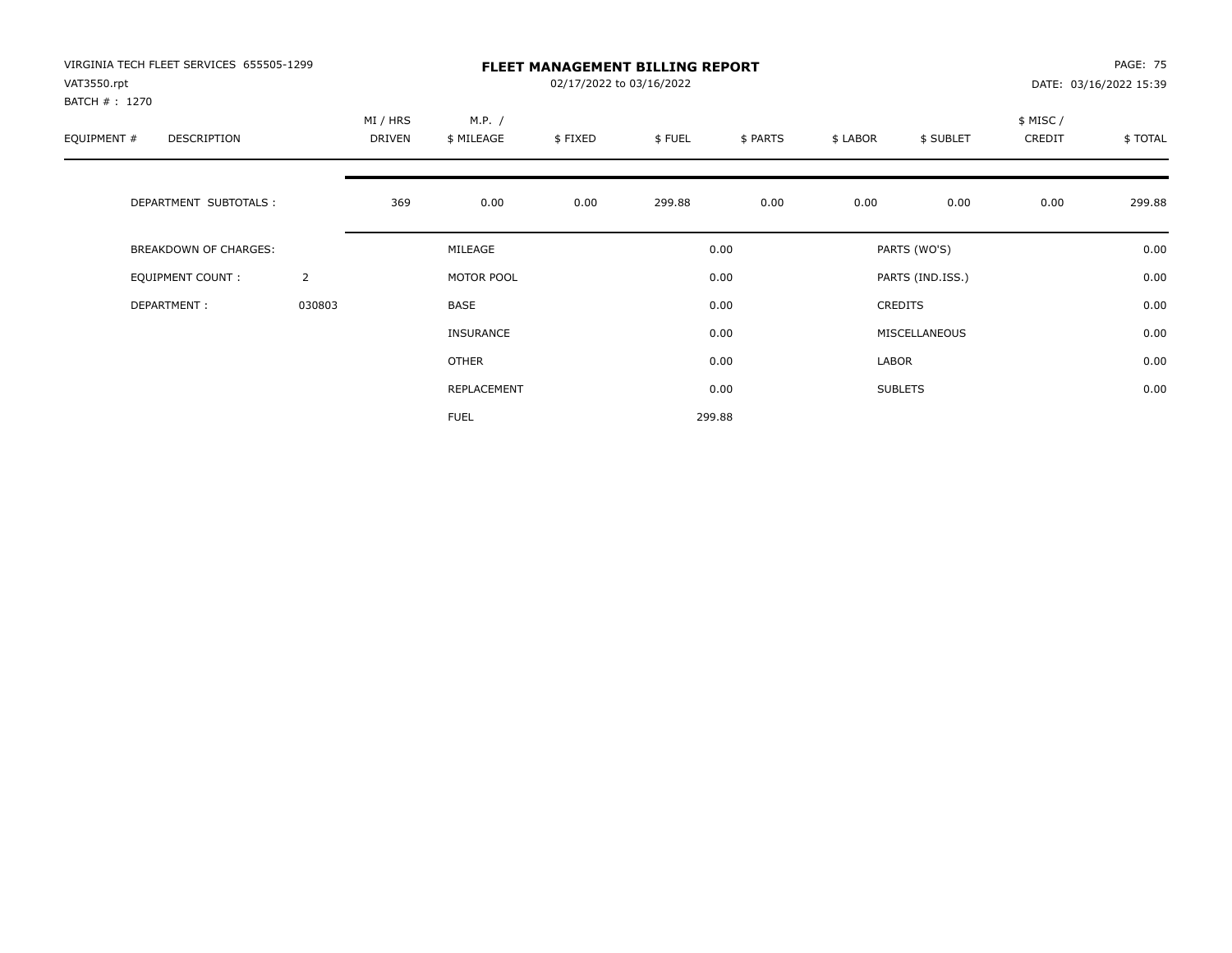VIRGINIA TECH FLEET SERVICES 655505-1299
VAT3550.rpt
BATCH # : 1270

# FLEET MANAGEMENT BILLING REPORT

02/17/2022 to 03/16/2022

DATE: 03/16/2022 15:39

| EQUIPMENT # | DESCRIPTION | MI / HRS DRIVEN | M.P. / $ MILEAGE | $ FIXED | $ FUEL | $ PARTS | $ LABOR | $ SUBLET | $ MISC / CREDIT | $ TOTAL |
|---|---|---|---|---|---|---|---|---|---|---|
| | DEPARTMENT SUBTOTALS : | 369 | 0.00 | 0.00 | 299.88 | 0.00 | 0.00 | 0.00 | 0.00 | 299.88 |

| | | | | | |
|---|---|---|---|---|---|
| BREAKDOWN OF CHARGES: | | MILEAGE | 0.00 | PARTS (WO'S) | 0.00 |
| EQUIPMENT COUNT : | 2 | MOTOR POOL | 0.00 | PARTS (IND.ISS.) | 0.00 |
| DEPARTMENT : | 030803 | BASE | 0.00 | CREDITS | 0.00 |
| | | INSURANCE | 0.00 | MISCELLANEOUS | 0.00 |
| | | OTHER | 0.00 | LABOR | 0.00 |
| | | REPLACEMENT | 0.00 | SUBLETS | 0.00 |
| | | FUEL | 299.88 | | |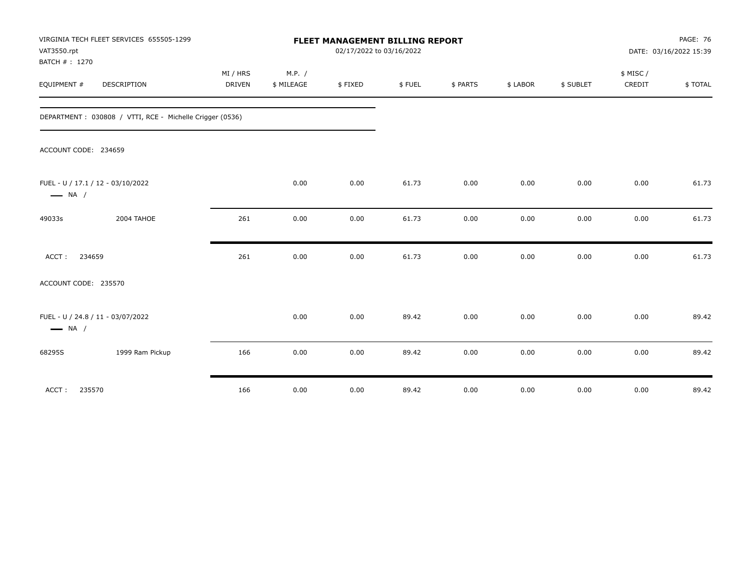VIRGINIA TECH FLEET SERVICES 655505-1299
VAT3550.rpt
BATCH # : 1270

**FLEET MANAGEMENT BILLING REPORT**
02/17/2022 to 03/16/2022

DATE: 03/16/2022 15:39

| EQUIPMENT # | DESCRIPTION | MI / HRS DRIVEN | M.P. / $ MILEAGE | $ FIXED | $ FUEL | $ PARTS | $ LABOR | $ SUBLET | $ MISC / CREDIT | $ TOTAL |
|---|---|---|---|---|---|---|---|---|---|---|
| DEPARTMENT : 030808 / VTTI, RCE - Michelle Crigger (0536) | | | | | | | | | | |
| ACCOUNT CODE: 234659 | | | | | | | | | | |
| FUEL - U / 17.1 / 12 - 03/10/2022 — NA / | | | 0.00 | 0.00 | 61.73 | 0.00 | 0.00 | 0.00 | 0.00 | 61.73 |
| 49033s | 2004 TAHOE | 261 | 0.00 | 0.00 | 61.73 | 0.00 | 0.00 | 0.00 | 0.00 | 61.73 |
| ACCT : 234659 | | 261 | 0.00 | 0.00 | 61.73 | 0.00 | 0.00 | 0.00 | 0.00 | 61.73 |
| ACCOUNT CODE: 235570 | | | | | | | | | | |
| FUEL - U / 24.8 / 11 - 03/07/2022 — NA / | | | 0.00 | 0.00 | 89.42 | 0.00 | 0.00 | 0.00 | 0.00 | 89.42 |
| 68295S | 1999 Ram Pickup | 166 | 0.00 | 0.00 | 89.42 | 0.00 | 0.00 | 0.00 | 0.00 | 89.42 |
| ACCT : 235570 | | 166 | 0.00 | 0.00 | 89.42 | 0.00 | 0.00 | 0.00 | 0.00 | 89.42 |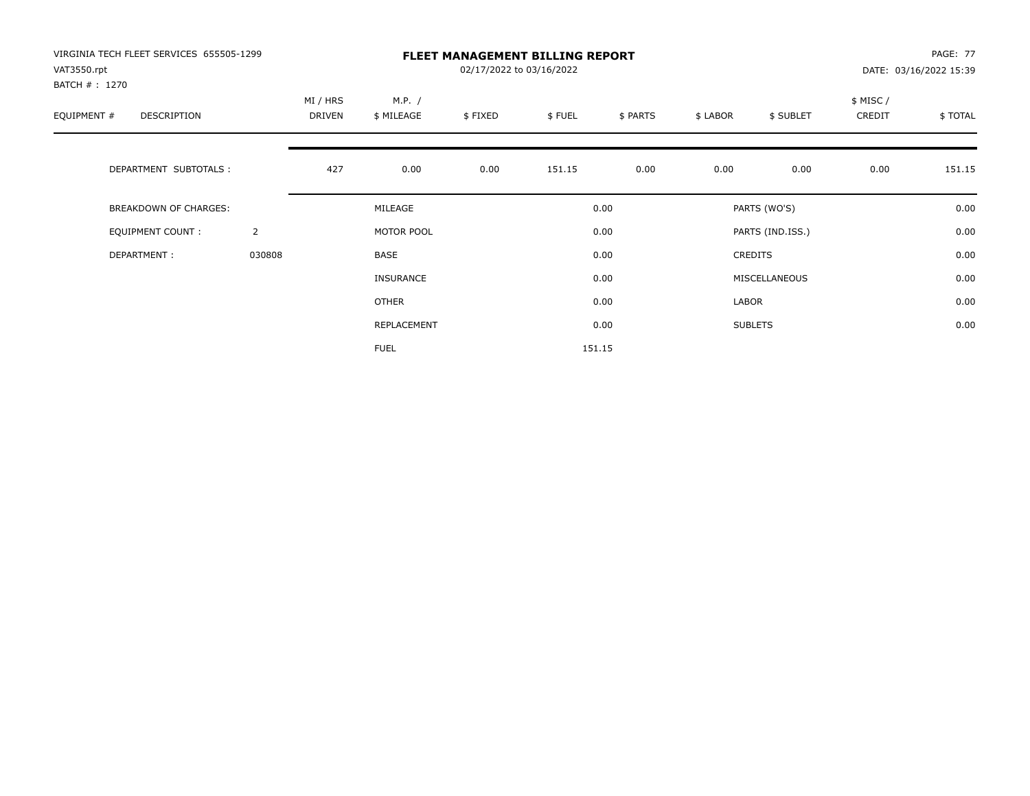VIRGINIA TECH FLEET SERVICES 655505-1299
VAT3550.rpt
BATCH # : 1270

# FLEET MANAGEMENT BILLING REPORT

02/17/2022 to 03/16/2022

PAGE: 77
DATE: 03/16/2022 15:39

| EQUIPMENT # | DESCRIPTION | MI / HRS DRIVEN | M.P. / $ MILEAGE | $ FIXED | $ FUEL | $ PARTS | $ LABOR | $ SUBLET | $ MISC / CREDIT | $ TOTAL |
|---|---|---|---|---|---|---|---|---|---|---|
| | DEPARTMENT SUBTOTALS : | 427 | 0.00 | 0.00 | 151.15 | 0.00 | 0.00 | 0.00 | 0.00 | 151.15 |

| | | | | | |
|---|---|---|---|---|---|
| BREAKDOWN OF CHARGES: | | MILEAGE | 0.00 | PARTS (WO'S) | 0.00 |
| EQUIPMENT COUNT : | 2 | MOTOR POOL | 0.00 | PARTS (IND.ISS.) | 0.00 |
| DEPARTMENT : | 030808 | BASE | 0.00 | CREDITS | 0.00 |
| | | INSURANCE | 0.00 | MISCELLANEOUS | 0.00 |
| | | OTHER | 0.00 | LABOR | 0.00 |
| | | REPLACEMENT | 0.00 | SUBLETS | 0.00 |
| | | FUEL | 151.15 | | |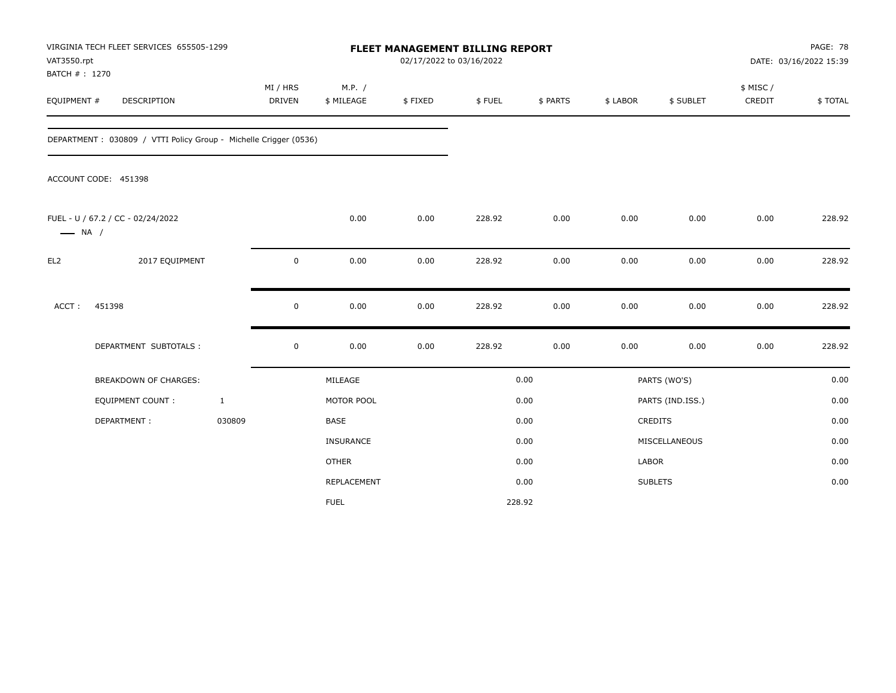VIRGINIA TECH FLEET SERVICES 655505-1299
VAT3550.rpt
BATCH # : 1270

# FLEET MANAGEMENT BILLING REPORT

02/17/2022 to 03/16/2022

DATE: 03/16/2022 15:39

| EQUIPMENT # | DESCRIPTION | MI / HRS DRIVEN | M.P. / $ MILEAGE | $ FIXED | $ FUEL | $ PARTS | $ LABOR | $ SUBLET | $ MISC / CREDIT | $ TOTAL |
|---|---|---|---|---|---|---|---|---|---|---|

DEPARTMENT : 030809 / VTTI Policy Group - Michelle Crigger (0536)

ACCOUNT CODE: 451398

| EQUIPMENT # | DESCRIPTION | MI / HRS DRIVEN | M.P. / $ MILEAGE | $ FIXED | $ FUEL | $ PARTS | $ LABOR | $ SUBLET | $ MISC / CREDIT | $ TOTAL |
|---|---|---|---|---|---|---|---|---|---|---|
| FUEL - U / 67.2 / CC - 02/24/2022 — NA / | | | 0.00 | 0.00 | 228.92 | 0.00 | 0.00 | 0.00 | 0.00 | 228.92 |
| EL2 | 2017 EQUIPMENT | 0 | 0.00 | 0.00 | 228.92 | 0.00 | 0.00 | 0.00 | 0.00 | 228.92 |
| ACCT : | 451398 | 0 | 0.00 | 0.00 | 228.92 | 0.00 | 0.00 | 0.00 | 0.00 | 228.92 |
| | DEPARTMENT SUBTOTALS : | 0 | 0.00 | 0.00 | 228.92 | 0.00 | 0.00 | 0.00 | 0.00 | 228.92 |

| BREAKDOWN OF CHARGES: | | | | | |
|---|---|---|---|---|---|
| EQUIPMENT COUNT : | 1 | MILEAGE | 0.00 | PARTS (WO'S) | 0.00 |
| DEPARTMENT : | 030809 | MOTOR POOL | 0.00 | PARTS (IND.ISS.) | 0.00 |
| | | BASE | 0.00 | CREDITS | 0.00 |
| | | INSURANCE | 0.00 | MISCELLANEOUS | 0.00 |
| | | OTHER | 0.00 | LABOR | 0.00 |
| | | REPLACEMENT | 0.00 | SUBLETS | 0.00 |
| | | FUEL | 228.92 | | |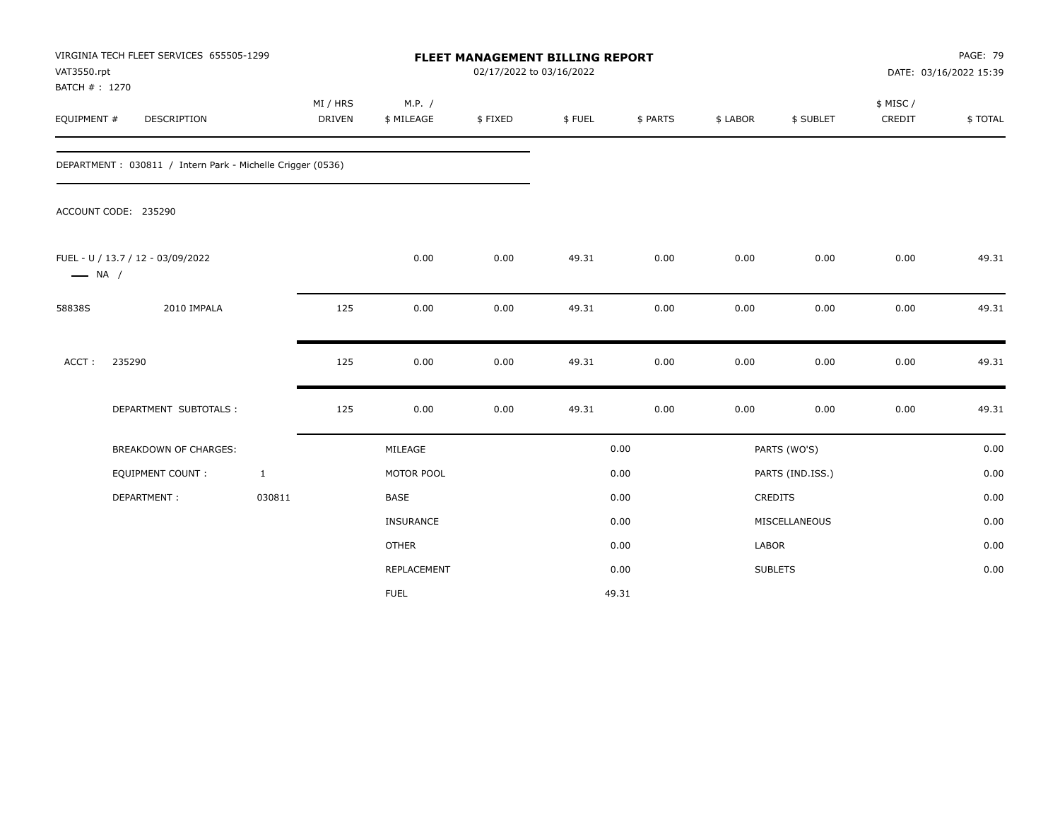VIRGINIA TECH FLEET SERVICES 655505-1299
VAT3550.rpt
BATCH # : 1270

# FLEET MANAGEMENT BILLING REPORT

02/17/2022 to 03/16/2022

DATE: 03/16/2022 15:39

| EQUIPMENT # | DESCRIPTION | MI / HRS DRIVEN | M.P. / $ MILEAGE | $ FIXED | $ FUEL | $ PARTS | $ LABOR | $ SUBLET | $ MISC / CREDIT | $ TOTAL |
|---|---|---|---|---|---|---|---|---|---|---|

DEPARTMENT : 030811 / Intern Park - Michelle Crigger (0536)

ACCOUNT CODE: 235290

| EQUIPMENT # | DESCRIPTION | MI / HRS DRIVEN | M.P. / $ MILEAGE | $ FIXED | $ FUEL | $ PARTS | $ LABOR | $ SUBLET | $ MISC / CREDIT | $ TOTAL |
|---|---|---|---|---|---|---|---|---|---|---|
| FUEL - U / 13.7 / 12 - 03/09/2022 — NA / | | | 0.00 | 0.00 | 49.31 | 0.00 | 0.00 | 0.00 | 0.00 | 49.31 |
| 58838S | 2010 IMPALA | 125 | 0.00 | 0.00 | 49.31 | 0.00 | 0.00 | 0.00 | 0.00 | 49.31 |
| ACCT : | 235290 | 125 | 0.00 | 0.00 | 49.31 | 0.00 | 0.00 | 0.00 | 0.00 | 49.31 |
| | DEPARTMENT SUBTOTALS : | 125 | 0.00 | 0.00 | 49.31 | 0.00 | 0.00 | 0.00 | 0.00 | 49.31 |

| BREAKDOWN OF CHARGES: | | | | | |
|---|---|---|---|---|---|
| EQUIPMENT COUNT : | 1 | MILEAGE | 0.00 | PARTS (WO'S) | 0.00 |
| DEPARTMENT : | 030811 | MOTOR POOL | 0.00 | PARTS (IND.ISS.) | 0.00 |
| | | BASE | 0.00 | CREDITS | 0.00 |
| | | INSURANCE | 0.00 | MISCELLANEOUS | 0.00 |
| | | OTHER | 0.00 | LABOR | 0.00 |
| | | REPLACEMENT | 0.00 | SUBLETS | 0.00 |
| | | FUEL | 49.31 | | |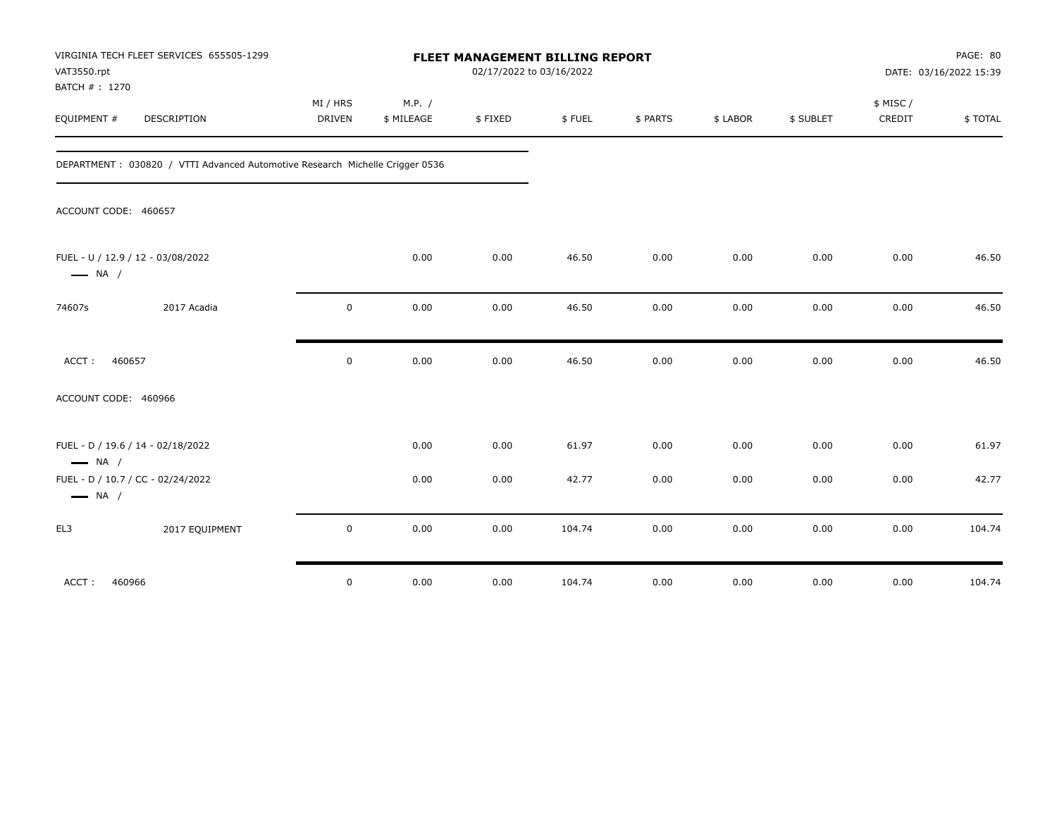VIRGINIA TECH FLEET SERVICES 655505-1299
VAT3550.rpt
BATCH # : 1270

**FLEET MANAGEMENT BILLING REPORT**
02/17/2022 to 03/16/2022

DATE: 03/16/2022 15:39

| EQUIPMENT # | DESCRIPTION | MI / HRS DRIVEN | M.P. / $ MILEAGE | $ FIXED | $ FUEL | $ PARTS | $ LABOR | $ SUBLET | $ MISC / CREDIT | $ TOTAL |
|---|---|---|---|---|---|---|---|---|---|---|

DEPARTMENT : 030820 / VTTI Advanced Automotive Research Michelle Crigger 0536

ACCOUNT CODE: 460657

| EQUIPMENT # | DESCRIPTION | MI / HRS DRIVEN | M.P. / $ MILEAGE | $ FIXED | $ FUEL | $ PARTS | $ LABOR | $ SUBLET | $ MISC / CREDIT | $ TOTAL |
|---|---|---|---|---|---|---|---|---|---|---|
| FUEL - U / 12.9 / 12 - 03/08/2022 — NA / | | | 0.00 | 0.00 | 46.50 | 0.00 | 0.00 | 0.00 | 0.00 | 46.50 |
| 74607s | 2017 Acadia | 0 | 0.00 | 0.00 | 46.50 | 0.00 | 0.00 | 0.00 | 0.00 | 46.50 |
| ACCT : 460657 | | 0 | 0.00 | 0.00 | 46.50 | 0.00 | 0.00 | 0.00 | 0.00 | 46.50 |

ACCOUNT CODE: 460966

| EQUIPMENT # | DESCRIPTION | MI / HRS DRIVEN | M.P. / $ MILEAGE | $ FIXED | $ FUEL | $ PARTS | $ LABOR | $ SUBLET | $ MISC / CREDIT | $ TOTAL |
|---|---|---|---|---|---|---|---|---|---|---|
| FUEL - D / 19.6 / 14 - 02/18/2022 — NA / | | | 0.00 | 0.00 | 61.97 | 0.00 | 0.00 | 0.00 | 0.00 | 61.97 |
| FUEL - D / 10.7 / CC - 02/24/2022 — NA / | | | 0.00 | 0.00 | 42.77 | 0.00 | 0.00 | 0.00 | 0.00 | 42.77 |
| EL3 | 2017 EQUIPMENT | 0 | 0.00 | 0.00 | 104.74 | 0.00 | 0.00 | 0.00 | 0.00 | 104.74 |
| ACCT : 460966 | | 0 | 0.00 | 0.00 | 104.74 | 0.00 | 0.00 | 0.00 | 0.00 | 104.74 |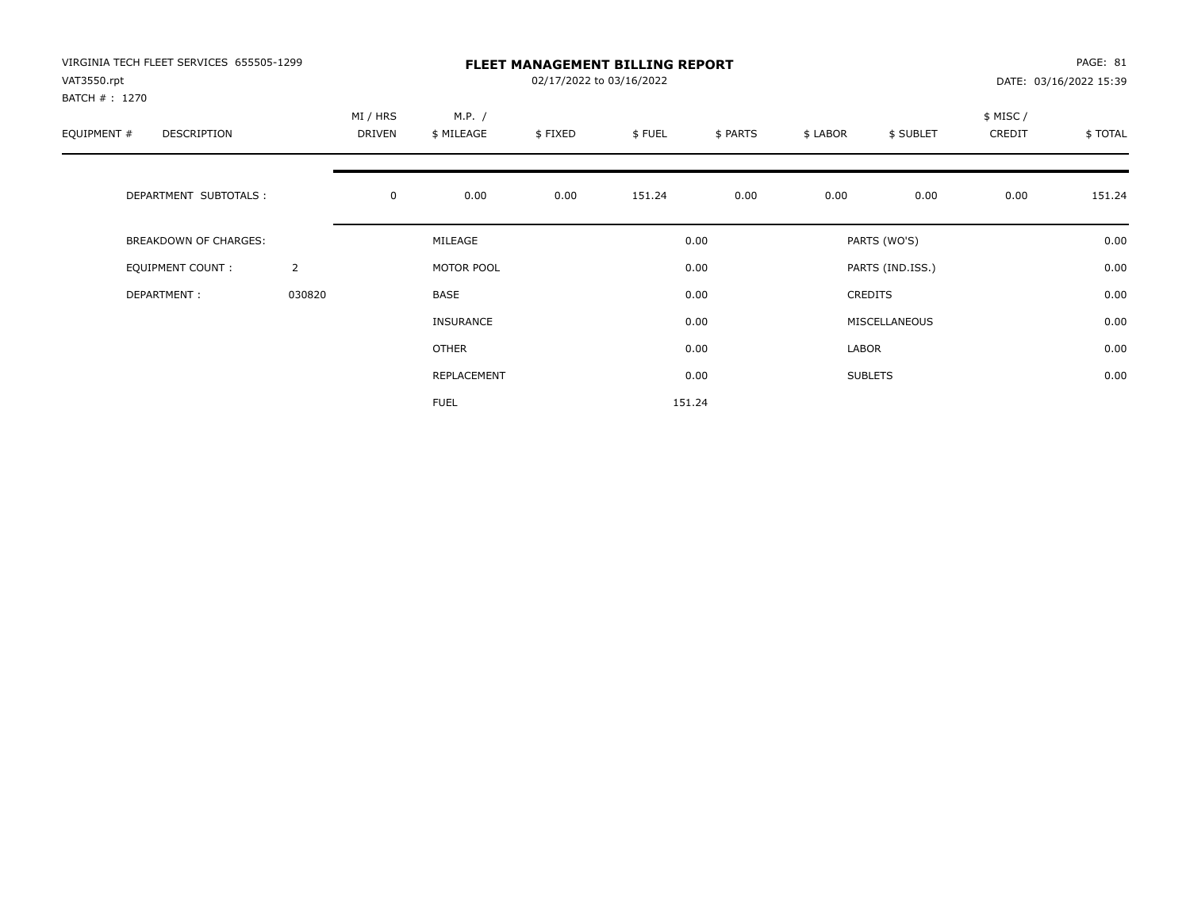VIRGINIA TECH FLEET SERVICES 655505-1299
VAT3550.rpt
BATCH # : 1270

# FLEET MANAGEMENT BILLING REPORT

02/17/2022 to 03/16/2022

PAGE: 81
DATE: 03/16/2022 15:39

| EQUIPMENT # | DESCRIPTION | MI / HRS DRIVEN | M.P. / $ MILEAGE | $ FIXED | $ FUEL | $ PARTS | $ LABOR | $ SUBLET | $ MISC / CREDIT | $ TOTAL |
|---|---|---|---|---|---|---|---|---|---|---|
| | DEPARTMENT SUBTOTALS : | 0 | 0.00 | 0.00 | 151.24 | 0.00 | 0.00 | 0.00 | 0.00 | 151.24 |

| | | | | | |
|---|---|---|---|---|---|
| BREAKDOWN OF CHARGES: | | MILEAGE | 0.00 | PARTS (WO'S) | 0.00 |
| EQUIPMENT COUNT : | 2 | MOTOR POOL | 0.00 | PARTS (IND.ISS.) | 0.00 |
| DEPARTMENT : | 030820 | BASE | 0.00 | CREDITS | 0.00 |
| | | INSURANCE | 0.00 | MISCELLANEOUS | 0.00 |
| | | OTHER | 0.00 | LABOR | 0.00 |
| | | REPLACEMENT | 0.00 | SUBLETS | 0.00 |
| | | FUEL | 151.24 | | |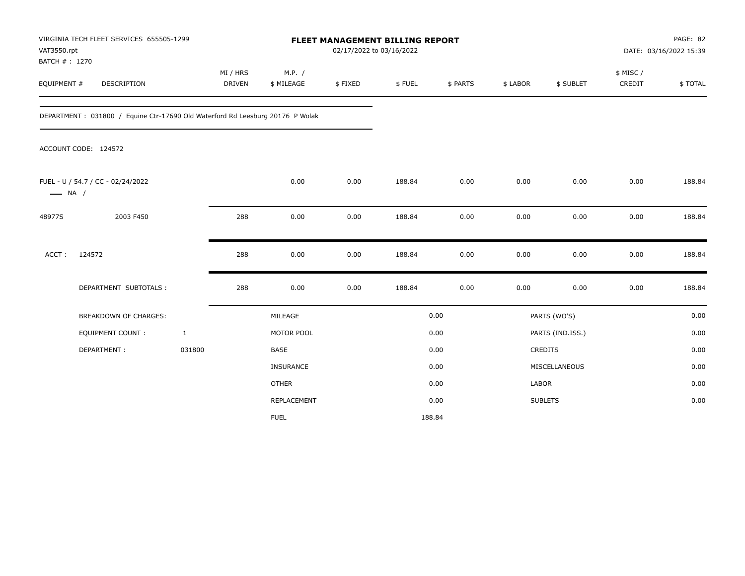VIRGINIA TECH FLEET SERVICES 655505-1299
VAT3550.rpt
BATCH # : 1270

**FLEET MANAGEMENT BILLING REPORT**
02/17/2022 to 03/16/2022

DATE: 03/16/2022 15:39

| EQUIPMENT # | DESCRIPTION | MI / HRS DRIVEN | M.P. / $ MILEAGE | $ FIXED | $ FUEL | $ PARTS | $ LABOR | $ SUBLET | $ MISC / CREDIT | $ TOTAL |
|---|---|---|---|---|---|---|---|---|---|---|

DEPARTMENT : 031800 / Equine Ctr-17690 Old Waterford Rd Leesburg 20176 P Wolak

ACCOUNT CODE: 124572

| EQUIPMENT # | DESCRIPTION | MI / HRS DRIVEN | M.P. / $ MILEAGE | $ FIXED | $ FUEL | $ PARTS | $ LABOR | $ SUBLET | $ MISC / CREDIT | $ TOTAL |
|---|---|---|---|---|---|---|---|---|---|---|
| FUEL - U / 54.7 / CC - 02/24/2022 — NA / | | | 0.00 | 0.00 | 188.84 | 0.00 | 0.00 | 0.00 | 0.00 | 188.84 |
| 48977S | 2003 F450 | 288 | 0.00 | 0.00 | 188.84 | 0.00 | 0.00 | 0.00 | 0.00 | 188.84 |
| ACCT : | 124572 | 288 | 0.00 | 0.00 | 188.84 | 0.00 | 0.00 | 0.00 | 0.00 | 188.84 |
| | DEPARTMENT SUBTOTALS : | 288 | 0.00 | 0.00 | 188.84 | 0.00 | 0.00 | 0.00 | 0.00 | 188.84 |

| BREAKDOWN OF CHARGES: | | | | | |
|---|---|---|---|---|---|
| | | MILEAGE | 0.00 | PARTS (WO'S) | 0.00 |
| EQUIPMENT COUNT : | 1 | MOTOR POOL | 0.00 | PARTS (IND.ISS.) | 0.00 |
| DEPARTMENT : | 031800 | BASE | 0.00 | CREDITS | 0.00 |
| | | INSURANCE | 0.00 | MISCELLANEOUS | 0.00 |
| | | OTHER | 0.00 | LABOR | 0.00 |
| | | REPLACEMENT | 0.00 | SUBLETS | 0.00 |
| | | FUEL | 188.84 | | |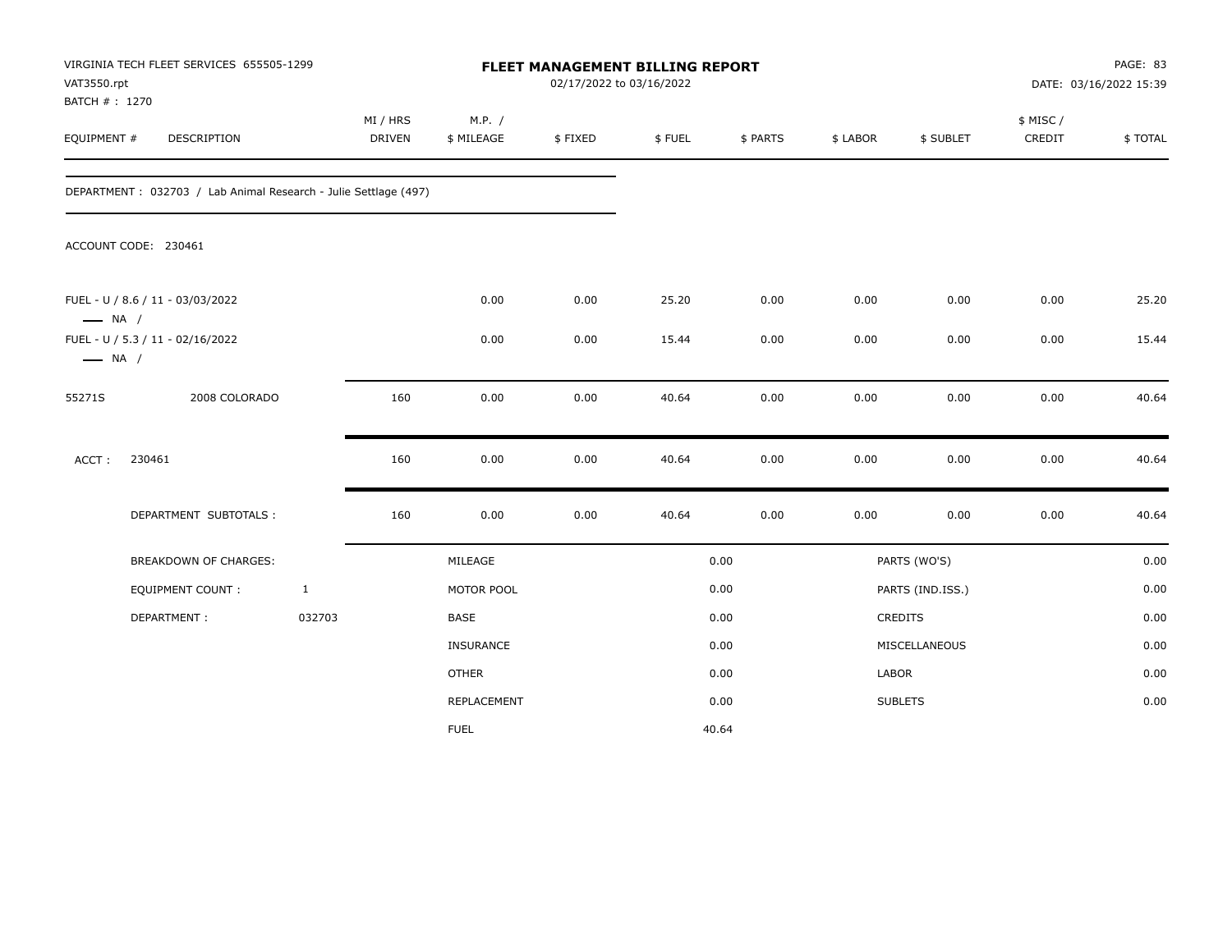VIRGINIA TECH FLEET SERVICES 655505-1299
VAT3550.rpt
BATCH # : 1270

# FLEET MANAGEMENT BILLING REPORT

02/17/2022 to 03/16/2022

DATE: 03/16/2022 15:39

| EQUIPMENT # | DESCRIPTION | MI / HRS DRIVEN | M.P. / $ MILEAGE | $ FIXED | $ FUEL | $ PARTS | $ LABOR | $ SUBLET | $ MISC / CREDIT | $ TOTAL |
|---|---|---|---|---|---|---|---|---|---|---|

DEPARTMENT : 032703 / Lab Animal Research - Julie Settlage (497)

ACCOUNT CODE: 230461

| EQUIPMENT # | DESCRIPTION | MI / HRS DRIVEN | M.P. / $ MILEAGE | $ FIXED | $ FUEL | $ PARTS | $ LABOR | $ SUBLET | $ MISC / CREDIT | $ TOTAL |
|---|---|---|---|---|---|---|---|---|---|---|
| FUEL - U / 8.6 / 11 - 03/03/2022 —— NA / | | | 0.00 | 0.00 | 25.20 | 0.00 | 0.00 | 0.00 | 0.00 | 25.20 |
| FUEL - U / 5.3 / 11 - 02/16/2022 —— NA / | | | 0.00 | 0.00 | 15.44 | 0.00 | 0.00 | 0.00 | 0.00 | 15.44 |
| 55271S | 2008 COLORADO | 160 | 0.00 | 0.00 | 40.64 | 0.00 | 0.00 | 0.00 | 0.00 | 40.64 |
| ACCT : | 230461 | 160 | 0.00 | 0.00 | 40.64 | 0.00 | 0.00 | 0.00 | 0.00 | 40.64 |
| | DEPARTMENT SUBTOTALS : | 160 | 0.00 | 0.00 | 40.64 | 0.00 | 0.00 | 0.00 | 0.00 | 40.64 |

| BREAKDOWN OF CHARGES: | | | | | |
|---|---|---|---|---|---|
| EQUIPMENT COUNT : | 1 | MILEAGE | 0.00 | PARTS (WO'S) | 0.00 |
| DEPARTMENT : | 032703 | MOTOR POOL | 0.00 | PARTS (IND.ISS.) | 0.00 |
| | | BASE | 0.00 | CREDITS | 0.00 |
| | | INSURANCE | 0.00 | MISCELLANEOUS | 0.00 |
| | | OTHER | 0.00 | LABOR | 0.00 |
| | | REPLACEMENT | 0.00 | SUBLETS | 0.00 |
| | | FUEL | 40.64 | | |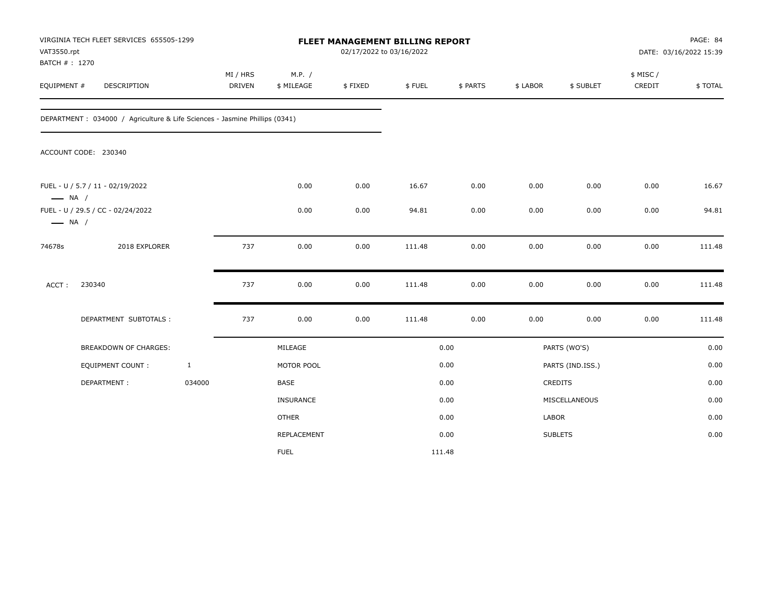VIRGINIA TECH FLEET SERVICES 655505-1299
VAT3550.rpt
BATCH # : 1270

# FLEET MANAGEMENT BILLING REPORT

02/17/2022 to 03/16/2022

PAGE: 84
DATE: 03/16/2022 15:39

| EQUIPMENT # | DESCRIPTION | MI / HRS DRIVEN | M.P. / $ MILEAGE | $ FIXED | $ FUEL | $ PARTS | $ LABOR | $ SUBLET | $ MISC / CREDIT | $ TOTAL |
|---|---|---|---|---|---|---|---|---|---|---|

DEPARTMENT : 034000 / Agriculture & Life Sciences - Jasmine Phillips (0341)

ACCOUNT CODE: 230340

| EQUIPMENT # | DESCRIPTION | MI / HRS DRIVEN | M.P. / $ MILEAGE | $ FIXED | $ FUEL | $ PARTS | $ LABOR | $ SUBLET | $ MISC / CREDIT | $ TOTAL |
|---|---|---|---|---|---|---|---|---|---|---|
| FUEL - U / 5.7 / 11 - 02/19/2022 — NA / | | | 0.00 | 0.00 | 16.67 | 0.00 | 0.00 | 0.00 | 0.00 | 16.67 |
| FUEL - U / 29.5 / CC - 02/24/2022 — NA / | | | 0.00 | 0.00 | 94.81 | 0.00 | 0.00 | 0.00 | 0.00 | 94.81 |
| 74678s | 2018 EXPLORER | 737 | 0.00 | 0.00 | 111.48 | 0.00 | 0.00 | 0.00 | 0.00 | 111.48 |
| ACCT : | 230340 | 737 | 0.00 | 0.00 | 111.48 | 0.00 | 0.00 | 0.00 | 0.00 | 111.48 |
| | DEPARTMENT SUBTOTALS : | 737 | 0.00 | 0.00 | 111.48 | 0.00 | 0.00 | 0.00 | 0.00 | 111.48 |

| BREAKDOWN OF CHARGES: | | MILEAGE | 0.00 | PARTS (WO'S) | 0.00 |
|---|---|---|---|---|---|
| EQUIPMENT COUNT : | 1 | MOTOR POOL | 0.00 | PARTS (IND.ISS.) | 0.00 |
| DEPARTMENT : | 034000 | BASE | 0.00 | CREDITS | 0.00 |
| | | INSURANCE | 0.00 | MISCELLANEOUS | 0.00 |
| | | OTHER | 0.00 | LABOR | 0.00 |
| | | REPLACEMENT | 0.00 | SUBLETS | 0.00 |
| | | FUEL | 111.48 | | |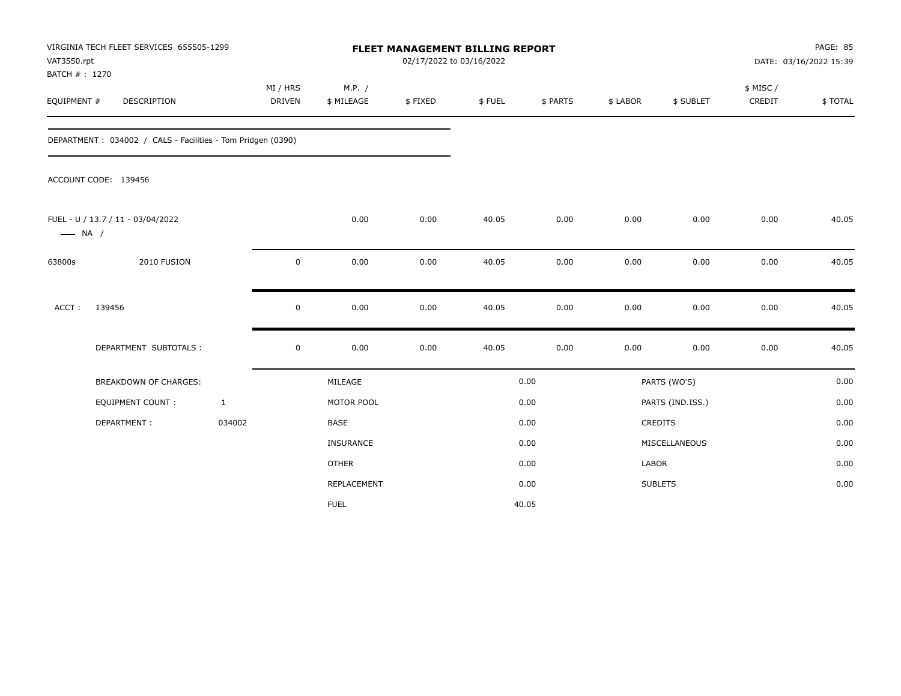VIRGINIA TECH FLEET SERVICES 655505-1299
VAT3550.rpt
BATCH # : 1270

# FLEET MANAGEMENT BILLING REPORT

02/17/2022 to 03/16/2022

PAGE: 85
DATE: 03/16/2022 15:39

| EQUIPMENT # | DESCRIPTION | MI / HRS DRIVEN | M.P. / $ MILEAGE | $ FIXED | $ FUEL | $ PARTS | $ LABOR | $ SUBLET | $ MISC / CREDIT | $ TOTAL |
|---|---|---|---|---|---|---|---|---|---|---|

DEPARTMENT : 034002 / CALS - Facilities - Tom Pridgen (0390)

ACCOUNT CODE: 139456

| EQUIPMENT # | DESCRIPTION | MI / HRS DRIVEN | M.P. / $ MILEAGE | $ FIXED | $ FUEL | $ PARTS | $ LABOR | $ SUBLET | $ MISC / CREDIT | $ TOTAL |
|---|---|---|---|---|---|---|---|---|---|---|
| FUEL - U / 13.7 / 11 - 03/04/2022 —— NA / | | | 0.00 | 0.00 | 40.05 | 0.00 | 0.00 | 0.00 | 0.00 | 40.05 |
| 63800s | 2010 FUSION | 0 | 0.00 | 0.00 | 40.05 | 0.00 | 0.00 | 0.00 | 0.00 | 40.05 |
| ACCT : | 139456 | 0 | 0.00 | 0.00 | 40.05 | 0.00 | 0.00 | 0.00 | 0.00 | 40.05 |
| | DEPARTMENT SUBTOTALS : | 0 | 0.00 | 0.00 | 40.05 | 0.00 | 0.00 | 0.00 | 0.00 | 40.05 |

| BREAKDOWN OF CHARGES: | | | | | |
|---|---|---|---|---|---|
| EQUIPMENT COUNT : | 1 | MILEAGE | 0.00 | PARTS (WO'S) | 0.00 |
| DEPARTMENT : | 034002 | MOTOR POOL | 0.00 | PARTS (IND.ISS.) | 0.00 |
| | | BASE | 0.00 | CREDITS | 0.00 |
| | | INSURANCE | 0.00 | MISCELLANEOUS | 0.00 |
| | | OTHER | 0.00 | LABOR | 0.00 |
| | | REPLACEMENT | 0.00 | SUBLETS | 0.00 |
| | | FUEL | 40.05 | | |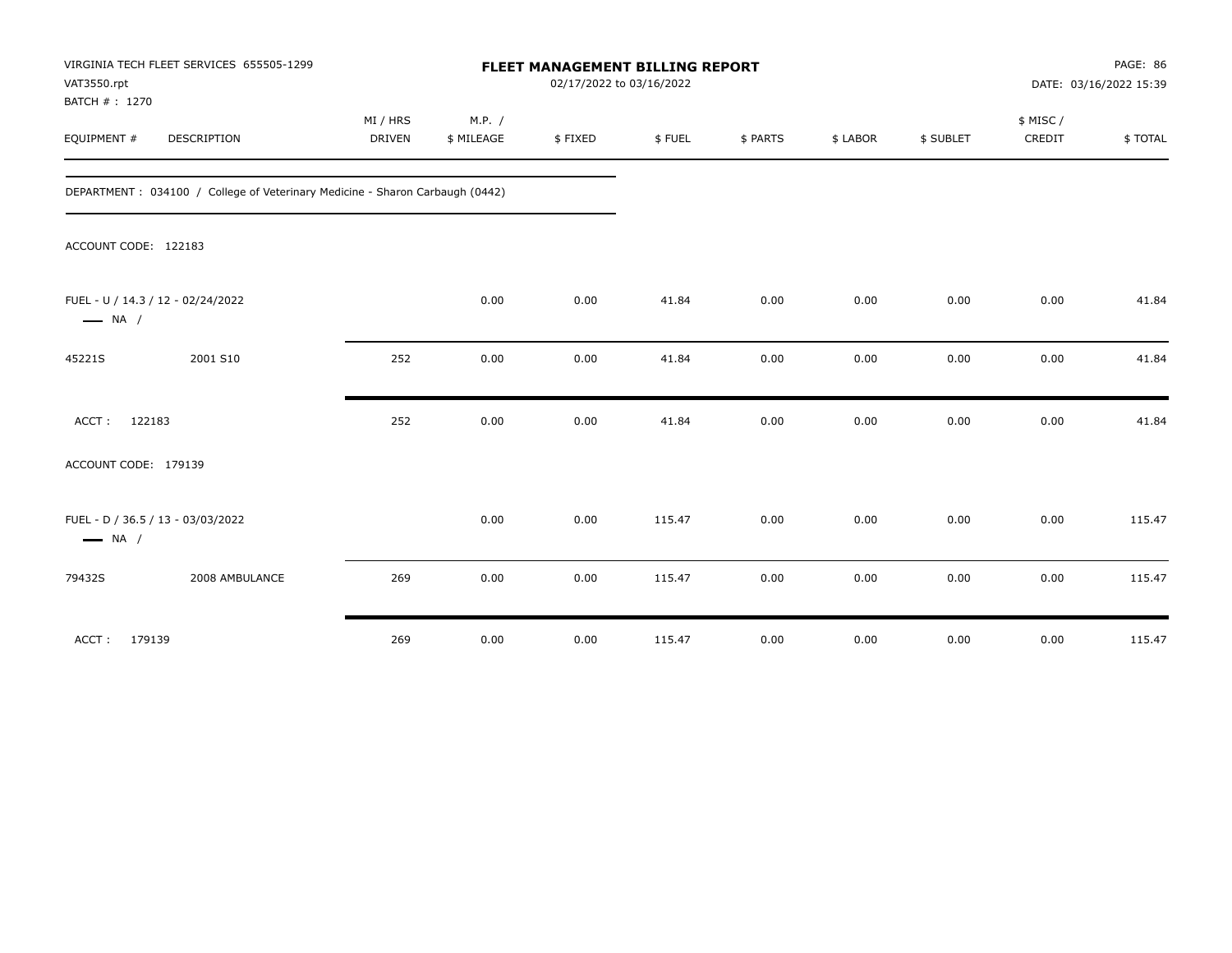VIRGINIA TECH FLEET SERVICES 655505-1299
VAT3550.rpt
BATCH # : 1270

**FLEET MANAGEMENT BILLING REPORT**
02/17/2022 to 03/16/2022

PAGE: 86
DATE: 03/16/2022 15:39

| EQUIPMENT # | DESCRIPTION | MI / HRS DRIVEN | M.P. / $ MILEAGE | $ FIXED | $ FUEL | $ PARTS | $ LABOR | $ SUBLET | $ MISC / CREDIT | $ TOTAL |
|---|---|---|---|---|---|---|---|---|---|---|
| DEPARTMENT : 034100 / College of Veterinary Medicine - Sharon Carbaugh (0442) | | | | | | | | | | |
| ACCOUNT CODE: 122183 | | | | | | | | | | |
| FUEL - U / 14.3 / 12 - 02/24/2022 — NA / | | | 0.00 | 0.00 | 41.84 | 0.00 | 0.00 | 0.00 | 0.00 | 41.84 |
| 45221S | 2001 S10 | 252 | 0.00 | 0.00 | 41.84 | 0.00 | 0.00 | 0.00 | 0.00 | 41.84 |
| ACCT : 122183 | | 252 | 0.00 | 0.00 | 41.84 | 0.00 | 0.00 | 0.00 | 0.00 | 41.84 |
| ACCOUNT CODE: 179139 | | | | | | | | | | |
| FUEL - D / 36.5 / 13 - 03/03/2022 — NA / | | | 0.00 | 0.00 | 115.47 | 0.00 | 0.00 | 0.00 | 0.00 | 115.47 |
| 79432S | 2008 AMBULANCE | 269 | 0.00 | 0.00 | 115.47 | 0.00 | 0.00 | 0.00 | 0.00 | 115.47 |
| ACCT : 179139 | | 269 | 0.00 | 0.00 | 115.47 | 0.00 | 0.00 | 0.00 | 0.00 | 115.47 |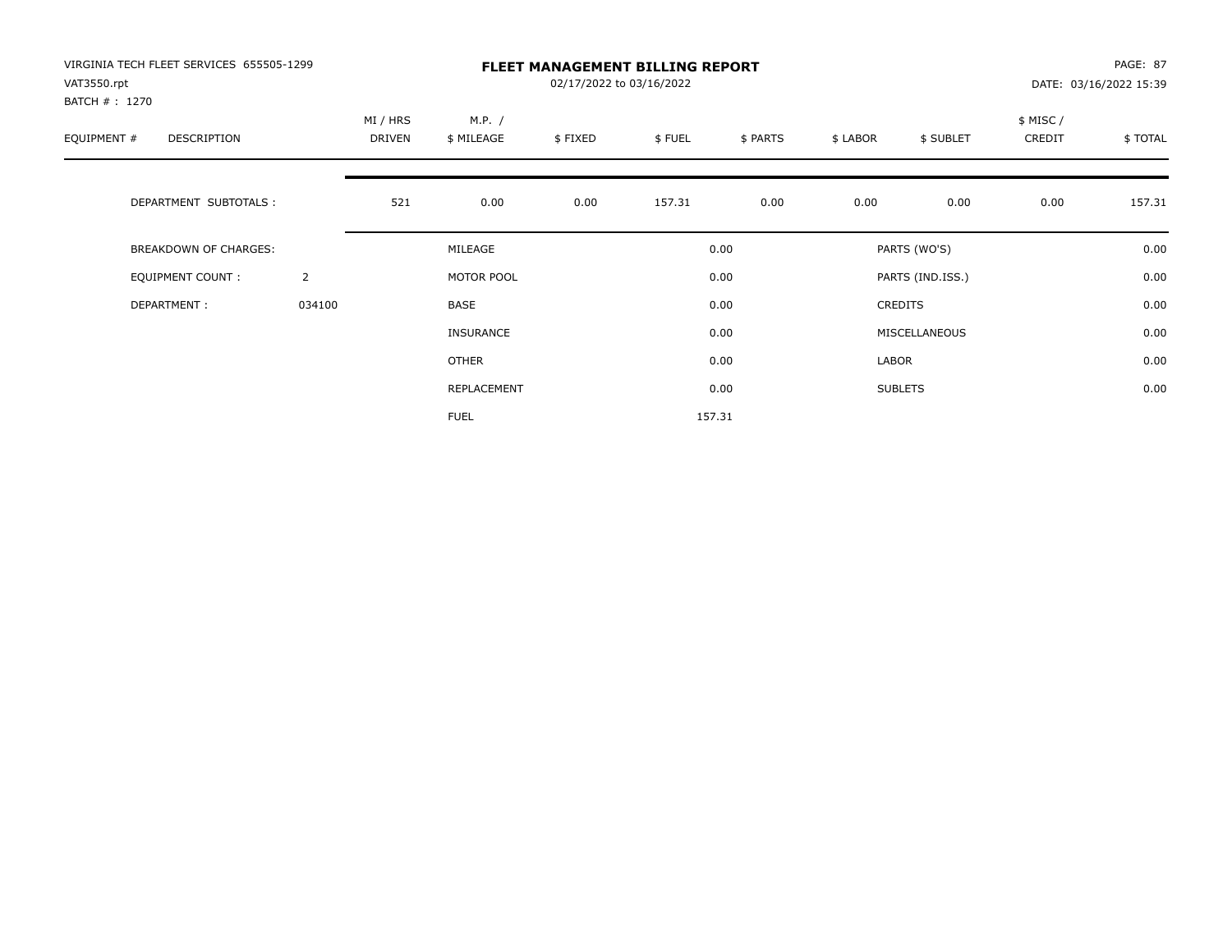VIRGINIA TECH FLEET SERVICES 655505-1299
VAT3550.rpt
BATCH # : 1270

# FLEET MANAGEMENT BILLING REPORT

02/17/2022 to 03/16/2022

PAGE: 87
DATE: 03/16/2022 15:39

| EQUIPMENT # | DESCRIPTION | MI / HRS DRIVEN | M.P. / $ MILEAGE | $ FIXED | $ FUEL | $ PARTS | $ LABOR | $ SUBLET | $ MISC / CREDIT | $ TOTAL |
|---|---|---|---|---|---|---|---|---|---|---|
| | DEPARTMENT SUBTOTALS : | 521 | 0.00 | 0.00 | 157.31 | 0.00 | 0.00 | 0.00 | 0.00 | 157.31 |

| | | | | | |
|---|---|---|---|---|---|
| BREAKDOWN OF CHARGES: | | MILEAGE | 0.00 | PARTS (WO'S) | 0.00 |
| EQUIPMENT COUNT : | 2 | MOTOR POOL | 0.00 | PARTS (IND.ISS.) | 0.00 |
| DEPARTMENT : | 034100 | BASE | 0.00 | CREDITS | 0.00 |
| | | INSURANCE | 0.00 | MISCELLANEOUS | 0.00 |
| | | OTHER | 0.00 | LABOR | 0.00 |
| | | REPLACEMENT | 0.00 | SUBLETS | 0.00 |
| | | FUEL | 157.31 | | |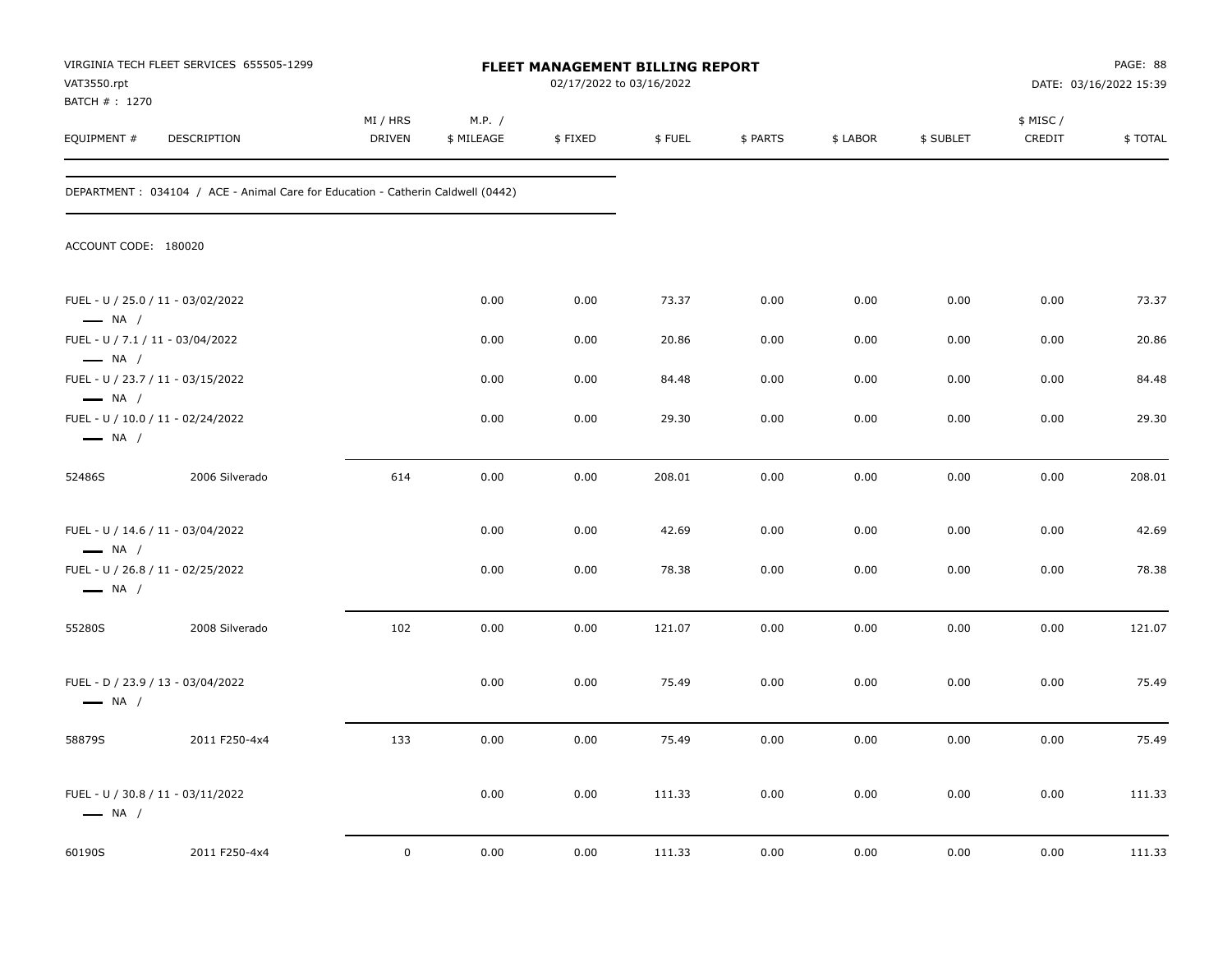VIRGINIA TECH FLEET SERVICES 655505-1299
VAT3550.rpt
BATCH # : 1270

**FLEET MANAGEMENT BILLING REPORT**
02/17/2022 to 03/16/2022

DATE: 03/16/2022 15:39

| EQUIPMENT # | DESCRIPTION | MI / HRS DRIVEN | M.P. / $ MILEAGE | $ FIXED | $ FUEL | $ PARTS | $ LABOR | $ SUBLET | $ MISC / CREDIT | $ TOTAL |
|---|---|---|---|---|---|---|---|---|---|---|

DEPARTMENT : 034104 / ACE - Animal Care for Education - Catherin Caldwell (0442)

ACCOUNT CODE: 180020

| EQUIPMENT # | DESCRIPTION | MI / HRS DRIVEN | M.P. / $ MILEAGE | $ FIXED | $ FUEL | $ PARTS | $ LABOR | $ SUBLET | $ MISC / CREDIT | $ TOTAL |
|---|---|---|---|---|---|---|---|---|---|---|
| FUEL - U / 25.0 / 11 - 03/02/2022 — NA / | | | 0.00 | 0.00 | 73.37 | 0.00 | 0.00 | 0.00 | 0.00 | 73.37 |
| FUEL - U / 7.1 / 11 - 03/04/2022 — NA / | | | 0.00 | 0.00 | 20.86 | 0.00 | 0.00 | 0.00 | 0.00 | 20.86 |
| FUEL - U / 23.7 / 11 - 03/15/2022 — NA / | | | 0.00 | 0.00 | 84.48 | 0.00 | 0.00 | 0.00 | 0.00 | 84.48 |
| FUEL - U / 10.0 / 11 - 02/24/2022 — NA / | | | 0.00 | 0.00 | 29.30 | 0.00 | 0.00 | 0.00 | 0.00 | 29.30 |
| 52486S | 2006 Silverado | 614 | 0.00 | 0.00 | 208.01 | 0.00 | 0.00 | 0.00 | 0.00 | 208.01 |
| FUEL - U / 14.6 / 11 - 03/04/2022 — NA / | | | 0.00 | 0.00 | 42.69 | 0.00 | 0.00 | 0.00 | 0.00 | 42.69 |
| FUEL - U / 26.8 / 11 - 02/25/2022 — NA / | | | 0.00 | 0.00 | 78.38 | 0.00 | 0.00 | 0.00 | 0.00 | 78.38 |
| 55280S | 2008 Silverado | 102 | 0.00 | 0.00 | 121.07 | 0.00 | 0.00 | 0.00 | 0.00 | 121.07 |
| FUEL - D / 23.9 / 13 - 03/04/2022 — NA / | | | 0.00 | 0.00 | 75.49 | 0.00 | 0.00 | 0.00 | 0.00 | 75.49 |
| 58879S | 2011 F250-4x4 | 133 | 0.00 | 0.00 | 75.49 | 0.00 | 0.00 | 0.00 | 0.00 | 75.49 |
| FUEL - U / 30.8 / 11 - 03/11/2022 — NA / | | | 0.00 | 0.00 | 111.33 | 0.00 | 0.00 | 0.00 | 0.00 | 111.33 |
| 60190S | 2011 F250-4x4 | 0 | 0.00 | 0.00 | 111.33 | 0.00 | 0.00 | 0.00 | 0.00 | 111.33 |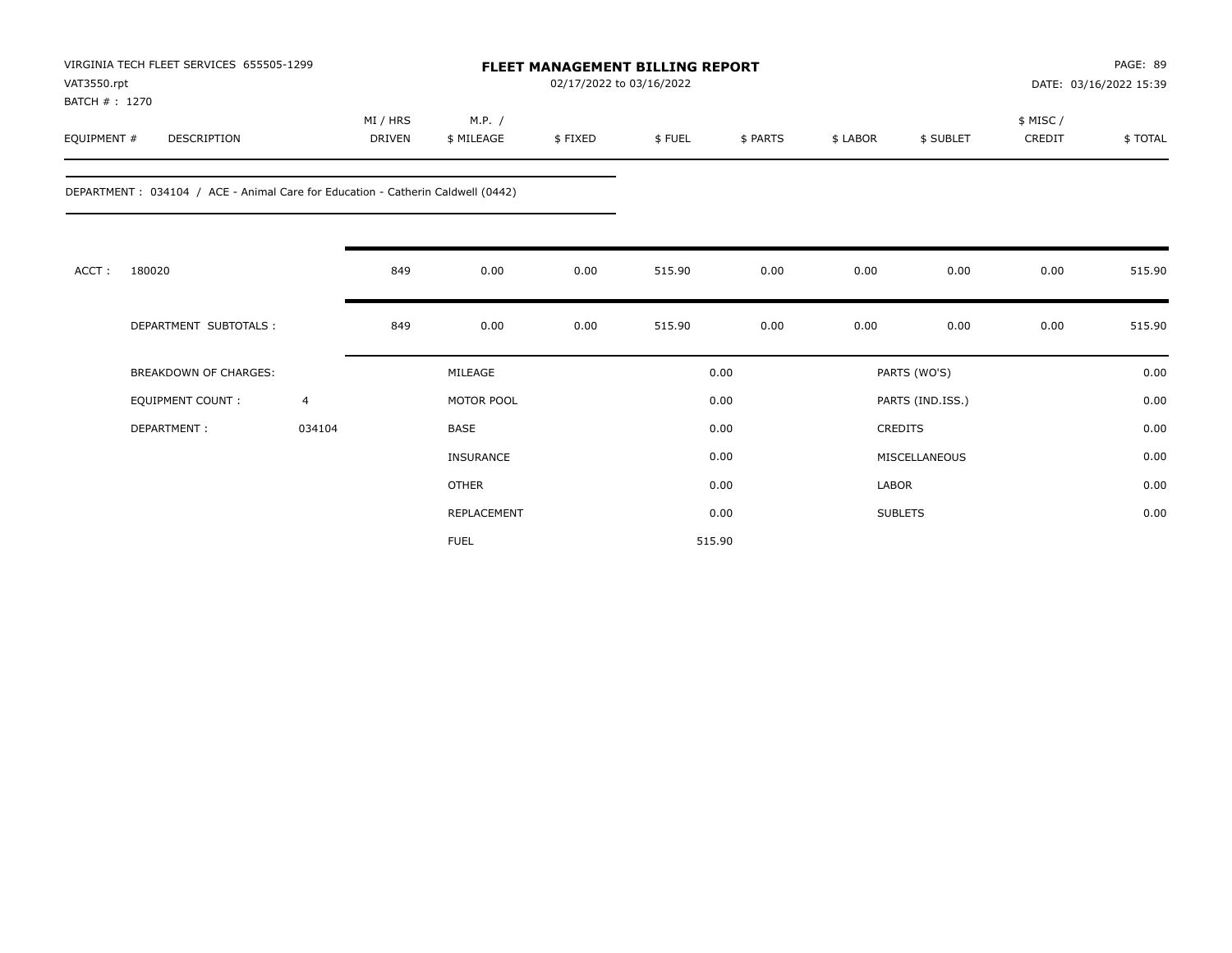VIRGINIA TECH FLEET SERVICES 655505-1299
VAT3550.rpt
BATCH # : 1270

# FLEET MANAGEMENT BILLING REPORT

02/17/2022 to 03/16/2022

DATE: 03/16/2022 15:39

DEPARTMENT : 034104 / ACE - Animal Care for Education - Catherin Caldwell (0442)

| EQUIPMENT # | DESCRIPTION | MI / HRS DRIVEN | M.P. / $ MILEAGE | $ FIXED | $ FUEL | $ PARTS | $ LABOR | $ SUBLET | $ MISC / CREDIT | $ TOTAL |
|---|---|---|---|---|---|---|---|---|---|---|
| ACCT : | 180020 | 849 | 0.00 | 0.00 | 515.90 | 0.00 | 0.00 | 0.00 | 0.00 | 515.90 |
| | DEPARTMENT SUBTOTALS : | 849 | 0.00 | 0.00 | 515.90 | 0.00 | 0.00 | 0.00 | 0.00 | 515.90 |

| BREAKDOWN OF CHARGES: | | | | | |
|---|---|---|---|---|---|
| | | MILEAGE | 0.00 | PARTS (WO'S) | 0.00 |
| EQUIPMENT COUNT : | 4 | MOTOR POOL | 0.00 | PARTS (IND.ISS.) | 0.00 |
| DEPARTMENT : | 034104 | BASE | 0.00 | CREDITS | 0.00 |
| | | INSURANCE | 0.00 | MISCELLANEOUS | 0.00 |
| | | OTHER | 0.00 | LABOR | 0.00 |
| | | REPLACEMENT | 0.00 | SUBLETS | 0.00 |
| | | FUEL | 515.90 | | |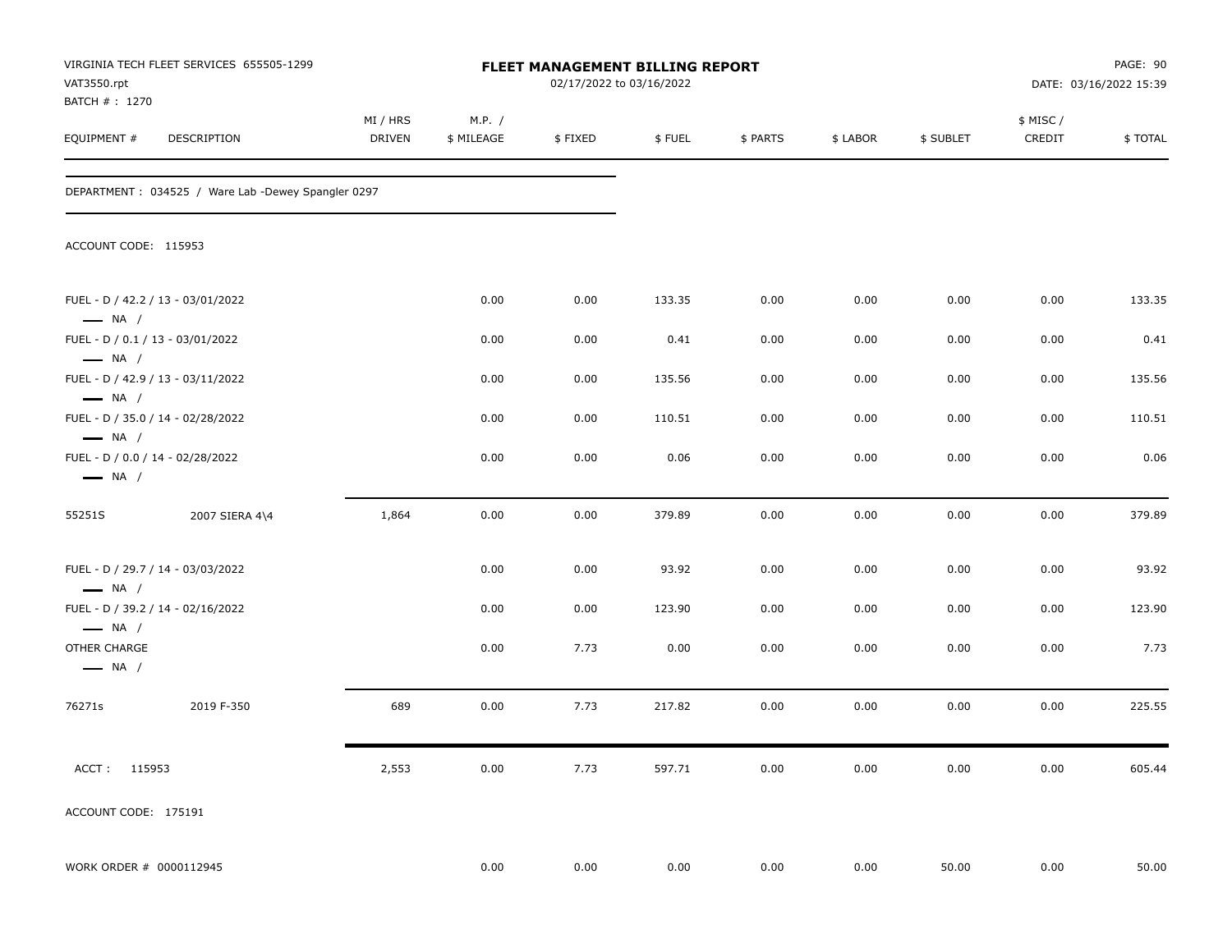VIRGINIA TECH FLEET SERVICES 655505-1299
VAT3550.rpt
BATCH # : 1270

**FLEET MANAGEMENT BILLING REPORT**
02/17/2022 to 03/16/2022

PAGE: 90
DATE: 03/16/2022 15:39

DEPARTMENT : 034525 / Ware Lab -Dewey Spangler 0297

ACCOUNT CODE: 115953

| EQUIPMENT # | DESCRIPTION | MI / HRS DRIVEN | M.P. / $ MILEAGE | $ FIXED | $ FUEL | $ PARTS | $ LABOR | $ SUBLET | $ MISC / CREDIT | $ TOTAL |
|---|---|---|---|---|---|---|---|---|---|---|
| FUEL - D / 42.2 / 13 - 03/01/2022<br>— NA / | | | 0.00 | 0.00 | 133.35 | 0.00 | 0.00 | 0.00 | 0.00 | 133.35 |
| FUEL - D / 0.1 / 13 - 03/01/2022<br>— NA / | | | 0.00 | 0.00 | 0.41 | 0.00 | 0.00 | 0.00 | 0.00 | 0.41 |
| FUEL - D / 42.9 / 13 - 03/11/2022<br>— NA / | | | 0.00 | 0.00 | 135.56 | 0.00 | 0.00 | 0.00 | 0.00 | 135.56 |
| FUEL - D / 35.0 / 14 - 02/28/2022<br>— NA / | | | 0.00 | 0.00 | 110.51 | 0.00 | 0.00 | 0.00 | 0.00 | 110.51 |
| FUEL - D / 0.0 / 14 - 02/28/2022<br>— NA / | | | 0.00 | 0.00 | 0.06 | 0.00 | 0.00 | 0.00 | 0.00 | 0.06 |
| 55251S | 2007 SIERA 4\4 | 1,864 | 0.00 | 0.00 | 379.89 | 0.00 | 0.00 | 0.00 | 0.00 | 379.89 |
| FUEL - D / 29.7 / 14 - 03/03/2022<br>— NA / | | | 0.00 | 0.00 | 93.92 | 0.00 | 0.00 | 0.00 | 0.00 | 93.92 |
| FUEL - D / 39.2 / 14 - 02/16/2022<br>— NA / | | | 0.00 | 0.00 | 123.90 | 0.00 | 0.00 | 0.00 | 0.00 | 123.90 |
| OTHER CHARGE<br>— NA / | | | 0.00 | 7.73 | 0.00 | 0.00 | 0.00 | 0.00 | 0.00 | 7.73 |
| 76271s | 2019 F-350 | 689 | 0.00 | 7.73 | 217.82 | 0.00 | 0.00 | 0.00 | 0.00 | 225.55 |
| ACCT : 115953 | | 2,553 | 0.00 | 7.73 | 597.71 | 0.00 | 0.00 | 0.00 | 0.00 | 605.44 |

ACCOUNT CODE: 175191

| EQUIPMENT # | DESCRIPTION | MI / HRS DRIVEN | M.P. / $ MILEAGE | $ FIXED | $ FUEL | $ PARTS | $ LABOR | $ SUBLET | $ MISC / CREDIT | $ TOTAL |
|---|---|---|---|---|---|---|---|---|---|---|
| WORK ORDER # 0000112945 | | | 0.00 | 0.00 | 0.00 | 0.00 | 0.00 | 50.00 | 0.00 | 50.00 |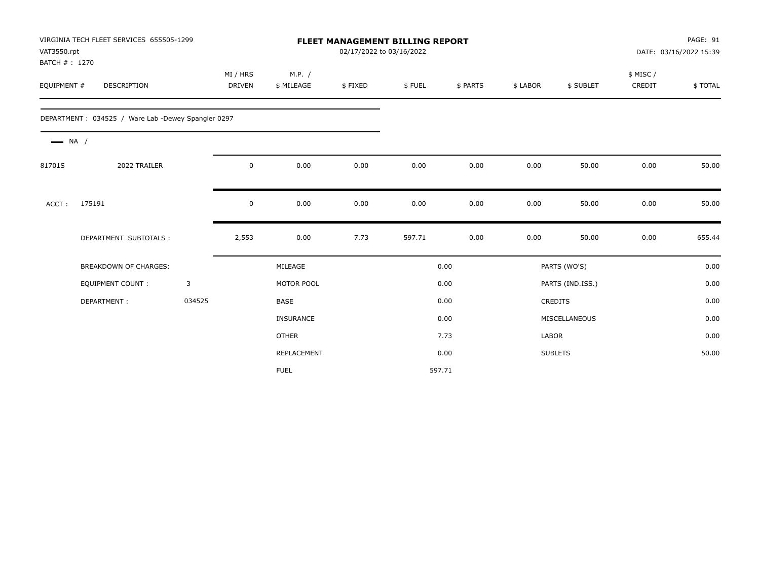VIRGINIA TECH FLEET SERVICES 655505-1299
VAT3550.rpt
BATCH # : 1270

# FLEET MANAGEMENT BILLING REPORT

02/17/2022 to 03/16/2022

DATE: 03/16/2022 15:39

| EQUIPMENT # | DESCRIPTION | MI / HRS DRIVEN | M.P. / $ MILEAGE | $ FIXED | $ FUEL | $ PARTS | $ LABOR | $ SUBLET | $ MISC / CREDIT | $ TOTAL |
|---|---|---|---|---|---|---|---|---|---|---|
| DEPARTMENT : 034525 / Ware Lab -Dewey Spangler 0297 | | | | | | | | | | |
| NA / | | | | | | | | | | |
| 81701S | 2022 TRAILER | 0 | 0.00 | 0.00 | 0.00 | 0.00 | 0.00 | 50.00 | 0.00 | 50.00 |
| ACCT : | 175191 | 0 | 0.00 | 0.00 | 0.00 | 0.00 | 0.00 | 50.00 | 0.00 | 50.00 |
| | DEPARTMENT SUBTOTALS : | 2,553 | 0.00 | 7.73 | 597.71 | 0.00 | 0.00 | 50.00 | 0.00 | 655.44 |

| BREAKDOWN OF CHARGES: | | | | | |
|---|---|---|---|---|---|
| EQUIPMENT COUNT : | 3 | MILEAGE | 0.00 | PARTS (WO'S) | 0.00 |
| DEPARTMENT : | 034525 | MOTOR POOL | 0.00 | PARTS (IND.ISS.) | 0.00 |
| | | BASE | 0.00 | CREDITS | 0.00 |
| | | INSURANCE | 0.00 | MISCELLANEOUS | 0.00 |
| | | OTHER | 7.73 | LABOR | 0.00 |
| | | REPLACEMENT | 0.00 | SUBLETS | 50.00 |
| | | FUEL | 597.71 | | |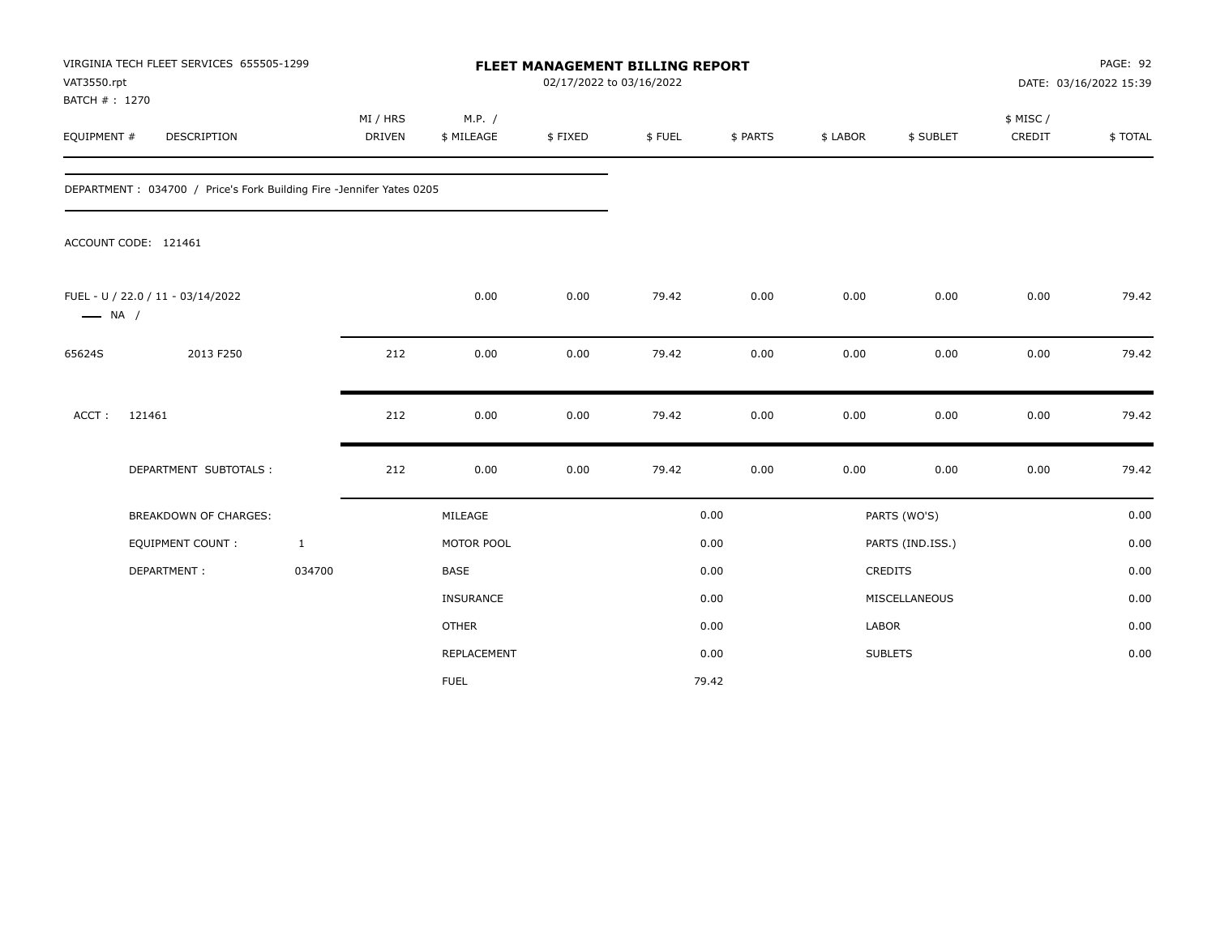VIRGINIA TECH FLEET SERVICES 655505-1299
VAT3550.rpt
BATCH # : 1270

# FLEET MANAGEMENT BILLING REPORT

02/17/2022 to 03/16/2022

DATE: 03/16/2022 15:39

| EQUIPMENT # | DESCRIPTION | MI / HRS DRIVEN | M.P. / $ MILEAGE | $ FIXED | $ FUEL | $ PARTS | $ LABOR | $ SUBLET | $ MISC / CREDIT | $ TOTAL |
|---|---|---|---|---|---|---|---|---|---|---|

DEPARTMENT : 034700 / Price's Fork Building Fire -Jennifer Yates 0205

ACCOUNT CODE: 121461

| EQUIPMENT # | DESCRIPTION | MI / HRS DRIVEN | M.P. / $ MILEAGE | $ FIXED | $ FUEL | $ PARTS | $ LABOR | $ SUBLET | $ MISC / CREDIT | $ TOTAL |
|---|---|---|---|---|---|---|---|---|---|---|
| FUEL - U / 22.0 / 11 - 03/14/2022 —— NA / | | | 0.00 | 0.00 | 79.42 | 0.00 | 0.00 | 0.00 | 0.00 | 79.42 |
| 65624S | 2013 F250 | 212 | 0.00 | 0.00 | 79.42 | 0.00 | 0.00 | 0.00 | 0.00 | 79.42 |
| ACCT : | 121461 | 212 | 0.00 | 0.00 | 79.42 | 0.00 | 0.00 | 0.00 | 0.00 | 79.42 |
| | DEPARTMENT SUBTOTALS : | 212 | 0.00 | 0.00 | 79.42 | 0.00 | 0.00 | 0.00 | 0.00 | 79.42 |

| BREAKDOWN OF CHARGES: | | | | | |
|---|---|---|---|---|---|
| EQUIPMENT COUNT : | 1 | MILEAGE | 0.00 | PARTS (WO'S) | 0.00 |
| DEPARTMENT : | 034700 | MOTOR POOL | 0.00 | PARTS (IND.ISS.) | 0.00 |
| | | BASE | 0.00 | CREDITS | 0.00 |
| | | INSURANCE | 0.00 | MISCELLANEOUS | 0.00 |
| | | OTHER | 0.00 | LABOR | 0.00 |
| | | REPLACEMENT | 0.00 | SUBLETS | 0.00 |
| | | FUEL | 79.42 | | |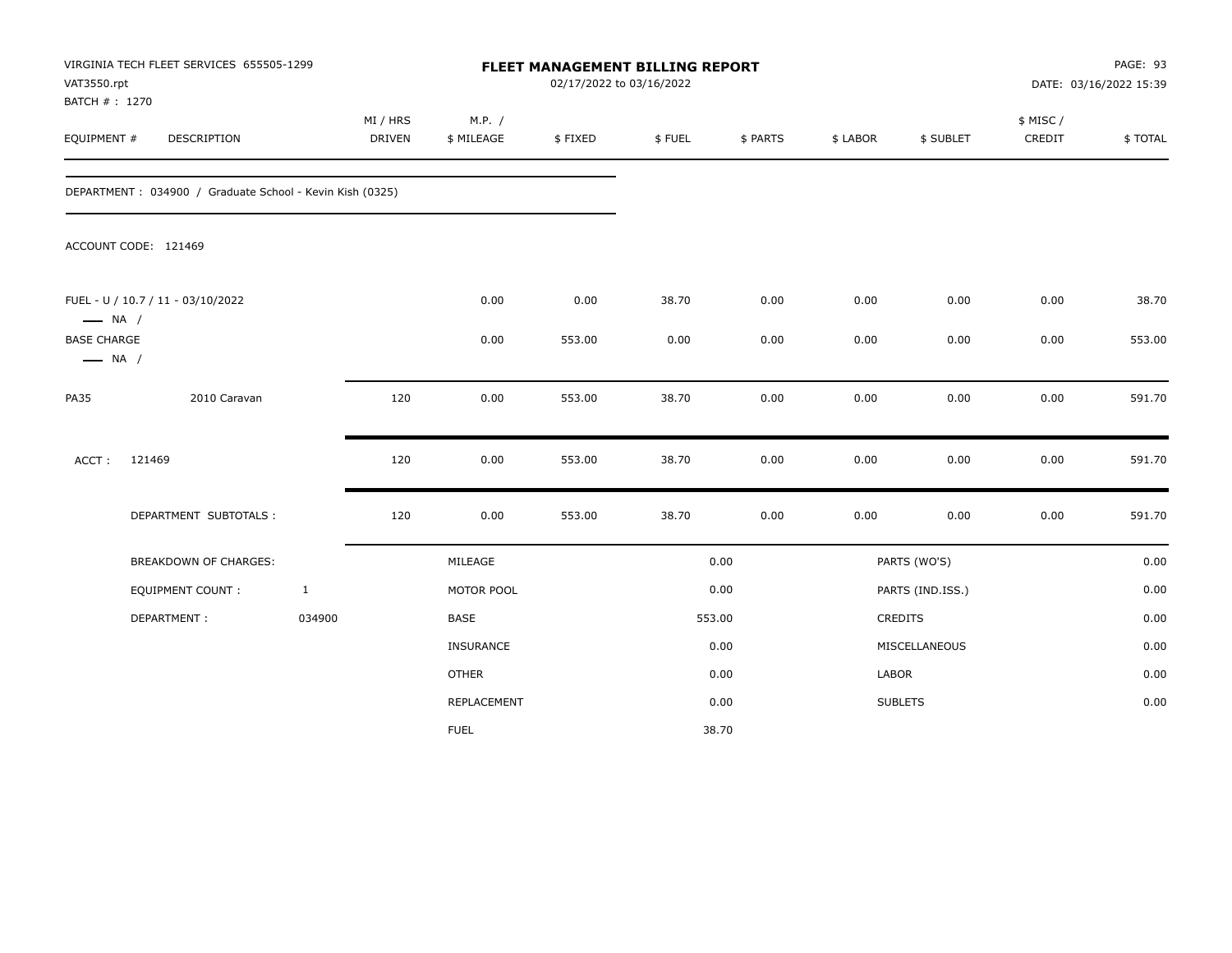VIRGINIA TECH FLEET SERVICES 655505-1299
VAT3550.rpt
BATCH # : 1270

**FLEET MANAGEMENT BILLING REPORT**
02/17/2022 to 03/16/2022

DATE: 03/16/2022 15:39

| EQUIPMENT # | DESCRIPTION | MI / HRS DRIVEN | M.P. / $ MILEAGE | $ FIXED | $ FUEL | $ PARTS | $ LABOR | $ SUBLET | $ MISC / CREDIT | $ TOTAL |
|---|---|---|---|---|---|---|---|---|---|---|

DEPARTMENT : 034900 / Graduate School - Kevin Kish (0325)

ACCOUNT CODE: 121469

| EQUIPMENT # | DESCRIPTION | MI / HRS DRIVEN | M.P. / $ MILEAGE | $ FIXED | $ FUEL | $ PARTS | $ LABOR | $ SUBLET | $ MISC / CREDIT | $ TOTAL |
|---|---|---|---|---|---|---|---|---|---|---|
| FUEL - U / 10.7 / 11 - 03/10/2022 — NA / | | | 0.00 | 0.00 | 38.70 | 0.00 | 0.00 | 0.00 | 0.00 | 38.70 |
| BASE CHARGE — NA / | | | 0.00 | 553.00 | 0.00 | 0.00 | 0.00 | 0.00 | 0.00 | 553.00 |
| PA35 | 2010 Caravan | 120 | 0.00 | 553.00 | 38.70 | 0.00 | 0.00 | 0.00 | 0.00 | 591.70 |
| ACCT : | 121469 | 120 | 0.00 | 553.00 | 38.70 | 0.00 | 0.00 | 0.00 | 0.00 | 591.70 |
| | DEPARTMENT SUBTOTALS : | 120 | 0.00 | 553.00 | 38.70 | 0.00 | 0.00 | 0.00 | 0.00 | 591.70 |

| BREAKDOWN OF CHARGES: | | | | | |
|---|---|---|---|---|---|
| EQUIPMENT COUNT : | 1 | MILEAGE | 0.00 | PARTS (WO'S) | 0.00 |
| DEPARTMENT : | 034900 | MOTOR POOL | 0.00 | PARTS (IND.ISS.) | 0.00 |
| | | BASE | 553.00 | CREDITS | 0.00 |
| | | INSURANCE | 0.00 | MISCELLANEOUS | 0.00 |
| | | OTHER | 0.00 | LABOR | 0.00 |
| | | REPLACEMENT | 0.00 | SUBLETS | 0.00 |
| | | FUEL | 38.70 | | |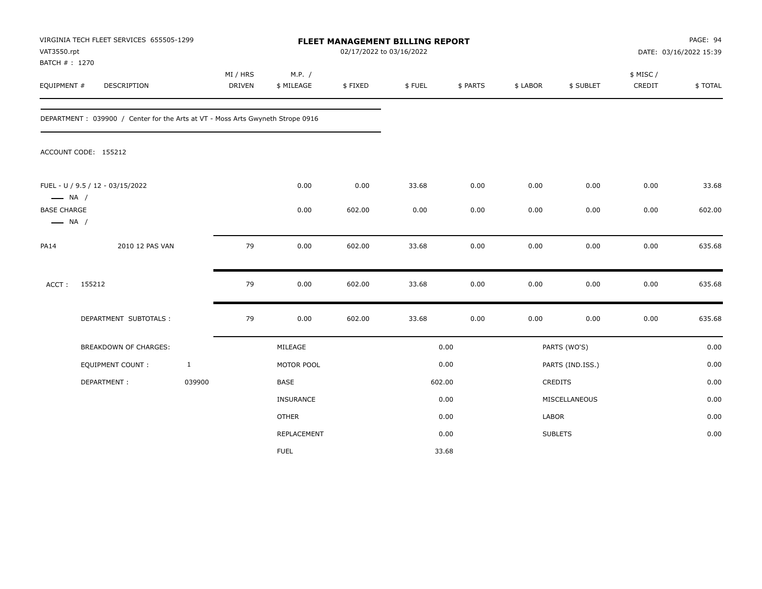VIRGINIA TECH FLEET SERVICES 655505-1299
VAT3550.rpt
BATCH # : 1270

# FLEET MANAGEMENT BILLING REPORT

02/17/2022 to 03/16/2022

PAGE: 94
DATE: 03/16/2022 15:39

| EQUIPMENT # | DESCRIPTION | MI / HRS DRIVEN | M.P. / $ MILEAGE | $ FIXED | $ FUEL | $ PARTS | $ LABOR | $ SUBLET | $ MISC / CREDIT | $ TOTAL |
|---|---|---|---|---|---|---|---|---|---|---|

DEPARTMENT : 039900 / Center for the Arts at VT - Moss Arts Gwyneth Strope 0916

ACCOUNT CODE: 155212

| EQUIPMENT # | DESCRIPTION | MI / HRS DRIVEN | M.P. / $ MILEAGE | $ FIXED | $ FUEL | $ PARTS | $ LABOR | $ SUBLET | $ MISC / CREDIT | $ TOTAL |
|---|---|---|---|---|---|---|---|---|---|---|
| FUEL - U / 9.5 / 12 - 03/15/2022<br>— NA / | | | 0.00 | 0.00 | 33.68 | 0.00 | 0.00 | 0.00 | 0.00 | 33.68 |
| BASE CHARGE<br>— NA / | | | 0.00 | 602.00 | 0.00 | 0.00 | 0.00 | 0.00 | 0.00 | 602.00 |
| PA14 | 2010 12 PAS VAN | 79 | 0.00 | 602.00 | 33.68 | 0.00 | 0.00 | 0.00 | 0.00 | 635.68 |
| ACCT : | 155212 | 79 | 0.00 | 602.00 | 33.68 | 0.00 | 0.00 | 0.00 | 0.00 | 635.68 |
| | DEPARTMENT SUBTOTALS : | 79 | 0.00 | 602.00 | 33.68 | 0.00 | 0.00 | 0.00 | 0.00 | 635.68 |

| BREAKDOWN OF CHARGES: | | | | | |
|---|---|---|---|---|---|
| EQUIPMENT COUNT : | 1 | MILEAGE | 0.00 | PARTS (WO'S) | 0.00 |
| DEPARTMENT : | 039900 | MOTOR POOL | 0.00 | PARTS (IND.ISS.) | 0.00 |
| | | BASE | 602.00 | CREDITS | 0.00 |
| | | INSURANCE | 0.00 | MISCELLANEOUS | 0.00 |
| | | OTHER | 0.00 | LABOR | 0.00 |
| | | REPLACEMENT | 0.00 | SUBLETS | 0.00 |
| | | FUEL | 33.68 | | |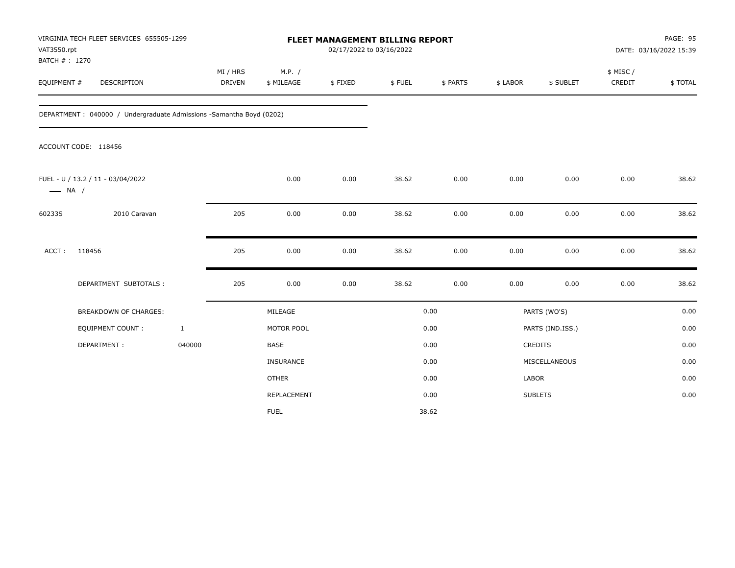VIRGINIA TECH FLEET SERVICES 655505-1299
VAT3550.rpt
BATCH # : 1270

# FLEET MANAGEMENT BILLING REPORT

02/17/2022 to 03/16/2022

PAGE: 95
DATE: 03/16/2022 15:39

| EQUIPMENT # | DESCRIPTION | MI / HRS DRIVEN | M.P. / $ MILEAGE | $ FIXED | $ FUEL | $ PARTS | $ LABOR | $ SUBLET | $ MISC / CREDIT | $ TOTAL |
|---|---|---|---|---|---|---|---|---|---|---|

DEPARTMENT : 040000 / Undergraduate Admissions -Samantha Boyd (0202)

ACCOUNT CODE: 118456

| EQUIPMENT # | DESCRIPTION | MI / HRS DRIVEN | M.P. / $ MILEAGE | $ FIXED | $ FUEL | $ PARTS | $ LABOR | $ SUBLET | $ MISC / CREDIT | $ TOTAL |
|---|---|---|---|---|---|---|---|---|---|---|
| FUEL - U / 13.2 / 11 - 03/04/2022 —— NA / | | | 0.00 | 0.00 | 38.62 | 0.00 | 0.00 | 0.00 | 0.00 | 38.62 |
| 60233S | 2010 Caravan | 205 | 0.00 | 0.00 | 38.62 | 0.00 | 0.00 | 0.00 | 0.00 | 38.62 |
| ACCT : | 118456 | 205 | 0.00 | 0.00 | 38.62 | 0.00 | 0.00 | 0.00 | 0.00 | 38.62 |
| | DEPARTMENT SUBTOTALS : | 205 | 0.00 | 0.00 | 38.62 | 0.00 | 0.00 | 0.00 | 0.00 | 38.62 |

| BREAKDOWN OF CHARGES: | | | | | |
|---|---|---|---|---|---|
| | | MILEAGE | 0.00 | PARTS (WO'S) | 0.00 |
| EQUIPMENT COUNT : | 1 | MOTOR POOL | 0.00 | PARTS (IND.ISS.) | 0.00 |
| DEPARTMENT : | 040000 | BASE | 0.00 | CREDITS | 0.00 |
| | | INSURANCE | 0.00 | MISCELLANEOUS | 0.00 |
| | | OTHER | 0.00 | LABOR | 0.00 |
| | | REPLACEMENT | 0.00 | SUBLETS | 0.00 |
| | | FUEL | 38.62 | | |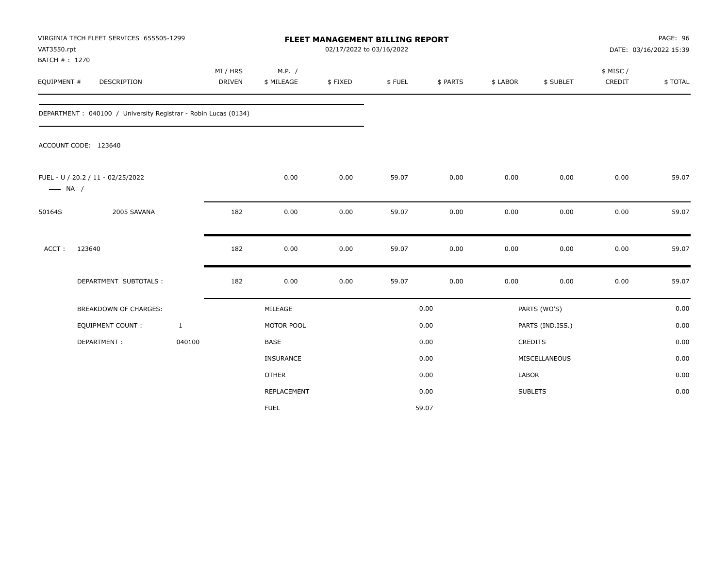VIRGINIA TECH FLEET SERVICES 655505-1299
VAT3550.rpt
BATCH # : 1270

# FLEET MANAGEMENT BILLING REPORT

02/17/2022 to 03/16/2022

PAGE: 96
DATE: 03/16/2022 15:39

| EQUIPMENT # | DESCRIPTION | MI / HRS DRIVEN | M.P. / $ MILEAGE | $ FIXED | $ FUEL | $ PARTS | $ LABOR | $ SUBLET | $ MISC / CREDIT | $ TOTAL |
|---|---|---|---|---|---|---|---|---|---|---|

DEPARTMENT : 040100 / University Registrar - Robin Lucas (0134)

ACCOUNT CODE: 123640

| EQUIPMENT # | DESCRIPTION | MI / HRS DRIVEN | M.P. / $ MILEAGE | $ FIXED | $ FUEL | $ PARTS | $ LABOR | $ SUBLET | $ MISC / CREDIT | $ TOTAL |
|---|---|---|---|---|---|---|---|---|---|---|
| FUEL - U / 20.2 / 11 - 02/25/2022 —— NA / | | | 0.00 | 0.00 | 59.07 | 0.00 | 0.00 | 0.00 | 0.00 | 59.07 |
| 50164S | 2005 SAVANA | 182 | 0.00 | 0.00 | 59.07 | 0.00 | 0.00 | 0.00 | 0.00 | 59.07 |
| ACCT : | 123640 | 182 | 0.00 | 0.00 | 59.07 | 0.00 | 0.00 | 0.00 | 0.00 | 59.07 |
| | DEPARTMENT SUBTOTALS : | 182 | 0.00 | 0.00 | 59.07 | 0.00 | 0.00 | 0.00 | 0.00 | 59.07 |

| BREAKDOWN OF CHARGES: | | | | | |
|---|---|---|---|---|---|
| EQUIPMENT COUNT : | 1 | MILEAGE | 0.00 | PARTS (WO'S) | 0.00 |
| DEPARTMENT : | 040100 | MOTOR POOL | 0.00 | PARTS (IND.ISS.) | 0.00 |
| | | BASE | 0.00 | CREDITS | 0.00 |
| | | INSURANCE | 0.00 | MISCELLANEOUS | 0.00 |
| | | OTHER | 0.00 | LABOR | 0.00 |
| | | REPLACEMENT | 0.00 | SUBLETS | 0.00 |
| | | FUEL | 59.07 | | |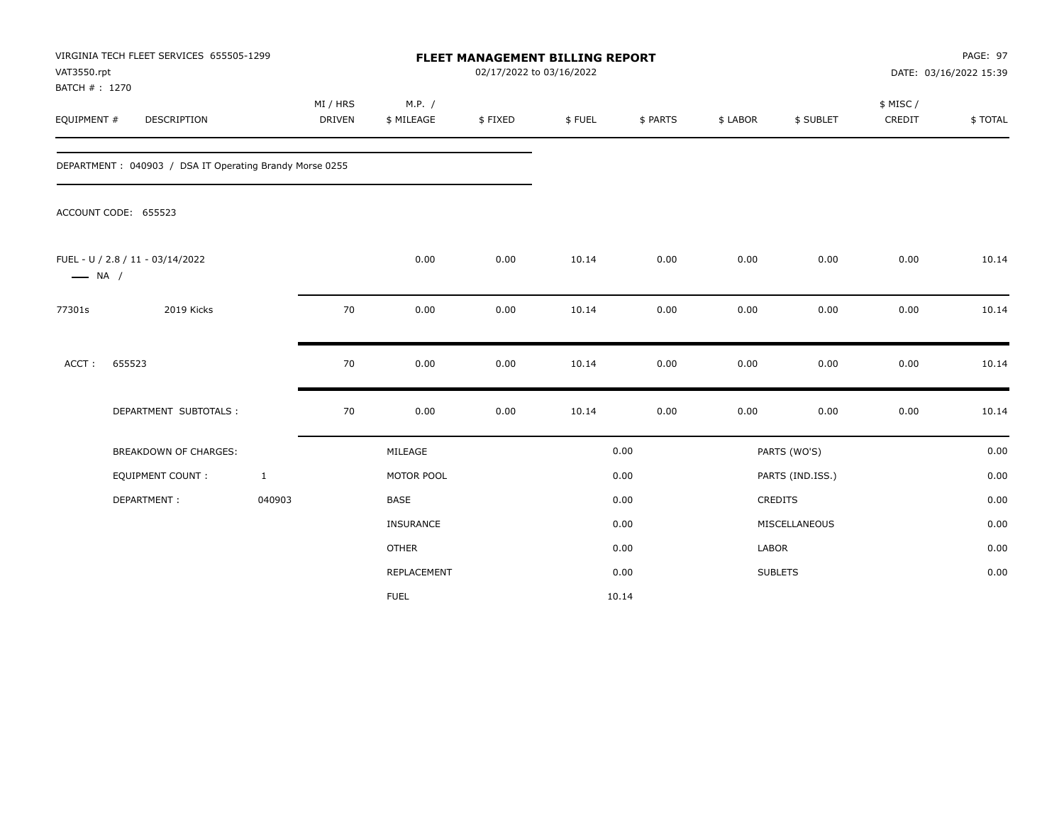VIRGINIA TECH FLEET SERVICES 655505-1299
VAT3550.rpt
BATCH # : 1270

# FLEET MANAGEMENT BILLING REPORT

02/17/2022 to 03/16/2022

DATE: 03/16/2022 15:39

| EQUIPMENT # | DESCRIPTION | MI / HRS DRIVEN | M.P. / $ MILEAGE | $ FIXED | $ FUEL | $ PARTS | $ LABOR | $ SUBLET | $ MISC / CREDIT | $ TOTAL |
|---|---|---|---|---|---|---|---|---|---|---|

DEPARTMENT : 040903 / DSA IT Operating Brandy Morse 0255

ACCOUNT CODE: 655523

| EQUIPMENT # | DESCRIPTION | MI / HRS DRIVEN | M.P. / $ MILEAGE | $ FIXED | $ FUEL | $ PARTS | $ LABOR | $ SUBLET | $ MISC / CREDIT | $ TOTAL |
|---|---|---|---|---|---|---|---|---|---|---|
| FUEL - U / 2.8 / 11 - 03/14/2022 — NA / | | | 0.00 | 0.00 | 10.14 | 0.00 | 0.00 | 0.00 | 0.00 | 10.14 |
| 77301s | 2019 Kicks | 70 | 0.00 | 0.00 | 10.14 | 0.00 | 0.00 | 0.00 | 0.00 | 10.14 |
| ACCT : | 655523 | 70 | 0.00 | 0.00 | 10.14 | 0.00 | 0.00 | 0.00 | 0.00 | 10.14 |
| | DEPARTMENT SUBTOTALS : | 70 | 0.00 | 0.00 | 10.14 | 0.00 | 0.00 | 0.00 | 0.00 | 10.14 |

| BREAKDOWN OF CHARGES: | | | | | |
|---|---|---|---|---|---|
| EQUIPMENT COUNT : | 1 | MILEAGE | 0.00 | PARTS (WO'S) | 0.00 |
| DEPARTMENT : | 040903 | MOTOR POOL | 0.00 | PARTS (IND.ISS.) | 0.00 |
| | | BASE | 0.00 | CREDITS | 0.00 |
| | | INSURANCE | 0.00 | MISCELLANEOUS | 0.00 |
| | | OTHER | 0.00 | LABOR | 0.00 |
| | | REPLACEMENT | 0.00 | SUBLETS | 0.00 |
| | | FUEL | 10.14 | | |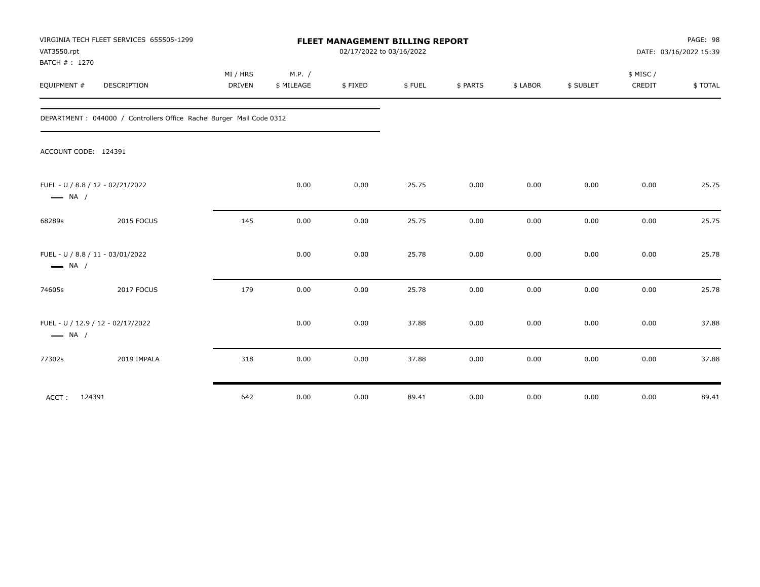VIRGINIA TECH FLEET SERVICES 655505-1299
VAT3550.rpt
BATCH # : 1270

# FLEET MANAGEMENT BILLING REPORT

02/17/2022 to 03/16/2022

DATE: 03/16/2022 15:39

| EQUIPMENT # | DESCRIPTION | MI / HRS DRIVEN | M.P. / $ MILEAGE | $ FIXED | $ FUEL | $ PARTS | $ LABOR | $ SUBLET | $ MISC / CREDIT | $ TOTAL |
|---|---|---|---|---|---|---|---|---|---|---|

DEPARTMENT : 044000 / Controllers Office Rachel Burger Mail Code 0312

ACCOUNT CODE: 124391

| EQUIPMENT # | DESCRIPTION | MI / HRS DRIVEN | M.P. / $ MILEAGE | $ FIXED | $ FUEL | $ PARTS | $ LABOR | $ SUBLET | $ MISC / CREDIT | $ TOTAL |
|---|---|---|---|---|---|---|---|---|---|---|
| FUEL - U / 8.8 / 12 - 02/21/2022 — NA / | | | 0.00 | 0.00 | 25.75 | 0.00 | 0.00 | 0.00 | 0.00 | 25.75 |
| 68289s | 2015 FOCUS | 145 | 0.00 | 0.00 | 25.75 | 0.00 | 0.00 | 0.00 | 0.00 | 25.75 |
| FUEL - U / 8.8 / 11 - 03/01/2022 — NA / | | | 0.00 | 0.00 | 25.78 | 0.00 | 0.00 | 0.00 | 0.00 | 25.78 |
| 74605s | 2017 FOCUS | 179 | 0.00 | 0.00 | 25.78 | 0.00 | 0.00 | 0.00 | 0.00 | 25.78 |
| FUEL - U / 12.9 / 12 - 02/17/2022 — NA / | | | 0.00 | 0.00 | 37.88 | 0.00 | 0.00 | 0.00 | 0.00 | 37.88 |
| 77302s | 2019 IMPALA | 318 | 0.00 | 0.00 | 37.88 | 0.00 | 0.00 | 0.00 | 0.00 | 37.88 |
| ACCT : 124391 | | 642 | 0.00 | 0.00 | 89.41 | 0.00 | 0.00 | 0.00 | 0.00 | 89.41 |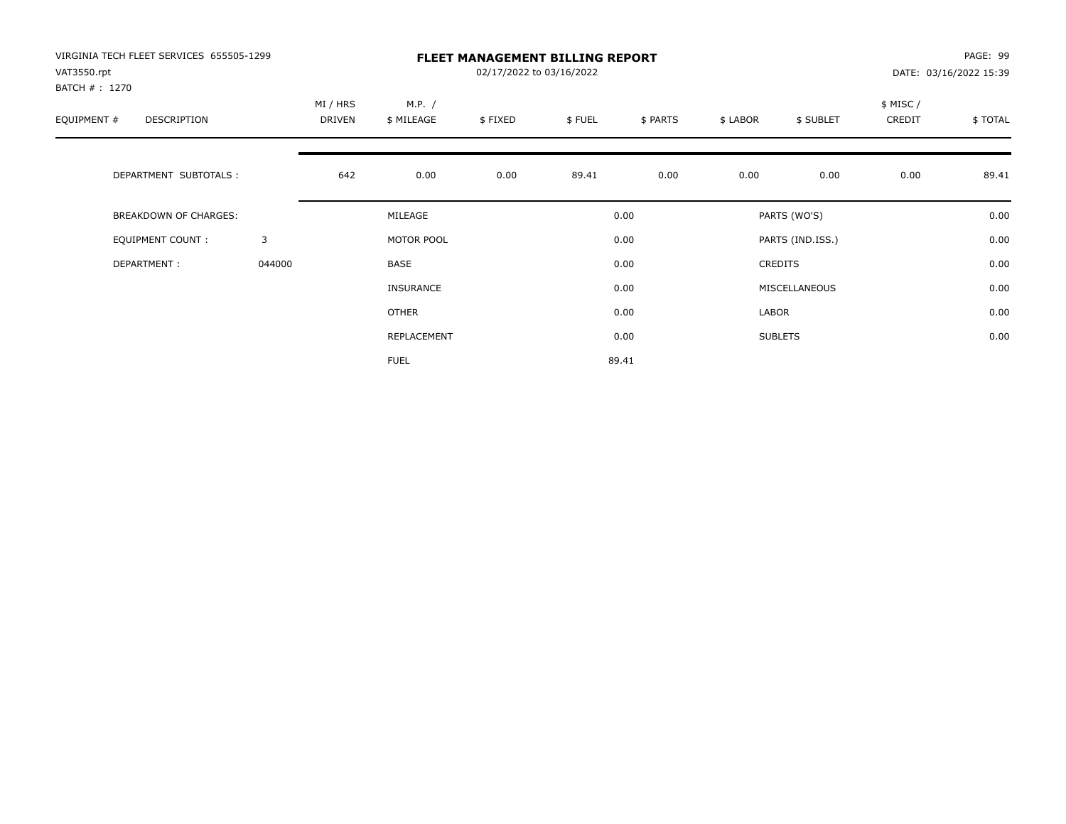VIRGINIA TECH FLEET SERVICES 655505-1299
VAT3550.rpt
BATCH # : 1270

# FLEET MANAGEMENT BILLING REPORT

02/17/2022 to 03/16/2022

PAGE: 99
DATE: 03/16/2022 15:39

| EQUIPMENT # | DESCRIPTION | MI / HRS DRIVEN | M.P. / $ MILEAGE | $ FIXED | $ FUEL | $ PARTS | $ LABOR | $ SUBLET | $ MISC / CREDIT | $ TOTAL |
|---|---|---|---|---|---|---|---|---|---|---|
| | DEPARTMENT SUBTOTALS : | 642 | 0.00 | 0.00 | 89.41 | 0.00 | 0.00 | 0.00 | 0.00 | 89.41 |

| | | | | | |
|---|---|---|---|---|---|
| BREAKDOWN OF CHARGES: | | MILEAGE | 0.00 | PARTS (WO'S) | 0.00 |
| EQUIPMENT COUNT : | 3 | MOTOR POOL | 0.00 | PARTS (IND.ISS.) | 0.00 |
| DEPARTMENT : | 044000 | BASE | 0.00 | CREDITS | 0.00 |
| | | INSURANCE | 0.00 | MISCELLANEOUS | 0.00 |
| | | OTHER | 0.00 | LABOR | 0.00 |
| | | REPLACEMENT | 0.00 | SUBLETS | 0.00 |
| | | FUEL | 89.41 | | |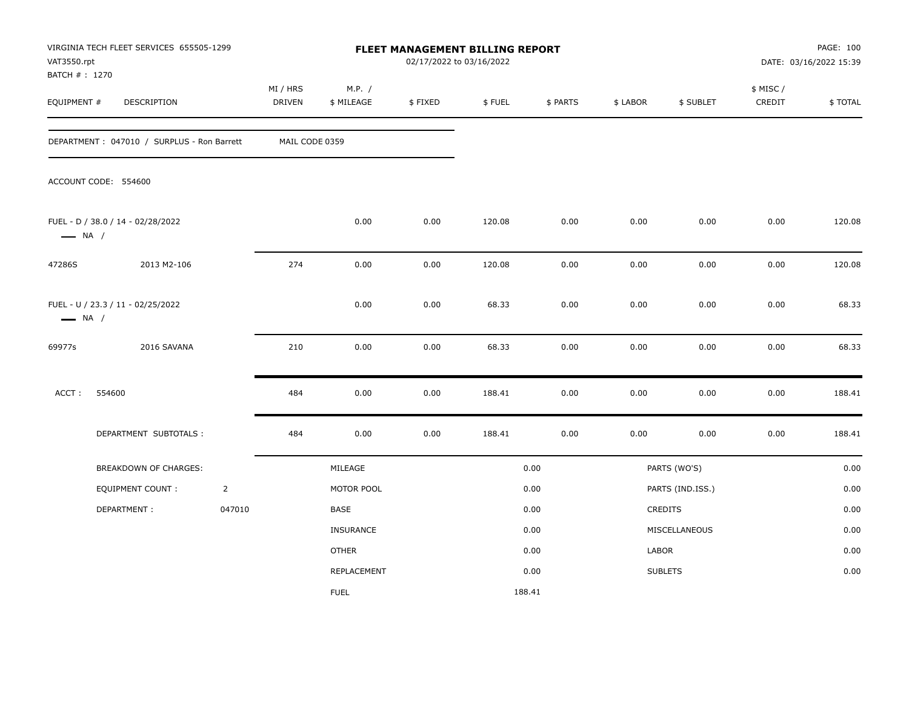VIRGINIA TECH FLEET SERVICES 655505-1299
VAT3550.rpt
BATCH # : 1270

# FLEET MANAGEMENT BILLING REPORT

02/17/2022 to 03/16/2022

DATE: 03/16/2022 15:39

| EQUIPMENT # | DESCRIPTION | MI / HRS DRIVEN | M.P. / $ MILEAGE | $ FIXED | $ FUEL | $ PARTS | $ LABOR | $ SUBLET | $ MISC / CREDIT | $ TOTAL |
|---|---|---|---|---|---|---|---|---|---|---|
| DEPARTMENT : 047010 / SURPLUS - Ron Barrett | | MAIL CODE 0359 | | | | | | | | |
| ACCOUNT CODE: 554600 | | | | | | | | | | |
| FUEL - D / 38.0 / 14 - 02/28/2022 — NA / | | | 0.00 | 0.00 | 120.08 | 0.00 | 0.00 | 0.00 | 0.00 | 120.08 |
| 47286S | 2013 M2-106 | 274 | 0.00 | 0.00 | 120.08 | 0.00 | 0.00 | 0.00 | 0.00 | 120.08 |
| FUEL - U / 23.3 / 11 - 02/25/2022 — NA / | | | 0.00 | 0.00 | 68.33 | 0.00 | 0.00 | 0.00 | 0.00 | 68.33 |
| 69977s | 2016 SAVANA | 210 | 0.00 | 0.00 | 68.33 | 0.00 | 0.00 | 0.00 | 0.00 | 68.33 |
| ACCT : 554600 | | 484 | 0.00 | 0.00 | 188.41 | 0.00 | 0.00 | 0.00 | 0.00 | 188.41 |
| DEPARTMENT SUBTOTALS : | | 484 | 0.00 | 0.00 | 188.41 | 0.00 | 0.00 | 0.00 | 0.00 | 188.41 |

| BREAKDOWN OF CHARGES: | | | | | |
|---|---|---|---|---|---|
| EQUIPMENT COUNT : | 2 | MILEAGE | 0.00 | PARTS (WO'S) | 0.00 |
| DEPARTMENT : | 047010 | MOTOR POOL | 0.00 | PARTS (IND.ISS.) | 0.00 |
| | | BASE | 0.00 | CREDITS | 0.00 |
| | | INSURANCE | 0.00 | MISCELLANEOUS | 0.00 |
| | | OTHER | 0.00 | LABOR | 0.00 |
| | | REPLACEMENT | 0.00 | SUBLETS | 0.00 |
| | | FUEL | 188.41 | | |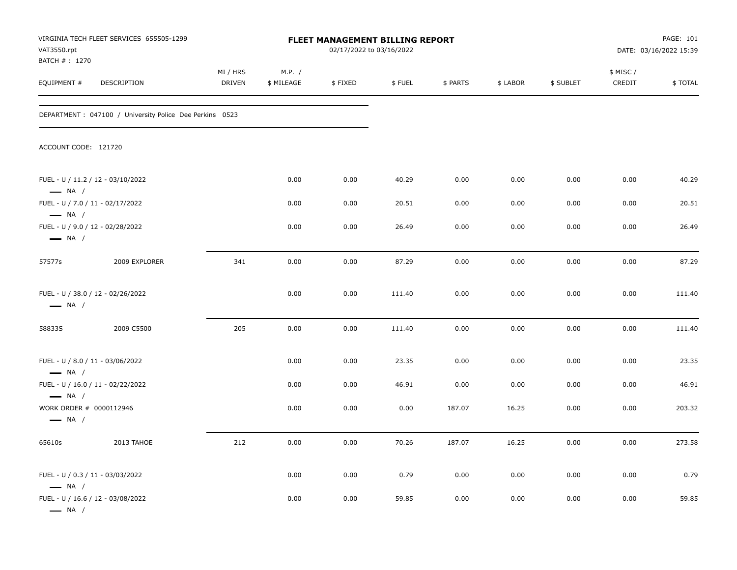VIRGINIA TECH FLEET SERVICES 655505-1299
VAT3550.rpt
BATCH # : 1270

**FLEET MANAGEMENT BILLING REPORT**
02/17/2022 to 03/16/2022

DATE: 03/16/2022 15:39

| EQUIPMENT # | DESCRIPTION | MI / HRS DRIVEN | M.P. / $ MILEAGE | $ FIXED | $ FUEL | $ PARTS | $ LABOR | $ SUBLET | $ MISC / CREDIT | $ TOTAL |
|---|---|---|---|---|---|---|---|---|---|---|
| DEPARTMENT : 047100 / University Police Dee Perkins 0523 | | | | | | | | | | |
| ACCOUNT CODE: 121720 | | | | | | | | | | |
| FUEL - U / 11.2 / 12 - 03/10/2022 — NA / | | | 0.00 | 0.00 | 40.29 | 0.00 | 0.00 | 0.00 | 0.00 | 40.29 |
| FUEL - U / 7.0 / 11 - 02/17/2022 — NA / | | | 0.00 | 0.00 | 20.51 | 0.00 | 0.00 | 0.00 | 0.00 | 20.51 |
| FUEL - U / 9.0 / 12 - 02/28/2022 — NA / | | | 0.00 | 0.00 | 26.49 | 0.00 | 0.00 | 0.00 | 0.00 | 26.49 |
| 57577s | 2009 EXPLORER | 341 | 0.00 | 0.00 | 87.29 | 0.00 | 0.00 | 0.00 | 0.00 | 87.29 |
| FUEL - U / 38.0 / 12 - 02/26/2022 — NA / | | | 0.00 | 0.00 | 111.40 | 0.00 | 0.00 | 0.00 | 0.00 | 111.40 |
| 58833S | 2009 C5500 | 205 | 0.00 | 0.00 | 111.40 | 0.00 | 0.00 | 0.00 | 0.00 | 111.40 |
| FUEL - U / 8.0 / 11 - 03/06/2022 — NA / | | | 0.00 | 0.00 | 23.35 | 0.00 | 0.00 | 0.00 | 0.00 | 23.35 |
| FUEL - U / 16.0 / 11 - 02/22/2022 — NA / | | | 0.00 | 0.00 | 46.91 | 0.00 | 0.00 | 0.00 | 0.00 | 46.91 |
| WORK ORDER # 0000112946 — NA / | | | 0.00 | 0.00 | 0.00 | 187.07 | 16.25 | 0.00 | 0.00 | 203.32 |
| 65610s | 2013 TAHOE | 212 | 0.00 | 0.00 | 70.26 | 187.07 | 16.25 | 0.00 | 0.00 | 273.58 |
| FUEL - U / 0.3 / 11 - 03/03/2022 — NA / | | | 0.00 | 0.00 | 0.79 | 0.00 | 0.00 | 0.00 | 0.00 | 0.79 |
| FUEL - U / 16.6 / 12 - 03/08/2022 — NA / | | | 0.00 | 0.00 | 59.85 | 0.00 | 0.00 | 0.00 | 0.00 | 59.85 |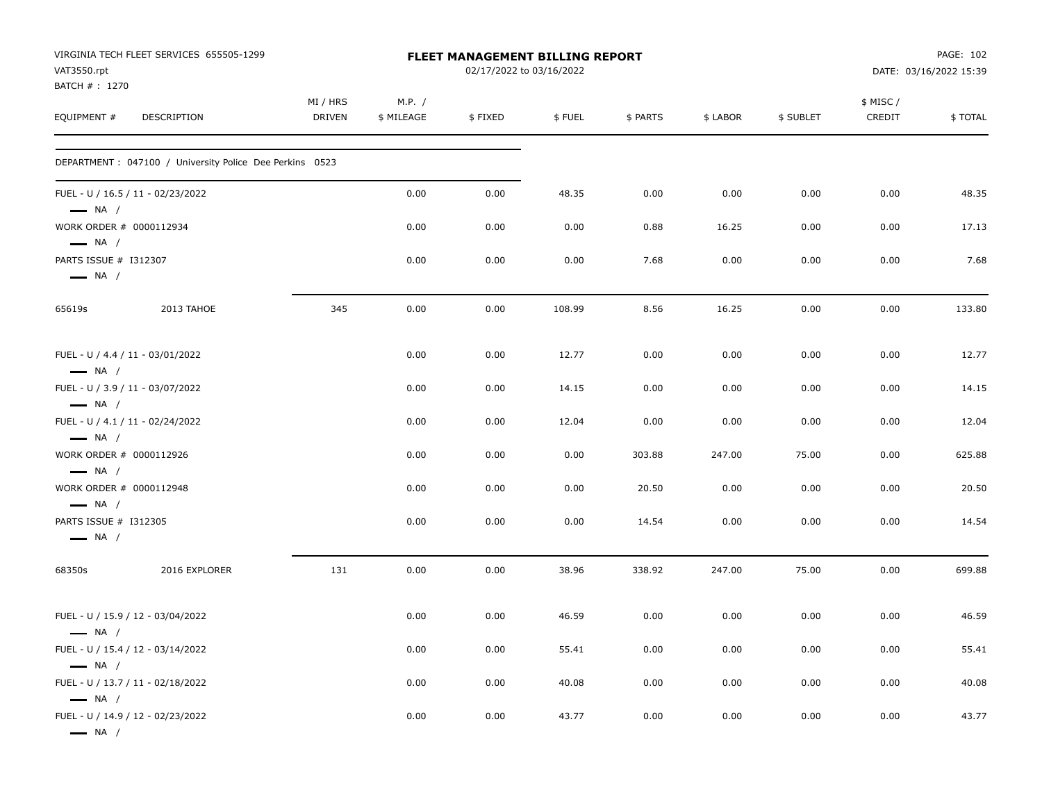VIRGINIA TECH FLEET SERVICES 655505-1299
VAT3550.rpt
BATCH # : 1270

# FLEET MANAGEMENT BILLING REPORT

02/17/2022 to 03/16/2022

DATE: 03/16/2022 15:39

| EQUIPMENT # | DESCRIPTION | MI / HRS DRIVEN | M.P. / $ MILEAGE | $ FIXED | $ FUEL | $ PARTS | $ LABOR | $ SUBLET | $ MISC / CREDIT | $ TOTAL |
|---|---|---|---|---|---|---|---|---|---|---|
| DEPARTMENT : 047100 / University Police Dee Perkins 0523 | | | | | | | | | | |
| FUEL - U / 16.5 / 11 - 02/23/2022 — NA / | | | 0.00 | 0.00 | 48.35 | 0.00 | 0.00 | 0.00 | 0.00 | 48.35 |
| WORK ORDER # 0000112934 — NA / | | | 0.00 | 0.00 | 0.00 | 0.88 | 16.25 | 0.00 | 0.00 | 17.13 |
| PARTS ISSUE # I312307 — NA / | | | 0.00 | 0.00 | 0.00 | 7.68 | 0.00 | 0.00 | 0.00 | 7.68 |
| 65619s | 2013 TAHOE | 345 | 0.00 | 0.00 | 108.99 | 8.56 | 16.25 | 0.00 | 0.00 | 133.80 |
| FUEL - U / 4.4 / 11 - 03/01/2022 — NA / | | | 0.00 | 0.00 | 12.77 | 0.00 | 0.00 | 0.00 | 0.00 | 12.77 |
| FUEL - U / 3.9 / 11 - 03/07/2022 — NA / | | | 0.00 | 0.00 | 14.15 | 0.00 | 0.00 | 0.00 | 0.00 | 14.15 |
| FUEL - U / 4.1 / 11 - 02/24/2022 — NA / | | | 0.00 | 0.00 | 12.04 | 0.00 | 0.00 | 0.00 | 0.00 | 12.04 |
| WORK ORDER # 0000112926 — NA / | | | 0.00 | 0.00 | 0.00 | 303.88 | 247.00 | 75.00 | 0.00 | 625.88 |
| WORK ORDER # 0000112948 — NA / | | | 0.00 | 0.00 | 0.00 | 20.50 | 0.00 | 0.00 | 0.00 | 20.50 |
| PARTS ISSUE # I312305 — NA / | | | 0.00 | 0.00 | 0.00 | 14.54 | 0.00 | 0.00 | 0.00 | 14.54 |
| 68350s | 2016 EXPLORER | 131 | 0.00 | 0.00 | 38.96 | 338.92 | 247.00 | 75.00 | 0.00 | 699.88 |
| FUEL - U / 15.9 / 12 - 03/04/2022 — NA / | | | 0.00 | 0.00 | 46.59 | 0.00 | 0.00 | 0.00 | 0.00 | 46.59 |
| FUEL - U / 15.4 / 12 - 03/14/2022 — NA / | | | 0.00 | 0.00 | 55.41 | 0.00 | 0.00 | 0.00 | 0.00 | 55.41 |
| FUEL - U / 13.7 / 11 - 02/18/2022 — NA / | | | 0.00 | 0.00 | 40.08 | 0.00 | 0.00 | 0.00 | 0.00 | 40.08 |
| FUEL - U / 14.9 / 12 - 02/23/2022 — NA / | | | 0.00 | 0.00 | 43.77 | 0.00 | 0.00 | 0.00 | 0.00 | 43.77 |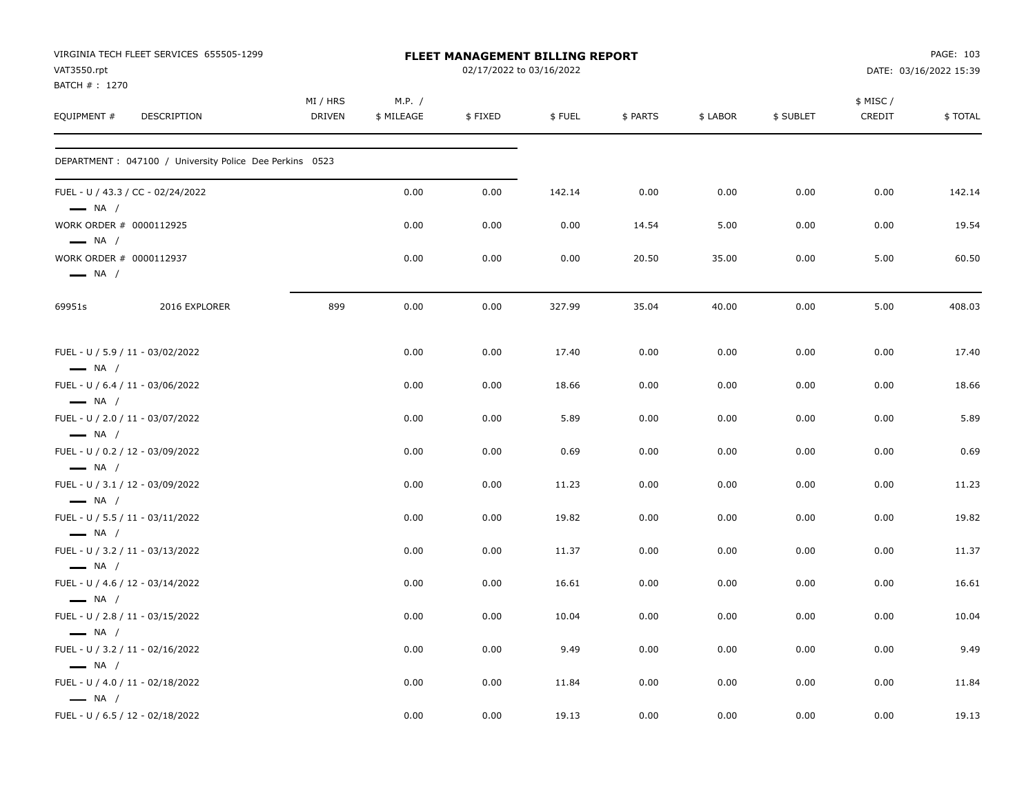VIRGINIA TECH FLEET SERVICES 655505-1299
VAT3550.rpt
BATCH # : 1270

**FLEET MANAGEMENT BILLING REPORT**
02/17/2022 to 03/16/2022

DATE: 03/16/2022 15:39

| EQUIPMENT # | DESCRIPTION | MI / HRS DRIVEN | M.P. / $ MILEAGE | $ FIXED | $ FUEL | $ PARTS | $ LABOR | $ SUBLET | $ MISC / CREDIT | $ TOTAL |
|---|---|---|---|---|---|---|---|---|---|---|
| DEPARTMENT : 047100 / University Police Dee Perkins 0523 | | | | | | | | | | |
| FUEL - U / 43.3 / CC - 02/24/2022 — NA / | | | 0.00 | 0.00 | 142.14 | 0.00 | 0.00 | 0.00 | 0.00 | 142.14 |
| WORK ORDER # 0000112925 — NA / | | | 0.00 | 0.00 | 0.00 | 14.54 | 5.00 | 0.00 | 0.00 | 19.54 |
| WORK ORDER # 0000112937 — NA / | | | 0.00 | 0.00 | 0.00 | 20.50 | 35.00 | 0.00 | 5.00 | 60.50 |
| 69951s | 2016 EXPLORER | 899 | 0.00 | 0.00 | 327.99 | 35.04 | 40.00 | 0.00 | 5.00 | 408.03 |
| FUEL - U / 5.9 / 11 - 03/02/2022 — NA / | | | 0.00 | 0.00 | 17.40 | 0.00 | 0.00 | 0.00 | 0.00 | 17.40 |
| FUEL - U / 6.4 / 11 - 03/06/2022 — NA / | | | 0.00 | 0.00 | 18.66 | 0.00 | 0.00 | 0.00 | 0.00 | 18.66 |
| FUEL - U / 2.0 / 11 - 03/07/2022 — NA / | | | 0.00 | 0.00 | 5.89 | 0.00 | 0.00 | 0.00 | 0.00 | 5.89 |
| FUEL - U / 0.2 / 12 - 03/09/2022 — NA / | | | 0.00 | 0.00 | 0.69 | 0.00 | 0.00 | 0.00 | 0.00 | 0.69 |
| FUEL - U / 3.1 / 12 - 03/09/2022 — NA / | | | 0.00 | 0.00 | 11.23 | 0.00 | 0.00 | 0.00 | 0.00 | 11.23 |
| FUEL - U / 5.5 / 11 - 03/11/2022 — NA / | | | 0.00 | 0.00 | 19.82 | 0.00 | 0.00 | 0.00 | 0.00 | 19.82 |
| FUEL - U / 3.2 / 11 - 03/13/2022 — NA / | | | 0.00 | 0.00 | 11.37 | 0.00 | 0.00 | 0.00 | 0.00 | 11.37 |
| FUEL - U / 4.6 / 12 - 03/14/2022 — NA / | | | 0.00 | 0.00 | 16.61 | 0.00 | 0.00 | 0.00 | 0.00 | 16.61 |
| FUEL - U / 2.8 / 11 - 03/15/2022 — NA / | | | 0.00 | 0.00 | 10.04 | 0.00 | 0.00 | 0.00 | 0.00 | 10.04 |
| FUEL - U / 3.2 / 11 - 02/16/2022 — NA / | | | 0.00 | 0.00 | 9.49 | 0.00 | 0.00 | 0.00 | 0.00 | 9.49 |
| FUEL - U / 4.0 / 11 - 02/18/2022 — NA / | | | 0.00 | 0.00 | 11.84 | 0.00 | 0.00 | 0.00 | 0.00 | 11.84 |
| FUEL - U / 6.5 / 12 - 02/18/2022 | | | 0.00 | 0.00 | 19.13 | 0.00 | 0.00 | 0.00 | 0.00 | 19.13 |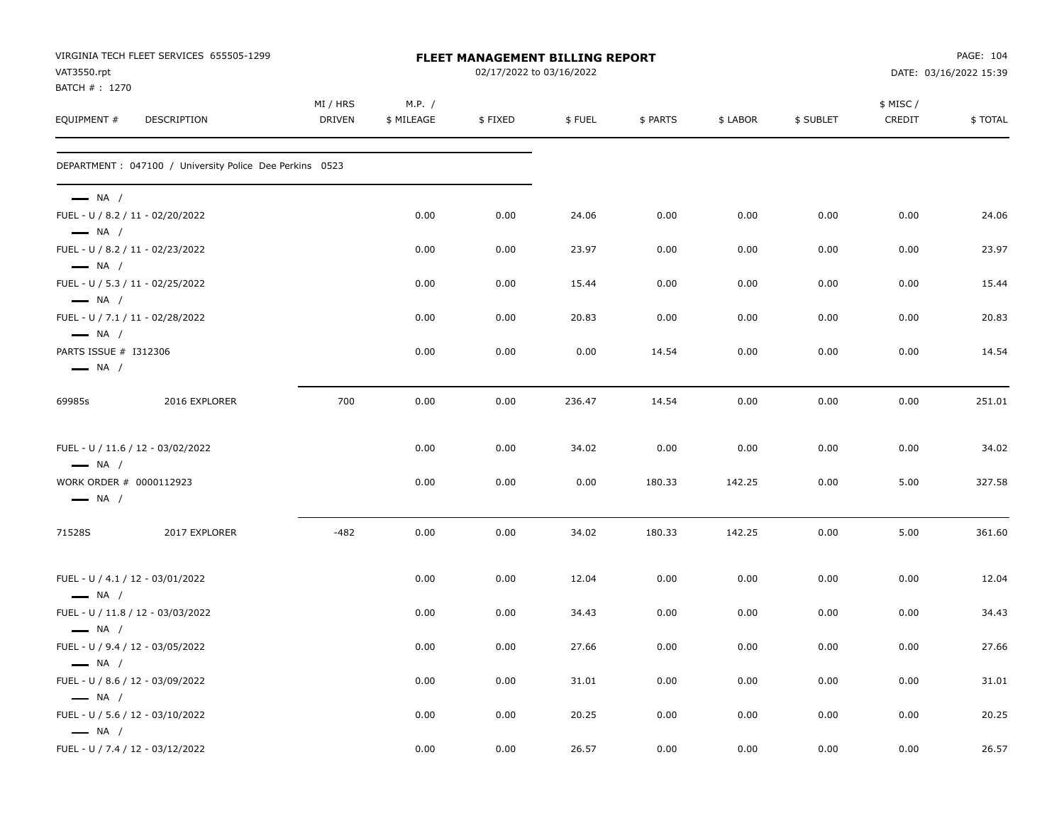VIRGINIA TECH FLEET SERVICES 655505-1299
VAT3550.rpt
BATCH # : 1270

**FLEET MANAGEMENT BILLING REPORT**
02/17/2022 to 03/16/2022

| EQUIPMENT # | DESCRIPTION | MI / HRS DRIVEN | M.P. / $ MILEAGE | $ FIXED | $ FUEL | $ PARTS | $ LABOR | $ SUBLET | $ MISC / CREDIT | $ TOTAL |
|---|---|---|---|---|---|---|---|---|---|---|
| DEPARTMENT : 047100 / University Police Dee Perkins 0523 | | | | | | | | | | |
| — NA / | | | | | | | | | | |
| FUEL - U / 8.2 / 11 - 02/20/2022 | | | 0.00 | 0.00 | 24.06 | 0.00 | 0.00 | 0.00 | 0.00 | 24.06 |
| — NA / | | | | | | | | | | |
| FUEL - U / 8.2 / 11 - 02/23/2022 | | | 0.00 | 0.00 | 23.97 | 0.00 | 0.00 | 0.00 | 0.00 | 23.97 |
| — NA / | | | | | | | | | | |
| FUEL - U / 5.3 / 11 - 02/25/2022 | | | 0.00 | 0.00 | 15.44 | 0.00 | 0.00 | 0.00 | 0.00 | 15.44 |
| — NA / | | | | | | | | | | |
| FUEL - U / 7.1 / 11 - 02/28/2022 | | | 0.00 | 0.00 | 20.83 | 0.00 | 0.00 | 0.00 | 0.00 | 20.83 |
| — NA / | | | | | | | | | | |
| PARTS ISSUE # I312306 | | | 0.00 | 0.00 | 0.00 | 14.54 | 0.00 | 0.00 | 0.00 | 14.54 |
| — NA / | | | | | | | | | | |
| 69985s | 2016 EXPLORER | 700 | 0.00 | 0.00 | 236.47 | 14.54 | 0.00 | 0.00 | 0.00 | 251.01 |
| FUEL - U / 11.6 / 12 - 03/02/2022 | | | 0.00 | 0.00 | 34.02 | 0.00 | 0.00 | 0.00 | 0.00 | 34.02 |
| — NA / | | | | | | | | | | |
| WORK ORDER # 0000112923 | | | 0.00 | 0.00 | 0.00 | 180.33 | 142.25 | 0.00 | 5.00 | 327.58 |
| — NA / | | | | | | | | | | |
| 71528S | 2017 EXPLORER | -482 | 0.00 | 0.00 | 34.02 | 180.33 | 142.25 | 0.00 | 5.00 | 361.60 |
| FUEL - U / 4.1 / 12 - 03/01/2022 | | | 0.00 | 0.00 | 12.04 | 0.00 | 0.00 | 0.00 | 0.00 | 12.04 |
| — NA / | | | | | | | | | | |
| FUEL - U / 11.8 / 12 - 03/03/2022 | | | 0.00 | 0.00 | 34.43 | 0.00 | 0.00 | 0.00 | 0.00 | 34.43 |
| — NA / | | | | | | | | | | |
| FUEL - U / 9.4 / 12 - 03/05/2022 | | | 0.00 | 0.00 | 27.66 | 0.00 | 0.00 | 0.00 | 0.00 | 27.66 |
| — NA / | | | | | | | | | | |
| FUEL - U / 8.6 / 12 - 03/09/2022 | | | 0.00 | 0.00 | 31.01 | 0.00 | 0.00 | 0.00 | 0.00 | 31.01 |
| — NA / | | | | | | | | | | |
| FUEL - U / 5.6 / 12 - 03/10/2022 | | | 0.00 | 0.00 | 20.25 | 0.00 | 0.00 | 0.00 | 0.00 | 20.25 |
| — NA / | | | | | | | | | | |
| FUEL - U / 7.4 / 12 - 03/12/2022 | | | 0.00 | 0.00 | 26.57 | 0.00 | 0.00 | 0.00 | 0.00 | 26.57 |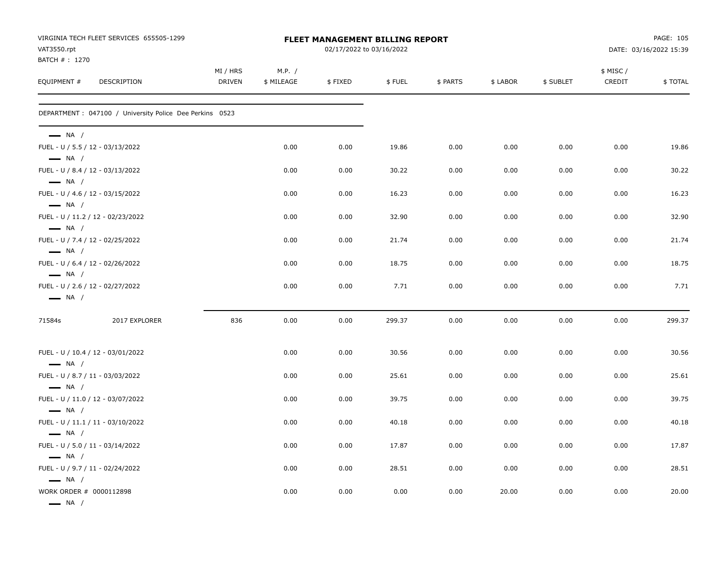VIRGINIA TECH FLEET SERVICES 655505-1299
VAT3550.rpt
BATCH # : 1270

# FLEET MANAGEMENT BILLING REPORT

02/17/2022 to 03/16/2022

DATE: 03/16/2022 15:39

| EQUIPMENT # | DESCRIPTION | MI / HRS DRIVEN | M.P. / $ MILEAGE | $ FIXED | $ FUEL | $ PARTS | $ LABOR | $ SUBLET | $ MISC / CREDIT | $ TOTAL |
|---|---|---|---|---|---|---|---|---|---|---|
| DEPARTMENT : 047100 / University Police Dee Perkins 0523 | | | | | | | | | | |
| — NA / | | | | | | | | | | |
| FUEL - U / 5.5 / 12 - 03/13/2022 | | | 0.00 | 0.00 | 19.86 | 0.00 | 0.00 | 0.00 | 0.00 | 19.86 |
| — NA / | | | | | | | | | | |
| FUEL - U / 8.4 / 12 - 03/13/2022 | | | 0.00 | 0.00 | 30.22 | 0.00 | 0.00 | 0.00 | 0.00 | 30.22 |
| — NA / | | | | | | | | | | |
| FUEL - U / 4.6 / 12 - 03/15/2022 | | | 0.00 | 0.00 | 16.23 | 0.00 | 0.00 | 0.00 | 0.00 | 16.23 |
| — NA / | | | | | | | | | | |
| FUEL - U / 11.2 / 12 - 02/23/2022 | | | 0.00 | 0.00 | 32.90 | 0.00 | 0.00 | 0.00 | 0.00 | 32.90 |
| — NA / | | | | | | | | | | |
| FUEL - U / 7.4 / 12 - 02/25/2022 | | | 0.00 | 0.00 | 21.74 | 0.00 | 0.00 | 0.00 | 0.00 | 21.74 |
| — NA / | | | | | | | | | | |
| FUEL - U / 6.4 / 12 - 02/26/2022 | | | 0.00 | 0.00 | 18.75 | 0.00 | 0.00 | 0.00 | 0.00 | 18.75 |
| — NA / | | | | | | | | | | |
| FUEL - U / 2.6 / 12 - 02/27/2022 | | | 0.00 | 0.00 | 7.71 | 0.00 | 0.00 | 0.00 | 0.00 | 7.71 |
| — NA / | | | | | | | | | | |
| 71584s | 2017 EXPLORER | 836 | 0.00 | 0.00 | 299.37 | 0.00 | 0.00 | 0.00 | 0.00 | 299.37 |
| FUEL - U / 10.4 / 12 - 03/01/2022 | | | 0.00 | 0.00 | 30.56 | 0.00 | 0.00 | 0.00 | 0.00 | 30.56 |
| — NA / | | | | | | | | | | |
| FUEL - U / 8.7 / 11 - 03/03/2022 | | | 0.00 | 0.00 | 25.61 | 0.00 | 0.00 | 0.00 | 0.00 | 25.61 |
| — NA / | | | | | | | | | | |
| FUEL - U / 11.0 / 12 - 03/07/2022 | | | 0.00 | 0.00 | 39.75 | 0.00 | 0.00 | 0.00 | 0.00 | 39.75 |
| — NA / | | | | | | | | | | |
| FUEL - U / 11.1 / 11 - 03/10/2022 | | | 0.00 | 0.00 | 40.18 | 0.00 | 0.00 | 0.00 | 0.00 | 40.18 |
| — NA / | | | | | | | | | | |
| FUEL - U / 5.0 / 11 - 03/14/2022 | | | 0.00 | 0.00 | 17.87 | 0.00 | 0.00 | 0.00 | 0.00 | 17.87 |
| — NA / | | | | | | | | | | |
| FUEL - U / 9.7 / 11 - 02/24/2022 | | | 0.00 | 0.00 | 28.51 | 0.00 | 0.00 | 0.00 | 0.00 | 28.51 |
| — NA / | | | | | | | | | | |
| WORK ORDER # 0000112898 | | | 0.00 | 0.00 | 0.00 | 0.00 | 20.00 | 0.00 | 0.00 | 20.00 |
| — NA / | | | | | | | | | | |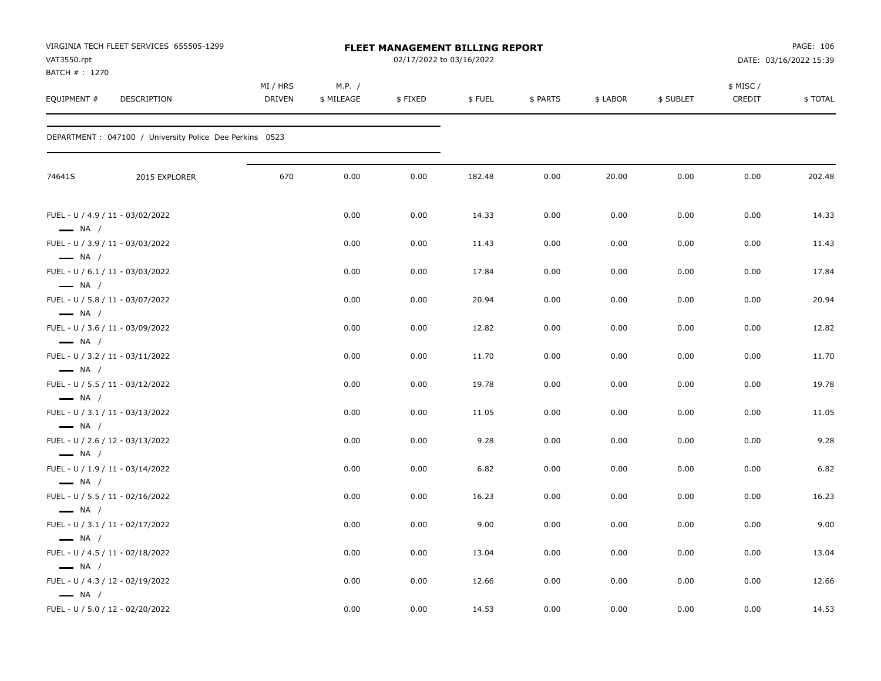VIRGINIA TECH FLEET SERVICES 655505-1299
VAT3550.rpt
BATCH # : 1270

**FLEET MANAGEMENT BILLING REPORT**
02/17/2022 to 03/16/2022

PAGE: 106
DATE: 03/16/2022 15:39

DEPARTMENT : 047100 / University Police Dee Perkins 0523

| EQUIPMENT # | DESCRIPTION | MI / HRS DRIVEN | M.P. / $ MILEAGE | $ FIXED | $ FUEL | $ PARTS | $ LABOR | $ SUBLET | $ MISC / CREDIT | $ TOTAL |
|---|---|---|---|---|---|---|---|---|---|---|
| 74641S | 2015 EXPLORER | 670 | 0.00 | 0.00 | 182.48 | 0.00 | 20.00 | 0.00 | 0.00 | 202.48 |
| FUEL - U / 4.9 / 11 - 03/02/2022 — NA / | | | 0.00 | 0.00 | 14.33 | 0.00 | 0.00 | 0.00 | 0.00 | 14.33 |
| FUEL - U / 3.9 / 11 - 03/03/2022 — NA / | | | 0.00 | 0.00 | 11.43 | 0.00 | 0.00 | 0.00 | 0.00 | 11.43 |
| FUEL - U / 6.1 / 11 - 03/03/2022 — NA / | | | 0.00 | 0.00 | 17.84 | 0.00 | 0.00 | 0.00 | 0.00 | 17.84 |
| FUEL - U / 5.8 / 11 - 03/07/2022 — NA / | | | 0.00 | 0.00 | 20.94 | 0.00 | 0.00 | 0.00 | 0.00 | 20.94 |
| FUEL - U / 3.6 / 11 - 03/09/2022 — NA / | | | 0.00 | 0.00 | 12.82 | 0.00 | 0.00 | 0.00 | 0.00 | 12.82 |
| FUEL - U / 3.2 / 11 - 03/11/2022 — NA / | | | 0.00 | 0.00 | 11.70 | 0.00 | 0.00 | 0.00 | 0.00 | 11.70 |
| FUEL - U / 5.5 / 11 - 03/12/2022 — NA / | | | 0.00 | 0.00 | 19.78 | 0.00 | 0.00 | 0.00 | 0.00 | 19.78 |
| FUEL - U / 3.1 / 11 - 03/13/2022 — NA / | | | 0.00 | 0.00 | 11.05 | 0.00 | 0.00 | 0.00 | 0.00 | 11.05 |
| FUEL - U / 2.6 / 12 - 03/13/2022 — NA / | | | 0.00 | 0.00 | 9.28 | 0.00 | 0.00 | 0.00 | 0.00 | 9.28 |
| FUEL - U / 1.9 / 11 - 03/14/2022 — NA / | | | 0.00 | 0.00 | 6.82 | 0.00 | 0.00 | 0.00 | 0.00 | 6.82 |
| FUEL - U / 5.5 / 11 - 02/16/2022 — NA / | | | 0.00 | 0.00 | 16.23 | 0.00 | 0.00 | 0.00 | 0.00 | 16.23 |
| FUEL - U / 3.1 / 11 - 02/17/2022 — NA / | | | 0.00 | 0.00 | 9.00 | 0.00 | 0.00 | 0.00 | 0.00 | 9.00 |
| FUEL - U / 4.5 / 11 - 02/18/2022 — NA / | | | 0.00 | 0.00 | 13.04 | 0.00 | 0.00 | 0.00 | 0.00 | 13.04 |
| FUEL - U / 4.3 / 12 - 02/19/2022 — NA / | | | 0.00 | 0.00 | 12.66 | 0.00 | 0.00 | 0.00 | 0.00 | 12.66 |
| FUEL - U / 5.0 / 12 - 02/20/2022 | | | 0.00 | 0.00 | 14.53 | 0.00 | 0.00 | 0.00 | 0.00 | 14.53 |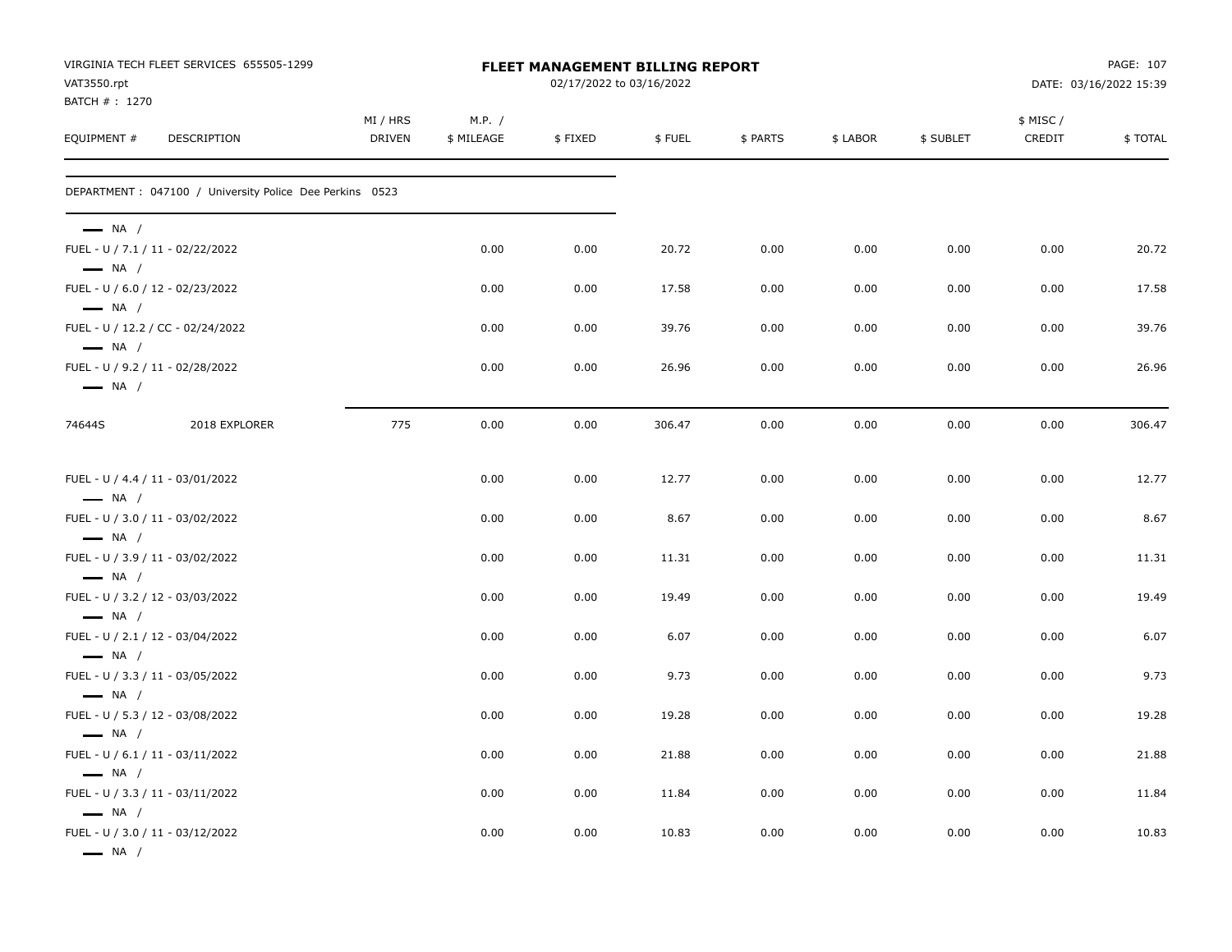VIRGINIA TECH FLEET SERVICES 655505-1299
VAT3550.rpt
BATCH # : 1270

**FLEET MANAGEMENT BILLING REPORT**
02/17/2022 to 03/16/2022

DATE: 03/16/2022 15:39

| EQUIPMENT # | DESCRIPTION | MI / HRS DRIVEN | M.P. / $ MILEAGE | $ FIXED | $ FUEL | $ PARTS | $ LABOR | $ SUBLET | $ MISC / CREDIT | $ TOTAL |
|---|---|---|---|---|---|---|---|---|---|---|
| DEPARTMENT : 047100 / University Police Dee Perkins 0523 | | | | | | | | | | |
| — NA / | | | | | | | | | | |
| FUEL - U / 7.1 / 11 - 02/22/2022 | | | 0.00 | 0.00 | 20.72 | 0.00 | 0.00 | 0.00 | 0.00 | 20.72 |
| — NA / | | | | | | | | | | |
| FUEL - U / 6.0 / 12 - 02/23/2022 | | | 0.00 | 0.00 | 17.58 | 0.00 | 0.00 | 0.00 | 0.00 | 17.58 |
| — NA / | | | | | | | | | | |
| FUEL - U / 12.2 / CC - 02/24/2022 | | | 0.00 | 0.00 | 39.76 | 0.00 | 0.00 | 0.00 | 0.00 | 39.76 |
| — NA / | | | | | | | | | | |
| FUEL - U / 9.2 / 11 - 02/28/2022 | | | 0.00 | 0.00 | 26.96 | 0.00 | 0.00 | 0.00 | 0.00 | 26.96 |
| — NA / | | | | | | | | | | |
| 74644S | 2018 EXPLORER | 775 | 0.00 | 0.00 | 306.47 | 0.00 | 0.00 | 0.00 | 0.00 | 306.47 |
| FUEL - U / 4.4 / 11 - 03/01/2022 | | | 0.00 | 0.00 | 12.77 | 0.00 | 0.00 | 0.00 | 0.00 | 12.77 |
| — NA / | | | | | | | | | | |
| FUEL - U / 3.0 / 11 - 03/02/2022 | | | 0.00 | 0.00 | 8.67 | 0.00 | 0.00 | 0.00 | 0.00 | 8.67 |
| — NA / | | | | | | | | | | |
| FUEL - U / 3.9 / 11 - 03/02/2022 | | | 0.00 | 0.00 | 11.31 | 0.00 | 0.00 | 0.00 | 0.00 | 11.31 |
| — NA / | | | | | | | | | | |
| FUEL - U / 3.2 / 12 - 03/03/2022 | | | 0.00 | 0.00 | 19.49 | 0.00 | 0.00 | 0.00 | 0.00 | 19.49 |
| — NA / | | | | | | | | | | |
| FUEL - U / 2.1 / 12 - 03/04/2022 | | | 0.00 | 0.00 | 6.07 | 0.00 | 0.00 | 0.00 | 0.00 | 6.07 |
| — NA / | | | | | | | | | | |
| FUEL - U / 3.3 / 11 - 03/05/2022 | | | 0.00 | 0.00 | 9.73 | 0.00 | 0.00 | 0.00 | 0.00 | 9.73 |
| — NA / | | | | | | | | | | |
| FUEL - U / 5.3 / 12 - 03/08/2022 | | | 0.00 | 0.00 | 19.28 | 0.00 | 0.00 | 0.00 | 0.00 | 19.28 |
| — NA / | | | | | | | | | | |
| FUEL - U / 6.1 / 11 - 03/11/2022 | | | 0.00 | 0.00 | 21.88 | 0.00 | 0.00 | 0.00 | 0.00 | 21.88 |
| — NA / | | | | | | | | | | |
| FUEL - U / 3.3 / 11 - 03/11/2022 | | | 0.00 | 0.00 | 11.84 | 0.00 | 0.00 | 0.00 | 0.00 | 11.84 |
| — NA / | | | | | | | | | | |
| FUEL - U / 3.0 / 11 - 03/12/2022 | | | 0.00 | 0.00 | 10.83 | 0.00 | 0.00 | 0.00 | 0.00 | 10.83 |
| — NA / | | | | | | | | | | |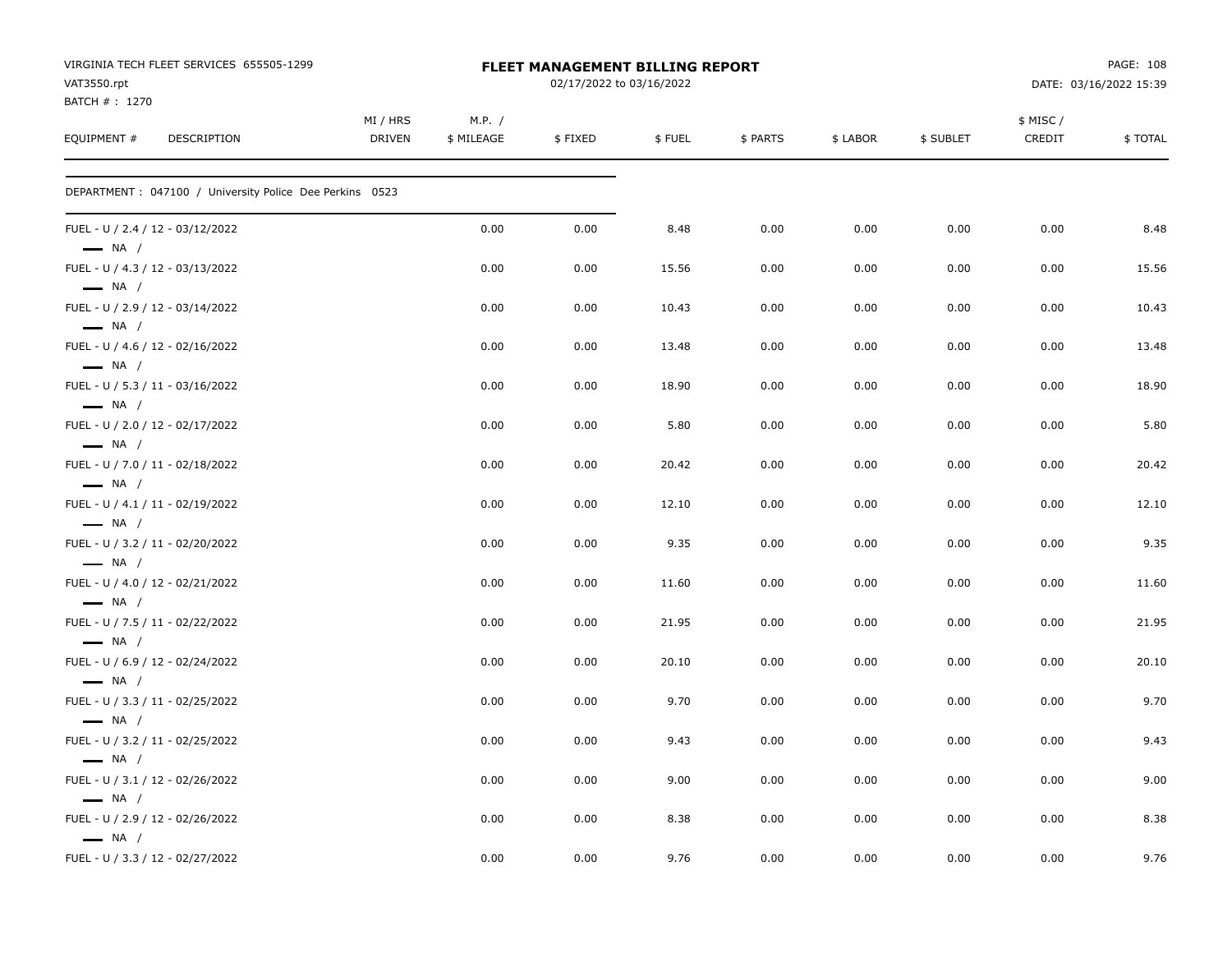VIRGINIA TECH FLEET SERVICES 655505-1299
VAT3550.rpt
BATCH # : 1270

**FLEET MANAGEMENT BILLING REPORT**
02/17/2022 to 03/16/2022

DATE: 03/16/2022 15:39

| EQUIPMENT # | DESCRIPTION | MI / HRS DRIVEN | M.P. / $ MILEAGE | $ FIXED | $ FUEL | $ PARTS | $ LABOR | $ SUBLET | $ MISC / CREDIT | $ TOTAL |
|---|---|---|---|---|---|---|---|---|---|---|
| DEPARTMENT : 047100 / University Police Dee Perkins 0523 | | | | | | | | | | |
| FUEL - U / 2.4 / 12 - 03/12/2022 — NA / | | | 0.00 | 0.00 | 8.48 | 0.00 | 0.00 | 0.00 | 0.00 | 8.48 |
| FUEL - U / 4.3 / 12 - 03/13/2022 — NA / | | | 0.00 | 0.00 | 15.56 | 0.00 | 0.00 | 0.00 | 0.00 | 15.56 |
| FUEL - U / 2.9 / 12 - 03/14/2022 — NA / | | | 0.00 | 0.00 | 10.43 | 0.00 | 0.00 | 0.00 | 0.00 | 10.43 |
| FUEL - U / 4.6 / 12 - 02/16/2022 — NA / | | | 0.00 | 0.00 | 13.48 | 0.00 | 0.00 | 0.00 | 0.00 | 13.48 |
| FUEL - U / 5.3 / 11 - 03/16/2022 — NA / | | | 0.00 | 0.00 | 18.90 | 0.00 | 0.00 | 0.00 | 0.00 | 18.90 |
| FUEL - U / 2.0 / 12 - 02/17/2022 — NA / | | | 0.00 | 0.00 | 5.80 | 0.00 | 0.00 | 0.00 | 0.00 | 5.80 |
| FUEL - U / 7.0 / 11 - 02/18/2022 — NA / | | | 0.00 | 0.00 | 20.42 | 0.00 | 0.00 | 0.00 | 0.00 | 20.42 |
| FUEL - U / 4.1 / 11 - 02/19/2022 — NA / | | | 0.00 | 0.00 | 12.10 | 0.00 | 0.00 | 0.00 | 0.00 | 12.10 |
| FUEL - U / 3.2 / 11 - 02/20/2022 — NA / | | | 0.00 | 0.00 | 9.35 | 0.00 | 0.00 | 0.00 | 0.00 | 9.35 |
| FUEL - U / 4.0 / 12 - 02/21/2022 — NA / | | | 0.00 | 0.00 | 11.60 | 0.00 | 0.00 | 0.00 | 0.00 | 11.60 |
| FUEL - U / 7.5 / 11 - 02/22/2022 — NA / | | | 0.00 | 0.00 | 21.95 | 0.00 | 0.00 | 0.00 | 0.00 | 21.95 |
| FUEL - U / 6.9 / 12 - 02/24/2022 — NA / | | | 0.00 | 0.00 | 20.10 | 0.00 | 0.00 | 0.00 | 0.00 | 20.10 |
| FUEL - U / 3.3 / 11 - 02/25/2022 — NA / | | | 0.00 | 0.00 | 9.70 | 0.00 | 0.00 | 0.00 | 0.00 | 9.70 |
| FUEL - U / 3.2 / 11 - 02/25/2022 — NA / | | | 0.00 | 0.00 | 9.43 | 0.00 | 0.00 | 0.00 | 0.00 | 9.43 |
| FUEL - U / 3.1 / 12 - 02/26/2022 — NA / | | | 0.00 | 0.00 | 9.00 | 0.00 | 0.00 | 0.00 | 0.00 | 9.00 |
| FUEL - U / 2.9 / 12 - 02/26/2022 — NA / | | | 0.00 | 0.00 | 8.38 | 0.00 | 0.00 | 0.00 | 0.00 | 8.38 |
| FUEL - U / 3.3 / 12 - 02/27/2022 | | | 0.00 | 0.00 | 9.76 | 0.00 | 0.00 | 0.00 | 0.00 | 9.76 |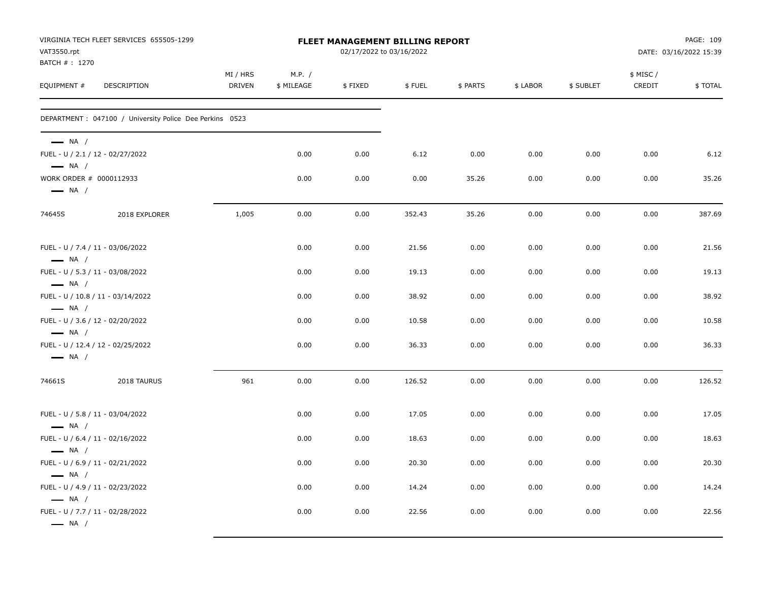VIRGINIA TECH FLEET SERVICES 655505-1299
VAT3550.rpt
BATCH # : 1270

# FLEET MANAGEMENT BILLING REPORT

02/17/2022 to 03/16/2022

DATE: 03/16/2022 15:39

| EQUIPMENT # | DESCRIPTION | MI / HRS DRIVEN | M.P. / $ MILEAGE | $ FIXED | $ FUEL | $ PARTS | $ LABOR | $ SUBLET | $ MISC / CREDIT | $ TOTAL |
|---|---|---|---|---|---|---|---|---|---|---|
| DEPARTMENT : 047100 / University Police Dee Perkins 0523 | | | | | | | | | | |
| — NA / | | | | | | | | | | |
| FUEL - U / 2.1 / 12 - 02/27/2022 | | | 0.00 | 0.00 | 6.12 | 0.00 | 0.00 | 0.00 | 0.00 | 6.12 |
| — NA / | | | | | | | | | | |
| WORK ORDER # 0000112933 | | | 0.00 | 0.00 | 0.00 | 35.26 | 0.00 | 0.00 | 0.00 | 35.26 |
| — NA / | | | | | | | | | | |
| 74645S | 2018 EXPLORER | 1,005 | 0.00 | 0.00 | 352.43 | 35.26 | 0.00 | 0.00 | 0.00 | 387.69 |
| FUEL - U / 7.4 / 11 - 03/06/2022 | | | 0.00 | 0.00 | 21.56 | 0.00 | 0.00 | 0.00 | 0.00 | 21.56 |
| — NA / | | | | | | | | | | |
| FUEL - U / 5.3 / 11 - 03/08/2022 | | | 0.00 | 0.00 | 19.13 | 0.00 | 0.00 | 0.00 | 0.00 | 19.13 |
| — NA / | | | | | | | | | | |
| FUEL - U / 10.8 / 11 - 03/14/2022 | | | 0.00 | 0.00 | 38.92 | 0.00 | 0.00 | 0.00 | 0.00 | 38.92 |
| — NA / | | | | | | | | | | |
| FUEL - U / 3.6 / 12 - 02/20/2022 | | | 0.00 | 0.00 | 10.58 | 0.00 | 0.00 | 0.00 | 0.00 | 10.58 |
| — NA / | | | | | | | | | | |
| FUEL - U / 12.4 / 12 - 02/25/2022 | | | 0.00 | 0.00 | 36.33 | 0.00 | 0.00 | 0.00 | 0.00 | 36.33 |
| — NA / | | | | | | | | | | |
| 74661S | 2018 TAURUS | 961 | 0.00 | 0.00 | 126.52 | 0.00 | 0.00 | 0.00 | 0.00 | 126.52 |
| FUEL - U / 5.8 / 11 - 03/04/2022 | | | 0.00 | 0.00 | 17.05 | 0.00 | 0.00 | 0.00 | 0.00 | 17.05 |
| — NA / | | | | | | | | | | |
| FUEL - U / 6.4 / 11 - 02/16/2022 | | | 0.00 | 0.00 | 18.63 | 0.00 | 0.00 | 0.00 | 0.00 | 18.63 |
| — NA / | | | | | | | | | | |
| FUEL - U / 6.9 / 11 - 02/21/2022 | | | 0.00 | 0.00 | 20.30 | 0.00 | 0.00 | 0.00 | 0.00 | 20.30 |
| — NA / | | | | | | | | | | |
| FUEL - U / 4.9 / 11 - 02/23/2022 | | | 0.00 | 0.00 | 14.24 | 0.00 | 0.00 | 0.00 | 0.00 | 14.24 |
| — NA / | | | | | | | | | | |
| FUEL - U / 7.7 / 11 - 02/28/2022 | | | 0.00 | 0.00 | 22.56 | 0.00 | 0.00 | 0.00 | 0.00 | 22.56 |
| — NA / | | | | | | | | | | |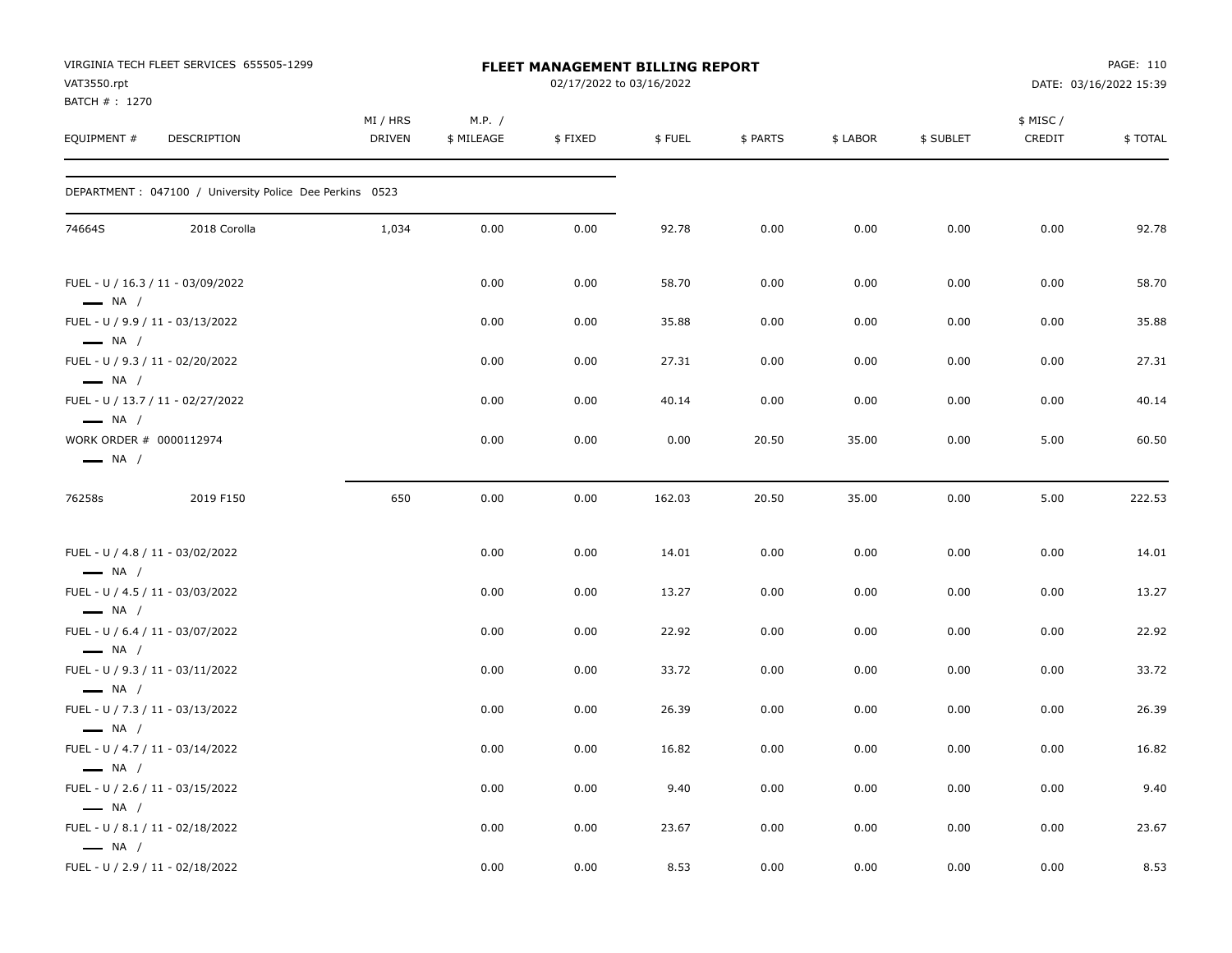VIRGINIA TECH FLEET SERVICES 655505-1299
VAT3550.rpt
BATCH # : 1270

**FLEET MANAGEMENT BILLING REPORT**
02/17/2022 to 03/16/2022

DATE: 03/16/2022 15:39

| EQUIPMENT # | DESCRIPTION | MI / HRS DRIVEN | M.P. / $ MILEAGE | $ FIXED | $ FUEL | $ PARTS | $ LABOR | $ SUBLET | $ MISC / CREDIT | $ TOTAL |
|---|---|---|---|---|---|---|---|---|---|---|
| DEPARTMENT : 047100 / University Police Dee Perkins 0523 | | | | | | | | | | |
| 74664S | 2018 Corolla | 1,034 | 0.00 | 0.00 | 92.78 | 0.00 | 0.00 | 0.00 | 0.00 | 92.78 |
| FUEL - U / 16.3 / 11 - 03/09/2022 — NA / | | | 0.00 | 0.00 | 58.70 | 0.00 | 0.00 | 0.00 | 0.00 | 58.70 |
| FUEL - U / 9.9 / 11 - 03/13/2022 — NA / | | | 0.00 | 0.00 | 35.88 | 0.00 | 0.00 | 0.00 | 0.00 | 35.88 |
| FUEL - U / 9.3 / 11 - 02/20/2022 — NA / | | | 0.00 | 0.00 | 27.31 | 0.00 | 0.00 | 0.00 | 0.00 | 27.31 |
| FUEL - U / 13.7 / 11 - 02/27/2022 — NA / | | | 0.00 | 0.00 | 40.14 | 0.00 | 0.00 | 0.00 | 0.00 | 40.14 |
| WORK ORDER # 0000112974 — NA / | | | 0.00 | 0.00 | 0.00 | 20.50 | 35.00 | 0.00 | 5.00 | 60.50 |
| 76258s | 2019 F150 | 650 | 0.00 | 0.00 | 162.03 | 20.50 | 35.00 | 0.00 | 5.00 | 222.53 |
| FUEL - U / 4.8 / 11 - 03/02/2022 — NA / | | | 0.00 | 0.00 | 14.01 | 0.00 | 0.00 | 0.00 | 0.00 | 14.01 |
| FUEL - U / 4.5 / 11 - 03/03/2022 — NA / | | | 0.00 | 0.00 | 13.27 | 0.00 | 0.00 | 0.00 | 0.00 | 13.27 |
| FUEL - U / 6.4 / 11 - 03/07/2022 — NA / | | | 0.00 | 0.00 | 22.92 | 0.00 | 0.00 | 0.00 | 0.00 | 22.92 |
| FUEL - U / 9.3 / 11 - 03/11/2022 — NA / | | | 0.00 | 0.00 | 33.72 | 0.00 | 0.00 | 0.00 | 0.00 | 33.72 |
| FUEL - U / 7.3 / 11 - 03/13/2022 — NA / | | | 0.00 | 0.00 | 26.39 | 0.00 | 0.00 | 0.00 | 0.00 | 26.39 |
| FUEL - U / 4.7 / 11 - 03/14/2022 — NA / | | | 0.00 | 0.00 | 16.82 | 0.00 | 0.00 | 0.00 | 0.00 | 16.82 |
| FUEL - U / 2.6 / 11 - 03/15/2022 — NA / | | | 0.00 | 0.00 | 9.40 | 0.00 | 0.00 | 0.00 | 0.00 | 9.40 |
| FUEL - U / 8.1 / 11 - 02/18/2022 — NA / | | | 0.00 | 0.00 | 23.67 | 0.00 | 0.00 | 0.00 | 0.00 | 23.67 |
| FUEL - U / 2.9 / 11 - 02/18/2022 | | | 0.00 | 0.00 | 8.53 | 0.00 | 0.00 | 0.00 | 0.00 | 8.53 |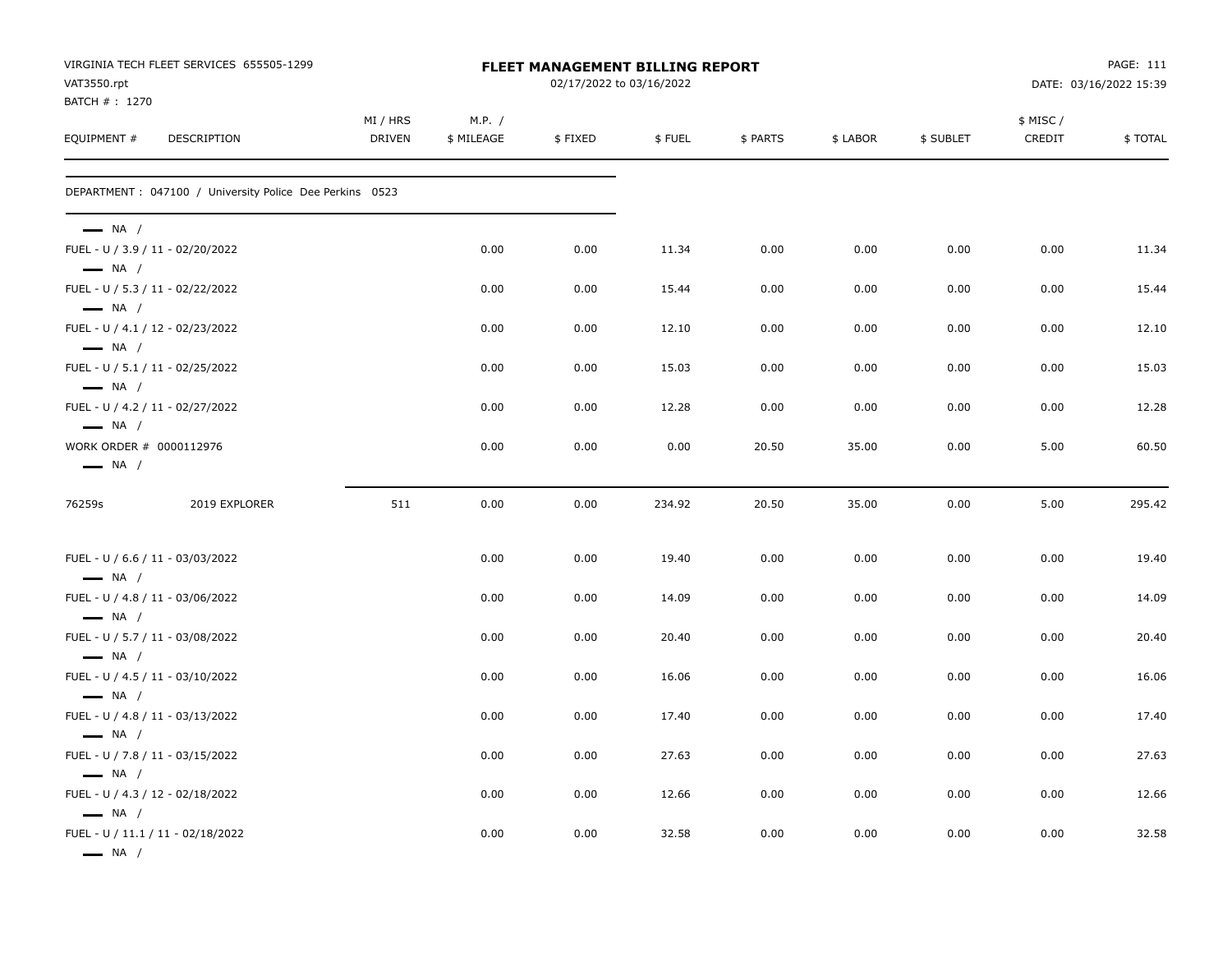VIRGINIA TECH FLEET SERVICES 655505-1299
VAT3550.rpt
BATCH # : 1270

# FLEET MANAGEMENT BILLING REPORT

02/17/2022 to 03/16/2022

DATE: 03/16/2022 15:39

| EQUIPMENT # | DESCRIPTION | MI / HRS DRIVEN | M.P. / $ MILEAGE | $ FIXED | $ FUEL | $ PARTS | $ LABOR | $ SUBLET | $ MISC / CREDIT | $ TOTAL |
|---|---|---|---|---|---|---|---|---|---|---|
| DEPARTMENT : 047100 / University Police Dee Perkins 0523 | | | | | | | | | | |
| — NA / | | | | | | | | | | |
| FUEL - U / 3.9 / 11 - 02/20/2022 | | | 0.00 | 0.00 | 11.34 | 0.00 | 0.00 | 0.00 | 0.00 | 11.34 |
| — NA / | | | | | | | | | | |
| FUEL - U / 5.3 / 11 - 02/22/2022 | | | 0.00 | 0.00 | 15.44 | 0.00 | 0.00 | 0.00 | 0.00 | 15.44 |
| — NA / | | | | | | | | | | |
| FUEL - U / 4.1 / 12 - 02/23/2022 | | | 0.00 | 0.00 | 12.10 | 0.00 | 0.00 | 0.00 | 0.00 | 12.10 |
| — NA / | | | | | | | | | | |
| FUEL - U / 5.1 / 11 - 02/25/2022 | | | 0.00 | 0.00 | 15.03 | 0.00 | 0.00 | 0.00 | 0.00 | 15.03 |
| — NA / | | | | | | | | | | |
| FUEL - U / 4.2 / 11 - 02/27/2022 | | | 0.00 | 0.00 | 12.28 | 0.00 | 0.00 | 0.00 | 0.00 | 12.28 |
| — NA / | | | | | | | | | | |
| WORK ORDER # 0000112976 | | | 0.00 | 0.00 | 0.00 | 20.50 | 35.00 | 0.00 | 5.00 | 60.50 |
| — NA / | | | | | | | | | | |
| 76259s | 2019 EXPLORER | 511 | 0.00 | 0.00 | 234.92 | 20.50 | 35.00 | 0.00 | 5.00 | 295.42 |
| FUEL - U / 6.6 / 11 - 03/03/2022 | | | 0.00 | 0.00 | 19.40 | 0.00 | 0.00 | 0.00 | 0.00 | 19.40 |
| — NA / | | | | | | | | | | |
| FUEL - U / 4.8 / 11 - 03/06/2022 | | | 0.00 | 0.00 | 14.09 | 0.00 | 0.00 | 0.00 | 0.00 | 14.09 |
| — NA / | | | | | | | | | | |
| FUEL - U / 5.7 / 11 - 03/08/2022 | | | 0.00 | 0.00 | 20.40 | 0.00 | 0.00 | 0.00 | 0.00 | 20.40 |
| — NA / | | | | | | | | | | |
| FUEL - U / 4.5 / 11 - 03/10/2022 | | | 0.00 | 0.00 | 16.06 | 0.00 | 0.00 | 0.00 | 0.00 | 16.06 |
| — NA / | | | | | | | | | | |
| FUEL - U / 4.8 / 11 - 03/13/2022 | | | 0.00 | 0.00 | 17.40 | 0.00 | 0.00 | 0.00 | 0.00 | 17.40 |
| — NA / | | | | | | | | | | |
| FUEL - U / 7.8 / 11 - 03/15/2022 | | | 0.00 | 0.00 | 27.63 | 0.00 | 0.00 | 0.00 | 0.00 | 27.63 |
| — NA / | | | | | | | | | | |
| FUEL - U / 4.3 / 12 - 02/18/2022 | | | 0.00 | 0.00 | 12.66 | 0.00 | 0.00 | 0.00 | 0.00 | 12.66 |
| — NA / | | | | | | | | | | |
| FUEL - U / 11.1 / 11 - 02/18/2022 | | | 0.00 | 0.00 | 32.58 | 0.00 | 0.00 | 0.00 | 0.00 | 32.58 |
| — NA / | | | | | | | | | | |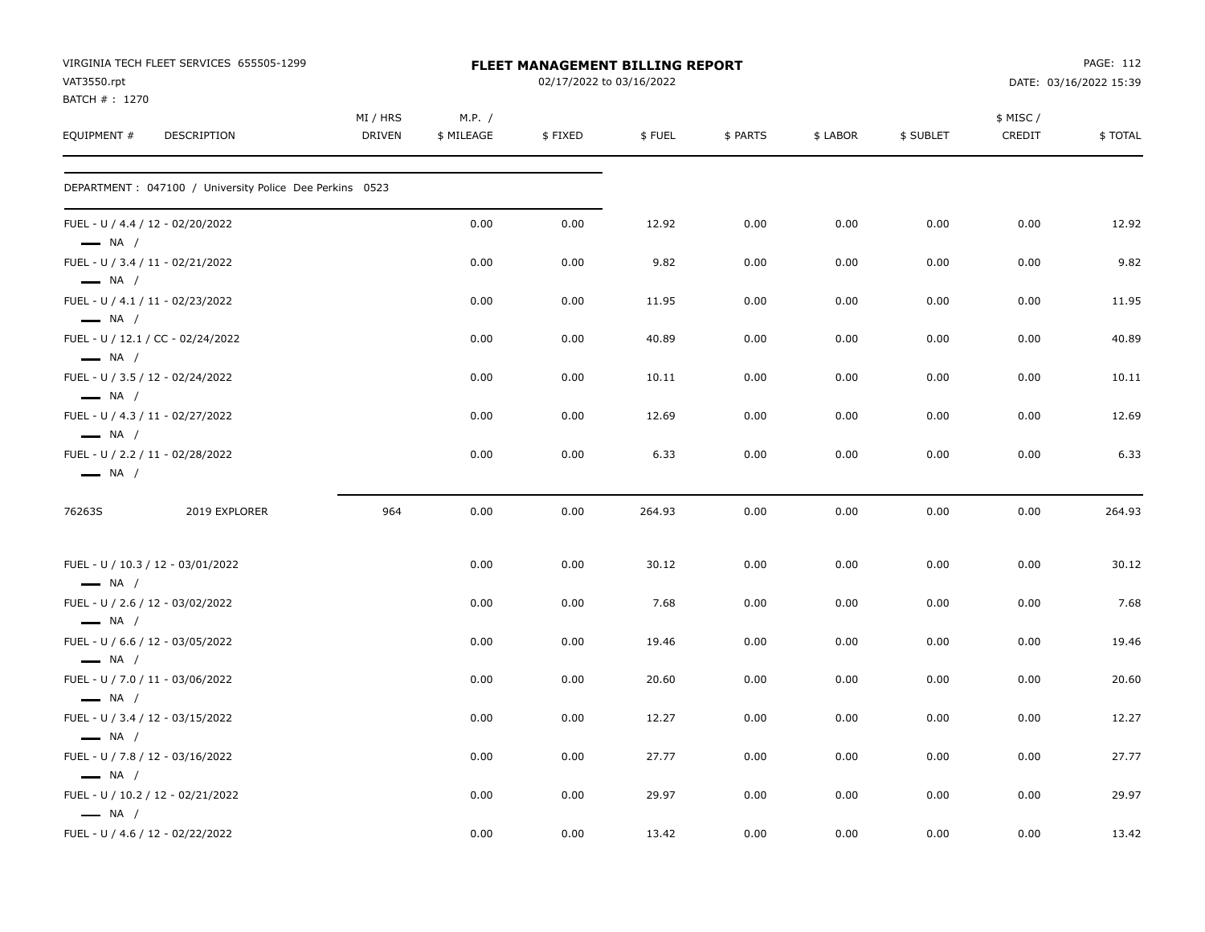VIRGINIA TECH FLEET SERVICES 655505-1299
VAT3550.rpt
BATCH # : 1270

**FLEET MANAGEMENT BILLING REPORT**
02/17/2022 to 03/16/2022

PAGE: 112
DATE: 03/16/2022 15:39

| EQUIPMENT # | DESCRIPTION | MI / HRS DRIVEN | M.P. / $ MILEAGE | $ FIXED | $ FUEL | $ PARTS | $ LABOR | $ SUBLET | $ MISC / CREDIT | $ TOTAL |
|---|---|---|---|---|---|---|---|---|---|---|
| DEPARTMENT : 047100 / University Police Dee Perkins 0523 | | | | | | | | | | |
| FUEL - U / 4.4 / 12 - 02/20/2022 — NA / | | | 0.00 | 0.00 | 12.92 | 0.00 | 0.00 | 0.00 | 0.00 | 12.92 |
| FUEL - U / 3.4 / 11 - 02/21/2022 — NA / | | | 0.00 | 0.00 | 9.82 | 0.00 | 0.00 | 0.00 | 0.00 | 9.82 |
| FUEL - U / 4.1 / 11 - 02/23/2022 — NA / | | | 0.00 | 0.00 | 11.95 | 0.00 | 0.00 | 0.00 | 0.00 | 11.95 |
| FUEL - U / 12.1 / CC - 02/24/2022 — NA / | | | 0.00 | 0.00 | 40.89 | 0.00 | 0.00 | 0.00 | 0.00 | 40.89 |
| FUEL - U / 3.5 / 12 - 02/24/2022 — NA / | | | 0.00 | 0.00 | 10.11 | 0.00 | 0.00 | 0.00 | 0.00 | 10.11 |
| FUEL - U / 4.3 / 11 - 02/27/2022 — NA / | | | 0.00 | 0.00 | 12.69 | 0.00 | 0.00 | 0.00 | 0.00 | 12.69 |
| FUEL - U / 2.2 / 11 - 02/28/2022 — NA / | | | 0.00 | 0.00 | 6.33 | 0.00 | 0.00 | 0.00 | 0.00 | 6.33 |
| 76263S | 2019 EXPLORER | 964 | 0.00 | 0.00 | 264.93 | 0.00 | 0.00 | 0.00 | 0.00 | 264.93 |
| FUEL - U / 10.3 / 12 - 03/01/2022 — NA / | | | 0.00 | 0.00 | 30.12 | 0.00 | 0.00 | 0.00 | 0.00 | 30.12 |
| FUEL - U / 2.6 / 12 - 03/02/2022 — NA / | | | 0.00 | 0.00 | 7.68 | 0.00 | 0.00 | 0.00 | 0.00 | 7.68 |
| FUEL - U / 6.6 / 12 - 03/05/2022 — NA / | | | 0.00 | 0.00 | 19.46 | 0.00 | 0.00 | 0.00 | 0.00 | 19.46 |
| FUEL - U / 7.0 / 11 - 03/06/2022 — NA / | | | 0.00 | 0.00 | 20.60 | 0.00 | 0.00 | 0.00 | 0.00 | 20.60 |
| FUEL - U / 3.4 / 12 - 03/15/2022 — NA / | | | 0.00 | 0.00 | 12.27 | 0.00 | 0.00 | 0.00 | 0.00 | 12.27 |
| FUEL - U / 7.8 / 12 - 03/16/2022 — NA / | | | 0.00 | 0.00 | 27.77 | 0.00 | 0.00 | 0.00 | 0.00 | 27.77 |
| FUEL - U / 10.2 / 12 - 02/21/2022 — NA / | | | 0.00 | 0.00 | 29.97 | 0.00 | 0.00 | 0.00 | 0.00 | 29.97 |
| FUEL - U / 4.6 / 12 - 02/22/2022 | | | 0.00 | 0.00 | 13.42 | 0.00 | 0.00 | 0.00 | 0.00 | 13.42 |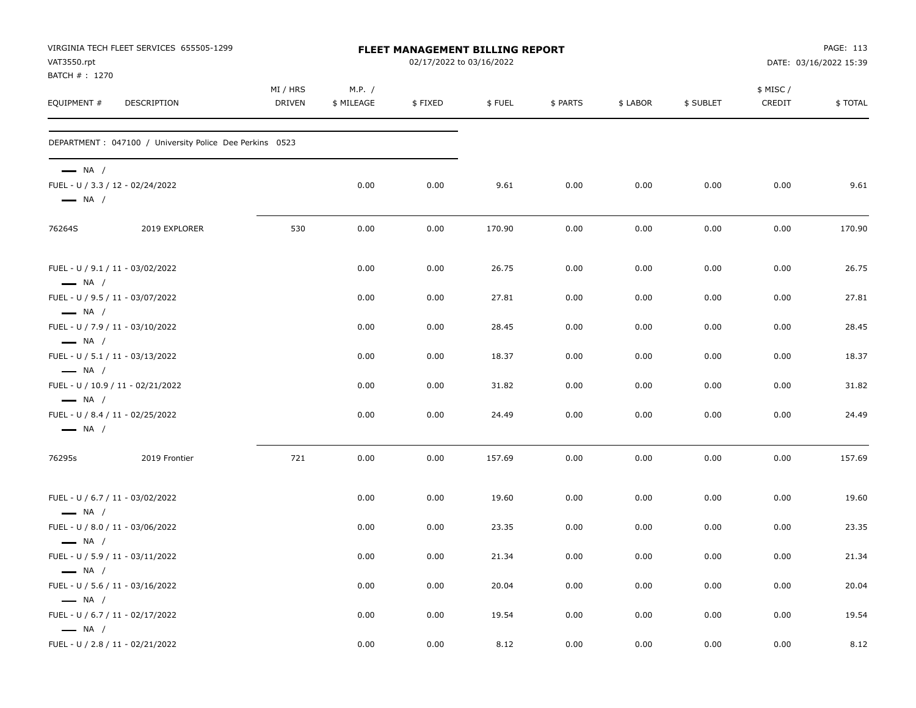VIRGINIA TECH FLEET SERVICES 655505-1299
VAT3550.rpt
BATCH # : 1270

**FLEET MANAGEMENT BILLING REPORT**
02/17/2022 to 03/16/2022

PAGE: 113
DATE: 03/16/2022 15:39

| EQUIPMENT # | DESCRIPTION | MI / HRS DRIVEN | M.P. / $ MILEAGE | $ FIXED | $ FUEL | $ PARTS | $ LABOR | $ SUBLET | $ MISC / CREDIT | $ TOTAL |
|---|---|---|---|---|---|---|---|---|---|---|
| DEPARTMENT : 047100 / University Police Dee Perkins 0523 | | | | | | | | | | |
| — NA / | | | | | | | | | | |
| FUEL - U / 3.3 / 12 - 02/24/2022 | | | 0.00 | 0.00 | 9.61 | 0.00 | 0.00 | 0.00 | 0.00 | 9.61 |
| — NA / | | | | | | | | | | |
| 76264S | 2019 EXPLORER | 530 | 0.00 | 0.00 | 170.90 | 0.00 | 0.00 | 0.00 | 0.00 | 170.90 |
| FUEL - U / 9.1 / 11 - 03/02/2022 | | | 0.00 | 0.00 | 26.75 | 0.00 | 0.00 | 0.00 | 0.00 | 26.75 |
| — NA / | | | | | | | | | | |
| FUEL - U / 9.5 / 11 - 03/07/2022 | | | 0.00 | 0.00 | 27.81 | 0.00 | 0.00 | 0.00 | 0.00 | 27.81 |
| — NA / | | | | | | | | | | |
| FUEL - U / 7.9 / 11 - 03/10/2022 | | | 0.00 | 0.00 | 28.45 | 0.00 | 0.00 | 0.00 | 0.00 | 28.45 |
| — NA / | | | | | | | | | | |
| FUEL - U / 5.1 / 11 - 03/13/2022 | | | 0.00 | 0.00 | 18.37 | 0.00 | 0.00 | 0.00 | 0.00 | 18.37 |
| — NA / | | | | | | | | | | |
| FUEL - U / 10.9 / 11 - 02/21/2022 | | | 0.00 | 0.00 | 31.82 | 0.00 | 0.00 | 0.00 | 0.00 | 31.82 |
| — NA / | | | | | | | | | | |
| FUEL - U / 8.4 / 11 - 02/25/2022 | | | 0.00 | 0.00 | 24.49 | 0.00 | 0.00 | 0.00 | 0.00 | 24.49 |
| — NA / | | | | | | | | | | |
| 76295s | 2019 Frontier | 721 | 0.00 | 0.00 | 157.69 | 0.00 | 0.00 | 0.00 | 0.00 | 157.69 |
| FUEL - U / 6.7 / 11 - 03/02/2022 | | | 0.00 | 0.00 | 19.60 | 0.00 | 0.00 | 0.00 | 0.00 | 19.60 |
| — NA / | | | | | | | | | | |
| FUEL - U / 8.0 / 11 - 03/06/2022 | | | 0.00 | 0.00 | 23.35 | 0.00 | 0.00 | 0.00 | 0.00 | 23.35 |
| — NA / | | | | | | | | | | |
| FUEL - U / 5.9 / 11 - 03/11/2022 | | | 0.00 | 0.00 | 21.34 | 0.00 | 0.00 | 0.00 | 0.00 | 21.34 |
| — NA / | | | | | | | | | | |
| FUEL - U / 5.6 / 11 - 03/16/2022 | | | 0.00 | 0.00 | 20.04 | 0.00 | 0.00 | 0.00 | 0.00 | 20.04 |
| — NA / | | | | | | | | | | |
| FUEL - U / 6.7 / 11 - 02/17/2022 | | | 0.00 | 0.00 | 19.54 | 0.00 | 0.00 | 0.00 | 0.00 | 19.54 |
| — NA / | | | | | | | | | | |
| FUEL - U / 2.8 / 11 - 02/21/2022 | | | 0.00 | 0.00 | 8.12 | 0.00 | 0.00 | 0.00 | 0.00 | 8.12 |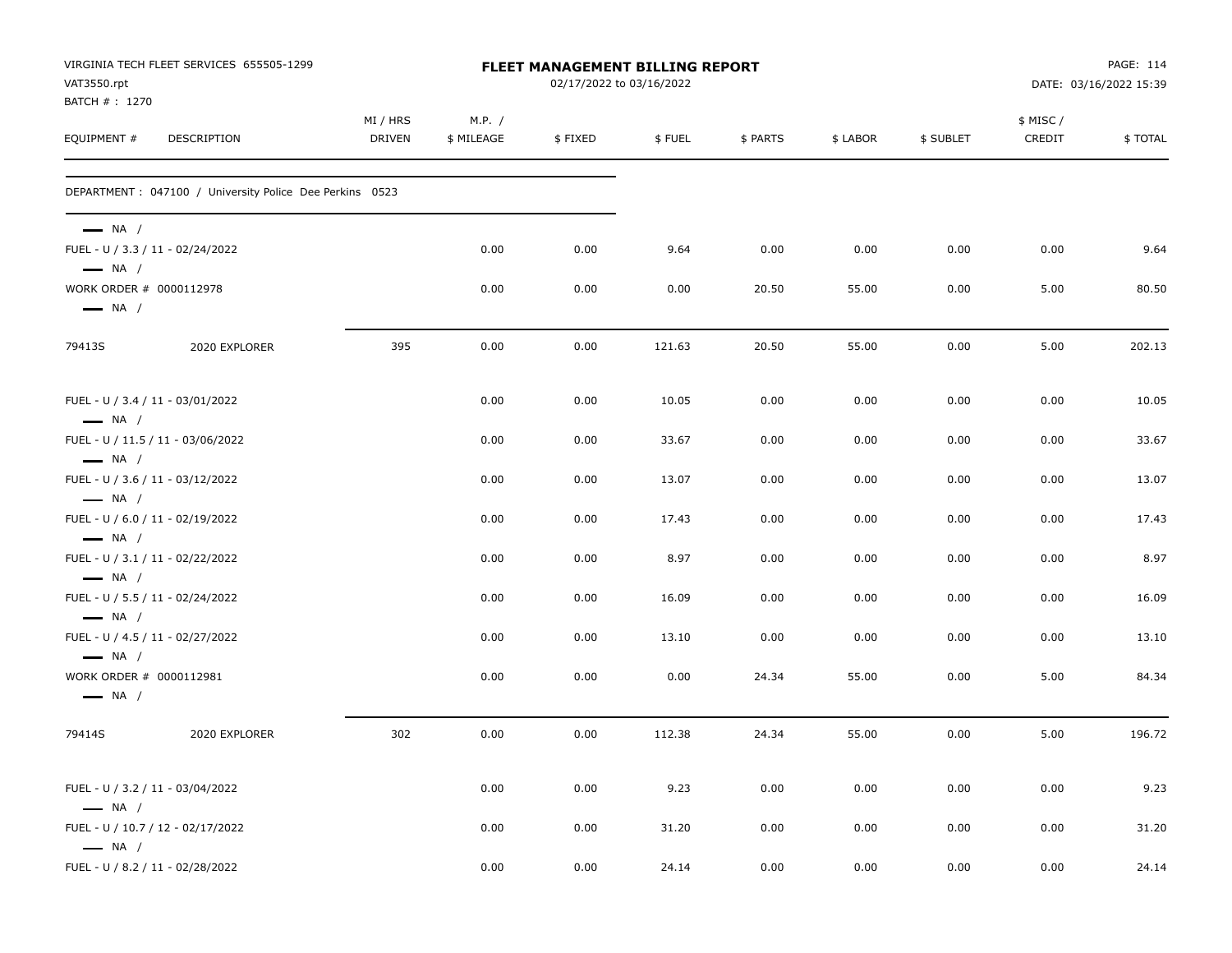VIRGINIA TECH FLEET SERVICES 655505-1299
VAT3550.rpt
BATCH # : 1270

**FLEET MANAGEMENT BILLING REPORT**
02/17/2022 to 03/16/2022

DATE: 03/16/2022 15:39

| EQUIPMENT # | DESCRIPTION | MI / HRS DRIVEN | M.P. / $ MILEAGE | $ FIXED | $ FUEL | $ PARTS | $ LABOR | $ SUBLET | $ MISC / CREDIT | $ TOTAL |
|---|---|---|---|---|---|---|---|---|---|---|
| DEPARTMENT : 047100 / University Police Dee Perkins 0523 | | | | | | | | | | |
| — NA / | | | | | | | | | | |
| FUEL - U / 3.3 / 11 - 02/24/2022 | | | 0.00 | 0.00 | 9.64 | 0.00 | 0.00 | 0.00 | 0.00 | 9.64 |
| — NA / | | | | | | | | | | |
| WORK ORDER # 0000112978 | | | 0.00 | 0.00 | 0.00 | 20.50 | 55.00 | 0.00 | 5.00 | 80.50 |
| — NA / | | | | | | | | | | |
| 79413S | 2020 EXPLORER | 395 | 0.00 | 0.00 | 121.63 | 20.50 | 55.00 | 0.00 | 5.00 | 202.13 |
| FUEL - U / 3.4 / 11 - 03/01/2022 | | | 0.00 | 0.00 | 10.05 | 0.00 | 0.00 | 0.00 | 0.00 | 10.05 |
| — NA / | | | | | | | | | | |
| FUEL - U / 11.5 / 11 - 03/06/2022 | | | 0.00 | 0.00 | 33.67 | 0.00 | 0.00 | 0.00 | 0.00 | 33.67 |
| — NA / | | | | | | | | | | |
| FUEL - U / 3.6 / 11 - 03/12/2022 | | | 0.00 | 0.00 | 13.07 | 0.00 | 0.00 | 0.00 | 0.00 | 13.07 |
| — NA / | | | | | | | | | | |
| FUEL - U / 6.0 / 11 - 02/19/2022 | | | 0.00 | 0.00 | 17.43 | 0.00 | 0.00 | 0.00 | 0.00 | 17.43 |
| — NA / | | | | | | | | | | |
| FUEL - U / 3.1 / 11 - 02/22/2022 | | | 0.00 | 0.00 | 8.97 | 0.00 | 0.00 | 0.00 | 0.00 | 8.97 |
| — NA / | | | | | | | | | | |
| FUEL - U / 5.5 / 11 - 02/24/2022 | | | 0.00 | 0.00 | 16.09 | 0.00 | 0.00 | 0.00 | 0.00 | 16.09 |
| — NA / | | | | | | | | | | |
| FUEL - U / 4.5 / 11 - 02/27/2022 | | | 0.00 | 0.00 | 13.10 | 0.00 | 0.00 | 0.00 | 0.00 | 13.10 |
| — NA / | | | | | | | | | | |
| WORK ORDER # 0000112981 | | | 0.00 | 0.00 | 0.00 | 24.34 | 55.00 | 0.00 | 5.00 | 84.34 |
| — NA / | | | | | | | | | | |
| 79414S | 2020 EXPLORER | 302 | 0.00 | 0.00 | 112.38 | 24.34 | 55.00 | 0.00 | 5.00 | 196.72 |
| FUEL - U / 3.2 / 11 - 03/04/2022 | | | 0.00 | 0.00 | 9.23 | 0.00 | 0.00 | 0.00 | 0.00 | 9.23 |
| — NA / | | | | | | | | | | |
| FUEL - U / 10.7 / 12 - 02/17/2022 | | | 0.00 | 0.00 | 31.20 | 0.00 | 0.00 | 0.00 | 0.00 | 31.20 |
| — NA / | | | | | | | | | | |
| FUEL - U / 8.2 / 11 - 02/28/2022 | | | 0.00 | 0.00 | 24.14 | 0.00 | 0.00 | 0.00 | 0.00 | 24.14 |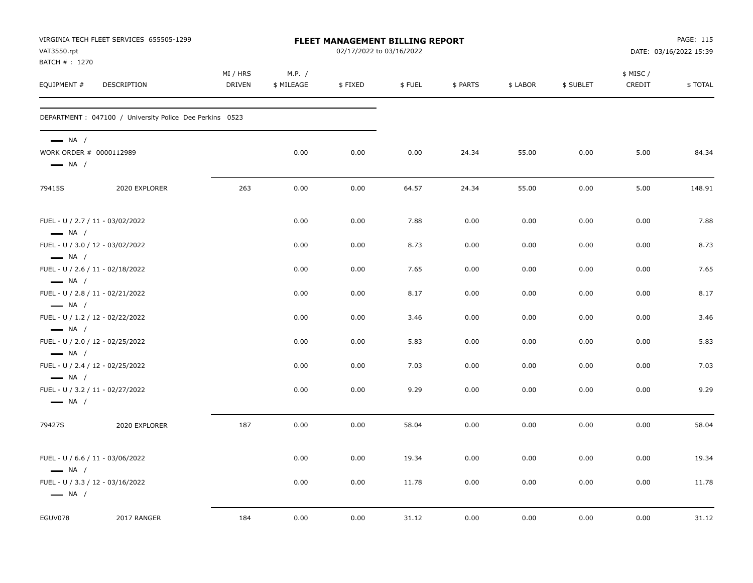VIRGINIA TECH FLEET SERVICES 655505-1299
VAT3550.rpt
BATCH # : 1270

# FLEET MANAGEMENT BILLING REPORT

02/17/2022 to 03/16/2022

DATE: 03/16/2022 15:39

| EQUIPMENT # | DESCRIPTION | MI / HRS DRIVEN | M.P. / $ MILEAGE | $ FIXED | $ FUEL | $ PARTS | $ LABOR | $ SUBLET | $ MISC / CREDIT | $ TOTAL |
|---|---|---|---|---|---|---|---|---|---|---|
| DEPARTMENT : 047100 / University Police Dee Perkins 0523 | | | | | | | | | | |
| — NA / | | | | | | | | | | |
| WORK ORDER # 0000112989 | | | 0.00 | 0.00 | 0.00 | 24.34 | 55.00 | 0.00 | 5.00 | 84.34 |
| — NA / | | | | | | | | | | |
| 79415S | 2020 EXPLORER | 263 | 0.00 | 0.00 | 64.57 | 24.34 | 55.00 | 0.00 | 5.00 | 148.91 |
| FUEL - U / 2.7 / 11 - 03/02/2022 | | | 0.00 | 0.00 | 7.88 | 0.00 | 0.00 | 0.00 | 0.00 | 7.88 |
| — NA / | | | | | | | | | | |
| FUEL - U / 3.0 / 12 - 03/02/2022 | | | 0.00 | 0.00 | 8.73 | 0.00 | 0.00 | 0.00 | 0.00 | 8.73 |
| — NA / | | | | | | | | | | |
| FUEL - U / 2.6 / 11 - 02/18/2022 | | | 0.00 | 0.00 | 7.65 | 0.00 | 0.00 | 0.00 | 0.00 | 7.65 |
| — NA / | | | | | | | | | | |
| FUEL - U / 2.8 / 11 - 02/21/2022 | | | 0.00 | 0.00 | 8.17 | 0.00 | 0.00 | 0.00 | 0.00 | 8.17 |
| — NA / | | | | | | | | | | |
| FUEL - U / 1.2 / 12 - 02/22/2022 | | | 0.00 | 0.00 | 3.46 | 0.00 | 0.00 | 0.00 | 0.00 | 3.46 |
| — NA / | | | | | | | | | | |
| FUEL - U / 2.0 / 12 - 02/25/2022 | | | 0.00 | 0.00 | 5.83 | 0.00 | 0.00 | 0.00 | 0.00 | 5.83 |
| — NA / | | | | | | | | | | |
| FUEL - U / 2.4 / 12 - 02/25/2022 | | | 0.00 | 0.00 | 7.03 | 0.00 | 0.00 | 0.00 | 0.00 | 7.03 |
| — NA / | | | | | | | | | | |
| FUEL - U / 3.2 / 11 - 02/27/2022 | | | 0.00 | 0.00 | 9.29 | 0.00 | 0.00 | 0.00 | 0.00 | 9.29 |
| — NA / | | | | | | | | | | |
| 79427S | 2020 EXPLORER | 187 | 0.00 | 0.00 | 58.04 | 0.00 | 0.00 | 0.00 | 0.00 | 58.04 |
| FUEL - U / 6.6 / 11 - 03/06/2022 | | | 0.00 | 0.00 | 19.34 | 0.00 | 0.00 | 0.00 | 0.00 | 19.34 |
| — NA / | | | | | | | | | | |
| FUEL - U / 3.3 / 12 - 03/16/2022 | | | 0.00 | 0.00 | 11.78 | 0.00 | 0.00 | 0.00 | 0.00 | 11.78 |
| — NA / | | | | | | | | | | |
| EGUV078 | 2017 RANGER | 184 | 0.00 | 0.00 | 31.12 | 0.00 | 0.00 | 0.00 | 0.00 | 31.12 |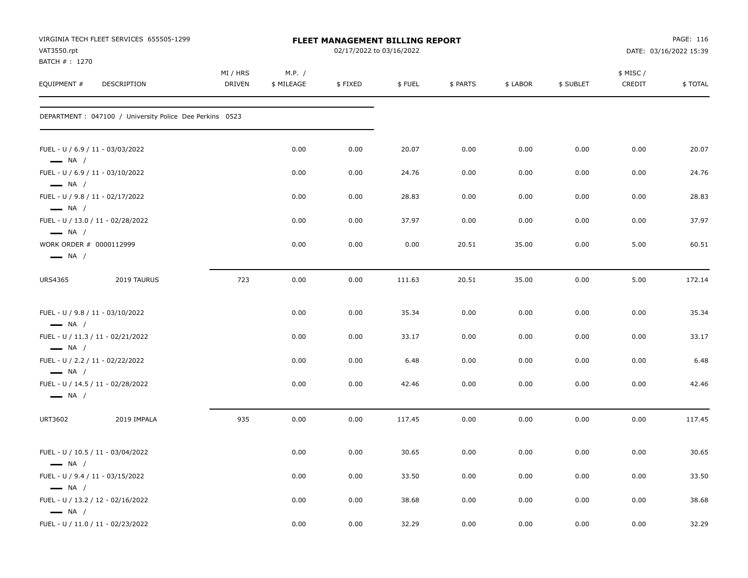VIRGINIA TECH FLEET SERVICES 655505-1299
VAT3550.rpt
BATCH # : 1270

**FLEET MANAGEMENT BILLING REPORT**
02/17/2022 to 03/16/2022

DATE: 03/16/2022 15:39

DEPARTMENT : 047100 / University Police Dee Perkins 0523

| EQUIPMENT # | DESCRIPTION | MI / HRS DRIVEN | M.P. / $ MILEAGE | $ FIXED | $ FUEL | $ PARTS | $ LABOR | $ SUBLET | $ MISC / CREDIT | $ TOTAL |
|---|---|---|---|---|---|---|---|---|---|---|
| FUEL - U / 6.9 / 11 - 03/03/2022 — NA / | | | 0.00 | 0.00 | 20.07 | 0.00 | 0.00 | 0.00 | 0.00 | 20.07 |
| FUEL - U / 6.9 / 11 - 03/10/2022 — NA / | | | 0.00 | 0.00 | 24.76 | 0.00 | 0.00 | 0.00 | 0.00 | 24.76 |
| FUEL - U / 9.8 / 11 - 02/17/2022 — NA / | | | 0.00 | 0.00 | 28.83 | 0.00 | 0.00 | 0.00 | 0.00 | 28.83 |
| FUEL - U / 13.0 / 11 - 02/28/2022 — NA / | | | 0.00 | 0.00 | 37.97 | 0.00 | 0.00 | 0.00 | 0.00 | 37.97 |
| WORK ORDER # 0000112999 — NA / | | | 0.00 | 0.00 | 0.00 | 20.51 | 35.00 | 0.00 | 5.00 | 60.51 |
| URS4365 | 2019 TAURUS | 723 | 0.00 | 0.00 | 111.63 | 20.51 | 35.00 | 0.00 | 5.00 | 172.14 |
| FUEL - U / 9.8 / 11 - 03/10/2022 — NA / | | | 0.00 | 0.00 | 35.34 | 0.00 | 0.00 | 0.00 | 0.00 | 35.34 |
| FUEL - U / 11.3 / 11 - 02/21/2022 — NA / | | | 0.00 | 0.00 | 33.17 | 0.00 | 0.00 | 0.00 | 0.00 | 33.17 |
| FUEL - U / 2.2 / 11 - 02/22/2022 — NA / | | | 0.00 | 0.00 | 6.48 | 0.00 | 0.00 | 0.00 | 0.00 | 6.48 |
| FUEL - U / 14.5 / 11 - 02/28/2022 — NA / | | | 0.00 | 0.00 | 42.46 | 0.00 | 0.00 | 0.00 | 0.00 | 42.46 |
| URT3602 | 2019 IMPALA | 935 | 0.00 | 0.00 | 117.45 | 0.00 | 0.00 | 0.00 | 0.00 | 117.45 |
| FUEL - U / 10.5 / 11 - 03/04/2022 — NA / | | | 0.00 | 0.00 | 30.65 | 0.00 | 0.00 | 0.00 | 0.00 | 30.65 |
| FUEL - U / 9.4 / 11 - 03/15/2022 — NA / | | | 0.00 | 0.00 | 33.50 | 0.00 | 0.00 | 0.00 | 0.00 | 33.50 |
| FUEL - U / 13.2 / 12 - 02/16/2022 — NA / | | | 0.00 | 0.00 | 38.68 | 0.00 | 0.00 | 0.00 | 0.00 | 38.68 |
| FUEL - U / 11.0 / 11 - 02/23/2022 | | | 0.00 | 0.00 | 32.29 | 0.00 | 0.00 | 0.00 | 0.00 | 32.29 |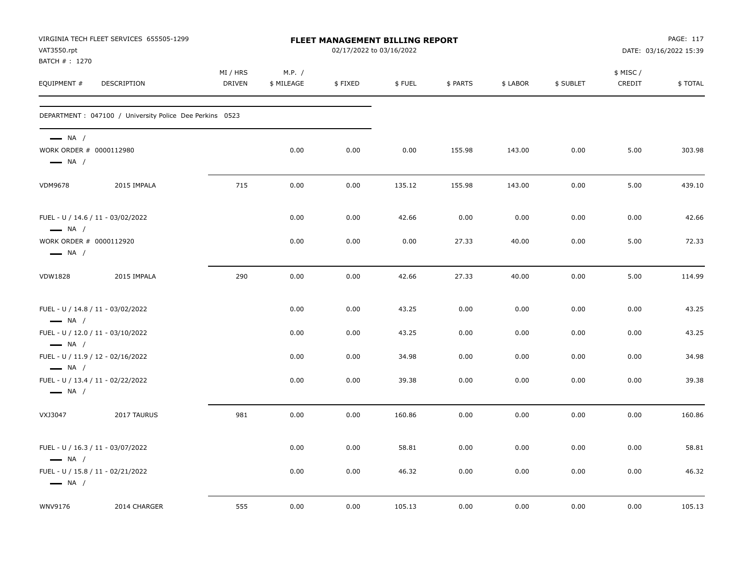VIRGINIA TECH FLEET SERVICES 655505-1299
VAT3550.rpt
BATCH # : 1270

**FLEET MANAGEMENT BILLING REPORT**
02/17/2022 to 03/16/2022

DATE: 03/16/2022 15:39

| EQUIPMENT # | DESCRIPTION | MI / HRS DRIVEN | M.P. / $ MILEAGE | $ FIXED | $ FUEL | $ PARTS | $ LABOR | $ SUBLET | $ MISC / CREDIT | $ TOTAL |
|---|---|---|---|---|---|---|---|---|---|---|
| DEPARTMENT : 047100 / University Police Dee Perkins 0523 | | | | | | | | | | |
| — NA / | | | | | | | | | | |
| WORK ORDER # 0000112980 | | | 0.00 | 0.00 | 0.00 | 155.98 | 143.00 | 0.00 | 5.00 | 303.98 |
| — NA / | | | | | | | | | | |
| VDM9678 | 2015 IMPALA | 715 | 0.00 | 0.00 | 135.12 | 155.98 | 143.00 | 0.00 | 5.00 | 439.10 |
| FUEL - U / 14.6 / 11 - 03/02/2022 | | | 0.00 | 0.00 | 42.66 | 0.00 | 0.00 | 0.00 | 0.00 | 42.66 |
| — NA / | | | | | | | | | | |
| WORK ORDER # 0000112920 | | | 0.00 | 0.00 | 0.00 | 27.33 | 40.00 | 0.00 | 5.00 | 72.33 |
| — NA / | | | | | | | | | | |
| VDW1828 | 2015 IMPALA | 290 | 0.00 | 0.00 | 42.66 | 27.33 | 40.00 | 0.00 | 5.00 | 114.99 |
| FUEL - U / 14.8 / 11 - 03/02/2022 | | | 0.00 | 0.00 | 43.25 | 0.00 | 0.00 | 0.00 | 0.00 | 43.25 |
| — NA / | | | | | | | | | | |
| FUEL - U / 12.0 / 11 - 03/10/2022 | | | 0.00 | 0.00 | 43.25 | 0.00 | 0.00 | 0.00 | 0.00 | 43.25 |
| — NA / | | | | | | | | | | |
| FUEL - U / 11.9 / 12 - 02/16/2022 | | | 0.00 | 0.00 | 34.98 | 0.00 | 0.00 | 0.00 | 0.00 | 34.98 |
| — NA / | | | | | | | | | | |
| FUEL - U / 13.4 / 11 - 02/22/2022 | | | 0.00 | 0.00 | 39.38 | 0.00 | 0.00 | 0.00 | 0.00 | 39.38 |
| — NA / | | | | | | | | | | |
| VXJ3047 | 2017 TAURUS | 981 | 0.00 | 0.00 | 160.86 | 0.00 | 0.00 | 0.00 | 0.00 | 160.86 |
| FUEL - U / 16.3 / 11 - 03/07/2022 | | | 0.00 | 0.00 | 58.81 | 0.00 | 0.00 | 0.00 | 0.00 | 58.81 |
| — NA / | | | | | | | | | | |
| FUEL - U / 15.8 / 11 - 02/21/2022 | | | 0.00 | 0.00 | 46.32 | 0.00 | 0.00 | 0.00 | 0.00 | 46.32 |
| — NA / | | | | | | | | | | |
| WNV9176 | 2014 CHARGER | 555 | 0.00 | 0.00 | 105.13 | 0.00 | 0.00 | 0.00 | 0.00 | 105.13 |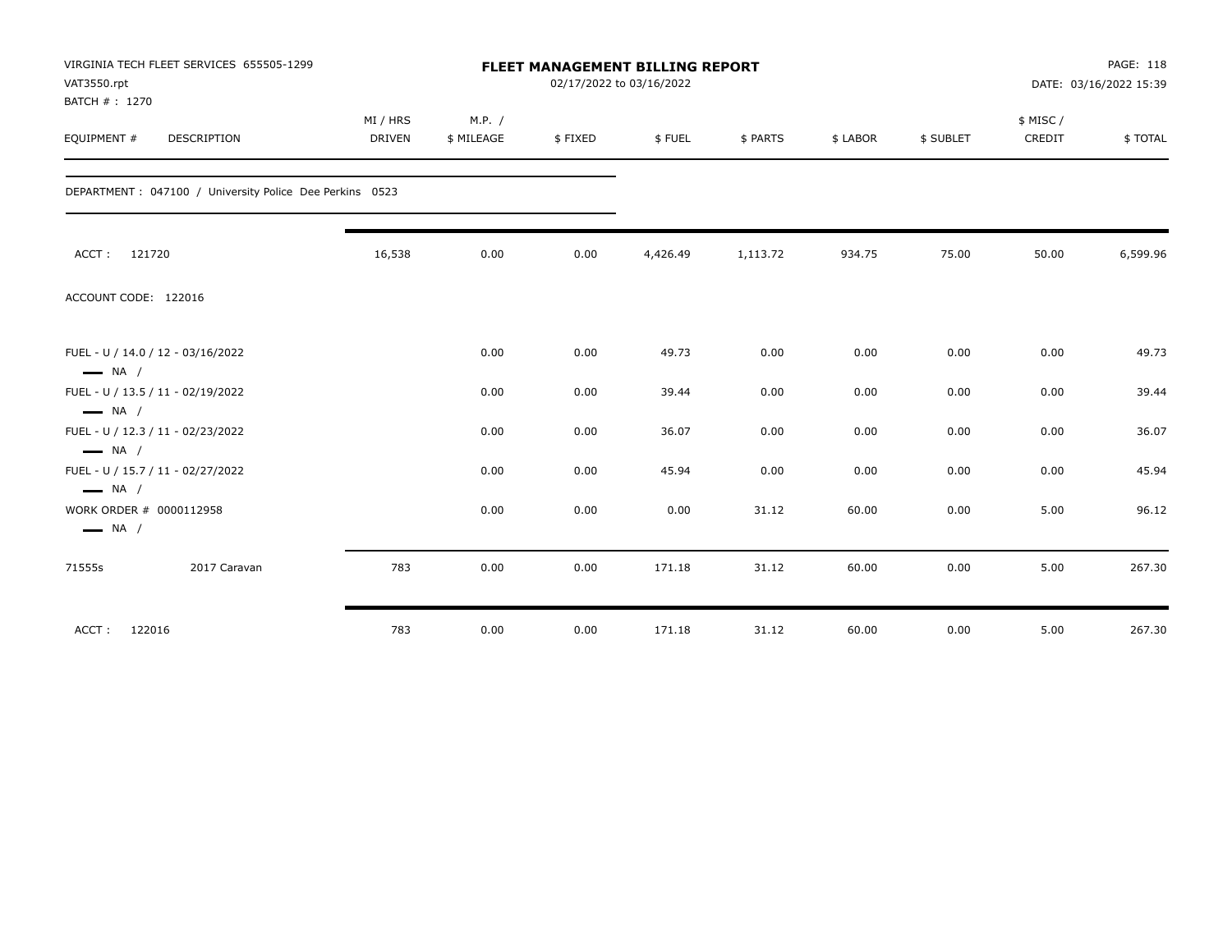VIRGINIA TECH FLEET SERVICES 655505-1299
VAT3550.rpt
BATCH # : 1270

**FLEET MANAGEMENT BILLING REPORT**
02/17/2022 to 03/16/2022

PAGE: 118
DATE: 03/16/2022 15:39

DEPARTMENT : 047100 / University Police Dee Perkins 0523

| EQUIPMENT # | DESCRIPTION | MI / HRS DRIVEN | M.P. / $ MILEAGE | $ FIXED | $ FUEL | $ PARTS | $ LABOR | $ SUBLET | $ MISC / CREDIT | $ TOTAL |
|---|---|---|---|---|---|---|---|---|---|---|
| ACCT : 121720 | | 16,538 | 0.00 | 0.00 | 4,426.49 | 1,113.72 | 934.75 | 75.00 | 50.00 | 6,599.96 |
| ACCOUNT CODE: 122016 | | | | | | | | | | |
| FUEL - U / 14.0 / 12 - 03/16/2022 — NA / | | | 0.00 | 0.00 | 49.73 | 0.00 | 0.00 | 0.00 | 0.00 | 49.73 |
| FUEL - U / 13.5 / 11 - 02/19/2022 — NA / | | | 0.00 | 0.00 | 39.44 | 0.00 | 0.00 | 0.00 | 0.00 | 39.44 |
| FUEL - U / 12.3 / 11 - 02/23/2022 — NA / | | | 0.00 | 0.00 | 36.07 | 0.00 | 0.00 | 0.00 | 0.00 | 36.07 |
| FUEL - U / 15.7 / 11 - 02/27/2022 — NA / | | | 0.00 | 0.00 | 45.94 | 0.00 | 0.00 | 0.00 | 0.00 | 45.94 |
| WORK ORDER # 0000112958 — NA / | | | 0.00 | 0.00 | 0.00 | 31.12 | 60.00 | 0.00 | 5.00 | 96.12 |
| 71555s | 2017 Caravan | 783 | 0.00 | 0.00 | 171.18 | 31.12 | 60.00 | 0.00 | 5.00 | 267.30 |
| ACCT : 122016 | | 783 | 0.00 | 0.00 | 171.18 | 31.12 | 60.00 | 0.00 | 5.00 | 267.30 |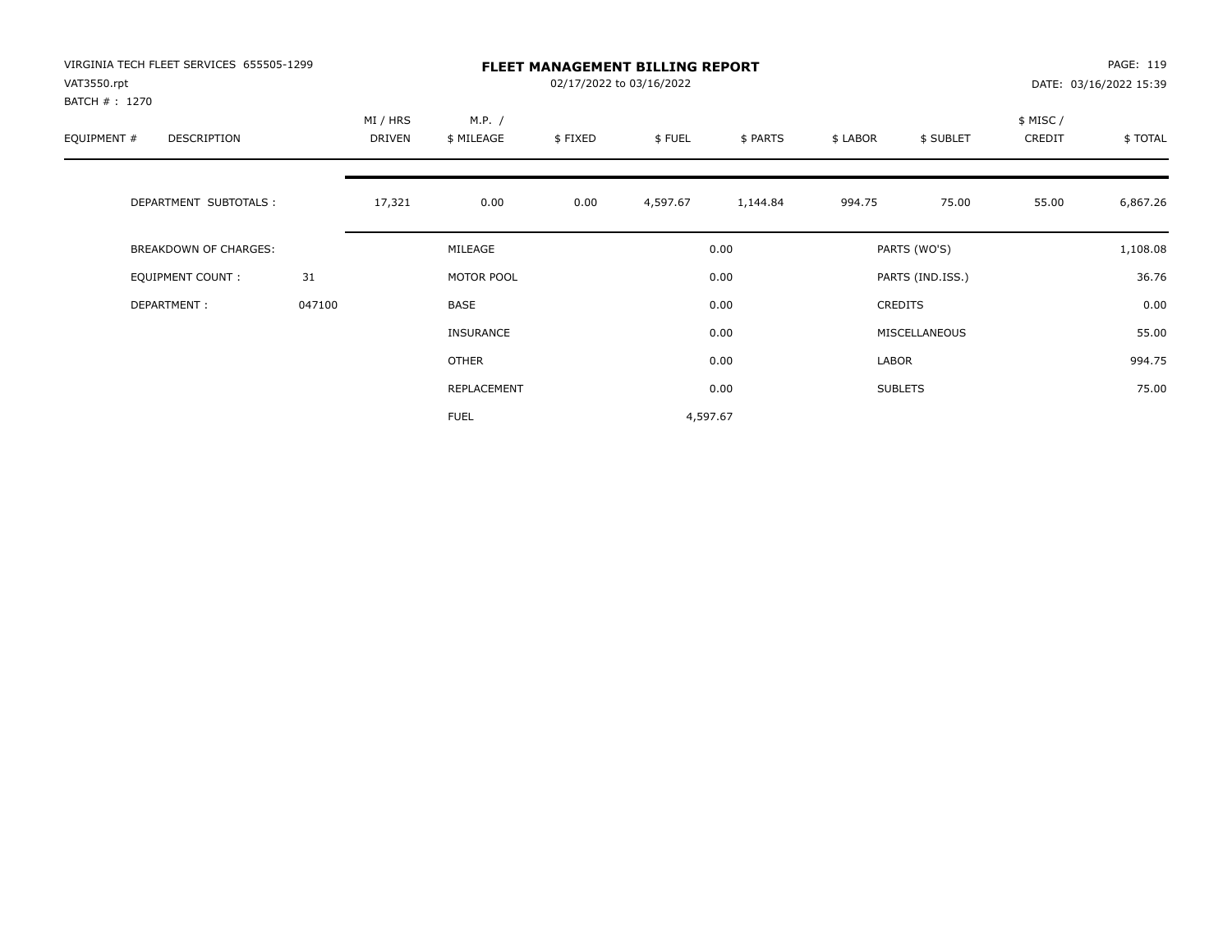VIRGINIA TECH FLEET SERVICES 655505-1299
VAT3550.rpt
BATCH # : 1270

# FLEET MANAGEMENT BILLING REPORT

02/17/2022 to 03/16/2022

DATE: 03/16/2022 15:39

| EQUIPMENT # | DESCRIPTION | MI / HRS DRIVEN | M.P. / $ MILEAGE | $ FIXED | $ FUEL | $ PARTS | $ LABOR | $ SUBLET | $ MISC / CREDIT | $ TOTAL |
|---|---|---|---|---|---|---|---|---|---|---|
| | DEPARTMENT SUBTOTALS : | 17,321 | 0.00 | 0.00 | 4,597.67 | 1,144.84 | 994.75 | 75.00 | 55.00 | 6,867.26 |

| BREAKDOWN OF CHARGES: | | | | | |
|---|---|---|---|---|---|
| EQUIPMENT COUNT : | 31 | MILEAGE | 0.00 | PARTS (WO'S) | 1,108.08 |
| DEPARTMENT : | 047100 | MOTOR POOL | 0.00 | PARTS (IND.ISS.) | 36.76 |
| | | BASE | 0.00 | CREDITS | 0.00 |
| | | INSURANCE | 0.00 | MISCELLANEOUS | 55.00 |
| | | OTHER | 0.00 | LABOR | 994.75 |
| | | REPLACEMENT | 0.00 | SUBLETS | 75.00 |
| | | FUEL | 4,597.67 | | |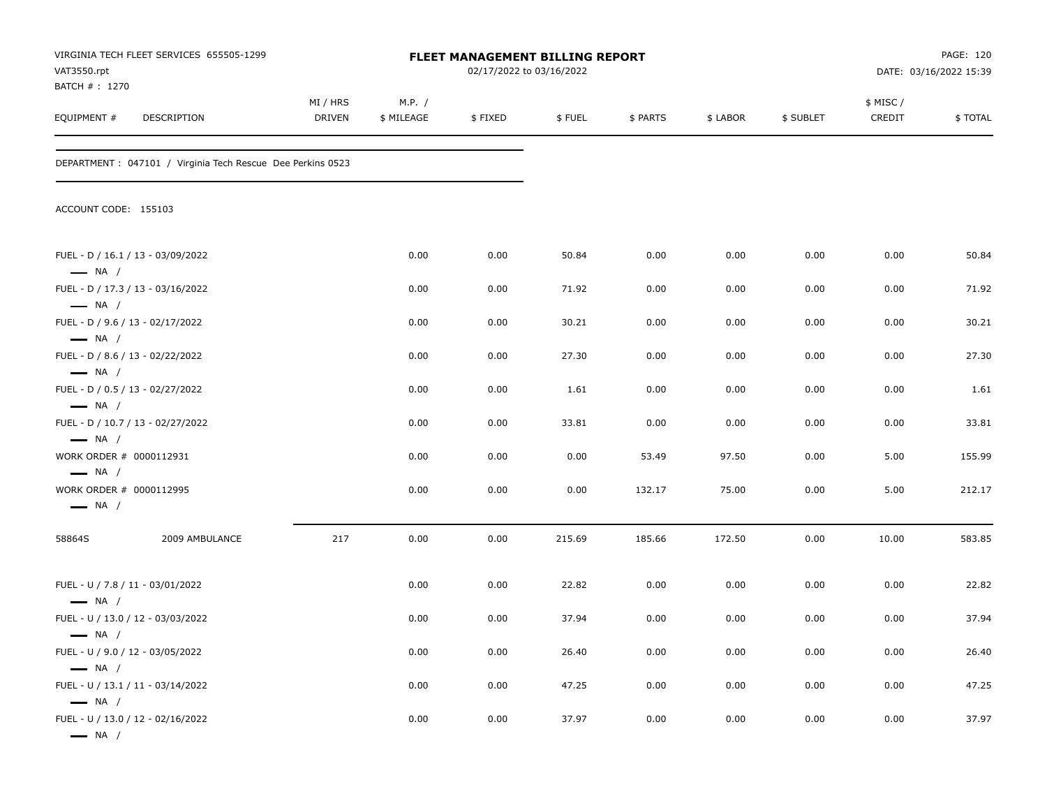VIRGINIA TECH FLEET SERVICES 655505-1299
VAT3550.rpt
BATCH # : 1270

# FLEET MANAGEMENT BILLING REPORT

02/17/2022 to 03/16/2022

DATE: 03/16/2022 15:39

DEPARTMENT : 047101 / Virginia Tech Rescue Dee Perkins 0523

ACCOUNT CODE: 155103

| EQUIPMENT # | DESCRIPTION | MI / HRS DRIVEN | M.P. / $ MILEAGE | $ FIXED | $ FUEL | $ PARTS | $ LABOR | $ SUBLET | $ MISC / CREDIT | $ TOTAL |
|---|---|---|---|---|---|---|---|---|---|---|
| FUEL - D / 16.1 / 13 - 03/09/2022 — NA / | | | 0.00 | 0.00 | 50.84 | 0.00 | 0.00 | 0.00 | 0.00 | 50.84 |
| FUEL - D / 17.3 / 13 - 03/16/2022 — NA / | | | 0.00 | 0.00 | 71.92 | 0.00 | 0.00 | 0.00 | 0.00 | 71.92 |
| FUEL - D / 9.6 / 13 - 02/17/2022 — NA / | | | 0.00 | 0.00 | 30.21 | 0.00 | 0.00 | 0.00 | 0.00 | 30.21 |
| FUEL - D / 8.6 / 13 - 02/22/2022 — NA / | | | 0.00 | 0.00 | 27.30 | 0.00 | 0.00 | 0.00 | 0.00 | 27.30 |
| FUEL - D / 0.5 / 13 - 02/27/2022 — NA / | | | 0.00 | 0.00 | 1.61 | 0.00 | 0.00 | 0.00 | 0.00 | 1.61 |
| FUEL - D / 10.7 / 13 - 02/27/2022 — NA / | | | 0.00 | 0.00 | 33.81 | 0.00 | 0.00 | 0.00 | 0.00 | 33.81 |
| WORK ORDER # 0000112931 — NA / | | | 0.00 | 0.00 | 0.00 | 53.49 | 97.50 | 0.00 | 5.00 | 155.99 |
| WORK ORDER # 0000112995 — NA / | | | 0.00 | 0.00 | 0.00 | 132.17 | 75.00 | 0.00 | 5.00 | 212.17 |
| 58864S | 2009 AMBULANCE | 217 | 0.00 | 0.00 | 215.69 | 185.66 | 172.50 | 0.00 | 10.00 | 583.85 |
| FUEL - U / 7.8 / 11 - 03/01/2022 — NA / | | | 0.00 | 0.00 | 22.82 | 0.00 | 0.00 | 0.00 | 0.00 | 22.82 |
| FUEL - U / 13.0 / 12 - 03/03/2022 — NA / | | | 0.00 | 0.00 | 37.94 | 0.00 | 0.00 | 0.00 | 0.00 | 37.94 |
| FUEL - U / 9.0 / 12 - 03/05/2022 — NA / | | | 0.00 | 0.00 | 26.40 | 0.00 | 0.00 | 0.00 | 0.00 | 26.40 |
| FUEL - U / 13.1 / 11 - 03/14/2022 — NA / | | | 0.00 | 0.00 | 47.25 | 0.00 | 0.00 | 0.00 | 0.00 | 47.25 |
| FUEL - U / 13.0 / 12 - 02/16/2022 — NA / | | | 0.00 | 0.00 | 37.97 | 0.00 | 0.00 | 0.00 | 0.00 | 37.97 |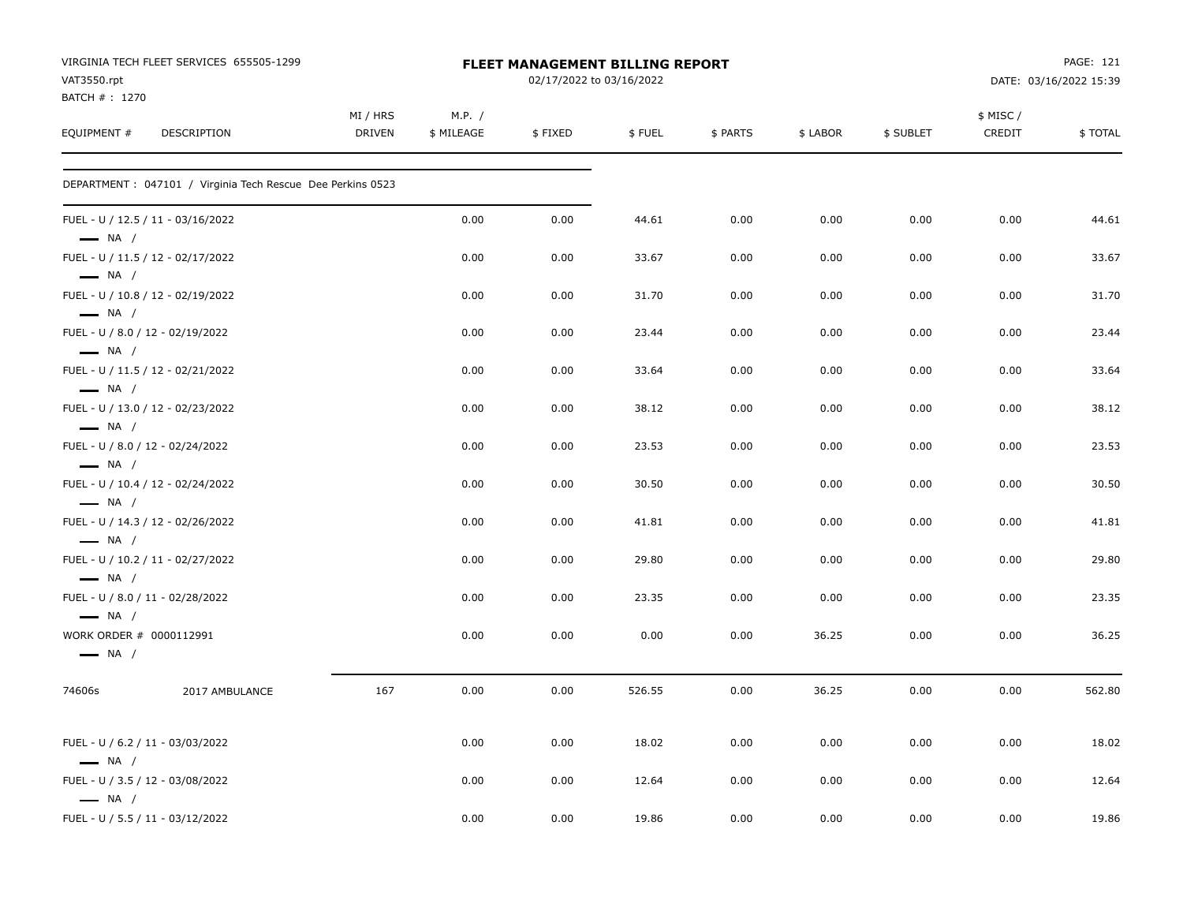VIRGINIA TECH FLEET SERVICES 655505-1299
VAT3550.rpt
BATCH # : 1270

**FLEET MANAGEMENT BILLING REPORT**
02/17/2022 to 03/16/2022

DATE: 03/16/2022 15:39

| EQUIPMENT # | DESCRIPTION | MI / HRS DRIVEN | M.P. / $ MILEAGE | $ FIXED | $ FUEL | $ PARTS | $ LABOR | $ SUBLET | $ MISC / CREDIT | $ TOTAL |
|---|---|---|---|---|---|---|---|---|---|---|
| DEPARTMENT : 047101 / Virginia Tech Rescue Dee Perkins 0523 | | | | | | | | | | |
| FUEL - U / 12.5 / 11 - 03/16/2022 — NA / | | | 0.00 | 0.00 | 44.61 | 0.00 | 0.00 | 0.00 | 0.00 | 44.61 |
| FUEL - U / 11.5 / 12 - 02/17/2022 — NA / | | | 0.00 | 0.00 | 33.67 | 0.00 | 0.00 | 0.00 | 0.00 | 33.67 |
| FUEL - U / 10.8 / 12 - 02/19/2022 — NA / | | | 0.00 | 0.00 | 31.70 | 0.00 | 0.00 | 0.00 | 0.00 | 31.70 |
| FUEL - U / 8.0 / 12 - 02/19/2022 — NA / | | | 0.00 | 0.00 | 23.44 | 0.00 | 0.00 | 0.00 | 0.00 | 23.44 |
| FUEL - U / 11.5 / 12 - 02/21/2022 — NA / | | | 0.00 | 0.00 | 33.64 | 0.00 | 0.00 | 0.00 | 0.00 | 33.64 |
| FUEL - U / 13.0 / 12 - 02/23/2022 — NA / | | | 0.00 | 0.00 | 38.12 | 0.00 | 0.00 | 0.00 | 0.00 | 38.12 |
| FUEL - U / 8.0 / 12 - 02/24/2022 — NA / | | | 0.00 | 0.00 | 23.53 | 0.00 | 0.00 | 0.00 | 0.00 | 23.53 |
| FUEL - U / 10.4 / 12 - 02/24/2022 — NA / | | | 0.00 | 0.00 | 30.50 | 0.00 | 0.00 | 0.00 | 0.00 | 30.50 |
| FUEL - U / 14.3 / 12 - 02/26/2022 — NA / | | | 0.00 | 0.00 | 41.81 | 0.00 | 0.00 | 0.00 | 0.00 | 41.81 |
| FUEL - U / 10.2 / 11 - 02/27/2022 — NA / | | | 0.00 | 0.00 | 29.80 | 0.00 | 0.00 | 0.00 | 0.00 | 29.80 |
| FUEL - U / 8.0 / 11 - 02/28/2022 — NA / | | | 0.00 | 0.00 | 23.35 | 0.00 | 0.00 | 0.00 | 0.00 | 23.35 |
| WORK ORDER # 0000112991 — NA / | | | 0.00 | 0.00 | 0.00 | 0.00 | 36.25 | 0.00 | 0.00 | 36.25 |
| 74606s | 2017 AMBULANCE | 167 | 0.00 | 0.00 | 526.55 | 0.00 | 36.25 | 0.00 | 0.00 | 562.80 |
| FUEL - U / 6.2 / 11 - 03/03/2022 — NA / | | | 0.00 | 0.00 | 18.02 | 0.00 | 0.00 | 0.00 | 0.00 | 18.02 |
| FUEL - U / 3.5 / 12 - 03/08/2022 — NA / | | | 0.00 | 0.00 | 12.64 | 0.00 | 0.00 | 0.00 | 0.00 | 12.64 |
| FUEL - U / 5.5 / 11 - 03/12/2022 | | | 0.00 | 0.00 | 19.86 | 0.00 | 0.00 | 0.00 | 0.00 | 19.86 |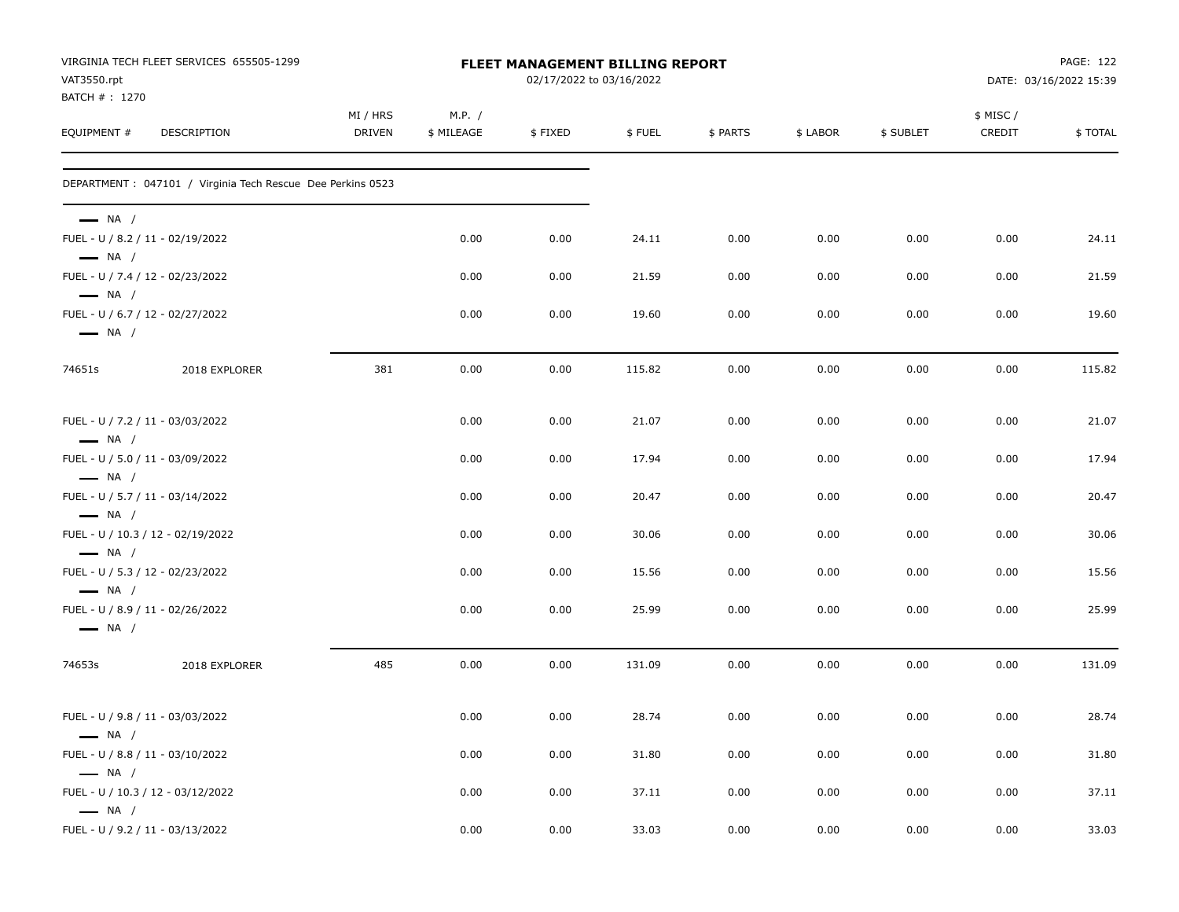VIRGINIA TECH FLEET SERVICES 655505-1299
VAT3550.rpt
BATCH # : 1270

**FLEET MANAGEMENT BILLING REPORT**
02/17/2022 to 03/16/2022

DATE: 03/16/2022 15:39

| EQUIPMENT # | DESCRIPTION | MI / HRS DRIVEN | M.P. / $ MILEAGE | $ FIXED | $ FUEL | $ PARTS | $ LABOR | $ SUBLET | $ MISC / CREDIT | $ TOTAL |
|---|---|---|---|---|---|---|---|---|---|---|
| DEPARTMENT : 047101 / Virginia Tech Rescue Dee Perkins 0523 | | | | | | | | | | |
| — NA / | | | | | | | | | | |
| FUEL - U / 8.2 / 11 - 02/19/2022 | | | 0.00 | 0.00 | 24.11 | 0.00 | 0.00 | 0.00 | 0.00 | 24.11 |
| — NA / | | | | | | | | | | |
| FUEL - U / 7.4 / 12 - 02/23/2022 | | | 0.00 | 0.00 | 21.59 | 0.00 | 0.00 | 0.00 | 0.00 | 21.59 |
| — NA / | | | | | | | | | | |
| FUEL - U / 6.7 / 12 - 02/27/2022 | | | 0.00 | 0.00 | 19.60 | 0.00 | 0.00 | 0.00 | 0.00 | 19.60 |
| — NA / | | | | | | | | | | |
| 74651s | 2018 EXPLORER | 381 | 0.00 | 0.00 | 115.82 | 0.00 | 0.00 | 0.00 | 0.00 | 115.82 |
| FUEL - U / 7.2 / 11 - 03/03/2022 | | | 0.00 | 0.00 | 21.07 | 0.00 | 0.00 | 0.00 | 0.00 | 21.07 |
| — NA / | | | | | | | | | | |
| FUEL - U / 5.0 / 11 - 03/09/2022 | | | 0.00 | 0.00 | 17.94 | 0.00 | 0.00 | 0.00 | 0.00 | 17.94 |
| — NA / | | | | | | | | | | |
| FUEL - U / 5.7 / 11 - 03/14/2022 | | | 0.00 | 0.00 | 20.47 | 0.00 | 0.00 | 0.00 | 0.00 | 20.47 |
| — NA / | | | | | | | | | | |
| FUEL - U / 10.3 / 12 - 02/19/2022 | | | 0.00 | 0.00 | 30.06 | 0.00 | 0.00 | 0.00 | 0.00 | 30.06 |
| — NA / | | | | | | | | | | |
| FUEL - U / 5.3 / 12 - 02/23/2022 | | | 0.00 | 0.00 | 15.56 | 0.00 | 0.00 | 0.00 | 0.00 | 15.56 |
| — NA / | | | | | | | | | | |
| FUEL - U / 8.9 / 11 - 02/26/2022 | | | 0.00 | 0.00 | 25.99 | 0.00 | 0.00 | 0.00 | 0.00 | 25.99 |
| — NA / | | | | | | | | | | |
| 74653s | 2018 EXPLORER | 485 | 0.00 | 0.00 | 131.09 | 0.00 | 0.00 | 0.00 | 0.00 | 131.09 |
| FUEL - U / 9.8 / 11 - 03/03/2022 | | | 0.00 | 0.00 | 28.74 | 0.00 | 0.00 | 0.00 | 0.00 | 28.74 |
| — NA / | | | | | | | | | | |
| FUEL - U / 8.8 / 11 - 03/10/2022 | | | 0.00 | 0.00 | 31.80 | 0.00 | 0.00 | 0.00 | 0.00 | 31.80 |
| — NA / | | | | | | | | | | |
| FUEL - U / 10.3 / 12 - 03/12/2022 | | | 0.00 | 0.00 | 37.11 | 0.00 | 0.00 | 0.00 | 0.00 | 37.11 |
| — NA / | | | | | | | | | | |
| FUEL - U / 9.2 / 11 - 03/13/2022 | | | 0.00 | 0.00 | 33.03 | 0.00 | 0.00 | 0.00 | 0.00 | 33.03 |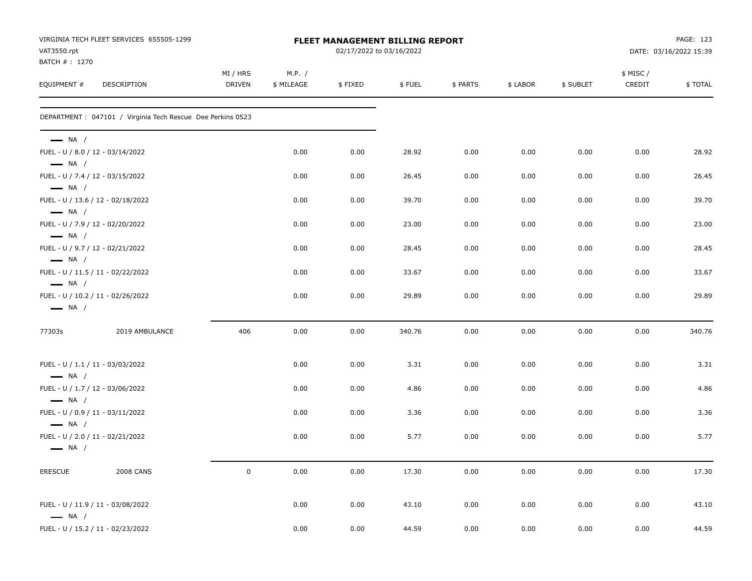VIRGINIA TECH FLEET SERVICES 655505-1299
VAT3550.rpt
BATCH # : 1270

# FLEET MANAGEMENT BILLING REPORT

02/17/2022 to 03/16/2022

DATE: 03/16/2022 15:39

| EQUIPMENT # | DESCRIPTION | MI / HRS DRIVEN | M.P. / $ MILEAGE | $ FIXED | $ FUEL | $ PARTS | $ LABOR | $ SUBLET | $ MISC / CREDIT | $ TOTAL |
|---|---|---|---|---|---|---|---|---|---|---|
| DEPARTMENT : 047101 / Virginia Tech Rescue Dee Perkins 0523 | | | | | | | | | | |
| — NA / | | | | | | | | | | |
| FUEL - U / 8.0 / 12 - 03/14/2022 | | | 0.00 | 0.00 | 28.92 | 0.00 | 0.00 | 0.00 | 0.00 | 28.92 |
| — NA / | | | | | | | | | | |
| FUEL - U / 7.4 / 12 - 03/15/2022 | | | 0.00 | 0.00 | 26.45 | 0.00 | 0.00 | 0.00 | 0.00 | 26.45 |
| — NA / | | | | | | | | | | |
| FUEL - U / 13.6 / 12 - 02/18/2022 | | | 0.00 | 0.00 | 39.70 | 0.00 | 0.00 | 0.00 | 0.00 | 39.70 |
| — NA / | | | | | | | | | | |
| FUEL - U / 7.9 / 12 - 02/20/2022 | | | 0.00 | 0.00 | 23.00 | 0.00 | 0.00 | 0.00 | 0.00 | 23.00 |
| — NA / | | | | | | | | | | |
| FUEL - U / 9.7 / 12 - 02/21/2022 | | | 0.00 | 0.00 | 28.45 | 0.00 | 0.00 | 0.00 | 0.00 | 28.45 |
| — NA / | | | | | | | | | | |
| FUEL - U / 11.5 / 11 - 02/22/2022 | | | 0.00 | 0.00 | 33.67 | 0.00 | 0.00 | 0.00 | 0.00 | 33.67 |
| — NA / | | | | | | | | | | |
| FUEL - U / 10.2 / 11 - 02/26/2022 | | | 0.00 | 0.00 | 29.89 | 0.00 | 0.00 | 0.00 | 0.00 | 29.89 |
| — NA / | | | | | | | | | | |
| 77303s | 2019 AMBULANCE | 406 | 0.00 | 0.00 | 340.76 | 0.00 | 0.00 | 0.00 | 0.00 | 340.76 |
| FUEL - U / 1.1 / 11 - 03/03/2022 | | | 0.00 | 0.00 | 3.31 | 0.00 | 0.00 | 0.00 | 0.00 | 3.31 |
| — NA / | | | | | | | | | | |
| FUEL - U / 1.7 / 12 - 03/06/2022 | | | 0.00 | 0.00 | 4.86 | 0.00 | 0.00 | 0.00 | 0.00 | 4.86 |
| — NA / | | | | | | | | | | |
| FUEL - U / 0.9 / 11 - 03/11/2022 | | | 0.00 | 0.00 | 3.36 | 0.00 | 0.00 | 0.00 | 0.00 | 3.36 |
| — NA / | | | | | | | | | | |
| FUEL - U / 2.0 / 11 - 02/21/2022 | | | 0.00 | 0.00 | 5.77 | 0.00 | 0.00 | 0.00 | 0.00 | 5.77 |
| — NA / | | | | | | | | | | |
| ERESCUE | 2008 CANS | 0 | 0.00 | 0.00 | 17.30 | 0.00 | 0.00 | 0.00 | 0.00 | 17.30 |
| FUEL - U / 11.9 / 11 - 03/08/2022 | | | 0.00 | 0.00 | 43.10 | 0.00 | 0.00 | 0.00 | 0.00 | 43.10 |
| — NA / | | | | | | | | | | |
| FUEL - U / 15.2 / 11 - 02/23/2022 | | | 0.00 | 0.00 | 44.59 | 0.00 | 0.00 | 0.00 | 0.00 | 44.59 |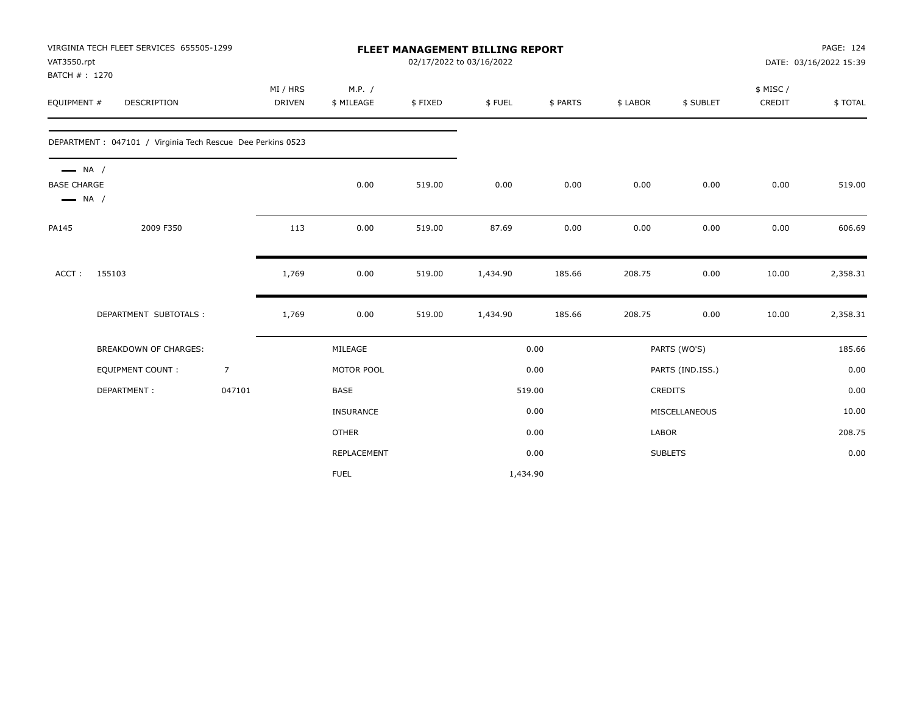VIRGINIA TECH FLEET SERVICES 655505-1299
VAT3550.rpt
BATCH # : 1270

**FLEET MANAGEMENT BILLING REPORT**
02/17/2022 to 03/16/2022

PAGE: 124
DATE: 03/16/2022 15:39

| EQUIPMENT # | DESCRIPTION | MI / HRS DRIVEN | M.P. / $ MILEAGE | $ FIXED | $ FUEL | $ PARTS | $ LABOR | $ SUBLET | $ MISC / CREDIT | $ TOTAL |
|---|---|---|---|---|---|---|---|---|---|---|
| DEPARTMENT : 047101 / Virginia Tech Rescue Dee Perkins 0523 | | | | | | | | | | |
| NA / BASE CHARGE NA / | | | 0.00 | 519.00 | 0.00 | 0.00 | 0.00 | 0.00 | 0.00 | 519.00 |
| PA145 | 2009 F350 | 113 | 0.00 | 519.00 | 87.69 | 0.00 | 0.00 | 0.00 | 0.00 | 606.69 |
| ACCT : 155103 | | 1,769 | 0.00 | 519.00 | 1,434.90 | 185.66 | 208.75 | 0.00 | 10.00 | 2,358.31 |
| | DEPARTMENT SUBTOTALS : | 1,769 | 0.00 | 519.00 | 1,434.90 | 185.66 | 208.75 | 0.00 | 10.00 | 2,358.31 |

| BREAKDOWN OF CHARGES: | | | | | |
|---|---|---|---|---|---|
| | | MILEAGE | 0.00 | PARTS (WO'S) | 185.66 |
| EQUIPMENT COUNT : | 7 | MOTOR POOL | 0.00 | PARTS (IND.ISS.) | 0.00 |
| DEPARTMENT : | 047101 | BASE | 519.00 | CREDITS | 0.00 |
| | | INSURANCE | 0.00 | MISCELLANEOUS | 10.00 |
| | | OTHER | 0.00 | LABOR | 208.75 |
| | | REPLACEMENT | 0.00 | SUBLETS | 0.00 |
| | | FUEL | 1,434.90 | | |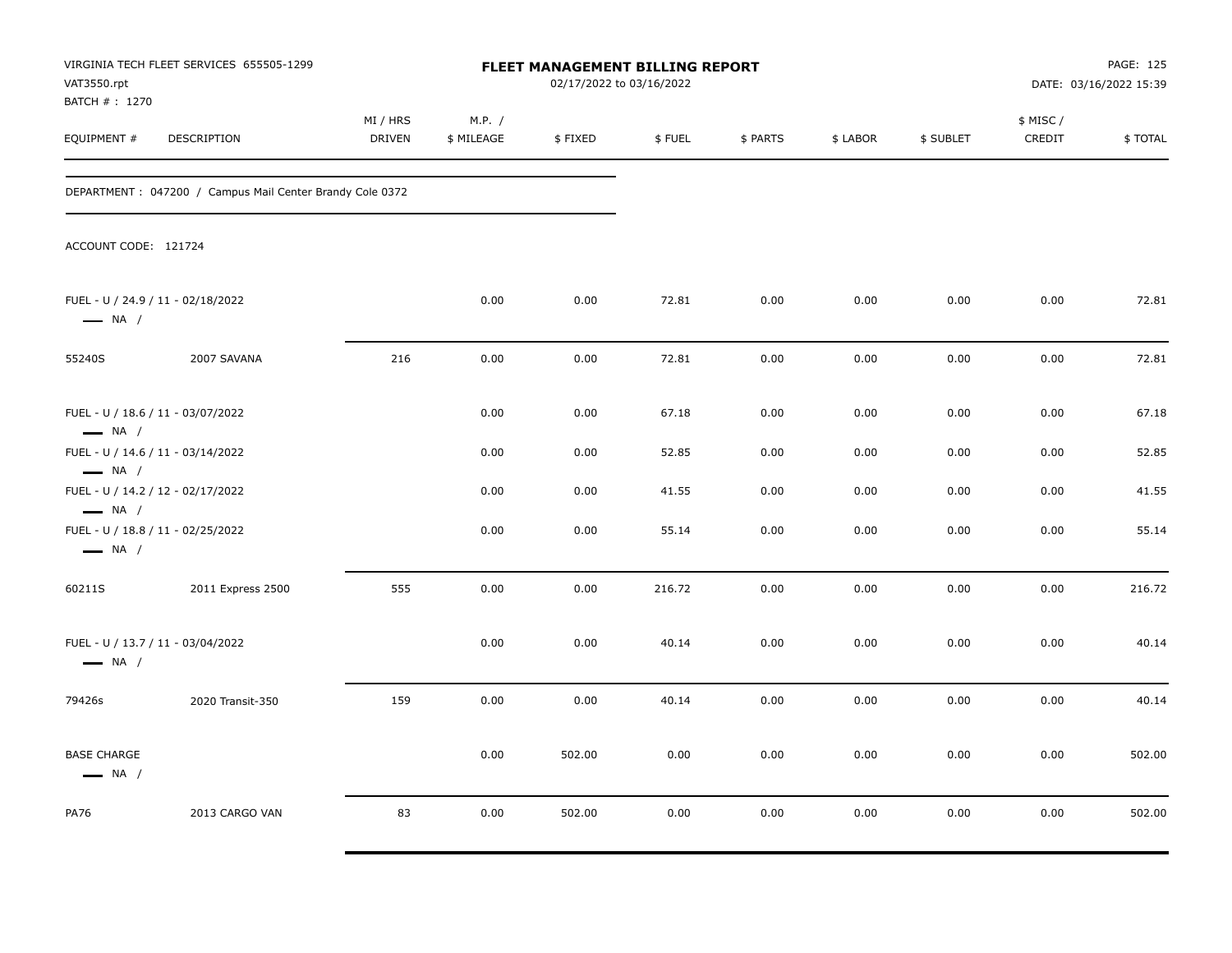VIRGINIA TECH FLEET SERVICES 655505-1299
VAT3550.rpt
BATCH # : 1270

# FLEET MANAGEMENT BILLING REPORT

02/17/2022 to 03/16/2022

DATE: 03/16/2022 15:39

DEPARTMENT : 047200 / Campus Mail Center Brandy Cole 0372

ACCOUNT CODE: 121724

| EQUIPMENT # | DESCRIPTION | MI / HRS DRIVEN | M.P. / $ MILEAGE | $ FIXED | $ FUEL | $ PARTS | $ LABOR | $ SUBLET | $ MISC / CREDIT | $ TOTAL |
|---|---|---|---|---|---|---|---|---|---|---|
| FUEL - U / 24.9 / 11 - 02/18/2022 — NA / | | | 0.00 | 0.00 | 72.81 | 0.00 | 0.00 | 0.00 | 0.00 | 72.81 |
| 55240S | 2007 SAVANA | 216 | 0.00 | 0.00 | 72.81 | 0.00 | 0.00 | 0.00 | 0.00 | 72.81 |
| FUEL - U / 18.6 / 11 - 03/07/2022 — NA / | | | 0.00 | 0.00 | 67.18 | 0.00 | 0.00 | 0.00 | 0.00 | 67.18 |
| FUEL - U / 14.6 / 11 - 03/14/2022 — NA / | | | 0.00 | 0.00 | 52.85 | 0.00 | 0.00 | 0.00 | 0.00 | 52.85 |
| FUEL - U / 14.2 / 12 - 02/17/2022 — NA / | | | 0.00 | 0.00 | 41.55 | 0.00 | 0.00 | 0.00 | 0.00 | 41.55 |
| FUEL - U / 18.8 / 11 - 02/25/2022 — NA / | | | 0.00 | 0.00 | 55.14 | 0.00 | 0.00 | 0.00 | 0.00 | 55.14 |
| 60211S | 2011 Express 2500 | 555 | 0.00 | 0.00 | 216.72 | 0.00 | 0.00 | 0.00 | 0.00 | 216.72 |
| FUEL - U / 13.7 / 11 - 03/04/2022 — NA / | | | 0.00 | 0.00 | 40.14 | 0.00 | 0.00 | 0.00 | 0.00 | 40.14 |
| 79426s | 2020 Transit-350 | 159 | 0.00 | 0.00 | 40.14 | 0.00 | 0.00 | 0.00 | 0.00 | 40.14 |
| BASE CHARGE — NA / | | | 0.00 | 502.00 | 0.00 | 0.00 | 0.00 | 0.00 | 0.00 | 502.00 |
| PA76 | 2013 CARGO VAN | 83 | 0.00 | 502.00 | 0.00 | 0.00 | 0.00 | 0.00 | 0.00 | 502.00 |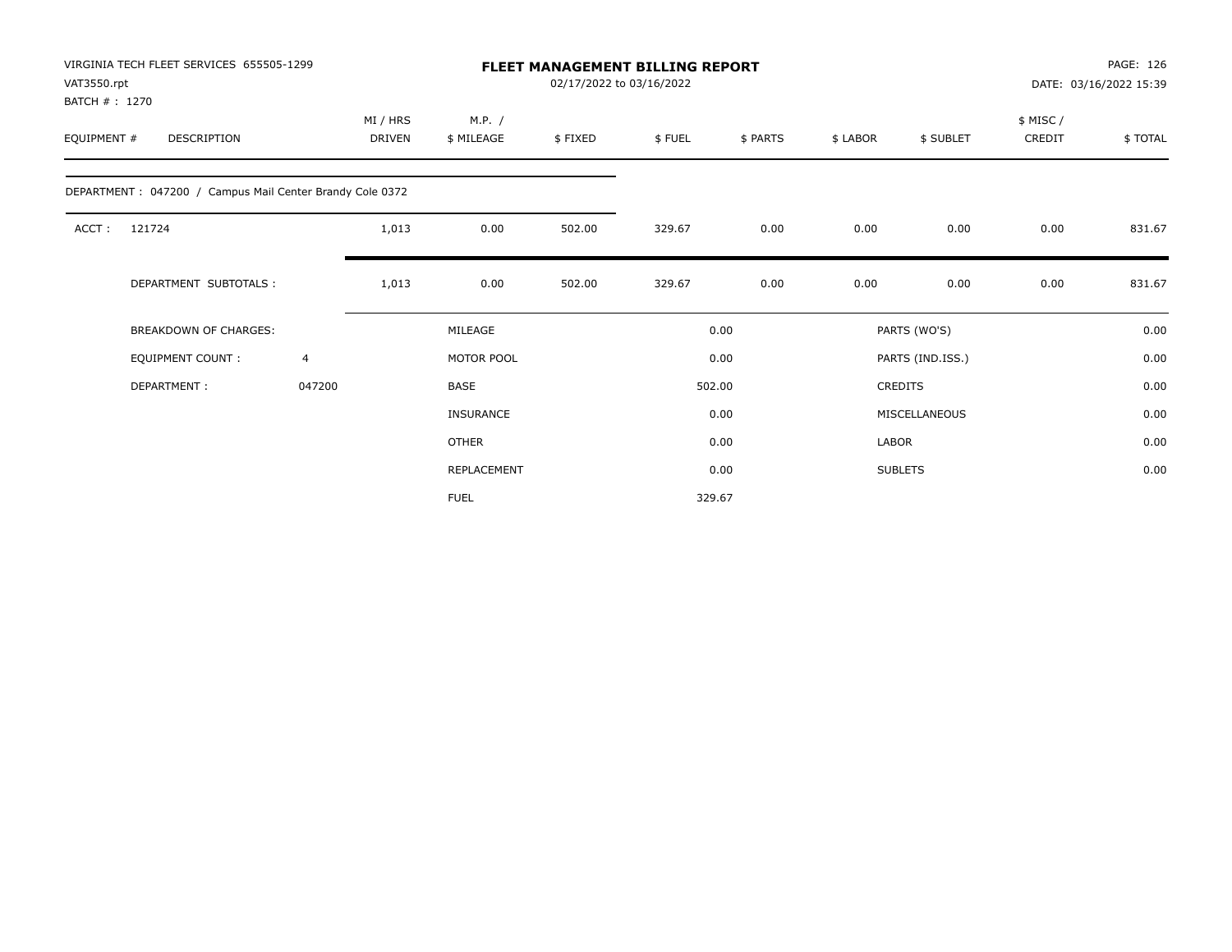VIRGINIA TECH FLEET SERVICES 655505-1299
VAT3550.rpt
BATCH # : 1270

# FLEET MANAGEMENT BILLING REPORT

02/17/2022 to 03/16/2022

DATE: 03/16/2022 15:39

| EQUIPMENT # | DESCRIPTION | MI / HRS DRIVEN | M.P. / $ MILEAGE | $ FIXED | $ FUEL | $ PARTS | $ LABOR | $ SUBLET | $ MISC / CREDIT | $ TOTAL |
|---|---|---|---|---|---|---|---|---|---|---|
| DEPARTMENT : 047200 / Campus Mail Center Brandy Cole 0372 | | | | | | | | | | |
| ACCT : | 121724 | 1,013 | 0.00 | 502.00 | 329.67 | 0.00 | 0.00 | 0.00 | 0.00 | 831.67 |
| | DEPARTMENT SUBTOTALS : | 1,013 | 0.00 | 502.00 | 329.67 | 0.00 | 0.00 | 0.00 | 0.00 | 831.67 |

| BREAKDOWN OF CHARGES: | | MILEAGE | 0.00 | PARTS (WO'S) | 0.00 |
|---|---|---|---|---|---|
| EQUIPMENT COUNT : | 4 | MOTOR POOL | 0.00 | PARTS (IND.ISS.) | 0.00 |
| DEPARTMENT : | 047200 | BASE | 502.00 | CREDITS | 0.00 |
| | | INSURANCE | 0.00 | MISCELLANEOUS | 0.00 |
| | | OTHER | 0.00 | LABOR | 0.00 |
| | | REPLACEMENT | 0.00 | SUBLETS | 0.00 |
| | | FUEL | 329.67 | | |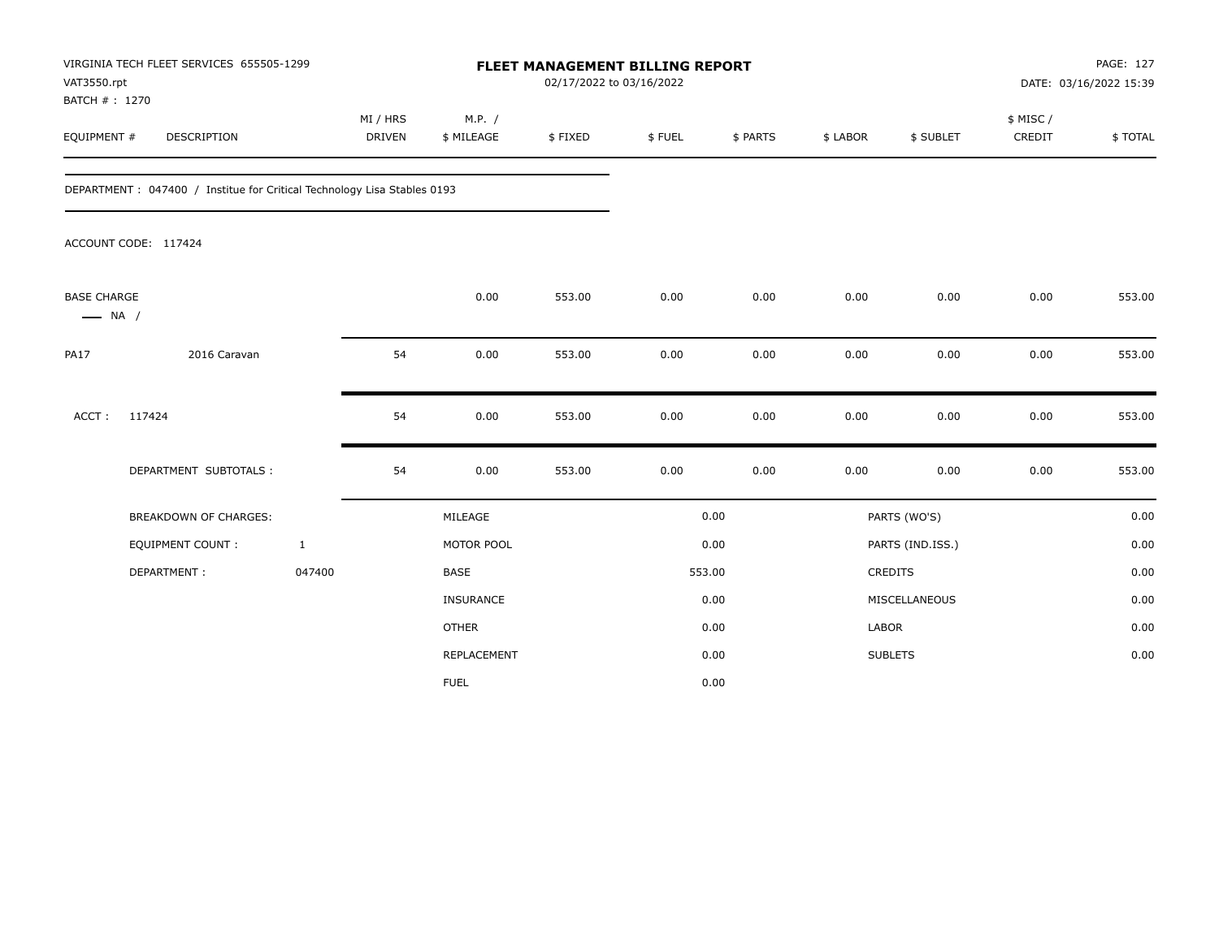VIRGINIA TECH FLEET SERVICES 655505-1299
VAT3550.rpt
BATCH # : 1270

# FLEET MANAGEMENT BILLING REPORT

02/17/2022 to 03/16/2022

DATE: 03/16/2022 15:39

| EQUIPMENT # | DESCRIPTION | MI / HRS DRIVEN | M.P. / $ MILEAGE | $ FIXED | $ FUEL | $ PARTS | $ LABOR | $ SUBLET | $ MISC / CREDIT | $ TOTAL |
|---|---|---|---|---|---|---|---|---|---|---|

DEPARTMENT : 047400 / Institue for Critical Technology Lisa Stables 0193

ACCOUNT CODE: 117424

| EQUIPMENT # | DESCRIPTION | MI / HRS DRIVEN | M.P. / $ MILEAGE | $ FIXED | $ FUEL | $ PARTS | $ LABOR | $ SUBLET | $ MISC / CREDIT | $ TOTAL |
|---|---|---|---|---|---|---|---|---|---|---|
| BASE CHARGE<br>—— NA / | | | 0.00 | 553.00 | 0.00 | 0.00 | 0.00 | 0.00 | 0.00 | 553.00 |
| PA17 | 2016 Caravan | 54 | 0.00 | 553.00 | 0.00 | 0.00 | 0.00 | 0.00 | 0.00 | 553.00 |
| ACCT : | 117424 | 54 | 0.00 | 553.00 | 0.00 | 0.00 | 0.00 | 0.00 | 0.00 | 553.00 |
| | DEPARTMENT SUBTOTALS : | 54 | 0.00 | 553.00 | 0.00 | 0.00 | 0.00 | 0.00 | 0.00 | 553.00 |

| BREAKDOWN OF CHARGES: | | | | | |
|---|---|---|---|---|---|
| EQUIPMENT COUNT : | 1 | MILEAGE | 0.00 | PARTS (WO'S) | 0.00 |
| DEPARTMENT : | 047400 | MOTOR POOL | 0.00 | PARTS (IND.ISS.) | 0.00 |
| | | BASE | 553.00 | CREDITS | 0.00 |
| | | INSURANCE | 0.00 | MISCELLANEOUS | 0.00 |
| | | OTHER | 0.00 | LABOR | 0.00 |
| | | REPLACEMENT | 0.00 | SUBLETS | 0.00 |
| | | FUEL | 0.00 | | |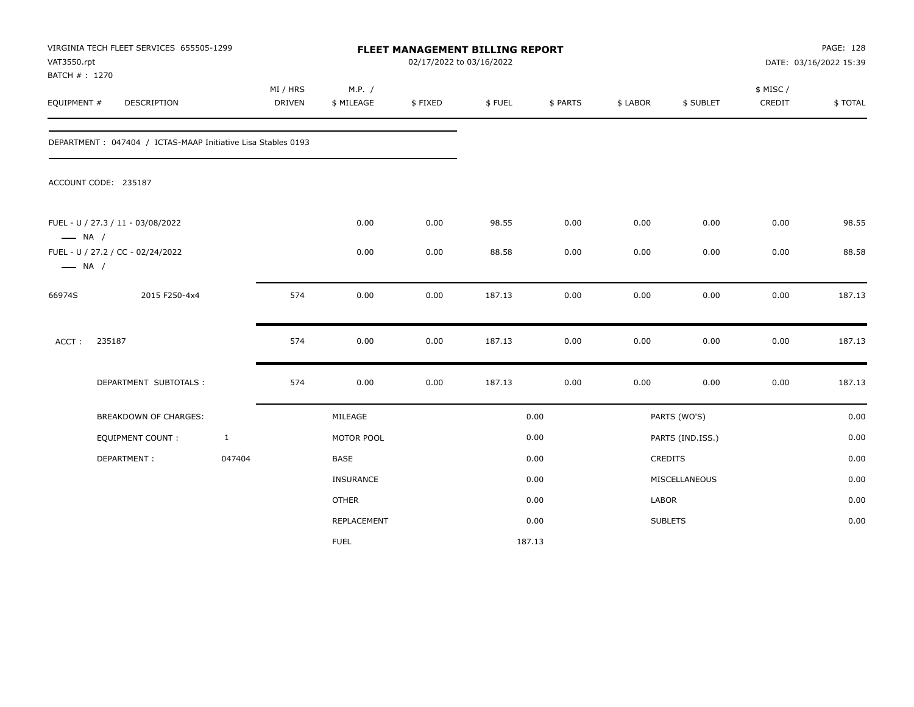VIRGINIA TECH FLEET SERVICES 655505-1299
VAT3550.rpt
BATCH # : 1270

**FLEET MANAGEMENT BILLING REPORT**
02/17/2022 to 03/16/2022

DATE: 03/16/2022 15:39

| EQUIPMENT # | DESCRIPTION | MI / HRS DRIVEN | M.P. / $ MILEAGE | $ FIXED | $ FUEL | $ PARTS | $ LABOR | $ SUBLET | $ MISC / CREDIT | $ TOTAL |
|---|---|---|---|---|---|---|---|---|---|---|

DEPARTMENT : 047404 / ICTAS-MAAP Initiative Lisa Stables 0193

ACCOUNT CODE: 235187

| EQUIPMENT # | DESCRIPTION | MI / HRS DRIVEN | M.P. / $ MILEAGE | $ FIXED | $ FUEL | $ PARTS | $ LABOR | $ SUBLET | $ MISC / CREDIT | $ TOTAL |
|---|---|---|---|---|---|---|---|---|---|---|
| FUEL - U / 27.3 / 11 - 03/08/2022 — NA / | | | 0.00 | 0.00 | 98.55 | 0.00 | 0.00 | 0.00 | 0.00 | 98.55 |
| FUEL - U / 27.2 / CC - 02/24/2022 — NA / | | | 0.00 | 0.00 | 88.58 | 0.00 | 0.00 | 0.00 | 0.00 | 88.58 |
| 66974S | 2015 F250-4x4 | 574 | 0.00 | 0.00 | 187.13 | 0.00 | 0.00 | 0.00 | 0.00 | 187.13 |
| ACCT : | 235187 | 574 | 0.00 | 0.00 | 187.13 | 0.00 | 0.00 | 0.00 | 0.00 | 187.13 |
| | DEPARTMENT SUBTOTALS : | 574 | 0.00 | 0.00 | 187.13 | 0.00 | 0.00 | 0.00 | 0.00 | 187.13 |

| BREAKDOWN OF CHARGES: | | | | | |
|---|---|---|---|---|---|
| EQUIPMENT COUNT : | 1 | MILEAGE | 0.00 | PARTS (WO'S) | 0.00 |
| DEPARTMENT : | 047404 | MOTOR POOL | 0.00 | PARTS (IND.ISS.) | 0.00 |
| | | BASE | 0.00 | CREDITS | 0.00 |
| | | INSURANCE | 0.00 | MISCELLANEOUS | 0.00 |
| | | OTHER | 0.00 | LABOR | 0.00 |
| | | REPLACEMENT | 0.00 | SUBLETS | 0.00 |
| | | FUEL | 187.13 | | |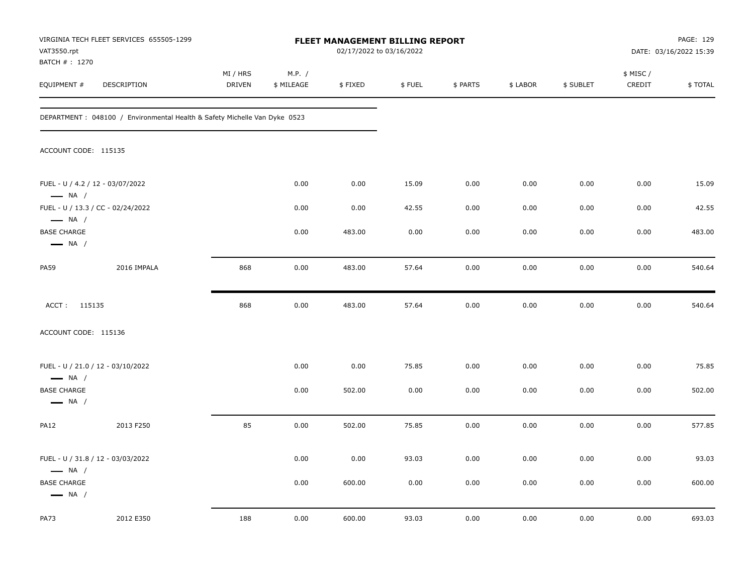VIRGINIA TECH FLEET SERVICES 655505-1299
VAT3550.rpt
BATCH # : 1270

# FLEET MANAGEMENT BILLING REPORT

02/17/2022 to 03/16/2022

DATE: 03/16/2022 15:39

| EQUIPMENT # | DESCRIPTION | MI / HRS DRIVEN | M.P. / $ MILEAGE | $ FIXED | $ FUEL | $ PARTS | $ LABOR | $ SUBLET | $ MISC / CREDIT | $ TOTAL |
|---|---|---|---|---|---|---|---|---|---|---|
| DEPARTMENT : 048100 / Environmental Health & Safety Michelle Van Dyke 0523 | | | | | | | | | | |
| ACCOUNT CODE: 115135 | | | | | | | | | | |
| FUEL - U / 4.2 / 12 - 03/07/2022 — NA / | | | 0.00 | 0.00 | 15.09 | 0.00 | 0.00 | 0.00 | 0.00 | 15.09 |
| FUEL - U / 13.3 / CC - 02/24/2022 — NA / | | | 0.00 | 0.00 | 42.55 | 0.00 | 0.00 | 0.00 | 0.00 | 42.55 |
| BASE CHARGE — NA / | | | 0.00 | 483.00 | 0.00 | 0.00 | 0.00 | 0.00 | 0.00 | 483.00 |
| PA59 | 2016 IMPALA | 868 | 0.00 | 483.00 | 57.64 | 0.00 | 0.00 | 0.00 | 0.00 | 540.64 |
| ACCT : 115135 | | 868 | 0.00 | 483.00 | 57.64 | 0.00 | 0.00 | 0.00 | 0.00 | 540.64 |
| ACCOUNT CODE: 115136 | | | | | | | | | | |
| FUEL - U / 21.0 / 12 - 03/10/2022 — NA / | | | 0.00 | 0.00 | 75.85 | 0.00 | 0.00 | 0.00 | 0.00 | 75.85 |
| BASE CHARGE — NA / | | | 0.00 | 502.00 | 0.00 | 0.00 | 0.00 | 0.00 | 0.00 | 502.00 |
| PA12 | 2013 F250 | 85 | 0.00 | 502.00 | 75.85 | 0.00 | 0.00 | 0.00 | 0.00 | 577.85 |
| FUEL - U / 31.8 / 12 - 03/03/2022 — NA / | | | 0.00 | 0.00 | 93.03 | 0.00 | 0.00 | 0.00 | 0.00 | 93.03 |
| BASE CHARGE — NA / | | | 0.00 | 600.00 | 0.00 | 0.00 | 0.00 | 0.00 | 0.00 | 600.00 |
| PA73 | 2012 E350 | 188 | 0.00 | 600.00 | 93.03 | 0.00 | 0.00 | 0.00 | 0.00 | 693.03 |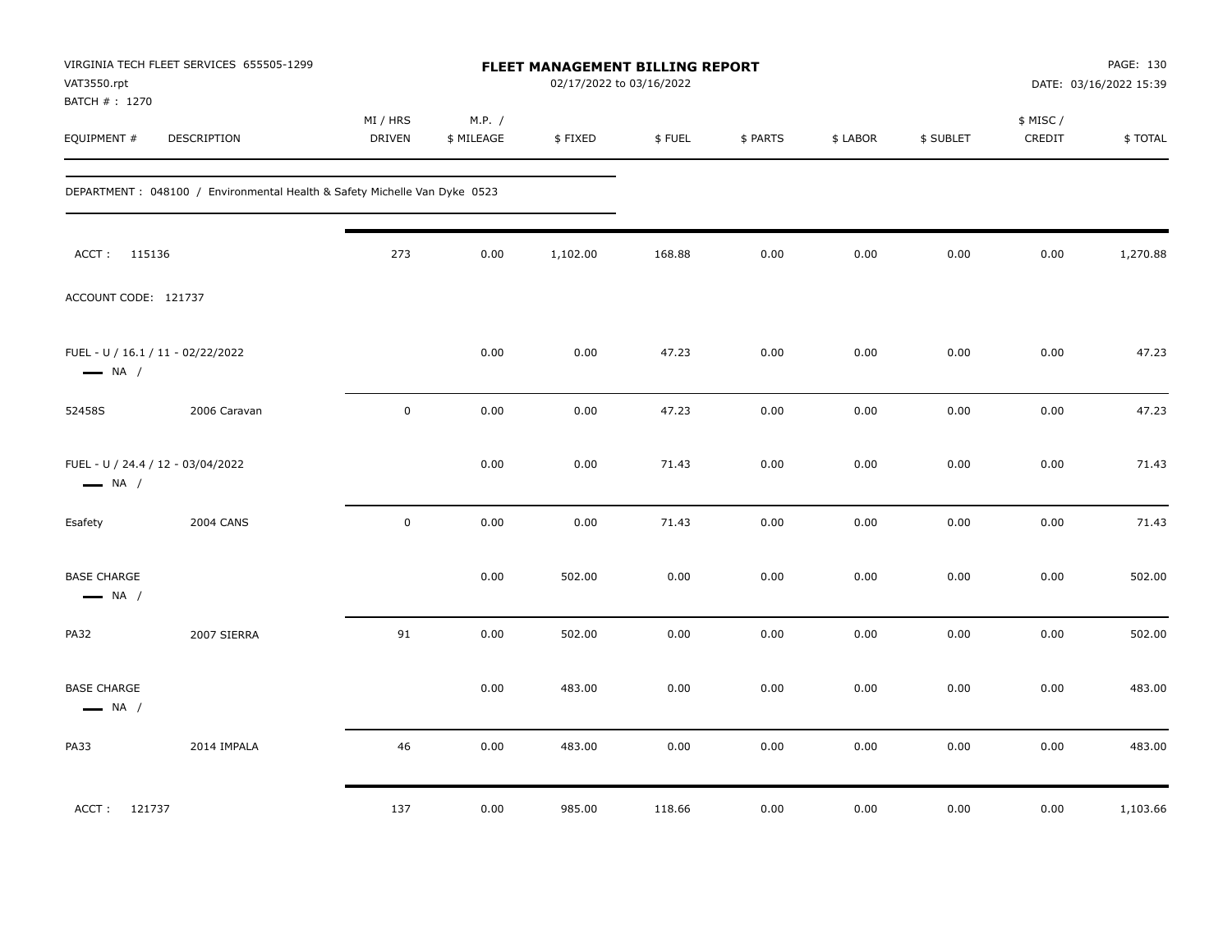VIRGINIA TECH FLEET SERVICES 655505-1299
VAT3550.rpt
BATCH # : 1270

**FLEET MANAGEMENT BILLING REPORT**
02/17/2022 to 03/16/2022

DATE: 03/16/2022 15:39

| EQUIPMENT # | DESCRIPTION | MI / HRS DRIVEN | M.P. / $ MILEAGE | $ FIXED | $ FUEL | $ PARTS | $ LABOR | $ SUBLET | $ MISC / CREDIT | $ TOTAL |
|---|---|---|---|---|---|---|---|---|---|---|
| DEPARTMENT : 048100 / Environmental Health & Safety Michelle Van Dyke 0523 | | | | | | | | | | |
| ACCT : 115136 | | 273 | 0.00 | 1,102.00 | 168.88 | 0.00 | 0.00 | 0.00 | 0.00 | 1,270.88 |
| ACCOUNT CODE: 121737 | | | | | | | | | | |
| FUEL - U / 16.1 / 11 - 02/22/2022 — NA / | | | 0.00 | 0.00 | 47.23 | 0.00 | 0.00 | 0.00 | 0.00 | 47.23 |
| 52458S | 2006 Caravan | 0 | 0.00 | 0.00 | 47.23 | 0.00 | 0.00 | 0.00 | 0.00 | 47.23 |
| FUEL - U / 24.4 / 12 - 03/04/2022 — NA / | | | 0.00 | 0.00 | 71.43 | 0.00 | 0.00 | 0.00 | 0.00 | 71.43 |
| Esafety | 2004 CANS | 0 | 0.00 | 0.00 | 71.43 | 0.00 | 0.00 | 0.00 | 0.00 | 71.43 |
| BASE CHARGE — NA / | | | 0.00 | 502.00 | 0.00 | 0.00 | 0.00 | 0.00 | 0.00 | 502.00 |
| PA32 | 2007 SIERRA | 91 | 0.00 | 502.00 | 0.00 | 0.00 | 0.00 | 0.00 | 0.00 | 502.00 |
| BASE CHARGE — NA / | | | 0.00 | 483.00 | 0.00 | 0.00 | 0.00 | 0.00 | 0.00 | 483.00 |
| PA33 | 2014 IMPALA | 46 | 0.00 | 483.00 | 0.00 | 0.00 | 0.00 | 0.00 | 0.00 | 483.00 |
| ACCT : 121737 | | 137 | 0.00 | 985.00 | 118.66 | 0.00 | 0.00 | 0.00 | 0.00 | 1,103.66 |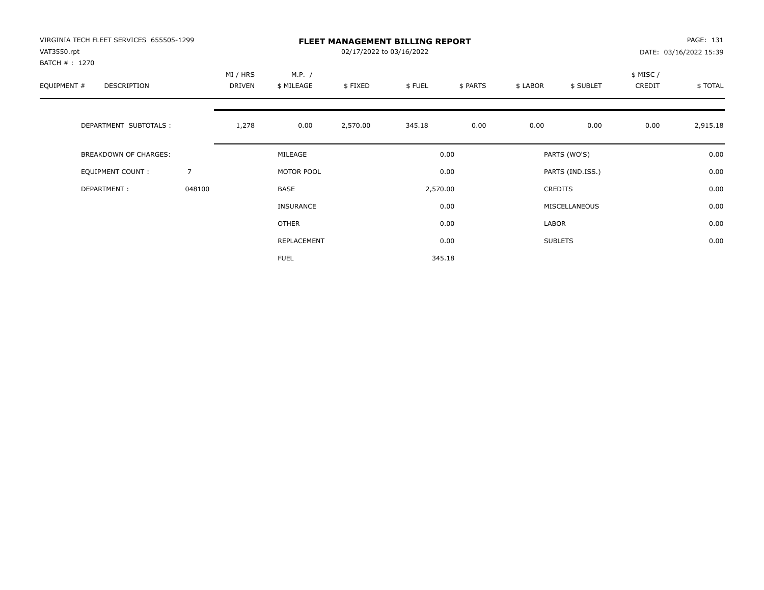VIRGINIA TECH FLEET SERVICES 655505-1299
VAT3550.rpt
BATCH # : 1270

# FLEET MANAGEMENT BILLING REPORT

02/17/2022 to 03/16/2022

PAGE: 131
DATE: 03/16/2022 15:39

| EQUIPMENT # | DESCRIPTION | | MI / HRS DRIVEN | M.P. / $ MILEAGE | $ FIXED | $ FUEL | $ PARTS | $ LABOR | $ SUBLET | $ MISC / CREDIT | $ TOTAL |
|---|---|---|---|---|---|---|---|---|---|---|---|
| | DEPARTMENT SUBTOTALS : | | 1,278 | 0.00 | 2,570.00 | 345.18 | 0.00 | 0.00 | 0.00 | 0.00 | 2,915.18 |

| | | | | | |
|---|---|---|---|---|---|
| BREAKDOWN OF CHARGES: | | MILEAGE | 0.00 | PARTS (WO'S) | 0.00 |
| EQUIPMENT COUNT : | 7 | MOTOR POOL | 0.00 | PARTS (IND.ISS.) | 0.00 |
| DEPARTMENT : | 048100 | BASE | 2,570.00 | CREDITS | 0.00 |
| | | INSURANCE | 0.00 | MISCELLANEOUS | 0.00 |
| | | OTHER | 0.00 | LABOR | 0.00 |
| | | REPLACEMENT | 0.00 | SUBLETS | 0.00 |
| | | FUEL | 345.18 | | |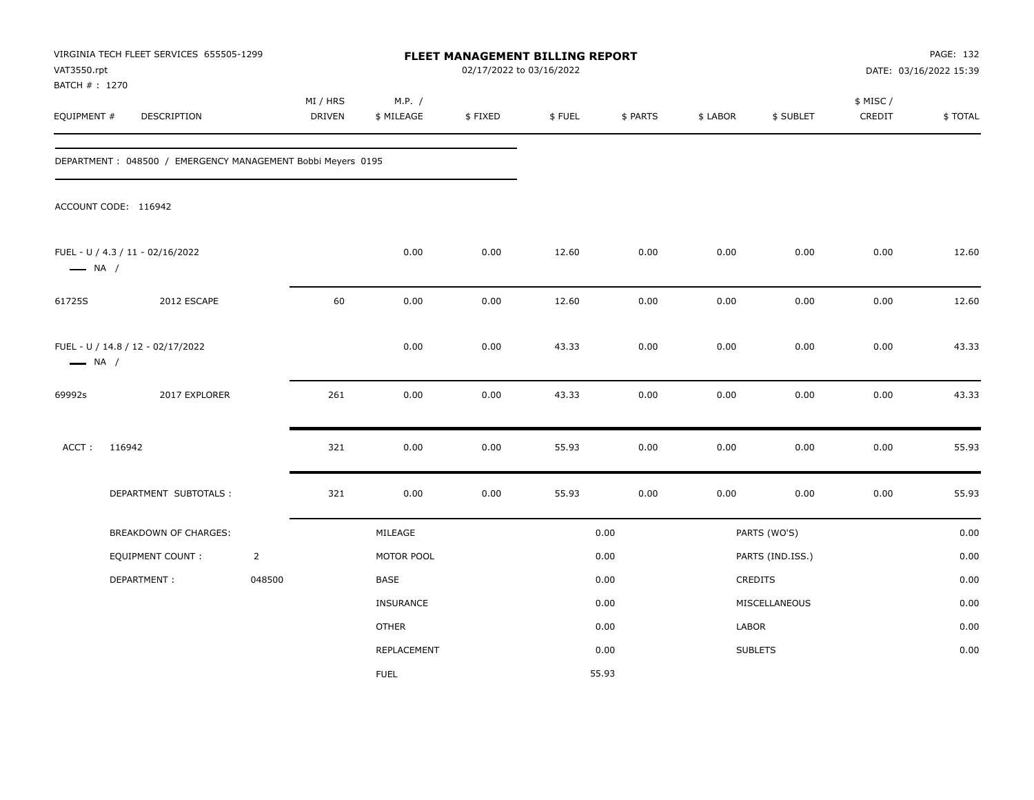VIRGINIA TECH FLEET SERVICES 655505-1299
VAT3550.rpt
BATCH # : 1270

# FLEET MANAGEMENT BILLING REPORT

02/17/2022 to 03/16/2022

PAGE: 132
DATE: 03/16/2022 15:39

| EQUIPMENT # | DESCRIPTION | MI / HRS DRIVEN | M.P. / $ MILEAGE | $ FIXED | $ FUEL | $ PARTS | $ LABOR | $ SUBLET | $ MISC / CREDIT | $ TOTAL |
|---|---|---|---|---|---|---|---|---|---|---|

DEPARTMENT : 048500 / EMERGENCY MANAGEMENT Bobbi Meyers 0195

ACCOUNT CODE: 116942

| EQUIPMENT # | DESCRIPTION | MI / HRS DRIVEN | M.P. / $ MILEAGE | $ FIXED | $ FUEL | $ PARTS | $ LABOR | $ SUBLET | $ MISC / CREDIT | $ TOTAL |
|---|---|---|---|---|---|---|---|---|---|---|
| FUEL - U / 4.3 / 11 - 02/16/2022 — NA / | | | 0.00 | 0.00 | 12.60 | 0.00 | 0.00 | 0.00 | 0.00 | 12.60 |
| 61725S | 2012 ESCAPE | 60 | 0.00 | 0.00 | 12.60 | 0.00 | 0.00 | 0.00 | 0.00 | 12.60 |
| FUEL - U / 14.8 / 12 - 02/17/2022 — NA / | | | 0.00 | 0.00 | 43.33 | 0.00 | 0.00 | 0.00 | 0.00 | 43.33 |
| 69992s | 2017 EXPLORER | 261 | 0.00 | 0.00 | 43.33 | 0.00 | 0.00 | 0.00 | 0.00 | 43.33 |
| ACCT : 116942 | | 321 | 0.00 | 0.00 | 55.93 | 0.00 | 0.00 | 0.00 | 0.00 | 55.93 |
| | DEPARTMENT SUBTOTALS : | 321 | 0.00 | 0.00 | 55.93 | 0.00 | 0.00 | 0.00 | 0.00 | 55.93 |

| BREAKDOWN OF CHARGES: | | | | | |
|---|---|---|---|---|---|
| EQUIPMENT COUNT : | 2 | MILEAGE | 0.00 | PARTS (WO'S) | 0.00 |
| DEPARTMENT : | 048500 | MOTOR POOL | 0.00 | PARTS (IND.ISS.) | 0.00 |
| | | BASE | 0.00 | CREDITS | 0.00 |
| | | INSURANCE | 0.00 | MISCELLANEOUS | 0.00 |
| | | OTHER | 0.00 | LABOR | 0.00 |
| | | REPLACEMENT | 0.00 | SUBLETS | 0.00 |
| | | FUEL | 55.93 | | |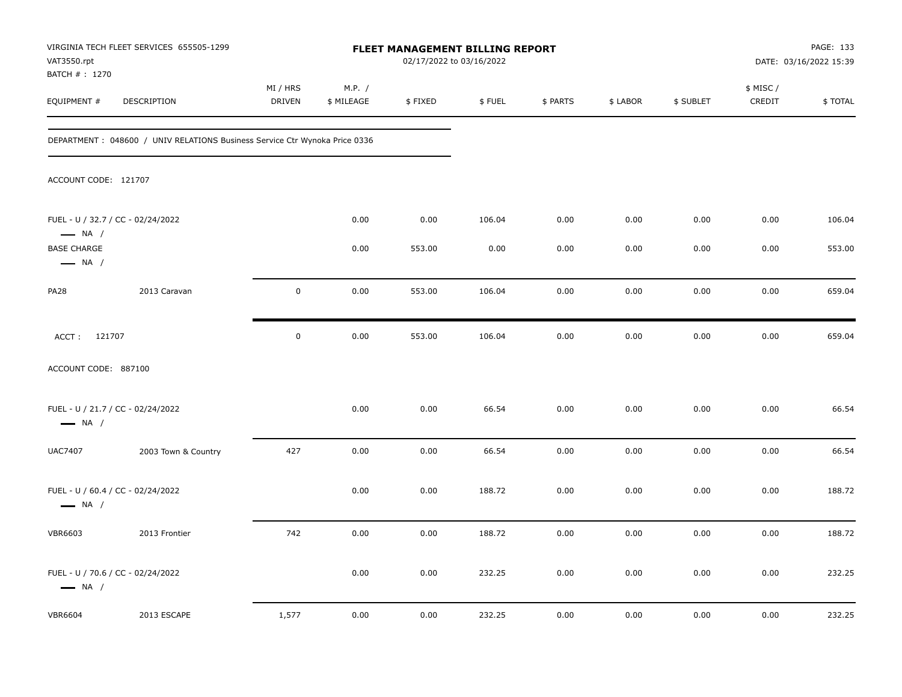VIRGINIA TECH FLEET SERVICES 655505-1299
VAT3550.rpt
BATCH # : 1270

**FLEET MANAGEMENT BILLING REPORT**
02/17/2022 to 03/16/2022

DATE: 03/16/2022 15:39

| EQUIPMENT # | DESCRIPTION | MI / HRS DRIVEN | M.P. / $ MILEAGE | $ FIXED | $ FUEL | $ PARTS | $ LABOR | $ SUBLET | $ MISC / CREDIT | $ TOTAL |
|---|---|---|---|---|---|---|---|---|---|---|
| DEPARTMENT : 048600 / UNIV RELATIONS Business Service Ctr Wynoka Price 0336 | | | | | | | | | | |
| ACCOUNT CODE: 121707 | | | | | | | | | | |
| FUEL - U / 32.7 / CC - 02/24/2022 — NA / | | | 0.00 | 0.00 | 106.04 | 0.00 | 0.00 | 0.00 | 0.00 | 106.04 |
| BASE CHARGE — NA / | | | 0.00 | 553.00 | 0.00 | 0.00 | 0.00 | 0.00 | 0.00 | 553.00 |
| PA28 | 2013 Caravan | 0 | 0.00 | 553.00 | 106.04 | 0.00 | 0.00 | 0.00 | 0.00 | 659.04 |
| ACCT : 121707 | | 0 | 0.00 | 553.00 | 106.04 | 0.00 | 0.00 | 0.00 | 0.00 | 659.04 |
| ACCOUNT CODE: 887100 | | | | | | | | | | |
| FUEL - U / 21.7 / CC - 02/24/2022 — NA / | | | 0.00 | 0.00 | 66.54 | 0.00 | 0.00 | 0.00 | 0.00 | 66.54 |
| UAC7407 | 2003 Town & Country | 427 | 0.00 | 0.00 | 66.54 | 0.00 | 0.00 | 0.00 | 0.00 | 66.54 |
| FUEL - U / 60.4 / CC - 02/24/2022 — NA / | | | 0.00 | 0.00 | 188.72 | 0.00 | 0.00 | 0.00 | 0.00 | 188.72 |
| VBR6603 | 2013 Frontier | 742 | 0.00 | 0.00 | 188.72 | 0.00 | 0.00 | 0.00 | 0.00 | 188.72 |
| FUEL - U / 70.6 / CC - 02/24/2022 — NA / | | | 0.00 | 0.00 | 232.25 | 0.00 | 0.00 | 0.00 | 0.00 | 232.25 |
| VBR6604 | 2013 ESCAPE | 1,577 | 0.00 | 0.00 | 232.25 | 0.00 | 0.00 | 0.00 | 0.00 | 232.25 |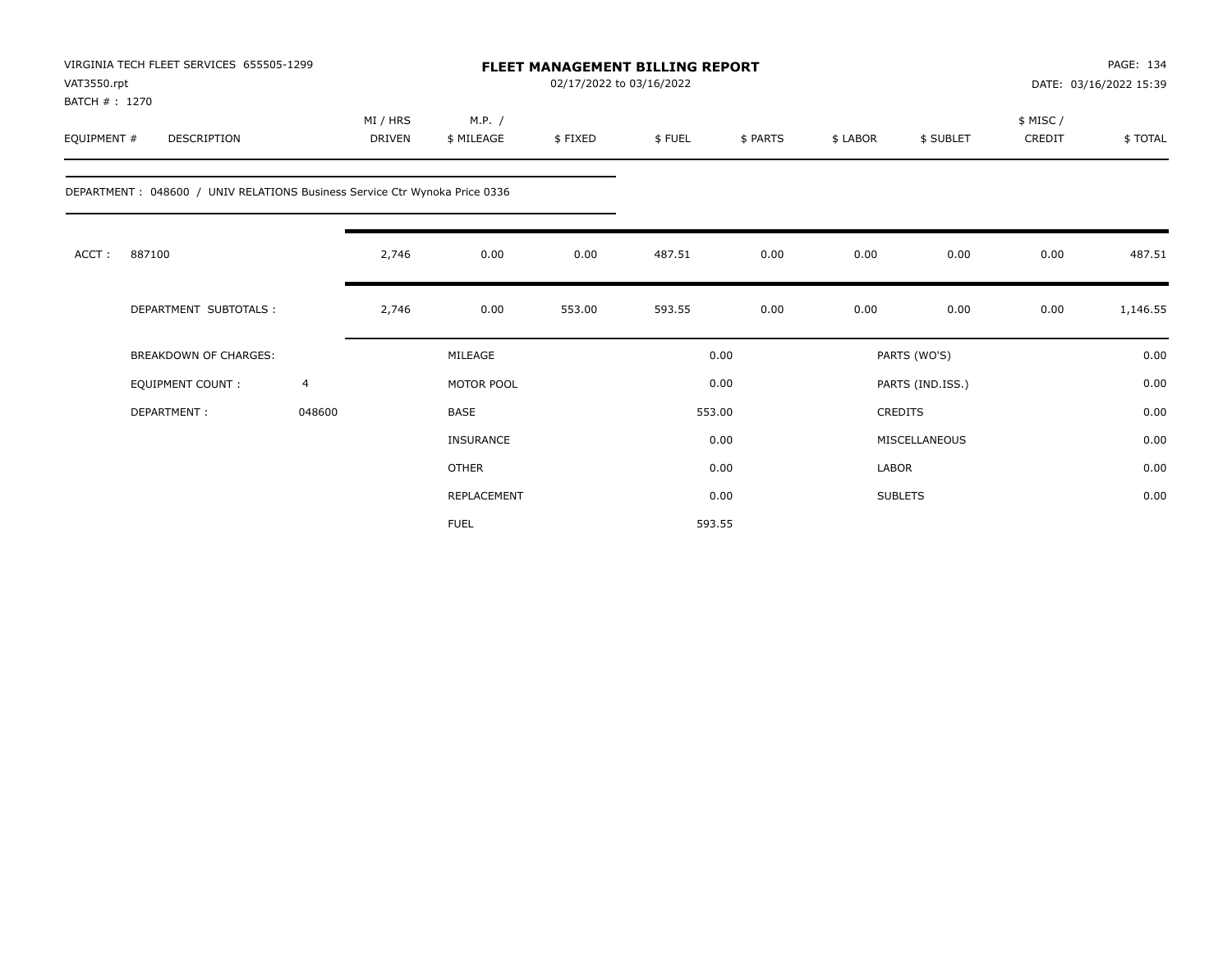VIRGINIA TECH FLEET SERVICES 655505-1299
VAT3550.rpt
BATCH # : 1270

**FLEET MANAGEMENT BILLING REPORT**
02/17/2022 to 03/16/2022

PAGE: 134
DATE: 03/16/2022 15:39

DEPARTMENT : 048600 / UNIV RELATIONS Business Service Ctr Wynoka Price 0336

| EQUIPMENT # | DESCRIPTION | MI / HRS DRIVEN | M.P. / $ MILEAGE | $ FIXED | $ FUEL | $ PARTS | $ LABOR | $ SUBLET | $ MISC / CREDIT | $ TOTAL |
|---|---|---|---|---|---|---|---|---|---|---|
| ACCT : | 887100 | 2,746 | 0.00 | 0.00 | 487.51 | 0.00 | 0.00 | 0.00 | 0.00 | 487.51 |
| | DEPARTMENT SUBTOTALS : | 2,746 | 0.00 | 553.00 | 593.55 | 0.00 | 0.00 | 0.00 | 0.00 | 1,146.55 |

| BREAKDOWN OF CHARGES: | | | | | |
|---|---|---|---|---|---|
| EQUIPMENT COUNT : | 4 | MILEAGE | 0.00 | PARTS (WO'S) | 0.00 |
| DEPARTMENT : | 048600 | MOTOR POOL | 0.00 | PARTS (IND.ISS.) | 0.00 |
| | | BASE | 553.00 | CREDITS | 0.00 |
| | | INSURANCE | 0.00 | MISCELLANEOUS | 0.00 |
| | | OTHER | 0.00 | LABOR | 0.00 |
| | | REPLACEMENT | 0.00 | SUBLETS | 0.00 |
| | | FUEL | 593.55 | | |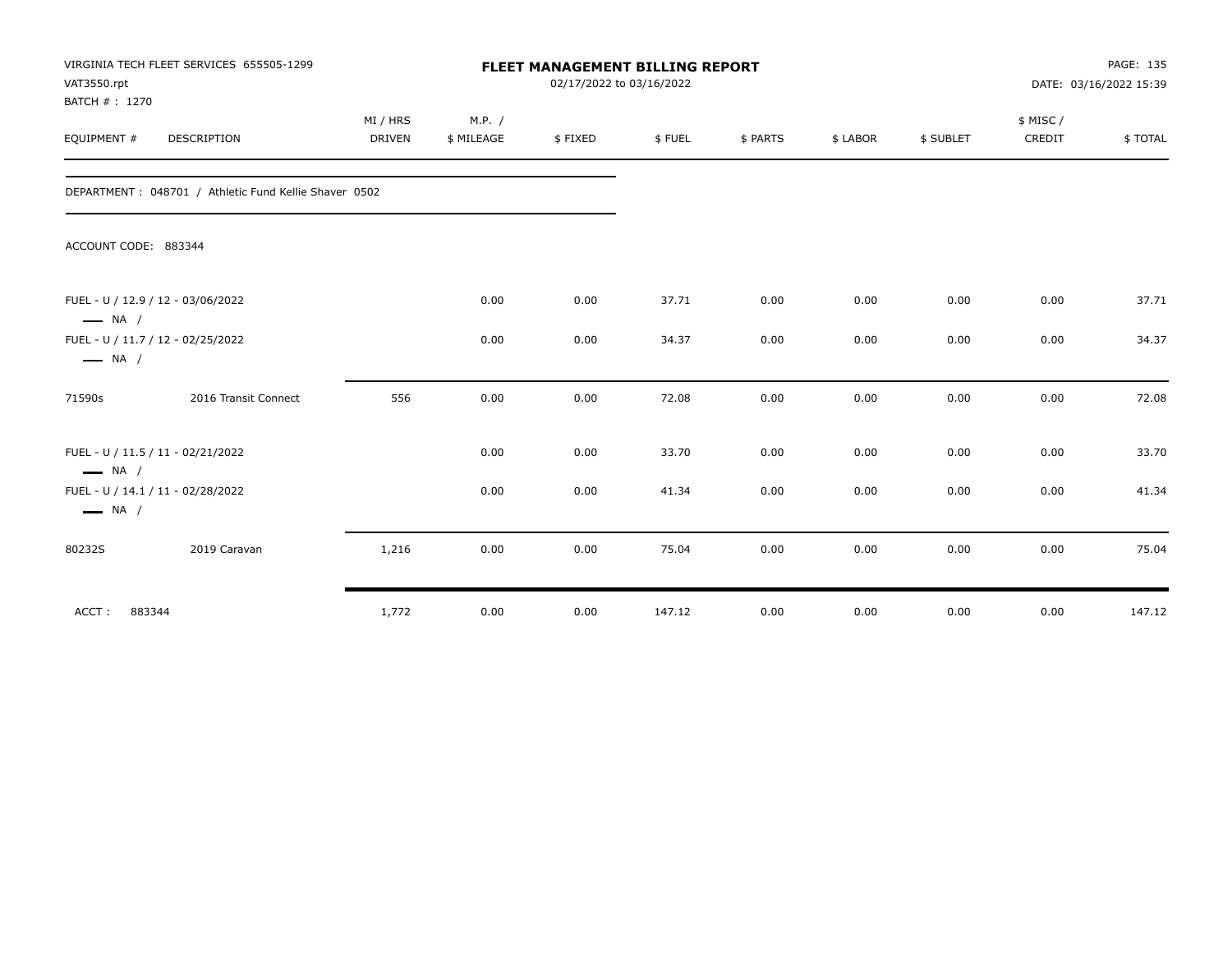VIRGINIA TECH FLEET SERVICES 655505-1299
VAT3550.rpt
BATCH # : 1270

**FLEET MANAGEMENT BILLING REPORT**
02/17/2022 to 03/16/2022

DATE: 03/16/2022 15:39

| EQUIPMENT # | DESCRIPTION | MI / HRS DRIVEN | M.P. / $ MILEAGE | $ FIXED | $ FUEL | $ PARTS | $ LABOR | $ SUBLET | $ MISC / CREDIT | $ TOTAL |
|---|---|---|---|---|---|---|---|---|---|---|
| DEPARTMENT : 048701 / Athletic Fund Kellie Shaver 0502 | | | | | | | | | | |
| ACCOUNT CODE: 883344 | | | | | | | | | | |
| FUEL - U / 12.9 / 12 - 03/06/2022 — NA / | | | 0.00 | 0.00 | 37.71 | 0.00 | 0.00 | 0.00 | 0.00 | 37.71 |
| FUEL - U / 11.7 / 12 - 02/25/2022 — NA / | | | 0.00 | 0.00 | 34.37 | 0.00 | 0.00 | 0.00 | 0.00 | 34.37 |
| 71590s | 2016 Transit Connect | 556 | 0.00 | 0.00 | 72.08 | 0.00 | 0.00 | 0.00 | 0.00 | 72.08 |
| FUEL - U / 11.5 / 11 - 02/21/2022 — NA / | | | 0.00 | 0.00 | 33.70 | 0.00 | 0.00 | 0.00 | 0.00 | 33.70 |
| FUEL - U / 14.1 / 11 - 02/28/2022 — NA / | | | 0.00 | 0.00 | 41.34 | 0.00 | 0.00 | 0.00 | 0.00 | 41.34 |
| 80232S | 2019 Caravan | 1,216 | 0.00 | 0.00 | 75.04 | 0.00 | 0.00 | 0.00 | 0.00 | 75.04 |
| ACCT : 883344 | | 1,772 | 0.00 | 0.00 | 147.12 | 0.00 | 0.00 | 0.00 | 0.00 | 147.12 |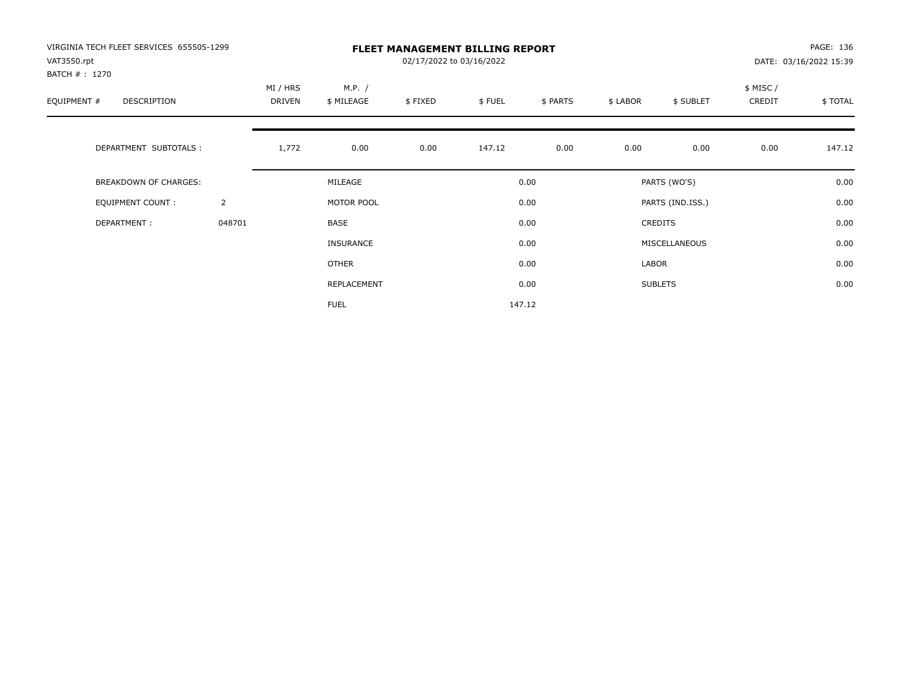VIRGINIA TECH FLEET SERVICES 655505-1299
VAT3550.rpt
BATCH # : 1270

# FLEET MANAGEMENT BILLING REPORT

02/17/2022 to 03/16/2022

PAGE: 136
DATE: 03/16/2022 15:39

| EQUIPMENT # | DESCRIPTION | MI / HRS DRIVEN | M.P. / $ MILEAGE | $ FIXED | $ FUEL | $ PARTS | $ LABOR | $ SUBLET | $ MISC / CREDIT | $ TOTAL |
|---|---|---|---|---|---|---|---|---|---|---|
| | DEPARTMENT SUBTOTALS : | 1,772 | 0.00 | 0.00 | 147.12 | 0.00 | 0.00 | 0.00 | 0.00 | 147.12 |

| | | | | | |
|---|---|---|---|---|---|
| BREAKDOWN OF CHARGES: | | MILEAGE | 0.00 | PARTS (WO'S) | 0.00 |
| EQUIPMENT COUNT : | 2 | MOTOR POOL | 0.00 | PARTS (IND.ISS.) | 0.00 |
| DEPARTMENT : | 048701 | BASE | 0.00 | CREDITS | 0.00 |
| | | INSURANCE | 0.00 | MISCELLANEOUS | 0.00 |
| | | OTHER | 0.00 | LABOR | 0.00 |
| | | REPLACEMENT | 0.00 | SUBLETS | 0.00 |
| | | FUEL | 147.12 | | |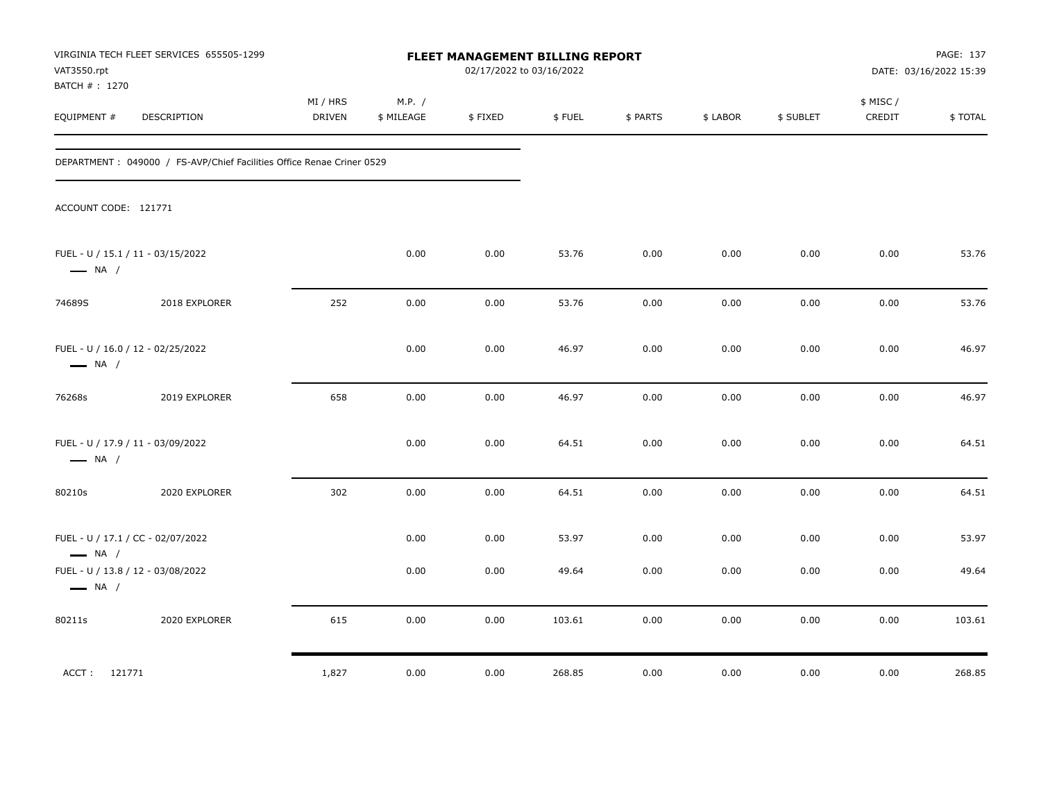VIRGINIA TECH FLEET SERVICES 655505-1299
VAT3550.rpt
BATCH # : 1270

**FLEET MANAGEMENT BILLING REPORT**
02/17/2022 to 03/16/2022

DATE: 03/16/2022 15:39

DEPARTMENT : 049000 / FS-AVP/Chief Facilities Office Renae Criner 0529

ACCOUNT CODE: 121771

| EQUIPMENT # | DESCRIPTION | MI / HRS DRIVEN | M.P. / $ MILEAGE | $ FIXED | $ FUEL | $ PARTS | $ LABOR | $ SUBLET | $ MISC / CREDIT | $ TOTAL |
|---|---|---|---|---|---|---|---|---|---|---|
| FUEL - U / 15.1 / 11 - 03/15/2022 — NA / | | | 0.00 | 0.00 | 53.76 | 0.00 | 0.00 | 0.00 | 0.00 | 53.76 |
| 74689S | 2018 EXPLORER | 252 | 0.00 | 0.00 | 53.76 | 0.00 | 0.00 | 0.00 | 0.00 | 53.76 |
| FUEL - U / 16.0 / 12 - 02/25/2022 — NA / | | | 0.00 | 0.00 | 46.97 | 0.00 | 0.00 | 0.00 | 0.00 | 46.97 |
| 76268s | 2019 EXPLORER | 658 | 0.00 | 0.00 | 46.97 | 0.00 | 0.00 | 0.00 | 0.00 | 46.97 |
| FUEL - U / 17.9 / 11 - 03/09/2022 — NA / | | | 0.00 | 0.00 | 64.51 | 0.00 | 0.00 | 0.00 | 0.00 | 64.51 |
| 80210s | 2020 EXPLORER | 302 | 0.00 | 0.00 | 64.51 | 0.00 | 0.00 | 0.00 | 0.00 | 64.51 |
| FUEL - U / 17.1 / CC - 02/07/2022 — NA / | | | 0.00 | 0.00 | 53.97 | 0.00 | 0.00 | 0.00 | 0.00 | 53.97 |
| FUEL - U / 13.8 / 12 - 03/08/2022 — NA / | | | 0.00 | 0.00 | 49.64 | 0.00 | 0.00 | 0.00 | 0.00 | 49.64 |
| 80211s | 2020 EXPLORER | 615 | 0.00 | 0.00 | 103.61 | 0.00 | 0.00 | 0.00 | 0.00 | 103.61 |
| ACCT : 121771 | | 1,827 | 0.00 | 0.00 | 268.85 | 0.00 | 0.00 | 0.00 | 0.00 | 268.85 |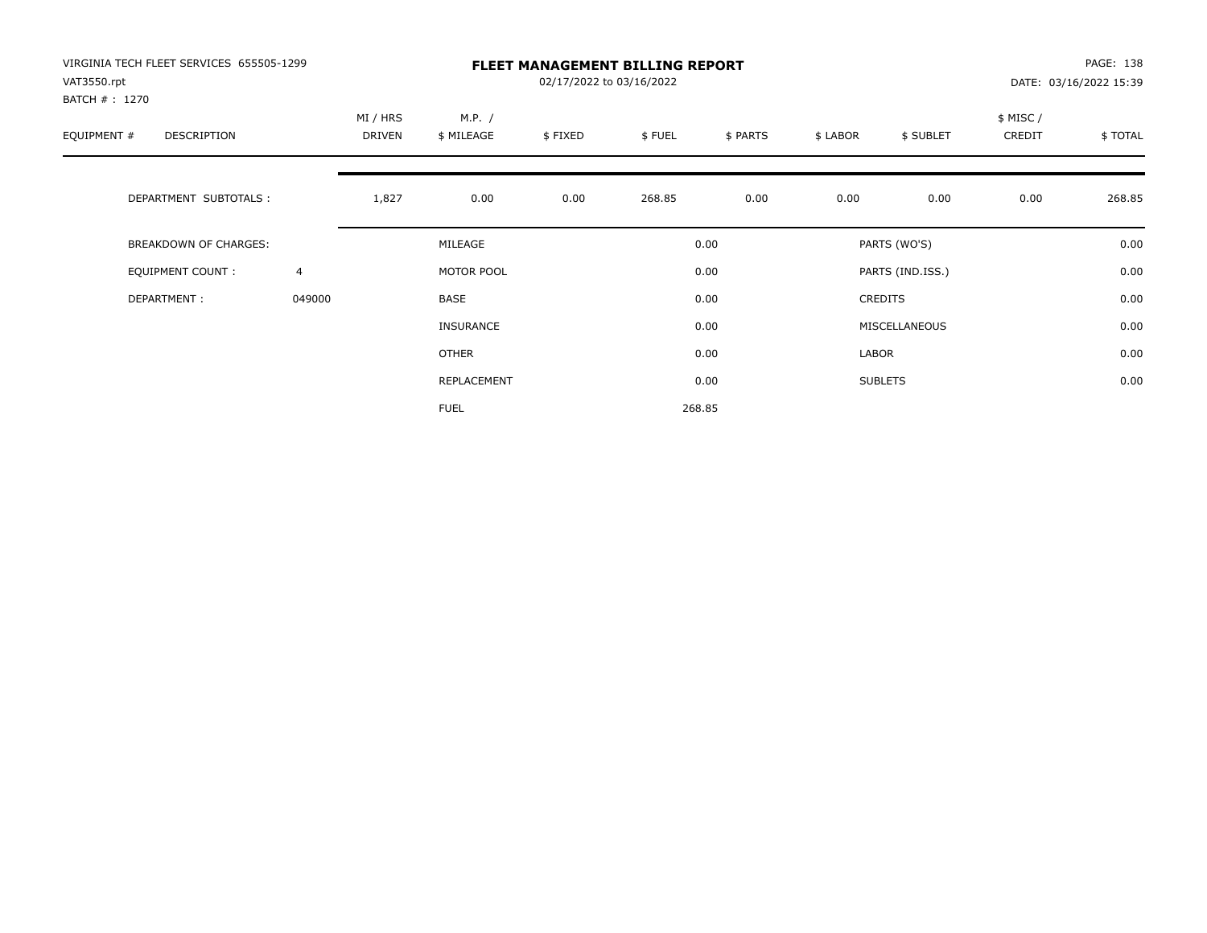VIRGINIA TECH FLEET SERVICES 655505-1299
VAT3550.rpt
BATCH # : 1270

# FLEET MANAGEMENT BILLING REPORT

02/17/2022 to 03/16/2022

PAGE: 138
DATE: 03/16/2022 15:39

| EQUIPMENT # | DESCRIPTION | MI / HRS DRIVEN | M.P. / $ MILEAGE | $ FIXED | $ FUEL | $ PARTS | $ LABOR | $ SUBLET | $ MISC / CREDIT | $ TOTAL |
|---|---|---|---|---|---|---|---|---|---|---|
| | DEPARTMENT SUBTOTALS : | 1,827 | 0.00 | 0.00 | 268.85 | 0.00 | 0.00 | 0.00 | 0.00 | 268.85 |

| | | | | | |
|---|---|---|---|---|---|
| BREAKDOWN OF CHARGES: | | MILEAGE | 0.00 | PARTS (WO'S) | 0.00 |
| EQUIPMENT COUNT : | 4 | MOTOR POOL | 0.00 | PARTS (IND.ISS.) | 0.00 |
| DEPARTMENT : | 049000 | BASE | 0.00 | CREDITS | 0.00 |
| | | INSURANCE | 0.00 | MISCELLANEOUS | 0.00 |
| | | OTHER | 0.00 | LABOR | 0.00 |
| | | REPLACEMENT | 0.00 | SUBLETS | 0.00 |
| | | FUEL | 268.85 | | |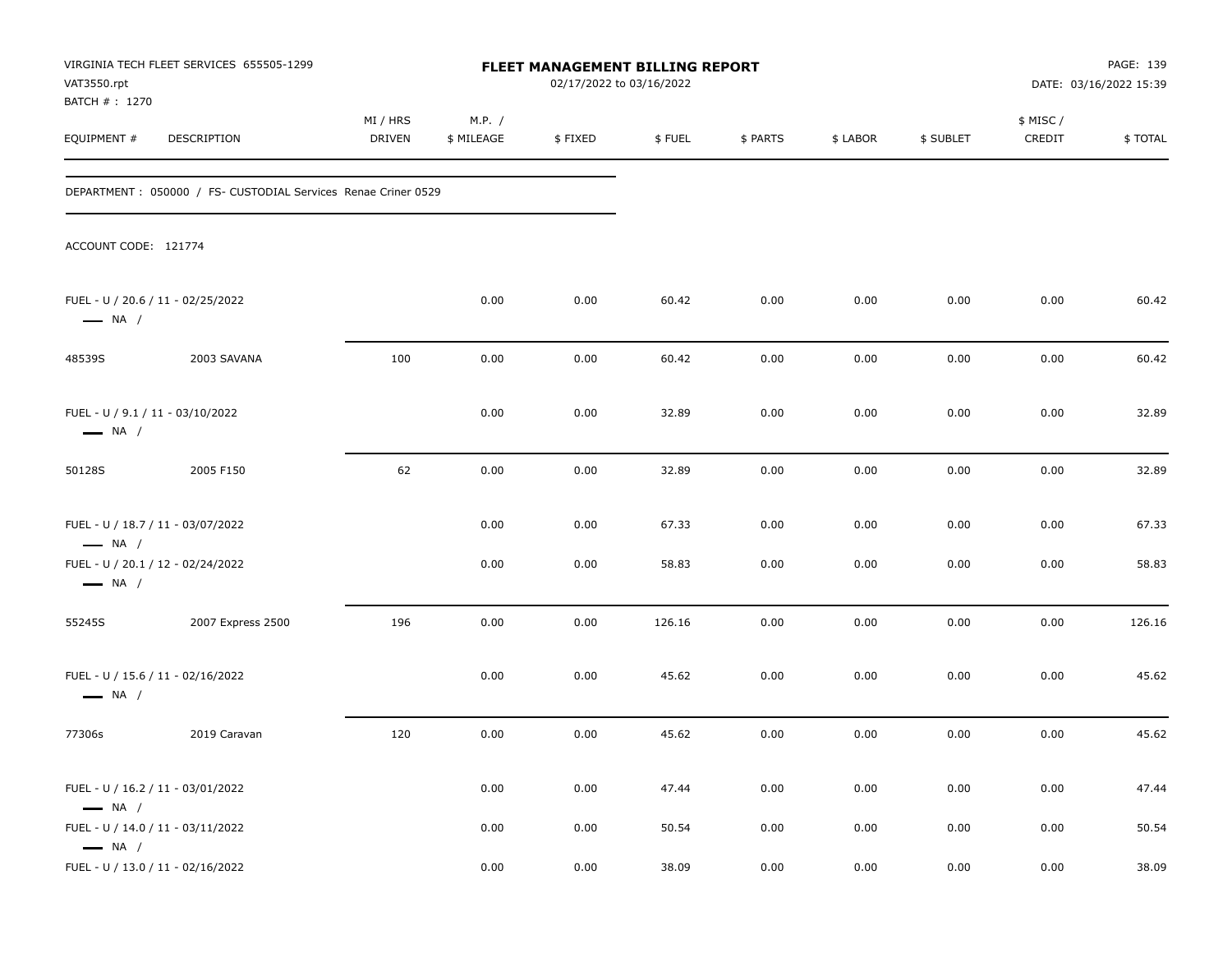VIRGINIA TECH FLEET SERVICES 655505-1299
VAT3550.rpt
BATCH # : 1270

# FLEET MANAGEMENT BILLING REPORT

02/17/2022 to 03/16/2022

DATE: 03/16/2022 15:39

DEPARTMENT : 050000 / FS- CUSTODIAL Services Renae Criner 0529

ACCOUNT CODE: 121774

| EQUIPMENT # | DESCRIPTION | MI / HRS DRIVEN | M.P. / $ MILEAGE | $ FIXED | $ FUEL | $ PARTS | $ LABOR | $ SUBLET | $ MISC / CREDIT | $ TOTAL |
|---|---|---|---|---|---|---|---|---|---|---|
| FUEL - U / 20.6 / 11 - 02/25/2022 — NA / | | | 0.00 | 0.00 | 60.42 | 0.00 | 0.00 | 0.00 | 0.00 | 60.42 |
| 48539S | 2003 SAVANA | 100 | 0.00 | 0.00 | 60.42 | 0.00 | 0.00 | 0.00 | 0.00 | 60.42 |
| FUEL - U / 9.1 / 11 - 03/10/2022 — NA / | | | 0.00 | 0.00 | 32.89 | 0.00 | 0.00 | 0.00 | 0.00 | 32.89 |
| 50128S | 2005 F150 | 62 | 0.00 | 0.00 | 32.89 | 0.00 | 0.00 | 0.00 | 0.00 | 32.89 |
| FUEL - U / 18.7 / 11 - 03/07/2022 — NA / | | | 0.00 | 0.00 | 67.33 | 0.00 | 0.00 | 0.00 | 0.00 | 67.33 |
| FUEL - U / 20.1 / 12 - 02/24/2022 — NA / | | | 0.00 | 0.00 | 58.83 | 0.00 | 0.00 | 0.00 | 0.00 | 58.83 |
| 55245S | 2007 Express 2500 | 196 | 0.00 | 0.00 | 126.16 | 0.00 | 0.00 | 0.00 | 0.00 | 126.16 |
| FUEL - U / 15.6 / 11 - 02/16/2022 — NA / | | | 0.00 | 0.00 | 45.62 | 0.00 | 0.00 | 0.00 | 0.00 | 45.62 |
| 77306s | 2019 Caravan | 120 | 0.00 | 0.00 | 45.62 | 0.00 | 0.00 | 0.00 | 0.00 | 45.62 |
| FUEL - U / 16.2 / 11 - 03/01/2022 — NA / | | | 0.00 | 0.00 | 47.44 | 0.00 | 0.00 | 0.00 | 0.00 | 47.44 |
| FUEL - U / 14.0 / 11 - 03/11/2022 — NA / | | | 0.00 | 0.00 | 50.54 | 0.00 | 0.00 | 0.00 | 0.00 | 50.54 |
| FUEL - U / 13.0 / 11 - 02/16/2022 | | | 0.00 | 0.00 | 38.09 | 0.00 | 0.00 | 0.00 | 0.00 | 38.09 |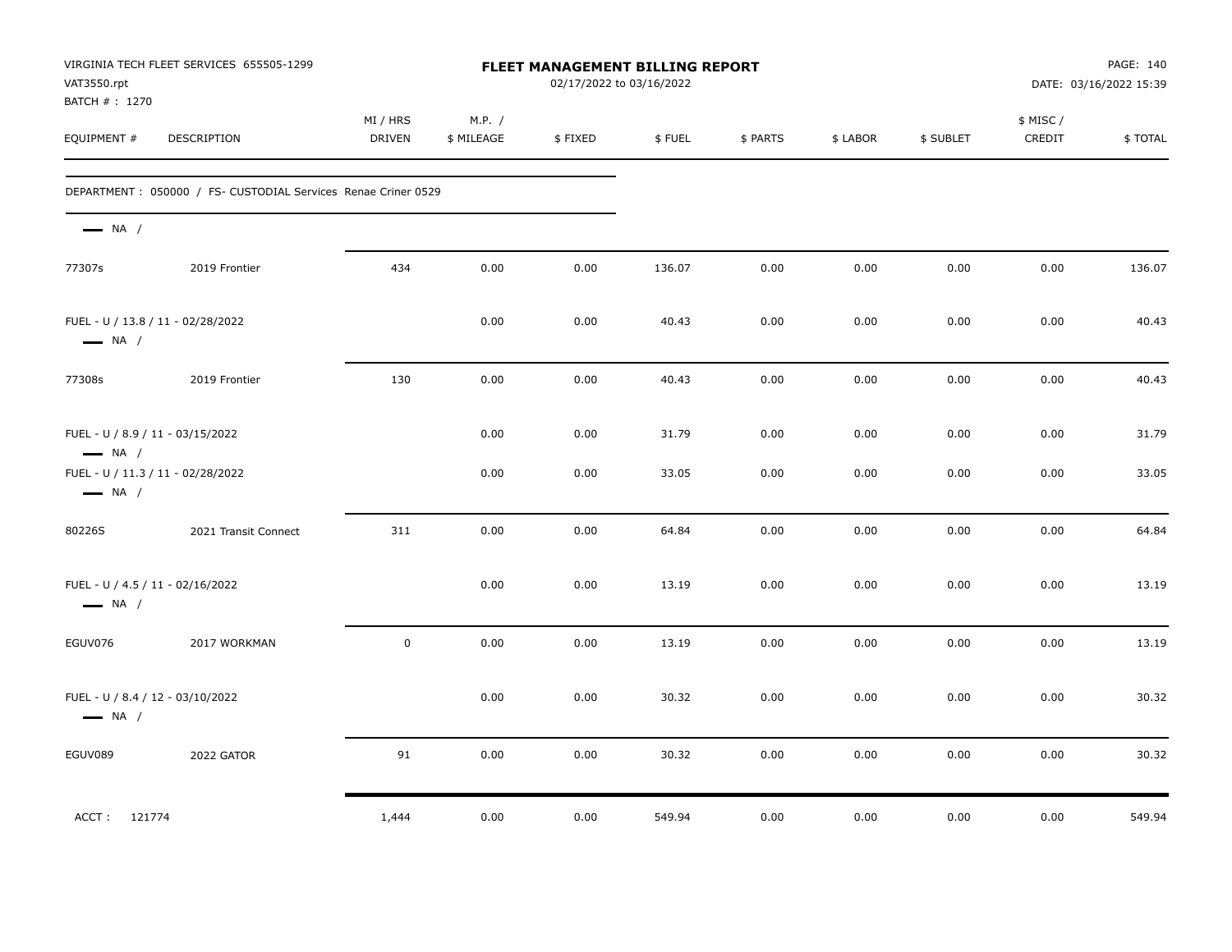VIRGINIA TECH FLEET SERVICES 655505-1299
VAT3550.rpt
BATCH # : 1270

**FLEET MANAGEMENT BILLING REPORT**
02/17/2022 to 03/16/2022

DATE: 03/16/2022 15:39

| EQUIPMENT # | DESCRIPTION | MI / HRS DRIVEN | M.P. / $ MILEAGE | $ FIXED | $ FUEL | $ PARTS | $ LABOR | $ SUBLET | $ MISC / CREDIT | $ TOTAL |
|---|---|---|---|---|---|---|---|---|---|---|
| DEPARTMENT : 050000 / FS- CUSTODIAL Services Renae Criner 0529 | | | | | | | | | | |
| — NA / | | | | | | | | | | |
| 77307s | 2019 Frontier | 434 | 0.00 | 0.00 | 136.07 | 0.00 | 0.00 | 0.00 | 0.00 | 136.07 |
| FUEL - U / 13.8 / 11 - 02/28/2022 — NA / | | | 0.00 | 0.00 | 40.43 | 0.00 | 0.00 | 0.00 | 0.00 | 40.43 |
| 77308s | 2019 Frontier | 130 | 0.00 | 0.00 | 40.43 | 0.00 | 0.00 | 0.00 | 0.00 | 40.43 |
| FUEL - U / 8.9 / 11 - 03/15/2022 — NA / | | | 0.00 | 0.00 | 31.79 | 0.00 | 0.00 | 0.00 | 0.00 | 31.79 |
| FUEL - U / 11.3 / 11 - 02/28/2022 — NA / | | | 0.00 | 0.00 | 33.05 | 0.00 | 0.00 | 0.00 | 0.00 | 33.05 |
| 80226S | 2021 Transit Connect | 311 | 0.00 | 0.00 | 64.84 | 0.00 | 0.00 | 0.00 | 0.00 | 64.84 |
| FUEL - U / 4.5 / 11 - 02/16/2022 — NA / | | | 0.00 | 0.00 | 13.19 | 0.00 | 0.00 | 0.00 | 0.00 | 13.19 |
| EGUV076 | 2017 WORKMAN | 0 | 0.00 | 0.00 | 13.19 | 0.00 | 0.00 | 0.00 | 0.00 | 13.19 |
| FUEL - U / 8.4 / 12 - 03/10/2022 — NA / | | | 0.00 | 0.00 | 30.32 | 0.00 | 0.00 | 0.00 | 0.00 | 30.32 |
| EGUV089 | 2022 GATOR | 91 | 0.00 | 0.00 | 30.32 | 0.00 | 0.00 | 0.00 | 0.00 | 30.32 |
| ACCT : 121774 | | 1,444 | 0.00 | 0.00 | 549.94 | 0.00 | 0.00 | 0.00 | 0.00 | 549.94 |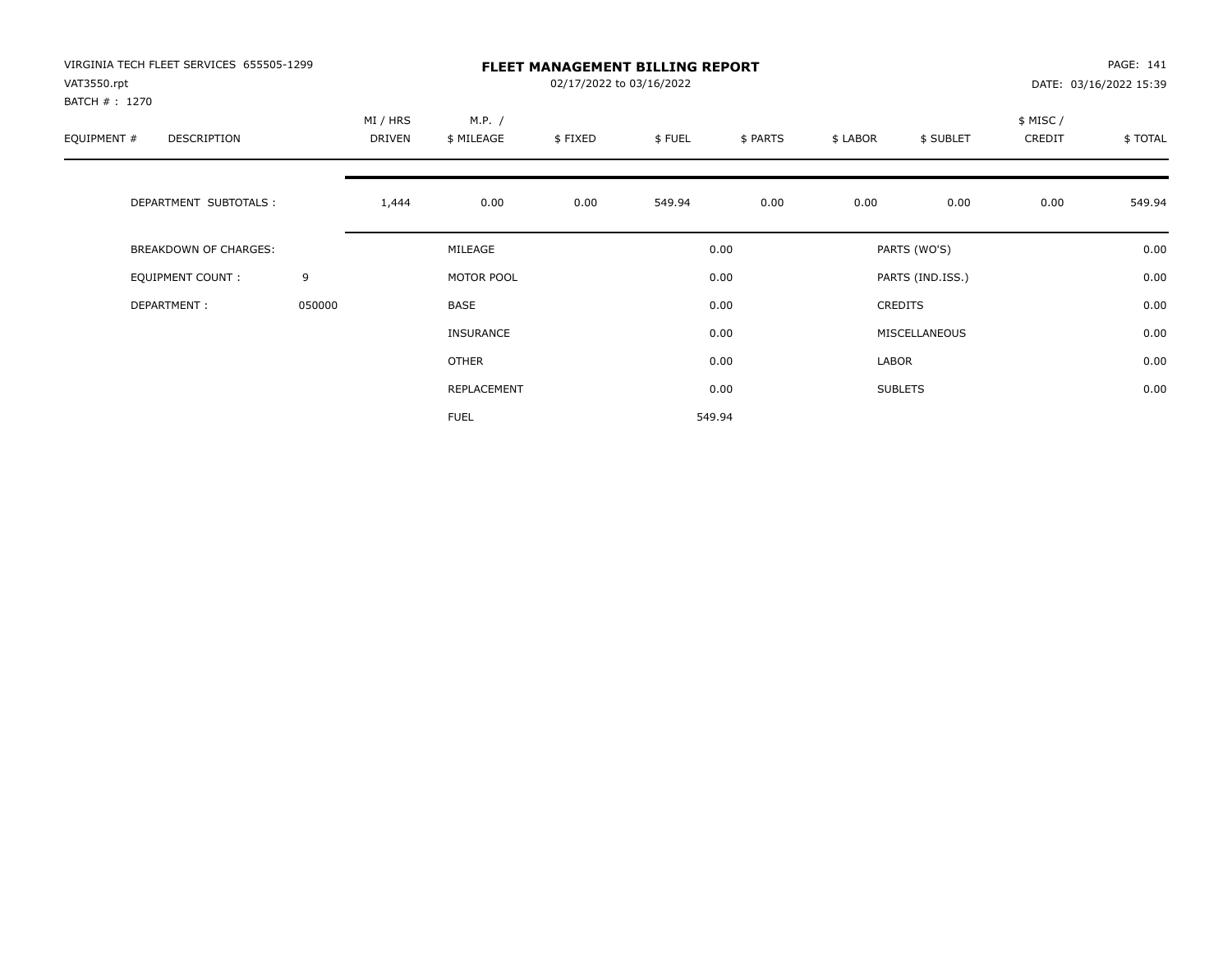VIRGINIA TECH FLEET SERVICES 655505-1299
VAT3550.rpt
BATCH # : 1270

# FLEET MANAGEMENT BILLING REPORT

02/17/2022 to 03/16/2022

PAGE: 141
DATE: 03/16/2022 15:39

| EQUIPMENT # | DESCRIPTION | MI / HRS DRIVEN | M.P. / $ MILEAGE | $ FIXED | $ FUEL | $ PARTS | $ LABOR | $ SUBLET | $ MISC / CREDIT | $ TOTAL |
|---|---|---|---|---|---|---|---|---|---|---|
| | DEPARTMENT SUBTOTALS : | 1,444 | 0.00 | 0.00 | 549.94 | 0.00 | 0.00 | 0.00 | 0.00 | 549.94 |

| | | | | | |
|---|---|---|---|---|---|
| BREAKDOWN OF CHARGES: | | MILEAGE | 0.00 | PARTS (WO'S) | 0.00 |
| EQUIPMENT COUNT : | 9 | MOTOR POOL | 0.00 | PARTS (IND.ISS.) | 0.00 |
| DEPARTMENT : | 050000 | BASE | 0.00 | CREDITS | 0.00 |
| | | INSURANCE | 0.00 | MISCELLANEOUS | 0.00 |
| | | OTHER | 0.00 | LABOR | 0.00 |
| | | REPLACEMENT | 0.00 | SUBLETS | 0.00 |
| | | FUEL | 549.94 | | |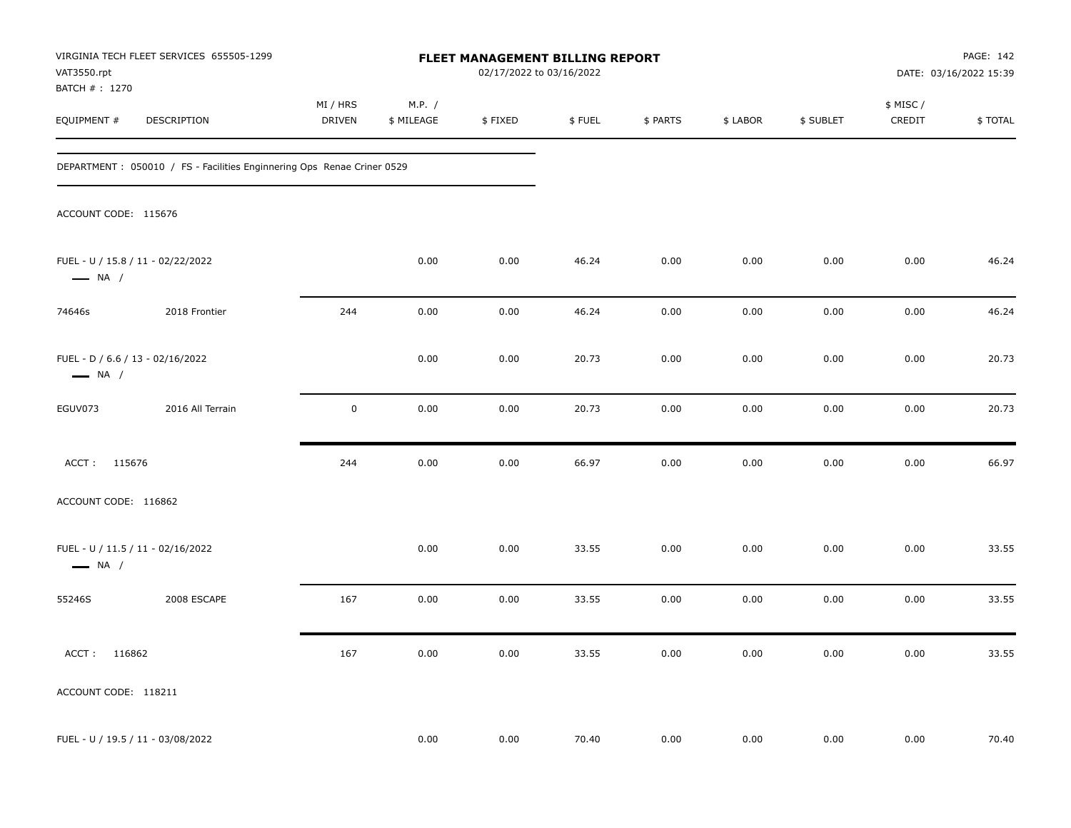VIRGINIA TECH FLEET SERVICES 655505-1299
VAT3550.rpt
BATCH # : 1270

**FLEET MANAGEMENT BILLING REPORT**
02/17/2022 to 03/16/2022

DATE: 03/16/2022 15:39

| EQUIPMENT # | DESCRIPTION | MI / HRS DRIVEN | M.P. / $ MILEAGE | $ FIXED | $ FUEL | $ PARTS | $ LABOR | $ SUBLET | $ MISC / CREDIT | $ TOTAL |
|---|---|---|---|---|---|---|---|---|---|---|
| DEPARTMENT : 050010 / FS - Facilities Enginnering Ops Renae Criner 0529 | | | | | | | | | | |
| ACCOUNT CODE: 115676 | | | | | | | | | | |
| FUEL - U / 15.8 / 11 - 02/22/2022 — NA / | | | 0.00 | 0.00 | 46.24 | 0.00 | 0.00 | 0.00 | 0.00 | 46.24 |
| 74646s | 2018 Frontier | 244 | 0.00 | 0.00 | 46.24 | 0.00 | 0.00 | 0.00 | 0.00 | 46.24 |
| FUEL - D / 6.6 / 13 - 02/16/2022 — NA / | | | 0.00 | 0.00 | 20.73 | 0.00 | 0.00 | 0.00 | 0.00 | 20.73 |
| EGUV073 | 2016 All Terrain | 0 | 0.00 | 0.00 | 20.73 | 0.00 | 0.00 | 0.00 | 0.00 | 20.73 |
| ACCT : 115676 | | 244 | 0.00 | 0.00 | 66.97 | 0.00 | 0.00 | 0.00 | 0.00 | 66.97 |
| ACCOUNT CODE: 116862 | | | | | | | | | | |
| FUEL - U / 11.5 / 11 - 02/16/2022 — NA / | | | 0.00 | 0.00 | 33.55 | 0.00 | 0.00 | 0.00 | 0.00 | 33.55 |
| 55246S | 2008 ESCAPE | 167 | 0.00 | 0.00 | 33.55 | 0.00 | 0.00 | 0.00 | 0.00 | 33.55 |
| ACCT : 116862 | | 167 | 0.00 | 0.00 | 33.55 | 0.00 | 0.00 | 0.00 | 0.00 | 33.55 |
| ACCOUNT CODE: 118211 | | | | | | | | | | |
| FUEL - U / 19.5 / 11 - 03/08/2022 | | | 0.00 | 0.00 | 70.40 | 0.00 | 0.00 | 0.00 | 0.00 | 70.40 |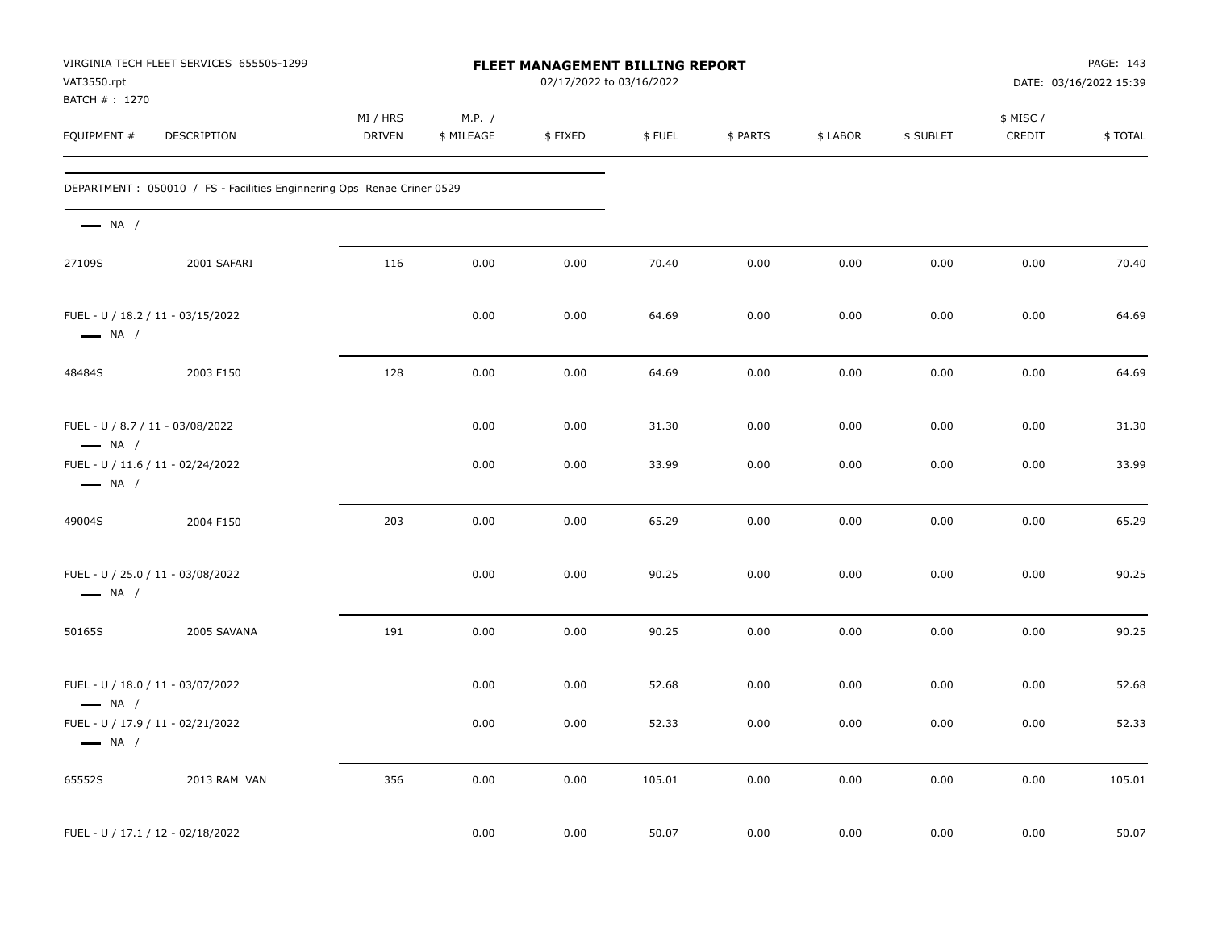VIRGINIA TECH FLEET SERVICES 655505-1299
VAT3550.rpt
BATCH # : 1270

**FLEET MANAGEMENT BILLING REPORT**
02/17/2022 to 03/16/2022

DATE: 03/16/2022 15:39

| EQUIPMENT # | DESCRIPTION | MI / HRS DRIVEN | M.P. / $ MILEAGE | $ FIXED | $ FUEL | $ PARTS | $ LABOR | $ SUBLET | $ MISC / CREDIT | $ TOTAL |
|---|---|---|---|---|---|---|---|---|---|---|
| DEPARTMENT : 050010 / FS - Facilities Enginnering Ops Renae Criner 0529 | | | | | | | | | | |
| NA / | | | | | | | | | | |
| 27109S | 2001 SAFARI | 116 | 0.00 | 0.00 | 70.40 | 0.00 | 0.00 | 0.00 | 0.00 | 70.40 |
| FUEL - U / 18.2 / 11 - 03/15/2022 | | | 0.00 | 0.00 | 64.69 | 0.00 | 0.00 | 0.00 | 0.00 | 64.69 |
| NA / | | | | | | | | | | |
| 48484S | 2003 F150 | 128 | 0.00 | 0.00 | 64.69 | 0.00 | 0.00 | 0.00 | 0.00 | 64.69 |
| FUEL - U / 8.7 / 11 - 03/08/2022 | | | 0.00 | 0.00 | 31.30 | 0.00 | 0.00 | 0.00 | 0.00 | 31.30 |
| NA / | | | | | | | | | | |
| FUEL - U / 11.6 / 11 - 02/24/2022 | | | 0.00 | 0.00 | 33.99 | 0.00 | 0.00 | 0.00 | 0.00 | 33.99 |
| NA / | | | | | | | | | | |
| 49004S | 2004 F150 | 203 | 0.00 | 0.00 | 65.29 | 0.00 | 0.00 | 0.00 | 0.00 | 65.29 |
| FUEL - U / 25.0 / 11 - 03/08/2022 | | | 0.00 | 0.00 | 90.25 | 0.00 | 0.00 | 0.00 | 0.00 | 90.25 |
| NA / | | | | | | | | | | |
| 50165S | 2005 SAVANA | 191 | 0.00 | 0.00 | 90.25 | 0.00 | 0.00 | 0.00 | 0.00 | 90.25 |
| FUEL - U / 18.0 / 11 - 03/07/2022 | | | 0.00 | 0.00 | 52.68 | 0.00 | 0.00 | 0.00 | 0.00 | 52.68 |
| NA / | | | | | | | | | | |
| FUEL - U / 17.9 / 11 - 02/21/2022 | | | 0.00 | 0.00 | 52.33 | 0.00 | 0.00 | 0.00 | 0.00 | 52.33 |
| NA / | | | | | | | | | | |
| 65552S | 2013 RAM VAN | 356 | 0.00 | 0.00 | 105.01 | 0.00 | 0.00 | 0.00 | 0.00 | 105.01 |
| FUEL - U / 17.1 / 12 - 02/18/2022 | | | 0.00 | 0.00 | 50.07 | 0.00 | 0.00 | 0.00 | 0.00 | 50.07 |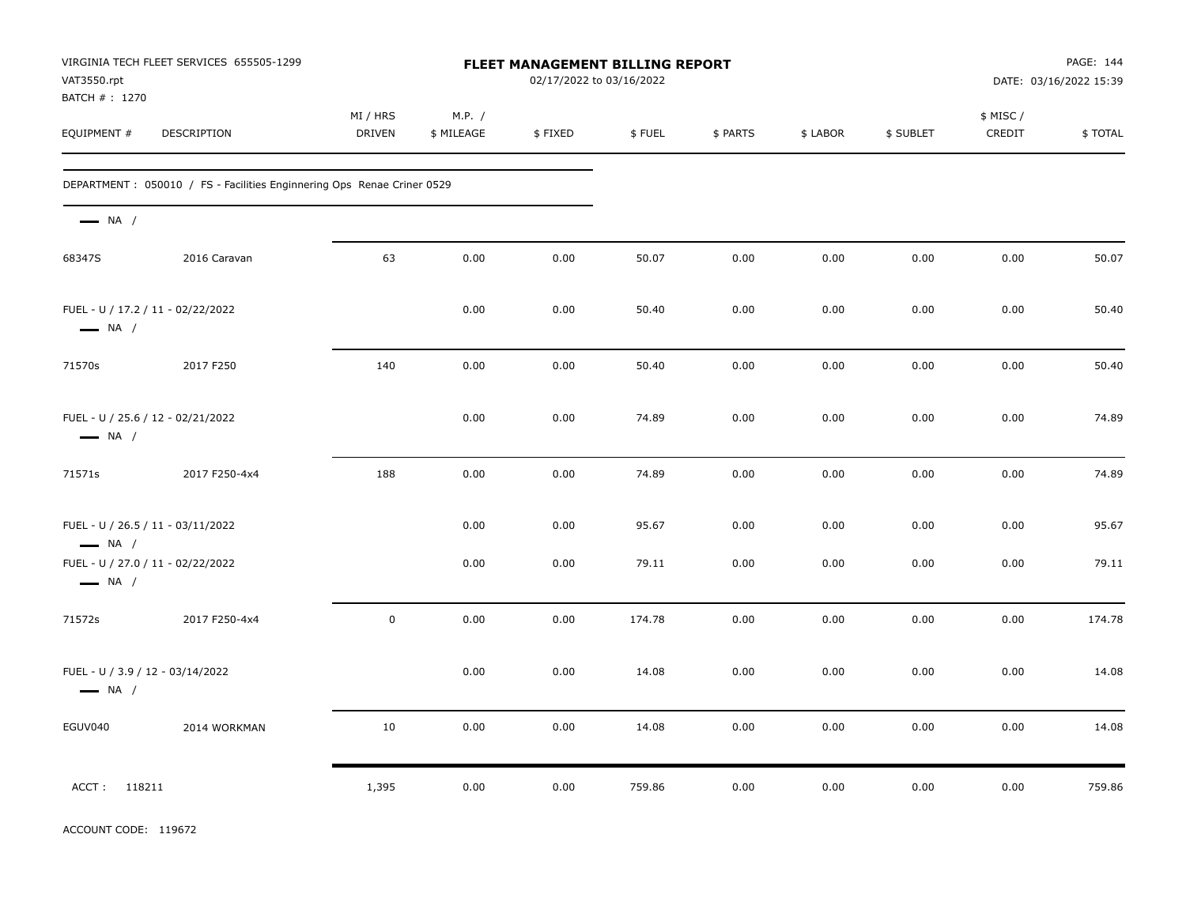VIRGINIA TECH FLEET SERVICES 655505-1299
VAT3550.rpt
BATCH # : 1270

**FLEET MANAGEMENT BILLING REPORT**
02/17/2022 to 03/16/2022

DATE: 03/16/2022 15:39

| EQUIPMENT # | DESCRIPTION | MI / HRS DRIVEN | M.P. / $ MILEAGE | $ FIXED | $ FUEL | $ PARTS | $ LABOR | $ SUBLET | $ MISC / CREDIT | $ TOTAL |
|---|---|---|---|---|---|---|---|---|---|---|
| DEPARTMENT : 050010 / FS - Facilities Enginnering Ops Renae Criner 0529 | | | | | | | | | | |
| — NA / | | | | | | | | | | |
| 68347S | 2016 Caravan | 63 | 0.00 | 0.00 | 50.07 | 0.00 | 0.00 | 0.00 | 0.00 | 50.07 |
| FUEL - U / 17.2 / 11 - 02/22/2022 — NA / | | | 0.00 | 0.00 | 50.40 | 0.00 | 0.00 | 0.00 | 0.00 | 50.40 |
| 71570s | 2017 F250 | 140 | 0.00 | 0.00 | 50.40 | 0.00 | 0.00 | 0.00 | 0.00 | 50.40 |
| FUEL - U / 25.6 / 12 - 02/21/2022 — NA / | | | 0.00 | 0.00 | 74.89 | 0.00 | 0.00 | 0.00 | 0.00 | 74.89 |
| 71571s | 2017 F250-4x4 | 188 | 0.00 | 0.00 | 74.89 | 0.00 | 0.00 | 0.00 | 0.00 | 74.89 |
| FUEL - U / 26.5 / 11 - 03/11/2022 — NA / | | | 0.00 | 0.00 | 95.67 | 0.00 | 0.00 | 0.00 | 0.00 | 95.67 |
| FUEL - U / 27.0 / 11 - 02/22/2022 — NA / | | | 0.00 | 0.00 | 79.11 | 0.00 | 0.00 | 0.00 | 0.00 | 79.11 |
| 71572s | 2017 F250-4x4 | 0 | 0.00 | 0.00 | 174.78 | 0.00 | 0.00 | 0.00 | 0.00 | 174.78 |
| FUEL - U / 3.9 / 12 - 03/14/2022 — NA / | | | 0.00 | 0.00 | 14.08 | 0.00 | 0.00 | 0.00 | 0.00 | 14.08 |
| EGUV040 | 2014 WORKMAN | 10 | 0.00 | 0.00 | 14.08 | 0.00 | 0.00 | 0.00 | 0.00 | 14.08 |
| ACCT : 118211 | | 1,395 | 0.00 | 0.00 | 759.86 | 0.00 | 0.00 | 0.00 | 0.00 | 759.86 |

ACCOUNT CODE: 119672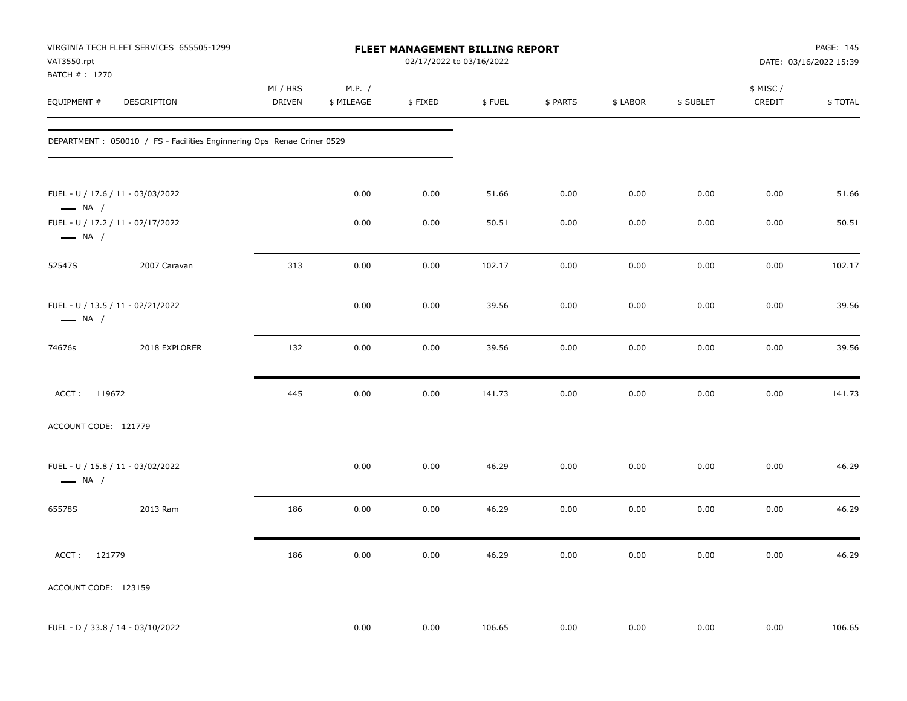VIRGINIA TECH FLEET SERVICES 655505-1299
VAT3550.rpt
BATCH # : 1270

# FLEET MANAGEMENT BILLING REPORT

02/17/2022 to 03/16/2022

DATE: 03/16/2022 15:39

| EQUIPMENT # | DESCRIPTION | MI / HRS DRIVEN | M.P. / $ MILEAGE | $ FIXED | $ FUEL | $ PARTS | $ LABOR | $ SUBLET | $ MISC / CREDIT | $ TOTAL |
|---|---|---|---|---|---|---|---|---|---|---|
| DEPARTMENT : 050010 / FS - Facilities Enginnering Ops Renae Criner 0529 | | | | | | | | | | |
| FUEL - U / 17.6 / 11 - 03/03/2022 — NA / | | | 0.00 | 0.00 | 51.66 | 0.00 | 0.00 | 0.00 | 0.00 | 51.66 |
| FUEL - U / 17.2 / 11 - 02/17/2022 — NA / | | | 0.00 | 0.00 | 50.51 | 0.00 | 0.00 | 0.00 | 0.00 | 50.51 |
| 52547S | 2007 Caravan | 313 | 0.00 | 0.00 | 102.17 | 0.00 | 0.00 | 0.00 | 0.00 | 102.17 |
| FUEL - U / 13.5 / 11 - 02/21/2022 — NA / | | | 0.00 | 0.00 | 39.56 | 0.00 | 0.00 | 0.00 | 0.00 | 39.56 |
| 74676s | 2018 EXPLORER | 132 | 0.00 | 0.00 | 39.56 | 0.00 | 0.00 | 0.00 | 0.00 | 39.56 |
| ACCT : 119672 | | 445 | 0.00 | 0.00 | 141.73 | 0.00 | 0.00 | 0.00 | 0.00 | 141.73 |
| ACCOUNT CODE: 121779 | | | | | | | | | | |
| FUEL - U / 15.8 / 11 - 03/02/2022 — NA / | | | 0.00 | 0.00 | 46.29 | 0.00 | 0.00 | 0.00 | 0.00 | 46.29 |
| 65578S | 2013 Ram | 186 | 0.00 | 0.00 | 46.29 | 0.00 | 0.00 | 0.00 | 0.00 | 46.29 |
| ACCT : 121779 | | 186 | 0.00 | 0.00 | 46.29 | 0.00 | 0.00 | 0.00 | 0.00 | 46.29 |
| ACCOUNT CODE: 123159 | | | | | | | | | | |
| FUEL - D / 33.8 / 14 - 03/10/2022 | | | 0.00 | 0.00 | 106.65 | 0.00 | 0.00 | 0.00 | 0.00 | 106.65 |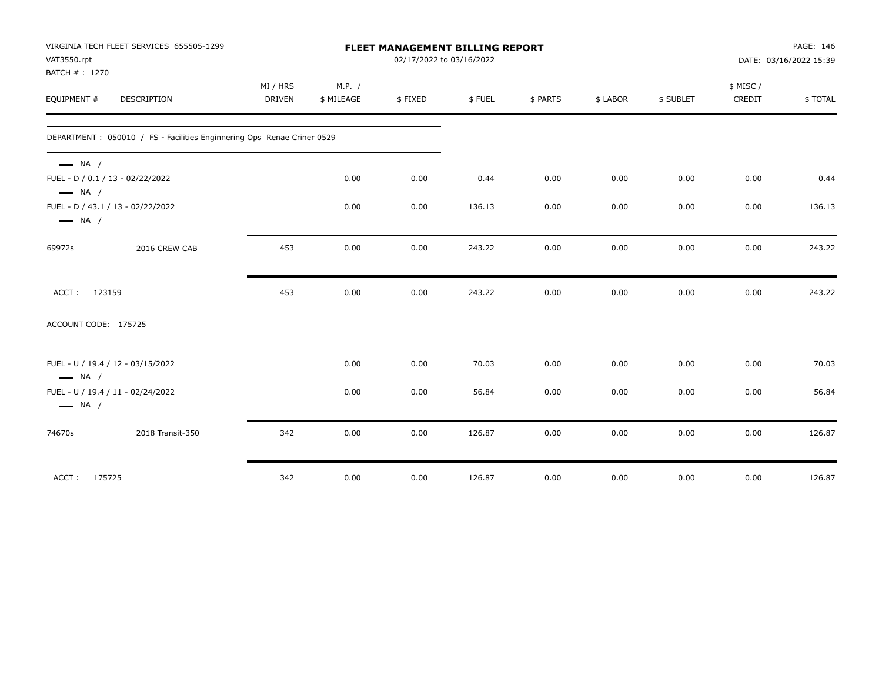VIRGINIA TECH FLEET SERVICES 655505-1299
VAT3550.rpt
BATCH # : 1270

**FLEET MANAGEMENT BILLING REPORT**
02/17/2022 to 03/16/2022

DATE: 03/16/2022 15:39

| EQUIPMENT # | DESCRIPTION | MI / HRS DRIVEN | M.P. / $ MILEAGE | $ FIXED | $ FUEL | $ PARTS | $ LABOR | $ SUBLET | $ MISC / CREDIT | $ TOTAL |
|---|---|---|---|---|---|---|---|---|---|---|
| DEPARTMENT : 050010 / FS - Facilities Enginnering Ops Renae Criner 0529 | | | | | | | | | | |
| — NA / | | | | | | | | | | |
| FUEL - D / 0.1 / 13 - 02/22/2022 | | | 0.00 | 0.00 | 0.44 | 0.00 | 0.00 | 0.00 | 0.00 | 0.44 |
| — NA / | | | | | | | | | | |
| FUEL - D / 43.1 / 13 - 02/22/2022 | | | 0.00 | 0.00 | 136.13 | 0.00 | 0.00 | 0.00 | 0.00 | 136.13 |
| — NA / | | | | | | | | | | |
| 69972s | 2016 CREW CAB | 453 | 0.00 | 0.00 | 243.22 | 0.00 | 0.00 | 0.00 | 0.00 | 243.22 |
| ACCT : 123159 | | 453 | 0.00 | 0.00 | 243.22 | 0.00 | 0.00 | 0.00 | 0.00 | 243.22 |
| ACCOUNT CODE: 175725 | | | | | | | | | | |
| FUEL - U / 19.4 / 12 - 03/15/2022 | | | 0.00 | 0.00 | 70.03 | 0.00 | 0.00 | 0.00 | 0.00 | 70.03 |
| — NA / | | | | | | | | | | |
| FUEL - U / 19.4 / 11 - 02/24/2022 | | | 0.00 | 0.00 | 56.84 | 0.00 | 0.00 | 0.00 | 0.00 | 56.84 |
| — NA / | | | | | | | | | | |
| 74670s | 2018 Transit-350 | 342 | 0.00 | 0.00 | 126.87 | 0.00 | 0.00 | 0.00 | 0.00 | 126.87 |
| ACCT : 175725 | | 342 | 0.00 | 0.00 | 126.87 | 0.00 | 0.00 | 0.00 | 0.00 | 126.87 |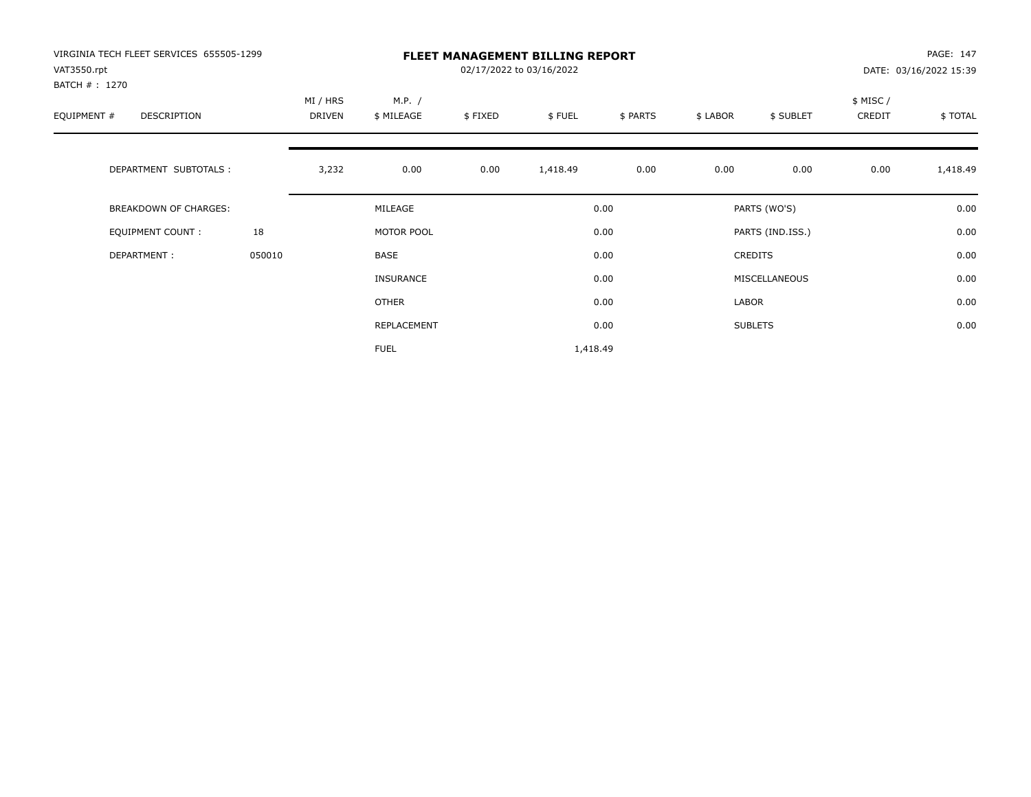VIRGINIA TECH FLEET SERVICES 655505-1299
VAT3550.rpt
BATCH # : 1270

# FLEET MANAGEMENT BILLING REPORT

02/17/2022 to 03/16/2022

PAGE: 147
DATE: 03/16/2022 15:39

| EQUIPMENT # | DESCRIPTION | MI / HRS DRIVEN | M.P. / $ MILEAGE | $ FIXED | $ FUEL | $ PARTS | $ LABOR | $ SUBLET | $ MISC / CREDIT | $ TOTAL |
|---|---|---|---|---|---|---|---|---|---|---|
| | DEPARTMENT SUBTOTALS : | 3,232 | 0.00 | 0.00 | 1,418.49 | 0.00 | 0.00 | 0.00 | 0.00 | 1,418.49 |

| | | | | | |
|---|---|---|---|---|---|
| BREAKDOWN OF CHARGES: | | MILEAGE | 0.00 | PARTS (WO'S) | 0.00 |
| EQUIPMENT COUNT : | 18 | MOTOR POOL | 0.00 | PARTS (IND.ISS.) | 0.00 |
| DEPARTMENT : | 050010 | BASE | 0.00 | CREDITS | 0.00 |
| | | INSURANCE | 0.00 | MISCELLANEOUS | 0.00 |
| | | OTHER | 0.00 | LABOR | 0.00 |
| | | REPLACEMENT | 0.00 | SUBLETS | 0.00 |
| | | FUEL | 1,418.49 | | |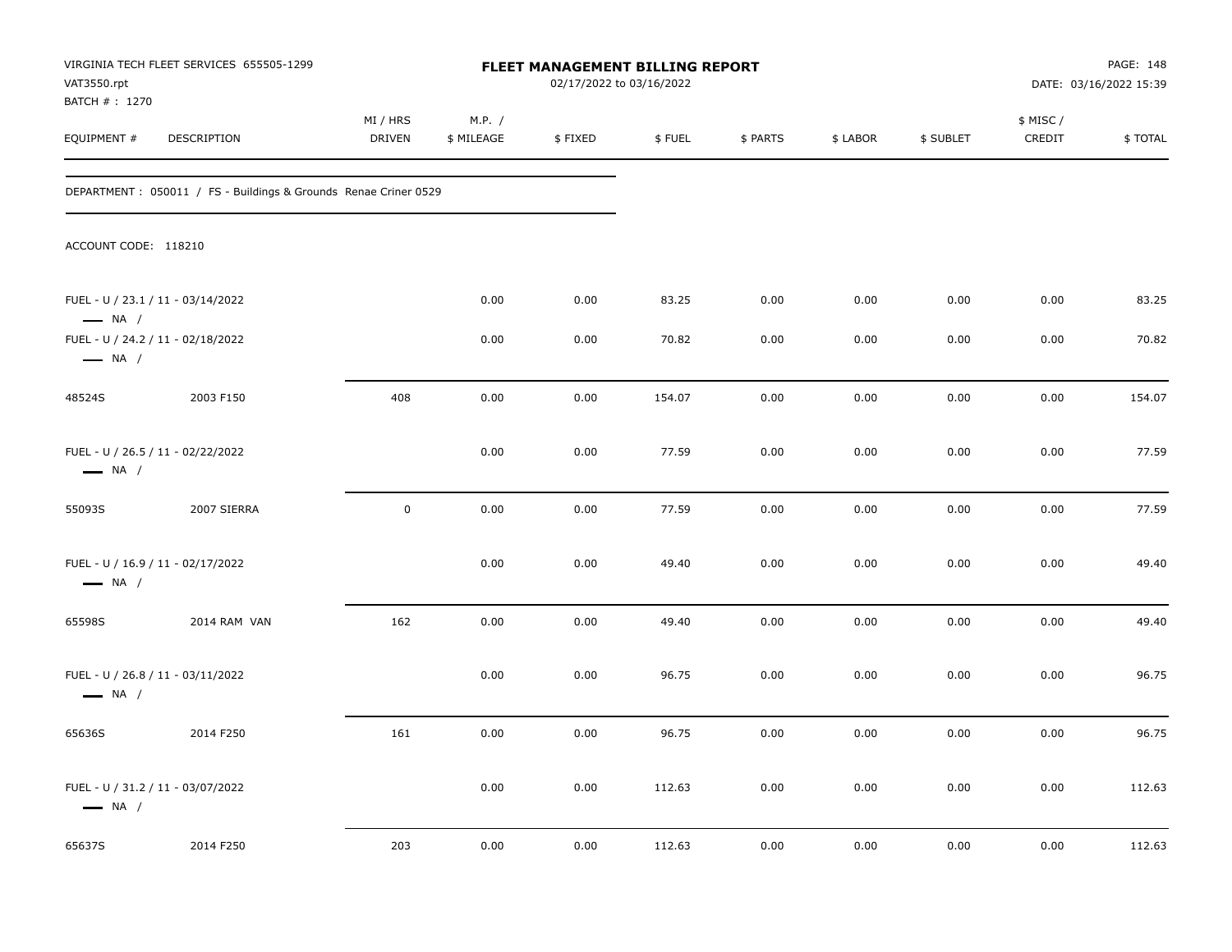VIRGINIA TECH FLEET SERVICES 655505-1299
VAT3550.rpt
BATCH # : 1270

# FLEET MANAGEMENT BILLING REPORT

02/17/2022 to 03/16/2022

DATE: 03/16/2022 15:39

DEPARTMENT : 050011 / FS - Buildings & Grounds Renae Criner 0529

ACCOUNT CODE: 118210

| EQUIPMENT # | DESCRIPTION | MI / HRS DRIVEN | M.P. / $ MILEAGE | $ FIXED | $ FUEL | $ PARTS | $ LABOR | $ SUBLET | $ MISC / CREDIT | $ TOTAL |
|---|---|---|---|---|---|---|---|---|---|---|
| FUEL - U / 23.1 / 11 - 03/14/2022 — NA / | | | 0.00 | 0.00 | 83.25 | 0.00 | 0.00 | 0.00 | 0.00 | 83.25 |
| FUEL - U / 24.2 / 11 - 02/18/2022 — NA / | | | 0.00 | 0.00 | 70.82 | 0.00 | 0.00 | 0.00 | 0.00 | 70.82 |
| 48524S | 2003 F150 | 408 | 0.00 | 0.00 | 154.07 | 0.00 | 0.00 | 0.00 | 0.00 | 154.07 |
| FUEL - U / 26.5 / 11 - 02/22/2022 — NA / | | | 0.00 | 0.00 | 77.59 | 0.00 | 0.00 | 0.00 | 0.00 | 77.59 |
| 55093S | 2007 SIERRA | 0 | 0.00 | 0.00 | 77.59 | 0.00 | 0.00 | 0.00 | 0.00 | 77.59 |
| FUEL - U / 16.9 / 11 - 02/17/2022 — NA / | | | 0.00 | 0.00 | 49.40 | 0.00 | 0.00 | 0.00 | 0.00 | 49.40 |
| 65598S | 2014 RAM VAN | 162 | 0.00 | 0.00 | 49.40 | 0.00 | 0.00 | 0.00 | 0.00 | 49.40 |
| FUEL - U / 26.8 / 11 - 03/11/2022 — NA / | | | 0.00 | 0.00 | 96.75 | 0.00 | 0.00 | 0.00 | 0.00 | 96.75 |
| 65636S | 2014 F250 | 161 | 0.00 | 0.00 | 96.75 | 0.00 | 0.00 | 0.00 | 0.00 | 96.75 |
| FUEL - U / 31.2 / 11 - 03/07/2022 — NA / | | | 0.00 | 0.00 | 112.63 | 0.00 | 0.00 | 0.00 | 0.00 | 112.63 |
| 65637S | 2014 F250 | 203 | 0.00 | 0.00 | 112.63 | 0.00 | 0.00 | 0.00 | 0.00 | 112.63 |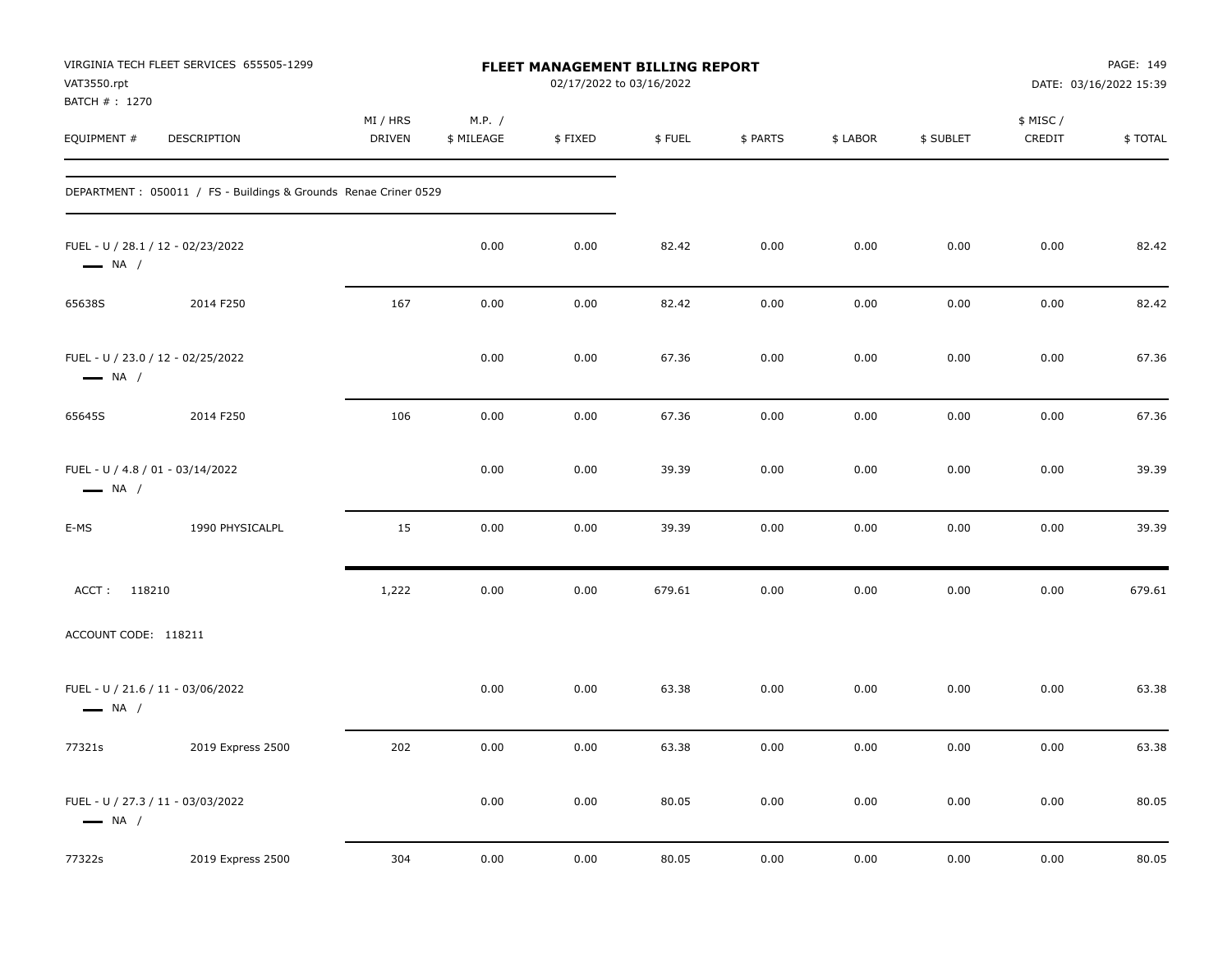VIRGINIA TECH FLEET SERVICES 655505-1299
VAT3550.rpt
BATCH # : 1270

**FLEET MANAGEMENT BILLING REPORT**
02/17/2022 to 03/16/2022

DATE: 03/16/2022 15:39

| EQUIPMENT # | DESCRIPTION | MI / HRS DRIVEN | M.P. / $ MILEAGE | $ FIXED | $ FUEL | $ PARTS | $ LABOR | $ SUBLET | $ MISC / CREDIT | $ TOTAL |
|---|---|---|---|---|---|---|---|---|---|---|
| DEPARTMENT : 050011 / FS - Buildings & Grounds Renae Criner 0529 | | | | | | | | | | |
| FUEL - U / 28.1 / 12 - 02/23/2022 — NA / | | | 0.00 | 0.00 | 82.42 | 0.00 | 0.00 | 0.00 | 0.00 | 82.42 |
| 65638S | 2014 F250 | 167 | 0.00 | 0.00 | 82.42 | 0.00 | 0.00 | 0.00 | 0.00 | 82.42 |
| FUEL - U / 23.0 / 12 - 02/25/2022 — NA / | | | 0.00 | 0.00 | 67.36 | 0.00 | 0.00 | 0.00 | 0.00 | 67.36 |
| 65645S | 2014 F250 | 106 | 0.00 | 0.00 | 67.36 | 0.00 | 0.00 | 0.00 | 0.00 | 67.36 |
| FUEL - U / 4.8 / 01 - 03/14/2022 — NA / | | | 0.00 | 0.00 | 39.39 | 0.00 | 0.00 | 0.00 | 0.00 | 39.39 |
| E-MS | 1990 PHYSICALPL | 15 | 0.00 | 0.00 | 39.39 | 0.00 | 0.00 | 0.00 | 0.00 | 39.39 |
| ACCT : 118210 | | 1,222 | 0.00 | 0.00 | 679.61 | 0.00 | 0.00 | 0.00 | 0.00 | 679.61 |
| ACCOUNT CODE: 118211 | | | | | | | | | | |
| FUEL - U / 21.6 / 11 - 03/06/2022 — NA / | | | 0.00 | 0.00 | 63.38 | 0.00 | 0.00 | 0.00 | 0.00 | 63.38 |
| 77321s | 2019 Express 2500 | 202 | 0.00 | 0.00 | 63.38 | 0.00 | 0.00 | 0.00 | 0.00 | 63.38 |
| FUEL - U / 27.3 / 11 - 03/03/2022 — NA / | | | 0.00 | 0.00 | 80.05 | 0.00 | 0.00 | 0.00 | 0.00 | 80.05 |
| 77322s | 2019 Express 2500 | 304 | 0.00 | 0.00 | 80.05 | 0.00 | 0.00 | 0.00 | 0.00 | 80.05 |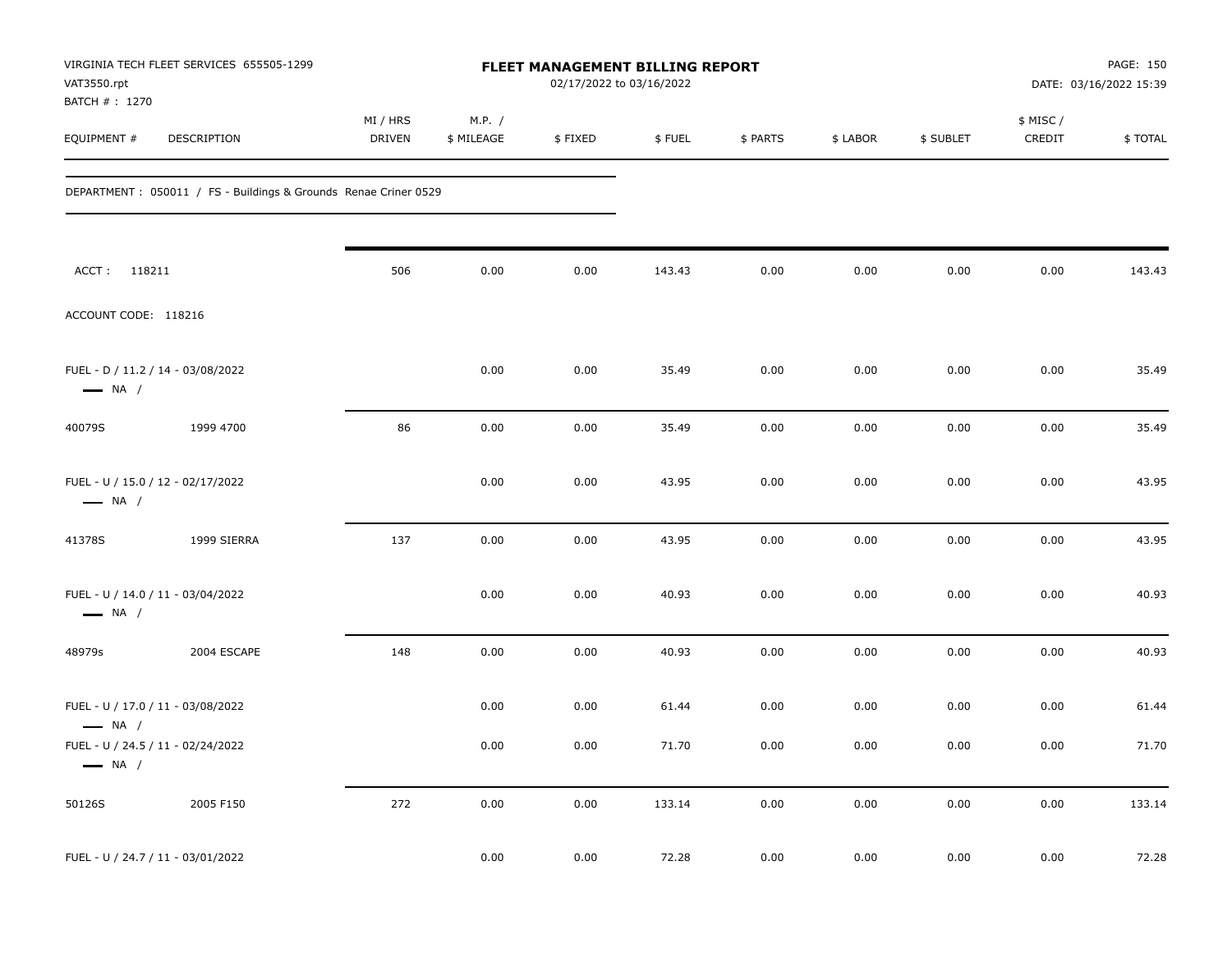VIRGINIA TECH FLEET SERVICES 655505-1299
VAT3550.rpt
BATCH # : 1270

**FLEET MANAGEMENT BILLING REPORT**
02/17/2022 to 03/16/2022

DATE: 03/16/2022 15:39

| EQUIPMENT # | DESCRIPTION | MI / HRS DRIVEN | M.P. / $ MILEAGE | $ FIXED | $ FUEL | $ PARTS | $ LABOR | $ SUBLET | $ MISC / CREDIT | $ TOTAL |
|---|---|---|---|---|---|---|---|---|---|---|
| DEPARTMENT : 050011 / FS - Buildings & Grounds Renae Criner 0529 | | | | | | | | | | |
| ACCT : 118211 | | 506 | 0.00 | 0.00 | 143.43 | 0.00 | 0.00 | 0.00 | 0.00 | 143.43 |
| ACCOUNT CODE: 118216 | | | | | | | | | | |
| FUEL - D / 11.2 / 14 - 03/08/2022 — NA / | | | 0.00 | 0.00 | 35.49 | 0.00 | 0.00 | 0.00 | 0.00 | 35.49 |
| 40079S | 1999 4700 | 86 | 0.00 | 0.00 | 35.49 | 0.00 | 0.00 | 0.00 | 0.00 | 35.49 |
| FUEL - U / 15.0 / 12 - 02/17/2022 — NA / | | | 0.00 | 0.00 | 43.95 | 0.00 | 0.00 | 0.00 | 0.00 | 43.95 |
| 41378S | 1999 SIERRA | 137 | 0.00 | 0.00 | 43.95 | 0.00 | 0.00 | 0.00 | 0.00 | 43.95 |
| FUEL - U / 14.0 / 11 - 03/04/2022 — NA / | | | 0.00 | 0.00 | 40.93 | 0.00 | 0.00 | 0.00 | 0.00 | 40.93 |
| 48979s | 2004 ESCAPE | 148 | 0.00 | 0.00 | 40.93 | 0.00 | 0.00 | 0.00 | 0.00 | 40.93 |
| FUEL - U / 17.0 / 11 - 03/08/2022 — NA / | | | 0.00 | 0.00 | 61.44 | 0.00 | 0.00 | 0.00 | 0.00 | 61.44 |
| FUEL - U / 24.5 / 11 - 02/24/2022 — NA / | | | 0.00 | 0.00 | 71.70 | 0.00 | 0.00 | 0.00 | 0.00 | 71.70 |
| 50126S | 2005 F150 | 272 | 0.00 | 0.00 | 133.14 | 0.00 | 0.00 | 0.00 | 0.00 | 133.14 |
| FUEL - U / 24.7 / 11 - 03/01/2022 | | | 0.00 | 0.00 | 72.28 | 0.00 | 0.00 | 0.00 | 0.00 | 72.28 |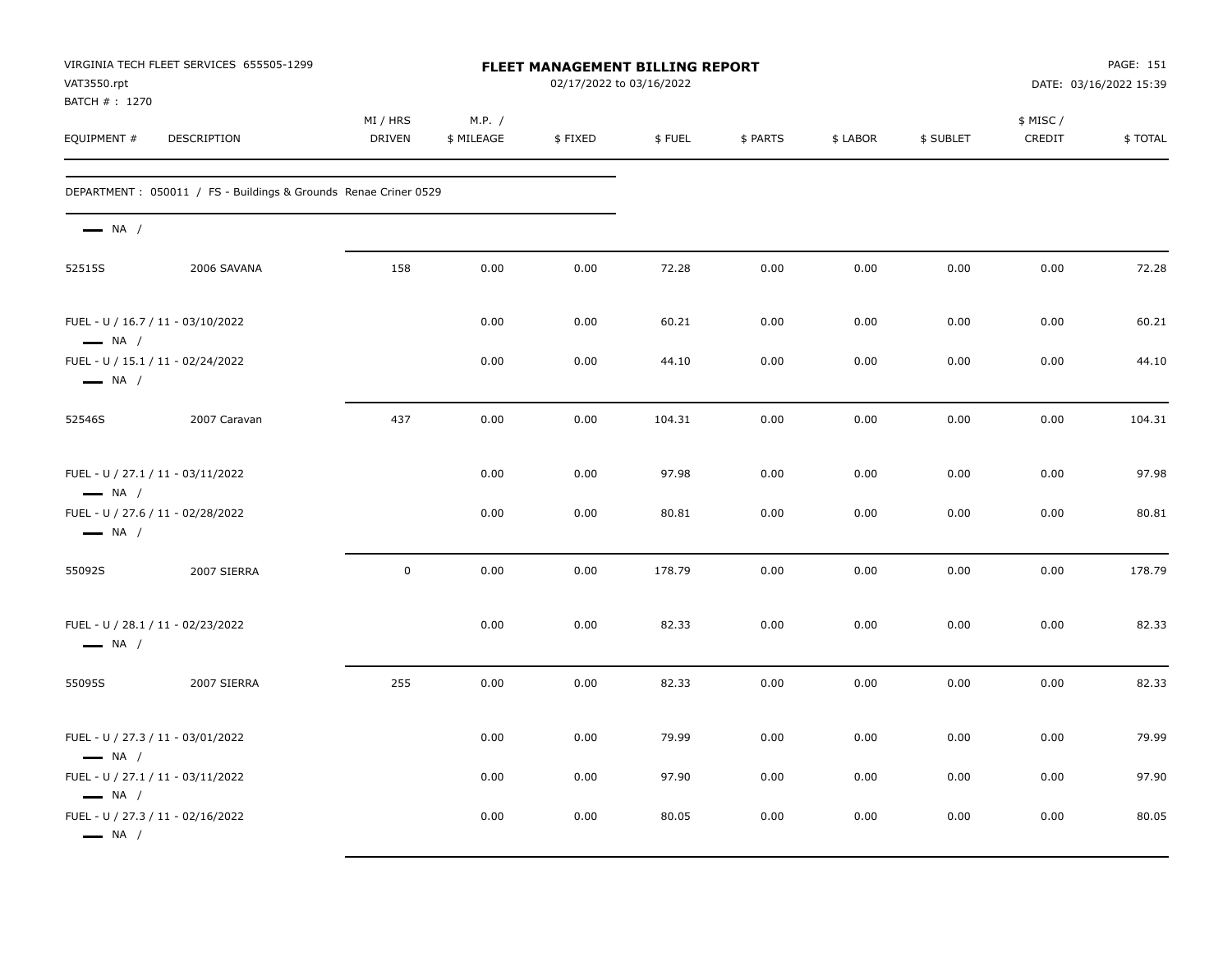VIRGINIA TECH FLEET SERVICES 655505-1299
VAT3550.rpt
BATCH # : 1270

# FLEET MANAGEMENT BILLING REPORT

02/17/2022 to 03/16/2022

DATE: 03/16/2022 15:39

| EQUIPMENT # | DESCRIPTION | MI / HRS DRIVEN | M.P. / $ MILEAGE | $ FIXED | $ FUEL | $ PARTS | $ LABOR | $ SUBLET | $ MISC / CREDIT | $ TOTAL |
|---|---|---|---|---|---|---|---|---|---|---|
| DEPARTMENT : 050011 / FS - Buildings & Grounds Renae Criner 0529 | | | | | | | | | | |
| — NA / | | | | | | | | | | |
| 52515S | 2006 SAVANA | 158 | 0.00 | 0.00 | 72.28 | 0.00 | 0.00 | 0.00 | 0.00 | 72.28 |
| FUEL - U / 16.7 / 11 - 03/10/2022 — NA / | | | 0.00 | 0.00 | 60.21 | 0.00 | 0.00 | 0.00 | 0.00 | 60.21 |
| FUEL - U / 15.1 / 11 - 02/24/2022 — NA / | | | 0.00 | 0.00 | 44.10 | 0.00 | 0.00 | 0.00 | 0.00 | 44.10 |
| 52546S | 2007 Caravan | 437 | 0.00 | 0.00 | 104.31 | 0.00 | 0.00 | 0.00 | 0.00 | 104.31 |
| FUEL - U / 27.1 / 11 - 03/11/2022 — NA / | | | 0.00 | 0.00 | 97.98 | 0.00 | 0.00 | 0.00 | 0.00 | 97.98 |
| FUEL - U / 27.6 / 11 - 02/28/2022 — NA / | | | 0.00 | 0.00 | 80.81 | 0.00 | 0.00 | 0.00 | 0.00 | 80.81 |
| 55092S | 2007 SIERRA | 0 | 0.00 | 0.00 | 178.79 | 0.00 | 0.00 | 0.00 | 0.00 | 178.79 |
| FUEL - U / 28.1 / 11 - 02/23/2022 — NA / | | | 0.00 | 0.00 | 82.33 | 0.00 | 0.00 | 0.00 | 0.00 | 82.33 |
| 55095S | 2007 SIERRA | 255 | 0.00 | 0.00 | 82.33 | 0.00 | 0.00 | 0.00 | 0.00 | 82.33 |
| FUEL - U / 27.3 / 11 - 03/01/2022 — NA / | | | 0.00 | 0.00 | 79.99 | 0.00 | 0.00 | 0.00 | 0.00 | 79.99 |
| FUEL - U / 27.1 / 11 - 03/11/2022 — NA / | | | 0.00 | 0.00 | 97.90 | 0.00 | 0.00 | 0.00 | 0.00 | 97.90 |
| FUEL - U / 27.3 / 11 - 02/16/2022 — NA / | | | 0.00 | 0.00 | 80.05 | 0.00 | 0.00 | 0.00 | 0.00 | 80.05 |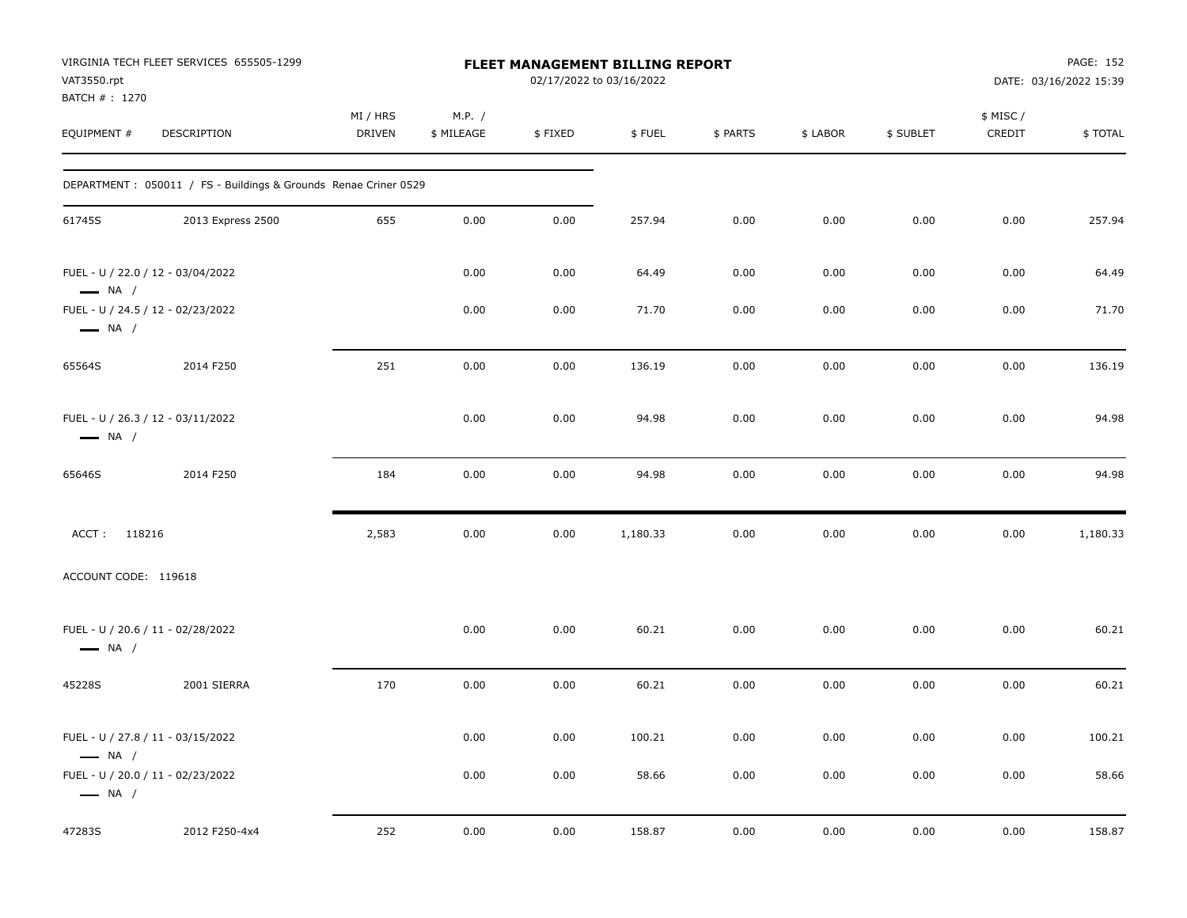VIRGINIA TECH FLEET SERVICES 655505-1299
VAT3550.rpt
BATCH # : 1270

# FLEET MANAGEMENT BILLING REPORT

02/17/2022 to 03/16/2022

PAGE: 152
DATE: 03/16/2022 15:39

| EQUIPMENT # | DESCRIPTION | MI / HRS DRIVEN | M.P. / $ MILEAGE | $ FIXED | $ FUEL | $ PARTS | $ LABOR | $ SUBLET | $ MISC / CREDIT | $ TOTAL |
|---|---|---|---|---|---|---|---|---|---|---|
| DEPARTMENT : 050011 / FS - Buildings & Grounds Renae Criner 0529 | | | | | | | | | | |
| 61745S | 2013 Express 2500 | 655 | 0.00 | 0.00 | 257.94 | 0.00 | 0.00 | 0.00 | 0.00 | 257.94 |
| FUEL - U / 22.0 / 12 - 03/04/2022 — NA / | | | 0.00 | 0.00 | 64.49 | 0.00 | 0.00 | 0.00 | 0.00 | 64.49 |
| FUEL - U / 24.5 / 12 - 02/23/2022 — NA / | | | 0.00 | 0.00 | 71.70 | 0.00 | 0.00 | 0.00 | 0.00 | 71.70 |
| 65564S | 2014 F250 | 251 | 0.00 | 0.00 | 136.19 | 0.00 | 0.00 | 0.00 | 0.00 | 136.19 |
| FUEL - U / 26.3 / 12 - 03/11/2022 — NA / | | | 0.00 | 0.00 | 94.98 | 0.00 | 0.00 | 0.00 | 0.00 | 94.98 |
| 65646S | 2014 F250 | 184 | 0.00 | 0.00 | 94.98 | 0.00 | 0.00 | 0.00 | 0.00 | 94.98 |
| ACCT : 118216 | | 2,583 | 0.00 | 0.00 | 1,180.33 | 0.00 | 0.00 | 0.00 | 0.00 | 1,180.33 |
| ACCOUNT CODE: 119618 | | | | | | | | | | |
| FUEL - U / 20.6 / 11 - 02/28/2022 — NA / | | | 0.00 | 0.00 | 60.21 | 0.00 | 0.00 | 0.00 | 0.00 | 60.21 |
| 45228S | 2001 SIERRA | 170 | 0.00 | 0.00 | 60.21 | 0.00 | 0.00 | 0.00 | 0.00 | 60.21 |
| FUEL - U / 27.8 / 11 - 03/15/2022 — NA / | | | 0.00 | 0.00 | 100.21 | 0.00 | 0.00 | 0.00 | 0.00 | 100.21 |
| FUEL - U / 20.0 / 11 - 02/23/2022 — NA / | | | 0.00 | 0.00 | 58.66 | 0.00 | 0.00 | 0.00 | 0.00 | 58.66 |
| 47283S | 2012 F250-4x4 | 252 | 0.00 | 0.00 | 158.87 | 0.00 | 0.00 | 0.00 | 0.00 | 158.87 |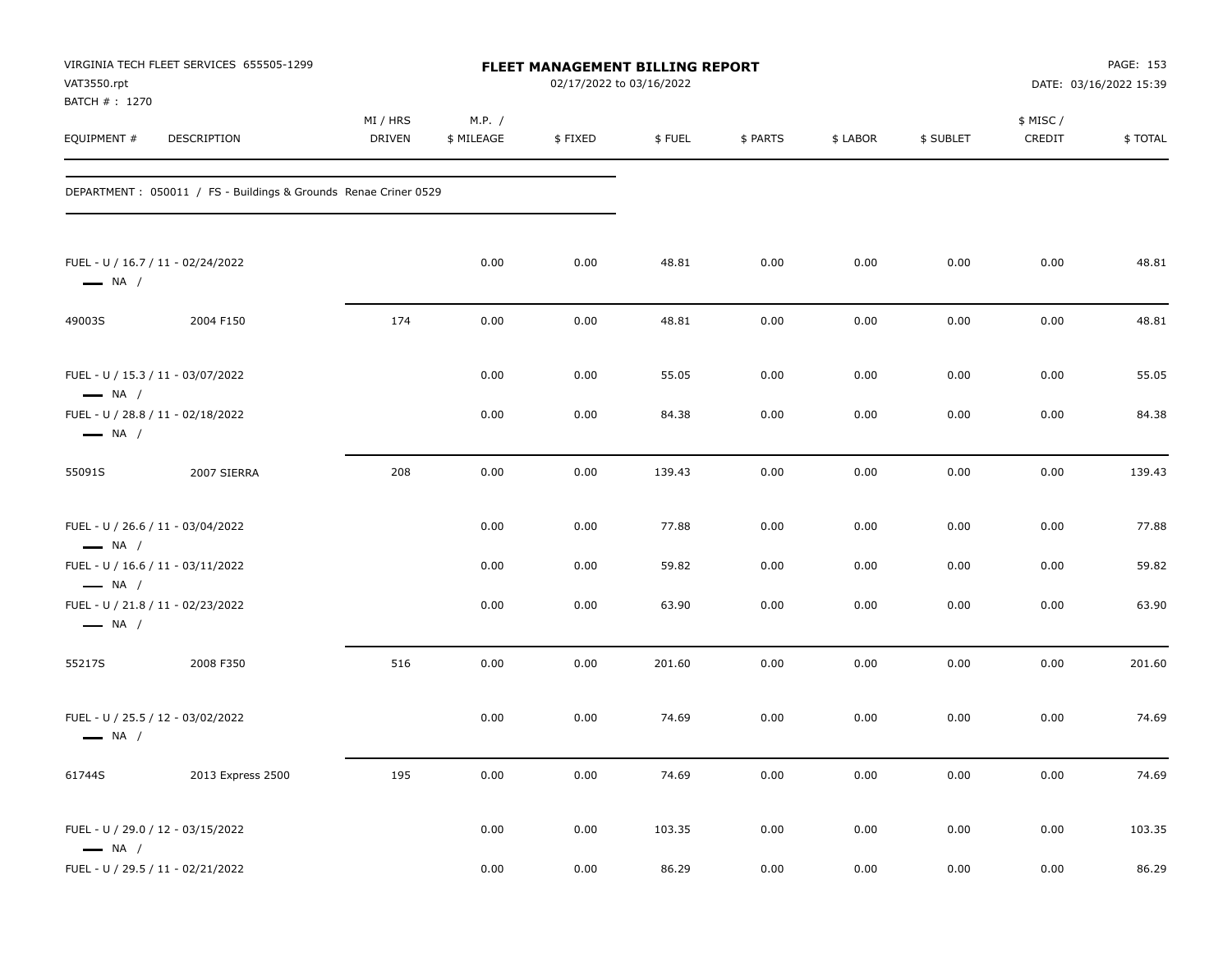VIRGINIA TECH FLEET SERVICES 655505-1299
VAT3550.rpt
BATCH # : 1270

**FLEET MANAGEMENT BILLING REPORT**
02/17/2022 to 03/16/2022

DATE: 03/16/2022 15:39

| EQUIPMENT # | DESCRIPTION | MI / HRS DRIVEN | M.P. / $ MILEAGE | $ FIXED | $ FUEL | $ PARTS | $ LABOR | $ SUBLET | $ MISC / CREDIT | $ TOTAL |
|---|---|---|---|---|---|---|---|---|---|---|
| DEPARTMENT : 050011 / FS - Buildings & Grounds Renae Criner 0529 | | | | | | | | | | |
| FUEL - U / 16.7 / 11 - 02/24/2022 — NA / | | | 0.00 | 0.00 | 48.81 | 0.00 | 0.00 | 0.00 | 0.00 | 48.81 |
| 49003S | 2004 F150 | 174 | 0.00 | 0.00 | 48.81 | 0.00 | 0.00 | 0.00 | 0.00 | 48.81 |
| FUEL - U / 15.3 / 11 - 03/07/2022 — NA / | | | 0.00 | 0.00 | 55.05 | 0.00 | 0.00 | 0.00 | 0.00 | 55.05 |
| FUEL - U / 28.8 / 11 - 02/18/2022 — NA / | | | 0.00 | 0.00 | 84.38 | 0.00 | 0.00 | 0.00 | 0.00 | 84.38 |
| 55091S | 2007 SIERRA | 208 | 0.00 | 0.00 | 139.43 | 0.00 | 0.00 | 0.00 | 0.00 | 139.43 |
| FUEL - U / 26.6 / 11 - 03/04/2022 — NA / | | | 0.00 | 0.00 | 77.88 | 0.00 | 0.00 | 0.00 | 0.00 | 77.88 |
| FUEL - U / 16.6 / 11 - 03/11/2022 — NA / | | | 0.00 | 0.00 | 59.82 | 0.00 | 0.00 | 0.00 | 0.00 | 59.82 |
| FUEL - U / 21.8 / 11 - 02/23/2022 — NA / | | | 0.00 | 0.00 | 63.90 | 0.00 | 0.00 | 0.00 | 0.00 | 63.90 |
| 55217S | 2008 F350 | 516 | 0.00 | 0.00 | 201.60 | 0.00 | 0.00 | 0.00 | 0.00 | 201.60 |
| FUEL - U / 25.5 / 12 - 03/02/2022 — NA / | | | 0.00 | 0.00 | 74.69 | 0.00 | 0.00 | 0.00 | 0.00 | 74.69 |
| 61744S | 2013 Express 2500 | 195 | 0.00 | 0.00 | 74.69 | 0.00 | 0.00 | 0.00 | 0.00 | 74.69 |
| FUEL - U / 29.0 / 12 - 03/15/2022 — NA / | | | 0.00 | 0.00 | 103.35 | 0.00 | 0.00 | 0.00 | 0.00 | 103.35 |
| FUEL - U / 29.5 / 11 - 02/21/2022 | | | 0.00 | 0.00 | 86.29 | 0.00 | 0.00 | 0.00 | 0.00 | 86.29 |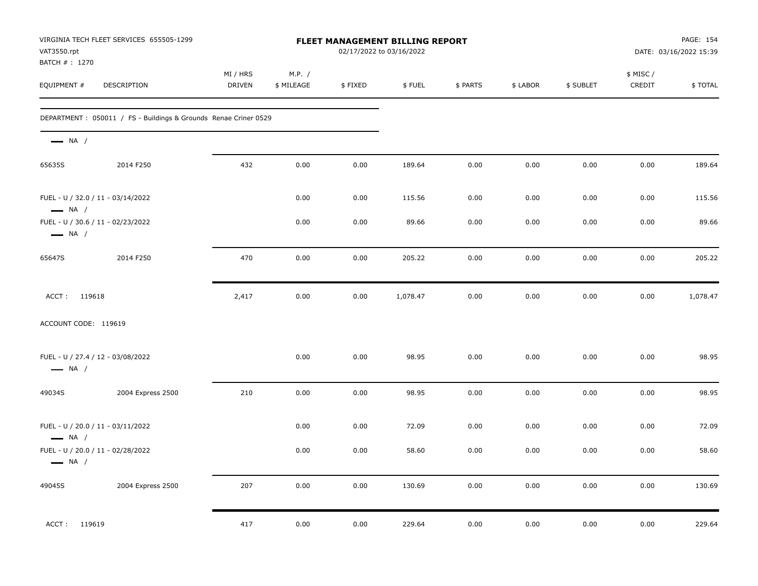**VIRGINIA TECH FLEET SERVICES 655505-1299**
VAT3550.rpt
BATCH # : 1270

# FLEET MANAGEMENT BILLING REPORT

02/17/2022 to 03/16/2022

DATE: 03/16/2022 15:39

| EQUIPMENT # | DESCRIPTION | MI / HRS DRIVEN | M.P. / $ MILEAGE | $ FIXED | $ FUEL | $ PARTS | $ LABOR | $ SUBLET | $ MISC / CREDIT | $ TOTAL |
|---|---|---|---|---|---|---|---|---|---|---|
| DEPARTMENT : 050011 / FS - Buildings & Grounds Renae Criner 0529 | | | | | | | | | | |
| NA / | | | | | | | | | | |
| 65635S | 2014 F250 | 432 | 0.00 | 0.00 | 189.64 | 0.00 | 0.00 | 0.00 | 0.00 | 189.64 |
| FUEL - U / 32.0 / 11 - 03/14/2022 NA / | | | 0.00 | 0.00 | 115.56 | 0.00 | 0.00 | 0.00 | 0.00 | 115.56 |
| FUEL - U / 30.6 / 11 - 02/23/2022 NA / | | | 0.00 | 0.00 | 89.66 | 0.00 | 0.00 | 0.00 | 0.00 | 89.66 |
| 65647S | 2014 F250 | 470 | 0.00 | 0.00 | 205.22 | 0.00 | 0.00 | 0.00 | 0.00 | 205.22 |
| ACCT : 119618 | | 2,417 | 0.00 | 0.00 | 1,078.47 | 0.00 | 0.00 | 0.00 | 0.00 | 1,078.47 |
| ACCOUNT CODE: 119619 | | | | | | | | | | |
| FUEL - U / 27.4 / 12 - 03/08/2022 NA / | | | 0.00 | 0.00 | 98.95 | 0.00 | 0.00 | 0.00 | 0.00 | 98.95 |
| 49034S | 2004 Express 2500 | 210 | 0.00 | 0.00 | 98.95 | 0.00 | 0.00 | 0.00 | 0.00 | 98.95 |
| FUEL - U / 20.0 / 11 - 03/11/2022 NA / | | | 0.00 | 0.00 | 72.09 | 0.00 | 0.00 | 0.00 | 0.00 | 72.09 |
| FUEL - U / 20.0 / 11 - 02/28/2022 NA / | | | 0.00 | 0.00 | 58.60 | 0.00 | 0.00 | 0.00 | 0.00 | 58.60 |
| 49045S | 2004 Express 2500 | 207 | 0.00 | 0.00 | 130.69 | 0.00 | 0.00 | 0.00 | 0.00 | 130.69 |
| ACCT : 119619 | | 417 | 0.00 | 0.00 | 229.64 | 0.00 | 0.00 | 0.00 | 0.00 | 229.64 |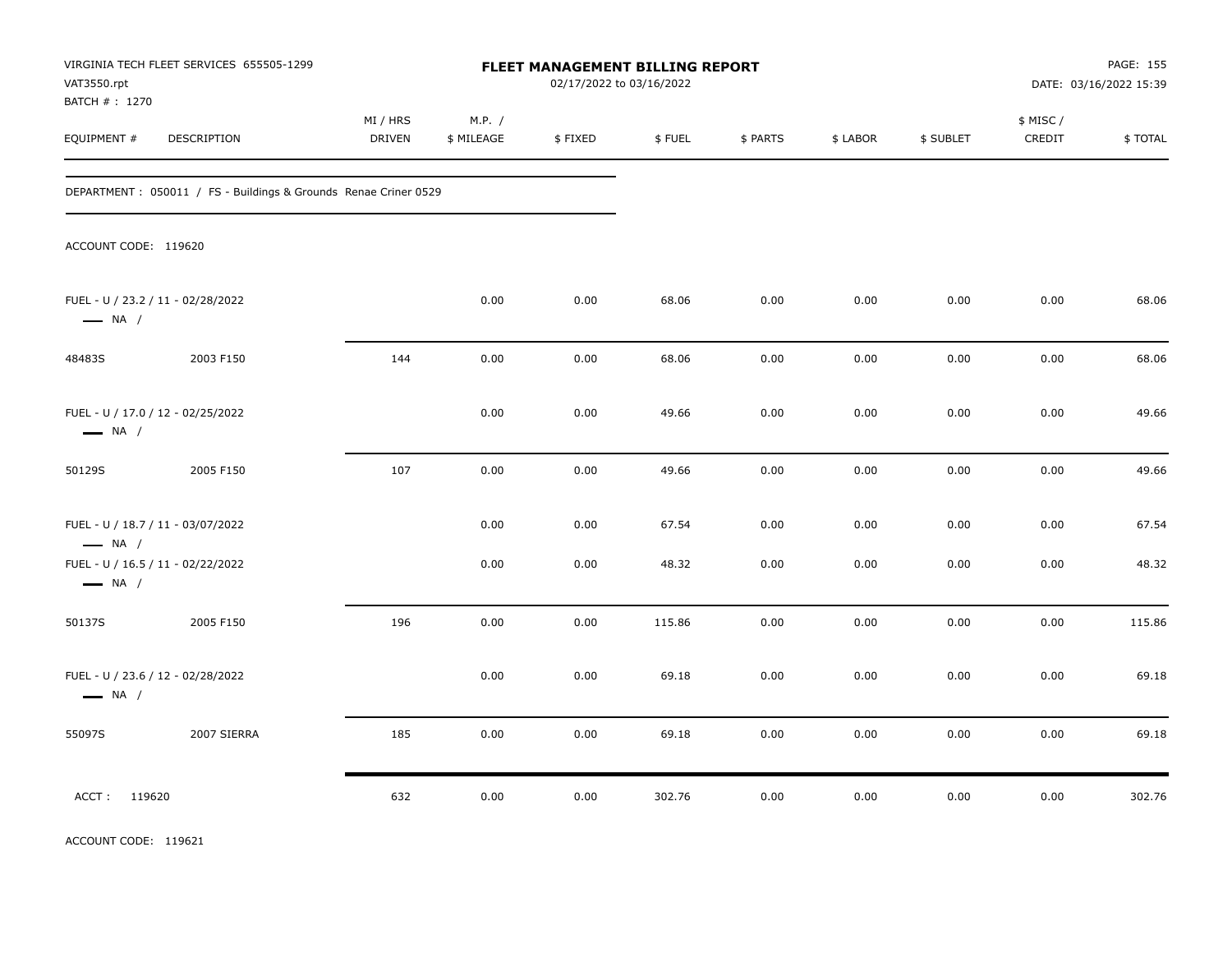VIRGINIA TECH FLEET SERVICES 655505-1299
VAT3550.rpt
BATCH # : 1270

**FLEET MANAGEMENT BILLING REPORT**
02/17/2022 to 03/16/2022

DATE: 03/16/2022 15:39

| EQUIPMENT # | DESCRIPTION | MI / HRS DRIVEN | M.P. / $ MILEAGE | $ FIXED | $ FUEL | $ PARTS | $ LABOR | $ SUBLET | $ MISC / CREDIT | $ TOTAL |
|---|---|---|---|---|---|---|---|---|---|---|

DEPARTMENT : 050011 / FS - Buildings & Grounds Renae Criner 0529

ACCOUNT CODE: 119620

| EQUIPMENT # | DESCRIPTION | MI / HRS DRIVEN | M.P. / $ MILEAGE | $ FIXED | $ FUEL | $ PARTS | $ LABOR | $ SUBLET | $ MISC / CREDIT | $ TOTAL |
|---|---|---|---|---|---|---|---|---|---|---|
| FUEL - U / 23.2 / 11 - 02/28/2022 — NA / | | | 0.00 | 0.00 | 68.06 | 0.00 | 0.00 | 0.00 | 0.00 | 68.06 |
| 48483S | 2003 F150 | 144 | 0.00 | 0.00 | 68.06 | 0.00 | 0.00 | 0.00 | 0.00 | 68.06 |
| FUEL - U / 17.0 / 12 - 02/25/2022 — NA / | | | 0.00 | 0.00 | 49.66 | 0.00 | 0.00 | 0.00 | 0.00 | 49.66 |
| 50129S | 2005 F150 | 107 | 0.00 | 0.00 | 49.66 | 0.00 | 0.00 | 0.00 | 0.00 | 49.66 |
| FUEL - U / 18.7 / 11 - 03/07/2022 — NA / | | | 0.00 | 0.00 | 67.54 | 0.00 | 0.00 | 0.00 | 0.00 | 67.54 |
| FUEL - U / 16.5 / 11 - 02/22/2022 — NA / | | | 0.00 | 0.00 | 48.32 | 0.00 | 0.00 | 0.00 | 0.00 | 48.32 |
| 50137S | 2005 F150 | 196 | 0.00 | 0.00 | 115.86 | 0.00 | 0.00 | 0.00 | 0.00 | 115.86 |
| FUEL - U / 23.6 / 12 - 02/28/2022 — NA / | | | 0.00 | 0.00 | 69.18 | 0.00 | 0.00 | 0.00 | 0.00 | 69.18 |
| 55097S | 2007 SIERRA | 185 | 0.00 | 0.00 | 69.18 | 0.00 | 0.00 | 0.00 | 0.00 | 69.18 |
| ACCT : 119620 | | 632 | 0.00 | 0.00 | 302.76 | 0.00 | 0.00 | 0.00 | 0.00 | 302.76 |

ACCOUNT CODE: 119621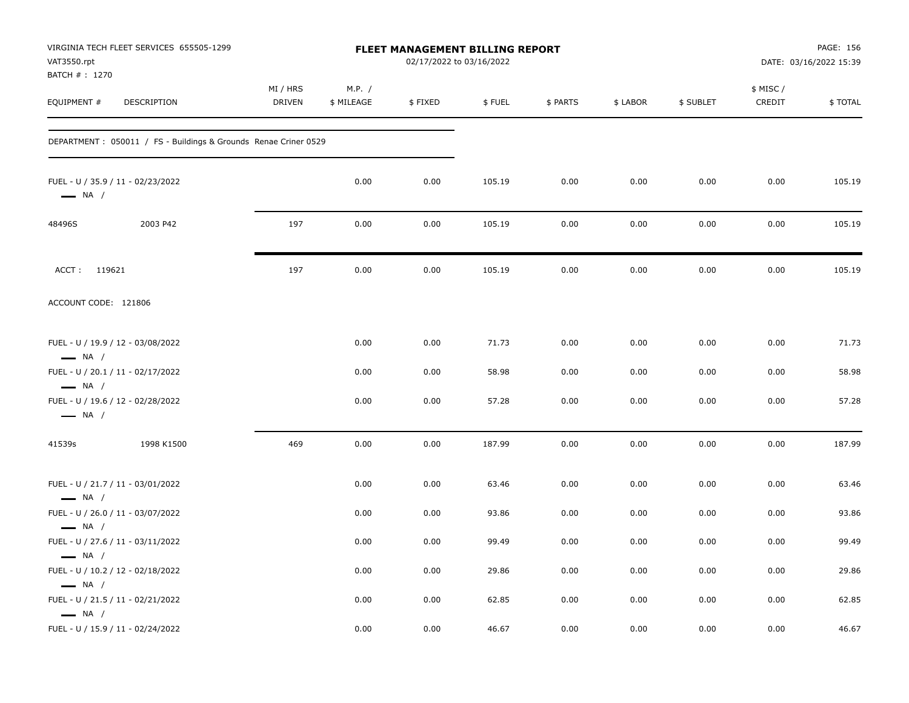VIRGINIA TECH FLEET SERVICES 655505-1299
VAT3550.rpt
BATCH # : 1270

**FLEET MANAGEMENT BILLING REPORT**
02/17/2022 to 03/16/2022

DATE: 03/16/2022 15:39

| EQUIPMENT # | DESCRIPTION | MI / HRS DRIVEN | M.P. / $ MILEAGE | $ FIXED | $ FUEL | $ PARTS | $ LABOR | $ SUBLET | $ MISC / CREDIT | $ TOTAL |
|---|---|---|---|---|---|---|---|---|---|---|
| DEPARTMENT : 050011 / FS - Buildings & Grounds Renae Criner 0529 | | | | | | | | | | |
| FUEL - U / 35.9 / 11 - 02/23/2022 NA / | | | 0.00 | 0.00 | 105.19 | 0.00 | 0.00 | 0.00 | 0.00 | 105.19 |
| 48496S | 2003 P42 | 197 | 0.00 | 0.00 | 105.19 | 0.00 | 0.00 | 0.00 | 0.00 | 105.19 |
| ACCT : 119621 | | 197 | 0.00 | 0.00 | 105.19 | 0.00 | 0.00 | 0.00 | 0.00 | 105.19 |
| ACCOUNT CODE: 121806 | | | | | | | | | | |
| FUEL - U / 19.9 / 12 - 03/08/2022 NA / | | | 0.00 | 0.00 | 71.73 | 0.00 | 0.00 | 0.00 | 0.00 | 71.73 |
| FUEL - U / 20.1 / 11 - 02/17/2022 NA / | | | 0.00 | 0.00 | 58.98 | 0.00 | 0.00 | 0.00 | 0.00 | 58.98 |
| FUEL - U / 19.6 / 12 - 02/28/2022 NA / | | | 0.00 | 0.00 | 57.28 | 0.00 | 0.00 | 0.00 | 0.00 | 57.28 |
| 41539s | 1998 K1500 | 469 | 0.00 | 0.00 | 187.99 | 0.00 | 0.00 | 0.00 | 0.00 | 187.99 |
| FUEL - U / 21.7 / 11 - 03/01/2022 NA / | | | 0.00 | 0.00 | 63.46 | 0.00 | 0.00 | 0.00 | 0.00 | 63.46 |
| FUEL - U / 26.0 / 11 - 03/07/2022 NA / | | | 0.00 | 0.00 | 93.86 | 0.00 | 0.00 | 0.00 | 0.00 | 93.86 |
| FUEL - U / 27.6 / 11 - 03/11/2022 NA / | | | 0.00 | 0.00 | 99.49 | 0.00 | 0.00 | 0.00 | 0.00 | 99.49 |
| FUEL - U / 10.2 / 12 - 02/18/2022 NA / | | | 0.00 | 0.00 | 29.86 | 0.00 | 0.00 | 0.00 | 0.00 | 29.86 |
| FUEL - U / 21.5 / 11 - 02/21/2022 NA / | | | 0.00 | 0.00 | 62.85 | 0.00 | 0.00 | 0.00 | 0.00 | 62.85 |
| FUEL - U / 15.9 / 11 - 02/24/2022 | | | 0.00 | 0.00 | 46.67 | 0.00 | 0.00 | 0.00 | 0.00 | 46.67 |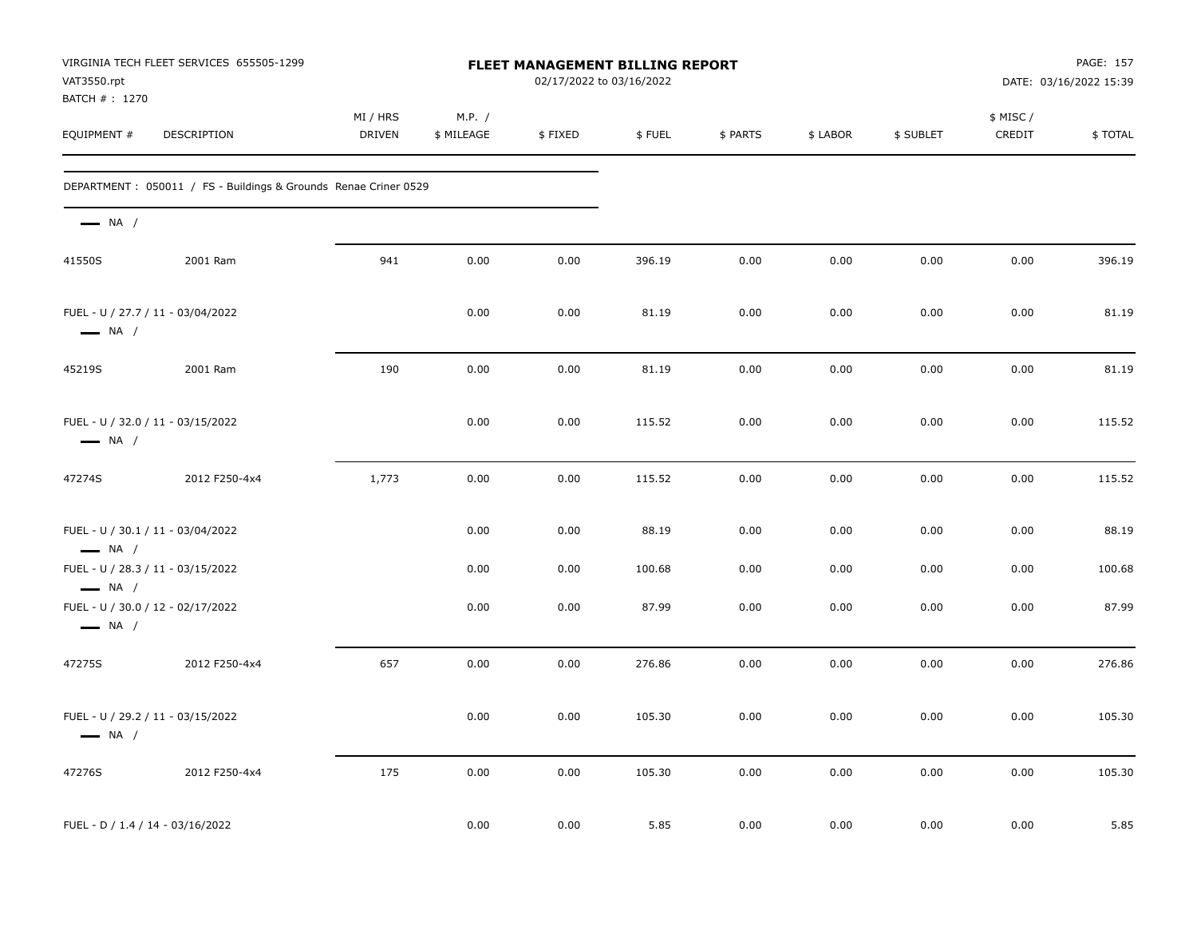VIRGINIA TECH FLEET SERVICES 655505-1299
VAT3550.rpt
BATCH # : 1270

**FLEET MANAGEMENT BILLING REPORT**
02/17/2022 to 03/16/2022

DATE: 03/16/2022 15:39

| EQUIPMENT # | DESCRIPTION | MI / HRS DRIVEN | M.P. / $ MILEAGE | $ FIXED | $ FUEL | $ PARTS | $ LABOR | $ SUBLET | $ MISC / CREDIT | $ TOTAL |
|---|---|---|---|---|---|---|---|---|---|---|
| DEPARTMENT : 050011 / FS - Buildings & Grounds Renae Criner 0529 | | | | | | | | | | |
| — NA / | | | | | | | | | | |
| 41550S | 2001 Ram | 941 | 0.00 | 0.00 | 396.19 | 0.00 | 0.00 | 0.00 | 0.00 | 396.19 |
| FUEL - U / 27.7 / 11 - 03/04/2022 — NA / | | | 0.00 | 0.00 | 81.19 | 0.00 | 0.00 | 0.00 | 0.00 | 81.19 |
| 45219S | 2001 Ram | 190 | 0.00 | 0.00 | 81.19 | 0.00 | 0.00 | 0.00 | 0.00 | 81.19 |
| FUEL - U / 32.0 / 11 - 03/15/2022 — NA / | | | 0.00 | 0.00 | 115.52 | 0.00 | 0.00 | 0.00 | 0.00 | 115.52 |
| 47274S | 2012 F250-4x4 | 1,773 | 0.00 | 0.00 | 115.52 | 0.00 | 0.00 | 0.00 | 0.00 | 115.52 |
| FUEL - U / 30.1 / 11 - 03/04/2022 — NA / | | | 0.00 | 0.00 | 88.19 | 0.00 | 0.00 | 0.00 | 0.00 | 88.19 |
| FUEL - U / 28.3 / 11 - 03/15/2022 — NA / | | | 0.00 | 0.00 | 100.68 | 0.00 | 0.00 | 0.00 | 0.00 | 100.68 |
| FUEL - U / 30.0 / 12 - 02/17/2022 — NA / | | | 0.00 | 0.00 | 87.99 | 0.00 | 0.00 | 0.00 | 0.00 | 87.99 |
| 47275S | 2012 F250-4x4 | 657 | 0.00 | 0.00 | 276.86 | 0.00 | 0.00 | 0.00 | 0.00 | 276.86 |
| FUEL - U / 29.2 / 11 - 03/15/2022 — NA / | | | 0.00 | 0.00 | 105.30 | 0.00 | 0.00 | 0.00 | 0.00 | 105.30 |
| 47276S | 2012 F250-4x4 | 175 | 0.00 | 0.00 | 105.30 | 0.00 | 0.00 | 0.00 | 0.00 | 105.30 |
| FUEL - D / 1.4 / 14 - 03/16/2022 | | | 0.00 | 0.00 | 5.85 | 0.00 | 0.00 | 0.00 | 0.00 | 5.85 |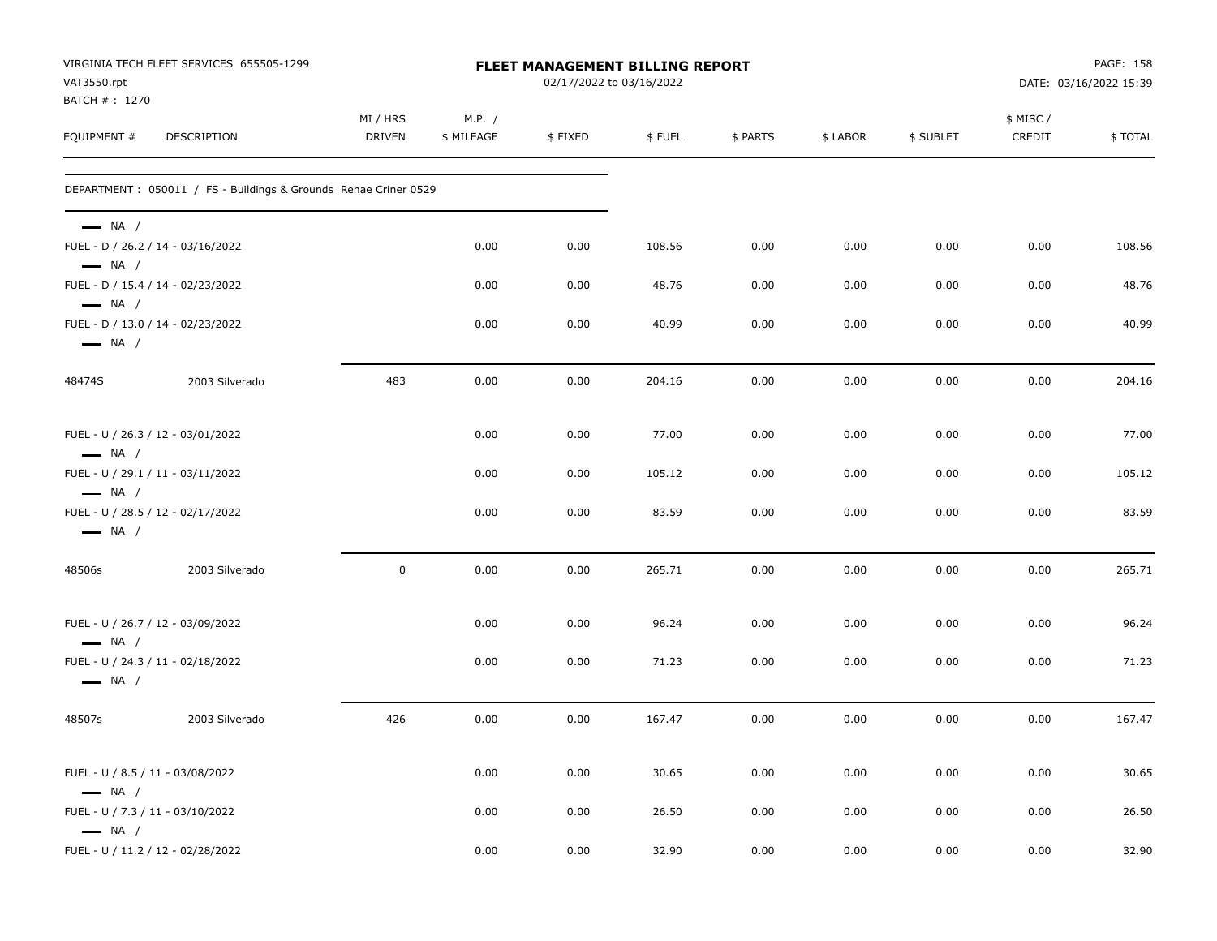VIRGINIA TECH FLEET SERVICES 655505-1299
VAT3550.rpt
BATCH # : 1270

**FLEET MANAGEMENT BILLING REPORT**
02/17/2022 to 03/16/2022

DATE: 03/16/2022 15:39

| EQUIPMENT # | DESCRIPTION | MI / HRS DRIVEN | M.P. / $ MILEAGE | $ FIXED | $ FUEL | $ PARTS | $ LABOR | $ SUBLET | $ MISC / CREDIT | $ TOTAL |
|---|---|---|---|---|---|---|---|---|---|---|
| DEPARTMENT : 050011 / FS - Buildings & Grounds Renae Criner 0529 | | | | | | | | | | |
| — NA / | | | | | | | | | | |
| FUEL - D / 26.2 / 14 - 03/16/2022 | | | 0.00 | 0.00 | 108.56 | 0.00 | 0.00 | 0.00 | 0.00 | 108.56 |
| — NA / | | | | | | | | | | |
| FUEL - D / 15.4 / 14 - 02/23/2022 | | | 0.00 | 0.00 | 48.76 | 0.00 | 0.00 | 0.00 | 0.00 | 48.76 |
| — NA / | | | | | | | | | | |
| FUEL - D / 13.0 / 14 - 02/23/2022 | | | 0.00 | 0.00 | 40.99 | 0.00 | 0.00 | 0.00 | 0.00 | 40.99 |
| — NA / | | | | | | | | | | |
| 48474S | 2003 Silverado | 483 | 0.00 | 0.00 | 204.16 | 0.00 | 0.00 | 0.00 | 0.00 | 204.16 |
| FUEL - U / 26.3 / 12 - 03/01/2022 | | | 0.00 | 0.00 | 77.00 | 0.00 | 0.00 | 0.00 | 0.00 | 77.00 |
| — NA / | | | | | | | | | | |
| FUEL - U / 29.1 / 11 - 03/11/2022 | | | 0.00 | 0.00 | 105.12 | 0.00 | 0.00 | 0.00 | 0.00 | 105.12 |
| — NA / | | | | | | | | | | |
| FUEL - U / 28.5 / 12 - 02/17/2022 | | | 0.00 | 0.00 | 83.59 | 0.00 | 0.00 | 0.00 | 0.00 | 83.59 |
| — NA / | | | | | | | | | | |
| 48506s | 2003 Silverado | 0 | 0.00 | 0.00 | 265.71 | 0.00 | 0.00 | 0.00 | 0.00 | 265.71 |
| FUEL - U / 26.7 / 12 - 03/09/2022 | | | 0.00 | 0.00 | 96.24 | 0.00 | 0.00 | 0.00 | 0.00 | 96.24 |
| — NA / | | | | | | | | | | |
| FUEL - U / 24.3 / 11 - 02/18/2022 | | | 0.00 | 0.00 | 71.23 | 0.00 | 0.00 | 0.00 | 0.00 | 71.23 |
| — NA / | | | | | | | | | | |
| 48507s | 2003 Silverado | 426 | 0.00 | 0.00 | 167.47 | 0.00 | 0.00 | 0.00 | 0.00 | 167.47 |
| FUEL - U / 8.5 / 11 - 03/08/2022 | | | 0.00 | 0.00 | 30.65 | 0.00 | 0.00 | 0.00 | 0.00 | 30.65 |
| — NA / | | | | | | | | | | |
| FUEL - U / 7.3 / 11 - 03/10/2022 | | | 0.00 | 0.00 | 26.50 | 0.00 | 0.00 | 0.00 | 0.00 | 26.50 |
| — NA / | | | | | | | | | | |
| FUEL - U / 11.2 / 12 - 02/28/2022 | | | 0.00 | 0.00 | 32.90 | 0.00 | 0.00 | 0.00 | 0.00 | 32.90 |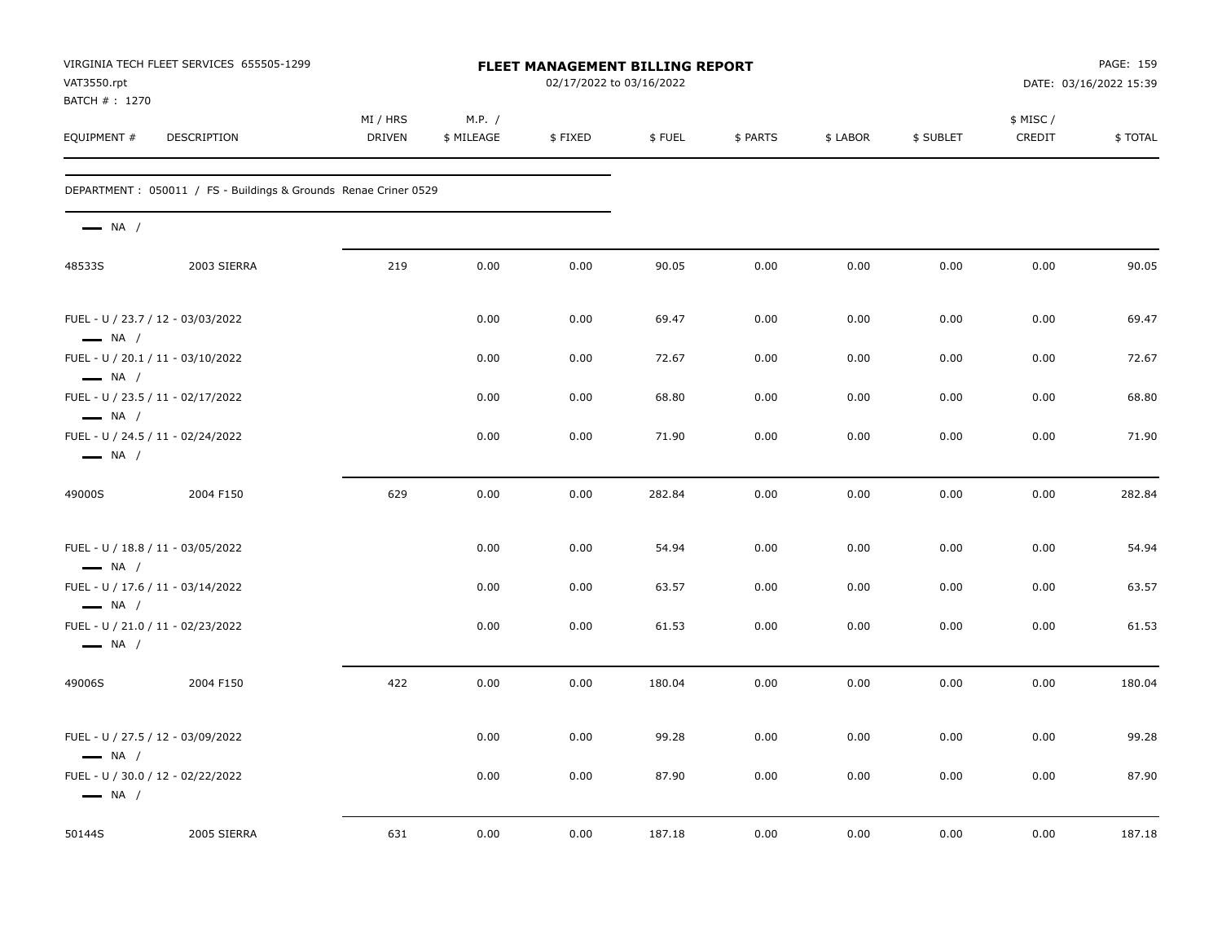VIRGINIA TECH FLEET SERVICES 655505-1299
VAT3550.rpt
BATCH # : 1270

**FLEET MANAGEMENT BILLING REPORT**
02/17/2022 to 03/16/2022

PAGE: 159
DATE: 03/16/2022 15:39

| EQUIPMENT # | DESCRIPTION | MI / HRS DRIVEN | M.P. / $ MILEAGE | $ FIXED | $ FUEL | $ PARTS | $ LABOR | $ SUBLET | $ MISC / CREDIT | $ TOTAL |
|---|---|---|---|---|---|---|---|---|---|---|
| DEPARTMENT : 050011 / FS - Buildings & Grounds Renae Criner 0529 | | | | | | | | | | |
| NA / | | | | | | | | | | |
| 48533S | 2003 SIERRA | 219 | 0.00 | 0.00 | 90.05 | 0.00 | 0.00 | 0.00 | 0.00 | 90.05 |
| FUEL - U / 23.7 / 12 - 03/03/2022 | | | 0.00 | 0.00 | 69.47 | 0.00 | 0.00 | 0.00 | 0.00 | 69.47 |
| NA / | | | | | | | | | | |
| FUEL - U / 20.1 / 11 - 03/10/2022 | | | 0.00 | 0.00 | 72.67 | 0.00 | 0.00 | 0.00 | 0.00 | 72.67 |
| NA / | | | | | | | | | | |
| FUEL - U / 23.5 / 11 - 02/17/2022 | | | 0.00 | 0.00 | 68.80 | 0.00 | 0.00 | 0.00 | 0.00 | 68.80 |
| NA / | | | | | | | | | | |
| FUEL - U / 24.5 / 11 - 02/24/2022 | | | 0.00 | 0.00 | 71.90 | 0.00 | 0.00 | 0.00 | 0.00 | 71.90 |
| NA / | | | | | | | | | | |
| 49000S | 2004 F150 | 629 | 0.00 | 0.00 | 282.84 | 0.00 | 0.00 | 0.00 | 0.00 | 282.84 |
| FUEL - U / 18.8 / 11 - 03/05/2022 | | | 0.00 | 0.00 | 54.94 | 0.00 | 0.00 | 0.00 | 0.00 | 54.94 |
| NA / | | | | | | | | | | |
| FUEL - U / 17.6 / 11 - 03/14/2022 | | | 0.00 | 0.00 | 63.57 | 0.00 | 0.00 | 0.00 | 0.00 | 63.57 |
| NA / | | | | | | | | | | |
| FUEL - U / 21.0 / 11 - 02/23/2022 | | | 0.00 | 0.00 | 61.53 | 0.00 | 0.00 | 0.00 | 0.00 | 61.53 |
| NA / | | | | | | | | | | |
| 49006S | 2004 F150 | 422 | 0.00 | 0.00 | 180.04 | 0.00 | 0.00 | 0.00 | 0.00 | 180.04 |
| FUEL - U / 27.5 / 12 - 03/09/2022 | | | 0.00 | 0.00 | 99.28 | 0.00 | 0.00 | 0.00 | 0.00 | 99.28 |
| NA / | | | | | | | | | | |
| FUEL - U / 30.0 / 12 - 02/22/2022 | | | 0.00 | 0.00 | 87.90 | 0.00 | 0.00 | 0.00 | 0.00 | 87.90 |
| NA / | | | | | | | | | | |
| 50144S | 2005 SIERRA | 631 | 0.00 | 0.00 | 187.18 | 0.00 | 0.00 | 0.00 | 0.00 | 187.18 |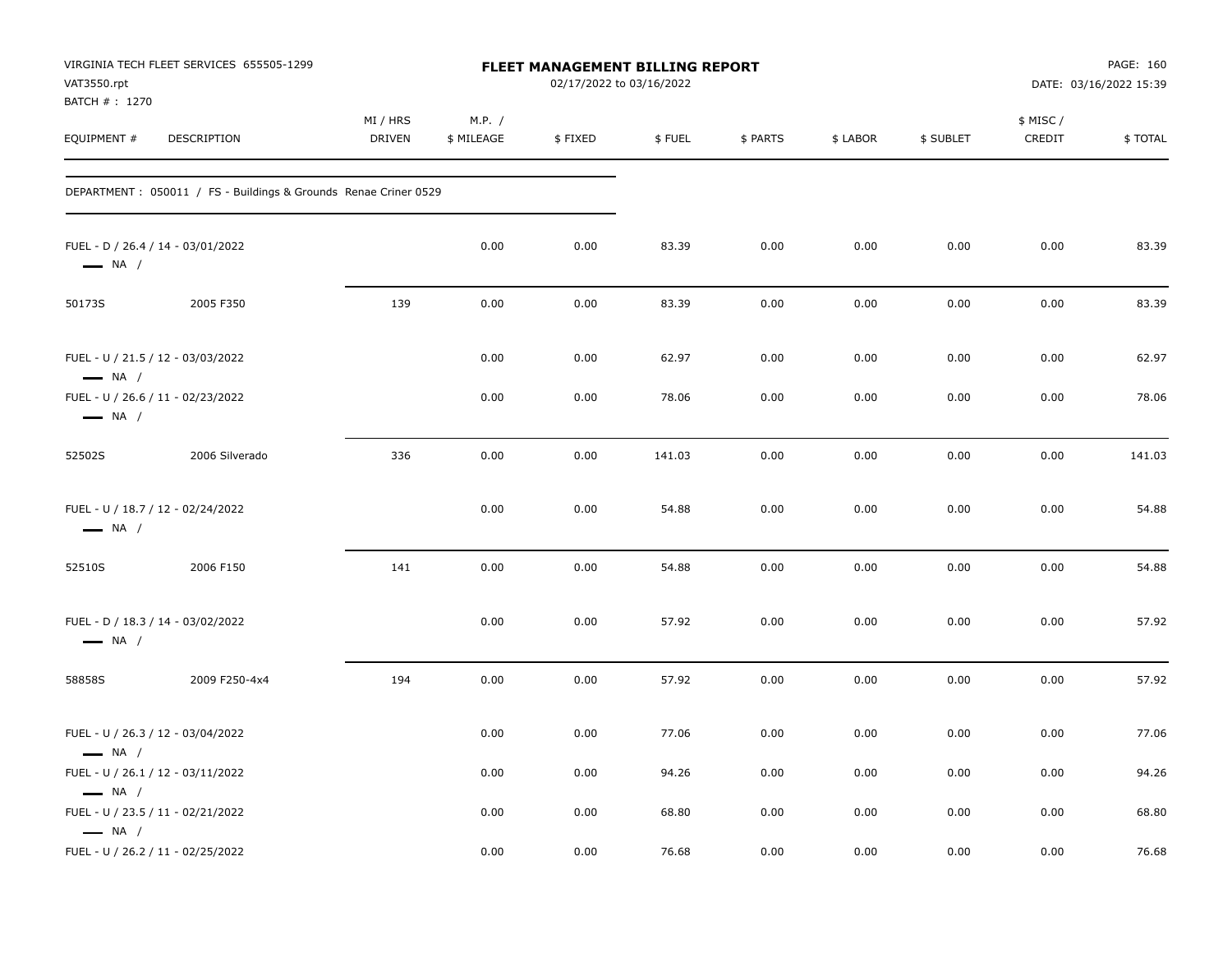VIRGINIA TECH FLEET SERVICES 655505-1299
VAT3550.rpt
BATCH # : 1270

# FLEET MANAGEMENT BILLING REPORT

02/17/2022 to 03/16/2022

DATE: 03/16/2022 15:39

| EQUIPMENT # | DESCRIPTION | MI / HRS DRIVEN | M.P. / $ MILEAGE | $ FIXED | $ FUEL | $ PARTS | $ LABOR | $ SUBLET | $ MISC / CREDIT | $ TOTAL |
|---|---|---|---|---|---|---|---|---|---|---|
| DEPARTMENT : 050011 / FS - Buildings & Grounds Renae Criner 0529 | | | | | | | | | | |
| FUEL - D / 26.4 / 14 - 03/01/2022 — NA / | | | 0.00 | 0.00 | 83.39 | 0.00 | 0.00 | 0.00 | 0.00 | 83.39 |
| 50173S | 2005 F350 | 139 | 0.00 | 0.00 | 83.39 | 0.00 | 0.00 | 0.00 | 0.00 | 83.39 |
| FUEL - U / 21.5 / 12 - 03/03/2022 — NA / | | | 0.00 | 0.00 | 62.97 | 0.00 | 0.00 | 0.00 | 0.00 | 62.97 |
| FUEL - U / 26.6 / 11 - 02/23/2022 — NA / | | | 0.00 | 0.00 | 78.06 | 0.00 | 0.00 | 0.00 | 0.00 | 78.06 |
| 52502S | 2006 Silverado | 336 | 0.00 | 0.00 | 141.03 | 0.00 | 0.00 | 0.00 | 0.00 | 141.03 |
| FUEL - U / 18.7 / 12 - 02/24/2022 — NA / | | | 0.00 | 0.00 | 54.88 | 0.00 | 0.00 | 0.00 | 0.00 | 54.88 |
| 52510S | 2006 F150 | 141 | 0.00 | 0.00 | 54.88 | 0.00 | 0.00 | 0.00 | 0.00 | 54.88 |
| FUEL - D / 18.3 / 14 - 03/02/2022 — NA / | | | 0.00 | 0.00 | 57.92 | 0.00 | 0.00 | 0.00 | 0.00 | 57.92 |
| 58858S | 2009 F250-4x4 | 194 | 0.00 | 0.00 | 57.92 | 0.00 | 0.00 | 0.00 | 0.00 | 57.92 |
| FUEL - U / 26.3 / 12 - 03/04/2022 — NA / | | | 0.00 | 0.00 | 77.06 | 0.00 | 0.00 | 0.00 | 0.00 | 77.06 |
| FUEL - U / 26.1 / 12 - 03/11/2022 — NA / | | | 0.00 | 0.00 | 94.26 | 0.00 | 0.00 | 0.00 | 0.00 | 94.26 |
| FUEL - U / 23.5 / 11 - 02/21/2022 — NA / | | | 0.00 | 0.00 | 68.80 | 0.00 | 0.00 | 0.00 | 0.00 | 68.80 |
| FUEL - U / 26.2 / 11 - 02/25/2022 | | | 0.00 | 0.00 | 76.68 | 0.00 | 0.00 | 0.00 | 0.00 | 76.68 |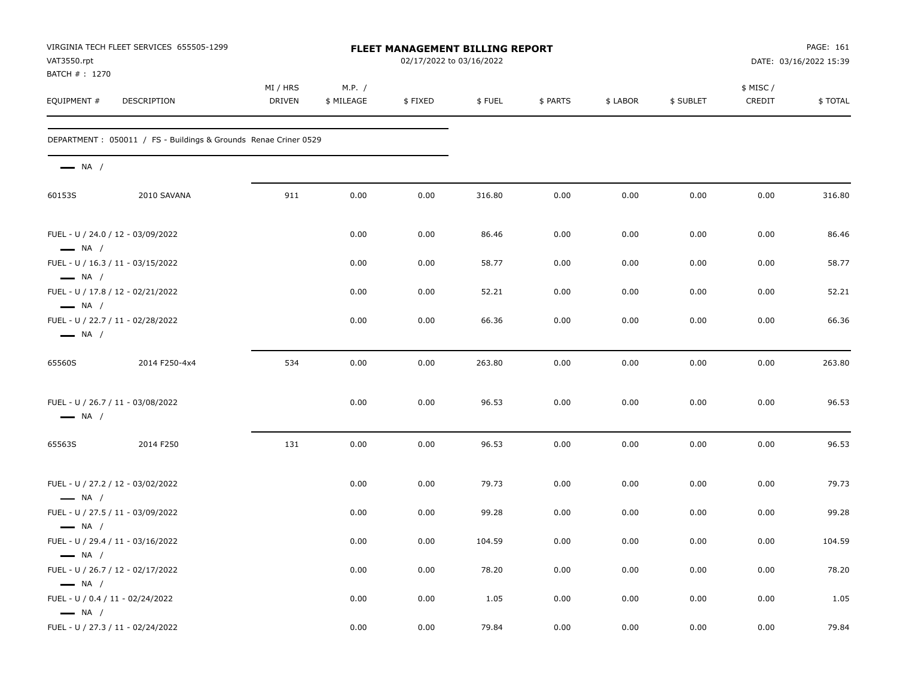VIRGINIA TECH FLEET SERVICES 655505-1299
VAT3550.rpt
BATCH # : 1270

# FLEET MANAGEMENT BILLING REPORT

02/17/2022 to 03/16/2022

DATE: 03/16/2022 15:39

| EQUIPMENT # | DESCRIPTION | MI / HRS DRIVEN | M.P. / $ MILEAGE | $ FIXED | $ FUEL | $ PARTS | $ LABOR | $ SUBLET | $ MISC / CREDIT | $ TOTAL |
|---|---|---|---|---|---|---|---|---|---|---|
| DEPARTMENT : 050011 / FS - Buildings & Grounds Renae Criner 0529 | | | | | | | | | | |
| NA / | | | | | | | | | | |
| 60153S | 2010 SAVANA | 911 | 0.00 | 0.00 | 316.80 | 0.00 | 0.00 | 0.00 | 0.00 | 316.80 |
| FUEL - U / 24.0 / 12 - 03/09/2022 NA / | | | 0.00 | 0.00 | 86.46 | 0.00 | 0.00 | 0.00 | 0.00 | 86.46 |
| FUEL - U / 16.3 / 11 - 03/15/2022 NA / | | | 0.00 | 0.00 | 58.77 | 0.00 | 0.00 | 0.00 | 0.00 | 58.77 |
| FUEL - U / 17.8 / 12 - 02/21/2022 NA / | | | 0.00 | 0.00 | 52.21 | 0.00 | 0.00 | 0.00 | 0.00 | 52.21 |
| FUEL - U / 22.7 / 11 - 02/28/2022 NA / | | | 0.00 | 0.00 | 66.36 | 0.00 | 0.00 | 0.00 | 0.00 | 66.36 |
| 65560S | 2014 F250-4x4 | 534 | 0.00 | 0.00 | 263.80 | 0.00 | 0.00 | 0.00 | 0.00 | 263.80 |
| FUEL - U / 26.7 / 11 - 03/08/2022 NA / | | | 0.00 | 0.00 | 96.53 | 0.00 | 0.00 | 0.00 | 0.00 | 96.53 |
| 65563S | 2014 F250 | 131 | 0.00 | 0.00 | 96.53 | 0.00 | 0.00 | 0.00 | 0.00 | 96.53 |
| FUEL - U / 27.2 / 12 - 03/02/2022 NA / | | | 0.00 | 0.00 | 79.73 | 0.00 | 0.00 | 0.00 | 0.00 | 79.73 |
| FUEL - U / 27.5 / 11 - 03/09/2022 NA / | | | 0.00 | 0.00 | 99.28 | 0.00 | 0.00 | 0.00 | 0.00 | 99.28 |
| FUEL - U / 29.4 / 11 - 03/16/2022 NA / | | | 0.00 | 0.00 | 104.59 | 0.00 | 0.00 | 0.00 | 0.00 | 104.59 |
| FUEL - U / 26.7 / 12 - 02/17/2022 NA / | | | 0.00 | 0.00 | 78.20 | 0.00 | 0.00 | 0.00 | 0.00 | 78.20 |
| FUEL - U / 0.4 / 11 - 02/24/2022 NA / | | | 0.00 | 0.00 | 1.05 | 0.00 | 0.00 | 0.00 | 0.00 | 1.05 |
| FUEL - U / 27.3 / 11 - 02/24/2022 | | | 0.00 | 0.00 | 79.84 | 0.00 | 0.00 | 0.00 | 0.00 | 79.84 |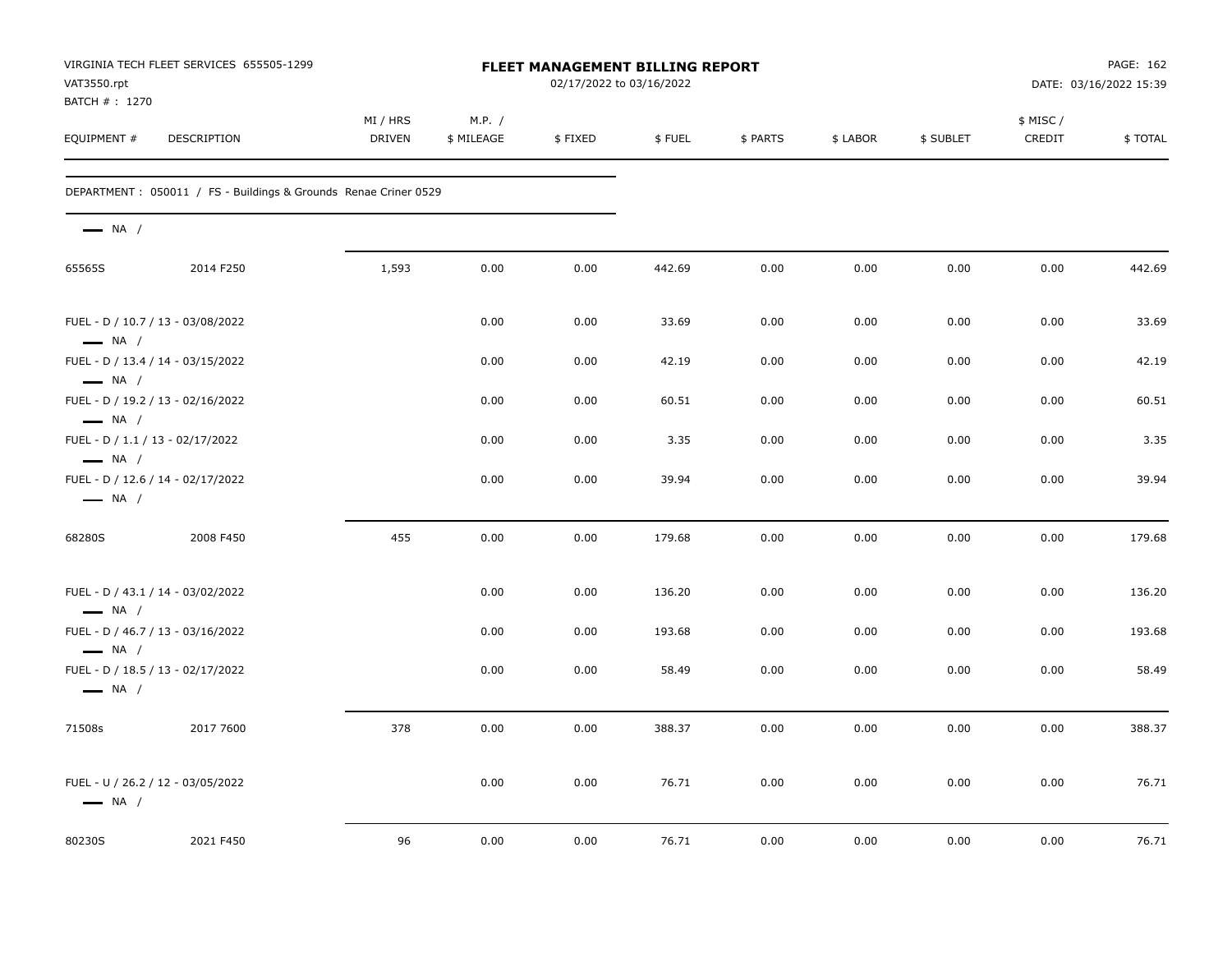VIRGINIA TECH FLEET SERVICES 655505-1299
VAT3550.rpt
BATCH # : 1270

**FLEET MANAGEMENT BILLING REPORT**
02/17/2022 to 03/16/2022

DATE: 03/16/2022 15:39

| EQUIPMENT # | DESCRIPTION | MI / HRS DRIVEN | M.P. / $ MILEAGE | $ FIXED | $ FUEL | $ PARTS | $ LABOR | $ SUBLET | $ MISC / CREDIT | $ TOTAL |
|---|---|---|---|---|---|---|---|---|---|---|
| DEPARTMENT : 050011 / FS - Buildings & Grounds Renae Criner 0529 | | | | | | | | | | |
| NA / | | | | | | | | | | |
| 65565S | 2014 F250 | 1,593 | 0.00 | 0.00 | 442.69 | 0.00 | 0.00 | 0.00 | 0.00 | 442.69 |
| FUEL - D / 10.7 / 13 - 03/08/2022 NA / | | | 0.00 | 0.00 | 33.69 | 0.00 | 0.00 | 0.00 | 0.00 | 33.69 |
| FUEL - D / 13.4 / 14 - 03/15/2022 NA / | | | 0.00 | 0.00 | 42.19 | 0.00 | 0.00 | 0.00 | 0.00 | 42.19 |
| FUEL - D / 19.2 / 13 - 02/16/2022 NA / | | | 0.00 | 0.00 | 60.51 | 0.00 | 0.00 | 0.00 | 0.00 | 60.51 |
| FUEL - D / 1.1 / 13 - 02/17/2022 NA / | | | 0.00 | 0.00 | 3.35 | 0.00 | 0.00 | 0.00 | 0.00 | 3.35 |
| FUEL - D / 12.6 / 14 - 02/17/2022 NA / | | | 0.00 | 0.00 | 39.94 | 0.00 | 0.00 | 0.00 | 0.00 | 39.94 |
| 68280S | 2008 F450 | 455 | 0.00 | 0.00 | 179.68 | 0.00 | 0.00 | 0.00 | 0.00 | 179.68 |
| FUEL - D / 43.1 / 14 - 03/02/2022 NA / | | | 0.00 | 0.00 | 136.20 | 0.00 | 0.00 | 0.00 | 0.00 | 136.20 |
| FUEL - D / 46.7 / 13 - 03/16/2022 NA / | | | 0.00 | 0.00 | 193.68 | 0.00 | 0.00 | 0.00 | 0.00 | 193.68 |
| FUEL - D / 18.5 / 13 - 02/17/2022 NA / | | | 0.00 | 0.00 | 58.49 | 0.00 | 0.00 | 0.00 | 0.00 | 58.49 |
| 71508s | 2017 7600 | 378 | 0.00 | 0.00 | 388.37 | 0.00 | 0.00 | 0.00 | 0.00 | 388.37 |
| FUEL - U / 26.2 / 12 - 03/05/2022 NA / | | | 0.00 | 0.00 | 76.71 | 0.00 | 0.00 | 0.00 | 0.00 | 76.71 |
| 80230S | 2021 F450 | 96 | 0.00 | 0.00 | 76.71 | 0.00 | 0.00 | 0.00 | 0.00 | 76.71 |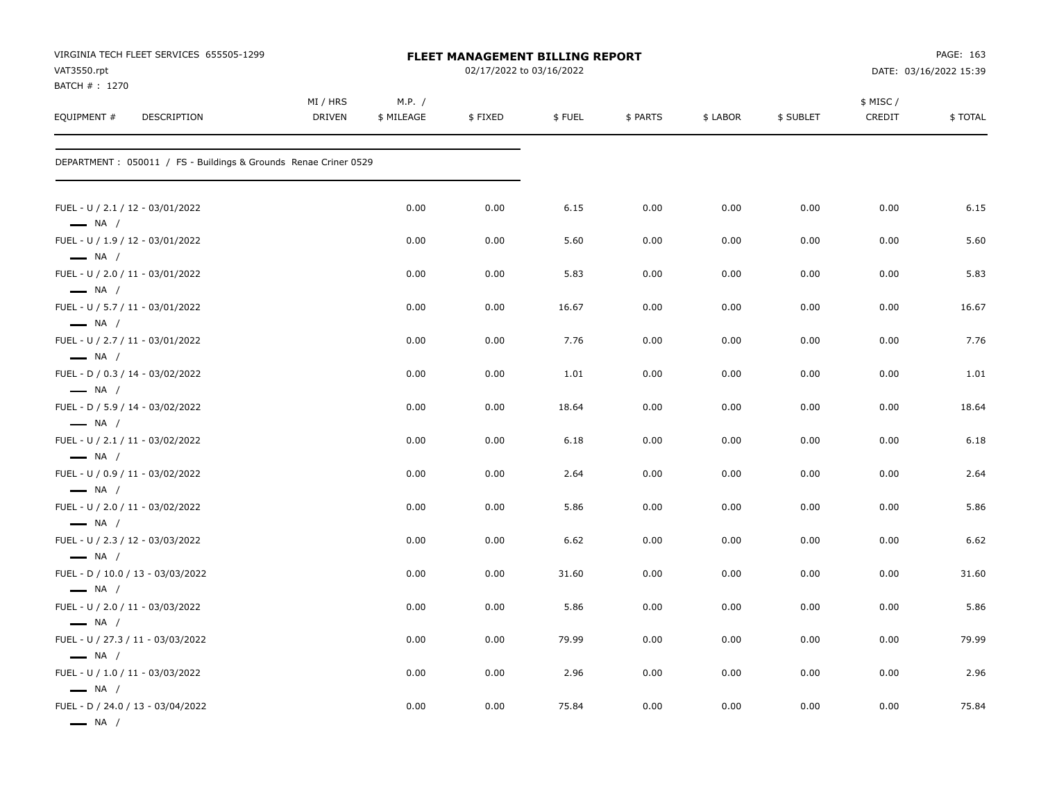VIRGINIA TECH FLEET SERVICES 655505-1299
VAT3550.rpt
BATCH # : 1270

**FLEET MANAGEMENT BILLING REPORT**
02/17/2022 to 03/16/2022

DATE: 03/16/2022 15:39

| EQUIPMENT # | DESCRIPTION | MI / HRS DRIVEN | M.P. / $ MILEAGE | $ FIXED | $ FUEL | $ PARTS | $ LABOR | $ SUBLET | $ MISC / CREDIT | $ TOTAL |
|---|---|---|---|---|---|---|---|---|---|---|
| DEPARTMENT : 050011 / FS - Buildings & Grounds Renae Criner 0529 | | | | | | | | | | |
| FUEL - U / 2.1 / 12 - 03/01/2022 — NA / | | | 0.00 | 0.00 | 6.15 | 0.00 | 0.00 | 0.00 | 0.00 | 6.15 |
| FUEL - U / 1.9 / 12 - 03/01/2022 — NA / | | | 0.00 | 0.00 | 5.60 | 0.00 | 0.00 | 0.00 | 0.00 | 5.60 |
| FUEL - U / 2.0 / 11 - 03/01/2022 — NA / | | | 0.00 | 0.00 | 5.83 | 0.00 | 0.00 | 0.00 | 0.00 | 5.83 |
| FUEL - U / 5.7 / 11 - 03/01/2022 — NA / | | | 0.00 | 0.00 | 16.67 | 0.00 | 0.00 | 0.00 | 0.00 | 16.67 |
| FUEL - U / 2.7 / 11 - 03/01/2022 — NA / | | | 0.00 | 0.00 | 7.76 | 0.00 | 0.00 | 0.00 | 0.00 | 7.76 |
| FUEL - D / 0.3 / 14 - 03/02/2022 — NA / | | | 0.00 | 0.00 | 1.01 | 0.00 | 0.00 | 0.00 | 0.00 | 1.01 |
| FUEL - D / 5.9 / 14 - 03/02/2022 — NA / | | | 0.00 | 0.00 | 18.64 | 0.00 | 0.00 | 0.00 | 0.00 | 18.64 |
| FUEL - U / 2.1 / 11 - 03/02/2022 — NA / | | | 0.00 | 0.00 | 6.18 | 0.00 | 0.00 | 0.00 | 0.00 | 6.18 |
| FUEL - U / 0.9 / 11 - 03/02/2022 — NA / | | | 0.00 | 0.00 | 2.64 | 0.00 | 0.00 | 0.00 | 0.00 | 2.64 |
| FUEL - U / 2.0 / 11 - 03/02/2022 — NA / | | | 0.00 | 0.00 | 5.86 | 0.00 | 0.00 | 0.00 | 0.00 | 5.86 |
| FUEL - U / 2.3 / 12 - 03/03/2022 — NA / | | | 0.00 | 0.00 | 6.62 | 0.00 | 0.00 | 0.00 | 0.00 | 6.62 |
| FUEL - D / 10.0 / 13 - 03/03/2022 — NA / | | | 0.00 | 0.00 | 31.60 | 0.00 | 0.00 | 0.00 | 0.00 | 31.60 |
| FUEL - U / 2.0 / 11 - 03/03/2022 — NA / | | | 0.00 | 0.00 | 5.86 | 0.00 | 0.00 | 0.00 | 0.00 | 5.86 |
| FUEL - U / 27.3 / 11 - 03/03/2022 — NA / | | | 0.00 | 0.00 | 79.99 | 0.00 | 0.00 | 0.00 | 0.00 | 79.99 |
| FUEL - U / 1.0 / 11 - 03/03/2022 — NA / | | | 0.00 | 0.00 | 2.96 | 0.00 | 0.00 | 0.00 | 0.00 | 2.96 |
| FUEL - D / 24.0 / 13 - 03/04/2022 — NA / | | | 0.00 | 0.00 | 75.84 | 0.00 | 0.00 | 0.00 | 0.00 | 75.84 |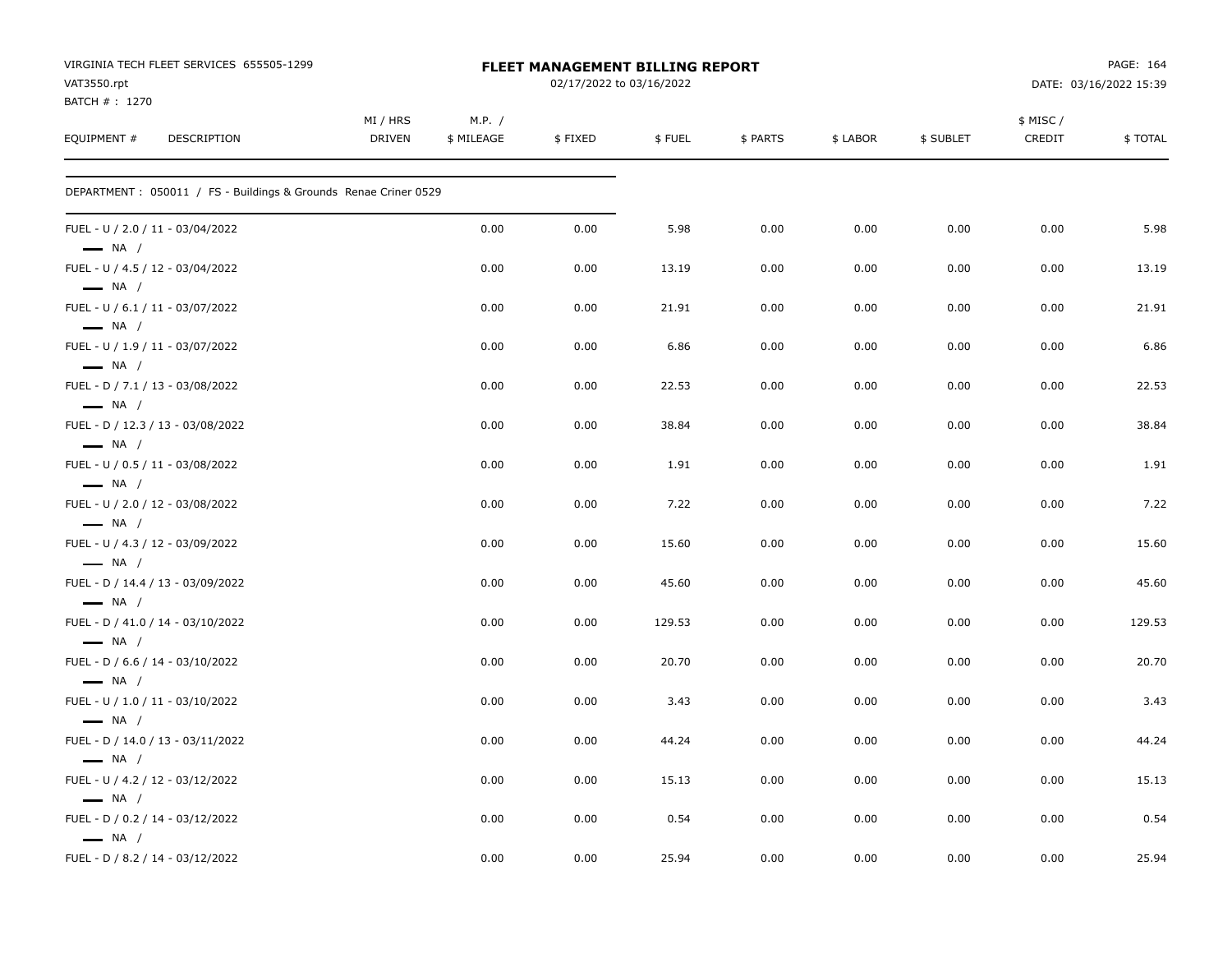VIRGINIA TECH FLEET SERVICES 655505-1299
VAT3550.rpt
BATCH # : 1270

**FLEET MANAGEMENT BILLING REPORT**
02/17/2022 to 03/16/2022

DATE: 03/16/2022 15:39

| EQUIPMENT # | DESCRIPTION | MI / HRS DRIVEN | M.P. / $ MILEAGE | $ FIXED | $ FUEL | $ PARTS | $ LABOR | $ SUBLET | $ MISC / CREDIT | $ TOTAL |
|---|---|---|---|---|---|---|---|---|---|---|
| DEPARTMENT : 050011 / FS - Buildings & Grounds Renae Criner 0529 | | | | | | | | | | |
| FUEL - U / 2.0 / 11 - 03/04/2022 — NA / | | | 0.00 | 0.00 | 5.98 | 0.00 | 0.00 | 0.00 | 0.00 | 5.98 |
| FUEL - U / 4.5 / 12 - 03/04/2022 — NA / | | | 0.00 | 0.00 | 13.19 | 0.00 | 0.00 | 0.00 | 0.00 | 13.19 |
| FUEL - U / 6.1 / 11 - 03/07/2022 — NA / | | | 0.00 | 0.00 | 21.91 | 0.00 | 0.00 | 0.00 | 0.00 | 21.91 |
| FUEL - U / 1.9 / 11 - 03/07/2022 — NA / | | | 0.00 | 0.00 | 6.86 | 0.00 | 0.00 | 0.00 | 0.00 | 6.86 |
| FUEL - D / 7.1 / 13 - 03/08/2022 — NA / | | | 0.00 | 0.00 | 22.53 | 0.00 | 0.00 | 0.00 | 0.00 | 22.53 |
| FUEL - D / 12.3 / 13 - 03/08/2022 — NA / | | | 0.00 | 0.00 | 38.84 | 0.00 | 0.00 | 0.00 | 0.00 | 38.84 |
| FUEL - U / 0.5 / 11 - 03/08/2022 — NA / | | | 0.00 | 0.00 | 1.91 | 0.00 | 0.00 | 0.00 | 0.00 | 1.91 |
| FUEL - U / 2.0 / 12 - 03/08/2022 — NA / | | | 0.00 | 0.00 | 7.22 | 0.00 | 0.00 | 0.00 | 0.00 | 7.22 |
| FUEL - U / 4.3 / 12 - 03/09/2022 — NA / | | | 0.00 | 0.00 | 15.60 | 0.00 | 0.00 | 0.00 | 0.00 | 15.60 |
| FUEL - D / 14.4 / 13 - 03/09/2022 — NA / | | | 0.00 | 0.00 | 45.60 | 0.00 | 0.00 | 0.00 | 0.00 | 45.60 |
| FUEL - D / 41.0 / 14 - 03/10/2022 — NA / | | | 0.00 | 0.00 | 129.53 | 0.00 | 0.00 | 0.00 | 0.00 | 129.53 |
| FUEL - D / 6.6 / 14 - 03/10/2022 — NA / | | | 0.00 | 0.00 | 20.70 | 0.00 | 0.00 | 0.00 | 0.00 | 20.70 |
| FUEL - U / 1.0 / 11 - 03/10/2022 — NA / | | | 0.00 | 0.00 | 3.43 | 0.00 | 0.00 | 0.00 | 0.00 | 3.43 |
| FUEL - D / 14.0 / 13 - 03/11/2022 — NA / | | | 0.00 | 0.00 | 44.24 | 0.00 | 0.00 | 0.00 | 0.00 | 44.24 |
| FUEL - U / 4.2 / 12 - 03/12/2022 — NA / | | | 0.00 | 0.00 | 15.13 | 0.00 | 0.00 | 0.00 | 0.00 | 15.13 |
| FUEL - D / 0.2 / 14 - 03/12/2022 — NA / | | | 0.00 | 0.00 | 0.54 | 0.00 | 0.00 | 0.00 | 0.00 | 0.54 |
| FUEL - D / 8.2 / 14 - 03/12/2022 | | | 0.00 | 0.00 | 25.94 | 0.00 | 0.00 | 0.00 | 0.00 | 25.94 |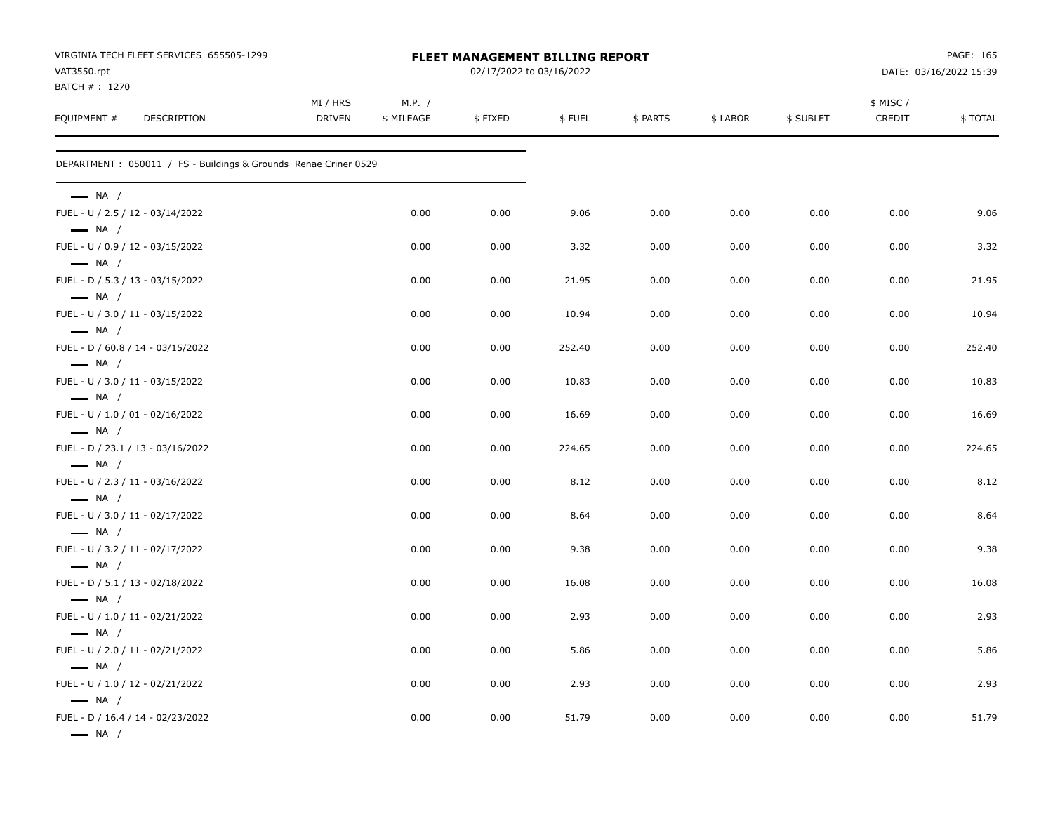VIRGINIA TECH FLEET SERVICES 655505-1299
VAT3550.rpt
BATCH # : 1270

**FLEET MANAGEMENT BILLING REPORT**
02/17/2022 to 03/16/2022

DATE: 03/16/2022 15:39

| EQUIPMENT # | DESCRIPTION | MI / HRS DRIVEN | M.P. / $ MILEAGE | $ FIXED | $ FUEL | $ PARTS | $ LABOR | $ SUBLET | $ MISC / CREDIT | $ TOTAL |
|---|---|---|---|---|---|---|---|---|---|---|

DEPARTMENT : 050011 / FS - Buildings & Grounds Renae Criner 0529

| EQUIPMENT # | DESCRIPTION | MI / HRS DRIVEN | M.P. / $ MILEAGE | $ FIXED | $ FUEL | $ PARTS | $ LABOR | $ SUBLET | $ MISC / CREDIT | $ TOTAL |
|---|---|---|---|---|---|---|---|---|---|---|
| — NA / | | | | | | | | | | |
| FUEL - U / 2.5 / 12 - 03/14/2022 | | | 0.00 | 0.00 | 9.06 | 0.00 | 0.00 | 0.00 | 0.00 | 9.06 |
| — NA / | | | | | | | | | | |
| FUEL - U / 0.9 / 12 - 03/15/2022 | | | 0.00 | 0.00 | 3.32 | 0.00 | 0.00 | 0.00 | 0.00 | 3.32 |
| — NA / | | | | | | | | | | |
| FUEL - D / 5.3 / 13 - 03/15/2022 | | | 0.00 | 0.00 | 21.95 | 0.00 | 0.00 | 0.00 | 0.00 | 21.95 |
| — NA / | | | | | | | | | | |
| FUEL - U / 3.0 / 11 - 03/15/2022 | | | 0.00 | 0.00 | 10.94 | 0.00 | 0.00 | 0.00 | 0.00 | 10.94 |
| — NA / | | | | | | | | | | |
| FUEL - D / 60.8 / 14 - 03/15/2022 | | | 0.00 | 0.00 | 252.40 | 0.00 | 0.00 | 0.00 | 0.00 | 252.40 |
| — NA / | | | | | | | | | | |
| FUEL - U / 3.0 / 11 - 03/15/2022 | | | 0.00 | 0.00 | 10.83 | 0.00 | 0.00 | 0.00 | 0.00 | 10.83 |
| — NA / | | | | | | | | | | |
| FUEL - U / 1.0 / 01 - 02/16/2022 | | | 0.00 | 0.00 | 16.69 | 0.00 | 0.00 | 0.00 | 0.00 | 16.69 |
| — NA / | | | | | | | | | | |
| FUEL - D / 23.1 / 13 - 03/16/2022 | | | 0.00 | 0.00 | 224.65 | 0.00 | 0.00 | 0.00 | 0.00 | 224.65 |
| — NA / | | | | | | | | | | |
| FUEL - U / 2.3 / 11 - 03/16/2022 | | | 0.00 | 0.00 | 8.12 | 0.00 | 0.00 | 0.00 | 0.00 | 8.12 |
| — NA / | | | | | | | | | | |
| FUEL - U / 3.0 / 11 - 02/17/2022 | | | 0.00 | 0.00 | 8.64 | 0.00 | 0.00 | 0.00 | 0.00 | 8.64 |
| — NA / | | | | | | | | | | |
| FUEL - U / 3.2 / 11 - 02/17/2022 | | | 0.00 | 0.00 | 9.38 | 0.00 | 0.00 | 0.00 | 0.00 | 9.38 |
| — NA / | | | | | | | | | | |
| FUEL - D / 5.1 / 13 - 02/18/2022 | | | 0.00 | 0.00 | 16.08 | 0.00 | 0.00 | 0.00 | 0.00 | 16.08 |
| — NA / | | | | | | | | | | |
| FUEL - U / 1.0 / 11 - 02/21/2022 | | | 0.00 | 0.00 | 2.93 | 0.00 | 0.00 | 0.00 | 0.00 | 2.93 |
| — NA / | | | | | | | | | | |
| FUEL - U / 2.0 / 11 - 02/21/2022 | | | 0.00 | 0.00 | 5.86 | 0.00 | 0.00 | 0.00 | 0.00 | 5.86 |
| — NA / | | | | | | | | | | |
| FUEL - U / 1.0 / 12 - 02/21/2022 | | | 0.00 | 0.00 | 2.93 | 0.00 | 0.00 | 0.00 | 0.00 | 2.93 |
| — NA / | | | | | | | | | | |
| FUEL - D / 16.4 / 14 - 02/23/2022 | | | 0.00 | 0.00 | 51.79 | 0.00 | 0.00 | 0.00 | 0.00 | 51.79 |
| — NA / | | | | | | | | | | |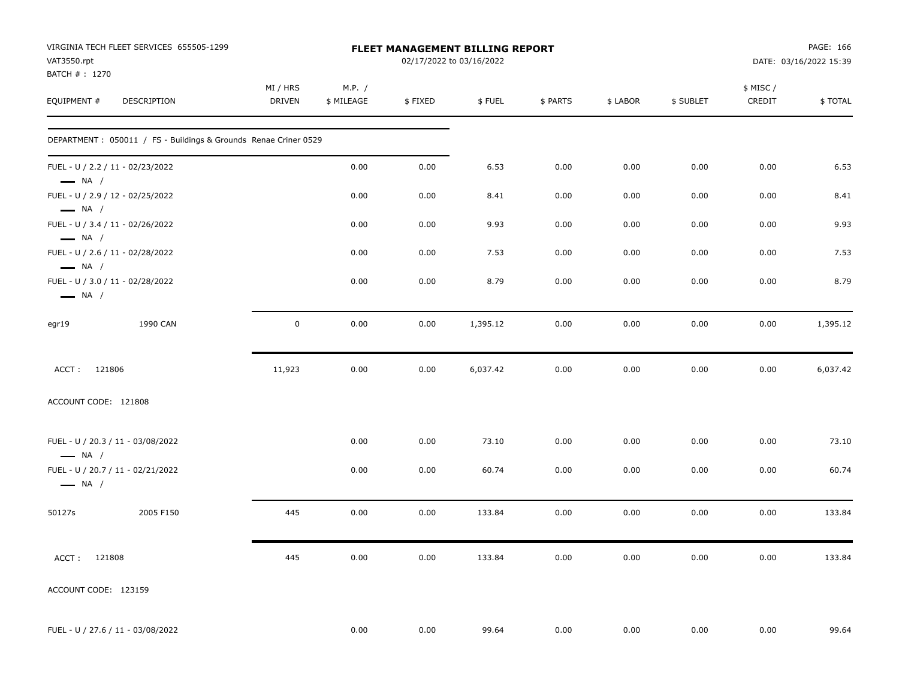VIRGINIA TECH FLEET SERVICES 655505-1299
VAT3550.rpt
BATCH # : 1270

**FLEET MANAGEMENT BILLING REPORT**
02/17/2022 to 03/16/2022

DATE: 03/16/2022 15:39

| EQUIPMENT # | DESCRIPTION | MI / HRS DRIVEN | M.P. / $ MILEAGE | $ FIXED | $ FUEL | $ PARTS | $ LABOR | $ SUBLET | $ MISC / CREDIT | $ TOTAL |
|---|---|---|---|---|---|---|---|---|---|---|
| DEPARTMENT : 050011 / FS - Buildings & Grounds Renae Criner 0529 | | | | | | | | | | |
| FUEL - U / 2.2 / 11 - 02/23/2022 — NA / | | | 0.00 | 0.00 | 6.53 | 0.00 | 0.00 | 0.00 | 0.00 | 6.53 |
| FUEL - U / 2.9 / 12 - 02/25/2022 — NA / | | | 0.00 | 0.00 | 8.41 | 0.00 | 0.00 | 0.00 | 0.00 | 8.41 |
| FUEL - U / 3.4 / 11 - 02/26/2022 — NA / | | | 0.00 | 0.00 | 9.93 | 0.00 | 0.00 | 0.00 | 0.00 | 9.93 |
| FUEL - U / 2.6 / 11 - 02/28/2022 — NA / | | | 0.00 | 0.00 | 7.53 | 0.00 | 0.00 | 0.00 | 0.00 | 7.53 |
| FUEL - U / 3.0 / 11 - 02/28/2022 — NA / | | | 0.00 | 0.00 | 8.79 | 0.00 | 0.00 | 0.00 | 0.00 | 8.79 |
| egr19 | 1990 CAN | 0 | 0.00 | 0.00 | 1,395.12 | 0.00 | 0.00 | 0.00 | 0.00 | 1,395.12 |
| ACCT : 121806 | | 11,923 | 0.00 | 0.00 | 6,037.42 | 0.00 | 0.00 | 0.00 | 0.00 | 6,037.42 |
| ACCOUNT CODE: 121808 | | | | | | | | | | |
| FUEL - U / 20.3 / 11 - 03/08/2022 — NA / | | | 0.00 | 0.00 | 73.10 | 0.00 | 0.00 | 0.00 | 0.00 | 73.10 |
| FUEL - U / 20.7 / 11 - 02/21/2022 — NA / | | | 0.00 | 0.00 | 60.74 | 0.00 | 0.00 | 0.00 | 0.00 | 60.74 |
| 50127s | 2005 F150 | 445 | 0.00 | 0.00 | 133.84 | 0.00 | 0.00 | 0.00 | 0.00 | 133.84 |
| ACCT : 121808 | | 445 | 0.00 | 0.00 | 133.84 | 0.00 | 0.00 | 0.00 | 0.00 | 133.84 |
| ACCOUNT CODE: 123159 | | | | | | | | | | |
| FUEL - U / 27.6 / 11 - 03/08/2022 | | | 0.00 | 0.00 | 99.64 | 0.00 | 0.00 | 0.00 | 0.00 | 99.64 |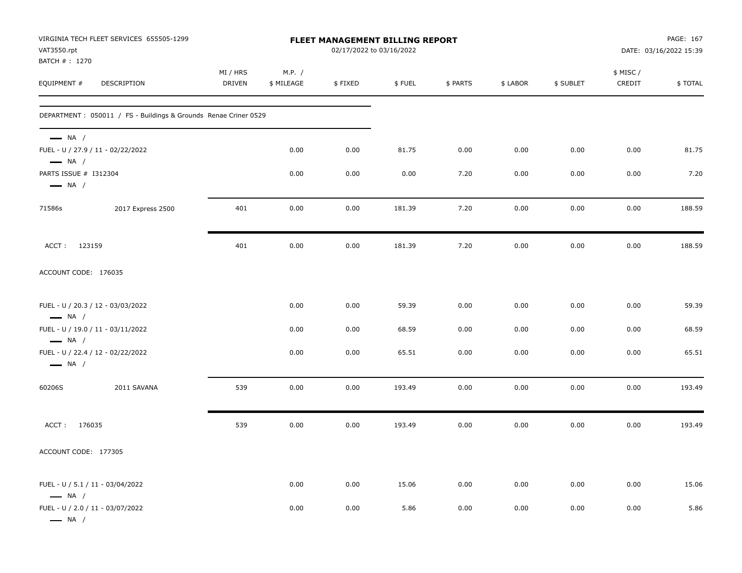VIRGINIA TECH FLEET SERVICES 655505-1299
VAT3550.rpt
BATCH # : 1270

# FLEET MANAGEMENT BILLING REPORT

02/17/2022 to 03/16/2022

DATE: 03/16/2022 15:39

| EQUIPMENT # | DESCRIPTION | MI / HRS DRIVEN | M.P. / $ MILEAGE | $ FIXED | $ FUEL | $ PARTS | $ LABOR | $ SUBLET | $ MISC / CREDIT | $ TOTAL |
|---|---|---|---|---|---|---|---|---|---|---|
| DEPARTMENT : 050011 / FS - Buildings & Grounds Renae Criner 0529 | | | | | | | | | | |
| — NA / | | | | | | | | | | |
| FUEL - U / 27.9 / 11 - 02/22/2022 | | | 0.00 | 0.00 | 81.75 | 0.00 | 0.00 | 0.00 | 0.00 | 81.75 |
| — NA / | | | | | | | | | | |
| PARTS ISSUE # I312304 | | | 0.00 | 0.00 | 0.00 | 7.20 | 0.00 | 0.00 | 0.00 | 7.20 |
| — NA / | | | | | | | | | | |
| 71586s | 2017 Express 2500 | 401 | 0.00 | 0.00 | 181.39 | 7.20 | 0.00 | 0.00 | 0.00 | 188.59 |
| ACCT : 123159 | | 401 | 0.00 | 0.00 | 181.39 | 7.20 | 0.00 | 0.00 | 0.00 | 188.59 |
| ACCOUNT CODE: 176035 | | | | | | | | | | |
| FUEL - U / 20.3 / 12 - 03/03/2022 | | | 0.00 | 0.00 | 59.39 | 0.00 | 0.00 | 0.00 | 0.00 | 59.39 |
| — NA / | | | | | | | | | | |
| FUEL - U / 19.0 / 11 - 03/11/2022 | | | 0.00 | 0.00 | 68.59 | 0.00 | 0.00 | 0.00 | 0.00 | 68.59 |
| — NA / | | | | | | | | | | |
| FUEL - U / 22.4 / 12 - 02/22/2022 | | | 0.00 | 0.00 | 65.51 | 0.00 | 0.00 | 0.00 | 0.00 | 65.51 |
| — NA / | | | | | | | | | | |
| 60206S | 2011 SAVANA | 539 | 0.00 | 0.00 | 193.49 | 0.00 | 0.00 | 0.00 | 0.00 | 193.49 |
| ACCT : 176035 | | 539 | 0.00 | 0.00 | 193.49 | 0.00 | 0.00 | 0.00 | 0.00 | 193.49 |
| ACCOUNT CODE: 177305 | | | | | | | | | | |
| FUEL - U / 5.1 / 11 - 03/04/2022 | | | 0.00 | 0.00 | 15.06 | 0.00 | 0.00 | 0.00 | 0.00 | 15.06 |
| — NA / | | | | | | | | | | |
| FUEL - U / 2.0 / 11 - 03/07/2022 | | | 0.00 | 0.00 | 5.86 | 0.00 | 0.00 | 0.00 | 0.00 | 5.86 |
| — NA / | | | | | | | | | | |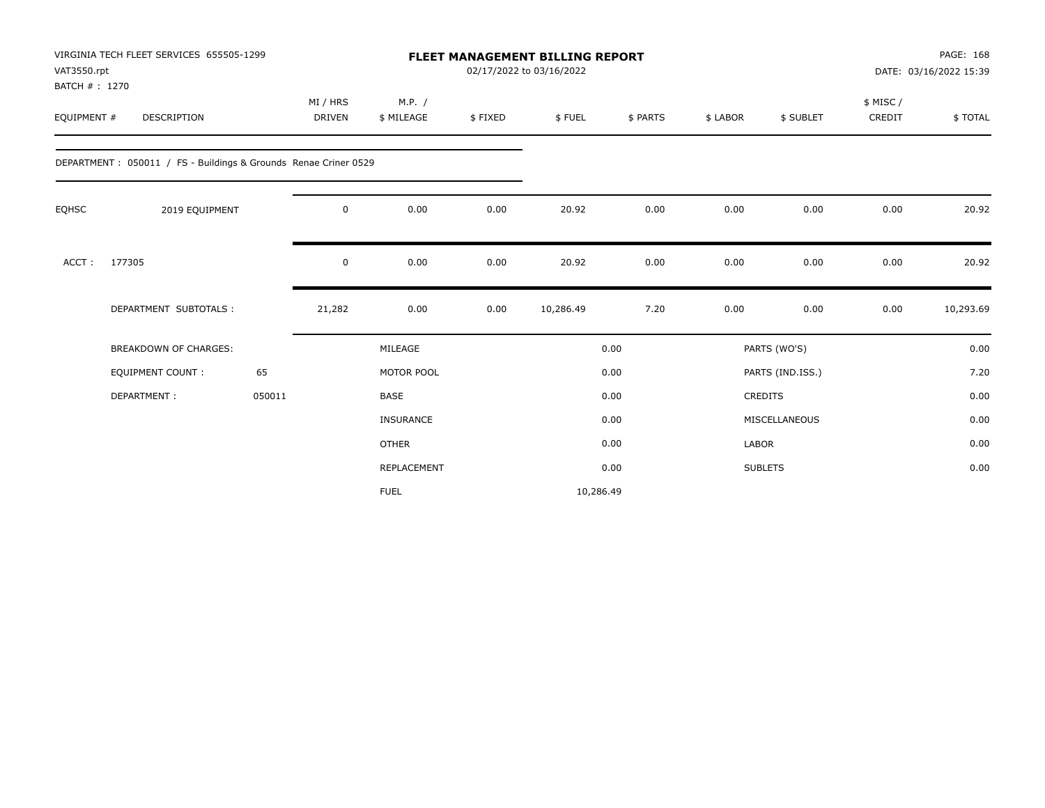VIRGINIA TECH FLEET SERVICES 655505-1299
VAT3550.rpt
BATCH # : 1270

# FLEET MANAGEMENT BILLING REPORT

02/17/2022 to 03/16/2022

DATE: 03/16/2022 15:39

| EQUIPMENT # | DESCRIPTION | MI / HRS DRIVEN | M.P. / $ MILEAGE | $ FIXED | $ FUEL | $ PARTS | $ LABOR | $ SUBLET | $ MISC / CREDIT | $ TOTAL |
|---|---|---|---|---|---|---|---|---|---|---|
| DEPARTMENT : 050011 / FS - Buildings & Grounds Renae Criner 0529 | | | | | | | | | | |
| EQHSC | 2019 EQUIPMENT | 0 | 0.00 | 0.00 | 20.92 | 0.00 | 0.00 | 0.00 | 0.00 | 20.92 |
| ACCT : | 177305 | 0 | 0.00 | 0.00 | 20.92 | 0.00 | 0.00 | 0.00 | 0.00 | 20.92 |
| | DEPARTMENT SUBTOTALS : | 21,282 | 0.00 | 0.00 | 10,286.49 | 7.20 | 0.00 | 0.00 | 0.00 | 10,293.69 |

| BREAKDOWN OF CHARGES: | | | | | |
|---|---|---|---|---|---|
| EQUIPMENT COUNT : | 65 | MILEAGE | 0.00 | PARTS (WO'S) | 0.00 |
| DEPARTMENT : | 050011 | MOTOR POOL | 0.00 | PARTS (IND.ISS.) | 7.20 |
| | | BASE | 0.00 | CREDITS | 0.00 |
| | | INSURANCE | 0.00 | MISCELLANEOUS | 0.00 |
| | | OTHER | 0.00 | LABOR | 0.00 |
| | | REPLACEMENT | 0.00 | SUBLETS | 0.00 |
| | | FUEL | 10,286.49 | | |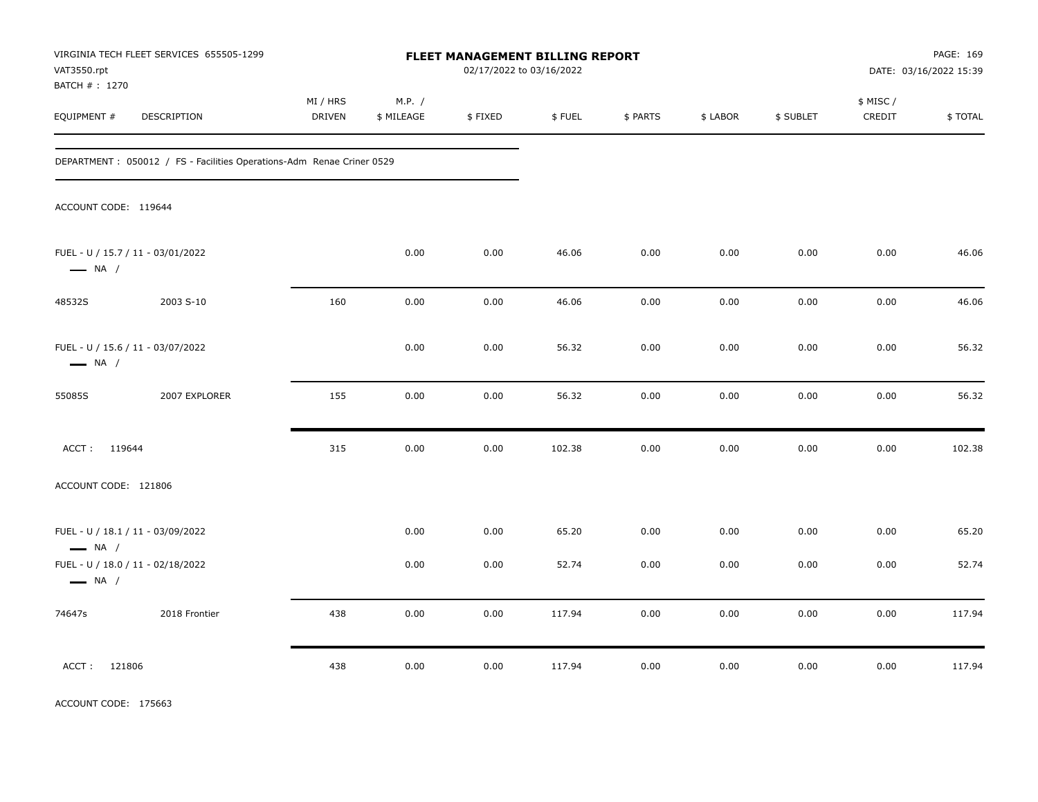VIRGINIA TECH FLEET SERVICES 655505-1299
VAT3550.rpt
BATCH # : 1270

# FLEET MANAGEMENT BILLING REPORT

02/17/2022 to 03/16/2022

DATE: 03/16/2022 15:39

| EQUIPMENT # | DESCRIPTION | MI / HRS DRIVEN | M.P. / $ MILEAGE | $ FIXED | $ FUEL | $ PARTS | $ LABOR | $ SUBLET | $ MISC / CREDIT | $ TOTAL |
|---|---|---|---|---|---|---|---|---|---|---|

DEPARTMENT : 050012 / FS - Facilities Operations-Adm Renae Criner 0529

ACCOUNT CODE: 119644

| EQUIPMENT # | DESCRIPTION | MI / HRS DRIVEN | M.P. / $ MILEAGE | $ FIXED | $ FUEL | $ PARTS | $ LABOR | $ SUBLET | $ MISC / CREDIT | $ TOTAL |
|---|---|---|---|---|---|---|---|---|---|---|
| FUEL - U / 15.7 / 11 - 03/01/2022 — NA / | | | 0.00 | 0.00 | 46.06 | 0.00 | 0.00 | 0.00 | 0.00 | 46.06 |
| 48532S | 2003 S-10 | 160 | 0.00 | 0.00 | 46.06 | 0.00 | 0.00 | 0.00 | 0.00 | 46.06 |
| FUEL - U / 15.6 / 11 - 03/07/2022 — NA / | | | 0.00 | 0.00 | 56.32 | 0.00 | 0.00 | 0.00 | 0.00 | 56.32 |
| 55085S | 2007 EXPLORER | 155 | 0.00 | 0.00 | 56.32 | 0.00 | 0.00 | 0.00 | 0.00 | 56.32 |
| ACCT : 119644 | | 315 | 0.00 | 0.00 | 102.38 | 0.00 | 0.00 | 0.00 | 0.00 | 102.38 |

ACCOUNT CODE: 121806

| EQUIPMENT # | DESCRIPTION | MI / HRS DRIVEN | M.P. / $ MILEAGE | $ FIXED | $ FUEL | $ PARTS | $ LABOR | $ SUBLET | $ MISC / CREDIT | $ TOTAL |
|---|---|---|---|---|---|---|---|---|---|---|
| FUEL - U / 18.1 / 11 - 03/09/2022 — NA / | | | 0.00 | 0.00 | 65.20 | 0.00 | 0.00 | 0.00 | 0.00 | 65.20 |
| FUEL - U / 18.0 / 11 - 02/18/2022 — NA / | | | 0.00 | 0.00 | 52.74 | 0.00 | 0.00 | 0.00 | 0.00 | 52.74 |
| 74647s | 2018 Frontier | 438 | 0.00 | 0.00 | 117.94 | 0.00 | 0.00 | 0.00 | 0.00 | 117.94 |
| ACCT : 121806 | | 438 | 0.00 | 0.00 | 117.94 | 0.00 | 0.00 | 0.00 | 0.00 | 117.94 |

ACCOUNT CODE: 175663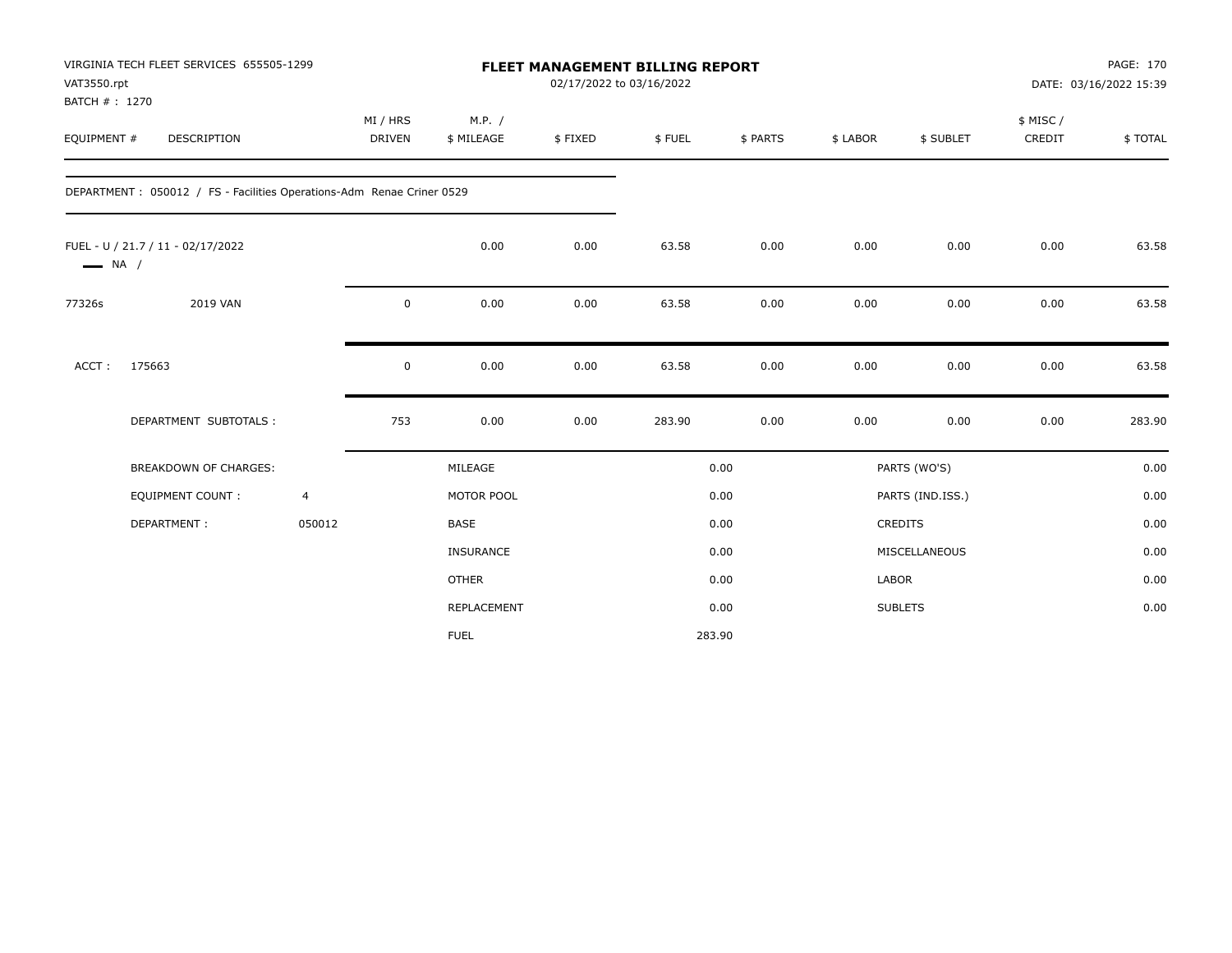VIRGINIA TECH FLEET SERVICES 655505-1299
VAT3550.rpt
BATCH # : 1270

# FLEET MANAGEMENT BILLING REPORT

02/17/2022 to 03/16/2022

DATE: 03/16/2022 15:39

| EQUIPMENT # | DESCRIPTION | MI / HRS DRIVEN | M.P. / $ MILEAGE | $ FIXED | $ FUEL | $ PARTS | $ LABOR | $ SUBLET | $ MISC / CREDIT | $ TOTAL |
|---|---|---|---|---|---|---|---|---|---|---|
| DEPARTMENT : 050012 / FS - Facilities Operations-Adm Renae Criner 0529 | | | | | | | | | | |
| FUEL - U / 21.7 / 11 - 02/17/2022 NA / | | | 0.00 | 0.00 | 63.58 | 0.00 | 0.00 | 0.00 | 0.00 | 63.58 |
| 77326s | 2019 VAN | 0 | 0.00 | 0.00 | 63.58 | 0.00 | 0.00 | 0.00 | 0.00 | 63.58 |
| ACCT : | 175663 | 0 | 0.00 | 0.00 | 63.58 | 0.00 | 0.00 | 0.00 | 0.00 | 63.58 |
| | DEPARTMENT SUBTOTALS : | 753 | 0.00 | 0.00 | 283.90 | 0.00 | 0.00 | 0.00 | 0.00 | 283.90 |

| BREAKDOWN OF CHARGES: | | | | | |
|---|---|---|---|---|---|
| EQUIPMENT COUNT : | 4 | MILEAGE | 0.00 | PARTS (WO'S) | 0.00 |
| DEPARTMENT : | 050012 | MOTOR POOL | 0.00 | PARTS (IND.ISS.) | 0.00 |
| | | BASE | 0.00 | CREDITS | 0.00 |
| | | INSURANCE | 0.00 | MISCELLANEOUS | 0.00 |
| | | OTHER | 0.00 | LABOR | 0.00 |
| | | REPLACEMENT | 0.00 | SUBLETS | 0.00 |
| | | FUEL | 283.90 | | |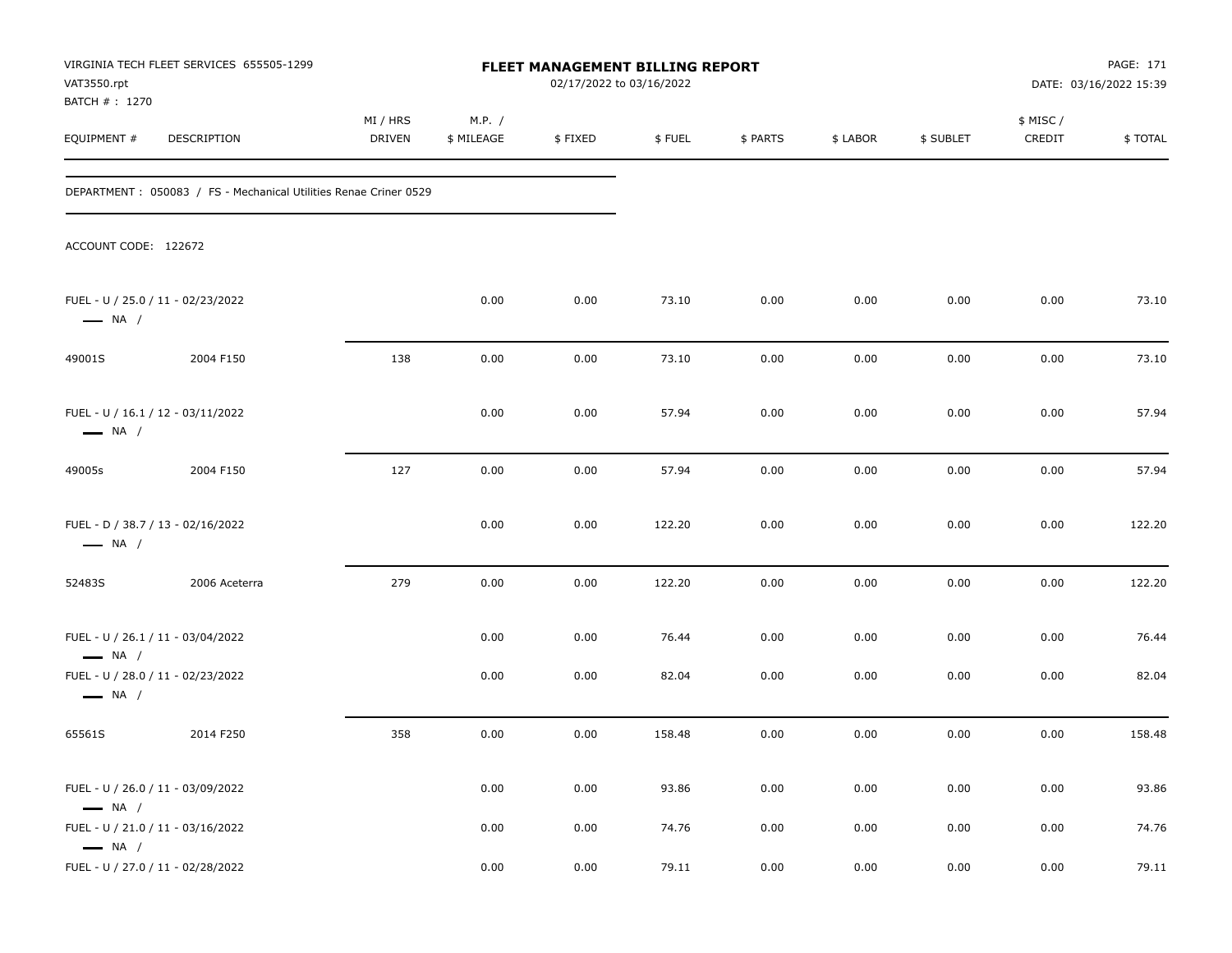VIRGINIA TECH FLEET SERVICES 655505-1299
VAT3550.rpt
BATCH # : 1270

**FLEET MANAGEMENT BILLING REPORT**
02/17/2022 to 03/16/2022

DATE: 03/16/2022 15:39

DEPARTMENT : 050083 / FS - Mechanical Utilities Renae Criner 0529

ACCOUNT CODE: 122672

| EQUIPMENT # | DESCRIPTION | MI / HRS DRIVEN | M.P. / $ MILEAGE | $ FIXED | $ FUEL | $ PARTS | $ LABOR | $ SUBLET | $ MISC / CREDIT | $ TOTAL |
|---|---|---|---|---|---|---|---|---|---|---|
| FUEL - U / 25.0 / 11 - 02/23/2022 — NA / | | | 0.00 | 0.00 | 73.10 | 0.00 | 0.00 | 0.00 | 0.00 | 73.10 |
| 49001S | 2004 F150 | 138 | 0.00 | 0.00 | 73.10 | 0.00 | 0.00 | 0.00 | 0.00 | 73.10 |
| FUEL - U / 16.1 / 12 - 03/11/2022 — NA / | | | 0.00 | 0.00 | 57.94 | 0.00 | 0.00 | 0.00 | 0.00 | 57.94 |
| 49005s | 2004 F150 | 127 | 0.00 | 0.00 | 57.94 | 0.00 | 0.00 | 0.00 | 0.00 | 57.94 |
| FUEL - D / 38.7 / 13 - 02/16/2022 — NA / | | | 0.00 | 0.00 | 122.20 | 0.00 | 0.00 | 0.00 | 0.00 | 122.20 |
| 52483S | 2006 Aceterra | 279 | 0.00 | 0.00 | 122.20 | 0.00 | 0.00 | 0.00 | 0.00 | 122.20 |
| FUEL - U / 26.1 / 11 - 03/04/2022 — NA / | | | 0.00 | 0.00 | 76.44 | 0.00 | 0.00 | 0.00 | 0.00 | 76.44 |
| FUEL - U / 28.0 / 11 - 02/23/2022 — NA / | | | 0.00 | 0.00 | 82.04 | 0.00 | 0.00 | 0.00 | 0.00 | 82.04 |
| 65561S | 2014 F250 | 358 | 0.00 | 0.00 | 158.48 | 0.00 | 0.00 | 0.00 | 0.00 | 158.48 |
| FUEL - U / 26.0 / 11 - 03/09/2022 — NA / | | | 0.00 | 0.00 | 93.86 | 0.00 | 0.00 | 0.00 | 0.00 | 93.86 |
| FUEL - U / 21.0 / 11 - 03/16/2022 — NA / | | | 0.00 | 0.00 | 74.76 | 0.00 | 0.00 | 0.00 | 0.00 | 74.76 |
| FUEL - U / 27.0 / 11 - 02/28/2022 | | | 0.00 | 0.00 | 79.11 | 0.00 | 0.00 | 0.00 | 0.00 | 79.11 |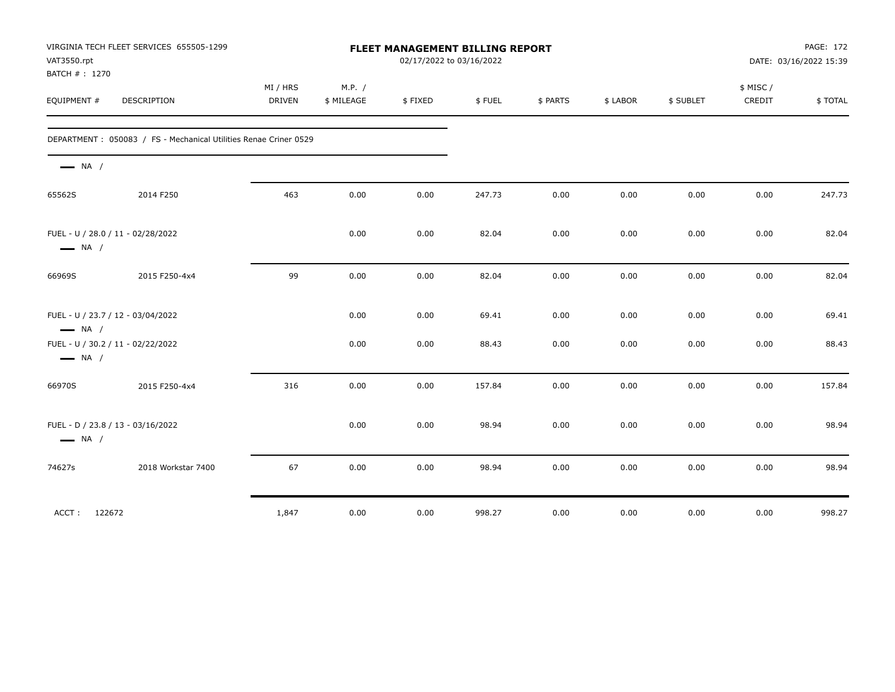VIRGINIA TECH FLEET SERVICES 655505-1299
VAT3550.rpt
BATCH # : 1270

**FLEET MANAGEMENT BILLING REPORT**
02/17/2022 to 03/16/2022

PAGE: 172
DATE: 03/16/2022 15:39

| EQUIPMENT # | DESCRIPTION | MI / HRS DRIVEN | M.P. / $ MILEAGE | $ FIXED | $ FUEL | $ PARTS | $ LABOR | $ SUBLET | $ MISC / CREDIT | $ TOTAL |
|---|---|---|---|---|---|---|---|---|---|---|
| DEPARTMENT : 050083 / FS - Mechanical Utilities Renae Criner 0529 | | | | | | | | | | |
| NA / | | | | | | | | | | |
| 65562S | 2014 F250 | 463 | 0.00 | 0.00 | 247.73 | 0.00 | 0.00 | 0.00 | 0.00 | 247.73 |
| FUEL - U / 28.0 / 11 - 02/28/2022 NA / | | | 0.00 | 0.00 | 82.04 | 0.00 | 0.00 | 0.00 | 0.00 | 82.04 |
| 66969S | 2015 F250-4x4 | 99 | 0.00 | 0.00 | 82.04 | 0.00 | 0.00 | 0.00 | 0.00 | 82.04 |
| FUEL - U / 23.7 / 12 - 03/04/2022 NA / | | | 0.00 | 0.00 | 69.41 | 0.00 | 0.00 | 0.00 | 0.00 | 69.41 |
| FUEL - U / 30.2 / 11 - 02/22/2022 NA / | | | 0.00 | 0.00 | 88.43 | 0.00 | 0.00 | 0.00 | 0.00 | 88.43 |
| 66970S | 2015 F250-4x4 | 316 | 0.00 | 0.00 | 157.84 | 0.00 | 0.00 | 0.00 | 0.00 | 157.84 |
| FUEL - D / 23.8 / 13 - 03/16/2022 NA / | | | 0.00 | 0.00 | 98.94 | 0.00 | 0.00 | 0.00 | 0.00 | 98.94 |
| 74627s | 2018 Workstar 7400 | 67 | 0.00 | 0.00 | 98.94 | 0.00 | 0.00 | 0.00 | 0.00 | 98.94 |
| ACCT : 122672 | | 1,847 | 0.00 | 0.00 | 998.27 | 0.00 | 0.00 | 0.00 | 0.00 | 998.27 |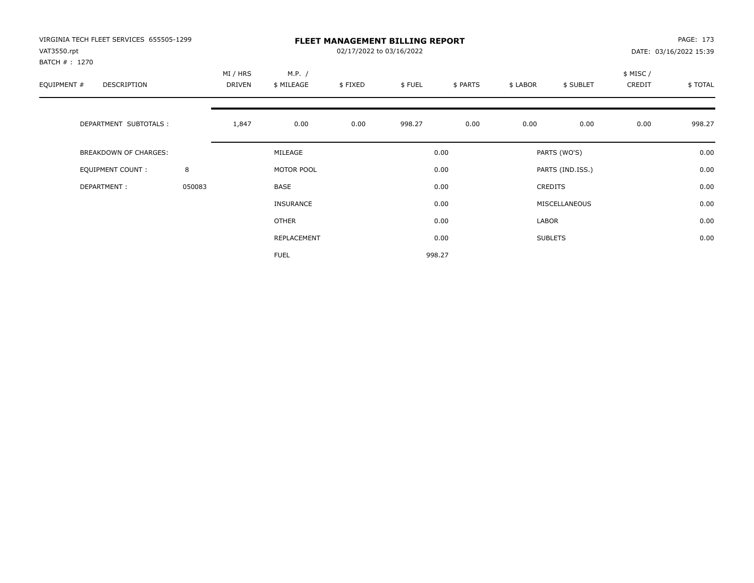VIRGINIA TECH FLEET SERVICES 655505-1299
VAT3550.rpt
BATCH # : 1270

# FLEET MANAGEMENT BILLING REPORT

02/17/2022 to 03/16/2022

PAGE: 173
DATE: 03/16/2022 15:39

| EQUIPMENT # | DESCRIPTION | MI / HRS DRIVEN | M.P. / $ MILEAGE | $ FIXED | $ FUEL | $ PARTS | $ LABOR | $ SUBLET | $ MISC / CREDIT | $ TOTAL |
|---|---|---|---|---|---|---|---|---|---|---|
| | DEPARTMENT SUBTOTALS : | 1,847 | 0.00 | 0.00 | 998.27 | 0.00 | 0.00 | 0.00 | 0.00 | 998.27 |

| | | | | | |
|---|---|---|---|---|---|
| BREAKDOWN OF CHARGES: | | MILEAGE | 0.00 | PARTS (WO'S) | 0.00 |
| EQUIPMENT COUNT : | 8 | MOTOR POOL | 0.00 | PARTS (IND.ISS.) | 0.00 |
| DEPARTMENT : | 050083 | BASE | 0.00 | CREDITS | 0.00 |
| | | INSURANCE | 0.00 | MISCELLANEOUS | 0.00 |
| | | OTHER | 0.00 | LABOR | 0.00 |
| | | REPLACEMENT | 0.00 | SUBLETS | 0.00 |
| | | FUEL | 998.27 | | |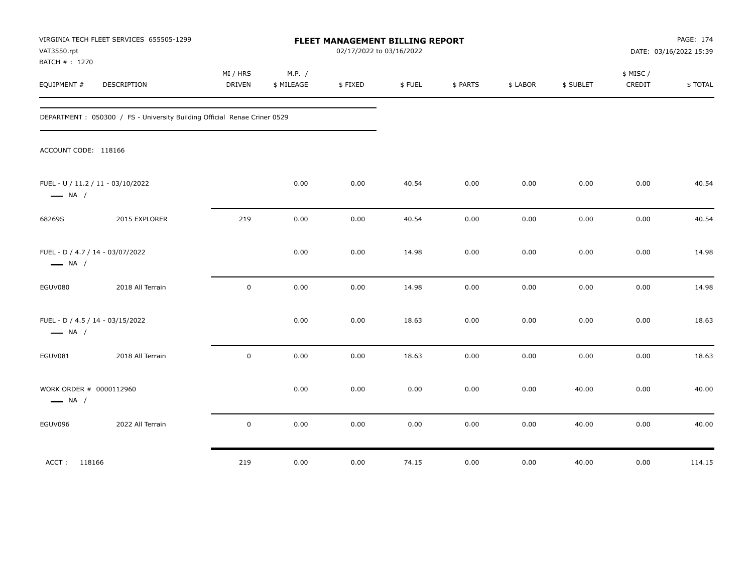VIRGINIA TECH FLEET SERVICES 655505-1299
VAT3550.rpt
BATCH # : 1270

# FLEET MANAGEMENT BILLING REPORT

02/17/2022 to 03/16/2022

DATE: 03/16/2022 15:39

| EQUIPMENT # | DESCRIPTION | MI / HRS DRIVEN | M.P. / $ MILEAGE | $ FIXED | $ FUEL | $ PARTS | $ LABOR | $ SUBLET | $ MISC / CREDIT | $ TOTAL |
|---|---|---|---|---|---|---|---|---|---|---|

DEPARTMENT : 050300 / FS - University Building Official Renae Criner 0529

ACCOUNT CODE: 118166

| EQUIPMENT # | DESCRIPTION | MI / HRS DRIVEN | M.P. / $ MILEAGE | $ FIXED | $ FUEL | $ PARTS | $ LABOR | $ SUBLET | $ MISC / CREDIT | $ TOTAL |
|---|---|---|---|---|---|---|---|---|---|---|
| FUEL - U / 11.2 / 11 - 03/10/2022 — NA / | | | 0.00 | 0.00 | 40.54 | 0.00 | 0.00 | 0.00 | 0.00 | 40.54 |
| 68269S | 2015 EXPLORER | 219 | 0.00 | 0.00 | 40.54 | 0.00 | 0.00 | 0.00 | 0.00 | 40.54 |
| FUEL - D / 4.7 / 14 - 03/07/2022 — NA / | | | 0.00 | 0.00 | 14.98 | 0.00 | 0.00 | 0.00 | 0.00 | 14.98 |
| EGUV080 | 2018 All Terrain | 0 | 0.00 | 0.00 | 14.98 | 0.00 | 0.00 | 0.00 | 0.00 | 14.98 |
| FUEL - D / 4.5 / 14 - 03/15/2022 — NA / | | | 0.00 | 0.00 | 18.63 | 0.00 | 0.00 | 0.00 | 0.00 | 18.63 |
| EGUV081 | 2018 All Terrain | 0 | 0.00 | 0.00 | 18.63 | 0.00 | 0.00 | 0.00 | 0.00 | 18.63 |
| WORK ORDER # 0000112960 — NA / | | | 0.00 | 0.00 | 0.00 | 0.00 | 0.00 | 40.00 | 0.00 | 40.00 |
| EGUV096 | 2022 All Terrain | 0 | 0.00 | 0.00 | 0.00 | 0.00 | 0.00 | 40.00 | 0.00 | 40.00 |
| ACCT : 118166 | | 219 | 0.00 | 0.00 | 74.15 | 0.00 | 0.00 | 40.00 | 0.00 | 114.15 |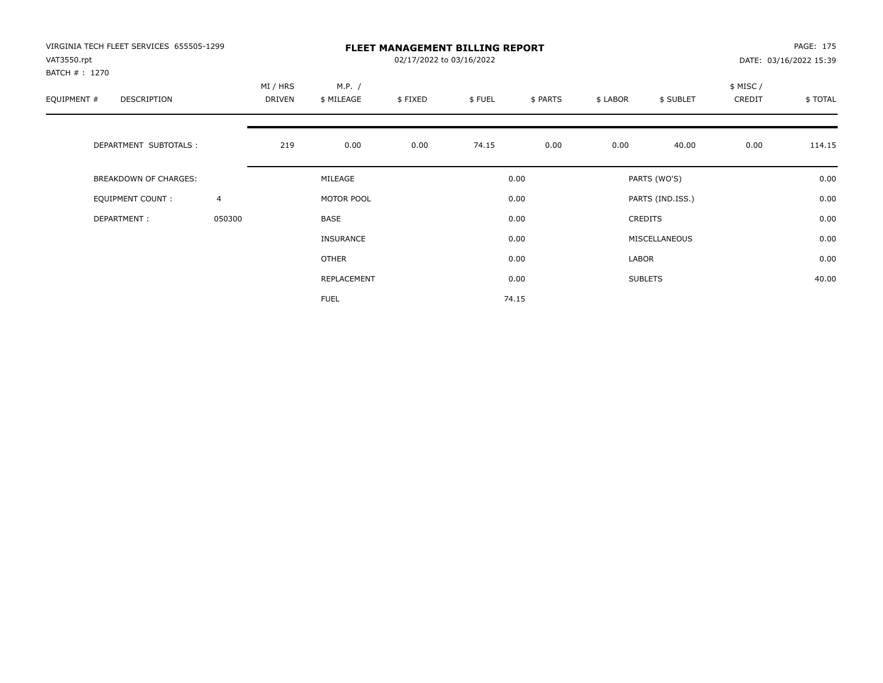VIRGINIA TECH FLEET SERVICES 655505-1299
VAT3550.rpt
BATCH # : 1270

# FLEET MANAGEMENT BILLING REPORT

02/17/2022 to 03/16/2022

PAGE: 175
DATE: 03/16/2022 15:39

| EQUIPMENT # | DESCRIPTION | MI / HRS DRIVEN | M.P. / $ MILEAGE | $ FIXED | $ FUEL | $ PARTS | $ LABOR | $ SUBLET | $ MISC / CREDIT | $ TOTAL |
|---|---|---|---|---|---|---|---|---|---|---|
| | DEPARTMENT SUBTOTALS : | 219 | 0.00 | 0.00 | 74.15 | 0.00 | 0.00 | 40.00 | 0.00 | 114.15 |

| | | | | | |
|---|---|---|---|---|---|
| BREAKDOWN OF CHARGES: | | MILEAGE | 0.00 | PARTS (WO'S) | 0.00 |
| EQUIPMENT COUNT : | 4 | MOTOR POOL | 0.00 | PARTS (IND.ISS.) | 0.00 |
| DEPARTMENT : | 050300 | BASE | 0.00 | CREDITS | 0.00 |
| | | INSURANCE | 0.00 | MISCELLANEOUS | 0.00 |
| | | OTHER | 0.00 | LABOR | 0.00 |
| | | REPLACEMENT | 0.00 | SUBLETS | 40.00 |
| | | FUEL | 74.15 | | |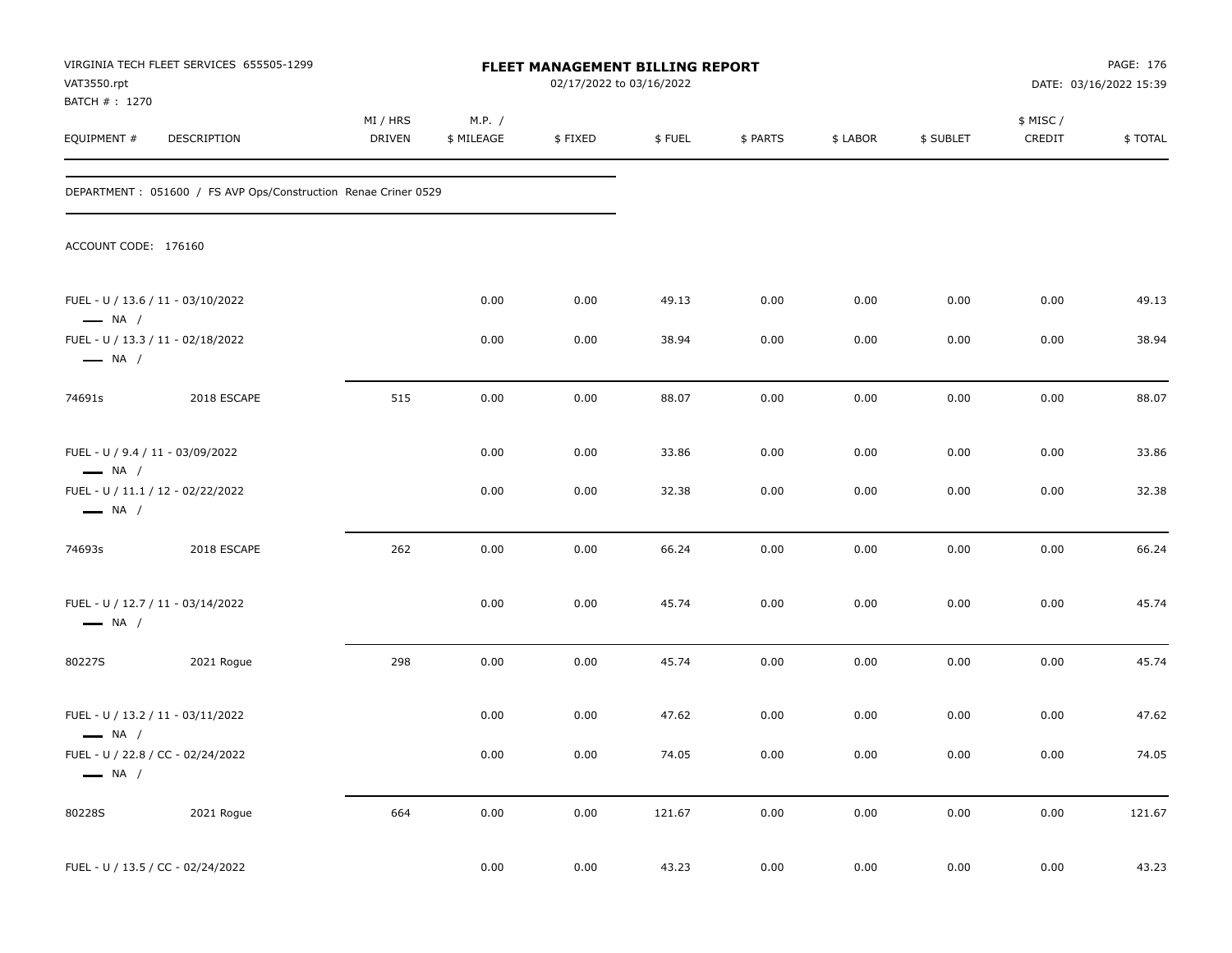VIRGINIA TECH FLEET SERVICES 655505-1299
VAT3550.rpt
BATCH # : 1270

# FLEET MANAGEMENT BILLING REPORT

02/17/2022 to 03/16/2022

DATE: 03/16/2022 15:39

| EQUIPMENT # | DESCRIPTION | MI / HRS DRIVEN | M.P. / $ MILEAGE | $ FIXED | $ FUEL | $ PARTS | $ LABOR | $ SUBLET | $ MISC / CREDIT | $ TOTAL |
|---|---|---|---|---|---|---|---|---|---|---|

DEPARTMENT : 051600 / FS AVP Ops/Construction Renae Criner 0529

ACCOUNT CODE: 176160

| EQUIPMENT # | DESCRIPTION | MI / HRS DRIVEN | M.P. / $ MILEAGE | $ FIXED | $ FUEL | $ PARTS | $ LABOR | $ SUBLET | $ MISC / CREDIT | $ TOTAL |
|---|---|---|---|---|---|---|---|---|---|---|
| FUEL - U / 13.6 / 11 - 03/10/2022 — NA / | | | 0.00 | 0.00 | 49.13 | 0.00 | 0.00 | 0.00 | 0.00 | 49.13 |
| FUEL - U / 13.3 / 11 - 02/18/2022 — NA / | | | 0.00 | 0.00 | 38.94 | 0.00 | 0.00 | 0.00 | 0.00 | 38.94 |
| 74691s | 2018 ESCAPE | 515 | 0.00 | 0.00 | 88.07 | 0.00 | 0.00 | 0.00 | 0.00 | 88.07 |
| FUEL - U / 9.4 / 11 - 03/09/2022 — NA / | | | 0.00 | 0.00 | 33.86 | 0.00 | 0.00 | 0.00 | 0.00 | 33.86 |
| FUEL - U / 11.1 / 12 - 02/22/2022 — NA / | | | 0.00 | 0.00 | 32.38 | 0.00 | 0.00 | 0.00 | 0.00 | 32.38 |
| 74693s | 2018 ESCAPE | 262 | 0.00 | 0.00 | 66.24 | 0.00 | 0.00 | 0.00 | 0.00 | 66.24 |
| FUEL - U / 12.7 / 11 - 03/14/2022 — NA / | | | 0.00 | 0.00 | 45.74 | 0.00 | 0.00 | 0.00 | 0.00 | 45.74 |
| 80227S | 2021 Rogue | 298 | 0.00 | 0.00 | 45.74 | 0.00 | 0.00 | 0.00 | 0.00 | 45.74 |
| FUEL - U / 13.2 / 11 - 03/11/2022 — NA / | | | 0.00 | 0.00 | 47.62 | 0.00 | 0.00 | 0.00 | 0.00 | 47.62 |
| FUEL - U / 22.8 / CC - 02/24/2022 — NA / | | | 0.00 | 0.00 | 74.05 | 0.00 | 0.00 | 0.00 | 0.00 | 74.05 |
| 80228S | 2021 Rogue | 664 | 0.00 | 0.00 | 121.67 | 0.00 | 0.00 | 0.00 | 0.00 | 121.67 |
| FUEL - U / 13.5 / CC - 02/24/2022 | | | 0.00 | 0.00 | 43.23 | 0.00 | 0.00 | 0.00 | 0.00 | 43.23 |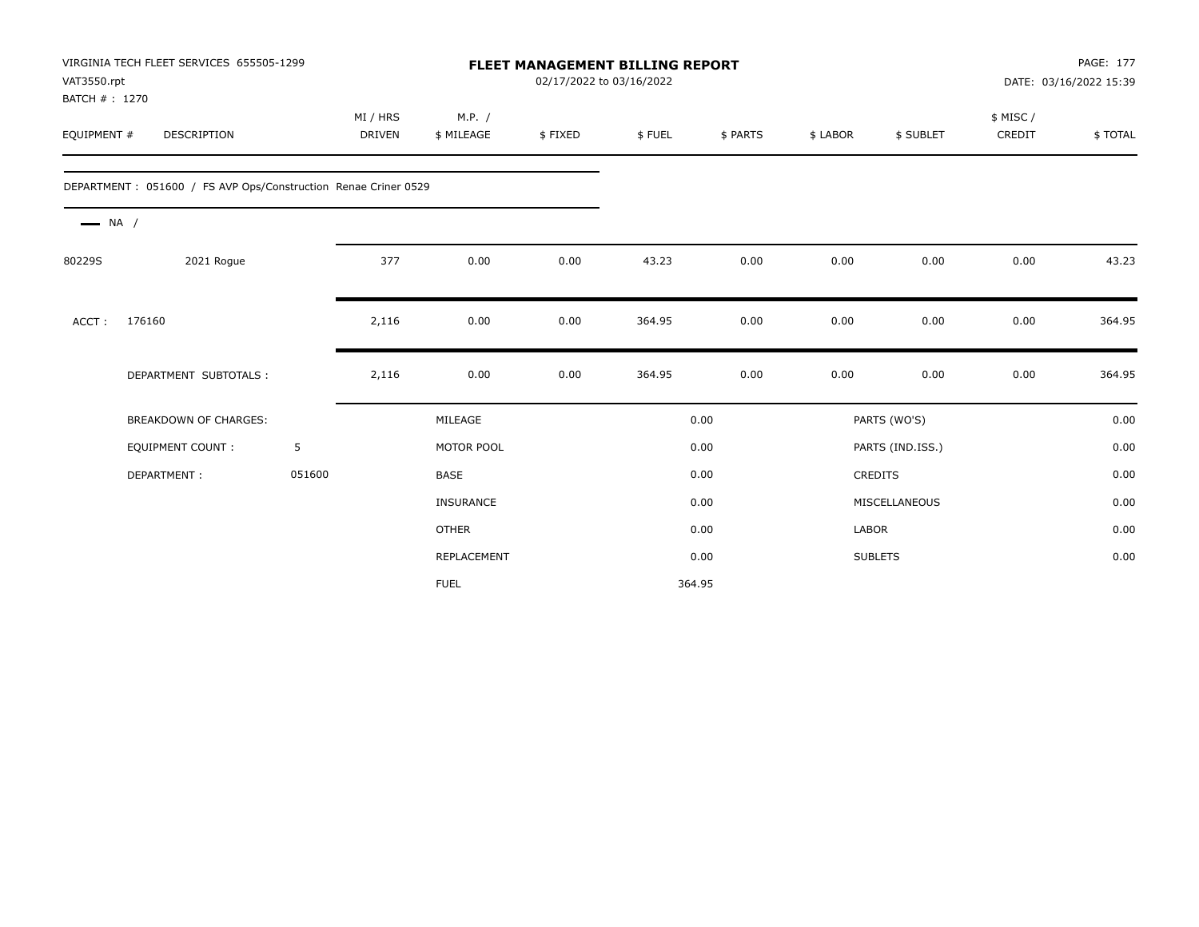VIRGINIA TECH FLEET SERVICES 655505-1299
VAT3550.rpt
BATCH # : 1270

# FLEET MANAGEMENT BILLING REPORT

02/17/2022 to 03/16/2022

DATE: 03/16/2022 15:39

| EQUIPMENT # | DESCRIPTION | MI / HRS DRIVEN | M.P. / $ MILEAGE | $ FIXED | $ FUEL | $ PARTS | $ LABOR | $ SUBLET | $ MISC / CREDIT | $ TOTAL |
|---|---|---|---|---|---|---|---|---|---|---|

DEPARTMENT : 051600 / FS AVP Ops/Construction Renae Criner 0529

NA /

| EQUIPMENT # | DESCRIPTION | MI / HRS DRIVEN | M.P. / $ MILEAGE | $ FIXED | $ FUEL | $ PARTS | $ LABOR | $ SUBLET | $ MISC / CREDIT | $ TOTAL |
|---|---|---|---|---|---|---|---|---|---|---|
| 80229S | 2021 Rogue | 377 | 0.00 | 0.00 | 43.23 | 0.00 | 0.00 | 0.00 | 0.00 | 43.23 |
| ACCT : | 176160 | 2,116 | 0.00 | 0.00 | 364.95 | 0.00 | 0.00 | 0.00 | 0.00 | 364.95 |
| | DEPARTMENT SUBTOTALS : | 2,116 | 0.00 | 0.00 | 364.95 | 0.00 | 0.00 | 0.00 | 0.00 | 364.95 |

| BREAKDOWN OF CHARGES: | | | | | |
|---|---|---|---|---|---|
| EQUIPMENT COUNT : | 5 | MILEAGE | 0.00 | PARTS (WO'S) | 0.00 |
| DEPARTMENT : | 051600 | MOTOR POOL | 0.00 | PARTS (IND.ISS.) | 0.00 |
| | | BASE | 0.00 | CREDITS | 0.00 |
| | | INSURANCE | 0.00 | MISCELLANEOUS | 0.00 |
| | | OTHER | 0.00 | LABOR | 0.00 |
| | | REPLACEMENT | 0.00 | SUBLETS | 0.00 |
| | | FUEL | 364.95 | | |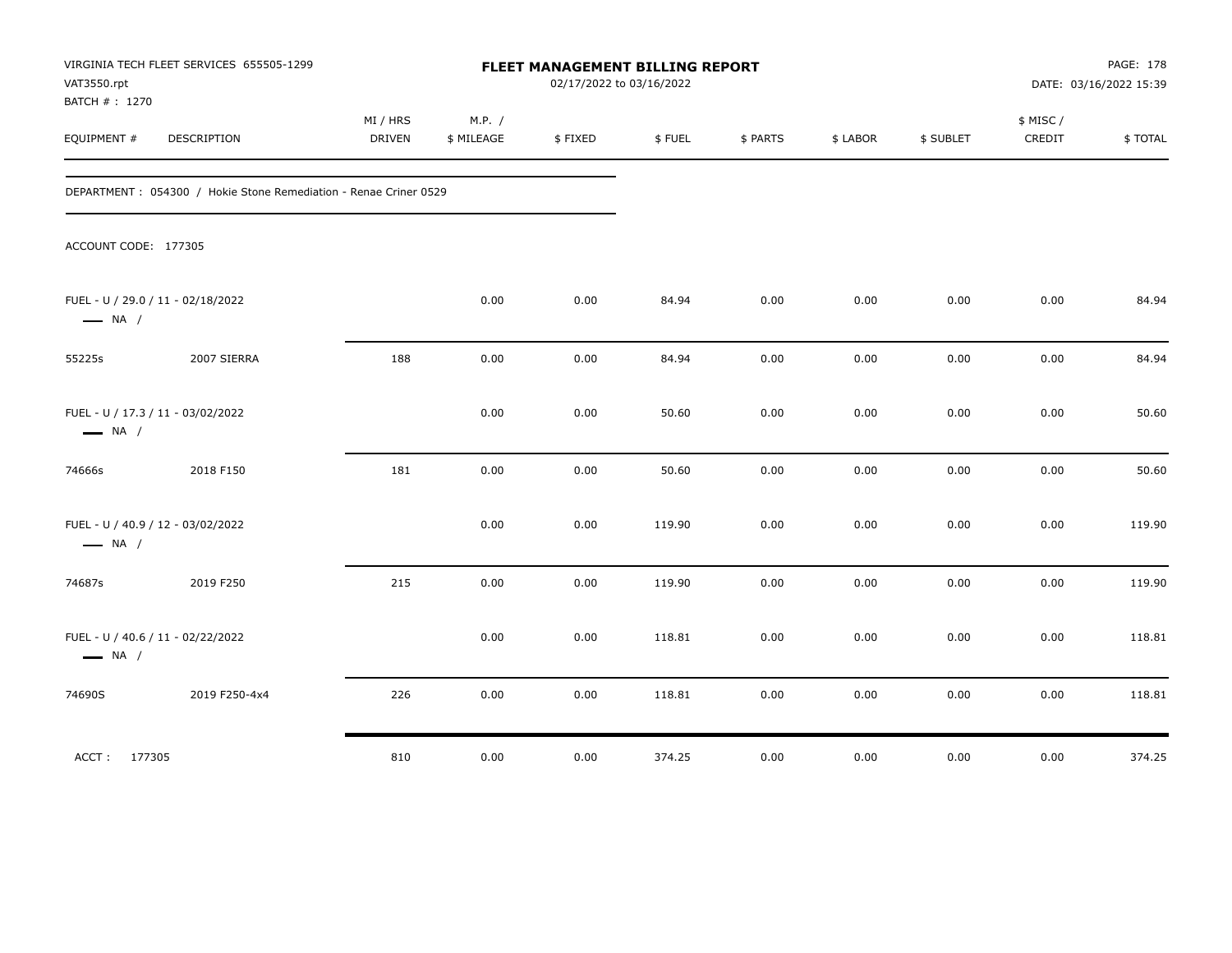VIRGINIA TECH FLEET SERVICES 655505-1299
VAT3550.rpt
BATCH # : 1270

# FLEET MANAGEMENT BILLING REPORT

02/17/2022 to 03/16/2022

DATE: 03/16/2022 15:39

DEPARTMENT : 054300 / Hokie Stone Remediation - Renae Criner 0529

ACCOUNT CODE: 177305

| EQUIPMENT # | DESCRIPTION | MI / HRS DRIVEN | M.P. / $ MILEAGE | $ FIXED | $ FUEL | $ PARTS | $ LABOR | $ SUBLET | $ MISC / CREDIT | $ TOTAL |
|---|---|---|---|---|---|---|---|---|---|---|
| FUEL - U / 29.0 / 11 - 02/18/2022 — NA / | | | 0.00 | 0.00 | 84.94 | 0.00 | 0.00 | 0.00 | 0.00 | 84.94 |
| 55225s | 2007 SIERRA | 188 | 0.00 | 0.00 | 84.94 | 0.00 | 0.00 | 0.00 | 0.00 | 84.94 |
| FUEL - U / 17.3 / 11 - 03/02/2022 — NA / | | | 0.00 | 0.00 | 50.60 | 0.00 | 0.00 | 0.00 | 0.00 | 50.60 |
| 74666s | 2018 F150 | 181 | 0.00 | 0.00 | 50.60 | 0.00 | 0.00 | 0.00 | 0.00 | 50.60 |
| FUEL - U / 40.9 / 12 - 03/02/2022 — NA / | | | 0.00 | 0.00 | 119.90 | 0.00 | 0.00 | 0.00 | 0.00 | 119.90 |
| 74687s | 2019 F250 | 215 | 0.00 | 0.00 | 119.90 | 0.00 | 0.00 | 0.00 | 0.00 | 119.90 |
| FUEL - U / 40.6 / 11 - 02/22/2022 — NA / | | | 0.00 | 0.00 | 118.81 | 0.00 | 0.00 | 0.00 | 0.00 | 118.81 |
| 74690S | 2019 F250-4x4 | 226 | 0.00 | 0.00 | 118.81 | 0.00 | 0.00 | 0.00 | 0.00 | 118.81 |
| ACCT : 177305 | | 810 | 0.00 | 0.00 | 374.25 | 0.00 | 0.00 | 0.00 | 0.00 | 374.25 |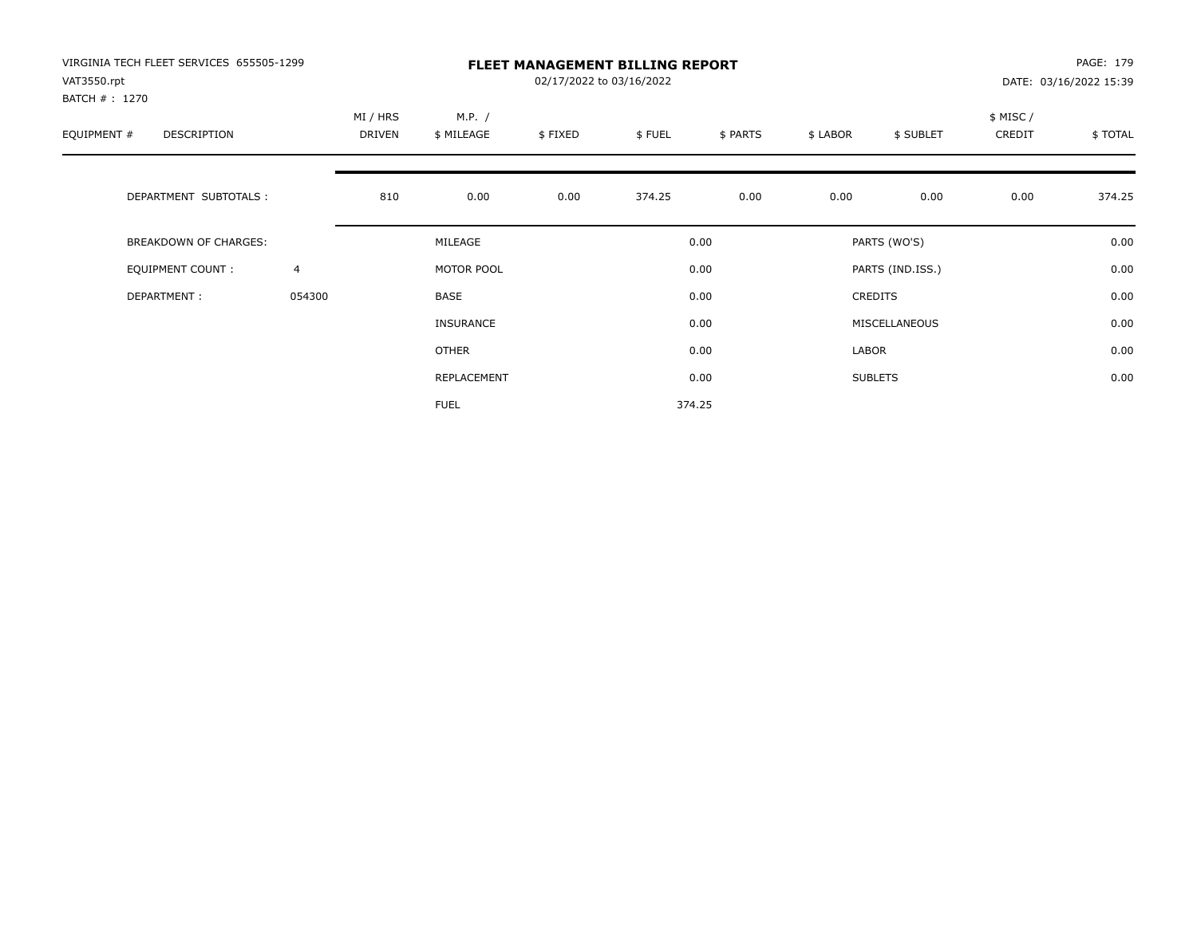VIRGINIA TECH FLEET SERVICES 655505-1299
VAT3550.rpt
BATCH # : 1270

**FLEET MANAGEMENT BILLING REPORT**
02/17/2022 to 03/16/2022

DATE: 03/16/2022 15:39

| EQUIPMENT # | DESCRIPTION | MI / HRS DRIVEN | M.P. / $ MILEAGE | $ FIXED | $ FUEL | $ PARTS | $ LABOR | $ SUBLET | $ MISC / CREDIT | $ TOTAL |
|---|---|---|---|---|---|---|---|---|---|---|
| | DEPARTMENT SUBTOTALS : | 810 | 0.00 | 0.00 | 374.25 | 0.00 | 0.00 | 0.00 | 0.00 | 374.25 |

| | | | | | |
|---|---|---|---|---|---|
| BREAKDOWN OF CHARGES: | | MILEAGE | 0.00 | PARTS (WO'S) | 0.00 |
| EQUIPMENT COUNT : | 4 | MOTOR POOL | 0.00 | PARTS (IND.ISS.) | 0.00 |
| DEPARTMENT : | 054300 | BASE | 0.00 | CREDITS | 0.00 |
| | | INSURANCE | 0.00 | MISCELLANEOUS | 0.00 |
| | | OTHER | 0.00 | LABOR | 0.00 |
| | | REPLACEMENT | 0.00 | SUBLETS | 0.00 |
| | | FUEL | 374.25 | | |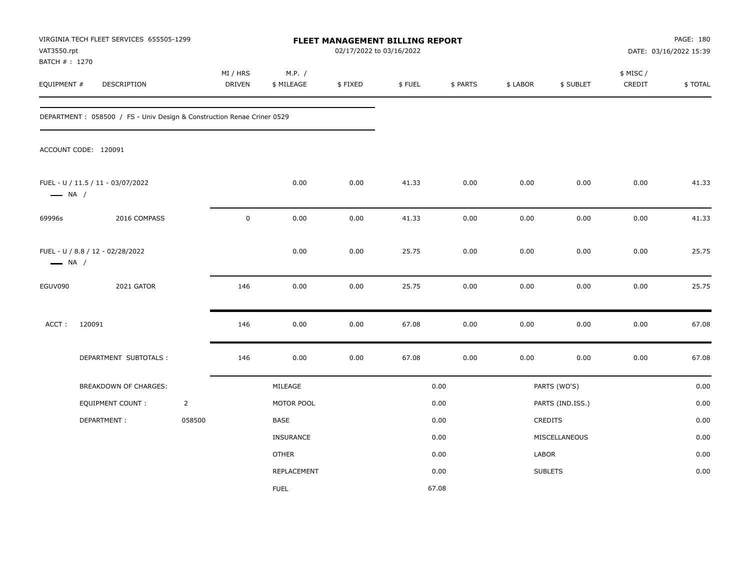VIRGINIA TECH FLEET SERVICES 655505-1299
VAT3550.rpt
BATCH # : 1270

# FLEET MANAGEMENT BILLING REPORT

02/17/2022 to 03/16/2022

DATE: 03/16/2022 15:39

| EQUIPMENT # | DESCRIPTION | MI / HRS DRIVEN | M.P. / $ MILEAGE | $ FIXED | $ FUEL | $ PARTS | $ LABOR | $ SUBLET | $ MISC / CREDIT | $ TOTAL |
|---|---|---|---|---|---|---|---|---|---|---|

DEPARTMENT : 058500 / FS - Univ Design & Construction Renae Criner 0529

ACCOUNT CODE: 120091

| EQUIPMENT # | DESCRIPTION | MI / HRS DRIVEN | M.P. / $ MILEAGE | $ FIXED | $ FUEL | $ PARTS | $ LABOR | $ SUBLET | $ MISC / CREDIT | $ TOTAL |
|---|---|---|---|---|---|---|---|---|---|---|
| FUEL - U / 11.5 / 11 - 03/07/2022 — NA / | | | 0.00 | 0.00 | 41.33 | 0.00 | 0.00 | 0.00 | 0.00 | 41.33 |
| 69996s | 2016 COMPASS | 0 | 0.00 | 0.00 | 41.33 | 0.00 | 0.00 | 0.00 | 0.00 | 41.33 |
| FUEL - U / 8.8 / 12 - 02/28/2022 — NA / | | | 0.00 | 0.00 | 25.75 | 0.00 | 0.00 | 0.00 | 0.00 | 25.75 |
| EGUV090 | 2021 GATOR | 146 | 0.00 | 0.00 | 25.75 | 0.00 | 0.00 | 0.00 | 0.00 | 25.75 |
| ACCT : | 120091 | 146 | 0.00 | 0.00 | 67.08 | 0.00 | 0.00 | 0.00 | 0.00 | 67.08 |
| | DEPARTMENT SUBTOTALS : | 146 | 0.00 | 0.00 | 67.08 | 0.00 | 0.00 | 0.00 | 0.00 | 67.08 |

| BREAKDOWN OF CHARGES: | | | | | |
|---|---|---|---|---|---|
| EQUIPMENT COUNT : | 2 | MILEAGE | 0.00 | PARTS (WO'S) | 0.00 |
| DEPARTMENT : | 058500 | MOTOR POOL | 0.00 | PARTS (IND.ISS.) | 0.00 |
| | | BASE | 0.00 | CREDITS | 0.00 |
| | | INSURANCE | 0.00 | MISCELLANEOUS | 0.00 |
| | | OTHER | 0.00 | LABOR | 0.00 |
| | | REPLACEMENT | 0.00 | SUBLETS | 0.00 |
| | | FUEL | 67.08 | | |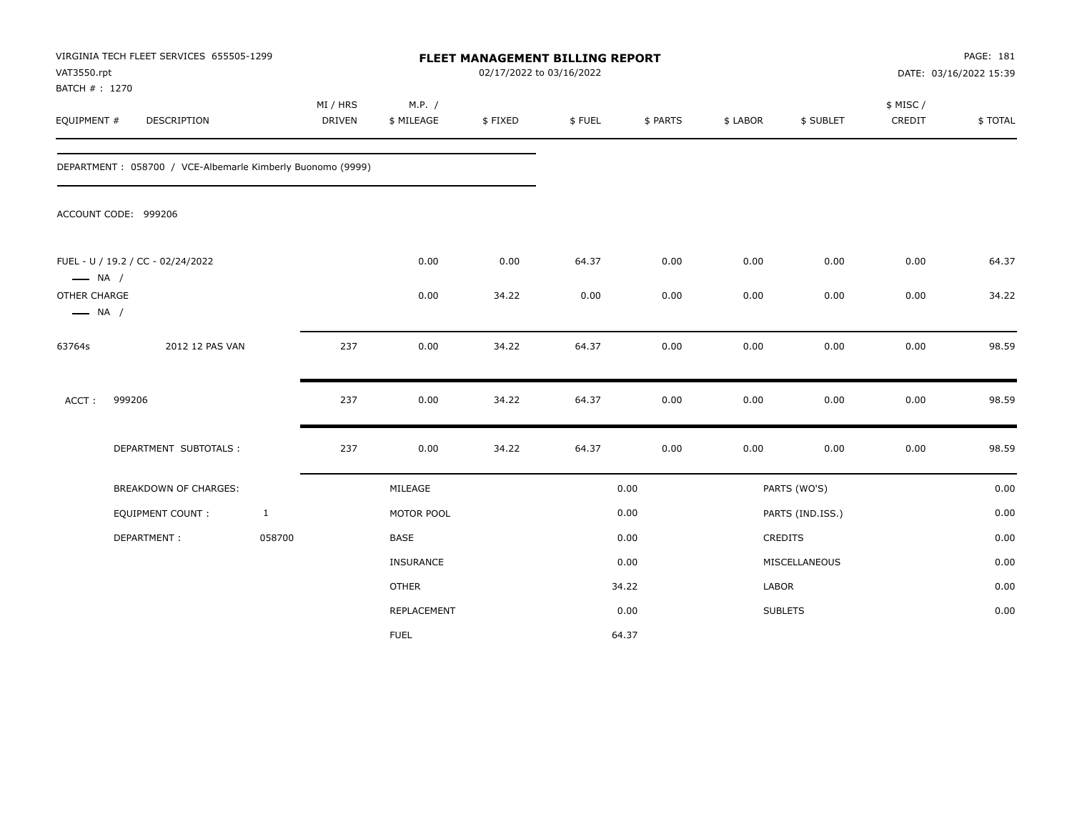VIRGINIA TECH FLEET SERVICES 655505-1299
VAT3550.rpt
BATCH # : 1270

# FLEET MANAGEMENT BILLING REPORT

02/17/2022 to 03/16/2022

DATE: 03/16/2022 15:39

| EQUIPMENT # | DESCRIPTION | MI / HRS DRIVEN | M.P. / $ MILEAGE | $ FIXED | $ FUEL | $ PARTS | $ LABOR | $ SUBLET | $ MISC / CREDIT | $ TOTAL |
|---|---|---|---|---|---|---|---|---|---|---|

DEPARTMENT : 058700 / VCE-Albemarle Kimberly Buonomo (9999)

ACCOUNT CODE: 999206

| EQUIPMENT # | DESCRIPTION | MI / HRS DRIVEN | M.P. / $ MILEAGE | $ FIXED | $ FUEL | $ PARTS | $ LABOR | $ SUBLET | $ MISC / CREDIT | $ TOTAL |
|---|---|---|---|---|---|---|---|---|---|---|
| FUEL - U / 19.2 / CC - 02/24/2022 —— NA / | | | 0.00 | 0.00 | 64.37 | 0.00 | 0.00 | 0.00 | 0.00 | 64.37 |
| OTHER CHARGE —— NA / | | | 0.00 | 34.22 | 0.00 | 0.00 | 0.00 | 0.00 | 0.00 | 34.22 |
| 63764s | 2012 12 PAS VAN | 237 | 0.00 | 34.22 | 64.37 | 0.00 | 0.00 | 0.00 | 0.00 | 98.59 |
| ACCT : | 999206 | 237 | 0.00 | 34.22 | 64.37 | 0.00 | 0.00 | 0.00 | 0.00 | 98.59 |
| | DEPARTMENT SUBTOTALS : | 237 | 0.00 | 34.22 | 64.37 | 0.00 | 0.00 | 0.00 | 0.00 | 98.59 |

| BREAKDOWN OF CHARGES: | | | | | |
|---|---|---|---|---|---|
| EQUIPMENT COUNT : | 1 | MILEAGE | 0.00 | PARTS (WO'S) | 0.00 |
| DEPARTMENT : | 058700 | MOTOR POOL | 0.00 | PARTS (IND.ISS.) | 0.00 |
| | | BASE | 0.00 | CREDITS | 0.00 |
| | | INSURANCE | 0.00 | MISCELLANEOUS | 0.00 |
| | | OTHER | 34.22 | LABOR | 0.00 |
| | | REPLACEMENT | 0.00 | SUBLETS | 0.00 |
| | | FUEL | 64.37 | | |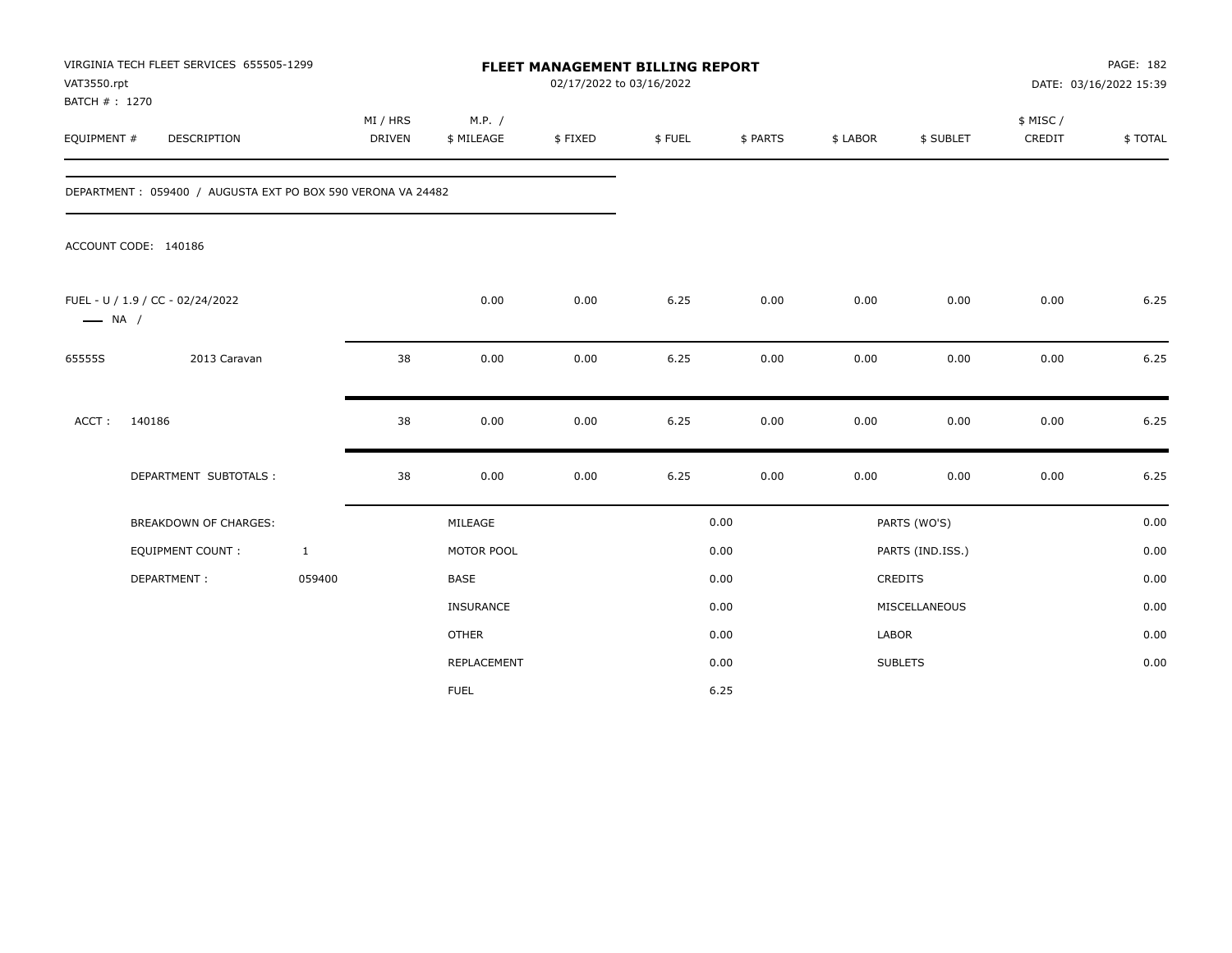VIRGINIA TECH FLEET SERVICES 655505-1299
VAT3550.rpt
BATCH # : 1270

**FLEET MANAGEMENT BILLING REPORT**
02/17/2022 to 03/16/2022

DATE: 03/16/2022 15:39

| EQUIPMENT # | DESCRIPTION | MI / HRS DRIVEN | M.P. / $ MILEAGE | $ FIXED | $ FUEL | $ PARTS | $ LABOR | $ SUBLET | $ MISC / CREDIT | $ TOTAL |
|---|---|---|---|---|---|---|---|---|---|---|

DEPARTMENT : 059400 / AUGUSTA EXT PO BOX 590 VERONA VA 24482

ACCOUNT CODE: 140186

| EQUIPMENT # | DESCRIPTION | MI / HRS DRIVEN | M.P. / $ MILEAGE | $ FIXED | $ FUEL | $ PARTS | $ LABOR | $ SUBLET | $ MISC / CREDIT | $ TOTAL |
|---|---|---|---|---|---|---|---|---|---|---|
| FUEL - U / 1.9 / CC - 02/24/2022 — NA / | | | 0.00 | 0.00 | 6.25 | 0.00 | 0.00 | 0.00 | 0.00 | 6.25 |
| 65555S | 2013 Caravan | 38 | 0.00 | 0.00 | 6.25 | 0.00 | 0.00 | 0.00 | 0.00 | 6.25 |
| ACCT : | 140186 | 38 | 0.00 | 0.00 | 6.25 | 0.00 | 0.00 | 0.00 | 0.00 | 6.25 |
| | DEPARTMENT SUBTOTALS : | 38 | 0.00 | 0.00 | 6.25 | 0.00 | 0.00 | 0.00 | 0.00 | 6.25 |

| BREAKDOWN OF CHARGES: | | | | | |
|---|---|---|---|---|---|
| EQUIPMENT COUNT : | 1 | MILEAGE | 0.00 | PARTS (WO'S) | 0.00 |
| DEPARTMENT : | 059400 | MOTOR POOL | 0.00 | PARTS (IND.ISS.) | 0.00 |
| | | BASE | 0.00 | CREDITS | 0.00 |
| | | INSURANCE | 0.00 | MISCELLANEOUS | 0.00 |
| | | OTHER | 0.00 | LABOR | 0.00 |
| | | REPLACEMENT | 0.00 | SUBLETS | 0.00 |
| | | FUEL | 6.25 | | |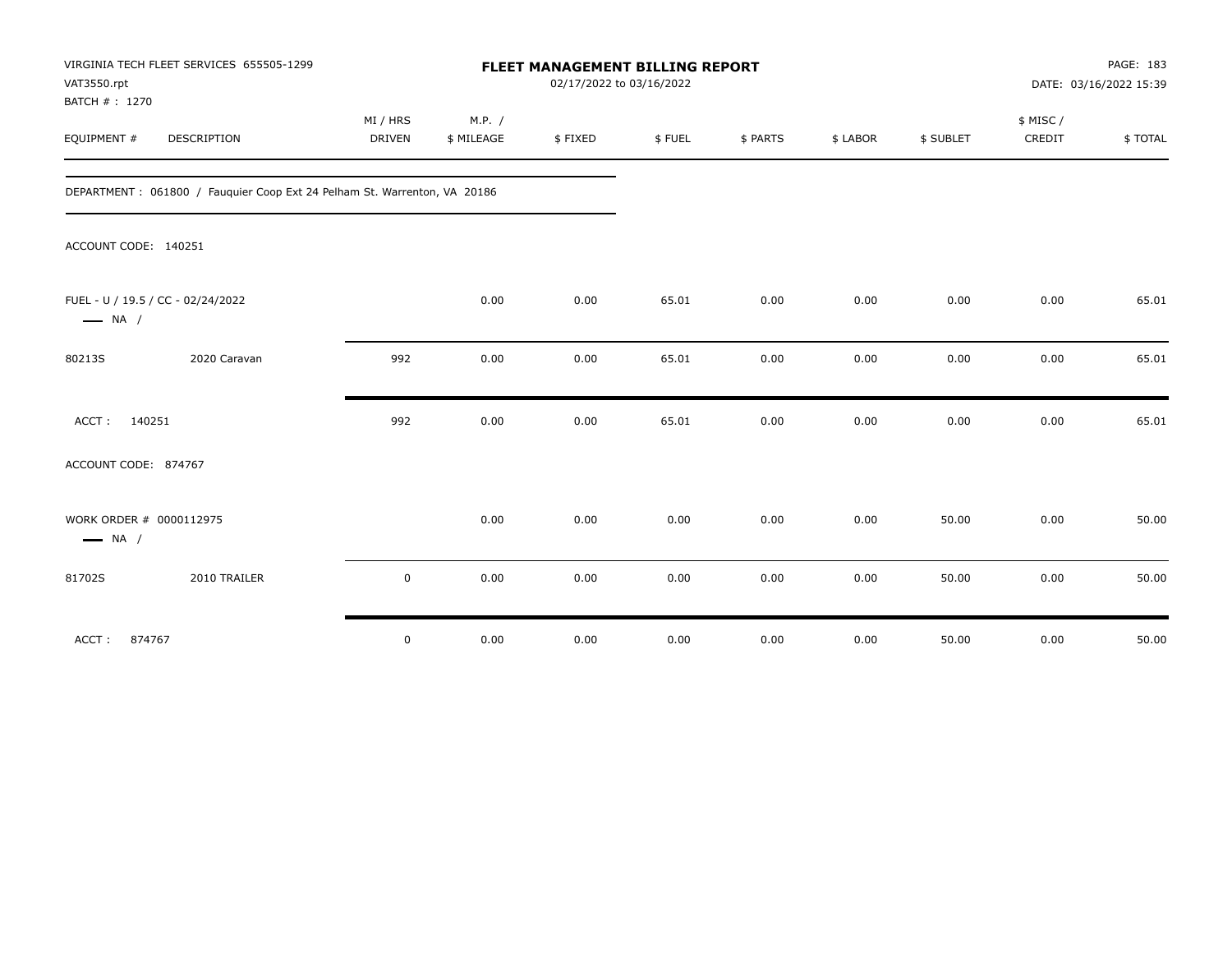VIRGINIA TECH FLEET SERVICES 655505-1299
VAT3550.rpt
BATCH # : 1270

**FLEET MANAGEMENT BILLING REPORT**
02/17/2022 to 03/16/2022

PAGE: 183
DATE: 03/16/2022 15:39

| EQUIPMENT # | DESCRIPTION | MI / HRS DRIVEN | M.P. / $ MILEAGE | $ FIXED | $ FUEL | $ PARTS | $ LABOR | $ SUBLET | $ MISC / CREDIT | $ TOTAL |
|---|---|---|---|---|---|---|---|---|---|---|
| DEPARTMENT : 061800 / Fauquier Coop Ext 24 Pelham St. Warrenton, VA 20186 | | | | | | | | | | |
| ACCOUNT CODE: 140251 | | | | | | | | | | |
| FUEL - U / 19.5 / CC - 02/24/2022 — NA / | | | 0.00 | 0.00 | 65.01 | 0.00 | 0.00 | 0.00 | 0.00 | 65.01 |
| 80213S | 2020 Caravan | 992 | 0.00 | 0.00 | 65.01 | 0.00 | 0.00 | 0.00 | 0.00 | 65.01 |
| ACCT : 140251 | | 992 | 0.00 | 0.00 | 65.01 | 0.00 | 0.00 | 0.00 | 0.00 | 65.01 |
| ACCOUNT CODE: 874767 | | | | | | | | | | |
| WORK ORDER # 0000112975 — NA / | | | 0.00 | 0.00 | 0.00 | 0.00 | 0.00 | 50.00 | 0.00 | 50.00 |
| 81702S | 2010 TRAILER | 0 | 0.00 | 0.00 | 0.00 | 0.00 | 0.00 | 50.00 | 0.00 | 50.00 |
| ACCT : 874767 | | 0 | 0.00 | 0.00 | 0.00 | 0.00 | 0.00 | 50.00 | 0.00 | 50.00 |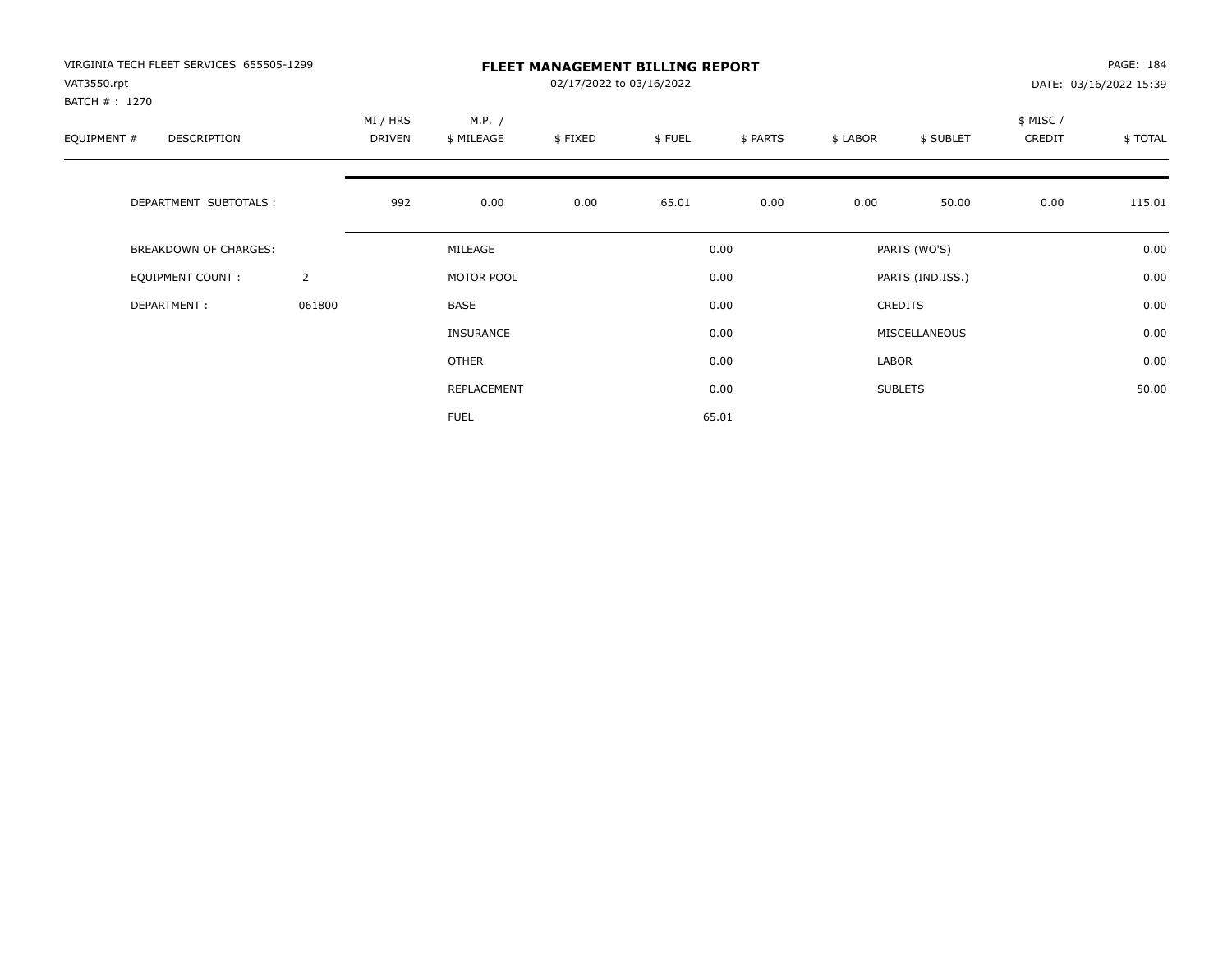VIRGINIA TECH FLEET SERVICES 655505-1299
VAT3550.rpt
BATCH # : 1270

# FLEET MANAGEMENT BILLING REPORT

02/17/2022 to 03/16/2022

DATE: 03/16/2022 15:39

| EQUIPMENT # | DESCRIPTION | MI / HRS DRIVEN | M.P. / $ MILEAGE | $ FIXED | $ FUEL | $ PARTS | $ LABOR | $ SUBLET | $ MISC / CREDIT | $ TOTAL |
|---|---|---|---|---|---|---|---|---|---|---|
| | DEPARTMENT SUBTOTALS : | 992 | 0.00 | 0.00 | 65.01 | 0.00 | 0.00 | 50.00 | 0.00 | 115.01 |

| | | | | | |
|---|---|---|---|---|---|
| BREAKDOWN OF CHARGES: | | MILEAGE | 0.00 | PARTS (WO'S) | 0.00 |
| EQUIPMENT COUNT : | 2 | MOTOR POOL | 0.00 | PARTS (IND.ISS.) | 0.00 |
| DEPARTMENT : | 061800 | BASE | 0.00 | CREDITS | 0.00 |
| | | INSURANCE | 0.00 | MISCELLANEOUS | 0.00 |
| | | OTHER | 0.00 | LABOR | 0.00 |
| | | REPLACEMENT | 0.00 | SUBLETS | 50.00 |
| | | FUEL | 65.01 | | |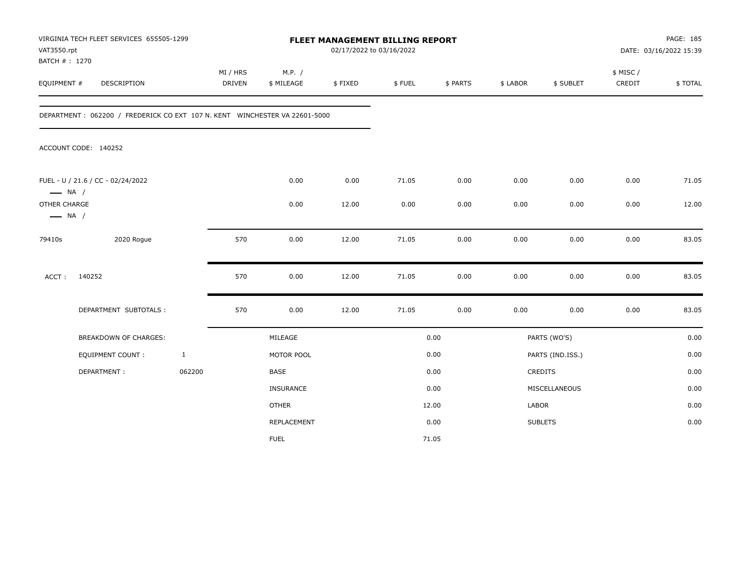VIRGINIA TECH FLEET SERVICES 655505-1299
VAT3550.rpt
BATCH # : 1270

# FLEET MANAGEMENT BILLING REPORT

02/17/2022 to 03/16/2022

PAGE: 185
DATE: 03/16/2022 15:39

| EQUIPMENT # | DESCRIPTION | MI / HRS DRIVEN | M.P. / $ MILEAGE | $ FIXED | $ FUEL | $ PARTS | $ LABOR | $ SUBLET | $ MISC / CREDIT | $ TOTAL |
|---|---|---|---|---|---|---|---|---|---|---|

DEPARTMENT : 062200 / FREDERICK CO EXT 107 N. KENT WINCHESTER VA 22601-5000

ACCOUNT CODE: 140252

| EQUIPMENT # | DESCRIPTION | MI / HRS DRIVEN | M.P. / $ MILEAGE | $ FIXED | $ FUEL | $ PARTS | $ LABOR | $ SUBLET | $ MISC / CREDIT | $ TOTAL |
|---|---|---|---|---|---|---|---|---|---|---|
| FUEL - U / 21.6 / CC - 02/24/2022<br>—— NA / | | | 0.00 | 0.00 | 71.05 | 0.00 | 0.00 | 0.00 | 0.00 | 71.05 |
| OTHER CHARGE<br>—— NA / | | | 0.00 | 12.00 | 0.00 | 0.00 | 0.00 | 0.00 | 0.00 | 12.00 |
| 79410s | 2020 Rogue | 570 | 0.00 | 12.00 | 71.05 | 0.00 | 0.00 | 0.00 | 0.00 | 83.05 |
| ACCT : | 140252 | 570 | 0.00 | 12.00 | 71.05 | 0.00 | 0.00 | 0.00 | 0.00 | 83.05 |
| | DEPARTMENT SUBTOTALS : | 570 | 0.00 | 12.00 | 71.05 | 0.00 | 0.00 | 0.00 | 0.00 | 83.05 |

| | | | | | |
|---|---|---|---|---|---|
| BREAKDOWN OF CHARGES: | | MILEAGE | 0.00 | PARTS (WO'S) | 0.00 |
| EQUIPMENT COUNT : | 1 | MOTOR POOL | 0.00 | PARTS (IND.ISS.) | 0.00 |
| DEPARTMENT : | 062200 | BASE | 0.00 | CREDITS | 0.00 |
| | | INSURANCE | 0.00 | MISCELLANEOUS | 0.00 |
| | | OTHER | 12.00 | LABOR | 0.00 |
| | | REPLACEMENT | 0.00 | SUBLETS | 0.00 |
| | | FUEL | 71.05 | | |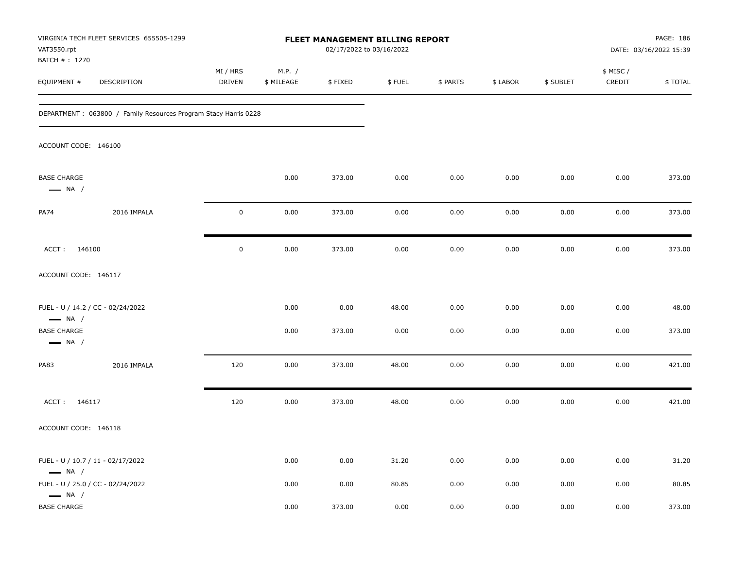VIRGINIA TECH FLEET SERVICES 655505-1299
VAT3550.rpt
BATCH # : 1270

**FLEET MANAGEMENT BILLING REPORT**
02/17/2022 to 03/16/2022

DATE: 03/16/2022 15:39

| EQUIPMENT # | DESCRIPTION | MI / HRS DRIVEN | M.P. / $ MILEAGE | $ FIXED | $ FUEL | $ PARTS | $ LABOR | $ SUBLET | $ MISC / CREDIT | $ TOTAL |
|---|---|---|---|---|---|---|---|---|---|---|

DEPARTMENT : 063800 / Family Resources Program Stacy Harris 0228

ACCOUNT CODE: 146100

| EQUIPMENT # | DESCRIPTION | MI / HRS DRIVEN | M.P. / $ MILEAGE | $ FIXED | $ FUEL | $ PARTS | $ LABOR | $ SUBLET | $ MISC / CREDIT | $ TOTAL |
|---|---|---|---|---|---|---|---|---|---|---|
| BASE CHARGE — NA / | | | 0.00 | 373.00 | 0.00 | 0.00 | 0.00 | 0.00 | 0.00 | 373.00 |
| PA74 | 2016 IMPALA | 0 | 0.00 | 373.00 | 0.00 | 0.00 | 0.00 | 0.00 | 0.00 | 373.00 |
| ACCT : 146100 | | 0 | 0.00 | 373.00 | 0.00 | 0.00 | 0.00 | 0.00 | 0.00 | 373.00 |

ACCOUNT CODE: 146117

| EQUIPMENT # | DESCRIPTION | MI / HRS DRIVEN | M.P. / $ MILEAGE | $ FIXED | $ FUEL | $ PARTS | $ LABOR | $ SUBLET | $ MISC / CREDIT | $ TOTAL |
|---|---|---|---|---|---|---|---|---|---|---|
| FUEL - U / 14.2 / CC - 02/24/2022 — NA / | | | 0.00 | 0.00 | 48.00 | 0.00 | 0.00 | 0.00 | 0.00 | 48.00 |
| BASE CHARGE — NA / | | | 0.00 | 373.00 | 0.00 | 0.00 | 0.00 | 0.00 | 0.00 | 373.00 |
| PA83 | 2016 IMPALA | 120 | 0.00 | 373.00 | 48.00 | 0.00 | 0.00 | 0.00 | 0.00 | 421.00 |
| ACCT : 146117 | | 120 | 0.00 | 373.00 | 48.00 | 0.00 | 0.00 | 0.00 | 0.00 | 421.00 |

ACCOUNT CODE: 146118

| EQUIPMENT # | DESCRIPTION | MI / HRS DRIVEN | M.P. / $ MILEAGE | $ FIXED | $ FUEL | $ PARTS | $ LABOR | $ SUBLET | $ MISC / CREDIT | $ TOTAL |
|---|---|---|---|---|---|---|---|---|---|---|
| FUEL - U / 10.7 / 11 - 02/17/2022 — NA / | | | 0.00 | 0.00 | 31.20 | 0.00 | 0.00 | 0.00 | 0.00 | 31.20 |
| FUEL - U / 25.0 / CC - 02/24/2022 — NA / | | | 0.00 | 0.00 | 80.85 | 0.00 | 0.00 | 0.00 | 0.00 | 80.85 |
| BASE CHARGE | | | 0.00 | 373.00 | 0.00 | 0.00 | 0.00 | 0.00 | 0.00 | 373.00 |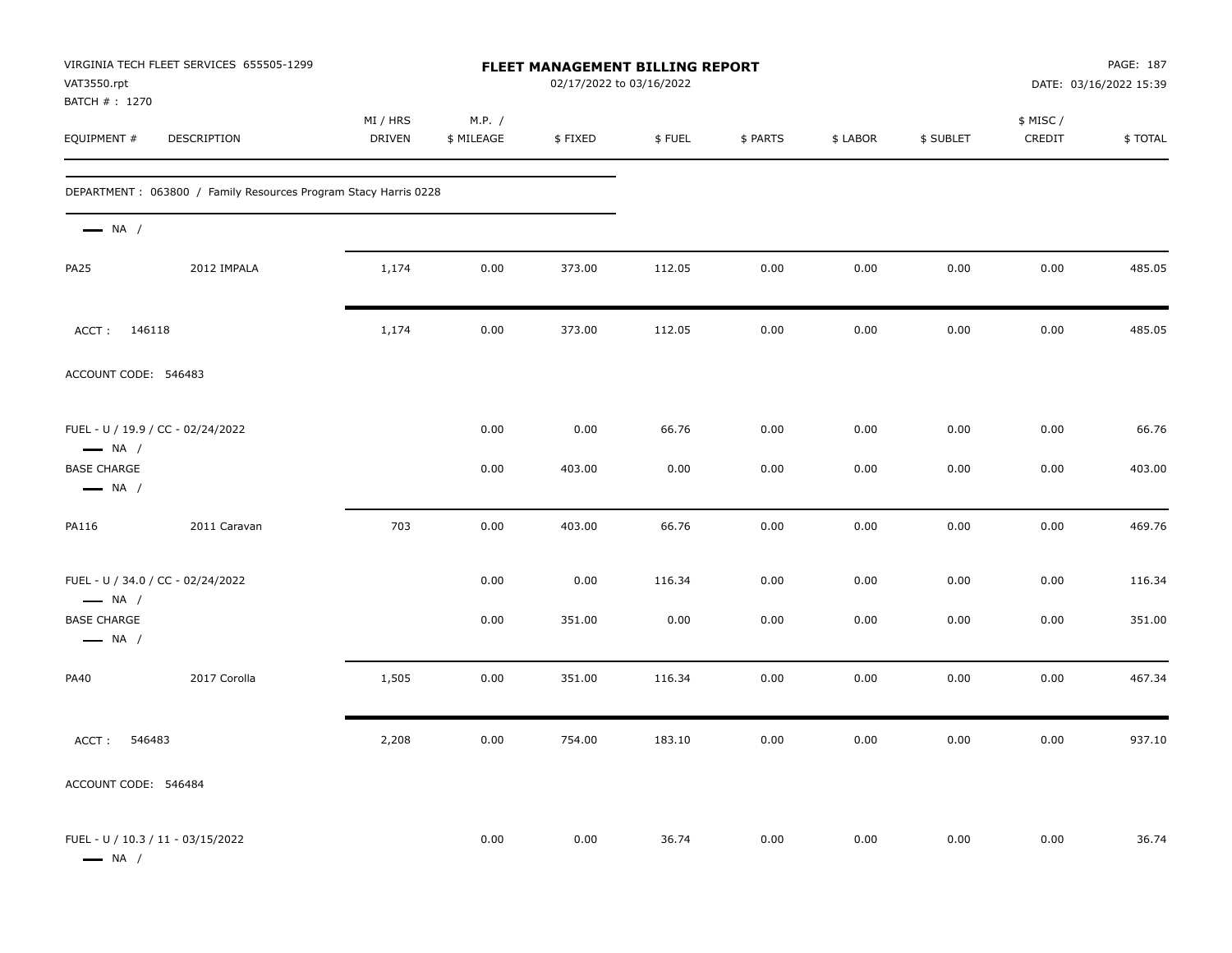VIRGINIA TECH FLEET SERVICES 655505-1299
VAT3550.rpt
BATCH # : 1270

**FLEET MANAGEMENT BILLING REPORT**
02/17/2022 to 03/16/2022

DATE: 03/16/2022 15:39

| EQUIPMENT # | DESCRIPTION | MI / HRS DRIVEN | M.P. / $ MILEAGE | $ FIXED | $ FUEL | $ PARTS | $ LABOR | $ SUBLET | $ MISC / CREDIT | $ TOTAL |
|---|---|---|---|---|---|---|---|---|---|---|
| DEPARTMENT : 063800 / Family Resources Program Stacy Harris 0228 | | | | | | | | | | |
| — NA / | | | | | | | | | | |
| PA25 | 2012 IMPALA | 1,174 | 0.00 | 373.00 | 112.05 | 0.00 | 0.00 | 0.00 | 0.00 | 485.05 |
| ACCT : 146118 | | 1,174 | 0.00 | 373.00 | 112.05 | 0.00 | 0.00 | 0.00 | 0.00 | 485.05 |
| ACCOUNT CODE: 546483 | | | | | | | | | | |
| FUEL - U / 19.9 / CC - 02/24/2022<br>— NA / | | | 0.00 | 0.00 | 66.76 | 0.00 | 0.00 | 0.00 | 0.00 | 66.76 |
| BASE CHARGE<br>— NA / | | | 0.00 | 403.00 | 0.00 | 0.00 | 0.00 | 0.00 | 0.00 | 403.00 |
| PA116 | 2011 Caravan | 703 | 0.00 | 403.00 | 66.76 | 0.00 | 0.00 | 0.00 | 0.00 | 469.76 |
| FUEL - U / 34.0 / CC - 02/24/2022<br>— NA / | | | 0.00 | 0.00 | 116.34 | 0.00 | 0.00 | 0.00 | 0.00 | 116.34 |
| BASE CHARGE<br>— NA / | | | 0.00 | 351.00 | 0.00 | 0.00 | 0.00 | 0.00 | 0.00 | 351.00 |
| PA40 | 2017 Corolla | 1,505 | 0.00 | 351.00 | 116.34 | 0.00 | 0.00 | 0.00 | 0.00 | 467.34 |
| ACCT : 546483 | | 2,208 | 0.00 | 754.00 | 183.10 | 0.00 | 0.00 | 0.00 | 0.00 | 937.10 |
| ACCOUNT CODE: 546484 | | | | | | | | | | |
| FUEL - U / 10.3 / 11 - 03/15/2022<br>— NA / | | | 0.00 | 0.00 | 36.74 | 0.00 | 0.00 | 0.00 | 0.00 | 36.74 |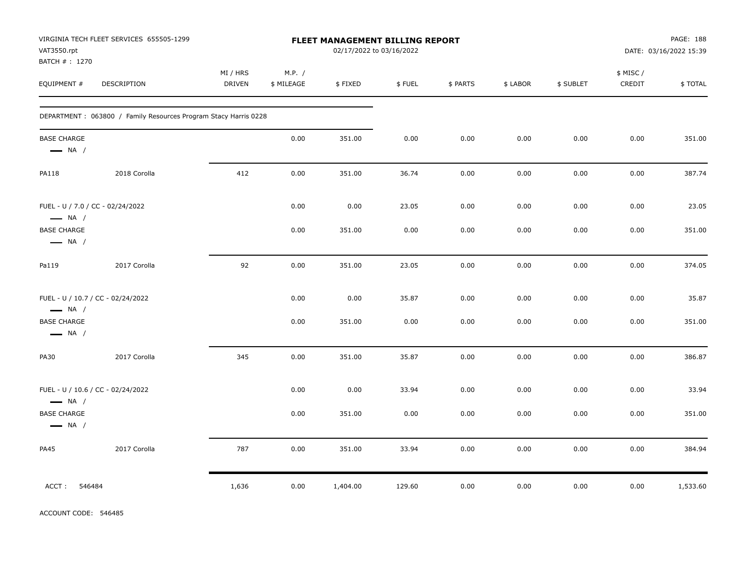VIRGINIA TECH FLEET SERVICES 655505-1299
VAT3550.rpt
BATCH # : 1270

**FLEET MANAGEMENT BILLING REPORT**
02/17/2022 to 03/16/2022

DATE: 03/16/2022 15:39

| EQUIPMENT # | DESCRIPTION | MI / HRS DRIVEN | M.P. / $ MILEAGE | $ FIXED | $ FUEL | $ PARTS | $ LABOR | $ SUBLET | $ MISC / CREDIT | $ TOTAL |
|---|---|---|---|---|---|---|---|---|---|---|
| DEPARTMENT : 063800 / Family Resources Program Stacy Harris 0228 | | | | | | | | | | |
| BASE CHARGE — NA / | | | 0.00 | 351.00 | 0.00 | 0.00 | 0.00 | 0.00 | 0.00 | 351.00 |
| PA118 | 2018 Corolla | 412 | 0.00 | 351.00 | 36.74 | 0.00 | 0.00 | 0.00 | 0.00 | 387.74 |
| FUEL - U / 7.0 / CC - 02/24/2022 — NA / | | | 0.00 | 0.00 | 23.05 | 0.00 | 0.00 | 0.00 | 0.00 | 23.05 |
| BASE CHARGE — NA / | | | 0.00 | 351.00 | 0.00 | 0.00 | 0.00 | 0.00 | 0.00 | 351.00 |
| Pa119 | 2017 Corolla | 92 | 0.00 | 351.00 | 23.05 | 0.00 | 0.00 | 0.00 | 0.00 | 374.05 |
| FUEL - U / 10.7 / CC - 02/24/2022 — NA / | | | 0.00 | 0.00 | 35.87 | 0.00 | 0.00 | 0.00 | 0.00 | 35.87 |
| BASE CHARGE — NA / | | | 0.00 | 351.00 | 0.00 | 0.00 | 0.00 | 0.00 | 0.00 | 351.00 |
| PA30 | 2017 Corolla | 345 | 0.00 | 351.00 | 35.87 | 0.00 | 0.00 | 0.00 | 0.00 | 386.87 |
| FUEL - U / 10.6 / CC - 02/24/2022 — NA / | | | 0.00 | 0.00 | 33.94 | 0.00 | 0.00 | 0.00 | 0.00 | 33.94 |
| BASE CHARGE — NA / | | | 0.00 | 351.00 | 0.00 | 0.00 | 0.00 | 0.00 | 0.00 | 351.00 |
| PA45 | 2017 Corolla | 787 | 0.00 | 351.00 | 33.94 | 0.00 | 0.00 | 0.00 | 0.00 | 384.94 |
| ACCT : 546484 | | 1,636 | 0.00 | 1,404.00 | 129.60 | 0.00 | 0.00 | 0.00 | 0.00 | 1,533.60 |

ACCOUNT CODE: 546485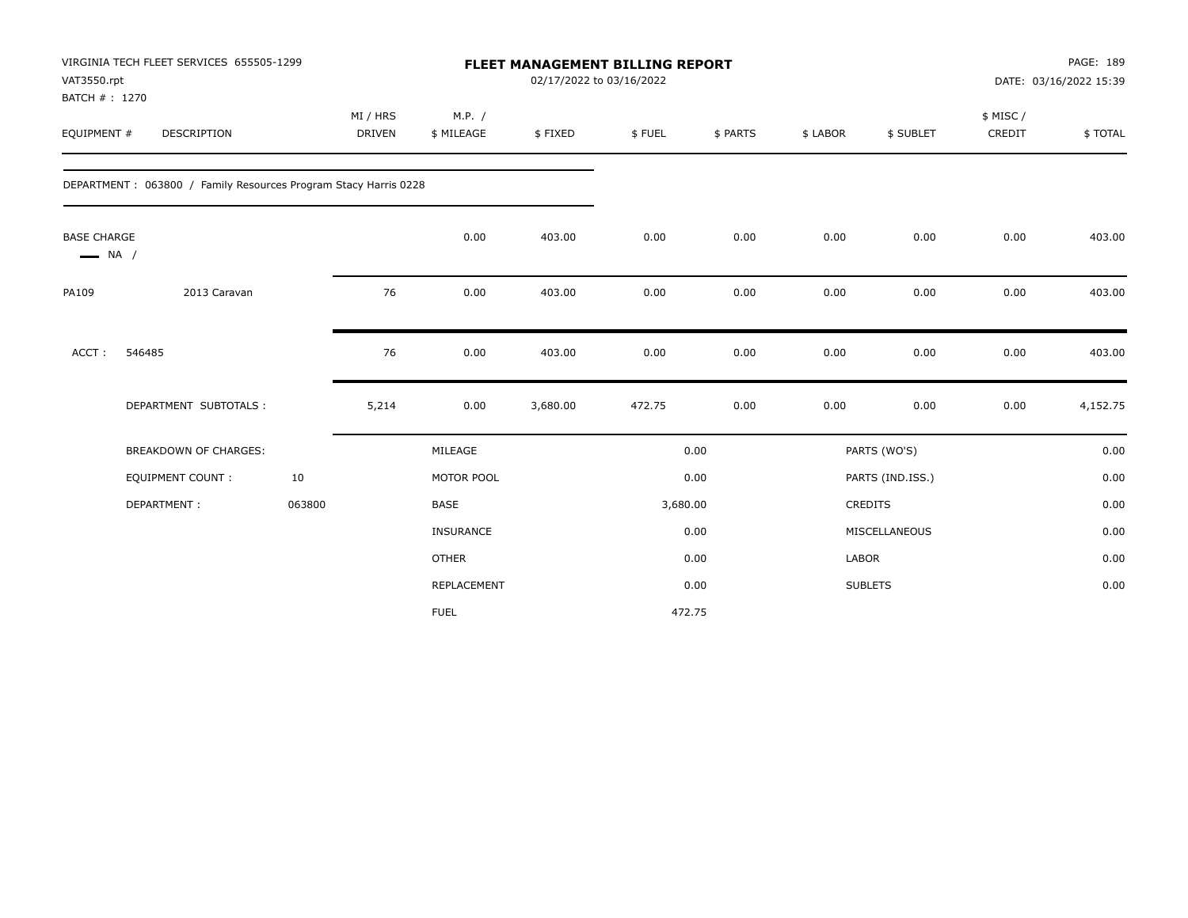VIRGINIA TECH FLEET SERVICES 655505-1299
VAT3550.rpt
BATCH # : 1270

# FLEET MANAGEMENT BILLING REPORT

02/17/2022 to 03/16/2022

DATE: 03/16/2022 15:39

| EQUIPMENT # | DESCRIPTION | MI / HRS DRIVEN | M.P. / $ MILEAGE | $ FIXED | $ FUEL | $ PARTS | $ LABOR | $ SUBLET | $ MISC / CREDIT | $ TOTAL |
|---|---|---|---|---|---|---|---|---|---|---|
| DEPARTMENT : 063800 / Family Resources Program Stacy Harris 0228 | | | | | | | | | | |
| BASE CHARGE NA / | | | 0.00 | 403.00 | 0.00 | 0.00 | 0.00 | 0.00 | 0.00 | 403.00 |
| PA109 | 2013 Caravan | 76 | 0.00 | 403.00 | 0.00 | 0.00 | 0.00 | 0.00 | 0.00 | 403.00 |
| ACCT : 546485 | | 76 | 0.00 | 403.00 | 0.00 | 0.00 | 0.00 | 0.00 | 0.00 | 403.00 |
| | DEPARTMENT SUBTOTALS : | 5,214 | 0.00 | 3,680.00 | 472.75 | 0.00 | 0.00 | 0.00 | 0.00 | 4,152.75 |

| BREAKDOWN OF CHARGES: | | | | | |
|---|---|---|---|---|---|
| | | MILEAGE | 0.00 | PARTS (WO'S) | 0.00 |
| EQUIPMENT COUNT : | 10 | MOTOR POOL | 0.00 | PARTS (IND.ISS.) | 0.00 |
| DEPARTMENT : | 063800 | BASE | 3,680.00 | CREDITS | 0.00 |
| | | INSURANCE | 0.00 | MISCELLANEOUS | 0.00 |
| | | OTHER | 0.00 | LABOR | 0.00 |
| | | REPLACEMENT | 0.00 | SUBLETS | 0.00 |
| | | FUEL | 472.75 | | |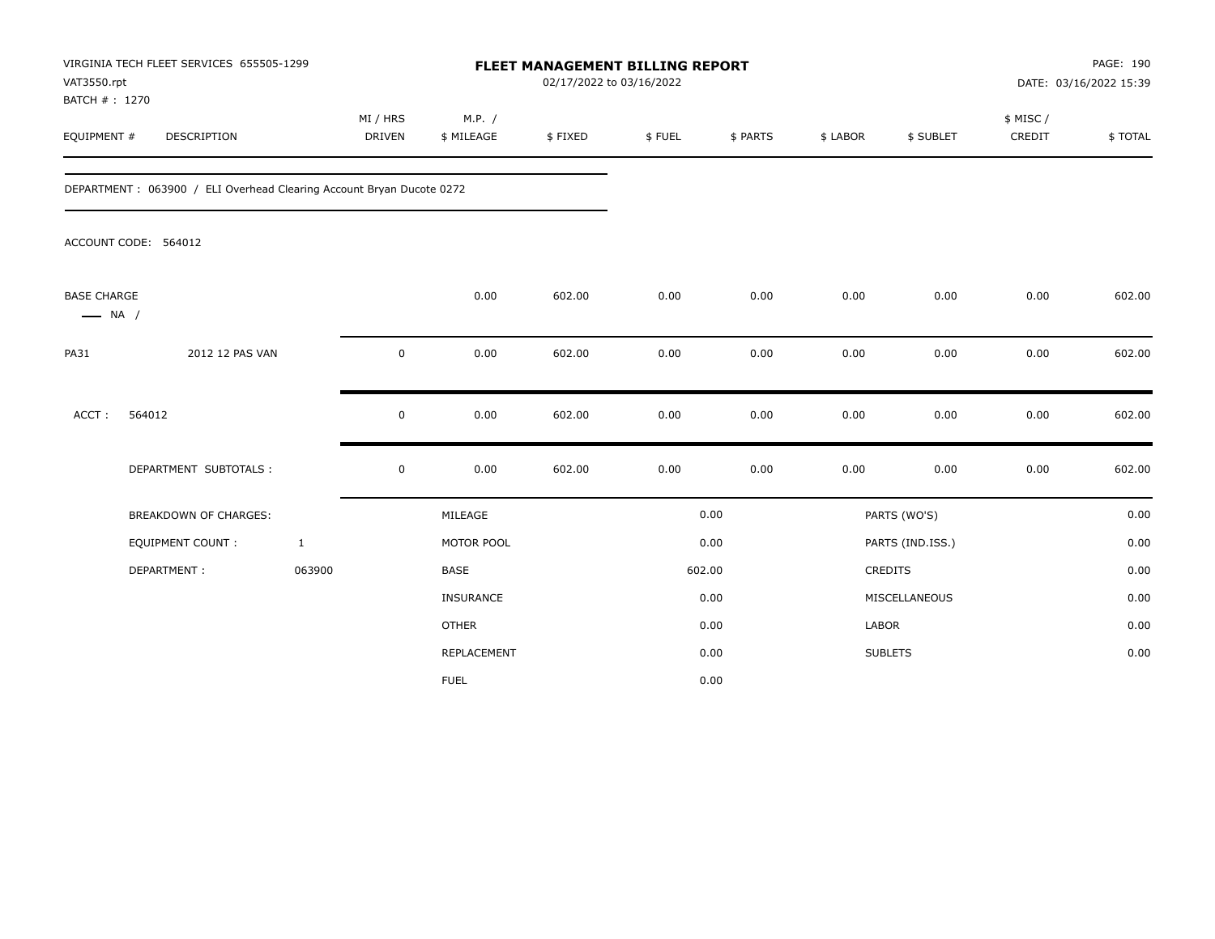VIRGINIA TECH FLEET SERVICES 655505-1299
VAT3550.rpt
BATCH # : 1270

**FLEET MANAGEMENT BILLING REPORT**
02/17/2022 to 03/16/2022

PAGE: 190
DATE: 03/16/2022 15:39

| EQUIPMENT # | DESCRIPTION | MI / HRS DRIVEN | M.P. / $ MILEAGE | $ FIXED | $ FUEL | $ PARTS | $ LABOR | $ SUBLET | $ MISC / CREDIT | $ TOTAL |
|---|---|---|---|---|---|---|---|---|---|---|

DEPARTMENT : 063900 / ELI Overhead Clearing Account Bryan Ducote 0272

ACCOUNT CODE: 564012

| EQUIPMENT # | DESCRIPTION | MI / HRS DRIVEN | M.P. / $ MILEAGE | $ FIXED | $ FUEL | $ PARTS | $ LABOR | $ SUBLET | $ MISC / CREDIT | $ TOTAL |
|---|---|---|---|---|---|---|---|---|---|---|
| BASE CHARGE — NA / | | | 0.00 | 602.00 | 0.00 | 0.00 | 0.00 | 0.00 | 0.00 | 602.00 |
| PA31 | 2012 12 PAS VAN | 0 | 0.00 | 602.00 | 0.00 | 0.00 | 0.00 | 0.00 | 0.00 | 602.00 |
| ACCT : | 564012 | 0 | 0.00 | 602.00 | 0.00 | 0.00 | 0.00 | 0.00 | 0.00 | 602.00 |
| | DEPARTMENT SUBTOTALS : | 0 | 0.00 | 602.00 | 0.00 | 0.00 | 0.00 | 0.00 | 0.00 | 602.00 |

| BREAKDOWN OF CHARGES: | | | | | |
|---|---|---|---|---|---|
| EQUIPMENT COUNT : | 1 | MILEAGE | 0.00 | PARTS (WO'S) | 0.00 |
| DEPARTMENT : | 063900 | MOTOR POOL | 0.00 | PARTS (IND.ISS.) | 0.00 |
| | | BASE | 602.00 | CREDITS | 0.00 |
| | | INSURANCE | 0.00 | MISCELLANEOUS | 0.00 |
| | | OTHER | 0.00 | LABOR | 0.00 |
| | | REPLACEMENT | 0.00 | SUBLETS | 0.00 |
| | | FUEL | 0.00 | | |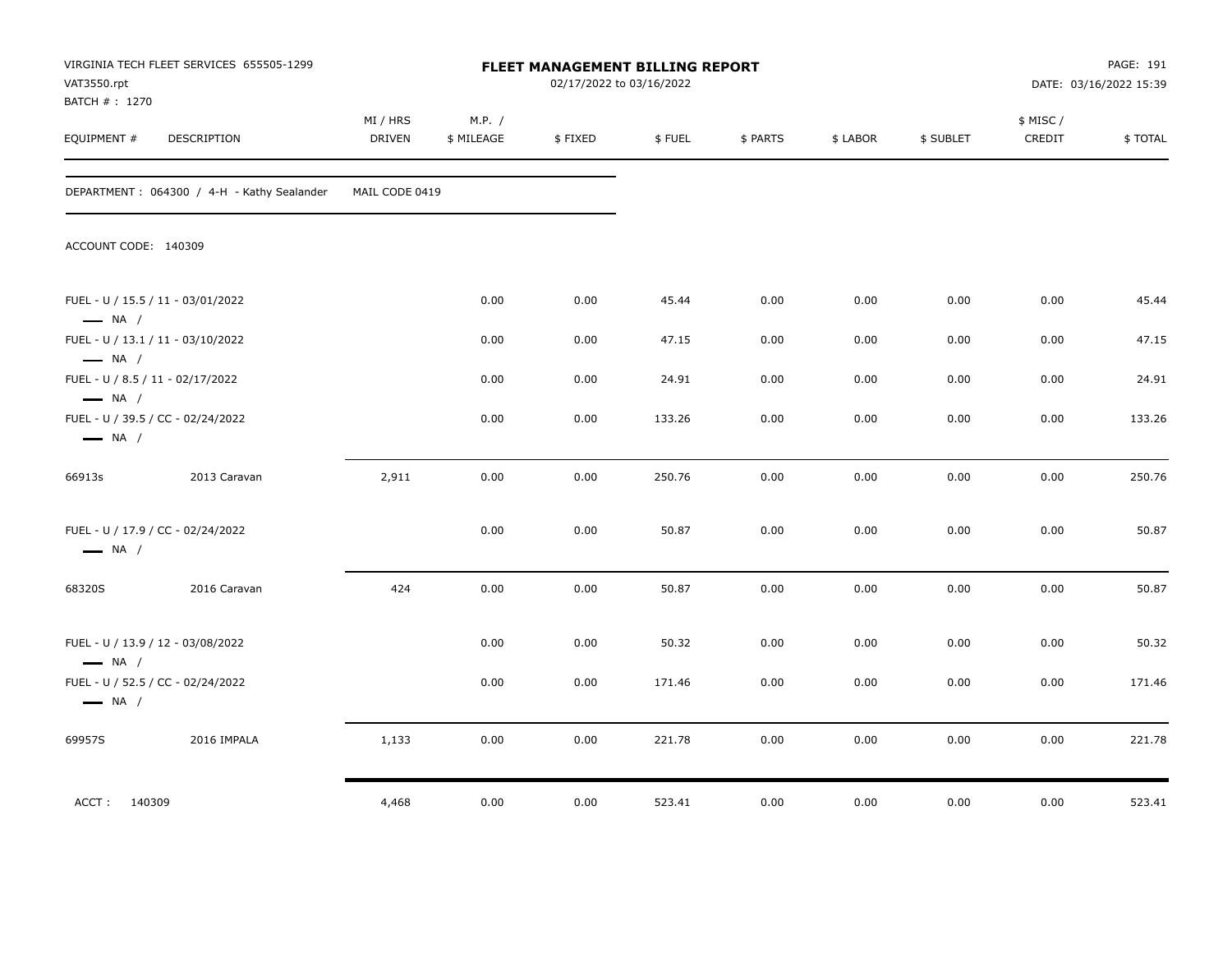VIRGINIA TECH FLEET SERVICES 655505-1299
VAT3550.rpt
BATCH # : 1270

# FLEET MANAGEMENT BILLING REPORT

02/17/2022 to 03/16/2022

DATE: 03/16/2022 15:39

DEPARTMENT : 064300 / 4-H - Kathy Sealander    MAIL CODE 0419

ACCOUNT CODE: 140309

| EQUIPMENT # | DESCRIPTION | MI / HRS DRIVEN | M.P. / $ MILEAGE | $ FIXED | $ FUEL | $ PARTS | $ LABOR | $ SUBLET | $ MISC / CREDIT | $ TOTAL |
|---|---|---|---|---|---|---|---|---|---|---|
| FUEL - U / 15.5 / 11 - 03/01/2022 — NA / | | | 0.00 | 0.00 | 45.44 | 0.00 | 0.00 | 0.00 | 0.00 | 45.44 |
| FUEL - U / 13.1 / 11 - 03/10/2022 — NA / | | | 0.00 | 0.00 | 47.15 | 0.00 | 0.00 | 0.00 | 0.00 | 47.15 |
| FUEL - U / 8.5 / 11 - 02/17/2022 — NA / | | | 0.00 | 0.00 | 24.91 | 0.00 | 0.00 | 0.00 | 0.00 | 24.91 |
| FUEL - U / 39.5 / CC - 02/24/2022 — NA / | | | 0.00 | 0.00 | 133.26 | 0.00 | 0.00 | 0.00 | 0.00 | 133.26 |
| 66913s | 2013 Caravan | 2,911 | 0.00 | 0.00 | 250.76 | 0.00 | 0.00 | 0.00 | 0.00 | 250.76 |
| FUEL - U / 17.9 / CC - 02/24/2022 — NA / | | | 0.00 | 0.00 | 50.87 | 0.00 | 0.00 | 0.00 | 0.00 | 50.87 |
| 68320S | 2016 Caravan | 424 | 0.00 | 0.00 | 50.87 | 0.00 | 0.00 | 0.00 | 0.00 | 50.87 |
| FUEL - U / 13.9 / 12 - 03/08/2022 — NA / | | | 0.00 | 0.00 | 50.32 | 0.00 | 0.00 | 0.00 | 0.00 | 50.32 |
| FUEL - U / 52.5 / CC - 02/24/2022 — NA / | | | 0.00 | 0.00 | 171.46 | 0.00 | 0.00 | 0.00 | 0.00 | 171.46 |
| 69957S | 2016 IMPALA | 1,133 | 0.00 | 0.00 | 221.78 | 0.00 | 0.00 | 0.00 | 0.00 | 221.78 |
| ACCT : 140309 | | 4,468 | 0.00 | 0.00 | 523.41 | 0.00 | 0.00 | 0.00 | 0.00 | 523.41 |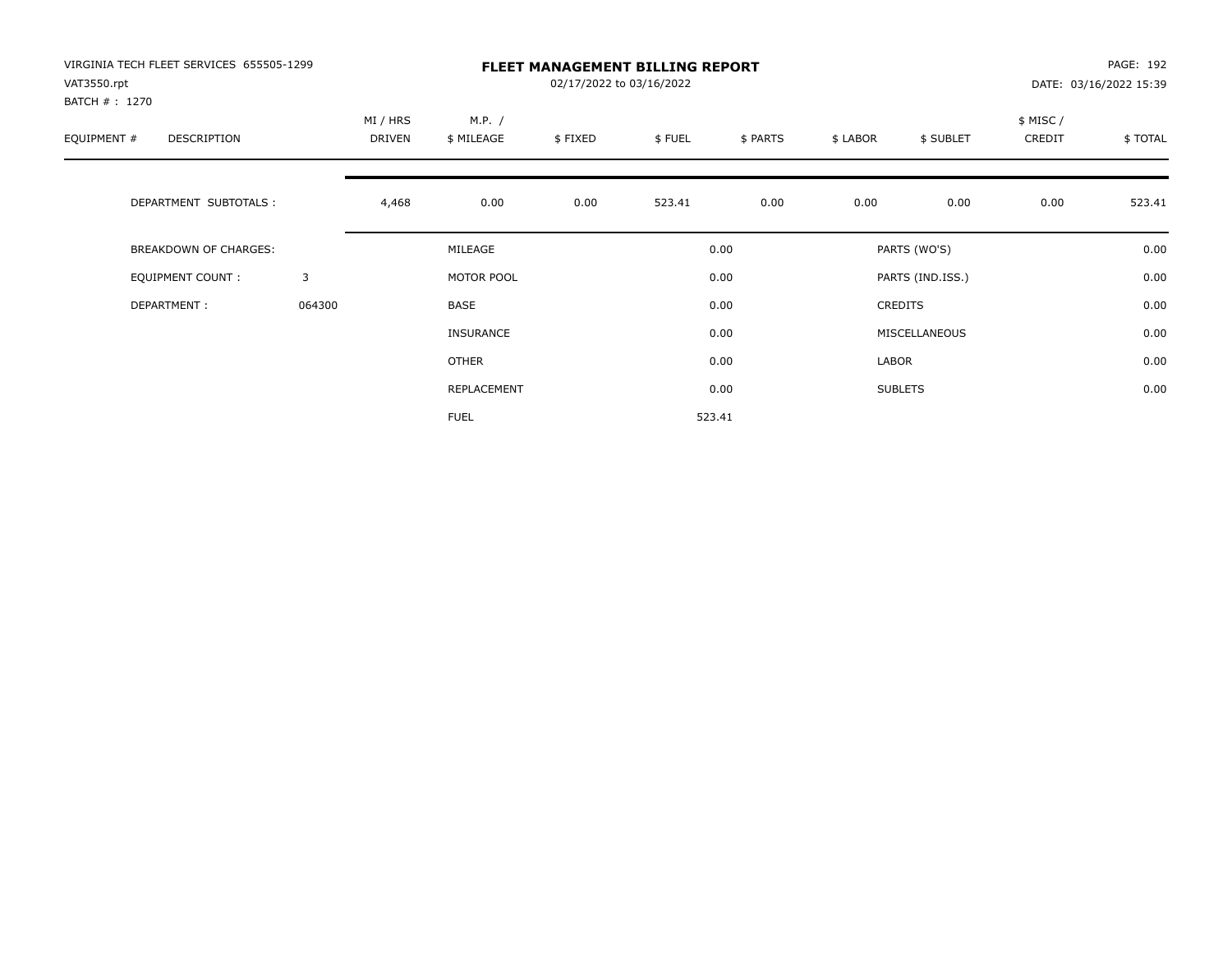VIRGINIA TECH FLEET SERVICES 655505-1299
VAT3550.rpt
BATCH # : 1270

# FLEET MANAGEMENT BILLING REPORT

02/17/2022 to 03/16/2022

PAGE: 192
DATE: 03/16/2022 15:39

| EQUIPMENT # | DESCRIPTION | MI / HRS DRIVEN | M.P. / $ MILEAGE | $ FIXED | $ FUEL | $ PARTS | $ LABOR | $ SUBLET | $ MISC / CREDIT | $ TOTAL |
|---|---|---|---|---|---|---|---|---|---|---|
| | DEPARTMENT SUBTOTALS : | 4,468 | 0.00 | 0.00 | 523.41 | 0.00 | 0.00 | 0.00 | 0.00 | 523.41 |

| | | | | | |
|---|---|---|---|---|---|
| BREAKDOWN OF CHARGES: | | MILEAGE | 0.00 | PARTS (WO'S) | 0.00 |
| EQUIPMENT COUNT : | 3 | MOTOR POOL | 0.00 | PARTS (IND.ISS.) | 0.00 |
| DEPARTMENT : | 064300 | BASE | 0.00 | CREDITS | 0.00 |
| | | INSURANCE | 0.00 | MISCELLANEOUS | 0.00 |
| | | OTHER | 0.00 | LABOR | 0.00 |
| | | REPLACEMENT | 0.00 | SUBLETS | 0.00 |
| | | FUEL | 523.41 | | |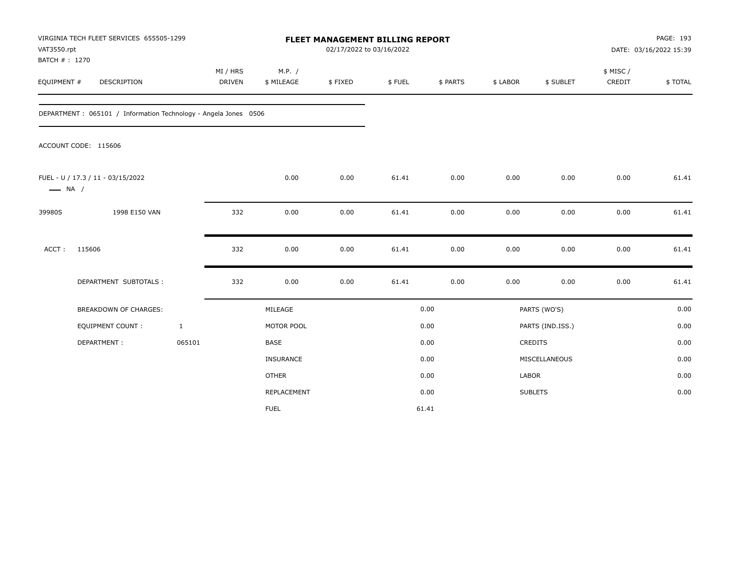VIRGINIA TECH FLEET SERVICES 655505-1299
VAT3550.rpt
BATCH # : 1270

# FLEET MANAGEMENT BILLING REPORT

02/17/2022 to 03/16/2022

PAGE: 193
DATE: 03/16/2022 15:39

| EQUIPMENT # | DESCRIPTION | MI / HRS DRIVEN | M.P. / $ MILEAGE | $ FIXED | $ FUEL | $ PARTS | $ LABOR | $ SUBLET | $ MISC / CREDIT | $ TOTAL |
|---|---|---|---|---|---|---|---|---|---|---|
| DEPARTMENT : 065101 / Information Technology - Angela Jones 0506 | | | | | | | | | | |
| ACCOUNT CODE: 115606 | | | | | | | | | | |
| FUEL - U / 17.3 / 11 - 03/15/2022 — NA / | | | 0.00 | 0.00 | 61.41 | 0.00 | 0.00 | 0.00 | 0.00 | 61.41 |
| 39980S | 1998 E150 VAN | 332 | 0.00 | 0.00 | 61.41 | 0.00 | 0.00 | 0.00 | 0.00 | 61.41 |
| ACCT : | 115606 | 332 | 0.00 | 0.00 | 61.41 | 0.00 | 0.00 | 0.00 | 0.00 | 61.41 |
| | DEPARTMENT SUBTOTALS : | 332 | 0.00 | 0.00 | 61.41 | 0.00 | 0.00 | 0.00 | 0.00 | 61.41 |

| | | | | | |
|---|---|---|---|---|---|
| BREAKDOWN OF CHARGES: | | MILEAGE | 0.00 | PARTS (WO'S) | 0.00 |
| EQUIPMENT COUNT : | 1 | MOTOR POOL | 0.00 | PARTS (IND.ISS.) | 0.00 |
| DEPARTMENT : | 065101 | BASE | 0.00 | CREDITS | 0.00 |
| | | INSURANCE | 0.00 | MISCELLANEOUS | 0.00 |
| | | OTHER | 0.00 | LABOR | 0.00 |
| | | REPLACEMENT | 0.00 | SUBLETS | 0.00 |
| | | FUEL | 61.41 | | |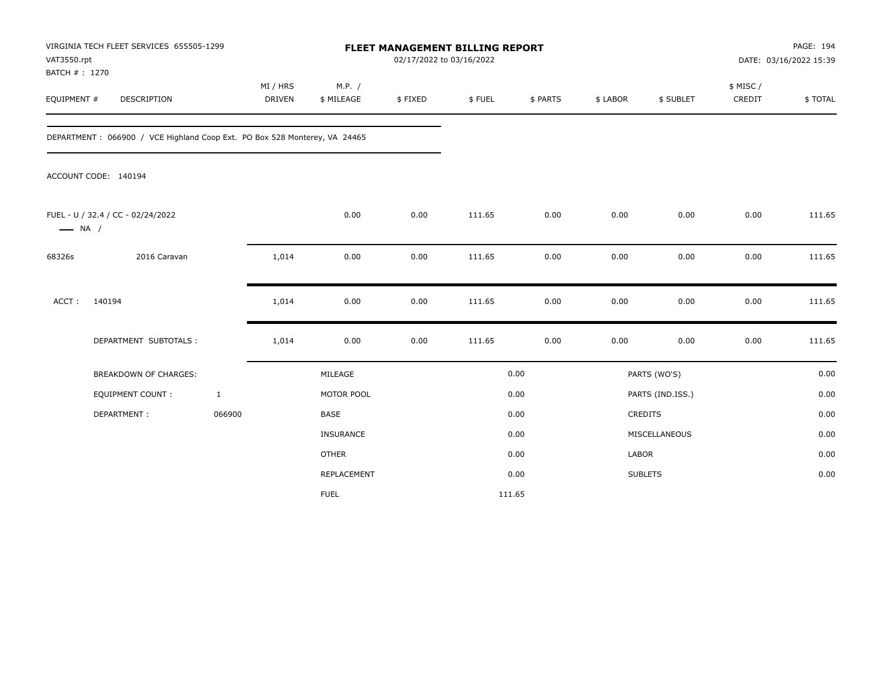VIRGINIA TECH FLEET SERVICES 655505-1299
VAT3550.rpt
BATCH # : 1270

# FLEET MANAGEMENT BILLING REPORT

02/17/2022 to 03/16/2022

PAGE: 194
DATE: 03/16/2022 15:39

| EQUIPMENT # | DESCRIPTION | MI / HRS DRIVEN | M.P. / $ MILEAGE | $ FIXED | $ FUEL | $ PARTS | $ LABOR | $ SUBLET | $ MISC / CREDIT | $ TOTAL |
|---|---|---|---|---|---|---|---|---|---|---|

DEPARTMENT : 066900 / VCE Highland Coop Ext. PO Box 528 Monterey, VA 24465

ACCOUNT CODE: 140194

| EQUIPMENT # | DESCRIPTION | MI / HRS DRIVEN | M.P. / $ MILEAGE | $ FIXED | $ FUEL | $ PARTS | $ LABOR | $ SUBLET | $ MISC / CREDIT | $ TOTAL |
|---|---|---|---|---|---|---|---|---|---|---|
| FUEL - U / 32.4 / CC - 02/24/2022 — NA / | | | 0.00 | 0.00 | 111.65 | 0.00 | 0.00 | 0.00 | 0.00 | 111.65 |
| 68326s | 2016 Caravan | 1,014 | 0.00 | 0.00 | 111.65 | 0.00 | 0.00 | 0.00 | 0.00 | 111.65 |
| ACCT : | 140194 | 1,014 | 0.00 | 0.00 | 111.65 | 0.00 | 0.00 | 0.00 | 0.00 | 111.65 |
| | DEPARTMENT SUBTOTALS : | 1,014 | 0.00 | 0.00 | 111.65 | 0.00 | 0.00 | 0.00 | 0.00 | 111.65 |

| BREAKDOWN OF CHARGES: | | | | | |
|---|---|---|---|---|---|
| EQUIPMENT COUNT : | 1 | MILEAGE | 0.00 | PARTS (WO'S) | 0.00 |
| DEPARTMENT : | 066900 | MOTOR POOL | 0.00 | PARTS (IND.ISS.) | 0.00 |
| | | BASE | 0.00 | CREDITS | 0.00 |
| | | INSURANCE | 0.00 | MISCELLANEOUS | 0.00 |
| | | OTHER | 0.00 | LABOR | 0.00 |
| | | REPLACEMENT | 0.00 | SUBLETS | 0.00 |
| | | FUEL | 111.65 | | |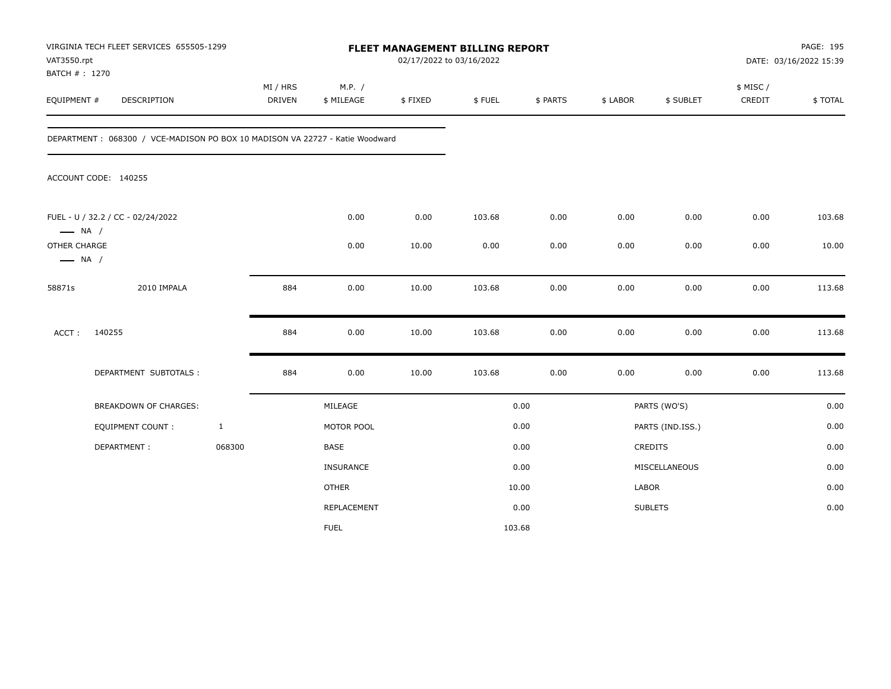VIRGINIA TECH FLEET SERVICES 655505-1299
VAT3550.rpt
BATCH # : 1270

**FLEET MANAGEMENT BILLING REPORT**
02/17/2022 to 03/16/2022

DATE: 03/16/2022 15:39

| EQUIPMENT # | DESCRIPTION | MI / HRS DRIVEN | M.P. / $ MILEAGE | $ FIXED | $ FUEL | $ PARTS | $ LABOR | $ SUBLET | $ MISC / CREDIT | $ TOTAL |
|---|---|---|---|---|---|---|---|---|---|---|

DEPARTMENT : 068300 / VCE-MADISON PO BOX 10 MADISON VA 22727 - Katie Woodward

ACCOUNT CODE: 140255

| EQUIPMENT # | DESCRIPTION | MI / HRS DRIVEN | M.P. / $ MILEAGE | $ FIXED | $ FUEL | $ PARTS | $ LABOR | $ SUBLET | $ MISC / CREDIT | $ TOTAL |
|---|---|---|---|---|---|---|---|---|---|---|
| FUEL - U / 32.2 / CC - 02/24/2022 — NA / | | | 0.00 | 0.00 | 103.68 | 0.00 | 0.00 | 0.00 | 0.00 | 103.68 |
| OTHER CHARGE — NA / | | | 0.00 | 10.00 | 0.00 | 0.00 | 0.00 | 0.00 | 0.00 | 10.00 |
| 58871s | 2010 IMPALA | 884 | 0.00 | 10.00 | 103.68 | 0.00 | 0.00 | 0.00 | 0.00 | 113.68 |
| ACCT : | 140255 | 884 | 0.00 | 10.00 | 103.68 | 0.00 | 0.00 | 0.00 | 0.00 | 113.68 |
| | DEPARTMENT SUBTOTALS : | 884 | 0.00 | 10.00 | 103.68 | 0.00 | 0.00 | 0.00 | 0.00 | 113.68 |

| BREAKDOWN OF CHARGES: | | | | | |
|---|---|---|---|---|---|
| | | MILEAGE | 0.00 | PARTS (WO'S) | 0.00 |
| EQUIPMENT COUNT : | 1 | MOTOR POOL | 0.00 | PARTS (IND.ISS.) | 0.00 |
| DEPARTMENT : | 068300 | BASE | 0.00 | CREDITS | 0.00 |
| | | INSURANCE | 0.00 | MISCELLANEOUS | 0.00 |
| | | OTHER | 10.00 | LABOR | 0.00 |
| | | REPLACEMENT | 0.00 | SUBLETS | 0.00 |
| | | FUEL | 103.68 | | |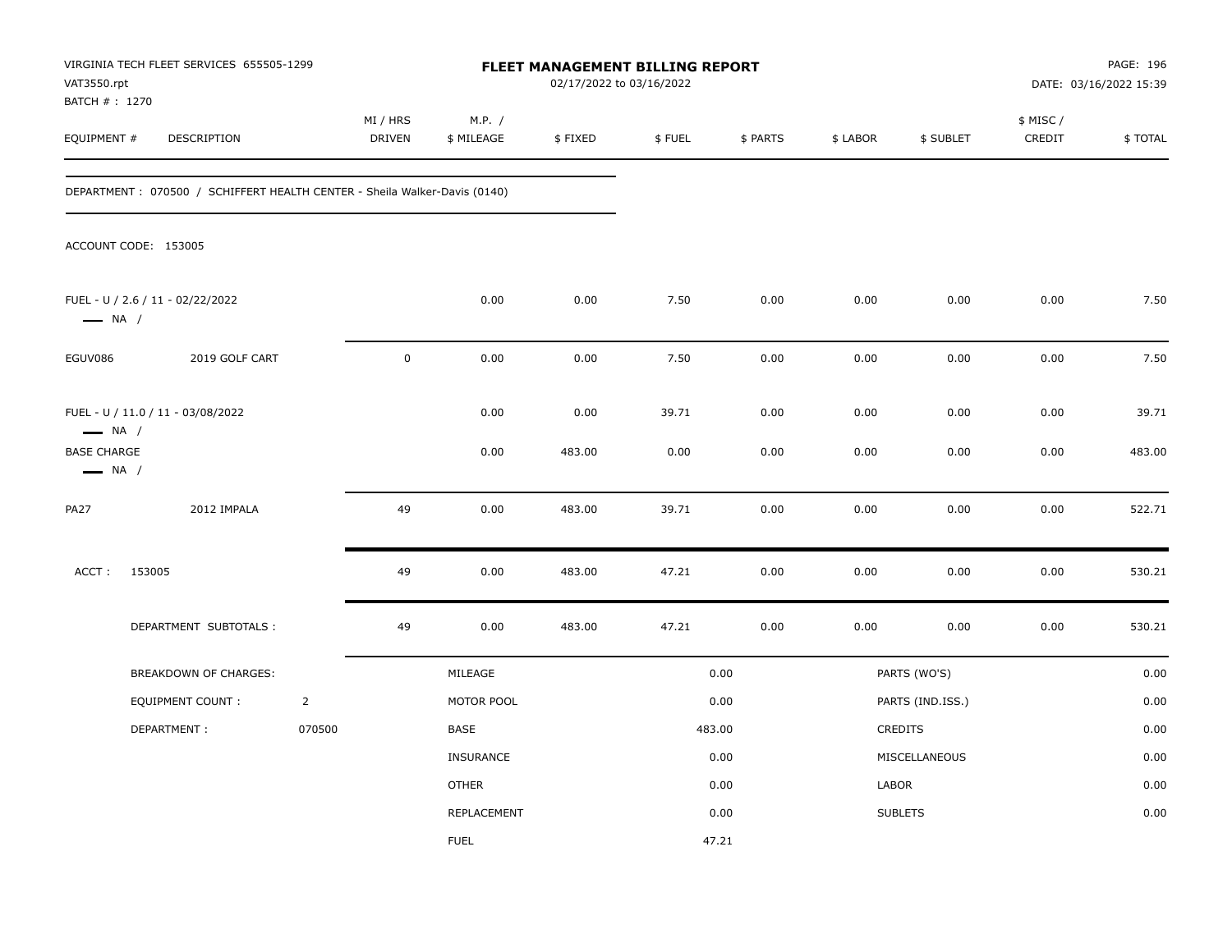VIRGINIA TECH FLEET SERVICES 655505-1299
VAT3550.rpt
BATCH # : 1270

**FLEET MANAGEMENT BILLING REPORT**
02/17/2022 to 03/16/2022

DATE: 03/16/2022 15:39

| EQUIPMENT # | DESCRIPTION | MI / HRS DRIVEN | M.P. / $ MILEAGE | $ FIXED | $ FUEL | $ PARTS | $ LABOR | $ SUBLET | $ MISC / CREDIT | $ TOTAL |
|---|---|---|---|---|---|---|---|---|---|---|

DEPARTMENT : 070500 / SCHIFFERT HEALTH CENTER - Sheila Walker-Davis (0140)

ACCOUNT CODE: 153005

| EQUIPMENT # | DESCRIPTION | MI / HRS DRIVEN | M.P. / $ MILEAGE | $ FIXED | $ FUEL | $ PARTS | $ LABOR | $ SUBLET | $ MISC / CREDIT | $ TOTAL |
|---|---|---|---|---|---|---|---|---|---|---|
| FUEL - U / 2.6 / 11 - 02/22/2022 — NA / | | | 0.00 | 0.00 | 7.50 | 0.00 | 0.00 | 0.00 | 0.00 | 7.50 |
| EGUV086 | 2019 GOLF CART | 0 | 0.00 | 0.00 | 7.50 | 0.00 | 0.00 | 0.00 | 0.00 | 7.50 |
| FUEL - U / 11.0 / 11 - 03/08/2022 — NA / | | | 0.00 | 0.00 | 39.71 | 0.00 | 0.00 | 0.00 | 0.00 | 39.71 |
| BASE CHARGE — NA / | | | 0.00 | 483.00 | 0.00 | 0.00 | 0.00 | 0.00 | 0.00 | 483.00 |
| PA27 | 2012 IMPALA | 49 | 0.00 | 483.00 | 39.71 | 0.00 | 0.00 | 0.00 | 0.00 | 522.71 |
| ACCT : 153005 | | 49 | 0.00 | 483.00 | 47.21 | 0.00 | 0.00 | 0.00 | 0.00 | 530.21 |
| | DEPARTMENT SUBTOTALS : | 49 | 0.00 | 483.00 | 47.21 | 0.00 | 0.00 | 0.00 | 0.00 | 530.21 |

| BREAKDOWN OF CHARGES: | | MILEAGE | 0.00 | PARTS (WO'S) | 0.00 |
|---|---|---|---|---|---|
| EQUIPMENT COUNT : | 2 | MOTOR POOL | 0.00 | PARTS (IND.ISS.) | 0.00 |
| DEPARTMENT : | 070500 | BASE | 483.00 | CREDITS | 0.00 |
| | | INSURANCE | 0.00 | MISCELLANEOUS | 0.00 |
| | | OTHER | 0.00 | LABOR | 0.00 |
| | | REPLACEMENT | 0.00 | SUBLETS | 0.00 |
| | | FUEL | 47.21 | | |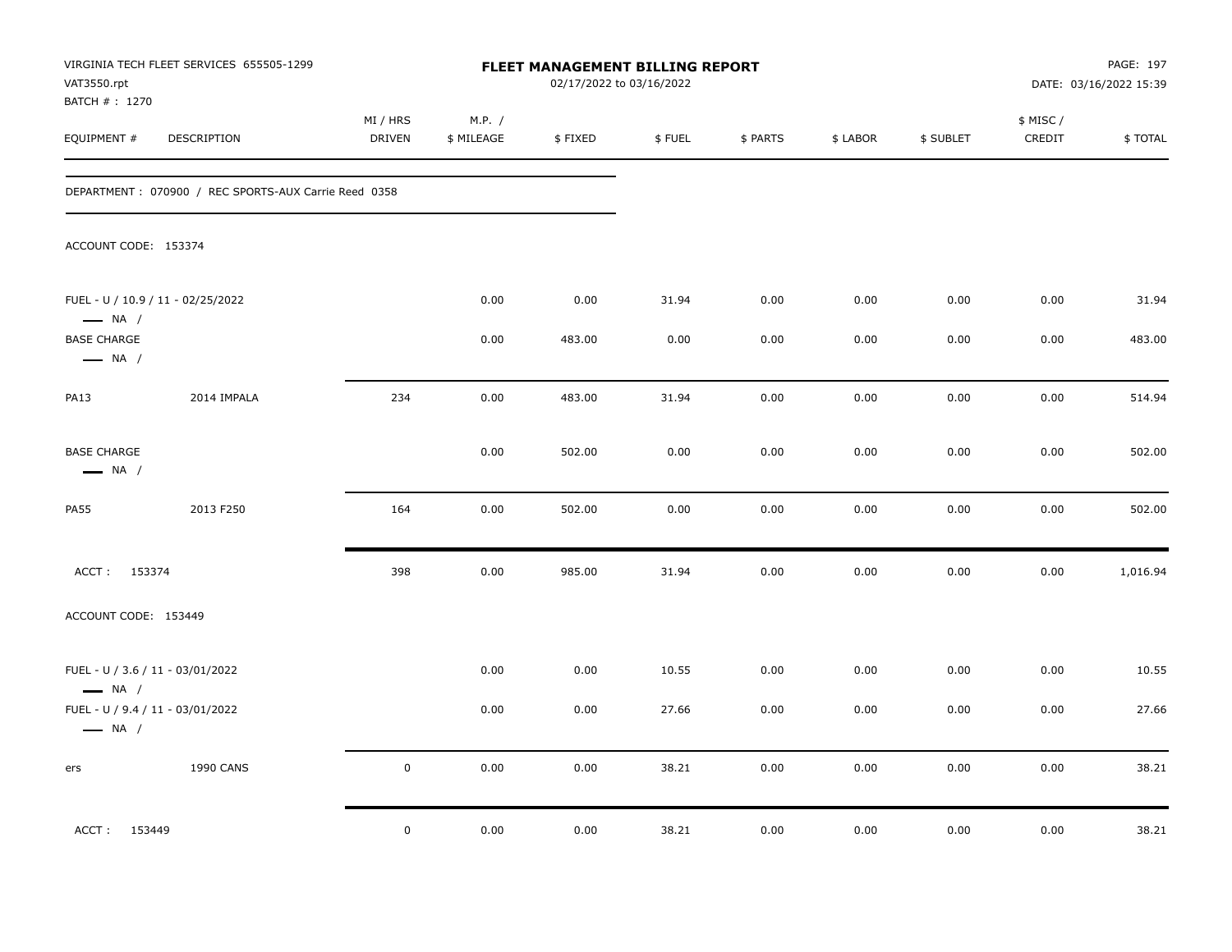VIRGINIA TECH FLEET SERVICES 655505-1299
VAT3550.rpt
BATCH # : 1270

# FLEET MANAGEMENT BILLING REPORT

02/17/2022 to 03/16/2022

DATE: 03/16/2022 15:39

| EQUIPMENT # | DESCRIPTION | MI / HRS DRIVEN | M.P. / $ MILEAGE | $ FIXED | $ FUEL | $ PARTS | $ LABOR | $ SUBLET | $ MISC / CREDIT | $ TOTAL |
|---|---|---|---|---|---|---|---|---|---|---|
| DEPARTMENT : 070900 / REC SPORTS-AUX Carrie Reed 0358 | | | | | | | | | | |
| ACCOUNT CODE: 153374 | | | | | | | | | | |
| FUEL - U / 10.9 / 11 - 02/25/2022 — NA / | | | 0.00 | 0.00 | 31.94 | 0.00 | 0.00 | 0.00 | 0.00 | 31.94 |
| BASE CHARGE — NA / | | | 0.00 | 483.00 | 0.00 | 0.00 | 0.00 | 0.00 | 0.00 | 483.00 |
| PA13 | 2014 IMPALA | 234 | 0.00 | 483.00 | 31.94 | 0.00 | 0.00 | 0.00 | 0.00 | 514.94 |
| BASE CHARGE — NA / | | | 0.00 | 502.00 | 0.00 | 0.00 | 0.00 | 0.00 | 0.00 | 502.00 |
| PA55 | 2013 F250 | 164 | 0.00 | 502.00 | 0.00 | 0.00 | 0.00 | 0.00 | 0.00 | 502.00 |
| ACCT : 153374 | | 398 | 0.00 | 985.00 | 31.94 | 0.00 | 0.00 | 0.00 | 0.00 | 1,016.94 |
| ACCOUNT CODE: 153449 | | | | | | | | | | |
| FUEL - U / 3.6 / 11 - 03/01/2022 — NA / | | | 0.00 | 0.00 | 10.55 | 0.00 | 0.00 | 0.00 | 0.00 | 10.55 |
| FUEL - U / 9.4 / 11 - 03/01/2022 — NA / | | | 0.00 | 0.00 | 27.66 | 0.00 | 0.00 | 0.00 | 0.00 | 27.66 |
| ers | 1990 CANS | 0 | 0.00 | 0.00 | 38.21 | 0.00 | 0.00 | 0.00 | 0.00 | 38.21 |
| ACCT : 153449 | | 0 | 0.00 | 0.00 | 38.21 | 0.00 | 0.00 | 0.00 | 0.00 | 38.21 |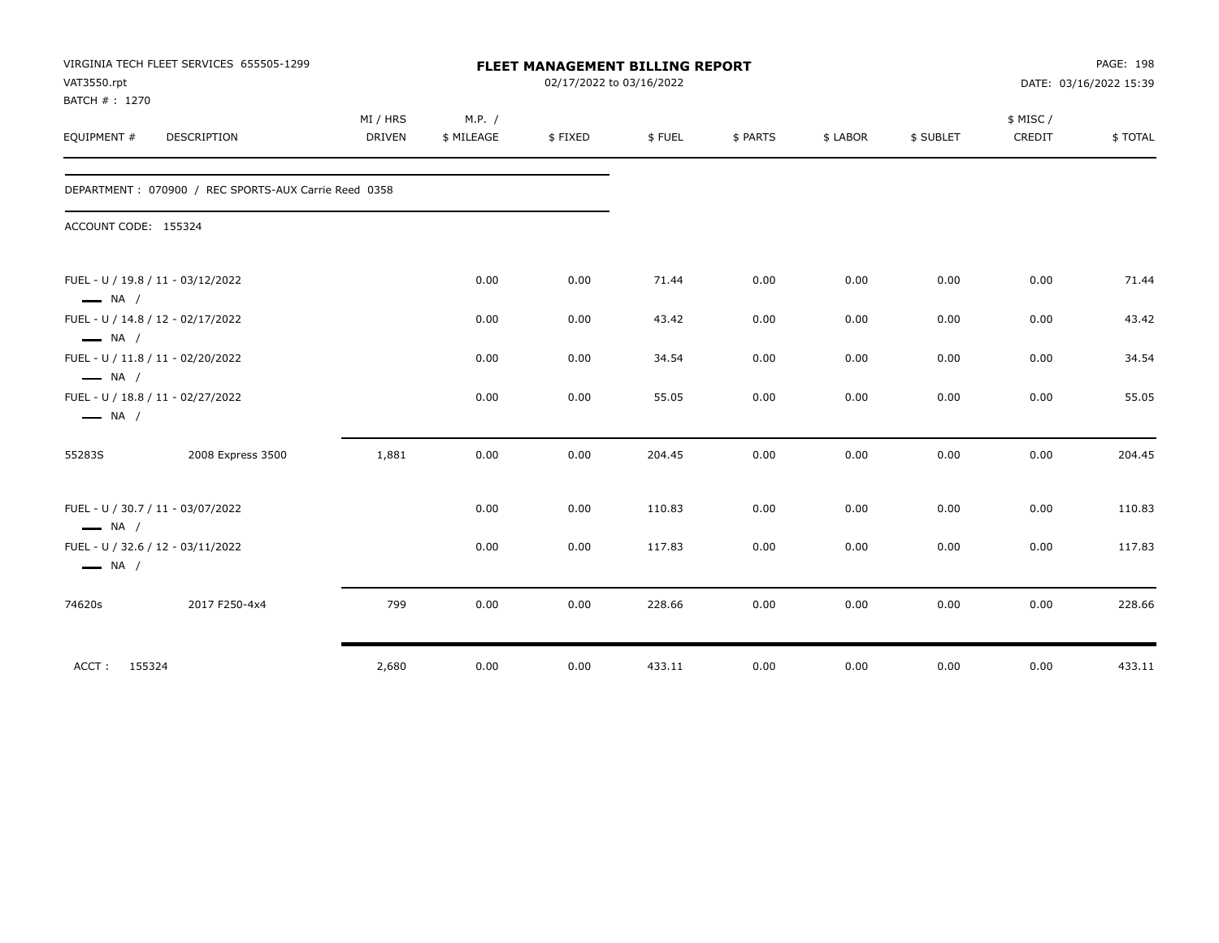VIRGINIA TECH FLEET SERVICES 655505-1299
VAT3550.rpt
BATCH # : 1270

**FLEET MANAGEMENT BILLING REPORT**
02/17/2022 to 03/16/2022

DATE: 03/16/2022 15:39

| EQUIPMENT # | DESCRIPTION | MI / HRS DRIVEN | M.P. / $ MILEAGE | $ FIXED | $ FUEL | $ PARTS | $ LABOR | $ SUBLET | $ MISC / CREDIT | $ TOTAL |
|---|---|---|---|---|---|---|---|---|---|---|
| DEPARTMENT : 070900 / REC SPORTS-AUX Carrie Reed 0358 | | | | | | | | | | |
| ACCOUNT CODE: 155324 | | | | | | | | | | |
| FUEL - U / 19.8 / 11 - 03/12/2022 — NA / | | | 0.00 | 0.00 | 71.44 | 0.00 | 0.00 | 0.00 | 0.00 | 71.44 |
| FUEL - U / 14.8 / 12 - 02/17/2022 — NA / | | | 0.00 | 0.00 | 43.42 | 0.00 | 0.00 | 0.00 | 0.00 | 43.42 |
| FUEL - U / 11.8 / 11 - 02/20/2022 — NA / | | | 0.00 | 0.00 | 34.54 | 0.00 | 0.00 | 0.00 | 0.00 | 34.54 |
| FUEL - U / 18.8 / 11 - 02/27/2022 — NA / | | | 0.00 | 0.00 | 55.05 | 0.00 | 0.00 | 0.00 | 0.00 | 55.05 |
| 55283S | 2008 Express 3500 | 1,881 | 0.00 | 0.00 | 204.45 | 0.00 | 0.00 | 0.00 | 0.00 | 204.45 |
| FUEL - U / 30.7 / 11 - 03/07/2022 — NA / | | | 0.00 | 0.00 | 110.83 | 0.00 | 0.00 | 0.00 | 0.00 | 110.83 |
| FUEL - U / 32.6 / 12 - 03/11/2022 — NA / | | | 0.00 | 0.00 | 117.83 | 0.00 | 0.00 | 0.00 | 0.00 | 117.83 |
| 74620s | 2017 F250-4x4 | 799 | 0.00 | 0.00 | 228.66 | 0.00 | 0.00 | 0.00 | 0.00 | 228.66 |
| ACCT : 155324 | | 2,680 | 0.00 | 0.00 | 433.11 | 0.00 | 0.00 | 0.00 | 0.00 | 433.11 |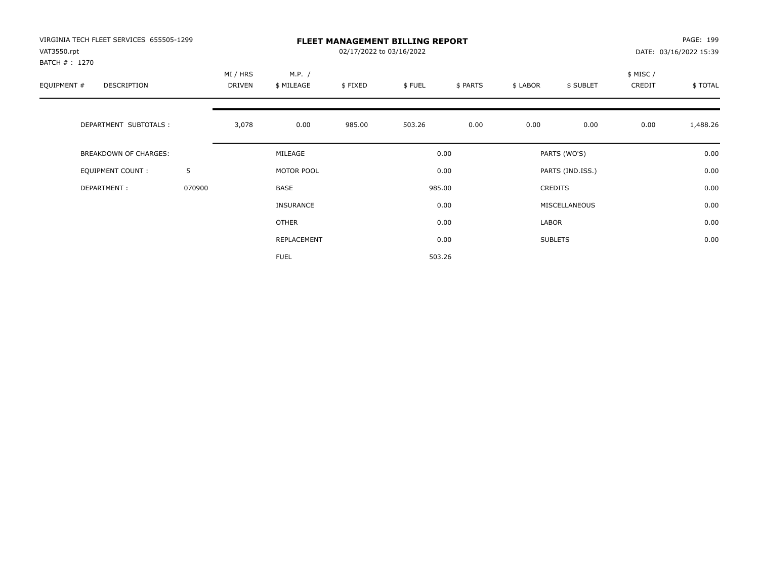VIRGINIA TECH FLEET SERVICES 655505-1299
VAT3550.rpt
BATCH # : 1270

# FLEET MANAGEMENT BILLING REPORT

02/17/2022 to 03/16/2022

DATE: 03/16/2022 15:39

| EQUIPMENT # | DESCRIPTION | MI / HRS DRIVEN | M.P. / $ MILEAGE | $ FIXED | $ FUEL | $ PARTS | $ LABOR | $ SUBLET | $ MISC / CREDIT | $ TOTAL |
|---|---|---|---|---|---|---|---|---|---|---|
| | DEPARTMENT SUBTOTALS : | 3,078 | 0.00 | 985.00 | 503.26 | 0.00 | 0.00 | 0.00 | 0.00 | 1,488.26 |

| BREAKDOWN OF CHARGES: | | | | | |
|---|---|---|---|---|---|
| EQUIPMENT COUNT : | 5 | MILEAGE | 0.00 | PARTS (WO'S) | 0.00 |
| DEPARTMENT : | 070900 | MOTOR POOL | 0.00 | PARTS (IND.ISS.) | 0.00 |
| | | BASE | 985.00 | CREDITS | 0.00 |
| | | INSURANCE | 0.00 | MISCELLANEOUS | 0.00 |
| | | OTHER | 0.00 | LABOR | 0.00 |
| | | REPLACEMENT | 0.00 | SUBLETS | 0.00 |
| | | FUEL | 503.26 | | |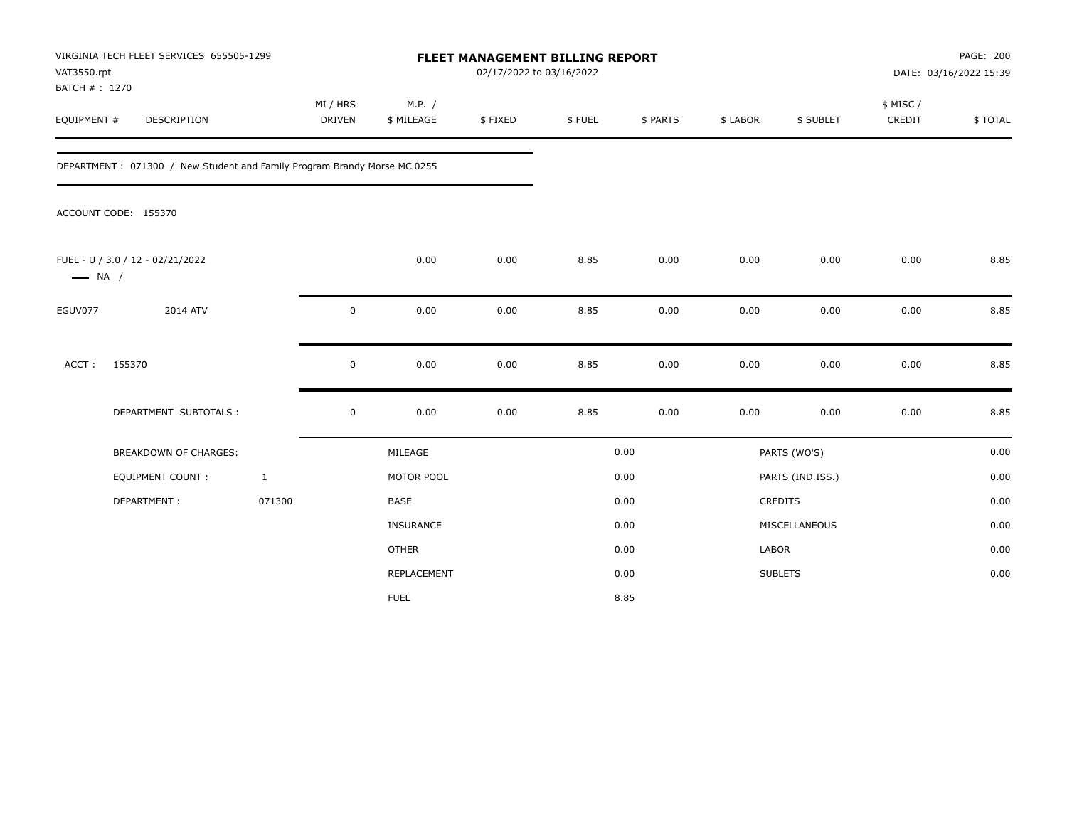VIRGINIA TECH FLEET SERVICES 655505-1299
VAT3550.rpt
BATCH # : 1270

# FLEET MANAGEMENT BILLING REPORT

02/17/2022 to 03/16/2022

DATE: 03/16/2022 15:39

| EQUIPMENT # | DESCRIPTION | MI / HRS DRIVEN | M.P. / $ MILEAGE | $ FIXED | $ FUEL | $ PARTS | $ LABOR | $ SUBLET | $ MISC / CREDIT | $ TOTAL |
|---|---|---|---|---|---|---|---|---|---|---|

DEPARTMENT : 071300 / New Student and Family Program Brandy Morse MC 0255

ACCOUNT CODE: 155370

| EQUIPMENT # | DESCRIPTION | MI / HRS DRIVEN | M.P. / $ MILEAGE | $ FIXED | $ FUEL | $ PARTS | $ LABOR | $ SUBLET | $ MISC / CREDIT | $ TOTAL |
|---|---|---|---|---|---|---|---|---|---|---|
| FUEL - U / 3.0 / 12 - 02/21/2022 —— NA / | | | 0.00 | 0.00 | 8.85 | 0.00 | 0.00 | 0.00 | 0.00 | 8.85 |
| EGUV077 | 2014 ATV | 0 | 0.00 | 0.00 | 8.85 | 0.00 | 0.00 | 0.00 | 0.00 | 8.85 |
| ACCT : | 155370 | 0 | 0.00 | 0.00 | 8.85 | 0.00 | 0.00 | 0.00 | 0.00 | 8.85 |
| | DEPARTMENT SUBTOTALS : | 0 | 0.00 | 0.00 | 8.85 | 0.00 | 0.00 | 0.00 | 0.00 | 8.85 |

| BREAKDOWN OF CHARGES: | | | | | |
|---|---|---|---|---|---|
| EQUIPMENT COUNT : | 1 | MILEAGE | 0.00 | PARTS (WO'S) | 0.00 |
| DEPARTMENT : | 071300 | MOTOR POOL | 0.00 | PARTS (IND.ISS.) | 0.00 |
| | | BASE | 0.00 | CREDITS | 0.00 |
| | | INSURANCE | 0.00 | MISCELLANEOUS | 0.00 |
| | | OTHER | 0.00 | LABOR | 0.00 |
| | | REPLACEMENT | 0.00 | SUBLETS | 0.00 |
| | | FUEL | 8.85 | | |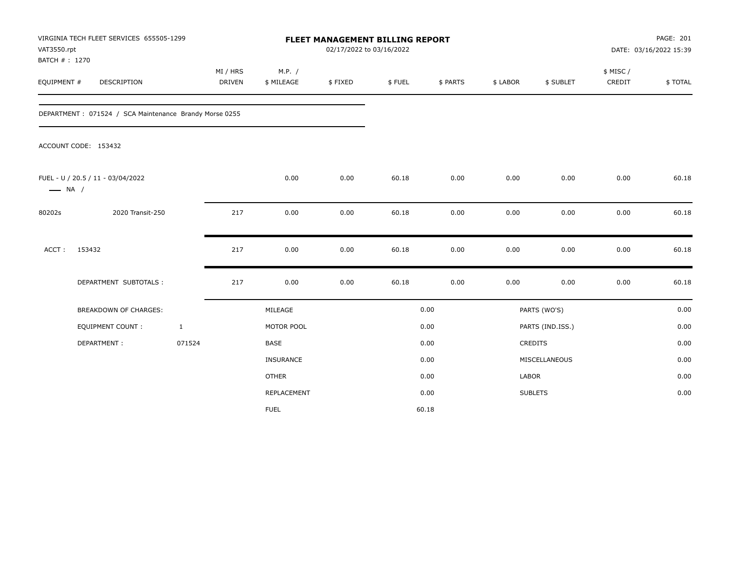VIRGINIA TECH FLEET SERVICES 655505-1299
VAT3550.rpt
BATCH # : 1270

# FLEET MANAGEMENT BILLING REPORT

02/17/2022 to 03/16/2022

PAGE: 201
DATE: 03/16/2022 15:39

| EQUIPMENT # | DESCRIPTION | MI / HRS DRIVEN | M.P. / $ MILEAGE | $ FIXED | $ FUEL | $ PARTS | $ LABOR | $ SUBLET | $ MISC / CREDIT | $ TOTAL |
|---|---|---|---|---|---|---|---|---|---|---|
| DEPARTMENT : 071524 / SCA Maintenance Brandy Morse 0255 | | | | | | | | | | |
| ACCOUNT CODE: 153432 | | | | | | | | | | |
| FUEL - U / 20.5 / 11 - 03/04/2022 —— NA / | | | 0.00 | 0.00 | 60.18 | 0.00 | 0.00 | 0.00 | 0.00 | 60.18 |
| 80202s | 2020 Transit-250 | 217 | 0.00 | 0.00 | 60.18 | 0.00 | 0.00 | 0.00 | 0.00 | 60.18 |
| ACCT : 153432 | | 217 | 0.00 | 0.00 | 60.18 | 0.00 | 0.00 | 0.00 | 0.00 | 60.18 |
| | DEPARTMENT SUBTOTALS : | 217 | 0.00 | 0.00 | 60.18 | 0.00 | 0.00 | 0.00 | 0.00 | 60.18 |

| BREAKDOWN OF CHARGES: | | | | | |
|---|---|---|---|---|---|
| EQUIPMENT COUNT : | 1 | MILEAGE | 0.00 | PARTS (WO'S) | 0.00 |
| DEPARTMENT : | 071524 | MOTOR POOL | 0.00 | PARTS (IND.ISS.) | 0.00 |
| | | BASE | 0.00 | CREDITS | 0.00 |
| | | INSURANCE | 0.00 | MISCELLANEOUS | 0.00 |
| | | OTHER | 0.00 | LABOR | 0.00 |
| | | REPLACEMENT | 0.00 | SUBLETS | 0.00 |
| | | FUEL | 60.18 | | |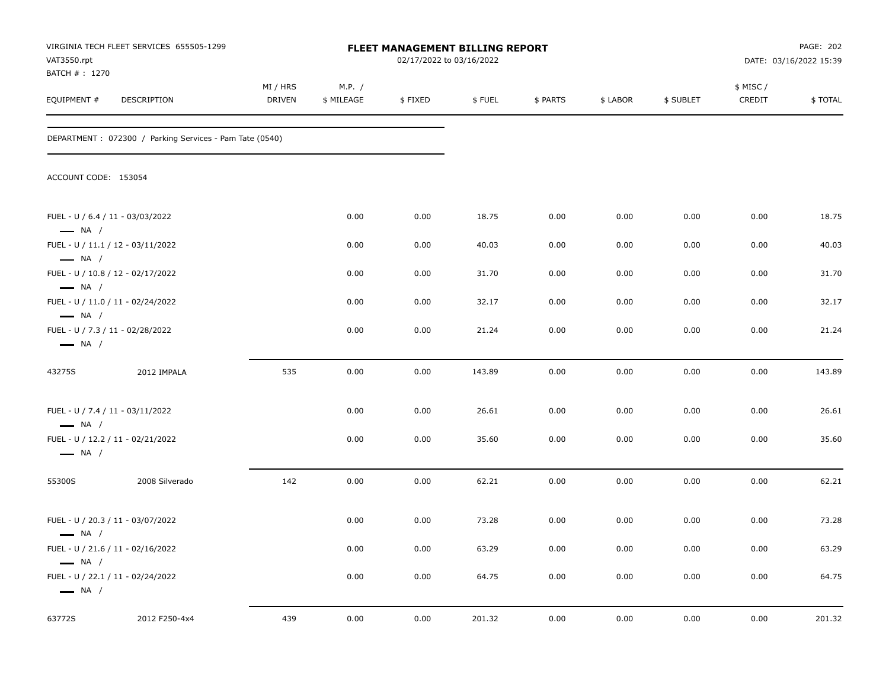VIRGINIA TECH FLEET SERVICES 655505-1299
VAT3550.rpt
BATCH # : 1270

**FLEET MANAGEMENT BILLING REPORT**
02/17/2022 to 03/16/2022

DATE: 03/16/2022 15:39

DEPARTMENT : 072300 / Parking Services - Pam Tate (0540)

ACCOUNT CODE: 153054

| EQUIPMENT # | DESCRIPTION | MI / HRS DRIVEN | M.P. / $ MILEAGE | $ FIXED | $ FUEL | $ PARTS | $ LABOR | $ SUBLET | $ MISC / CREDIT | $ TOTAL |
|---|---|---|---|---|---|---|---|---|---|---|
| FUEL - U / 6.4 / 11 - 03/03/2022 — NA / | | | 0.00 | 0.00 | 18.75 | 0.00 | 0.00 | 0.00 | 0.00 | 18.75 |
| FUEL - U / 11.1 / 12 - 03/11/2022 — NA / | | | 0.00 | 0.00 | 40.03 | 0.00 | 0.00 | 0.00 | 0.00 | 40.03 |
| FUEL - U / 10.8 / 12 - 02/17/2022 — NA / | | | 0.00 | 0.00 | 31.70 | 0.00 | 0.00 | 0.00 | 0.00 | 31.70 |
| FUEL - U / 11.0 / 11 - 02/24/2022 — NA / | | | 0.00 | 0.00 | 32.17 | 0.00 | 0.00 | 0.00 | 0.00 | 32.17 |
| FUEL - U / 7.3 / 11 - 02/28/2022 — NA / | | | 0.00 | 0.00 | 21.24 | 0.00 | 0.00 | 0.00 | 0.00 | 21.24 |
| 43275S | 2012 IMPALA | 535 | 0.00 | 0.00 | 143.89 | 0.00 | 0.00 | 0.00 | 0.00 | 143.89 |
| FUEL - U / 7.4 / 11 - 03/11/2022 — NA / | | | 0.00 | 0.00 | 26.61 | 0.00 | 0.00 | 0.00 | 0.00 | 26.61 |
| FUEL - U / 12.2 / 11 - 02/21/2022 — NA / | | | 0.00 | 0.00 | 35.60 | 0.00 | 0.00 | 0.00 | 0.00 | 35.60 |
| 55300S | 2008 Silverado | 142 | 0.00 | 0.00 | 62.21 | 0.00 | 0.00 | 0.00 | 0.00 | 62.21 |
| FUEL - U / 20.3 / 11 - 03/07/2022 — NA / | | | 0.00 | 0.00 | 73.28 | 0.00 | 0.00 | 0.00 | 0.00 | 73.28 |
| FUEL - U / 21.6 / 11 - 02/16/2022 — NA / | | | 0.00 | 0.00 | 63.29 | 0.00 | 0.00 | 0.00 | 0.00 | 63.29 |
| FUEL - U / 22.1 / 11 - 02/24/2022 — NA / | | | 0.00 | 0.00 | 64.75 | 0.00 | 0.00 | 0.00 | 0.00 | 64.75 |
| 63772S | 2012 F250-4x4 | 439 | 0.00 | 0.00 | 201.32 | 0.00 | 0.00 | 0.00 | 0.00 | 201.32 |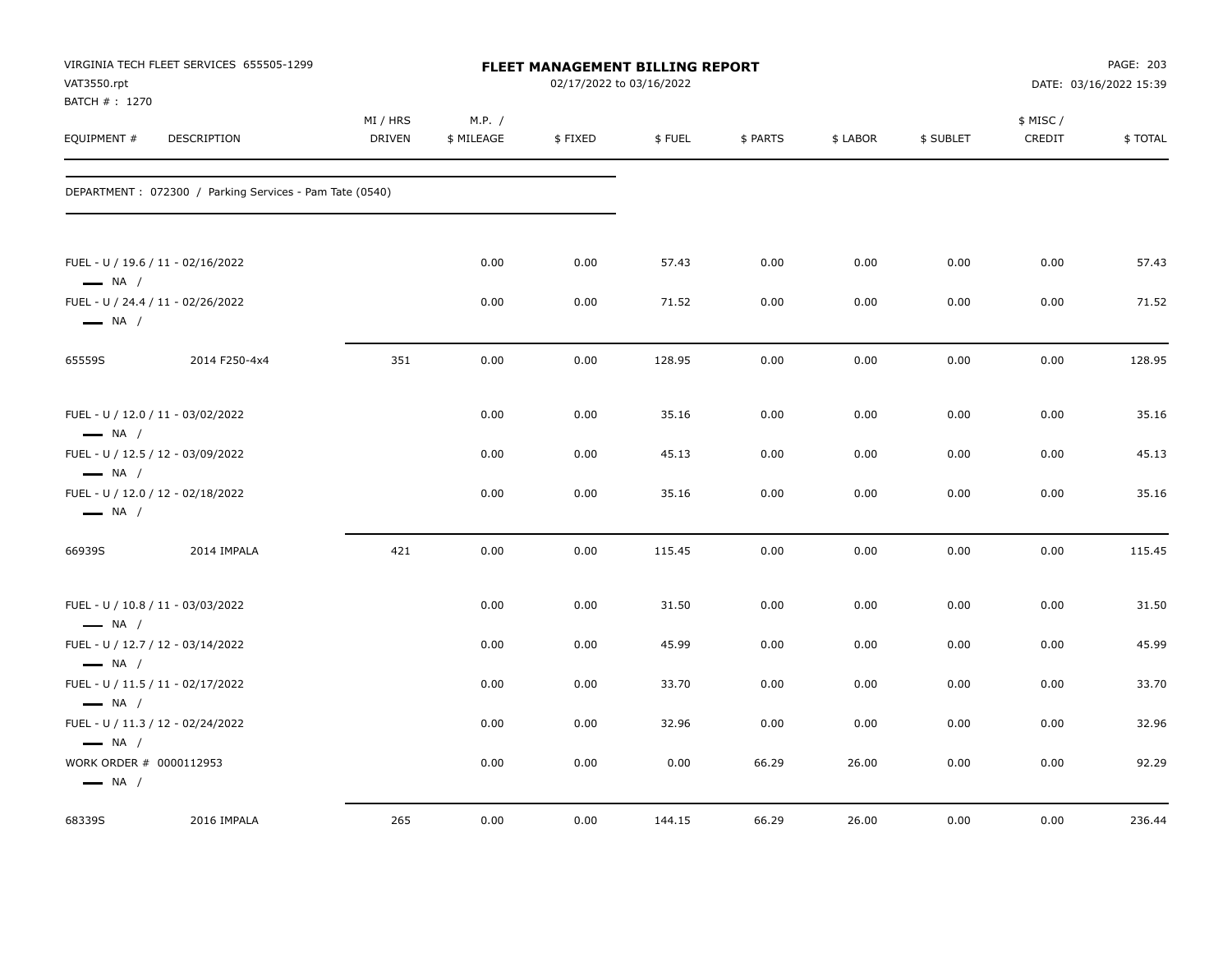VIRGINIA TECH FLEET SERVICES 655505-1299
VAT3550.rpt
BATCH # : 1270

# FLEET MANAGEMENT BILLING REPORT

02/17/2022 to 03/16/2022

DATE: 03/16/2022 15:39

| EQUIPMENT # | DESCRIPTION | MI / HRS DRIVEN | M.P. / $ MILEAGE | $ FIXED | $ FUEL | $ PARTS | $ LABOR | $ SUBLET | $ MISC / CREDIT | $ TOTAL |
|---|---|---|---|---|---|---|---|---|---|---|
| DEPARTMENT : 072300 / Parking Services - Pam Tate (0540) | | | | | | | | | | |
| FUEL - U / 19.6 / 11 - 02/16/2022 — NA / | | | 0.00 | 0.00 | 57.43 | 0.00 | 0.00 | 0.00 | 0.00 | 57.43 |
| FUEL - U / 24.4 / 11 - 02/26/2022 — NA / | | | 0.00 | 0.00 | 71.52 | 0.00 | 0.00 | 0.00 | 0.00 | 71.52 |
| 65559S | 2014 F250-4x4 | 351 | 0.00 | 0.00 | 128.95 | 0.00 | 0.00 | 0.00 | 0.00 | 128.95 |
| FUEL - U / 12.0 / 11 - 03/02/2022 — NA / | | | 0.00 | 0.00 | 35.16 | 0.00 | 0.00 | 0.00 | 0.00 | 35.16 |
| FUEL - U / 12.5 / 12 - 03/09/2022 — NA / | | | 0.00 | 0.00 | 45.13 | 0.00 | 0.00 | 0.00 | 0.00 | 45.13 |
| FUEL - U / 12.0 / 12 - 02/18/2022 — NA / | | | 0.00 | 0.00 | 35.16 | 0.00 | 0.00 | 0.00 | 0.00 | 35.16 |
| 66939S | 2014 IMPALA | 421 | 0.00 | 0.00 | 115.45 | 0.00 | 0.00 | 0.00 | 0.00 | 115.45 |
| FUEL - U / 10.8 / 11 - 03/03/2022 — NA / | | | 0.00 | 0.00 | 31.50 | 0.00 | 0.00 | 0.00 | 0.00 | 31.50 |
| FUEL - U / 12.7 / 12 - 03/14/2022 — NA / | | | 0.00 | 0.00 | 45.99 | 0.00 | 0.00 | 0.00 | 0.00 | 45.99 |
| FUEL - U / 11.5 / 11 - 02/17/2022 — NA / | | | 0.00 | 0.00 | 33.70 | 0.00 | 0.00 | 0.00 | 0.00 | 33.70 |
| FUEL - U / 11.3 / 12 - 02/24/2022 — NA / | | | 0.00 | 0.00 | 32.96 | 0.00 | 0.00 | 0.00 | 0.00 | 32.96 |
| WORK ORDER # 0000112953 — NA / | | | 0.00 | 0.00 | 0.00 | 66.29 | 26.00 | 0.00 | 0.00 | 92.29 |
| 68339S | 2016 IMPALA | 265 | 0.00 | 0.00 | 144.15 | 66.29 | 26.00 | 0.00 | 0.00 | 236.44 |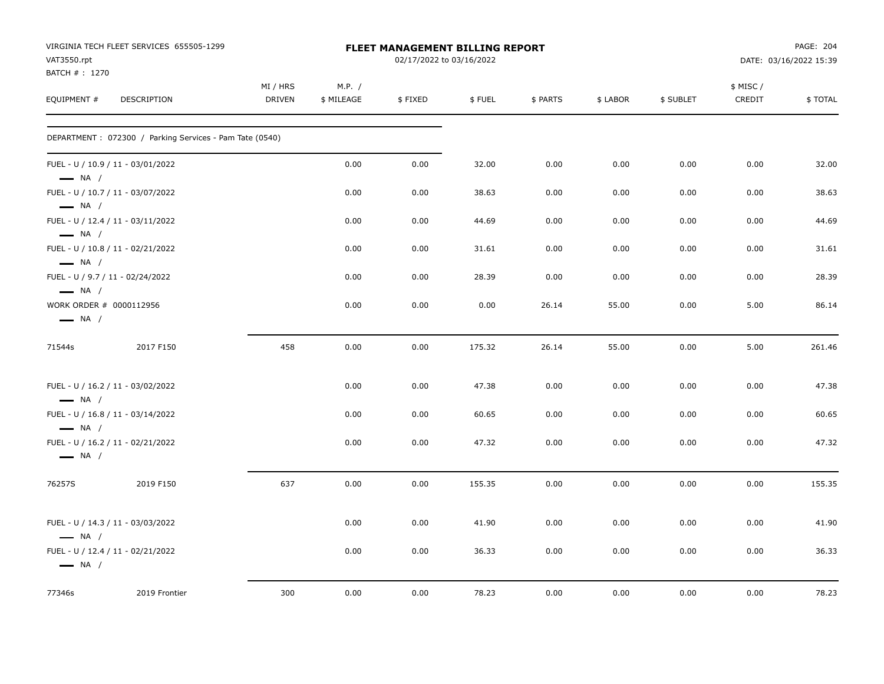VIRGINIA TECH FLEET SERVICES 655505-1299
VAT3550.rpt
BATCH # : 1270

# FLEET MANAGEMENT BILLING REPORT

02/17/2022 to 03/16/2022

DATE: 03/16/2022 15:39

| EQUIPMENT # | DESCRIPTION | MI / HRS DRIVEN | M.P. / $ MILEAGE | $ FIXED | $ FUEL | $ PARTS | $ LABOR | $ SUBLET | $ MISC / CREDIT | $ TOTAL |
|---|---|---|---|---|---|---|---|---|---|---|
| DEPARTMENT : 072300 / Parking Services - Pam Tate (0540) | | | | | | | | | | |
| FUEL - U / 10.9 / 11 - 03/01/2022 — NA / | | | 0.00 | 0.00 | 32.00 | 0.00 | 0.00 | 0.00 | 0.00 | 32.00 |
| FUEL - U / 10.7 / 11 - 03/07/2022 — NA / | | | 0.00 | 0.00 | 38.63 | 0.00 | 0.00 | 0.00 | 0.00 | 38.63 |
| FUEL - U / 12.4 / 11 - 03/11/2022 — NA / | | | 0.00 | 0.00 | 44.69 | 0.00 | 0.00 | 0.00 | 0.00 | 44.69 |
| FUEL - U / 10.8 / 11 - 02/21/2022 — NA / | | | 0.00 | 0.00 | 31.61 | 0.00 | 0.00 | 0.00 | 0.00 | 31.61 |
| FUEL - U / 9.7 / 11 - 02/24/2022 — NA / | | | 0.00 | 0.00 | 28.39 | 0.00 | 0.00 | 0.00 | 0.00 | 28.39 |
| WORK ORDER # 0000112956 — NA / | | | 0.00 | 0.00 | 0.00 | 26.14 | 55.00 | 0.00 | 5.00 | 86.14 |
| 71544s | 2017 F150 | 458 | 0.00 | 0.00 | 175.32 | 26.14 | 55.00 | 0.00 | 5.00 | 261.46 |
| FUEL - U / 16.2 / 11 - 03/02/2022 — NA / | | | 0.00 | 0.00 | 47.38 | 0.00 | 0.00 | 0.00 | 0.00 | 47.38 |
| FUEL - U / 16.8 / 11 - 03/14/2022 — NA / | | | 0.00 | 0.00 | 60.65 | 0.00 | 0.00 | 0.00 | 0.00 | 60.65 |
| FUEL - U / 16.2 / 11 - 02/21/2022 — NA / | | | 0.00 | 0.00 | 47.32 | 0.00 | 0.00 | 0.00 | 0.00 | 47.32 |
| 76257S | 2019 F150 | 637 | 0.00 | 0.00 | 155.35 | 0.00 | 0.00 | 0.00 | 0.00 | 155.35 |
| FUEL - U / 14.3 / 11 - 03/03/2022 — NA / | | | 0.00 | 0.00 | 41.90 | 0.00 | 0.00 | 0.00 | 0.00 | 41.90 |
| FUEL - U / 12.4 / 11 - 02/21/2022 — NA / | | | 0.00 | 0.00 | 36.33 | 0.00 | 0.00 | 0.00 | 0.00 | 36.33 |
| 77346s | 2019 Frontier | 300 | 0.00 | 0.00 | 78.23 | 0.00 | 0.00 | 0.00 | 0.00 | 78.23 |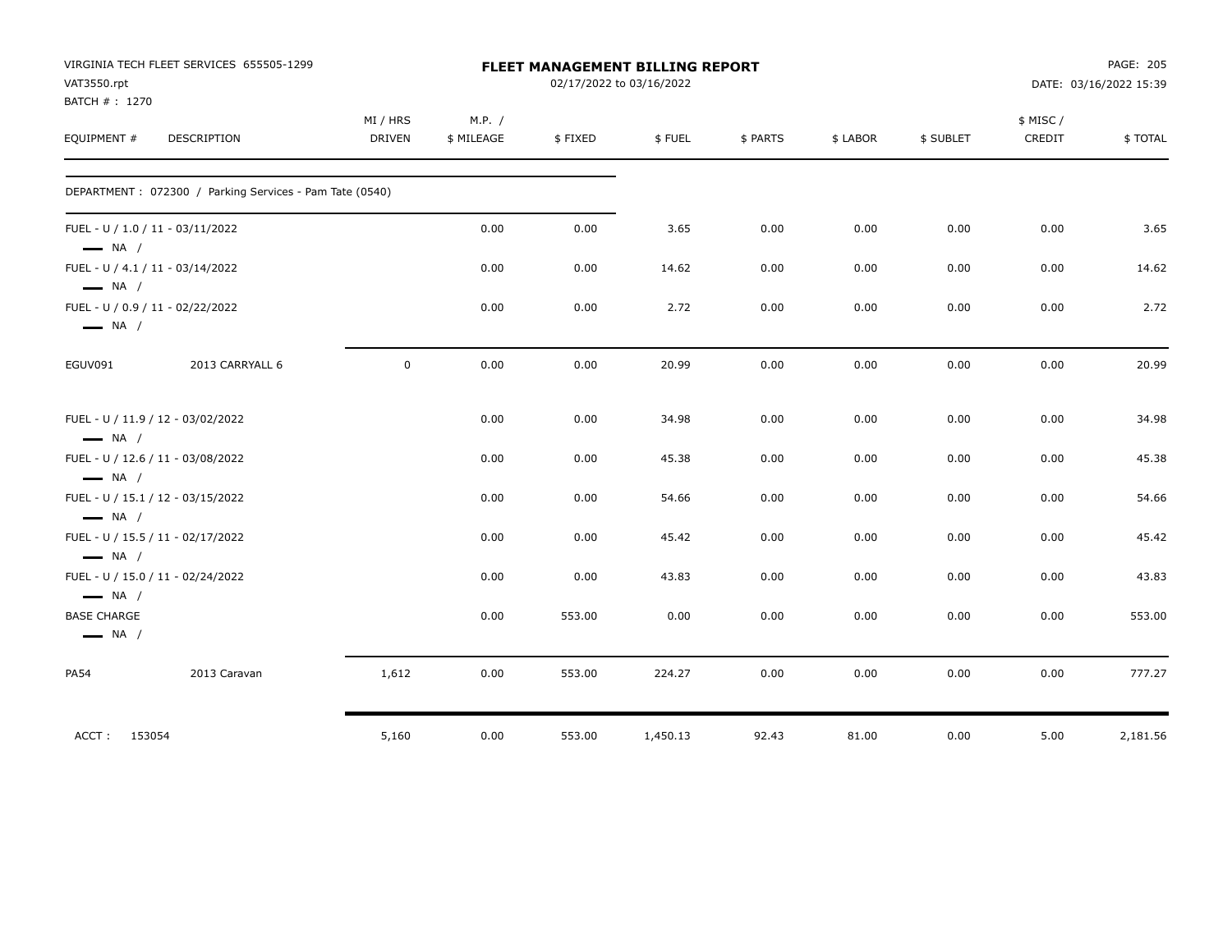VIRGINIA TECH FLEET SERVICES 655505-1299
VAT3550.rpt
BATCH # : 1270

# FLEET MANAGEMENT BILLING REPORT

02/17/2022 to 03/16/2022

DATE: 03/16/2022 15:39

| EQUIPMENT # | DESCRIPTION | MI / HRS DRIVEN | M.P. / $ MILEAGE | $ FIXED | $ FUEL | $ PARTS | $ LABOR | $ SUBLET | $ MISC / CREDIT | $ TOTAL |
|---|---|---|---|---|---|---|---|---|---|---|
| DEPARTMENT : 072300 / Parking Services - Pam Tate (0540) | | | | | | | | | | |
| FUEL - U / 1.0 / 11 - 03/11/2022 — NA / | | | 0.00 | 0.00 | 3.65 | 0.00 | 0.00 | 0.00 | 0.00 | 3.65 |
| FUEL - U / 4.1 / 11 - 03/14/2022 — NA / | | | 0.00 | 0.00 | 14.62 | 0.00 | 0.00 | 0.00 | 0.00 | 14.62 |
| FUEL - U / 0.9 / 11 - 02/22/2022 — NA / | | | 0.00 | 0.00 | 2.72 | 0.00 | 0.00 | 0.00 | 0.00 | 2.72 |
| EGUV091 | 2013 CARRYALL 6 | 0 | 0.00 | 0.00 | 20.99 | 0.00 | 0.00 | 0.00 | 0.00 | 20.99 |
| FUEL - U / 11.9 / 12 - 03/02/2022 — NA / | | | 0.00 | 0.00 | 34.98 | 0.00 | 0.00 | 0.00 | 0.00 | 34.98 |
| FUEL - U / 12.6 / 11 - 03/08/2022 — NA / | | | 0.00 | 0.00 | 45.38 | 0.00 | 0.00 | 0.00 | 0.00 | 45.38 |
| FUEL - U / 15.1 / 12 - 03/15/2022 — NA / | | | 0.00 | 0.00 | 54.66 | 0.00 | 0.00 | 0.00 | 0.00 | 54.66 |
| FUEL - U / 15.5 / 11 - 02/17/2022 — NA / | | | 0.00 | 0.00 | 45.42 | 0.00 | 0.00 | 0.00 | 0.00 | 45.42 |
| FUEL - U / 15.0 / 11 - 02/24/2022 — NA / | | | 0.00 | 0.00 | 43.83 | 0.00 | 0.00 | 0.00 | 0.00 | 43.83 |
| BASE CHARGE — NA / | | | 0.00 | 553.00 | 0.00 | 0.00 | 0.00 | 0.00 | 0.00 | 553.00 |
| PA54 | 2013 Caravan | 1,612 | 0.00 | 553.00 | 224.27 | 0.00 | 0.00 | 0.00 | 0.00 | 777.27 |
| ACCT : 153054 | | 5,160 | 0.00 | 553.00 | 1,450.13 | 92.43 | 81.00 | 0.00 | 5.00 | 2,181.56 |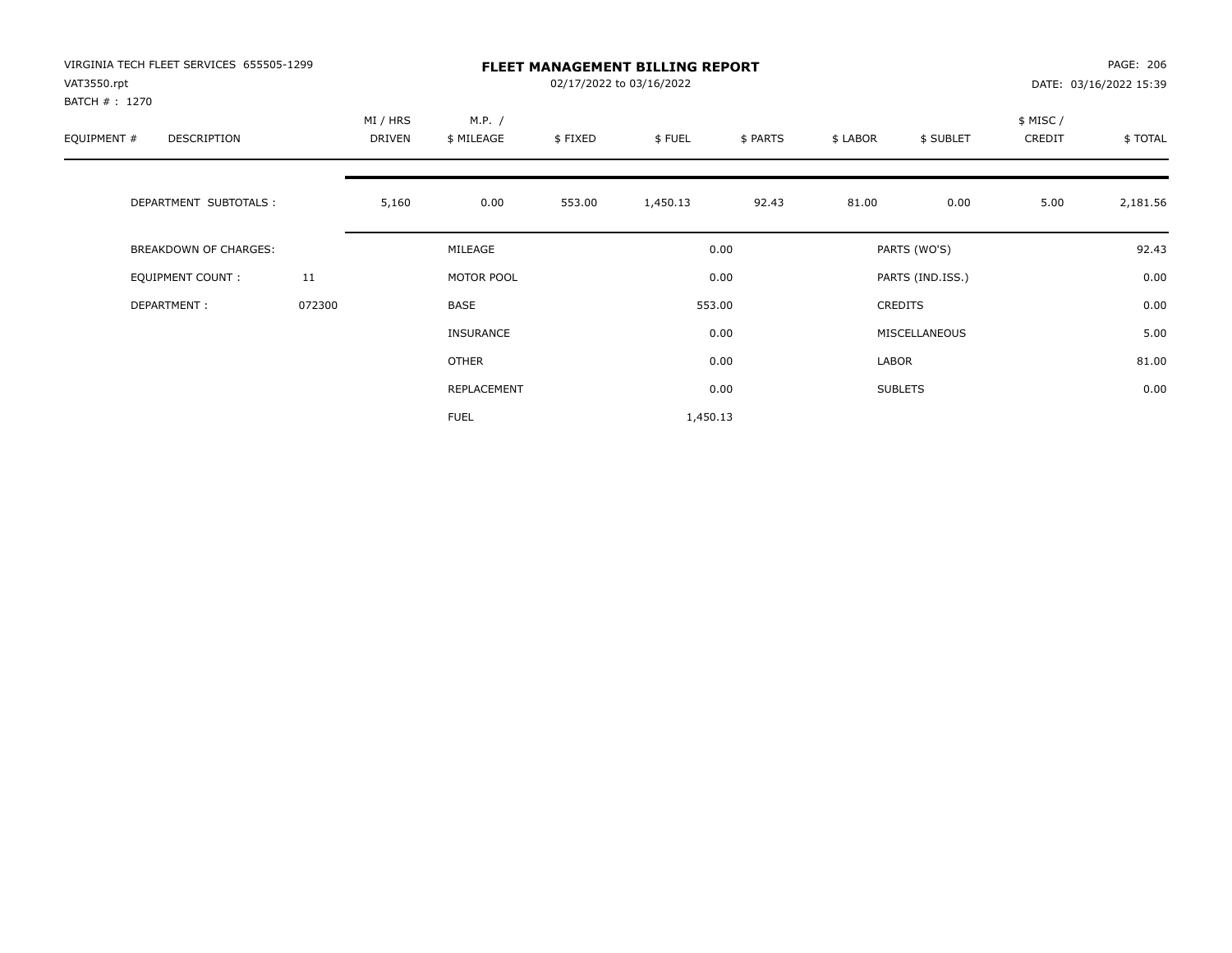VIRGINIA TECH FLEET SERVICES 655505-1299
VAT3550.rpt
BATCH # : 1270

# FLEET MANAGEMENT BILLING REPORT

02/17/2022 to 03/16/2022

PAGE: 206
DATE: 03/16/2022 15:39

| EQUIPMENT # | DESCRIPTION | MI / HRS DRIVEN | M.P. / $ MILEAGE | $ FIXED | $ FUEL | $ PARTS | $ LABOR | $ SUBLET | $ MISC / CREDIT | $ TOTAL |
|---|---|---|---|---|---|---|---|---|---|---|
| | DEPARTMENT SUBTOTALS : | 5,160 | 0.00 | 553.00 | 1,450.13 | 92.43 | 81.00 | 0.00 | 5.00 | 2,181.56 |

| BREAKDOWN OF CHARGES: | | | | | |
|---|---|---|---|---|---|
| EQUIPMENT COUNT : | 11 | MILEAGE | 0.00 | PARTS (WO'S) | 92.43 |
| DEPARTMENT : | 072300 | MOTOR POOL | 0.00 | PARTS (IND.ISS.) | 0.00 |
| | | BASE | 553.00 | CREDITS | 0.00 |
| | | INSURANCE | 0.00 | MISCELLANEOUS | 5.00 |
| | | OTHER | 0.00 | LABOR | 81.00 |
| | | REPLACEMENT | 0.00 | SUBLETS | 0.00 |
| | | FUEL | 1,450.13 | | |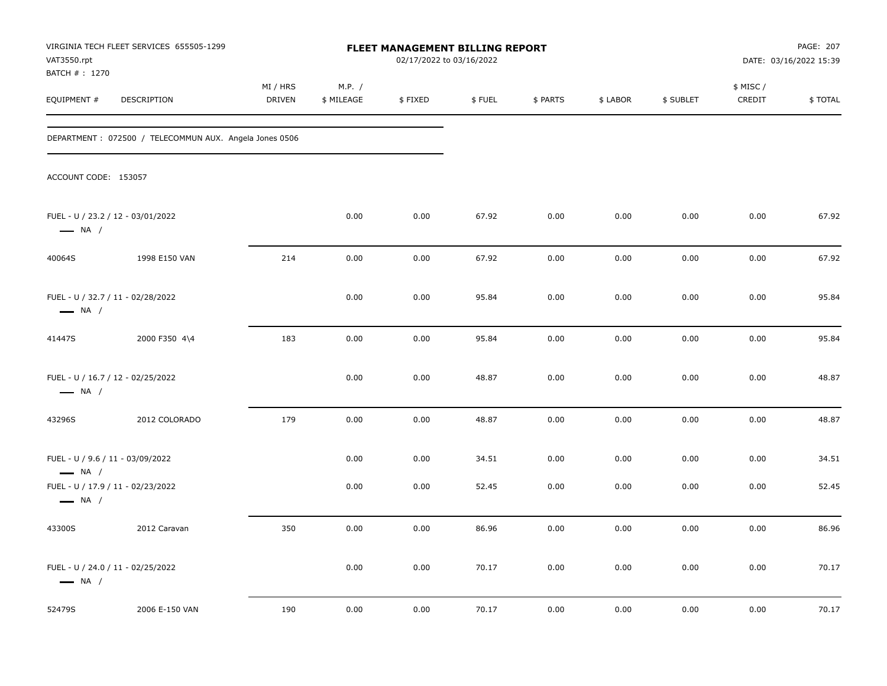VIRGINIA TECH FLEET SERVICES 655505-1299
VAT3550.rpt
BATCH # : 1270

# FLEET MANAGEMENT BILLING REPORT

02/17/2022 to 03/16/2022

DATE: 03/16/2022 15:39

| EQUIPMENT # | DESCRIPTION | MI / HRS DRIVEN | M.P. / $ MILEAGE | $ FIXED | $ FUEL | $ PARTS | $ LABOR | $ SUBLET | $ MISC / CREDIT | $ TOTAL |
|---|---|---|---|---|---|---|---|---|---|---|
| DEPARTMENT : 072500 / TELECOMMUN AUX. Angela Jones 0506 | | | | | | | | | | |
| ACCOUNT CODE: 153057 | | | | | | | | | | |
| FUEL - U / 23.2 / 12 - 03/01/2022 — NA / | | | 0.00 | 0.00 | 67.92 | 0.00 | 0.00 | 0.00 | 0.00 | 67.92 |
| 40064S | 1998 E150 VAN | 214 | 0.00 | 0.00 | 67.92 | 0.00 | 0.00 | 0.00 | 0.00 | 67.92 |
| FUEL - U / 32.7 / 11 - 02/28/2022 — NA / | | | 0.00 | 0.00 | 95.84 | 0.00 | 0.00 | 0.00 | 0.00 | 95.84 |
| 41447S | 2000 F350 4\4 | 183 | 0.00 | 0.00 | 95.84 | 0.00 | 0.00 | 0.00 | 0.00 | 95.84 |
| FUEL - U / 16.7 / 12 - 02/25/2022 — NA / | | | 0.00 | 0.00 | 48.87 | 0.00 | 0.00 | 0.00 | 0.00 | 48.87 |
| 43296S | 2012 COLORADO | 179 | 0.00 | 0.00 | 48.87 | 0.00 | 0.00 | 0.00 | 0.00 | 48.87 |
| FUEL - U / 9.6 / 11 - 03/09/2022 — NA / | | | 0.00 | 0.00 | 34.51 | 0.00 | 0.00 | 0.00 | 0.00 | 34.51 |
| FUEL - U / 17.9 / 11 - 02/23/2022 — NA / | | | 0.00 | 0.00 | 52.45 | 0.00 | 0.00 | 0.00 | 0.00 | 52.45 |
| 43300S | 2012 Caravan | 350 | 0.00 | 0.00 | 86.96 | 0.00 | 0.00 | 0.00 | 0.00 | 86.96 |
| FUEL - U / 24.0 / 11 - 02/25/2022 — NA / | | | 0.00 | 0.00 | 70.17 | 0.00 | 0.00 | 0.00 | 0.00 | 70.17 |
| 52479S | 2006 E-150 VAN | 190 | 0.00 | 0.00 | 70.17 | 0.00 | 0.00 | 0.00 | 0.00 | 70.17 |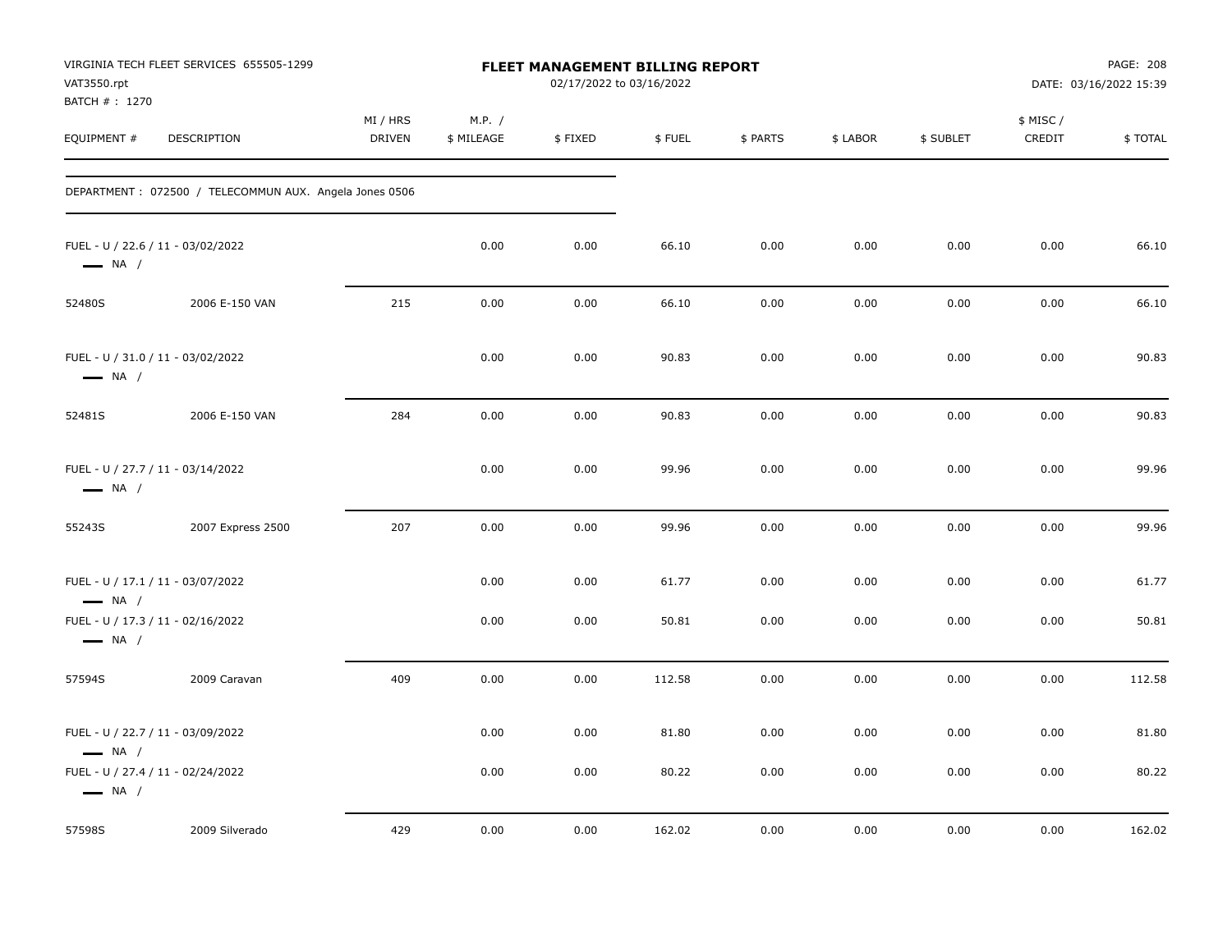VIRGINIA TECH FLEET SERVICES 655505-1299
VAT3550.rpt
BATCH # : 1270

**FLEET MANAGEMENT BILLING REPORT**
02/17/2022 to 03/16/2022

DATE: 03/16/2022 15:39

| EQUIPMENT # | DESCRIPTION | MI / HRS DRIVEN | M.P. / $ MILEAGE | $ FIXED | $ FUEL | $ PARTS | $ LABOR | $ SUBLET | $ MISC / CREDIT | $ TOTAL |
|---|---|---|---|---|---|---|---|---|---|---|
| DEPARTMENT : 072500 / TELECOMMUN AUX. Angela Jones 0506 | | | | | | | | | | |
| FUEL - U / 22.6 / 11 - 03/02/2022 — NA / | | | 0.00 | 0.00 | 66.10 | 0.00 | 0.00 | 0.00 | 0.00 | 66.10 |
| 52480S | 2006 E-150 VAN | 215 | 0.00 | 0.00 | 66.10 | 0.00 | 0.00 | 0.00 | 0.00 | 66.10 |
| FUEL - U / 31.0 / 11 - 03/02/2022 — NA / | | | 0.00 | 0.00 | 90.83 | 0.00 | 0.00 | 0.00 | 0.00 | 90.83 |
| 52481S | 2006 E-150 VAN | 284 | 0.00 | 0.00 | 90.83 | 0.00 | 0.00 | 0.00 | 0.00 | 90.83 |
| FUEL - U / 27.7 / 11 - 03/14/2022 — NA / | | | 0.00 | 0.00 | 99.96 | 0.00 | 0.00 | 0.00 | 0.00 | 99.96 |
| 55243S | 2007 Express 2500 | 207 | 0.00 | 0.00 | 99.96 | 0.00 | 0.00 | 0.00 | 0.00 | 99.96 |
| FUEL - U / 17.1 / 11 - 03/07/2022 — NA / | | | 0.00 | 0.00 | 61.77 | 0.00 | 0.00 | 0.00 | 0.00 | 61.77 |
| FUEL - U / 17.3 / 11 - 02/16/2022 — NA / | | | 0.00 | 0.00 | 50.81 | 0.00 | 0.00 | 0.00 | 0.00 | 50.81 |
| 57594S | 2009 Caravan | 409 | 0.00 | 0.00 | 112.58 | 0.00 | 0.00 | 0.00 | 0.00 | 112.58 |
| FUEL - U / 22.7 / 11 - 03/09/2022 — NA / | | | 0.00 | 0.00 | 81.80 | 0.00 | 0.00 | 0.00 | 0.00 | 81.80 |
| FUEL - U / 27.4 / 11 - 02/24/2022 — NA / | | | 0.00 | 0.00 | 80.22 | 0.00 | 0.00 | 0.00 | 0.00 | 80.22 |
| 57598S | 2009 Silverado | 429 | 0.00 | 0.00 | 162.02 | 0.00 | 0.00 | 0.00 | 0.00 | 162.02 |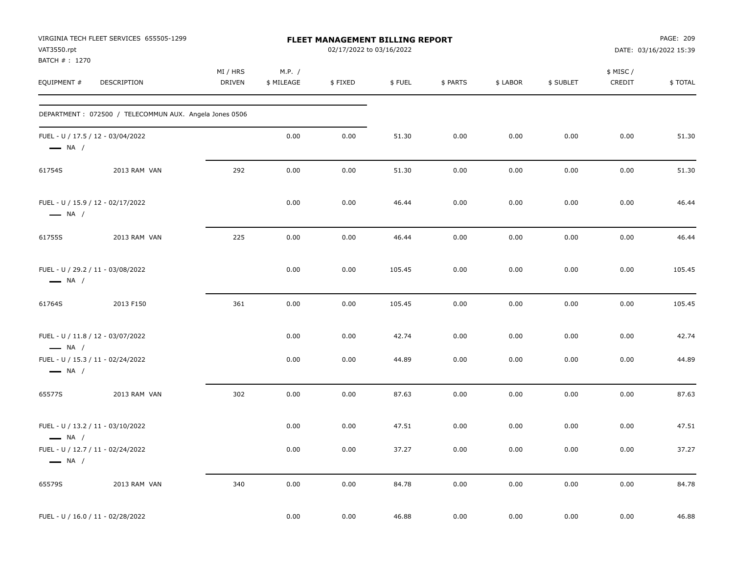VIRGINIA TECH FLEET SERVICES 655505-1299
VAT3550.rpt
BATCH # : 1270

# FLEET MANAGEMENT BILLING REPORT

02/17/2022 to 03/16/2022

DATE: 03/16/2022 15:39

| EQUIPMENT # | DESCRIPTION | MI / HRS DRIVEN | M.P. / $ MILEAGE | $ FIXED | $ FUEL | $ PARTS | $ LABOR | $ SUBLET | $ MISC / CREDIT | $ TOTAL |
|---|---|---|---|---|---|---|---|---|---|---|
| DEPARTMENT : 072500 / TELECOMMUN AUX. Angela Jones 0506 | | | | | | | | | | |
| FUEL - U / 17.5 / 12 - 03/04/2022 — NA / | | | 0.00 | 0.00 | 51.30 | 0.00 | 0.00 | 0.00 | 0.00 | 51.30 |
| 61754S | 2013 RAM VAN | 292 | 0.00 | 0.00 | 51.30 | 0.00 | 0.00 | 0.00 | 0.00 | 51.30 |
| FUEL - U / 15.9 / 12 - 02/17/2022 — NA / | | | 0.00 | 0.00 | 46.44 | 0.00 | 0.00 | 0.00 | 0.00 | 46.44 |
| 61755S | 2013 RAM VAN | 225 | 0.00 | 0.00 | 46.44 | 0.00 | 0.00 | 0.00 | 0.00 | 46.44 |
| FUEL - U / 29.2 / 11 - 03/08/2022 — NA / | | | 0.00 | 0.00 | 105.45 | 0.00 | 0.00 | 0.00 | 0.00 | 105.45 |
| 61764S | 2013 F150 | 361 | 0.00 | 0.00 | 105.45 | 0.00 | 0.00 | 0.00 | 0.00 | 105.45 |
| FUEL - U / 11.8 / 12 - 03/07/2022 — NA / | | | 0.00 | 0.00 | 42.74 | 0.00 | 0.00 | 0.00 | 0.00 | 42.74 |
| FUEL - U / 15.3 / 11 - 02/24/2022 — NA / | | | 0.00 | 0.00 | 44.89 | 0.00 | 0.00 | 0.00 | 0.00 | 44.89 |
| 65577S | 2013 RAM VAN | 302 | 0.00 | 0.00 | 87.63 | 0.00 | 0.00 | 0.00 | 0.00 | 87.63 |
| FUEL - U / 13.2 / 11 - 03/10/2022 — NA / | | | 0.00 | 0.00 | 47.51 | 0.00 | 0.00 | 0.00 | 0.00 | 47.51 |
| FUEL - U / 12.7 / 11 - 02/24/2022 — NA / | | | 0.00 | 0.00 | 37.27 | 0.00 | 0.00 | 0.00 | 0.00 | 37.27 |
| 65579S | 2013 RAM VAN | 340 | 0.00 | 0.00 | 84.78 | 0.00 | 0.00 | 0.00 | 0.00 | 84.78 |
| FUEL - U / 16.0 / 11 - 02/28/2022 | | | 0.00 | 0.00 | 46.88 | 0.00 | 0.00 | 0.00 | 0.00 | 46.88 |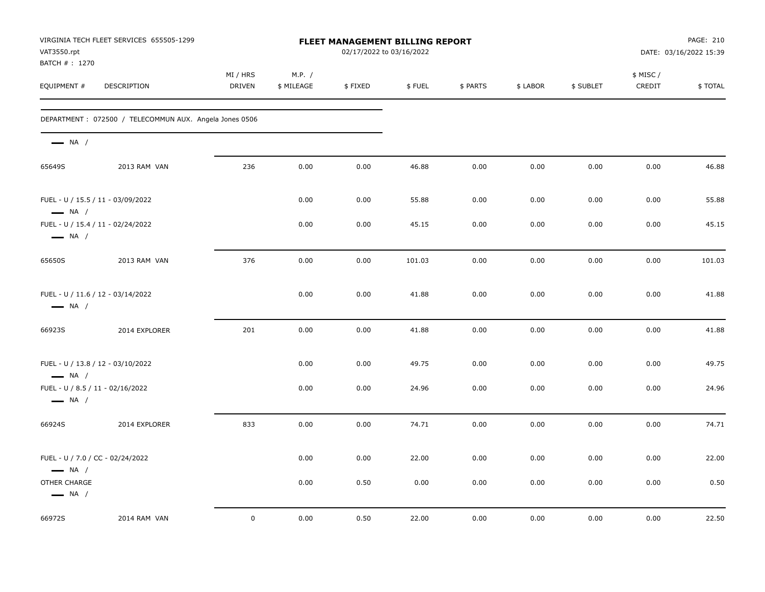VIRGINIA TECH FLEET SERVICES 655505-1299
VAT3550.rpt
BATCH # : 1270

**FLEET MANAGEMENT BILLING REPORT**
02/17/2022 to 03/16/2022

DATE: 03/16/2022 15:39

| EQUIPMENT # | DESCRIPTION | MI / HRS DRIVEN | M.P. / $ MILEAGE | $ FIXED | $ FUEL | $ PARTS | $ LABOR | $ SUBLET | $ MISC / CREDIT | $ TOTAL |
|---|---|---|---|---|---|---|---|---|---|---|
| DEPARTMENT : 072500 / TELECOMMUN AUX. Angela Jones 0506 | | | | | | | | | | |
| — NA / | | | | | | | | | | |
| 65649S | 2013 RAM VAN | 236 | 0.00 | 0.00 | 46.88 | 0.00 | 0.00 | 0.00 | 0.00 | 46.88 |
| FUEL - U / 15.5 / 11 - 03/09/2022 — NA / | | | 0.00 | 0.00 | 55.88 | 0.00 | 0.00 | 0.00 | 0.00 | 55.88 |
| FUEL - U / 15.4 / 11 - 02/24/2022 — NA / | | | 0.00 | 0.00 | 45.15 | 0.00 | 0.00 | 0.00 | 0.00 | 45.15 |
| 65650S | 2013 RAM VAN | 376 | 0.00 | 0.00 | 101.03 | 0.00 | 0.00 | 0.00 | 0.00 | 101.03 |
| FUEL - U / 11.6 / 12 - 03/14/2022 — NA / | | | 0.00 | 0.00 | 41.88 | 0.00 | 0.00 | 0.00 | 0.00 | 41.88 |
| 66923S | 2014 EXPLORER | 201 | 0.00 | 0.00 | 41.88 | 0.00 | 0.00 | 0.00 | 0.00 | 41.88 |
| FUEL - U / 13.8 / 12 - 03/10/2022 — NA / | | | 0.00 | 0.00 | 49.75 | 0.00 | 0.00 | 0.00 | 0.00 | 49.75 |
| FUEL - U / 8.5 / 11 - 02/16/2022 — NA / | | | 0.00 | 0.00 | 24.96 | 0.00 | 0.00 | 0.00 | 0.00 | 24.96 |
| 66924S | 2014 EXPLORER | 833 | 0.00 | 0.00 | 74.71 | 0.00 | 0.00 | 0.00 | 0.00 | 74.71 |
| FUEL - U / 7.0 / CC - 02/24/2022 — NA / | | | 0.00 | 0.00 | 22.00 | 0.00 | 0.00 | 0.00 | 0.00 | 22.00 |
| OTHER CHARGE — NA / | | | 0.00 | 0.50 | 0.00 | 0.00 | 0.00 | 0.00 | 0.00 | 0.50 |
| 66972S | 2014 RAM VAN | 0 | 0.00 | 0.50 | 22.00 | 0.00 | 0.00 | 0.00 | 0.00 | 22.50 |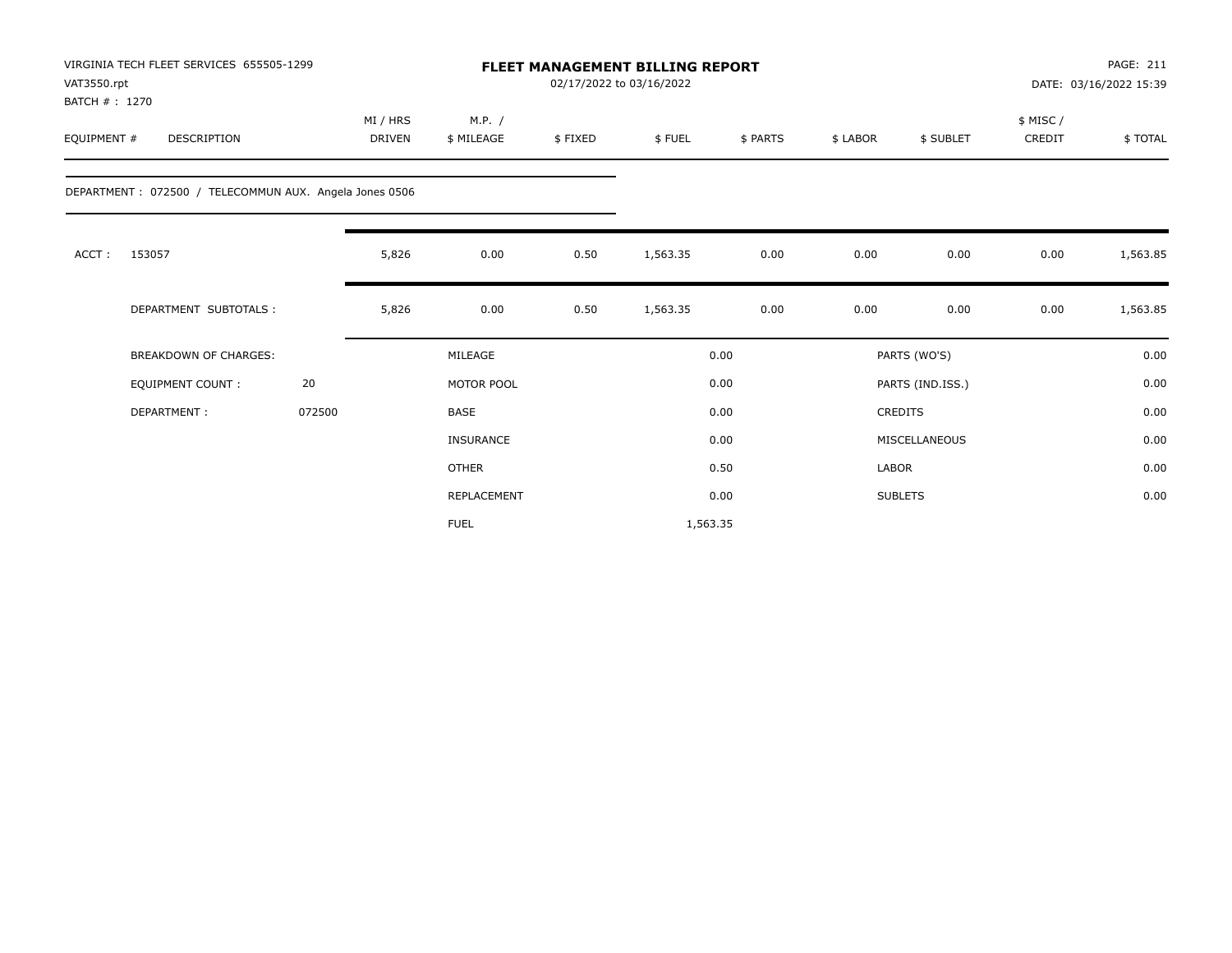VIRGINIA TECH FLEET SERVICES 655505-1299
VAT3550.rpt
BATCH # : 1270

**FLEET MANAGEMENT BILLING REPORT**
02/17/2022 to 03/16/2022

DATE: 03/16/2022 15:39

| EQUIPMENT # | DESCRIPTION | MI / HRS DRIVEN | M.P. / $ MILEAGE | $ FIXED | $ FUEL | $ PARTS | $ LABOR | $ SUBLET | $ MISC / CREDIT | $ TOTAL |
|---|---|---|---|---|---|---|---|---|---|---|

DEPARTMENT : 072500 / TELECOMMUN AUX. Angela Jones 0506

| EQUIPMENT # | DESCRIPTION | MI / HRS DRIVEN | M.P. / $ MILEAGE | $ FIXED | $ FUEL | $ PARTS | $ LABOR | $ SUBLET | $ MISC / CREDIT | $ TOTAL |
|---|---|---|---|---|---|---|---|---|---|---|
| ACCT : | 153057 | 5,826 | 0.00 | 0.50 | 1,563.35 | 0.00 | 0.00 | 0.00 | 0.00 | 1,563.85 |
| | DEPARTMENT SUBTOTALS : | 5,826 | 0.00 | 0.50 | 1,563.35 | 0.00 | 0.00 | 0.00 | 0.00 | 1,563.85 |

| BREAKDOWN OF CHARGES: | | | | | |
|---|---|---|---|---|---|
| EQUIPMENT COUNT : | 20 | MILEAGE | 0.00 | PARTS (WO'S) | 0.00 |
| DEPARTMENT : | 072500 | MOTOR POOL | 0.00 | PARTS (IND.ISS.) | 0.00 |
| | | BASE | 0.00 | CREDITS | 0.00 |
| | | INSURANCE | 0.00 | MISCELLANEOUS | 0.00 |
| | | OTHER | 0.50 | LABOR | 0.00 |
| | | REPLACEMENT | 0.00 | SUBLETS | 0.00 |
| | | FUEL | 1,563.35 | | |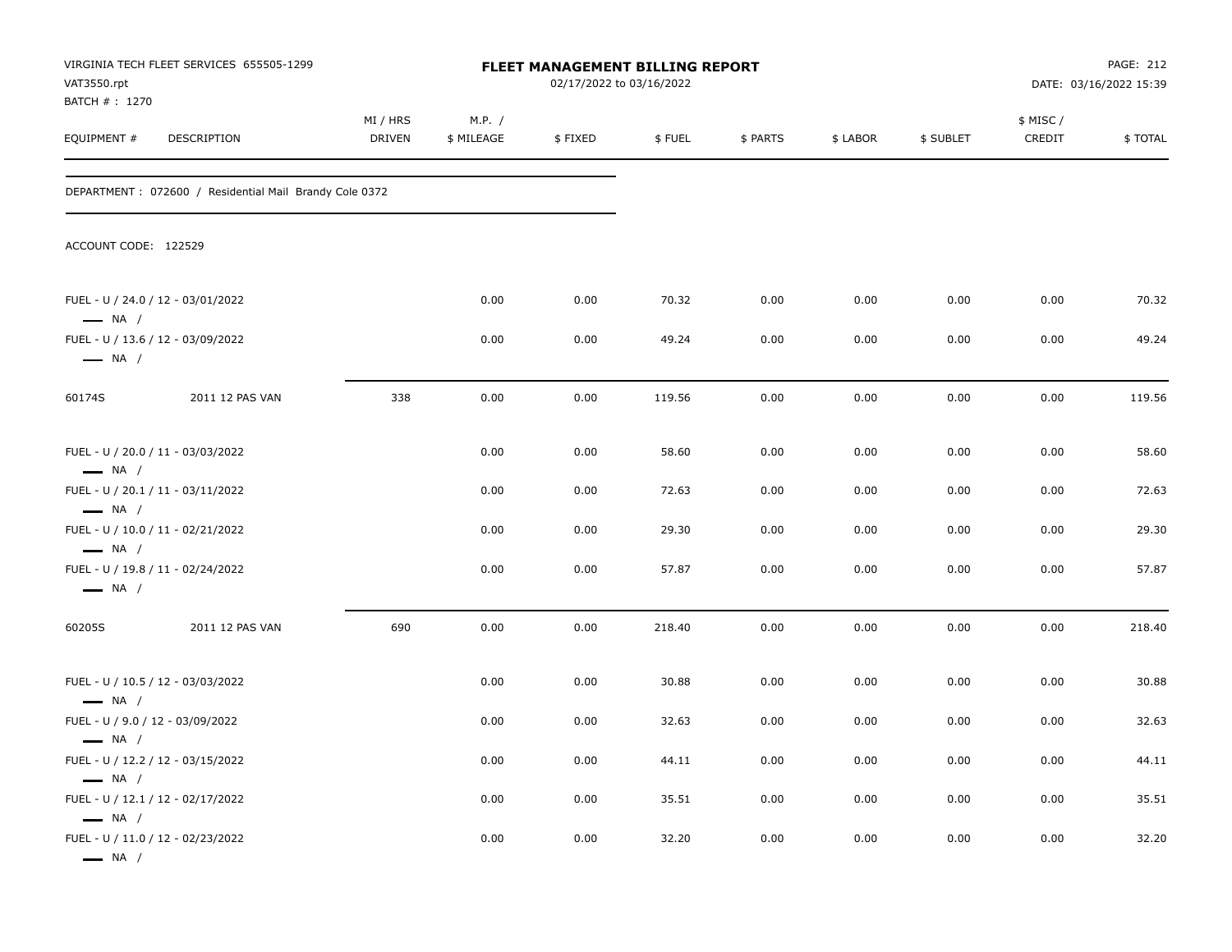VIRGINIA TECH FLEET SERVICES 655505-1299
VAT3550.rpt
BATCH # : 1270

**FLEET MANAGEMENT BILLING REPORT**
02/17/2022 to 03/16/2022

DATE: 03/16/2022 15:39

| EQUIPMENT # | DESCRIPTION | MI / HRS DRIVEN | M.P. / $ MILEAGE | $ FIXED | $ FUEL | $ PARTS | $ LABOR | $ SUBLET | $ MISC / CREDIT | $ TOTAL |
|---|---|---|---|---|---|---|---|---|---|---|

DEPARTMENT : 072600 / Residential Mail Brandy Cole 0372

ACCOUNT CODE: 122529

| EQUIPMENT # | DESCRIPTION | MI / HRS DRIVEN | M.P. / $ MILEAGE | $ FIXED | $ FUEL | $ PARTS | $ LABOR | $ SUBLET | $ MISC / CREDIT | $ TOTAL |
|---|---|---|---|---|---|---|---|---|---|---|
| FUEL - U / 24.0 / 12 - 03/01/2022 — NA / | | | 0.00 | 0.00 | 70.32 | 0.00 | 0.00 | 0.00 | 0.00 | 70.32 |
| FUEL - U / 13.6 / 12 - 03/09/2022 — NA / | | | 0.00 | 0.00 | 49.24 | 0.00 | 0.00 | 0.00 | 0.00 | 49.24 |
| 60174S | 2011 12 PAS VAN | 338 | 0.00 | 0.00 | 119.56 | 0.00 | 0.00 | 0.00 | 0.00 | 119.56 |
| FUEL - U / 20.0 / 11 - 03/03/2022 — NA / | | | 0.00 | 0.00 | 58.60 | 0.00 | 0.00 | 0.00 | 0.00 | 58.60 |
| FUEL - U / 20.1 / 11 - 03/11/2022 — NA / | | | 0.00 | 0.00 | 72.63 | 0.00 | 0.00 | 0.00 | 0.00 | 72.63 |
| FUEL - U / 10.0 / 11 - 02/21/2022 — NA / | | | 0.00 | 0.00 | 29.30 | 0.00 | 0.00 | 0.00 | 0.00 | 29.30 |
| FUEL - U / 19.8 / 11 - 02/24/2022 — NA / | | | 0.00 | 0.00 | 57.87 | 0.00 | 0.00 | 0.00 | 0.00 | 57.87 |
| 60205S | 2011 12 PAS VAN | 690 | 0.00 | 0.00 | 218.40 | 0.00 | 0.00 | 0.00 | 0.00 | 218.40 |
| FUEL - U / 10.5 / 12 - 03/03/2022 — NA / | | | 0.00 | 0.00 | 30.88 | 0.00 | 0.00 | 0.00 | 0.00 | 30.88 |
| FUEL - U / 9.0 / 12 - 03/09/2022 — NA / | | | 0.00 | 0.00 | 32.63 | 0.00 | 0.00 | 0.00 | 0.00 | 32.63 |
| FUEL - U / 12.2 / 12 - 03/15/2022 — NA / | | | 0.00 | 0.00 | 44.11 | 0.00 | 0.00 | 0.00 | 0.00 | 44.11 |
| FUEL - U / 12.1 / 12 - 02/17/2022 — NA / | | | 0.00 | 0.00 | 35.51 | 0.00 | 0.00 | 0.00 | 0.00 | 35.51 |
| FUEL - U / 11.0 / 12 - 02/23/2022 — NA / | | | 0.00 | 0.00 | 32.20 | 0.00 | 0.00 | 0.00 | 0.00 | 32.20 |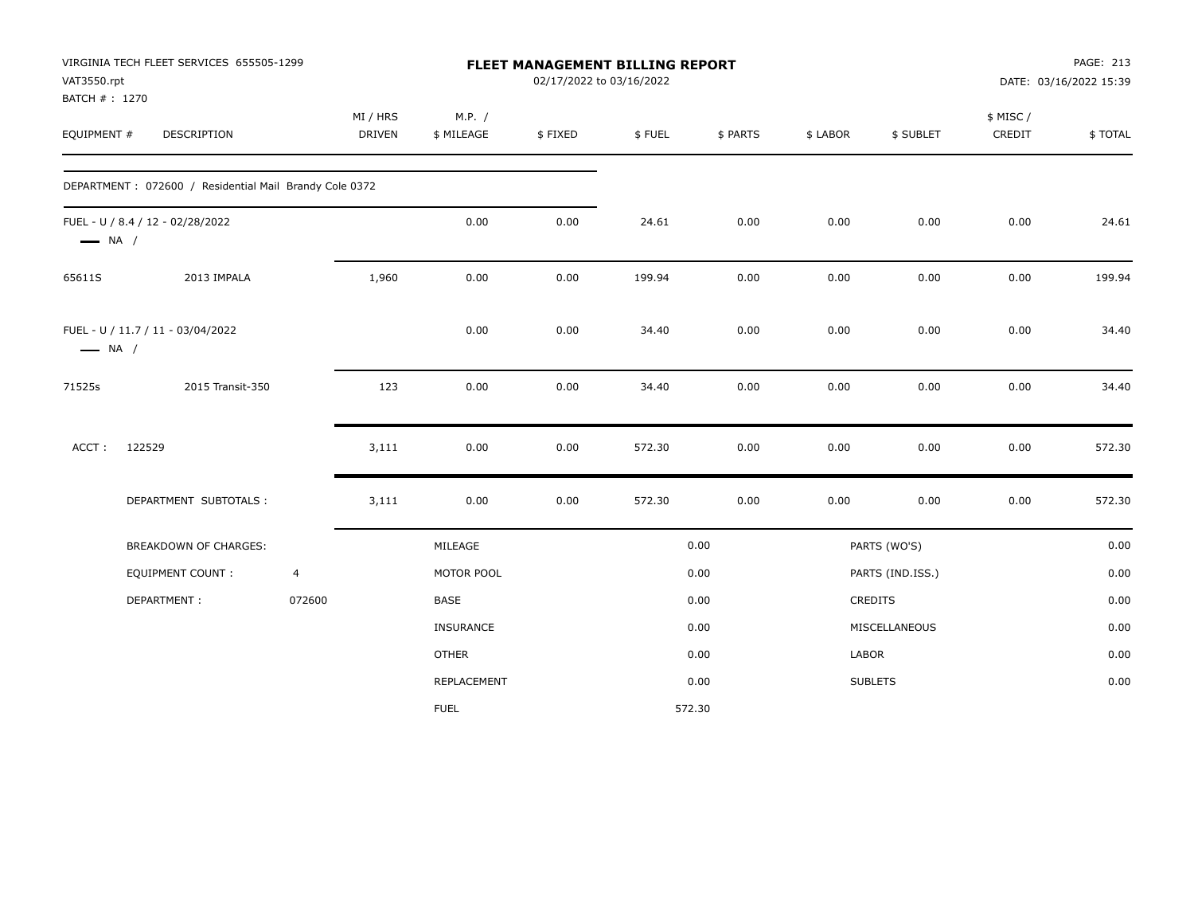VIRGINIA TECH FLEET SERVICES 655505-1299
VAT3550.rpt
BATCH # : 1270

# FLEET MANAGEMENT BILLING REPORT

02/17/2022 to 03/16/2022

DATE: 03/16/2022 15:39

| EQUIPMENT # | DESCRIPTION | MI / HRS DRIVEN | M.P. / $ MILEAGE | $ FIXED | $ FUEL | $ PARTS | $ LABOR | $ SUBLET | $ MISC / CREDIT | $ TOTAL |
|---|---|---|---|---|---|---|---|---|---|---|
| DEPARTMENT : 072600 / Residential Mail Brandy Cole 0372 | | | | | | | | | | |
| FUEL - U / 8.4 / 12 - 02/28/2022 — NA / | | | 0.00 | 0.00 | 24.61 | 0.00 | 0.00 | 0.00 | 0.00 | 24.61 |
| 65611S | 2013 IMPALA | 1,960 | 0.00 | 0.00 | 199.94 | 0.00 | 0.00 | 0.00 | 0.00 | 199.94 |
| FUEL - U / 11.7 / 11 - 03/04/2022 — NA / | | | 0.00 | 0.00 | 34.40 | 0.00 | 0.00 | 0.00 | 0.00 | 34.40 |
| 71525s | 2015 Transit-350 | 123 | 0.00 | 0.00 | 34.40 | 0.00 | 0.00 | 0.00 | 0.00 | 34.40 |
| ACCT : 122529 | | 3,111 | 0.00 | 0.00 | 572.30 | 0.00 | 0.00 | 0.00 | 0.00 | 572.30 |
| DEPARTMENT SUBTOTALS : | | 3,111 | 0.00 | 0.00 | 572.30 | 0.00 | 0.00 | 0.00 | 0.00 | 572.30 |

| BREAKDOWN OF CHARGES: | | | | | |
|---|---|---|---|---|---|
| EQUIPMENT COUNT : | 4 | MILEAGE | 0.00 | PARTS (WO'S) | 0.00 |
| DEPARTMENT : | 072600 | MOTOR POOL | 0.00 | PARTS (IND.ISS.) | 0.00 |
| | | BASE | 0.00 | CREDITS | 0.00 |
| | | INSURANCE | 0.00 | MISCELLANEOUS | 0.00 |
| | | OTHER | 0.00 | LABOR | 0.00 |
| | | REPLACEMENT | 0.00 | SUBLETS | 0.00 |
| | | FUEL | 572.30 | | |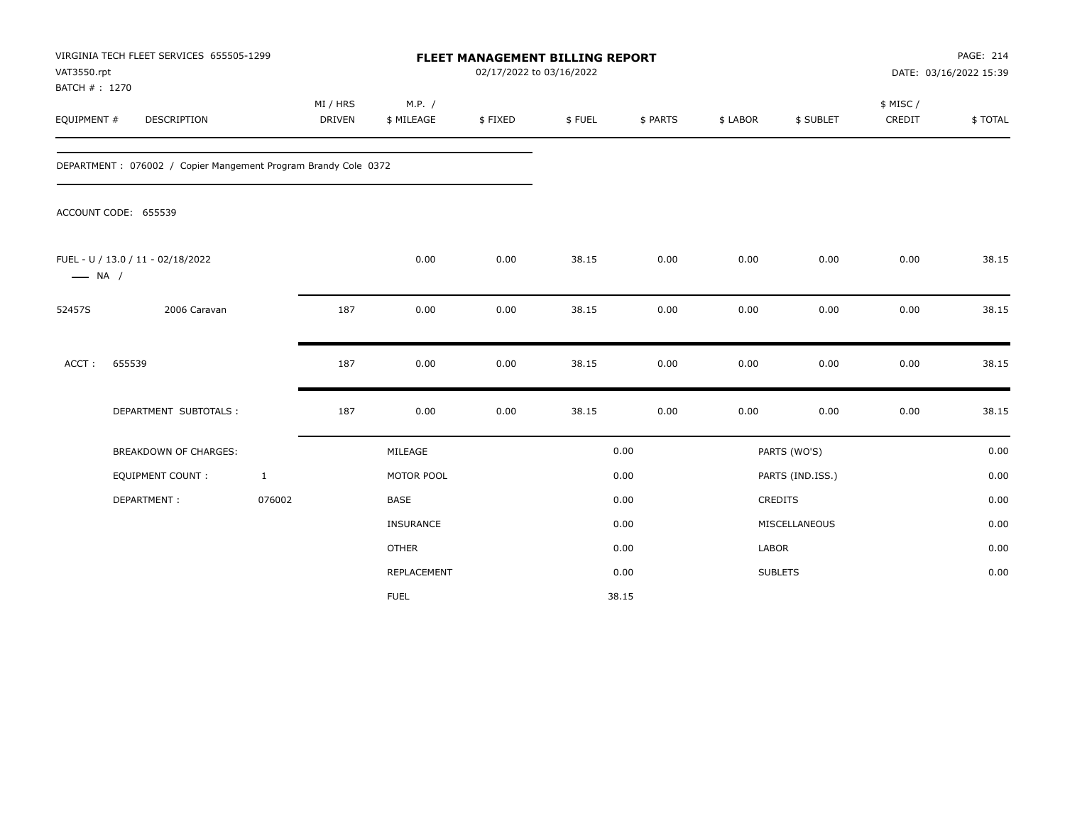VIRGINIA TECH FLEET SERVICES 655505-1299
VAT3550.rpt
BATCH # : 1270

# FLEET MANAGEMENT BILLING REPORT

02/17/2022 to 03/16/2022

DATE: 03/16/2022 15:39

| EQUIPMENT # | DESCRIPTION | MI / HRS DRIVEN | M.P. / $ MILEAGE | $ FIXED | $ FUEL | $ PARTS | $ LABOR | $ SUBLET | $ MISC / CREDIT | $ TOTAL |
|---|---|---|---|---|---|---|---|---|---|---|

DEPARTMENT : 076002 / Copier Mangement Program Brandy Cole 0372

ACCOUNT CODE: 655539

| EQUIPMENT # | DESCRIPTION | MI / HRS DRIVEN | M.P. / $ MILEAGE | $ FIXED | $ FUEL | $ PARTS | $ LABOR | $ SUBLET | $ MISC / CREDIT | $ TOTAL |
|---|---|---|---|---|---|---|---|---|---|---|
| FUEL - U / 13.0 / 11 - 02/18/2022 —— NA / | | | 0.00 | 0.00 | 38.15 | 0.00 | 0.00 | 0.00 | 0.00 | 38.15 |
| 52457S | 2006 Caravan | 187 | 0.00 | 0.00 | 38.15 | 0.00 | 0.00 | 0.00 | 0.00 | 38.15 |
| ACCT : | 655539 | 187 | 0.00 | 0.00 | 38.15 | 0.00 | 0.00 | 0.00 | 0.00 | 38.15 |
| | DEPARTMENT SUBTOTALS : | 187 | 0.00 | 0.00 | 38.15 | 0.00 | 0.00 | 0.00 | 0.00 | 38.15 |

| BREAKDOWN OF CHARGES: | | | | | |
|---|---|---|---|---|---|
| EQUIPMENT COUNT : | 1 | MILEAGE | 0.00 | PARTS (WO'S) | 0.00 |
| DEPARTMENT : | 076002 | MOTOR POOL | 0.00 | PARTS (IND.ISS.) | 0.00 |
| | | BASE | 0.00 | CREDITS | 0.00 |
| | | INSURANCE | 0.00 | MISCELLANEOUS | 0.00 |
| | | OTHER | 0.00 | LABOR | 0.00 |
| | | REPLACEMENT | 0.00 | SUBLETS | 0.00 |
| | | FUEL | 38.15 | | |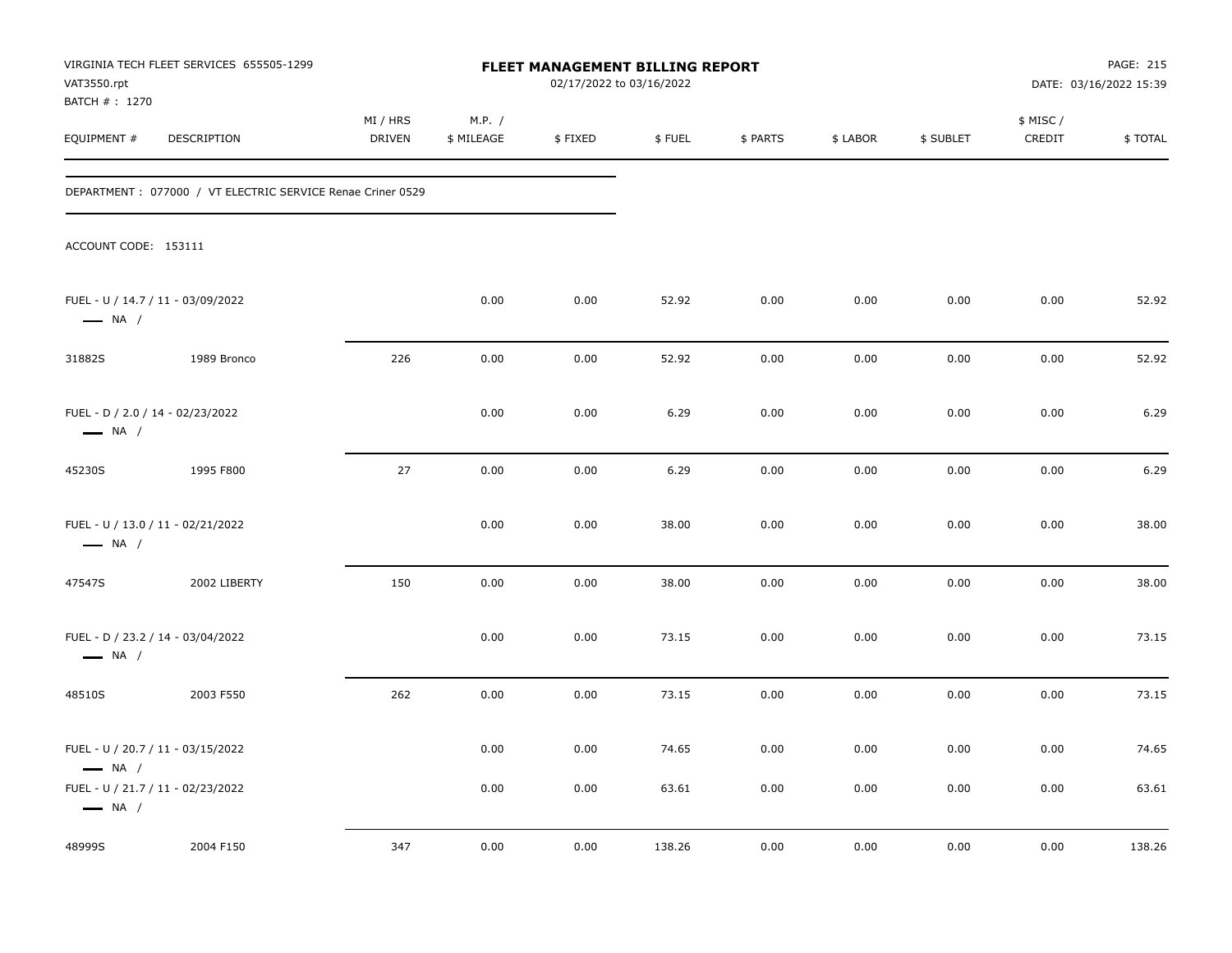VIRGINIA TECH FLEET SERVICES 655505-1299
VAT3550.rpt
BATCH # : 1270

# FLEET MANAGEMENT BILLING REPORT

02/17/2022 to 03/16/2022

DATE: 03/16/2022 15:39

| EQUIPMENT # | DESCRIPTION | MI / HRS DRIVEN | M.P. / $ MILEAGE | $ FIXED | $ FUEL | $ PARTS | $ LABOR | $ SUBLET | $ MISC / CREDIT | $ TOTAL |
|---|---|---|---|---|---|---|---|---|---|---|
| DEPARTMENT : 077000 / VT ELECTRIC SERVICE Renae Criner 0529 | | | | | | | | | | |
| ACCOUNT CODE: 153111 | | | | | | | | | | |
| FUEL - U / 14.7 / 11 - 03/09/2022 — NA / | | | 0.00 | 0.00 | 52.92 | 0.00 | 0.00 | 0.00 | 0.00 | 52.92 |
| 31882S | 1989 Bronco | 226 | 0.00 | 0.00 | 52.92 | 0.00 | 0.00 | 0.00 | 0.00 | 52.92 |
| FUEL - D / 2.0 / 14 - 02/23/2022 — NA / | | | 0.00 | 0.00 | 6.29 | 0.00 | 0.00 | 0.00 | 0.00 | 6.29 |
| 45230S | 1995 F800 | 27 | 0.00 | 0.00 | 6.29 | 0.00 | 0.00 | 0.00 | 0.00 | 6.29 |
| FUEL - U / 13.0 / 11 - 02/21/2022 — NA / | | | 0.00 | 0.00 | 38.00 | 0.00 | 0.00 | 0.00 | 0.00 | 38.00 |
| 47547S | 2002 LIBERTY | 150 | 0.00 | 0.00 | 38.00 | 0.00 | 0.00 | 0.00 | 0.00 | 38.00 |
| FUEL - D / 23.2 / 14 - 03/04/2022 — NA / | | | 0.00 | 0.00 | 73.15 | 0.00 | 0.00 | 0.00 | 0.00 | 73.15 |
| 48510S | 2003 F550 | 262 | 0.00 | 0.00 | 73.15 | 0.00 | 0.00 | 0.00 | 0.00 | 73.15 |
| FUEL - U / 20.7 / 11 - 03/15/2022 — NA / | | | 0.00 | 0.00 | 74.65 | 0.00 | 0.00 | 0.00 | 0.00 | 74.65 |
| FUEL - U / 21.7 / 11 - 02/23/2022 — NA / | | | 0.00 | 0.00 | 63.61 | 0.00 | 0.00 | 0.00 | 0.00 | 63.61 |
| 48999S | 2004 F150 | 347 | 0.00 | 0.00 | 138.26 | 0.00 | 0.00 | 0.00 | 0.00 | 138.26 |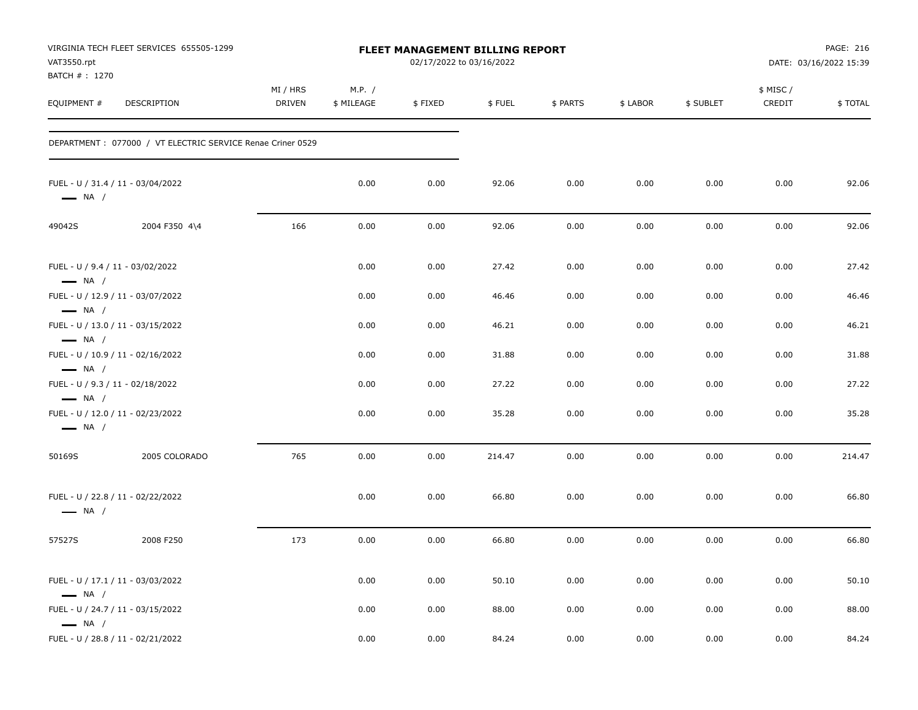VIRGINIA TECH FLEET SERVICES 655505-1299
VAT3550.rpt
BATCH # : 1270

**FLEET MANAGEMENT BILLING REPORT**
02/17/2022 to 03/16/2022

PAGE: 216
DATE: 03/16/2022 15:39

| EQUIPMENT # | DESCRIPTION | MI / HRS DRIVEN | M.P. / $ MILEAGE | $ FIXED | $ FUEL | $ PARTS | $ LABOR | $ SUBLET | $ MISC / CREDIT | $ TOTAL |
|---|---|---|---|---|---|---|---|---|---|---|
| DEPARTMENT : 077000 / VT ELECTRIC SERVICE Renae Criner 0529 | | | | | | | | | | |
| FUEL - U / 31.4 / 11 - 03/04/2022 — NA / | | | 0.00 | 0.00 | 92.06 | 0.00 | 0.00 | 0.00 | 0.00 | 92.06 |
| 49042S | 2004 F350 4\4 | 166 | 0.00 | 0.00 | 92.06 | 0.00 | 0.00 | 0.00 | 0.00 | 92.06 |
| FUEL - U / 9.4 / 11 - 03/02/2022 — NA / | | | 0.00 | 0.00 | 27.42 | 0.00 | 0.00 | 0.00 | 0.00 | 27.42 |
| FUEL - U / 12.9 / 11 - 03/07/2022 — NA / | | | 0.00 | 0.00 | 46.46 | 0.00 | 0.00 | 0.00 | 0.00 | 46.46 |
| FUEL - U / 13.0 / 11 - 03/15/2022 — NA / | | | 0.00 | 0.00 | 46.21 | 0.00 | 0.00 | 0.00 | 0.00 | 46.21 |
| FUEL - U / 10.9 / 11 - 02/16/2022 — NA / | | | 0.00 | 0.00 | 31.88 | 0.00 | 0.00 | 0.00 | 0.00 | 31.88 |
| FUEL - U / 9.3 / 11 - 02/18/2022 — NA / | | | 0.00 | 0.00 | 27.22 | 0.00 | 0.00 | 0.00 | 0.00 | 27.22 |
| FUEL - U / 12.0 / 11 - 02/23/2022 — NA / | | | 0.00 | 0.00 | 35.28 | 0.00 | 0.00 | 0.00 | 0.00 | 35.28 |
| 50169S | 2005 COLORADO | 765 | 0.00 | 0.00 | 214.47 | 0.00 | 0.00 | 0.00 | 0.00 | 214.47 |
| FUEL - U / 22.8 / 11 - 02/22/2022 — NA / | | | 0.00 | 0.00 | 66.80 | 0.00 | 0.00 | 0.00 | 0.00 | 66.80 |
| 57527S | 2008 F250 | 173 | 0.00 | 0.00 | 66.80 | 0.00 | 0.00 | 0.00 | 0.00 | 66.80 |
| FUEL - U / 17.1 / 11 - 03/03/2022 — NA / | | | 0.00 | 0.00 | 50.10 | 0.00 | 0.00 | 0.00 | 0.00 | 50.10 |
| FUEL - U / 24.7 / 11 - 03/15/2022 — NA / | | | 0.00 | 0.00 | 88.00 | 0.00 | 0.00 | 0.00 | 0.00 | 88.00 |
| FUEL - U / 28.8 / 11 - 02/21/2022 | | | 0.00 | 0.00 | 84.24 | 0.00 | 0.00 | 0.00 | 0.00 | 84.24 |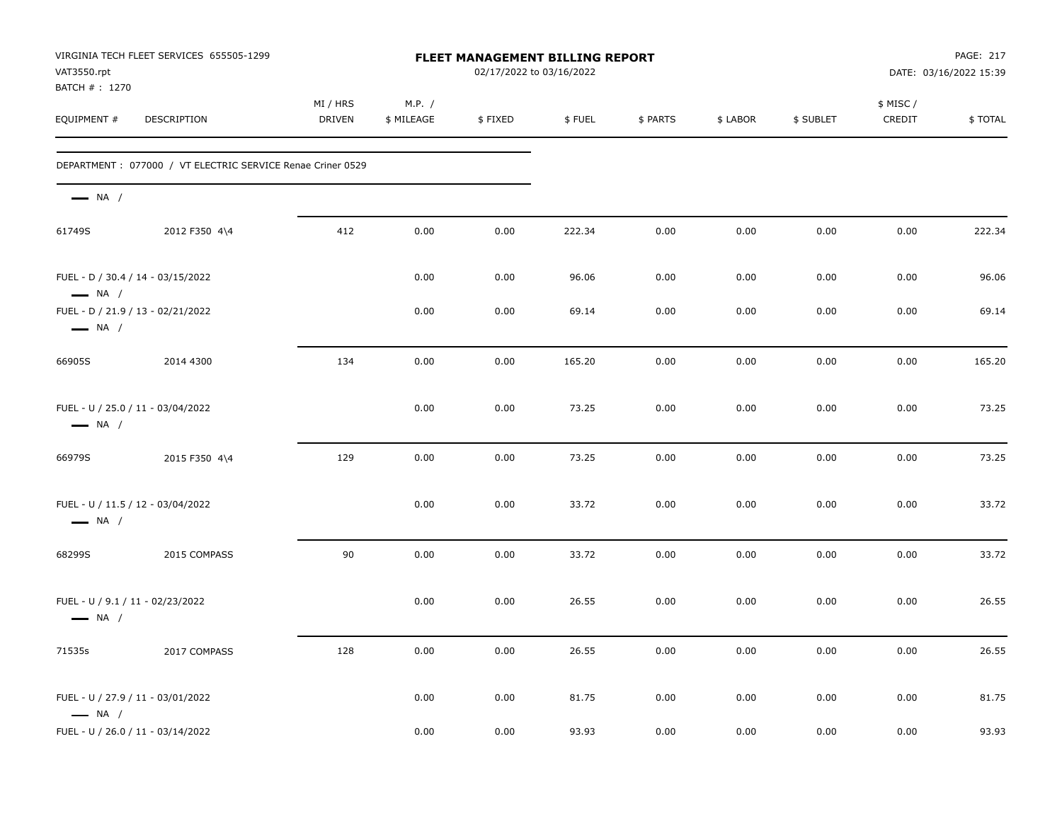VIRGINIA TECH FLEET SERVICES 655505-1299
VAT3550.rpt
BATCH # : 1270

**FLEET MANAGEMENT BILLING REPORT**
02/17/2022 to 03/16/2022

PAGE: 217
DATE: 03/16/2022 15:39

| EQUIPMENT # | DESCRIPTION | MI / HRS DRIVEN | M.P. / $ MILEAGE | $ FIXED | $ FUEL | $ PARTS | $ LABOR | $ SUBLET | $ MISC / CREDIT | $ TOTAL |
|---|---|---|---|---|---|---|---|---|---|---|
| DEPARTMENT : 077000 / VT ELECTRIC SERVICE Renae Criner 0529 | | | | | | | | | | |
| — NA / | | | | | | | | | | |
| 61749S | 2012 F350 4\4 | 412 | 0.00 | 0.00 | 222.34 | 0.00 | 0.00 | 0.00 | 0.00 | 222.34 |
| FUEL - D / 30.4 / 14 - 03/15/2022 — NA / | | | 0.00 | 0.00 | 96.06 | 0.00 | 0.00 | 0.00 | 0.00 | 96.06 |
| FUEL - D / 21.9 / 13 - 02/21/2022 — NA / | | | 0.00 | 0.00 | 69.14 | 0.00 | 0.00 | 0.00 | 0.00 | 69.14 |
| 66905S | 2014 4300 | 134 | 0.00 | 0.00 | 165.20 | 0.00 | 0.00 | 0.00 | 0.00 | 165.20 |
| FUEL - U / 25.0 / 11 - 03/04/2022 — NA / | | | 0.00 | 0.00 | 73.25 | 0.00 | 0.00 | 0.00 | 0.00 | 73.25 |
| 66979S | 2015 F350 4\4 | 129 | 0.00 | 0.00 | 73.25 | 0.00 | 0.00 | 0.00 | 0.00 | 73.25 |
| FUEL - U / 11.5 / 12 - 03/04/2022 — NA / | | | 0.00 | 0.00 | 33.72 | 0.00 | 0.00 | 0.00 | 0.00 | 33.72 |
| 68299S | 2015 COMPASS | 90 | 0.00 | 0.00 | 33.72 | 0.00 | 0.00 | 0.00 | 0.00 | 33.72 |
| FUEL - U / 9.1 / 11 - 02/23/2022 — NA / | | | 0.00 | 0.00 | 26.55 | 0.00 | 0.00 | 0.00 | 0.00 | 26.55 |
| 71535s | 2017 COMPASS | 128 | 0.00 | 0.00 | 26.55 | 0.00 | 0.00 | 0.00 | 0.00 | 26.55 |
| FUEL - U / 27.9 / 11 - 03/01/2022 — NA / | | | 0.00 | 0.00 | 81.75 | 0.00 | 0.00 | 0.00 | 0.00 | 81.75 |
| FUEL - U / 26.0 / 11 - 03/14/2022 | | | 0.00 | 0.00 | 93.93 | 0.00 | 0.00 | 0.00 | 0.00 | 93.93 |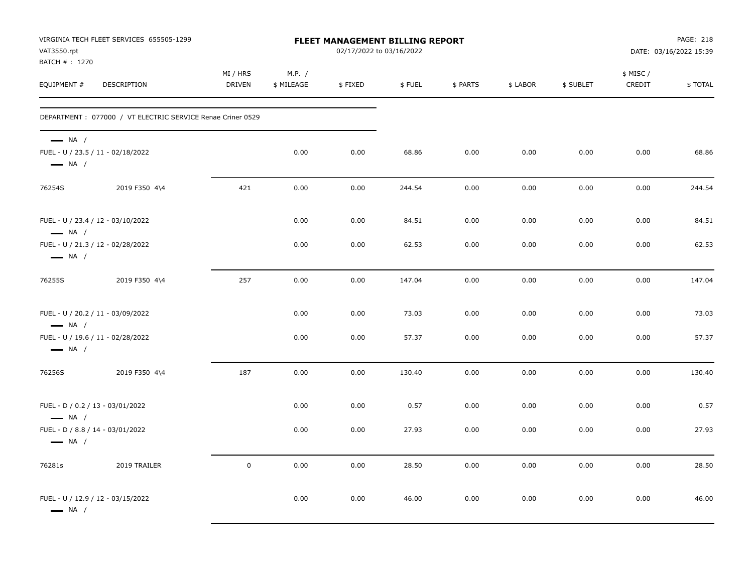VIRGINIA TECH FLEET SERVICES 655505-1299
VAT3550.rpt
BATCH # : 1270

# FLEET MANAGEMENT BILLING REPORT

02/17/2022 to 03/16/2022

DATE: 03/16/2022 15:39

| EQUIPMENT # | DESCRIPTION | MI / HRS DRIVEN | M.P. / $ MILEAGE | $ FIXED | $ FUEL | $ PARTS | $ LABOR | $ SUBLET | $ MISC / CREDIT | $ TOTAL |
|---|---|---|---|---|---|---|---|---|---|---|
| DEPARTMENT : 077000 / VT ELECTRIC SERVICE Renae Criner 0529 | | | | | | | | | | |
| — NA / | | | | | | | | | | |
| FUEL - U / 23.5 / 11 - 02/18/2022 — NA / | | | 0.00 | 0.00 | 68.86 | 0.00 | 0.00 | 0.00 | 0.00 | 68.86 |
| 76254S | 2019 F350 4\4 | 421 | 0.00 | 0.00 | 244.54 | 0.00 | 0.00 | 0.00 | 0.00 | 244.54 |
| FUEL - U / 23.4 / 12 - 03/10/2022 — NA / | | | 0.00 | 0.00 | 84.51 | 0.00 | 0.00 | 0.00 | 0.00 | 84.51 |
| FUEL - U / 21.3 / 12 - 02/28/2022 — NA / | | | 0.00 | 0.00 | 62.53 | 0.00 | 0.00 | 0.00 | 0.00 | 62.53 |
| 76255S | 2019 F350 4\4 | 257 | 0.00 | 0.00 | 147.04 | 0.00 | 0.00 | 0.00 | 0.00 | 147.04 |
| FUEL - U / 20.2 / 11 - 03/09/2022 — NA / | | | 0.00 | 0.00 | 73.03 | 0.00 | 0.00 | 0.00 | 0.00 | 73.03 |
| FUEL - U / 19.6 / 11 - 02/28/2022 — NA / | | | 0.00 | 0.00 | 57.37 | 0.00 | 0.00 | 0.00 | 0.00 | 57.37 |
| 76256S | 2019 F350 4\4 | 187 | 0.00 | 0.00 | 130.40 | 0.00 | 0.00 | 0.00 | 0.00 | 130.40 |
| FUEL - D / 0.2 / 13 - 03/01/2022 — NA / | | | 0.00 | 0.00 | 0.57 | 0.00 | 0.00 | 0.00 | 0.00 | 0.57 |
| FUEL - D / 8.8 / 14 - 03/01/2022 — NA / | | | 0.00 | 0.00 | 27.93 | 0.00 | 0.00 | 0.00 | 0.00 | 27.93 |
| 76281s | 2019 TRAILER | 0 | 0.00 | 0.00 | 28.50 | 0.00 | 0.00 | 0.00 | 0.00 | 28.50 |
| FUEL - U / 12.9 / 12 - 03/15/2022 — NA / | | | 0.00 | 0.00 | 46.00 | 0.00 | 0.00 | 0.00 | 0.00 | 46.00 |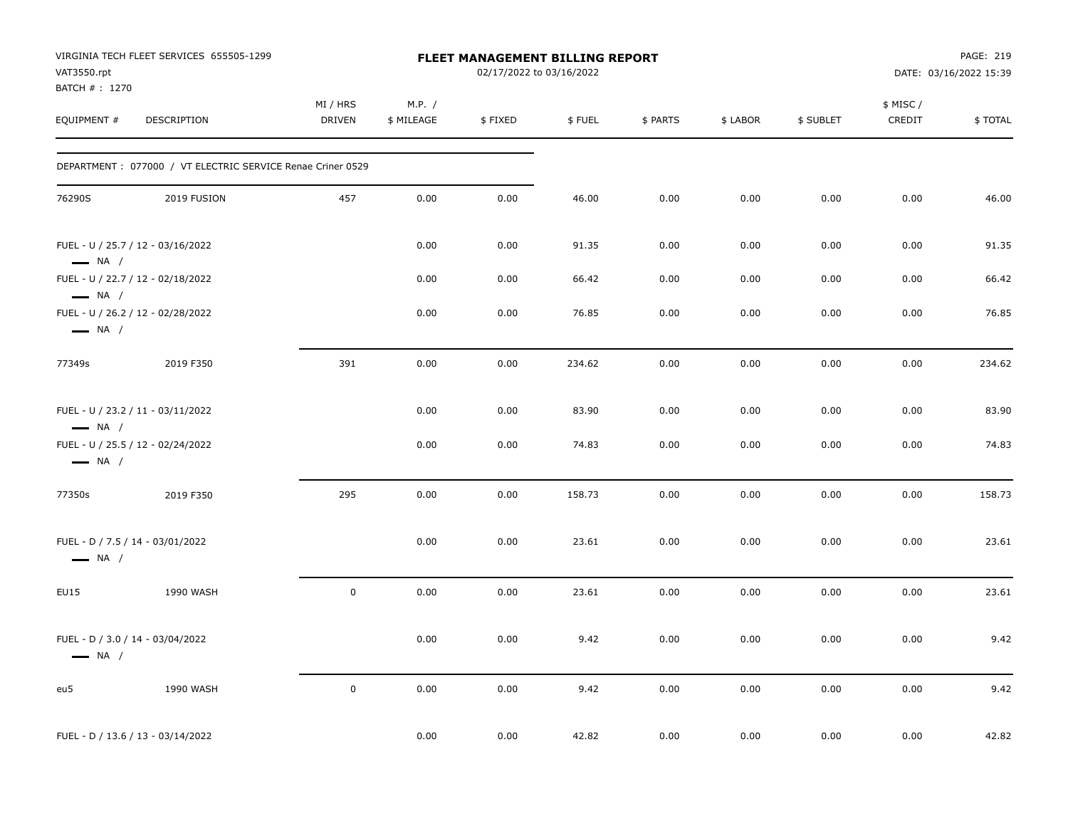VIRGINIA TECH FLEET SERVICES 655505-1299
VAT3550.rpt
BATCH # : 1270

**FLEET MANAGEMENT BILLING REPORT**
02/17/2022 to 03/16/2022

DATE: 03/16/2022 15:39

| EQUIPMENT # | DESCRIPTION | MI / HRS DRIVEN | M.P. / $ MILEAGE | $ FIXED | $ FUEL | $ PARTS | $ LABOR | $ SUBLET | $ MISC / CREDIT | $ TOTAL |
|---|---|---|---|---|---|---|---|---|---|---|
| DEPARTMENT : 077000 / VT ELECTRIC SERVICE Renae Criner 0529 | | | | | | | | | | |
| 76290S | 2019 FUSION | 457 | 0.00 | 0.00 | 46.00 | 0.00 | 0.00 | 0.00 | 0.00 | 46.00 |
| FUEL - U / 25.7 / 12 - 03/16/2022 — NA / | | | 0.00 | 0.00 | 91.35 | 0.00 | 0.00 | 0.00 | 0.00 | 91.35 |
| FUEL - U / 22.7 / 12 - 02/18/2022 — NA / | | | 0.00 | 0.00 | 66.42 | 0.00 | 0.00 | 0.00 | 0.00 | 66.42 |
| FUEL - U / 26.2 / 12 - 02/28/2022 — NA / | | | 0.00 | 0.00 | 76.85 | 0.00 | 0.00 | 0.00 | 0.00 | 76.85 |
| 77349s | 2019 F350 | 391 | 0.00 | 0.00 | 234.62 | 0.00 | 0.00 | 0.00 | 0.00 | 234.62 |
| FUEL - U / 23.2 / 11 - 03/11/2022 — NA / | | | 0.00 | 0.00 | 83.90 | 0.00 | 0.00 | 0.00 | 0.00 | 83.90 |
| FUEL - U / 25.5 / 12 - 02/24/2022 — NA / | | | 0.00 | 0.00 | 74.83 | 0.00 | 0.00 | 0.00 | 0.00 | 74.83 |
| 77350s | 2019 F350 | 295 | 0.00 | 0.00 | 158.73 | 0.00 | 0.00 | 0.00 | 0.00 | 158.73 |
| FUEL - D / 7.5 / 14 - 03/01/2022 — NA / | | | 0.00 | 0.00 | 23.61 | 0.00 | 0.00 | 0.00 | 0.00 | 23.61 |
| EU15 | 1990 WASH | 0 | 0.00 | 0.00 | 23.61 | 0.00 | 0.00 | 0.00 | 0.00 | 23.61 |
| FUEL - D / 3.0 / 14 - 03/04/2022 — NA / | | | 0.00 | 0.00 | 9.42 | 0.00 | 0.00 | 0.00 | 0.00 | 9.42 |
| eu5 | 1990 WASH | 0 | 0.00 | 0.00 | 9.42 | 0.00 | 0.00 | 0.00 | 0.00 | 9.42 |
| FUEL - D / 13.6 / 13 - 03/14/2022 | | | 0.00 | 0.00 | 42.82 | 0.00 | 0.00 | 0.00 | 0.00 | 42.82 |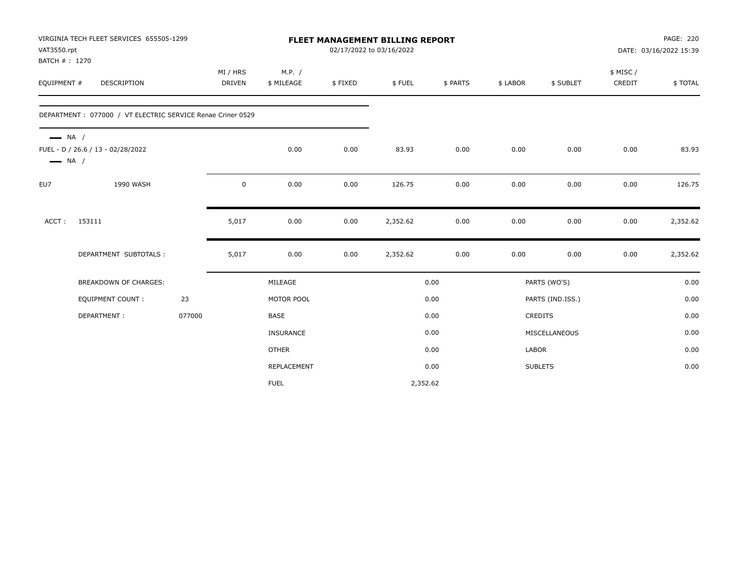VIRGINIA TECH FLEET SERVICES 655505-1299
VAT3550.rpt
BATCH # : 1270

# FLEET MANAGEMENT BILLING REPORT

02/17/2022 to 03/16/2022

DATE: 03/16/2022 15:39

| EQUIPMENT # | DESCRIPTION | MI / HRS DRIVEN | M.P. / $ MILEAGE | $ FIXED | $ FUEL | $ PARTS | $ LABOR | $ SUBLET | $ MISC / CREDIT | $ TOTAL |
|---|---|---|---|---|---|---|---|---|---|---|
| DEPARTMENT : 077000 / VT ELECTRIC SERVICE Renae Criner 0529 | | | | | | | | | | |
| — NA / FUEL - D / 26.6 / 13 - 02/28/2022 — NA / | | | 0.00 | 0.00 | 83.93 | 0.00 | 0.00 | 0.00 | 0.00 | 83.93 |
| EU7 | 1990 WASH | 0 | 0.00 | 0.00 | 126.75 | 0.00 | 0.00 | 0.00 | 0.00 | 126.75 |
| ACCT : | 153111 | 5,017 | 0.00 | 0.00 | 2,352.62 | 0.00 | 0.00 | 0.00 | 0.00 | 2,352.62 |
| | DEPARTMENT SUBTOTALS : | 5,017 | 0.00 | 0.00 | 2,352.62 | 0.00 | 0.00 | 0.00 | 0.00 | 2,352.62 |

| BREAKDOWN OF CHARGES: | | | | | |
|---|---|---|---|---|---|
| | | MILEAGE | 0.00 | PARTS (WO'S) | 0.00 |
| EQUIPMENT COUNT : | 23 | MOTOR POOL | 0.00 | PARTS (IND.ISS.) | 0.00 |
| DEPARTMENT : | 077000 | BASE | 0.00 | CREDITS | 0.00 |
| | | INSURANCE | 0.00 | MISCELLANEOUS | 0.00 |
| | | OTHER | 0.00 | LABOR | 0.00 |
| | | REPLACEMENT | 0.00 | SUBLETS | 0.00 |
| | | FUEL | 2,352.62 | | |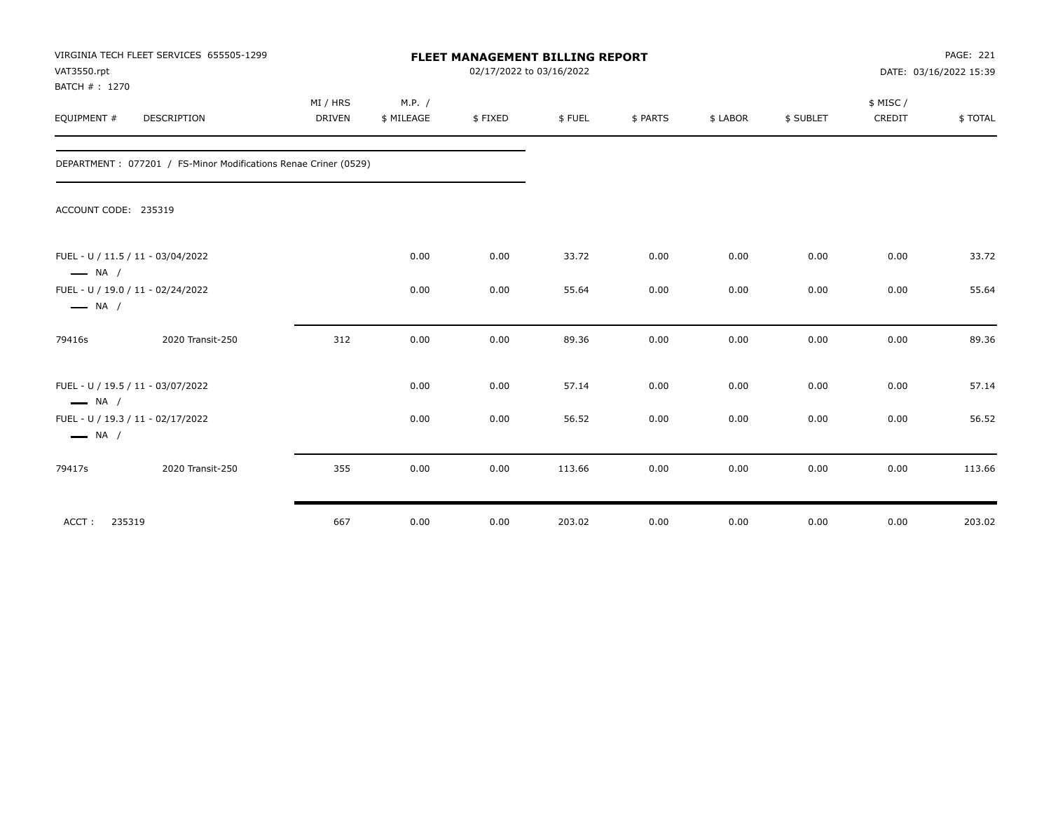VIRGINIA TECH FLEET SERVICES 655505-1299
VAT3550.rpt
BATCH # : 1270

# FLEET MANAGEMENT BILLING REPORT

02/17/2022 to 03/16/2022

DATE: 03/16/2022 15:39

| EQUIPMENT # | DESCRIPTION | MI / HRS DRIVEN | M.P. / $ MILEAGE | $ FIXED | $ FUEL | $ PARTS | $ LABOR | $ SUBLET | $ MISC / CREDIT | $ TOTAL |
|---|---|---|---|---|---|---|---|---|---|---|
| DEPARTMENT : 077201 / FS-Minor Modifications Renae Criner (0529) | | | | | | | | | | |
| ACCOUNT CODE: 235319 | | | | | | | | | | |
| FUEL - U / 11.5 / 11 - 03/04/2022 — NA / | | | 0.00 | 0.00 | 33.72 | 0.00 | 0.00 | 0.00 | 0.00 | 33.72 |
| FUEL - U / 19.0 / 11 - 02/24/2022 — NA / | | | 0.00 | 0.00 | 55.64 | 0.00 | 0.00 | 0.00 | 0.00 | 55.64 |
| 79416s | 2020 Transit-250 | 312 | 0.00 | 0.00 | 89.36 | 0.00 | 0.00 | 0.00 | 0.00 | 89.36 |
| FUEL - U / 19.5 / 11 - 03/07/2022 — NA / | | | 0.00 | 0.00 | 57.14 | 0.00 | 0.00 | 0.00 | 0.00 | 57.14 |
| FUEL - U / 19.3 / 11 - 02/17/2022 — NA / | | | 0.00 | 0.00 | 56.52 | 0.00 | 0.00 | 0.00 | 0.00 | 56.52 |
| 79417s | 2020 Transit-250 | 355 | 0.00 | 0.00 | 113.66 | 0.00 | 0.00 | 0.00 | 0.00 | 113.66 |
| ACCT : 235319 | | 667 | 0.00 | 0.00 | 203.02 | 0.00 | 0.00 | 0.00 | 0.00 | 203.02 |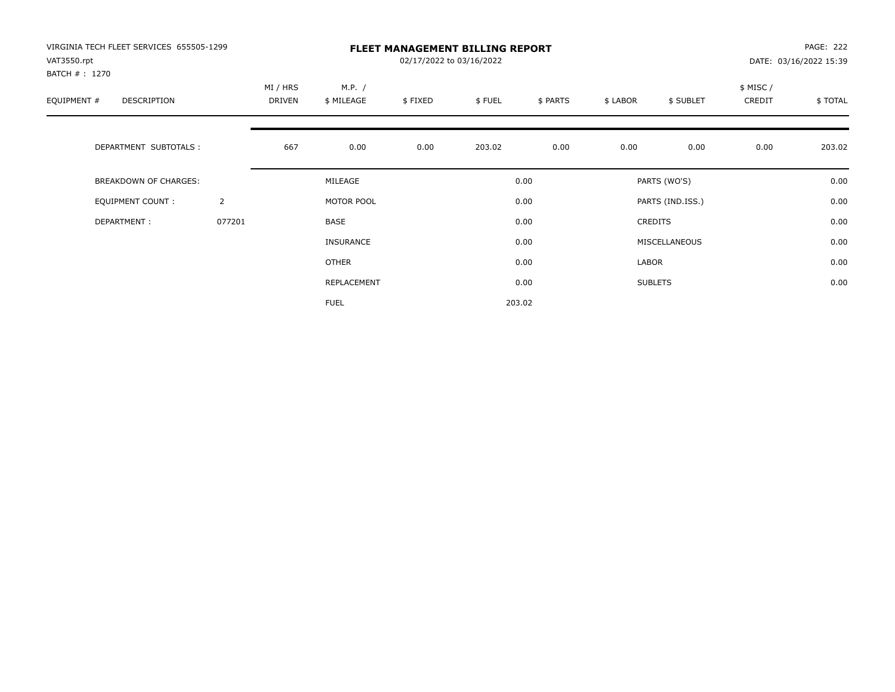VIRGINIA TECH FLEET SERVICES 655505-1299
VAT3550.rpt
BATCH # : 1270

# FLEET MANAGEMENT BILLING REPORT

02/17/2022 to 03/16/2022

PAGE: 222
DATE: 03/16/2022 15:39

| EQUIPMENT # | DESCRIPTION | MI / HRS DRIVEN | M.P. / $ MILEAGE | $ FIXED | $ FUEL | $ PARTS | $ LABOR | $ SUBLET | $ MISC / CREDIT | $ TOTAL |
|---|---|---|---|---|---|---|---|---|---|---|
| | DEPARTMENT SUBTOTALS : | 667 | 0.00 | 0.00 | 203.02 | 0.00 | 0.00 | 0.00 | 0.00 | 203.02 |

| BREAKDOWN OF CHARGES: | | | | | |
|---|---|---|---|---|---|
| EQUIPMENT COUNT : | 2 | MILEAGE | 0.00 | PARTS (WO'S) | 0.00 |
| DEPARTMENT : | 077201 | MOTOR POOL | 0.00 | PARTS (IND.ISS.) | 0.00 |
| | | BASE | 0.00 | CREDITS | 0.00 |
| | | INSURANCE | 0.00 | MISCELLANEOUS | 0.00 |
| | | OTHER | 0.00 | LABOR | 0.00 |
| | | REPLACEMENT | 0.00 | SUBLETS | 0.00 |
| | | FUEL | 203.02 | | |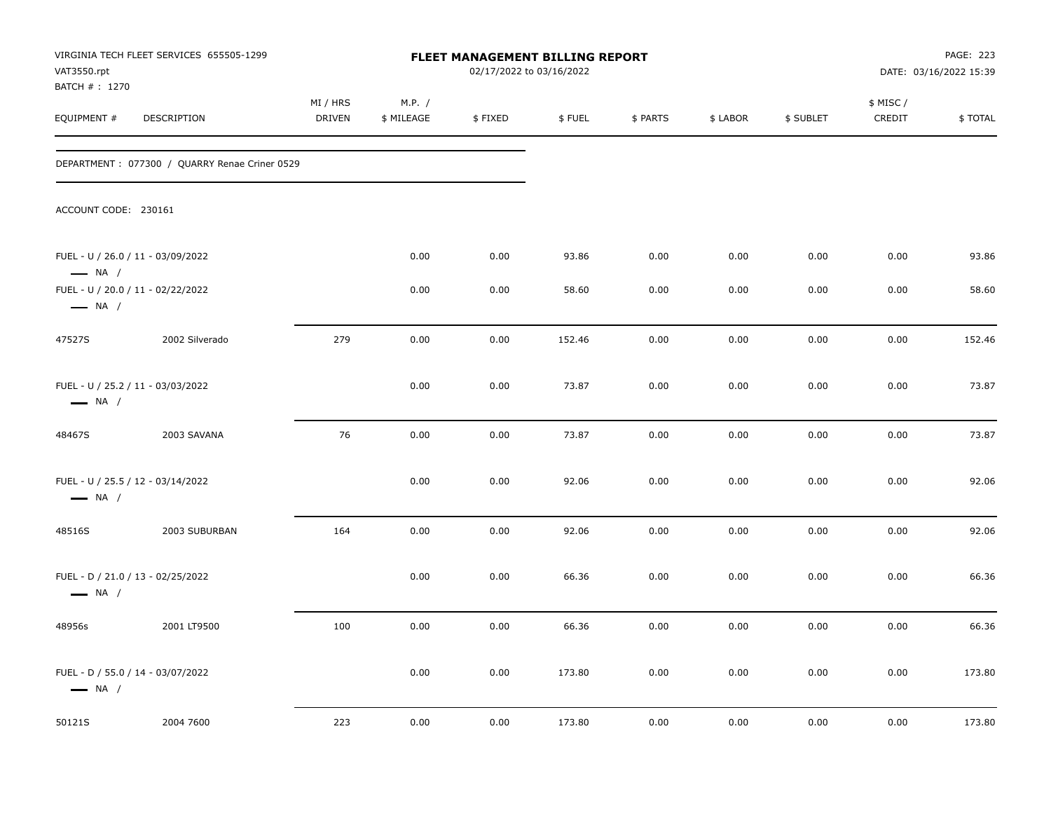VIRGINIA TECH FLEET SERVICES 655505-1299
VAT3550.rpt
BATCH # : 1270

# FLEET MANAGEMENT BILLING REPORT

02/17/2022 to 03/16/2022

PAGE: 223
DATE: 03/16/2022 15:39

| EQUIPMENT # | DESCRIPTION | MI / HRS DRIVEN | M.P. / $ MILEAGE | $ FIXED | $ FUEL | $ PARTS | $ LABOR | $ SUBLET | $ MISC / CREDIT | $ TOTAL |
|---|---|---|---|---|---|---|---|---|---|---|
| DEPARTMENT : 077300 / QUARRY Renae Criner 0529 | | | | | | | | | | |
| ACCOUNT CODE: 230161 | | | | | | | | | | |
| FUEL - U / 26.0 / 11 - 03/09/2022 — NA / | | | 0.00 | 0.00 | 93.86 | 0.00 | 0.00 | 0.00 | 0.00 | 93.86 |
| FUEL - U / 20.0 / 11 - 02/22/2022 — NA / | | | 0.00 | 0.00 | 58.60 | 0.00 | 0.00 | 0.00 | 0.00 | 58.60 |
| 47527S | 2002 Silverado | 279 | 0.00 | 0.00 | 152.46 | 0.00 | 0.00 | 0.00 | 0.00 | 152.46 |
| FUEL - U / 25.2 / 11 - 03/03/2022 — NA / | | | 0.00 | 0.00 | 73.87 | 0.00 | 0.00 | 0.00 | 0.00 | 73.87 |
| 48467S | 2003 SAVANA | 76 | 0.00 | 0.00 | 73.87 | 0.00 | 0.00 | 0.00 | 0.00 | 73.87 |
| FUEL - U / 25.5 / 12 - 03/14/2022 — NA / | | | 0.00 | 0.00 | 92.06 | 0.00 | 0.00 | 0.00 | 0.00 | 92.06 |
| 48516S | 2003 SUBURBAN | 164 | 0.00 | 0.00 | 92.06 | 0.00 | 0.00 | 0.00 | 0.00 | 92.06 |
| FUEL - D / 21.0 / 13 - 02/25/2022 — NA / | | | 0.00 | 0.00 | 66.36 | 0.00 | 0.00 | 0.00 | 0.00 | 66.36 |
| 48956s | 2001 LT9500 | 100 | 0.00 | 0.00 | 66.36 | 0.00 | 0.00 | 0.00 | 0.00 | 66.36 |
| FUEL - D / 55.0 / 14 - 03/07/2022 — NA / | | | 0.00 | 0.00 | 173.80 | 0.00 | 0.00 | 0.00 | 0.00 | 173.80 |
| 50121S | 2004 7600 | 223 | 0.00 | 0.00 | 173.80 | 0.00 | 0.00 | 0.00 | 0.00 | 173.80 |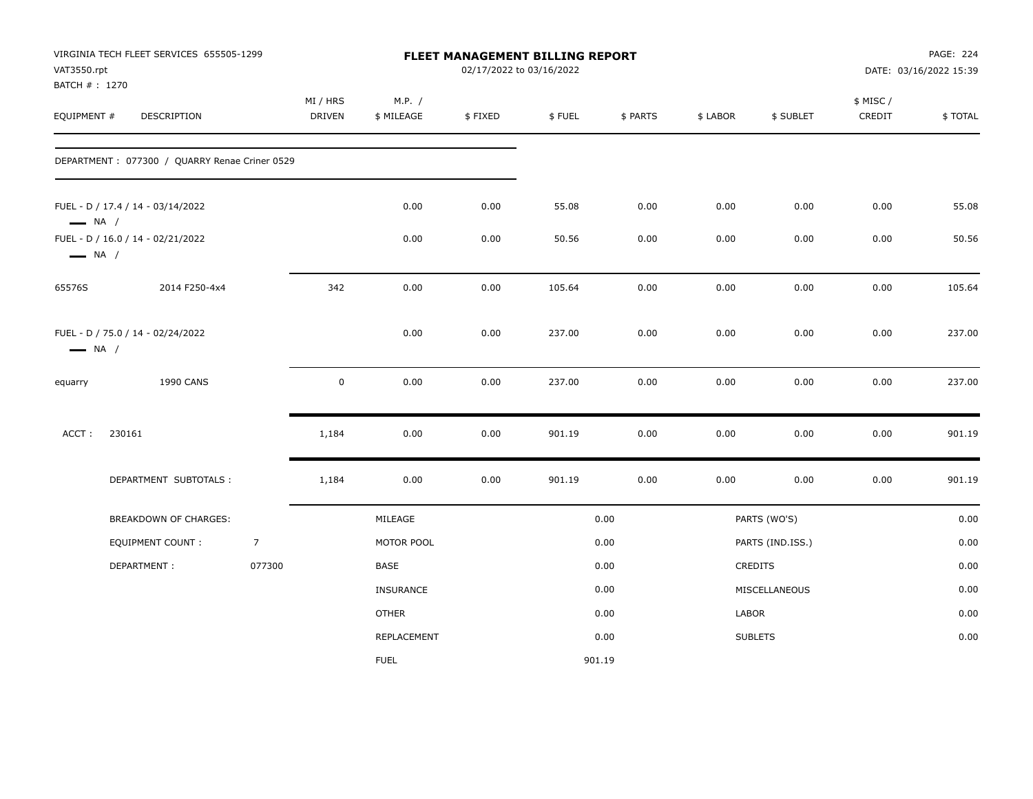VIRGINIA TECH FLEET SERVICES 655505-1299
VAT3550.rpt
BATCH # : 1270

# FLEET MANAGEMENT BILLING REPORT

02/17/2022 to 03/16/2022

DATE: 03/16/2022 15:39

| EQUIPMENT # | DESCRIPTION | MI / HRS DRIVEN | M.P. / $ MILEAGE | $ FIXED | $ FUEL | $ PARTS | $ LABOR | $ SUBLET | $ MISC / CREDIT | $ TOTAL |
|---|---|---|---|---|---|---|---|---|---|---|
| DEPARTMENT : 077300 / QUARRY Renae Criner 0529 | | | | | | | | | | |
| FUEL - D / 17.4 / 14 - 03/14/2022 — NA / | | | 0.00 | 0.00 | 55.08 | 0.00 | 0.00 | 0.00 | 0.00 | 55.08 |
| FUEL - D / 16.0 / 14 - 02/21/2022 — NA / | | | 0.00 | 0.00 | 50.56 | 0.00 | 0.00 | 0.00 | 0.00 | 50.56 |
| 65576S | 2014 F250-4x4 | 342 | 0.00 | 0.00 | 105.64 | 0.00 | 0.00 | 0.00 | 0.00 | 105.64 |
| FUEL - D / 75.0 / 14 - 02/24/2022 — NA / | | | 0.00 | 0.00 | 237.00 | 0.00 | 0.00 | 0.00 | 0.00 | 237.00 |
| equarry | 1990 CANS | 0 | 0.00 | 0.00 | 237.00 | 0.00 | 0.00 | 0.00 | 0.00 | 237.00 |
| ACCT : 230161 | | 1,184 | 0.00 | 0.00 | 901.19 | 0.00 | 0.00 | 0.00 | 0.00 | 901.19 |
| DEPARTMENT SUBTOTALS : | | 1,184 | 0.00 | 0.00 | 901.19 | 0.00 | 0.00 | 0.00 | 0.00 | 901.19 |

| BREAKDOWN OF CHARGES: | | | | | |
|---|---|---|---|---|---|
| EQUIPMENT COUNT : | 7 | MILEAGE | 0.00 | PARTS (WO'S) | 0.00 |
| DEPARTMENT : | 077300 | MOTOR POOL | 0.00 | PARTS (IND.ISS.) | 0.00 |
| | | BASE | 0.00 | CREDITS | 0.00 |
| | | INSURANCE | 0.00 | MISCELLANEOUS | 0.00 |
| | | OTHER | 0.00 | LABOR | 0.00 |
| | | REPLACEMENT | 0.00 | SUBLETS | 0.00 |
| | | FUEL | 901.19 | | |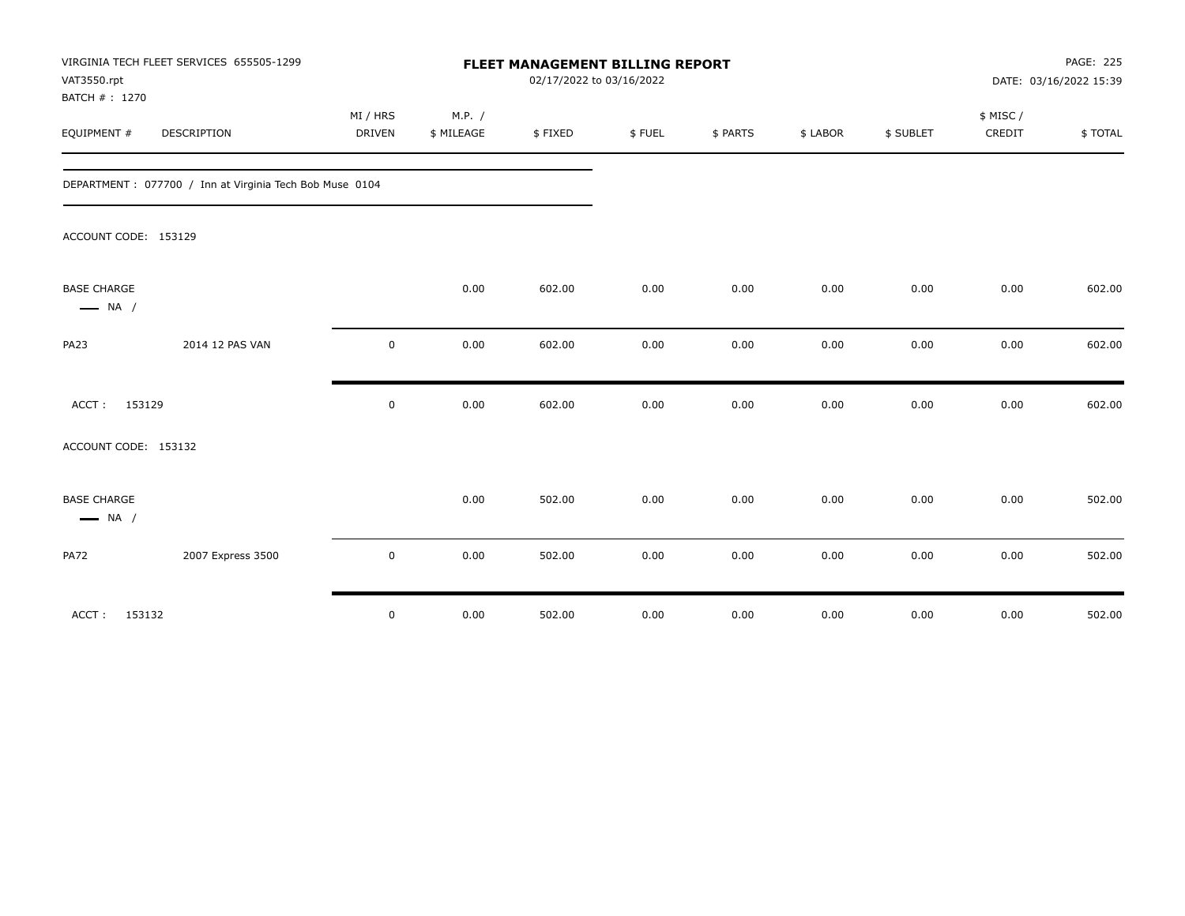VIRGINIA TECH FLEET SERVICES 655505-1299
VAT3550.rpt
BATCH # : 1270

# FLEET MANAGEMENT BILLING REPORT

02/17/2022 to 03/16/2022

DATE: 03/16/2022 15:39

| EQUIPMENT # | DESCRIPTION | MI / HRS DRIVEN | M.P. / $ MILEAGE | $ FIXED | $ FUEL | $ PARTS | $ LABOR | $ SUBLET | $ MISC / CREDIT | $ TOTAL |
|---|---|---|---|---|---|---|---|---|---|---|
| DEPARTMENT : 077700 / Inn at Virginia Tech Bob Muse 0104 | | | | | | | | | | |
| ACCOUNT CODE: 153129 | | | | | | | | | | |
| BASE CHARGE — NA / | | | 0.00 | 602.00 | 0.00 | 0.00 | 0.00 | 0.00 | 0.00 | 602.00 |
| PA23 | 2014 12 PAS VAN | 0 | 0.00 | 602.00 | 0.00 | 0.00 | 0.00 | 0.00 | 0.00 | 602.00 |
| ACCT : 153129 | | 0 | 0.00 | 602.00 | 0.00 | 0.00 | 0.00 | 0.00 | 0.00 | 602.00 |
| ACCOUNT CODE: 153132 | | | | | | | | | | |
| BASE CHARGE — NA / | | | 0.00 | 502.00 | 0.00 | 0.00 | 0.00 | 0.00 | 0.00 | 502.00 |
| PA72 | 2007 Express 3500 | 0 | 0.00 | 502.00 | 0.00 | 0.00 | 0.00 | 0.00 | 0.00 | 502.00 |
| ACCT : 153132 | | 0 | 0.00 | 502.00 | 0.00 | 0.00 | 0.00 | 0.00 | 0.00 | 502.00 |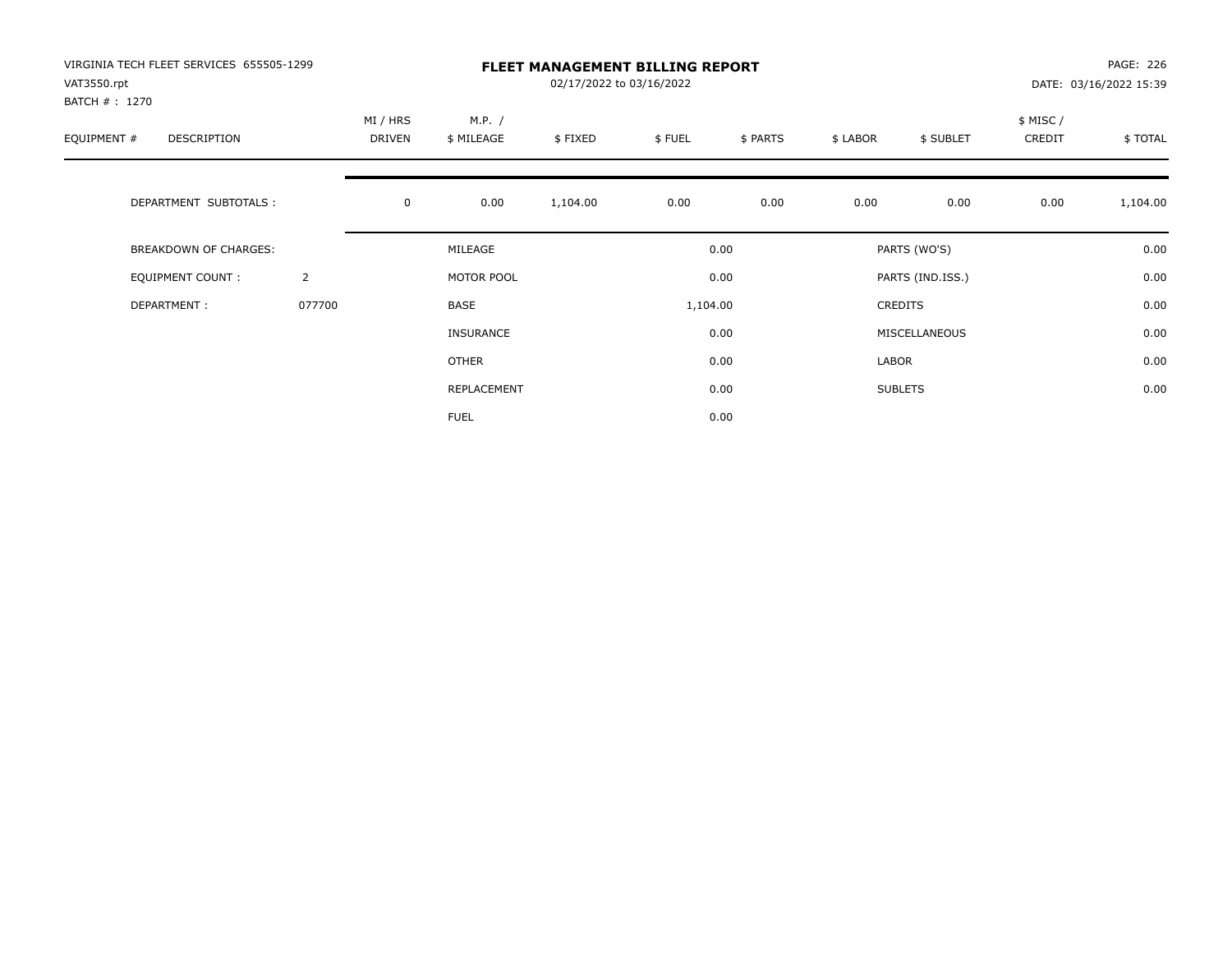VIRGINIA TECH FLEET SERVICES 655505-1299
VAT3550.rpt
BATCH # : 1270

# FLEET MANAGEMENT BILLING REPORT

02/17/2022 to 03/16/2022

DATE: 03/16/2022 15:39

| EQUIPMENT # | DESCRIPTION | MI / HRS DRIVEN | M.P. / $ MILEAGE | $ FIXED | $ FUEL | $ PARTS | $ LABOR | $ SUBLET | $ MISC / CREDIT | $ TOTAL |
|---|---|---|---|---|---|---|---|---|---|---|
| | DEPARTMENT SUBTOTALS : | 0 | 0.00 | 1,104.00 | 0.00 | 0.00 | 0.00 | 0.00 | 0.00 | 1,104.00 |

| | | | | | |
|---|---|---|---|---|---|
| BREAKDOWN OF CHARGES: | | MILEAGE | 0.00 | PARTS (WO'S) | 0.00 |
| EQUIPMENT COUNT : | 2 | MOTOR POOL | 0.00 | PARTS (IND.ISS.) | 0.00 |
| DEPARTMENT : | 077700 | BASE | 1,104.00 | CREDITS | 0.00 |
| | | INSURANCE | 0.00 | MISCELLANEOUS | 0.00 |
| | | OTHER | 0.00 | LABOR | 0.00 |
| | | REPLACEMENT | 0.00 | SUBLETS | 0.00 |
| | | FUEL | 0.00 | | |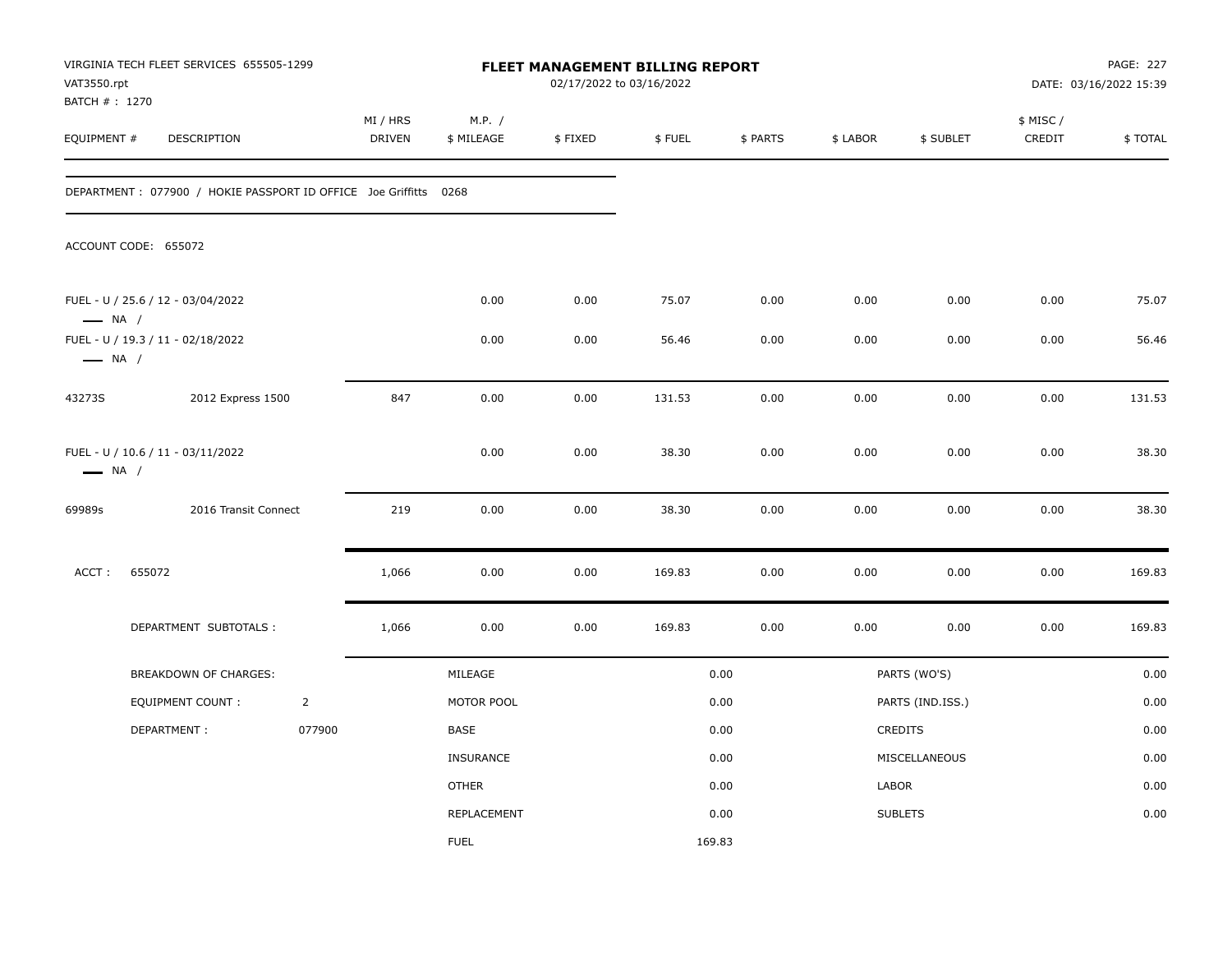VIRGINIA TECH FLEET SERVICES 655505-1299
VAT3550.rpt
BATCH # : 1270

**FLEET MANAGEMENT BILLING REPORT**
02/17/2022 to 03/16/2022

DATE: 03/16/2022 15:39

| EQUIPMENT # | DESCRIPTION | MI / HRS DRIVEN | M.P. / $ MILEAGE | $ FIXED | $ FUEL | $ PARTS | $ LABOR | $ SUBLET | $ MISC / CREDIT | $ TOTAL |
|---|---|---|---|---|---|---|---|---|---|---|
| DEPARTMENT : 077900 / HOKIE PASSPORT ID OFFICE Joe Griffitts 0268 | | | | | | | | | | |
| ACCOUNT CODE: 655072 | | | | | | | | | | |
| FUEL - U / 25.6 / 12 - 03/04/2022 — NA / | | | 0.00 | 0.00 | 75.07 | 0.00 | 0.00 | 0.00 | 0.00 | 75.07 |
| FUEL - U / 19.3 / 11 - 02/18/2022 — NA / | | | 0.00 | 0.00 | 56.46 | 0.00 | 0.00 | 0.00 | 0.00 | 56.46 |
| 43273S | 2012 Express 1500 | 847 | 0.00 | 0.00 | 131.53 | 0.00 | 0.00 | 0.00 | 0.00 | 131.53 |
| FUEL - U / 10.6 / 11 - 03/11/2022 — NA / | | | 0.00 | 0.00 | 38.30 | 0.00 | 0.00 | 0.00 | 0.00 | 38.30 |
| 69989s | 2016 Transit Connect | 219 | 0.00 | 0.00 | 38.30 | 0.00 | 0.00 | 0.00 | 0.00 | 38.30 |
| ACCT : 655072 | | 1,066 | 0.00 | 0.00 | 169.83 | 0.00 | 0.00 | 0.00 | 0.00 | 169.83 |
| DEPARTMENT SUBTOTALS : | | 1,066 | 0.00 | 0.00 | 169.83 | 0.00 | 0.00 | 0.00 | 0.00 | 169.83 |

| BREAKDOWN OF CHARGES: | | | | | |
|---|---|---|---|---|---|
| EQUIPMENT COUNT : | 2 | MOTOR POOL | 0.00 | PARTS (IND.ISS.) | 0.00 |
| DEPARTMENT : | 077900 | BASE | 0.00 | CREDITS | 0.00 |
| | | MILEAGE | 0.00 | PARTS (WO'S) | 0.00 |
| | | INSURANCE | 0.00 | MISCELLANEOUS | 0.00 |
| | | OTHER | 0.00 | LABOR | 0.00 |
| | | REPLACEMENT | 0.00 | SUBLETS | 0.00 |
| | | FUEL | 169.83 | | |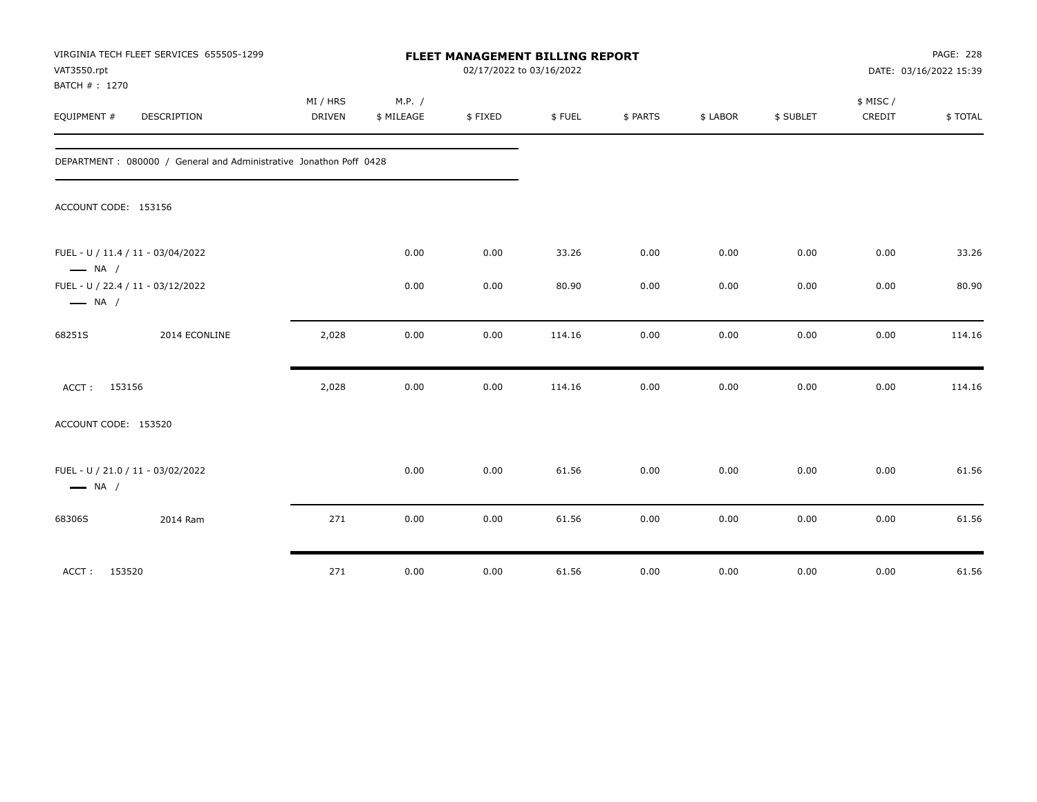VIRGINIA TECH FLEET SERVICES 655505-1299
VAT3550.rpt
BATCH # : 1270

**FLEET MANAGEMENT BILLING REPORT**
02/17/2022 to 03/16/2022

PAGE: 228
DATE: 03/16/2022 15:39

| EQUIPMENT # | DESCRIPTION | MI / HRS DRIVEN | M.P. / $ MILEAGE | $ FIXED | $ FUEL | $ PARTS | $ LABOR | $ SUBLET | $ MISC / CREDIT | $ TOTAL |
|---|---|---|---|---|---|---|---|---|---|---|
| DEPARTMENT : 080000 / General and Administrative Jonathon Poff 0428 | | | | | | | | | | |
| ACCOUNT CODE: 153156 | | | | | | | | | | |
| FUEL - U / 11.4 / 11 - 03/04/2022 — NA / | | | 0.00 | 0.00 | 33.26 | 0.00 | 0.00 | 0.00 | 0.00 | 33.26 |
| FUEL - U / 22.4 / 11 - 03/12/2022 — NA / | | | 0.00 | 0.00 | 80.90 | 0.00 | 0.00 | 0.00 | 0.00 | 80.90 |
| 68251S | 2014 ECONLINE | 2,028 | 0.00 | 0.00 | 114.16 | 0.00 | 0.00 | 0.00 | 0.00 | 114.16 |
| ACCT : 153156 | | 2,028 | 0.00 | 0.00 | 114.16 | 0.00 | 0.00 | 0.00 | 0.00 | 114.16 |
| ACCOUNT CODE: 153520 | | | | | | | | | | |
| FUEL - U / 21.0 / 11 - 03/02/2022 — NA / | | | 0.00 | 0.00 | 61.56 | 0.00 | 0.00 | 0.00 | 0.00 | 61.56 |
| 68306S | 2014 Ram | 271 | 0.00 | 0.00 | 61.56 | 0.00 | 0.00 | 0.00 | 0.00 | 61.56 |
| ACCT : 153520 | | 271 | 0.00 | 0.00 | 61.56 | 0.00 | 0.00 | 0.00 | 0.00 | 61.56 |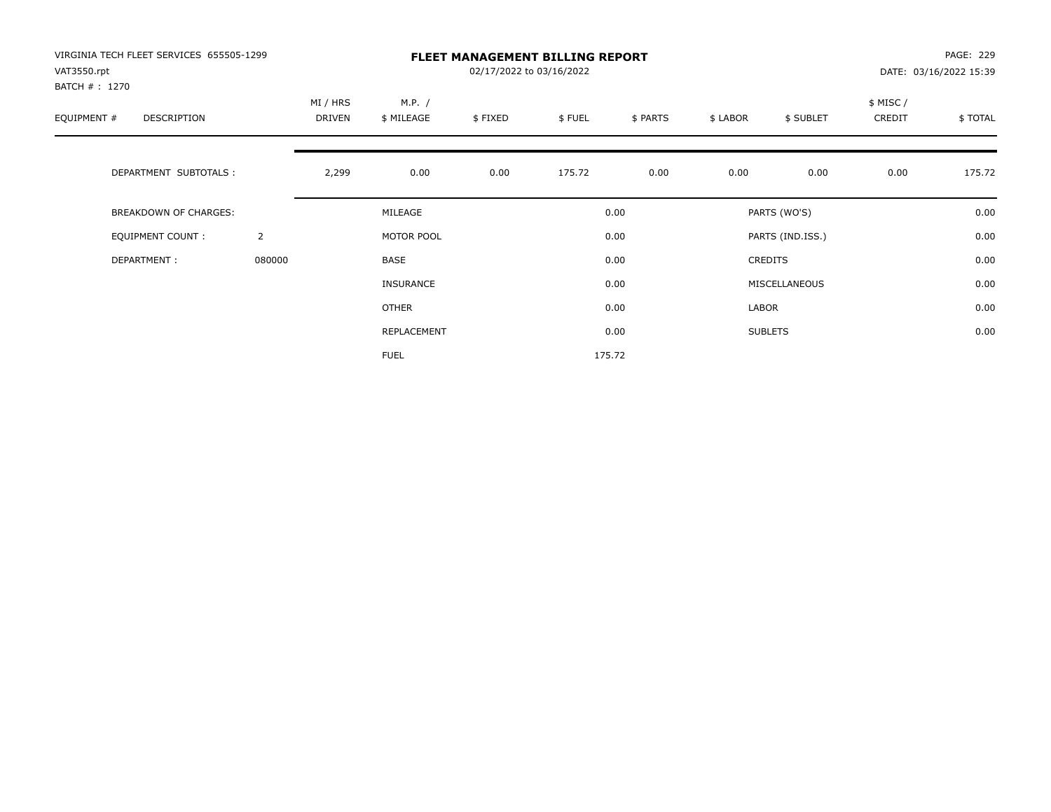VIRGINIA TECH FLEET SERVICES 655505-1299
VAT3550.rpt
BATCH # : 1270

# FLEET MANAGEMENT BILLING REPORT

02/17/2022 to 03/16/2022

DATE: 03/16/2022 15:39

| EQUIPMENT # | DESCRIPTION | MI / HRS DRIVEN | M.P. / $ MILEAGE | $ FIXED | $ FUEL | $ PARTS | $ LABOR | $ SUBLET | $ MISC / CREDIT | $ TOTAL |
|---|---|---|---|---|---|---|---|---|---|---|
| | DEPARTMENT SUBTOTALS : | 2,299 | 0.00 | 0.00 | 175.72 | 0.00 | 0.00 | 0.00 | 0.00 | 175.72 |

| | | | | | |
|---|---|---|---|---|---|
| BREAKDOWN OF CHARGES: | | MILEAGE | 0.00 | PARTS (WO'S) | 0.00 |
| EQUIPMENT COUNT : | 2 | MOTOR POOL | 0.00 | PARTS (IND.ISS.) | 0.00 |
| DEPARTMENT : | 080000 | BASE | 0.00 | CREDITS | 0.00 |
| | | INSURANCE | 0.00 | MISCELLANEOUS | 0.00 |
| | | OTHER | 0.00 | LABOR | 0.00 |
| | | REPLACEMENT | 0.00 | SUBLETS | 0.00 |
| | | FUEL | 175.72 | | |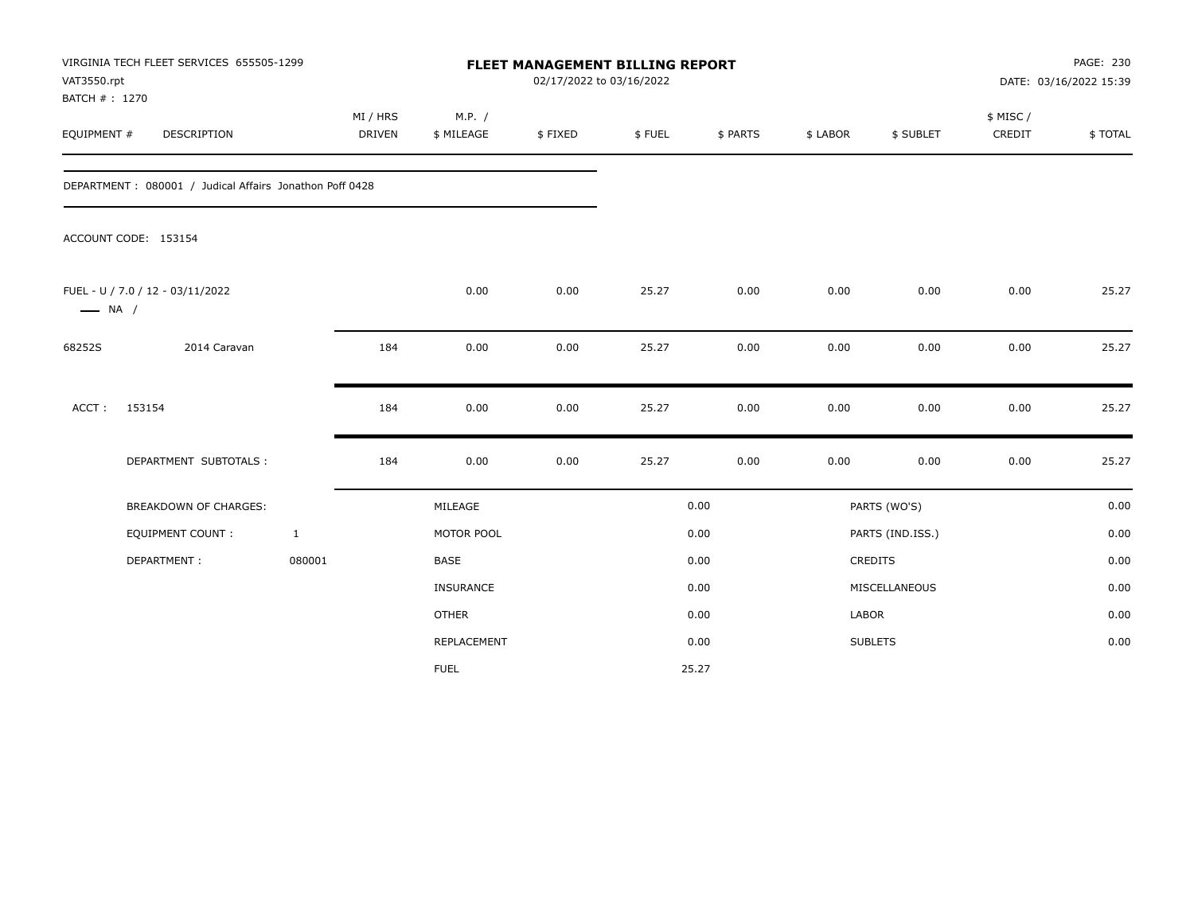VIRGINIA TECH FLEET SERVICES 655505-1299
VAT3550.rpt
BATCH # : 1270

**FLEET MANAGEMENT BILLING REPORT**
02/17/2022 to 03/16/2022

PAGE: 230
DATE: 03/16/2022 15:39

| EQUIPMENT # | DESCRIPTION | MI / HRS DRIVEN | M.P. / $ MILEAGE | $ FIXED | $ FUEL | $ PARTS | $ LABOR | $ SUBLET | $ MISC / CREDIT | $ TOTAL |
|---|---|---|---|---|---|---|---|---|---|---|

DEPARTMENT : 080001 / Judical Affairs Jonathon Poff 0428

ACCOUNT CODE: 153154

| EQUIPMENT # | DESCRIPTION | MI / HRS DRIVEN | M.P. / $ MILEAGE | $ FIXED | $ FUEL | $ PARTS | $ LABOR | $ SUBLET | $ MISC / CREDIT | $ TOTAL |
|---|---|---|---|---|---|---|---|---|---|---|
| FUEL - U / 7.0 / 12 - 03/11/2022 —— NA / | | | 0.00 | 0.00 | 25.27 | 0.00 | 0.00 | 0.00 | 0.00 | 25.27 |
| 68252S | 2014 Caravan | 184 | 0.00 | 0.00 | 25.27 | 0.00 | 0.00 | 0.00 | 0.00 | 25.27 |
| ACCT : | 153154 | 184 | 0.00 | 0.00 | 25.27 | 0.00 | 0.00 | 0.00 | 0.00 | 25.27 |
| | DEPARTMENT SUBTOTALS : | 184 | 0.00 | 0.00 | 25.27 | 0.00 | 0.00 | 0.00 | 0.00 | 25.27 |

| BREAKDOWN OF CHARGES: | | | | | |
|---|---|---|---|---|---|
| EQUIPMENT COUNT : | 1 | MILEAGE | 0.00 | PARTS (WO'S) | 0.00 |
| DEPARTMENT : | 080001 | MOTOR POOL | 0.00 | PARTS (IND.ISS.) | 0.00 |
| | | BASE | 0.00 | CREDITS | 0.00 |
| | | INSURANCE | 0.00 | MISCELLANEOUS | 0.00 |
| | | OTHER | 0.00 | LABOR | 0.00 |
| | | REPLACEMENT | 0.00 | SUBLETS | 0.00 |
| | | FUEL | 25.27 | | |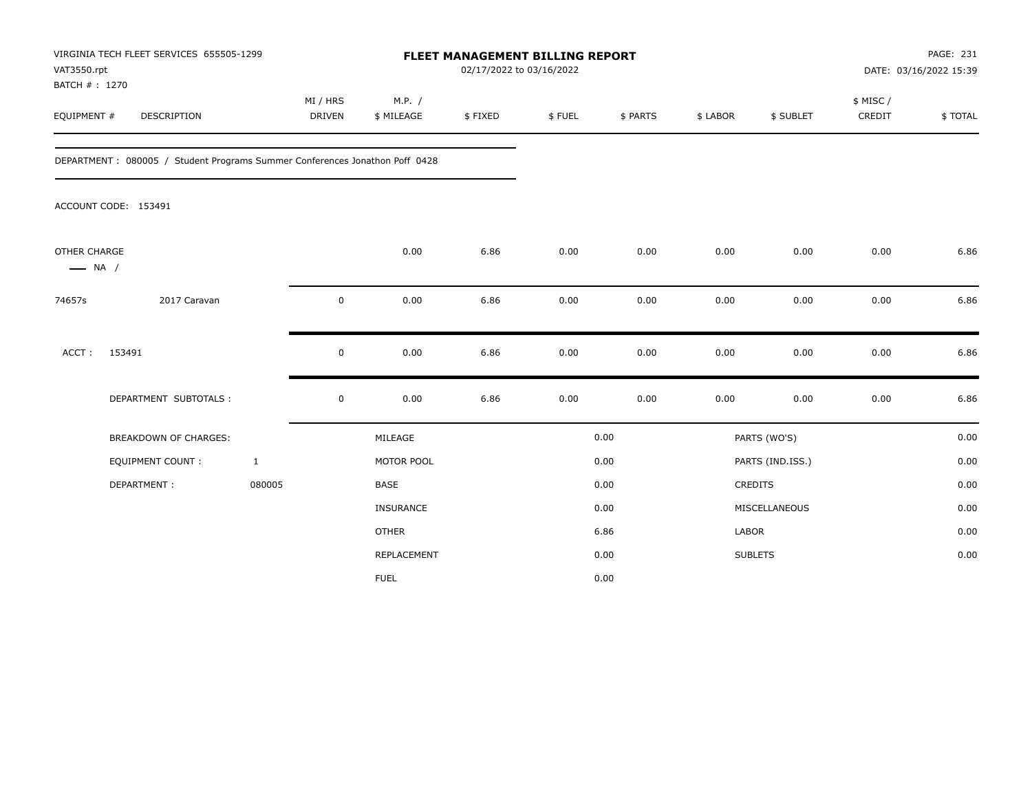VIRGINIA TECH FLEET SERVICES 655505-1299
VAT3550.rpt
BATCH # : 1270

# FLEET MANAGEMENT BILLING REPORT

02/17/2022 to 03/16/2022

DATE: 03/16/2022 15:39

| EQUIPMENT # | DESCRIPTION | MI / HRS DRIVEN | M.P. / $ MILEAGE | $ FIXED | $ FUEL | $ PARTS | $ LABOR | $ SUBLET | $ MISC / CREDIT | $ TOTAL |
|---|---|---|---|---|---|---|---|---|---|---|

DEPARTMENT : 080005 / Student Programs Summer Conferences Jonathon Poff 0428

ACCOUNT CODE: 153491

| EQUIPMENT # | DESCRIPTION | MI / HRS DRIVEN | M.P. / $ MILEAGE | $ FIXED | $ FUEL | $ PARTS | $ LABOR | $ SUBLET | $ MISC / CREDIT | $ TOTAL |
|---|---|---|---|---|---|---|---|---|---|---|
| OTHER CHARGE — NA / | | | 0.00 | 6.86 | 0.00 | 0.00 | 0.00 | 0.00 | 0.00 | 6.86 |
| 74657s | 2017 Caravan | 0 | 0.00 | 6.86 | 0.00 | 0.00 | 0.00 | 0.00 | 0.00 | 6.86 |
| ACCT : | 153491 | 0 | 0.00 | 6.86 | 0.00 | 0.00 | 0.00 | 0.00 | 0.00 | 6.86 |
| | DEPARTMENT SUBTOTALS : | 0 | 0.00 | 6.86 | 0.00 | 0.00 | 0.00 | 0.00 | 0.00 | 6.86 |

| BREAKDOWN OF CHARGES: | | | | | |
|---|---|---|---|---|---|
| EQUIPMENT COUNT : | 1 | MILEAGE | 0.00 | PARTS (WO'S) | 0.00 |
| DEPARTMENT : | 080005 | MOTOR POOL | 0.00 | PARTS (IND.ISS.) | 0.00 |
| | | BASE | 0.00 | CREDITS | 0.00 |
| | | INSURANCE | 0.00 | MISCELLANEOUS | 0.00 |
| | | OTHER | 6.86 | LABOR | 0.00 |
| | | REPLACEMENT | 0.00 | SUBLETS | 0.00 |
| | | FUEL | 0.00 | | |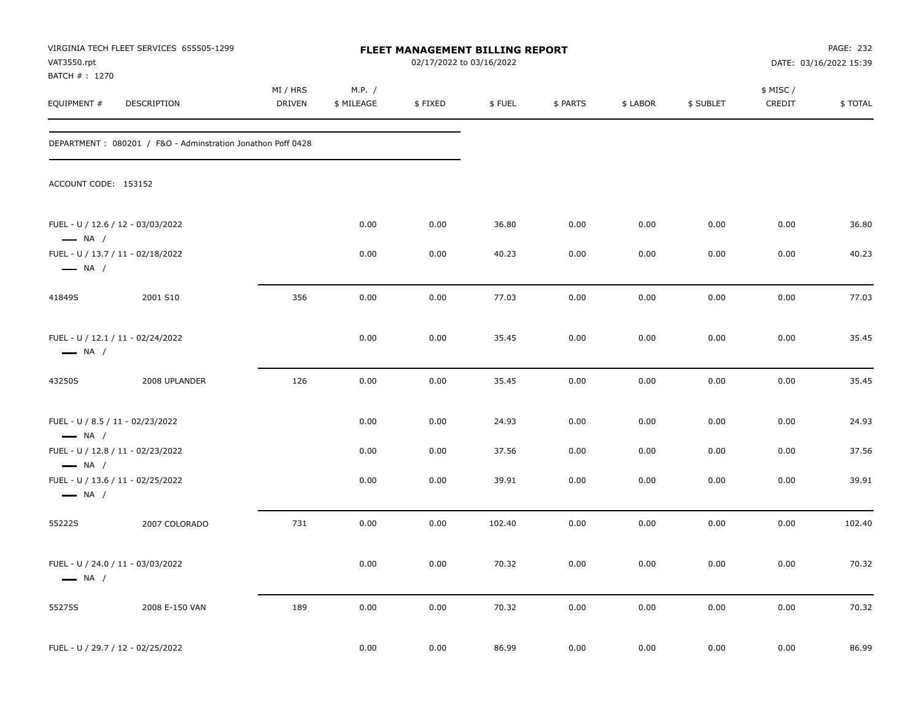VIRGINIA TECH FLEET SERVICES 655505-1299
VAT3550.rpt
BATCH # : 1270

**FLEET MANAGEMENT BILLING REPORT**
02/17/2022 to 03/16/2022

PAGE: 232
DATE: 03/16/2022 15:39

DEPARTMENT : 080201 / F&O - Adminstration Jonathon Poff 0428

ACCOUNT CODE: 153152

| EQUIPMENT # | DESCRIPTION | MI / HRS DRIVEN | M.P. / $ MILEAGE | $ FIXED | $ FUEL | $ PARTS | $ LABOR | $ SUBLET | $ MISC / CREDIT | $ TOTAL |
|---|---|---|---|---|---|---|---|---|---|---|
| FUEL - U / 12.6 / 12 - 03/03/2022 — NA / | | | 0.00 | 0.00 | 36.80 | 0.00 | 0.00 | 0.00 | 0.00 | 36.80 |
| FUEL - U / 13.7 / 11 - 02/18/2022 — NA / | | | 0.00 | 0.00 | 40.23 | 0.00 | 0.00 | 0.00 | 0.00 | 40.23 |
| 41849S | 2001 S10 | 356 | 0.00 | 0.00 | 77.03 | 0.00 | 0.00 | 0.00 | 0.00 | 77.03 |
| FUEL - U / 12.1 / 11 - 02/24/2022 — NA / | | | 0.00 | 0.00 | 35.45 | 0.00 | 0.00 | 0.00 | 0.00 | 35.45 |
| 43250S | 2008 UPLANDER | 126 | 0.00 | 0.00 | 35.45 | 0.00 | 0.00 | 0.00 | 0.00 | 35.45 |
| FUEL - U / 8.5 / 11 - 02/23/2022 — NA / | | | 0.00 | 0.00 | 24.93 | 0.00 | 0.00 | 0.00 | 0.00 | 24.93 |
| FUEL - U / 12.8 / 11 - 02/23/2022 — NA / | | | 0.00 | 0.00 | 37.56 | 0.00 | 0.00 | 0.00 | 0.00 | 37.56 |
| FUEL - U / 13.6 / 11 - 02/25/2022 — NA / | | | 0.00 | 0.00 | 39.91 | 0.00 | 0.00 | 0.00 | 0.00 | 39.91 |
| 55222S | 2007 COLORADO | 731 | 0.00 | 0.00 | 102.40 | 0.00 | 0.00 | 0.00 | 0.00 | 102.40 |
| FUEL - U / 24.0 / 11 - 03/03/2022 — NA / | | | 0.00 | 0.00 | 70.32 | 0.00 | 0.00 | 0.00 | 0.00 | 70.32 |
| 55275S | 2008 E-150 VAN | 189 | 0.00 | 0.00 | 70.32 | 0.00 | 0.00 | 0.00 | 0.00 | 70.32 |
| FUEL - U / 29.7 / 12 - 02/25/2022 | | | 0.00 | 0.00 | 86.99 | 0.00 | 0.00 | 0.00 | 0.00 | 86.99 |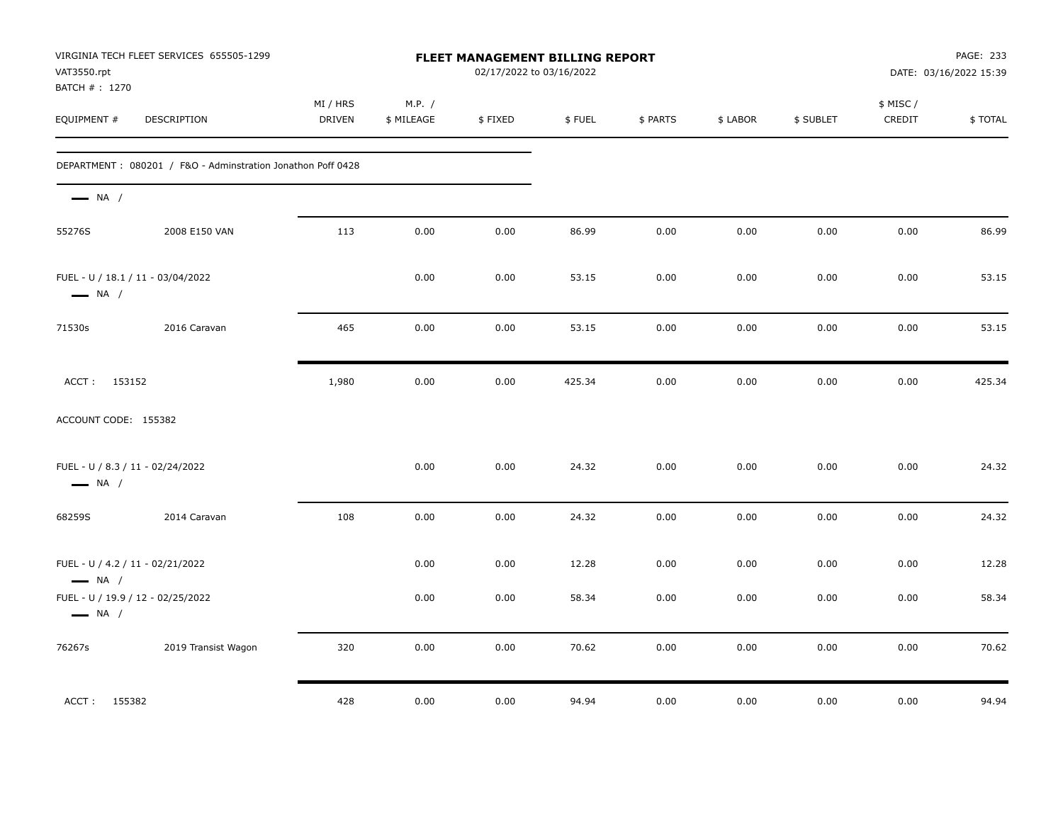VIRGINIA TECH FLEET SERVICES 655505-1299
VAT3550.rpt
BATCH # : 1270

# FLEET MANAGEMENT BILLING REPORT

02/17/2022 to 03/16/2022

PAGE: 233
DATE: 03/16/2022 15:39

| EQUIPMENT # | DESCRIPTION | MI / HRS DRIVEN | M.P. / $ MILEAGE | $ FIXED | $ FUEL | $ PARTS | $ LABOR | $ SUBLET | $ MISC / CREDIT | $ TOTAL |
|---|---|---|---|---|---|---|---|---|---|---|
| DEPARTMENT : 080201 / F&O - Adminstration Jonathon Poff 0428 | | | | | | | | | | |
| — NA / | | | | | | | | | | |
| 55276S | 2008 E150 VAN | 113 | 0.00 | 0.00 | 86.99 | 0.00 | 0.00 | 0.00 | 0.00 | 86.99 |
| FUEL - U / 18.1 / 11 - 03/04/2022 — NA / | | | 0.00 | 0.00 | 53.15 | 0.00 | 0.00 | 0.00 | 0.00 | 53.15 |
| 71530s | 2016 Caravan | 465 | 0.00 | 0.00 | 53.15 | 0.00 | 0.00 | 0.00 | 0.00 | 53.15 |
| ACCT : 153152 | | 1,980 | 0.00 | 0.00 | 425.34 | 0.00 | 0.00 | 0.00 | 0.00 | 425.34 |
| ACCOUNT CODE: 155382 | | | | | | | | | | |
| FUEL - U / 8.3 / 11 - 02/24/2022 — NA / | | | 0.00 | 0.00 | 24.32 | 0.00 | 0.00 | 0.00 | 0.00 | 24.32 |
| 68259S | 2014 Caravan | 108 | 0.00 | 0.00 | 24.32 | 0.00 | 0.00 | 0.00 | 0.00 | 24.32 |
| FUEL - U / 4.2 / 11 - 02/21/2022 — NA / | | | 0.00 | 0.00 | 12.28 | 0.00 | 0.00 | 0.00 | 0.00 | 12.28 |
| FUEL - U / 19.9 / 12 - 02/25/2022 — NA / | | | 0.00 | 0.00 | 58.34 | 0.00 | 0.00 | 0.00 | 0.00 | 58.34 |
| 76267s | 2019 Transist Wagon | 320 | 0.00 | 0.00 | 70.62 | 0.00 | 0.00 | 0.00 | 0.00 | 70.62 |
| ACCT : 155382 | | 428 | 0.00 | 0.00 | 94.94 | 0.00 | 0.00 | 0.00 | 0.00 | 94.94 |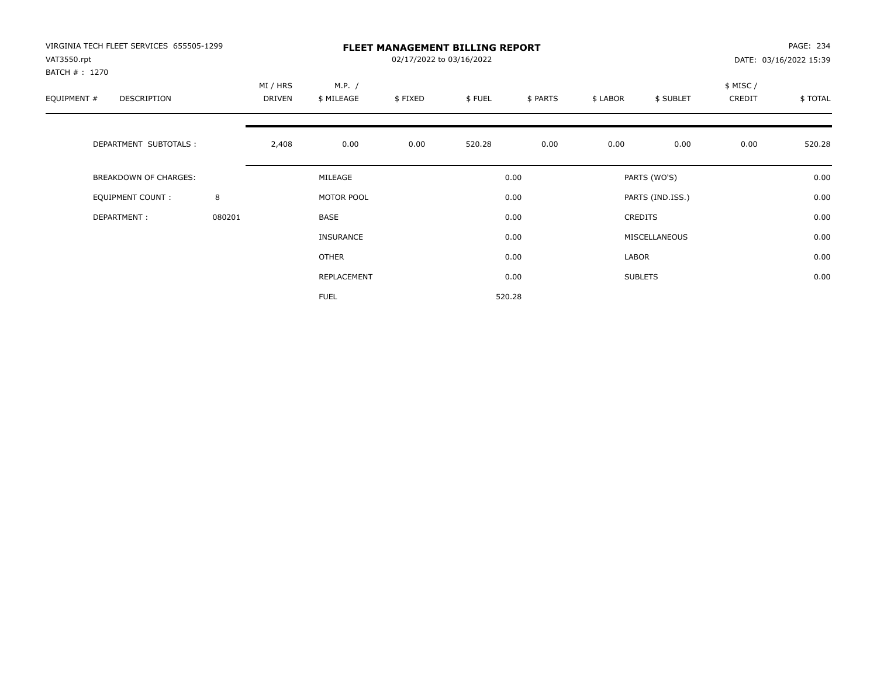VIRGINIA TECH FLEET SERVICES 655505-1299
VAT3550.rpt
BATCH # : 1270

**FLEET MANAGEMENT BILLING REPORT**
02/17/2022 to 03/16/2022

DATE: 03/16/2022 15:39

| EQUIPMENT # | DESCRIPTION | MI / HRS DRIVEN | M.P. / $ MILEAGE | $ FIXED | $ FUEL | $ PARTS | $ LABOR | $ SUBLET | $ MISC / CREDIT | $ TOTAL |
|---|---|---|---|---|---|---|---|---|---|---|
| | DEPARTMENT SUBTOTALS : | 2,408 | 0.00 | 0.00 | 520.28 | 0.00 | 0.00 | 0.00 | 0.00 | 520.28 |

| | | | | | |
|---|---|---|---|---|---|
| BREAKDOWN OF CHARGES: | | MILEAGE | 0.00 | PARTS (WO'S) | 0.00 |
| EQUIPMENT COUNT : | 8 | MOTOR POOL | 0.00 | PARTS (IND.ISS.) | 0.00 |
| DEPARTMENT : | 080201 | BASE | 0.00 | CREDITS | 0.00 |
| | | INSURANCE | 0.00 | MISCELLANEOUS | 0.00 |
| | | OTHER | 0.00 | LABOR | 0.00 |
| | | REPLACEMENT | 0.00 | SUBLETS | 0.00 |
| | | FUEL | 520.28 | | |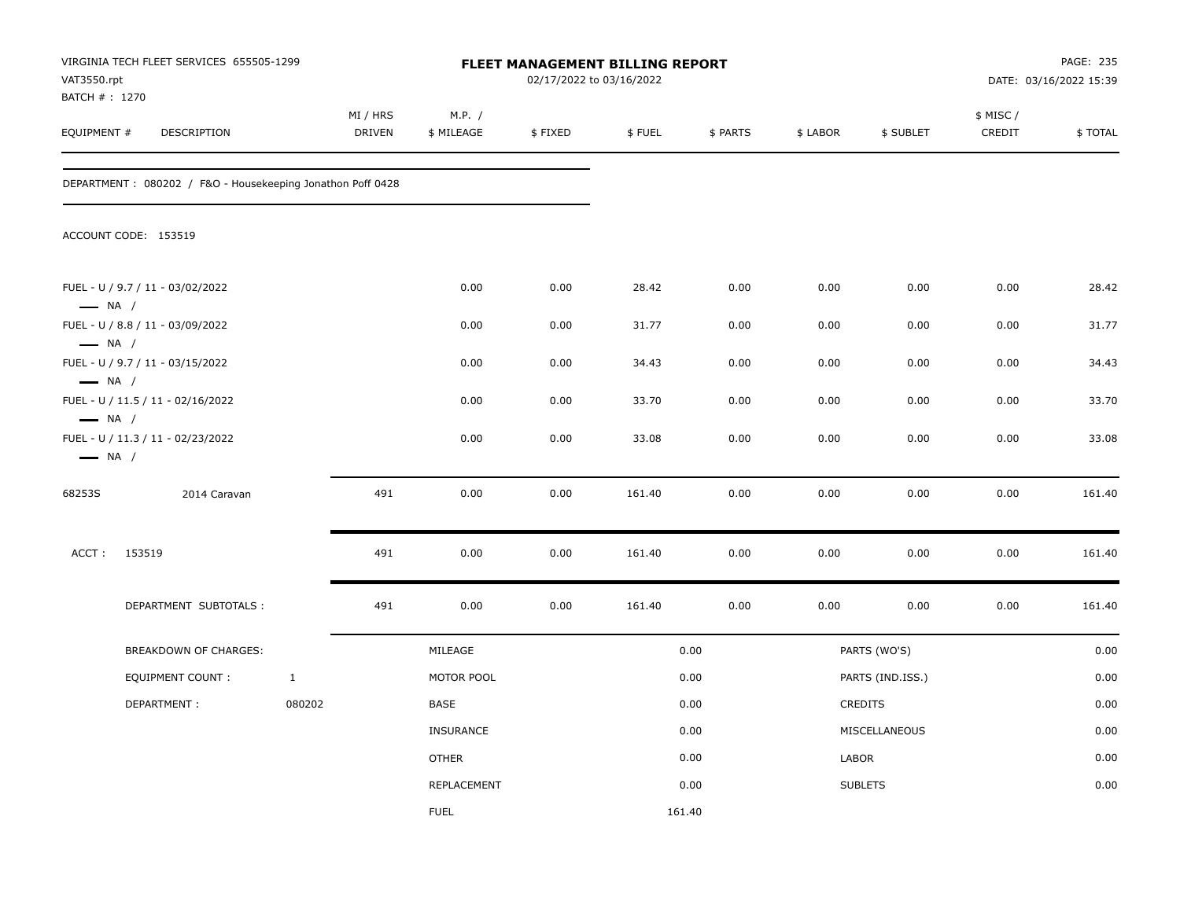VIRGINIA TECH FLEET SERVICES 655505-1299
VAT3550.rpt
BATCH # : 1270

**FLEET MANAGEMENT BILLING REPORT**
02/17/2022 to 03/16/2022

PAGE: 235
DATE: 03/16/2022 15:39

| EQUIPMENT # | DESCRIPTION | MI / HRS DRIVEN | M.P. / $ MILEAGE | $ FIXED | $ FUEL | $ PARTS | $ LABOR | $ SUBLET | $ MISC / CREDIT | $ TOTAL |
|---|---|---|---|---|---|---|---|---|---|---|
| DEPARTMENT : 080202 / F&O - Housekeeping Jonathon Poff 0428 | | | | | | | | | | |
| ACCOUNT CODE: 153519 | | | | | | | | | | |
| FUEL - U / 9.7 / 11 - 03/02/2022 — NA / | | | 0.00 | 0.00 | 28.42 | 0.00 | 0.00 | 0.00 | 0.00 | 28.42 |
| FUEL - U / 8.8 / 11 - 03/09/2022 — NA / | | | 0.00 | 0.00 | 31.77 | 0.00 | 0.00 | 0.00 | 0.00 | 31.77 |
| FUEL - U / 9.7 / 11 - 03/15/2022 — NA / | | | 0.00 | 0.00 | 34.43 | 0.00 | 0.00 | 0.00 | 0.00 | 34.43 |
| FUEL - U / 11.5 / 11 - 02/16/2022 — NA / | | | 0.00 | 0.00 | 33.70 | 0.00 | 0.00 | 0.00 | 0.00 | 33.70 |
| FUEL - U / 11.3 / 11 - 02/23/2022 — NA / | | | 0.00 | 0.00 | 33.08 | 0.00 | 0.00 | 0.00 | 0.00 | 33.08 |
| 68253S | 2014 Caravan | 491 | 0.00 | 0.00 | 161.40 | 0.00 | 0.00 | 0.00 | 0.00 | 161.40 |
| ACCT : 153519 | | 491 | 0.00 | 0.00 | 161.40 | 0.00 | 0.00 | 0.00 | 0.00 | 161.40 |
| DEPARTMENT SUBTOTALS : | | 491 | 0.00 | 0.00 | 161.40 | 0.00 | 0.00 | 0.00 | 0.00 | 161.40 |

| BREAKDOWN OF CHARGES: | | | | | |
|---|---|---|---|---|---|
| EQUIPMENT COUNT : | 1 | MILEAGE | 0.00 | PARTS (WO'S) | 0.00 |
| DEPARTMENT : | 080202 | MOTOR POOL | 0.00 | PARTS (IND.ISS.) | 0.00 |
| | | BASE | 0.00 | CREDITS | 0.00 |
| | | INSURANCE | 0.00 | MISCELLANEOUS | 0.00 |
| | | OTHER | 0.00 | LABOR | 0.00 |
| | | REPLACEMENT | 0.00 | SUBLETS | 0.00 |
| | | FUEL | 161.40 | | |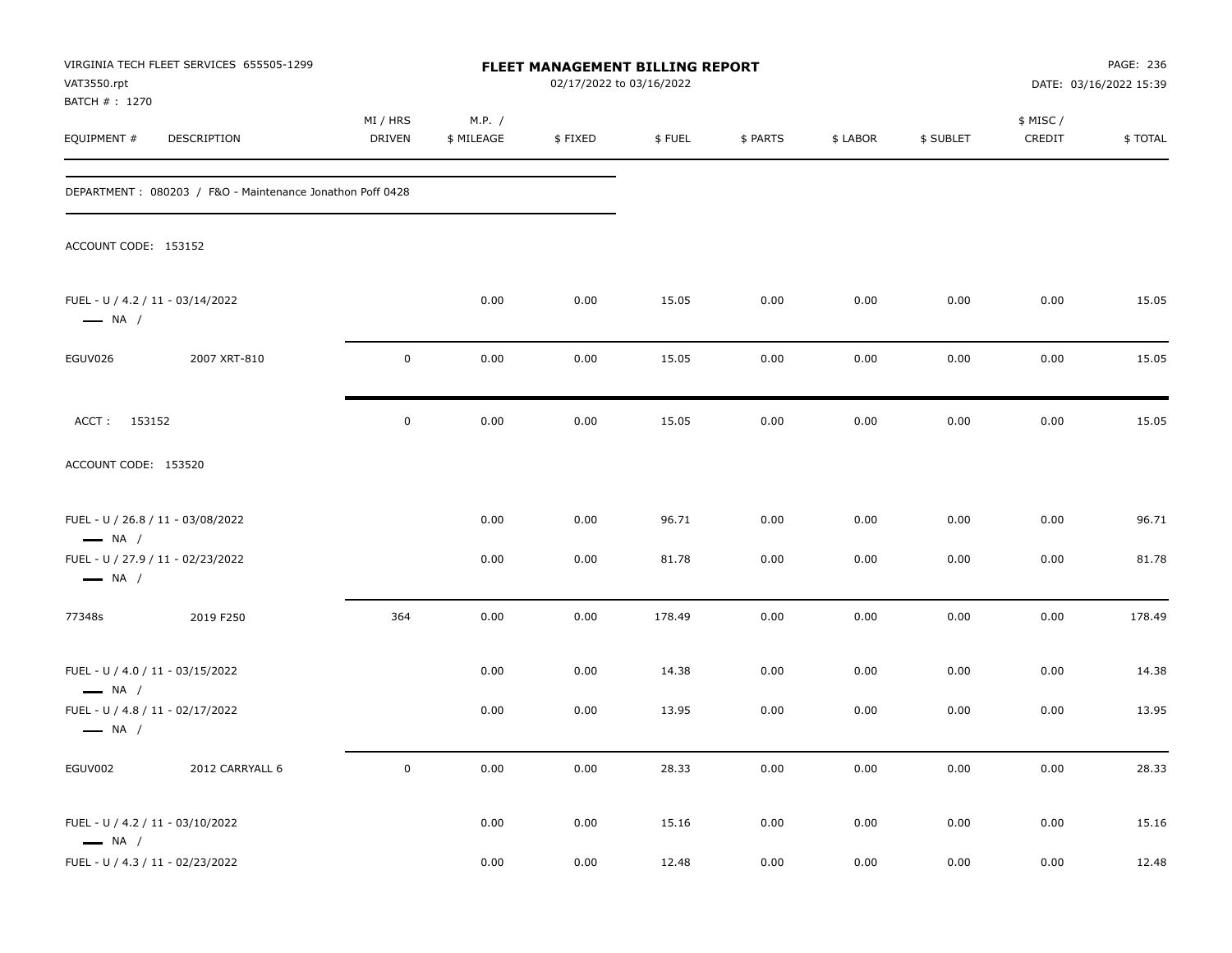VIRGINIA TECH FLEET SERVICES 655505-1299
VAT3550.rpt
BATCH # : 1270

**FLEET MANAGEMENT BILLING REPORT**
02/17/2022 to 03/16/2022

DATE: 03/16/2022 15:39

| EQUIPMENT # | DESCRIPTION | MI / HRS DRIVEN | M.P. / $ MILEAGE | $ FIXED | $ FUEL | $ PARTS | $ LABOR | $ SUBLET | $ MISC / CREDIT | $ TOTAL |
|---|---|---|---|---|---|---|---|---|---|---|
| DEPARTMENT : 080203 / F&O - Maintenance Jonathon Poff 0428 | | | | | | | | | | |
| ACCOUNT CODE: 153152 | | | | | | | | | | |
| FUEL - U / 4.2 / 11 - 03/14/2022 — NA / | | | 0.00 | 0.00 | 15.05 | 0.00 | 0.00 | 0.00 | 0.00 | 15.05 |
| EGUV026 | 2007 XRT-810 | 0 | 0.00 | 0.00 | 15.05 | 0.00 | 0.00 | 0.00 | 0.00 | 15.05 |
| ACCT : 153152 | | 0 | 0.00 | 0.00 | 15.05 | 0.00 | 0.00 | 0.00 | 0.00 | 15.05 |
| ACCOUNT CODE: 153520 | | | | | | | | | | |
| FUEL - U / 26.8 / 11 - 03/08/2022 — NA / | | | 0.00 | 0.00 | 96.71 | 0.00 | 0.00 | 0.00 | 0.00 | 96.71 |
| FUEL - U / 27.9 / 11 - 02/23/2022 — NA / | | | 0.00 | 0.00 | 81.78 | 0.00 | 0.00 | 0.00 | 0.00 | 81.78 |
| 77348s | 2019 F250 | 364 | 0.00 | 0.00 | 178.49 | 0.00 | 0.00 | 0.00 | 0.00 | 178.49 |
| FUEL - U / 4.0 / 11 - 03/15/2022 — NA / | | | 0.00 | 0.00 | 14.38 | 0.00 | 0.00 | 0.00 | 0.00 | 14.38 |
| FUEL - U / 4.8 / 11 - 02/17/2022 — NA / | | | 0.00 | 0.00 | 13.95 | 0.00 | 0.00 | 0.00 | 0.00 | 13.95 |
| EGUV002 | 2012 CARRYALL 6 | 0 | 0.00 | 0.00 | 28.33 | 0.00 | 0.00 | 0.00 | 0.00 | 28.33 |
| FUEL - U / 4.2 / 11 - 03/10/2022 — NA / | | | 0.00 | 0.00 | 15.16 | 0.00 | 0.00 | 0.00 | 0.00 | 15.16 |
| FUEL - U / 4.3 / 11 - 02/23/2022 | | | 0.00 | 0.00 | 12.48 | 0.00 | 0.00 | 0.00 | 0.00 | 12.48 |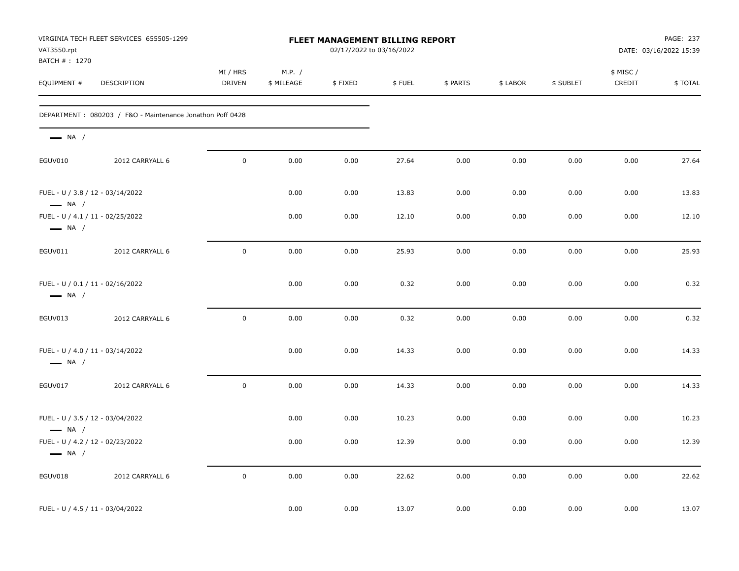VIRGINIA TECH FLEET SERVICES 655505-1299
VAT3550.rpt
BATCH # : 1270

**FLEET MANAGEMENT BILLING REPORT**
02/17/2022 to 03/16/2022

DATE: 03/16/2022 15:39

| EQUIPMENT # | DESCRIPTION | MI / HRS DRIVEN | M.P. / $ MILEAGE | $ FIXED | $ FUEL | $ PARTS | $ LABOR | $ SUBLET | $ MISC / CREDIT | $ TOTAL |
|---|---|---|---|---|---|---|---|---|---|---|
| DEPARTMENT : 080203 / F&O - Maintenance Jonathon Poff 0428 | | | | | | | | | | |
| — NA / | | | | | | | | | | |
| EGUV010 | 2012 CARRYALL 6 | 0 | 0.00 | 0.00 | 27.64 | 0.00 | 0.00 | 0.00 | 0.00 | 27.64 |
| FUEL - U / 3.8 / 12 - 03/14/2022 — NA / | | | 0.00 | 0.00 | 13.83 | 0.00 | 0.00 | 0.00 | 0.00 | 13.83 |
| FUEL - U / 4.1 / 11 - 02/25/2022 — NA / | | | 0.00 | 0.00 | 12.10 | 0.00 | 0.00 | 0.00 | 0.00 | 12.10 |
| EGUV011 | 2012 CARRYALL 6 | 0 | 0.00 | 0.00 | 25.93 | 0.00 | 0.00 | 0.00 | 0.00 | 25.93 |
| FUEL - U / 0.1 / 11 - 02/16/2022 — NA / | | | 0.00 | 0.00 | 0.32 | 0.00 | 0.00 | 0.00 | 0.00 | 0.32 |
| EGUV013 | 2012 CARRYALL 6 | 0 | 0.00 | 0.00 | 0.32 | 0.00 | 0.00 | 0.00 | 0.00 | 0.32 |
| FUEL - U / 4.0 / 11 - 03/14/2022 — NA / | | | 0.00 | 0.00 | 14.33 | 0.00 | 0.00 | 0.00 | 0.00 | 14.33 |
| EGUV017 | 2012 CARRYALL 6 | 0 | 0.00 | 0.00 | 14.33 | 0.00 | 0.00 | 0.00 | 0.00 | 14.33 |
| FUEL - U / 3.5 / 12 - 03/04/2022 — NA / | | | 0.00 | 0.00 | 10.23 | 0.00 | 0.00 | 0.00 | 0.00 | 10.23 |
| FUEL - U / 4.2 / 12 - 02/23/2022 — NA / | | | 0.00 | 0.00 | 12.39 | 0.00 | 0.00 | 0.00 | 0.00 | 12.39 |
| EGUV018 | 2012 CARRYALL 6 | 0 | 0.00 | 0.00 | 22.62 | 0.00 | 0.00 | 0.00 | 0.00 | 22.62 |
| FUEL - U / 4.5 / 11 - 03/04/2022 | | | 0.00 | 0.00 | 13.07 | 0.00 | 0.00 | 0.00 | 0.00 | 13.07 |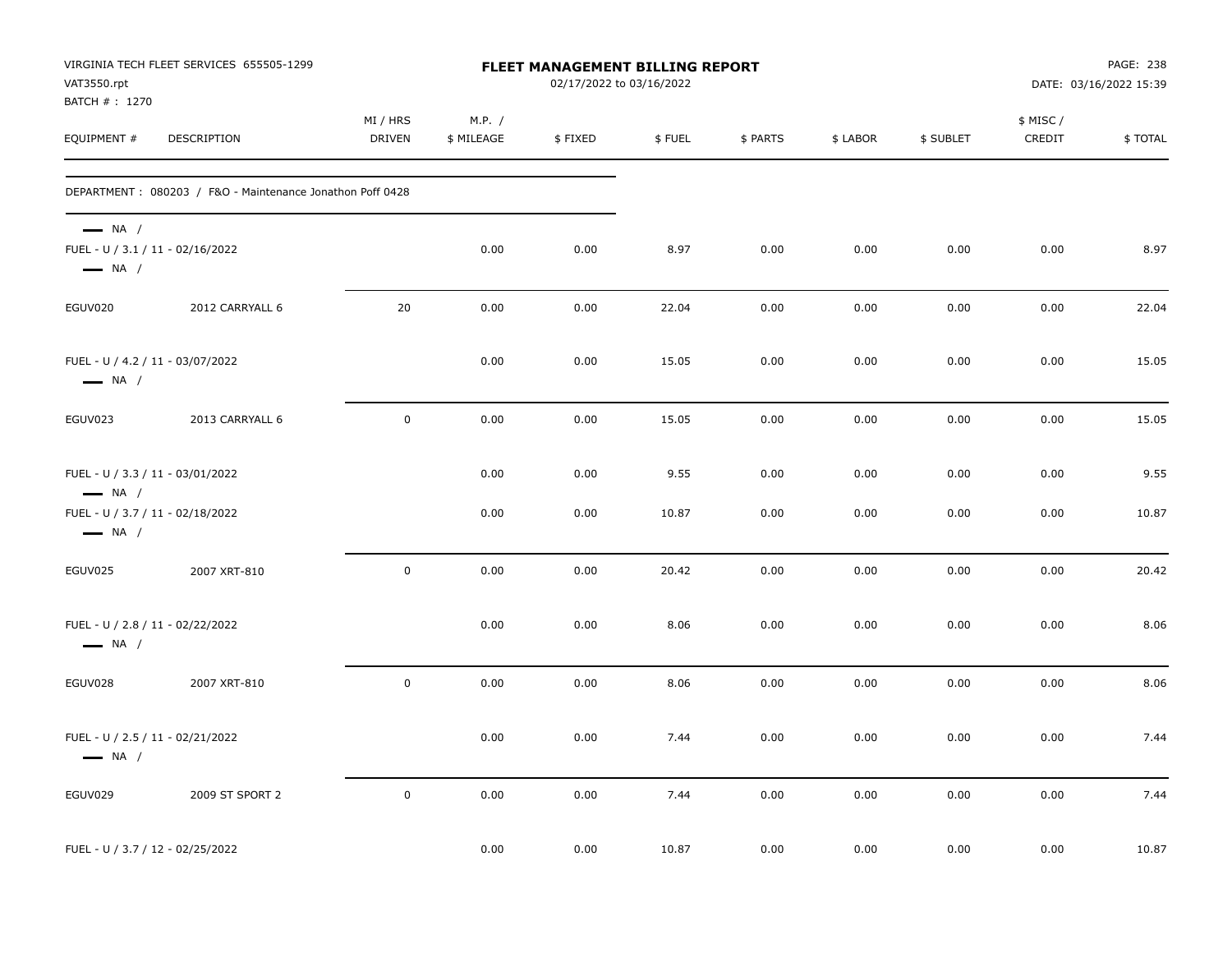VIRGINIA TECH FLEET SERVICES 655505-1299
VAT3550.rpt
BATCH # : 1270

# FLEET MANAGEMENT BILLING REPORT

02/17/2022 to 03/16/2022

DATE: 03/16/2022 15:39

| EQUIPMENT # | DESCRIPTION | MI / HRS DRIVEN | M.P. / $ MILEAGE | $ FIXED | $ FUEL | $ PARTS | $ LABOR | $ SUBLET | $ MISC / CREDIT | $ TOTAL |
|---|---|---|---|---|---|---|---|---|---|---|
| DEPARTMENT : 080203 / F&O - Maintenance Jonathon Poff 0428 | | | | | | | | | | |
| — NA / | | | | | | | | | | |
| FUEL - U / 3.1 / 11 - 02/16/2022 | | | 0.00 | 0.00 | 8.97 | 0.00 | 0.00 | 0.00 | 0.00 | 8.97 |
| — NA / | | | | | | | | | | |
| EGUV020 | 2012 CARRYALL 6 | 20 | 0.00 | 0.00 | 22.04 | 0.00 | 0.00 | 0.00 | 0.00 | 22.04 |
| FUEL - U / 4.2 / 11 - 03/07/2022 | | | 0.00 | 0.00 | 15.05 | 0.00 | 0.00 | 0.00 | 0.00 | 15.05 |
| — NA / | | | | | | | | | | |
| EGUV023 | 2013 CARRYALL 6 | 0 | 0.00 | 0.00 | 15.05 | 0.00 | 0.00 | 0.00 | 0.00 | 15.05 |
| FUEL - U / 3.3 / 11 - 03/01/2022 | | | 0.00 | 0.00 | 9.55 | 0.00 | 0.00 | 0.00 | 0.00 | 9.55 |
| — NA / | | | | | | | | | | |
| FUEL - U / 3.7 / 11 - 02/18/2022 | | | 0.00 | 0.00 | 10.87 | 0.00 | 0.00 | 0.00 | 0.00 | 10.87 |
| — NA / | | | | | | | | | | |
| EGUV025 | 2007 XRT-810 | 0 | 0.00 | 0.00 | 20.42 | 0.00 | 0.00 | 0.00 | 0.00 | 20.42 |
| FUEL - U / 2.8 / 11 - 02/22/2022 | | | 0.00 | 0.00 | 8.06 | 0.00 | 0.00 | 0.00 | 0.00 | 8.06 |
| — NA / | | | | | | | | | | |
| EGUV028 | 2007 XRT-810 | 0 | 0.00 | 0.00 | 8.06 | 0.00 | 0.00 | 0.00 | 0.00 | 8.06 |
| FUEL - U / 2.5 / 11 - 02/21/2022 | | | 0.00 | 0.00 | 7.44 | 0.00 | 0.00 | 0.00 | 0.00 | 7.44 |
| — NA / | | | | | | | | | | |
| EGUV029 | 2009 ST SPORT 2 | 0 | 0.00 | 0.00 | 7.44 | 0.00 | 0.00 | 0.00 | 0.00 | 7.44 |
| FUEL - U / 3.7 / 12 - 02/25/2022 | | | 0.00 | 0.00 | 10.87 | 0.00 | 0.00 | 0.00 | 0.00 | 10.87 |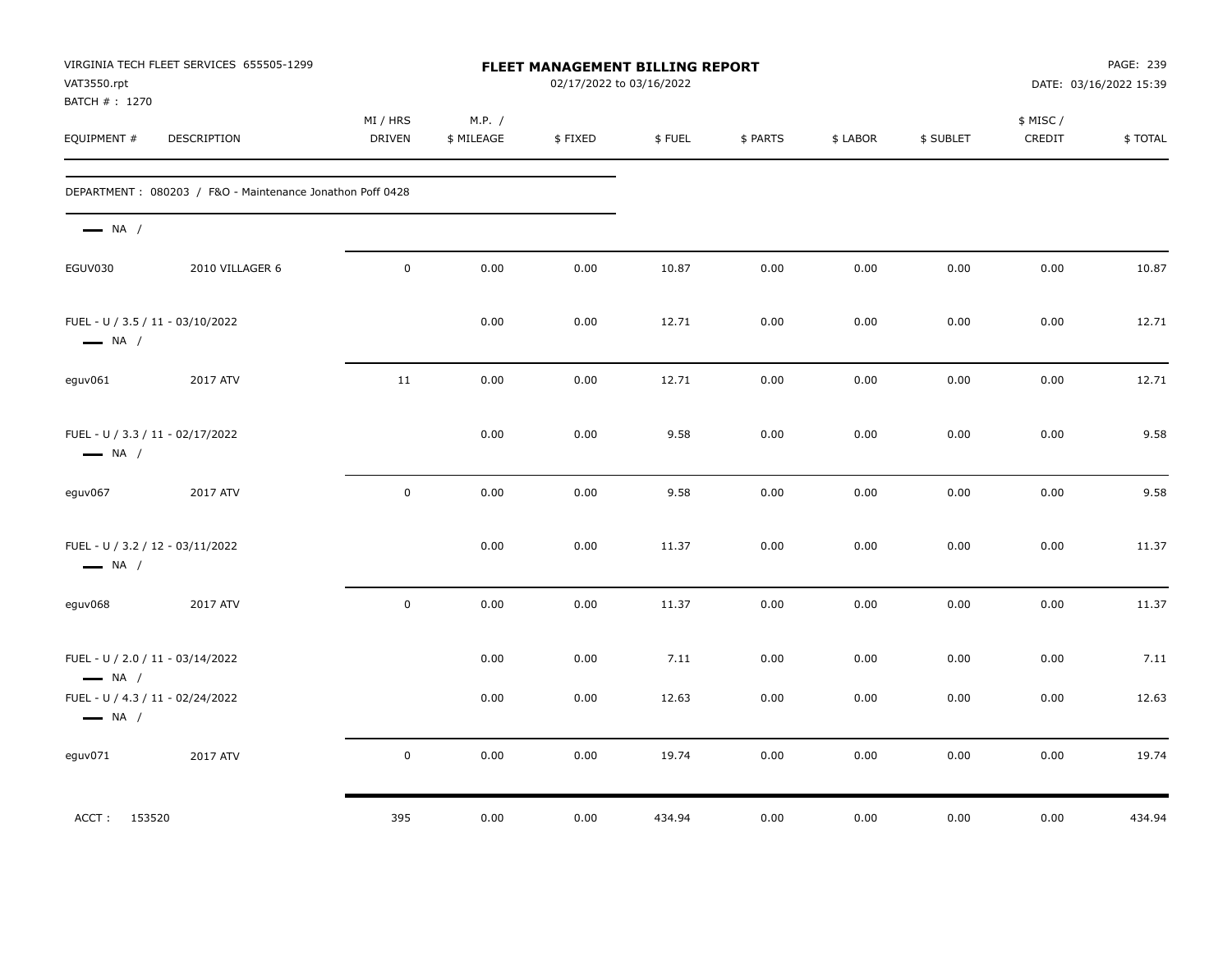VIRGINIA TECH FLEET SERVICES 655505-1299
VAT3550.rpt
BATCH # : 1270

**FLEET MANAGEMENT BILLING REPORT**
02/17/2022 to 03/16/2022

DATE: 03/16/2022 15:39

| EQUIPMENT # | DESCRIPTION | MI / HRS DRIVEN | M.P. / $ MILEAGE | $ FIXED | $ FUEL | $ PARTS | $ LABOR | $ SUBLET | $ MISC / CREDIT | $ TOTAL |
|---|---|---|---|---|---|---|---|---|---|---|
| DEPARTMENT : 080203 / F&O - Maintenance Jonathon Poff 0428 | | | | | | | | | | |
| — NA / | | | | | | | | | | |
| EGUV030 | 2010 VILLAGER 6 | 0 | 0.00 | 0.00 | 10.87 | 0.00 | 0.00 | 0.00 | 0.00 | 10.87 |
| FUEL - U / 3.5 / 11 - 03/10/2022 — NA / | | | 0.00 | 0.00 | 12.71 | 0.00 | 0.00 | 0.00 | 0.00 | 12.71 |
| eguv061 | 2017 ATV | 11 | 0.00 | 0.00 | 12.71 | 0.00 | 0.00 | 0.00 | 0.00 | 12.71 |
| FUEL - U / 3.3 / 11 - 02/17/2022 — NA / | | | 0.00 | 0.00 | 9.58 | 0.00 | 0.00 | 0.00 | 0.00 | 9.58 |
| eguv067 | 2017 ATV | 0 | 0.00 | 0.00 | 9.58 | 0.00 | 0.00 | 0.00 | 0.00 | 9.58 |
| FUEL - U / 3.2 / 12 - 03/11/2022 — NA / | | | 0.00 | 0.00 | 11.37 | 0.00 | 0.00 | 0.00 | 0.00 | 11.37 |
| eguv068 | 2017 ATV | 0 | 0.00 | 0.00 | 11.37 | 0.00 | 0.00 | 0.00 | 0.00 | 11.37 |
| FUEL - U / 2.0 / 11 - 03/14/2022 — NA / | | | 0.00 | 0.00 | 7.11 | 0.00 | 0.00 | 0.00 | 0.00 | 7.11 |
| FUEL - U / 4.3 / 11 - 02/24/2022 — NA / | | | 0.00 | 0.00 | 12.63 | 0.00 | 0.00 | 0.00 | 0.00 | 12.63 |
| eguv071 | 2017 ATV | 0 | 0.00 | 0.00 | 19.74 | 0.00 | 0.00 | 0.00 | 0.00 | 19.74 |
| ACCT : 153520 | | 395 | 0.00 | 0.00 | 434.94 | 0.00 | 0.00 | 0.00 | 0.00 | 434.94 |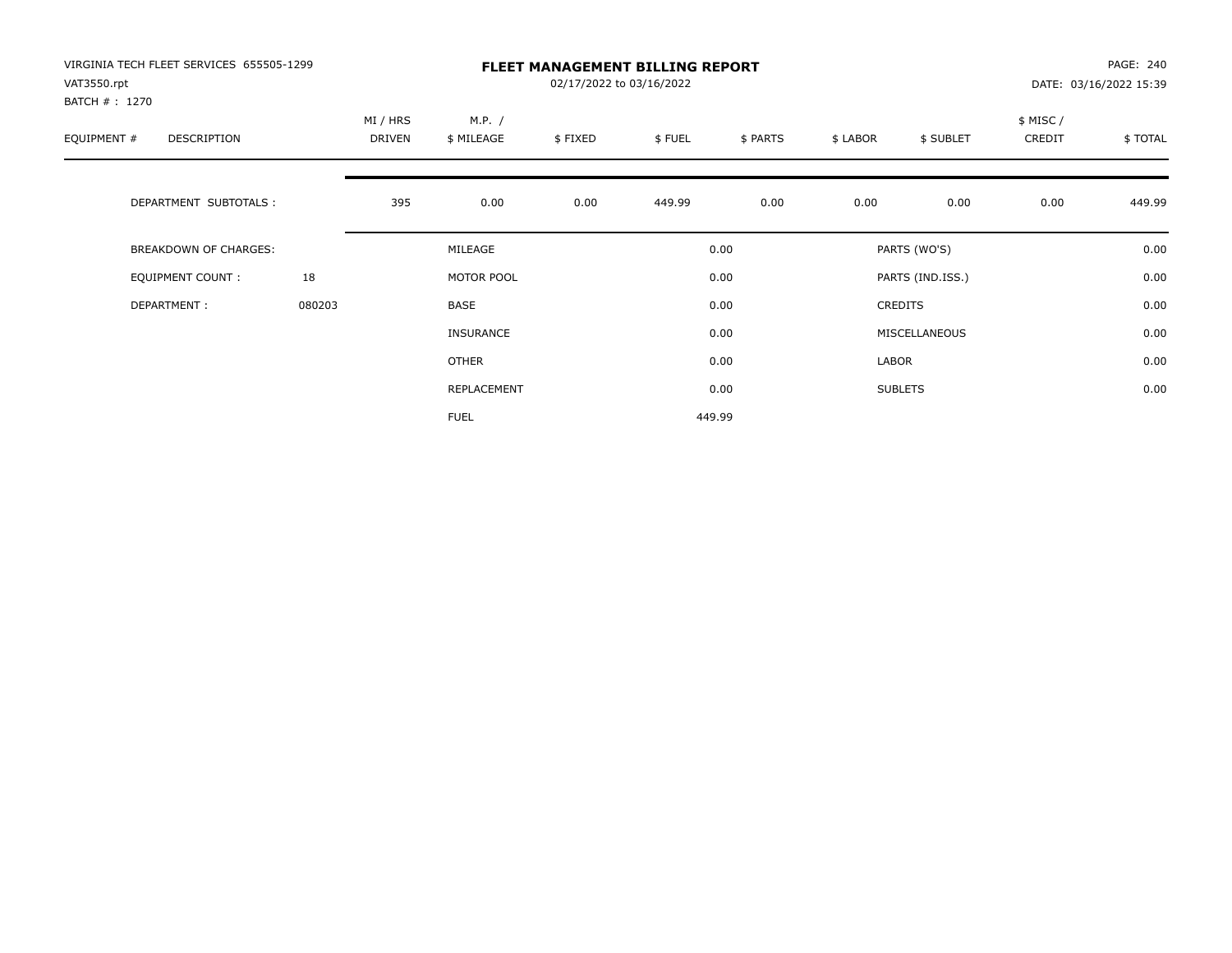VIRGINIA TECH FLEET SERVICES 655505-1299
VAT3550.rpt
BATCH # : 1270

# FLEET MANAGEMENT BILLING REPORT

02/17/2022 to 03/16/2022

DATE: 03/16/2022 15:39

| EQUIPMENT # | DESCRIPTION | MI / HRS DRIVEN | M.P. / $ MILEAGE | $ FIXED | $ FUEL | $ PARTS | $ LABOR | $ SUBLET | $ MISC / CREDIT | $ TOTAL |
|---|---|---|---|---|---|---|---|---|---|---|
| | DEPARTMENT SUBTOTALS : | 395 | 0.00 | 0.00 | 449.99 | 0.00 | 0.00 | 0.00 | 0.00 | 449.99 |

| BREAKDOWN OF CHARGES: | | | | | |
|---|---|---|---|---|---|
| EQUIPMENT COUNT : | 18 | MILEAGE | 0.00 | PARTS (WO'S) | 0.00 |
| DEPARTMENT : | 080203 | MOTOR POOL | 0.00 | PARTS (IND.ISS.) | 0.00 |
| | | BASE | 0.00 | CREDITS | 0.00 |
| | | INSURANCE | 0.00 | MISCELLANEOUS | 0.00 |
| | | OTHER | 0.00 | LABOR | 0.00 |
| | | REPLACEMENT | 0.00 | SUBLETS | 0.00 |
| | | FUEL | 449.99 | | |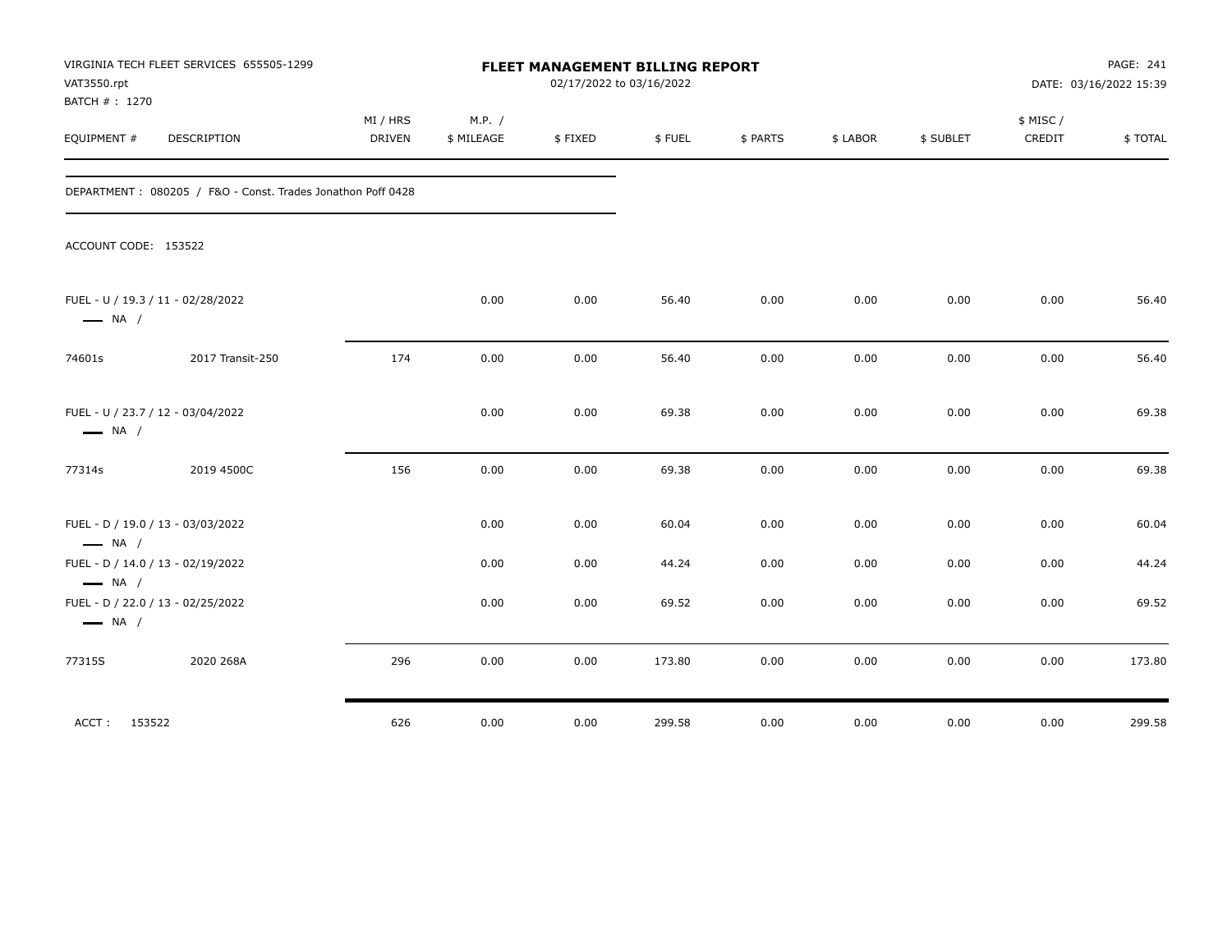VIRGINIA TECH FLEET SERVICES 655505-1299
VAT3550.rpt
BATCH # : 1270

# FLEET MANAGEMENT BILLING REPORT

02/17/2022 to 03/16/2022

DATE: 03/16/2022 15:39

| EQUIPMENT # | DESCRIPTION | MI / HRS DRIVEN | M.P. / $ MILEAGE | $ FIXED | $ FUEL | $ PARTS | $ LABOR | $ SUBLET | $ MISC / CREDIT | $ TOTAL |
|---|---|---|---|---|---|---|---|---|---|---|
| DEPARTMENT : 080205 / F&O - Const. Trades Jonathon Poff 0428 | | | | | | | | | | |
| ACCOUNT CODE: 153522 | | | | | | | | | | |
| FUEL - U / 19.3 / 11 - 02/28/2022 — NA / | | | 0.00 | 0.00 | 56.40 | 0.00 | 0.00 | 0.00 | 0.00 | 56.40 |
| 74601s | 2017 Transit-250 | 174 | 0.00 | 0.00 | 56.40 | 0.00 | 0.00 | 0.00 | 0.00 | 56.40 |
| FUEL - U / 23.7 / 12 - 03/04/2022 — NA / | | | 0.00 | 0.00 | 69.38 | 0.00 | 0.00 | 0.00 | 0.00 | 69.38 |
| 77314s | 2019 4500C | 156 | 0.00 | 0.00 | 69.38 | 0.00 | 0.00 | 0.00 | 0.00 | 69.38 |
| FUEL - D / 19.0 / 13 - 03/03/2022 — NA / | | | 0.00 | 0.00 | 60.04 | 0.00 | 0.00 | 0.00 | 0.00 | 60.04 |
| FUEL - D / 14.0 / 13 - 02/19/2022 — NA / | | | 0.00 | 0.00 | 44.24 | 0.00 | 0.00 | 0.00 | 0.00 | 44.24 |
| FUEL - D / 22.0 / 13 - 02/25/2022 — NA / | | | 0.00 | 0.00 | 69.52 | 0.00 | 0.00 | 0.00 | 0.00 | 69.52 |
| 77315S | 2020 268A | 296 | 0.00 | 0.00 | 173.80 | 0.00 | 0.00 | 0.00 | 0.00 | 173.80 |
| ACCT : 153522 | | 626 | 0.00 | 0.00 | 299.58 | 0.00 | 0.00 | 0.00 | 0.00 | 299.58 |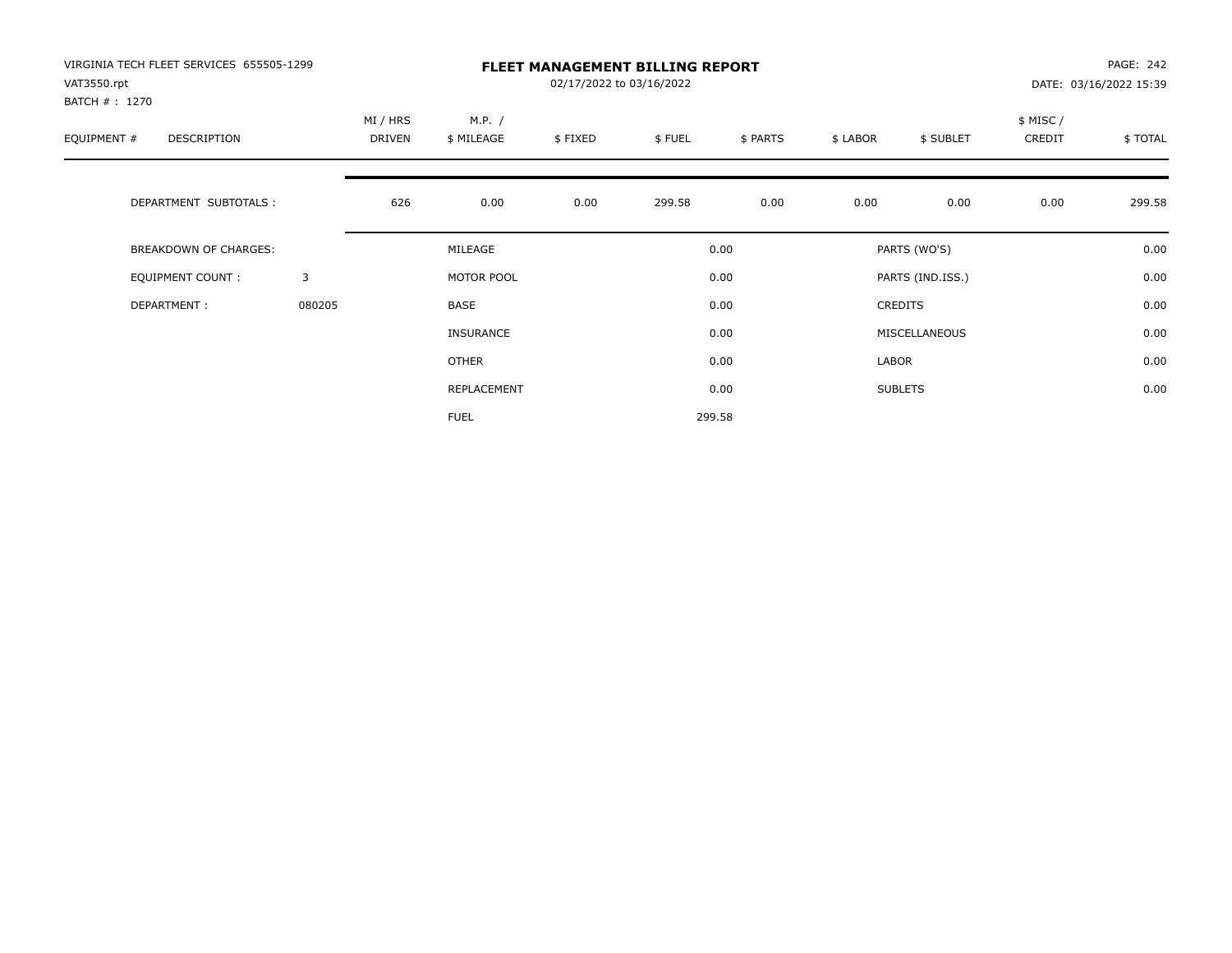VIRGINIA TECH FLEET SERVICES 655505-1299
VAT3550.rpt
BATCH # : 1270

# FLEET MANAGEMENT BILLING REPORT

02/17/2022 to 03/16/2022

PAGE: 242
DATE: 03/16/2022 15:39

| EQUIPMENT # | DESCRIPTION | MI / HRS DRIVEN | M.P. / $ MILEAGE | $ FIXED | $ FUEL | $ PARTS | $ LABOR | $ SUBLET | $ MISC / CREDIT | $ TOTAL |
|---|---|---|---|---|---|---|---|---|---|---|
| | DEPARTMENT SUBTOTALS : | 626 | 0.00 | 0.00 | 299.58 | 0.00 | 0.00 | 0.00 | 0.00 | 299.58 |

| | | | | | |
|---|---|---|---|---|---|
| BREAKDOWN OF CHARGES: | | MILEAGE | 0.00 | PARTS (WO'S) | 0.00 |
| EQUIPMENT COUNT : | 3 | MOTOR POOL | 0.00 | PARTS (IND.ISS.) | 0.00 |
| DEPARTMENT : | 080205 | BASE | 0.00 | CREDITS | 0.00 |
| | | INSURANCE | 0.00 | MISCELLANEOUS | 0.00 |
| | | OTHER | 0.00 | LABOR | 0.00 |
| | | REPLACEMENT | 0.00 | SUBLETS | 0.00 |
| | | FUEL | 299.58 | | |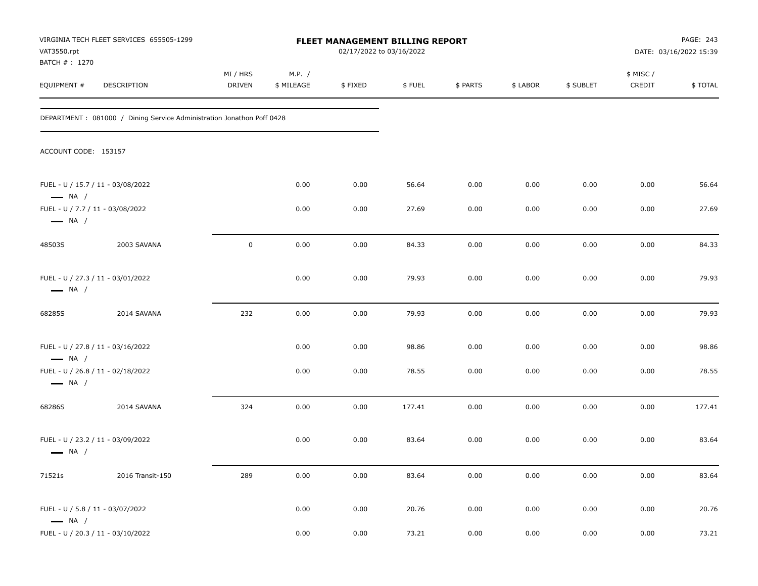VIRGINIA TECH FLEET SERVICES 655505-1299
VAT3550.rpt
BATCH # : 1270

# FLEET MANAGEMENT BILLING REPORT

02/17/2022 to 03/16/2022

DATE: 03/16/2022 15:39

| EQUIPMENT # | DESCRIPTION | MI / HRS DRIVEN | M.P. / $ MILEAGE | $ FIXED | $ FUEL | $ PARTS | $ LABOR | $ SUBLET | $ MISC / CREDIT | $ TOTAL |
|---|---|---|---|---|---|---|---|---|---|---|
| DEPARTMENT : 081000 / Dining Service Administration Jonathon Poff 0428 | | | | | | | | | | |
| ACCOUNT CODE: 153157 | | | | | | | | | | |
| FUEL - U / 15.7 / 11 - 03/08/2022 — NA / | | | 0.00 | 0.00 | 56.64 | 0.00 | 0.00 | 0.00 | 0.00 | 56.64 |
| FUEL - U / 7.7 / 11 - 03/08/2022 — NA / | | | 0.00 | 0.00 | 27.69 | 0.00 | 0.00 | 0.00 | 0.00 | 27.69 |
| 48503S | 2003 SAVANA | 0 | 0.00 | 0.00 | 84.33 | 0.00 | 0.00 | 0.00 | 0.00 | 84.33 |
| FUEL - U / 27.3 / 11 - 03/01/2022 — NA / | | | 0.00 | 0.00 | 79.93 | 0.00 | 0.00 | 0.00 | 0.00 | 79.93 |
| 68285S | 2014 SAVANA | 232 | 0.00 | 0.00 | 79.93 | 0.00 | 0.00 | 0.00 | 0.00 | 79.93 |
| FUEL - U / 27.8 / 11 - 03/16/2022 — NA / | | | 0.00 | 0.00 | 98.86 | 0.00 | 0.00 | 0.00 | 0.00 | 98.86 |
| FUEL - U / 26.8 / 11 - 02/18/2022 — NA / | | | 0.00 | 0.00 | 78.55 | 0.00 | 0.00 | 0.00 | 0.00 | 78.55 |
| 68286S | 2014 SAVANA | 324 | 0.00 | 0.00 | 177.41 | 0.00 | 0.00 | 0.00 | 0.00 | 177.41 |
| FUEL - U / 23.2 / 11 - 03/09/2022 — NA / | | | 0.00 | 0.00 | 83.64 | 0.00 | 0.00 | 0.00 | 0.00 | 83.64 |
| 71521s | 2016 Transit-150 | 289 | 0.00 | 0.00 | 83.64 | 0.00 | 0.00 | 0.00 | 0.00 | 83.64 |
| FUEL - U / 5.8 / 11 - 03/07/2022 — NA / | | | 0.00 | 0.00 | 20.76 | 0.00 | 0.00 | 0.00 | 0.00 | 20.76 |
| FUEL - U / 20.3 / 11 - 03/10/2022 | | | 0.00 | 0.00 | 73.21 | 0.00 | 0.00 | 0.00 | 0.00 | 73.21 |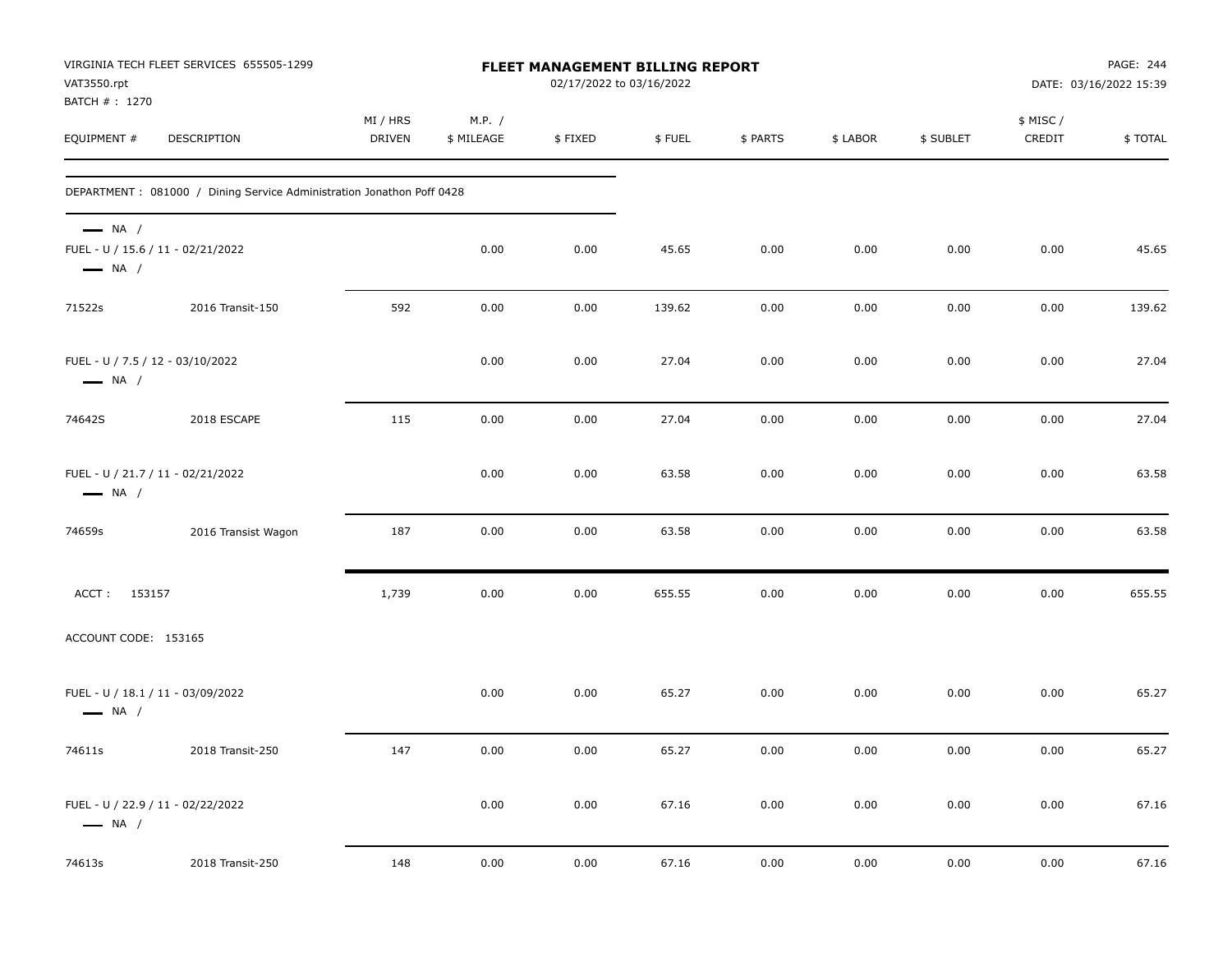VIRGINIA TECH FLEET SERVICES 655505-1299
VAT3550.rpt
BATCH # : 1270

**FLEET MANAGEMENT BILLING REPORT**
02/17/2022 to 03/16/2022

DATE: 03/16/2022 15:39

| EQUIPMENT # | DESCRIPTION | MI / HRS DRIVEN | M.P. / $ MILEAGE | $ FIXED | $ FUEL | $ PARTS | $ LABOR | $ SUBLET | $ MISC / CREDIT | $ TOTAL |
|---|---|---|---|---|---|---|---|---|---|---|
| DEPARTMENT : 081000 / Dining Service Administration Jonathon Poff 0428 | | | | | | | | | | |
| — NA / | | | | | | | | | | |
| FUEL - U / 15.6 / 11 - 02/21/2022 | | | 0.00 | 0.00 | 45.65 | 0.00 | 0.00 | 0.00 | 0.00 | 45.65 |
| — NA / | | | | | | | | | | |
| 71522s | 2016 Transit-150 | 592 | 0.00 | 0.00 | 139.62 | 0.00 | 0.00 | 0.00 | 0.00 | 139.62 |
| FUEL - U / 7.5 / 12 - 03/10/2022 | | | 0.00 | 0.00 | 27.04 | 0.00 | 0.00 | 0.00 | 0.00 | 27.04 |
| — NA / | | | | | | | | | | |
| 74642S | 2018 ESCAPE | 115 | 0.00 | 0.00 | 27.04 | 0.00 | 0.00 | 0.00 | 0.00 | 27.04 |
| FUEL - U / 21.7 / 11 - 02/21/2022 | | | 0.00 | 0.00 | 63.58 | 0.00 | 0.00 | 0.00 | 0.00 | 63.58 |
| — NA / | | | | | | | | | | |
| 74659s | 2016 Transist Wagon | 187 | 0.00 | 0.00 | 63.58 | 0.00 | 0.00 | 0.00 | 0.00 | 63.58 |
| ACCT : 153157 | | 1,739 | 0.00 | 0.00 | 655.55 | 0.00 | 0.00 | 0.00 | 0.00 | 655.55 |
| ACCOUNT CODE: 153165 | | | | | | | | | | |
| FUEL - U / 18.1 / 11 - 03/09/2022 | | | 0.00 | 0.00 | 65.27 | 0.00 | 0.00 | 0.00 | 0.00 | 65.27 |
| — NA / | | | | | | | | | | |
| 74611s | 2018 Transit-250 | 147 | 0.00 | 0.00 | 65.27 | 0.00 | 0.00 | 0.00 | 0.00 | 65.27 |
| FUEL - U / 22.9 / 11 - 02/22/2022 | | | 0.00 | 0.00 | 67.16 | 0.00 | 0.00 | 0.00 | 0.00 | 67.16 |
| — NA / | | | | | | | | | | |
| 74613s | 2018 Transit-250 | 148 | 0.00 | 0.00 | 67.16 | 0.00 | 0.00 | 0.00 | 0.00 | 67.16 |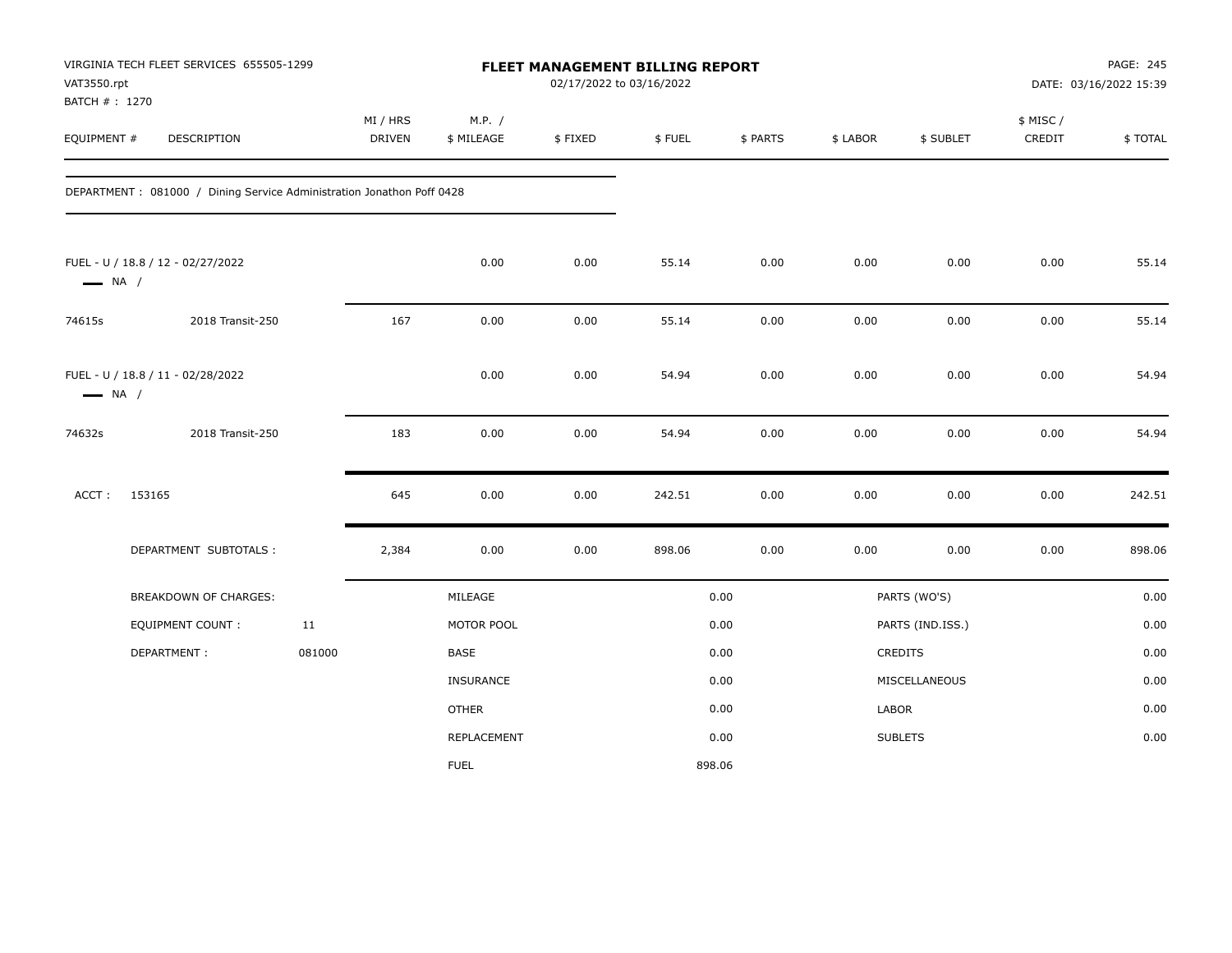VIRGINIA TECH FLEET SERVICES 655505-1299
VAT3550.rpt
BATCH # : 1270

**FLEET MANAGEMENT BILLING REPORT**
02/17/2022 to 03/16/2022

DATE: 03/16/2022 15:39

| EQUIPMENT # | DESCRIPTION | MI / HRS DRIVEN | M.P. / $ MILEAGE | $ FIXED | $ FUEL | $ PARTS | $ LABOR | $ SUBLET | $ MISC / CREDIT | $ TOTAL |
|---|---|---|---|---|---|---|---|---|---|---|
| DEPARTMENT : 081000 / Dining Service Administration Jonathon Poff 0428 | | | | | | | | | | |
| FUEL - U / 18.8 / 12 - 02/27/2022 — NA / | | | 0.00 | 0.00 | 55.14 | 0.00 | 0.00 | 0.00 | 0.00 | 55.14 |
| 74615s | 2018 Transit-250 | 167 | 0.00 | 0.00 | 55.14 | 0.00 | 0.00 | 0.00 | 0.00 | 55.14 |
| FUEL - U / 18.8 / 11 - 02/28/2022 — NA / | | | 0.00 | 0.00 | 54.94 | 0.00 | 0.00 | 0.00 | 0.00 | 54.94 |
| 74632s | 2018 Transit-250 | 183 | 0.00 | 0.00 | 54.94 | 0.00 | 0.00 | 0.00 | 0.00 | 54.94 |
| ACCT : 153165 | | 645 | 0.00 | 0.00 | 242.51 | 0.00 | 0.00 | 0.00 | 0.00 | 242.51 |
| DEPARTMENT SUBTOTALS : | | 2,384 | 0.00 | 0.00 | 898.06 | 0.00 | 0.00 | 0.00 | 0.00 | 898.06 |

| BREAKDOWN OF CHARGES: | | MILEAGE | 0.00 | PARTS (WO'S) | 0.00 |
|---|---|---|---|---|---|
| EQUIPMENT COUNT : | 11 | MOTOR POOL | 0.00 | PARTS (IND.ISS.) | 0.00 |
| DEPARTMENT : | 081000 | BASE | 0.00 | CREDITS | 0.00 |
| | | INSURANCE | 0.00 | MISCELLANEOUS | 0.00 |
| | | OTHER | 0.00 | LABOR | 0.00 |
| | | REPLACEMENT | 0.00 | SUBLETS | 0.00 |
| | | FUEL | 898.06 | | |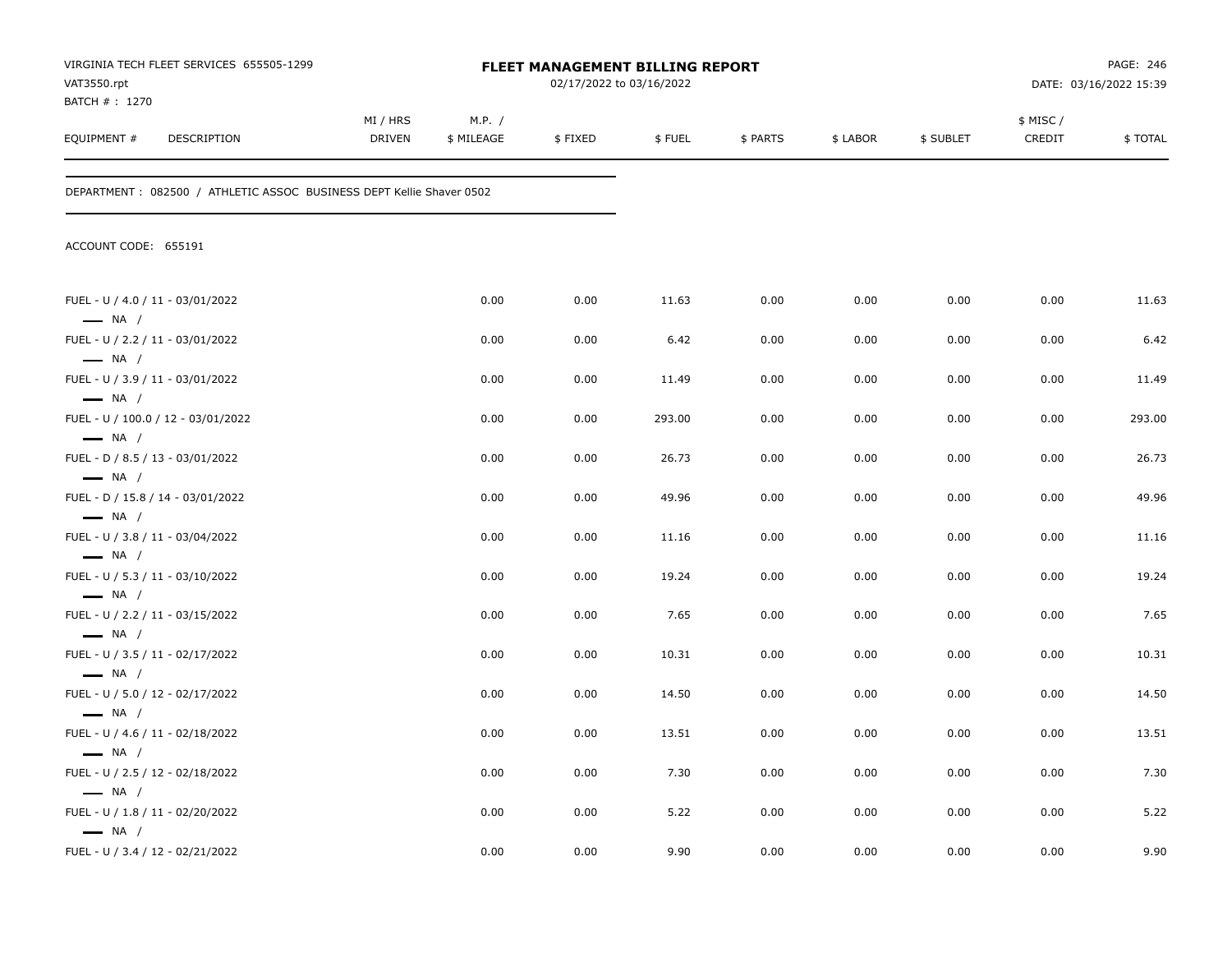VIRGINIA TECH FLEET SERVICES 655505-1299
VAT3550.rpt
BATCH # : 1270

# FLEET MANAGEMENT BILLING REPORT

02/17/2022 to 03/16/2022

DATE: 03/16/2022 15:39

DEPARTMENT : 082500 / ATHLETIC ASSOC BUSINESS DEPT Kellie Shaver 0502

ACCOUNT CODE: 655191

| EQUIPMENT # | DESCRIPTION | MI / HRS DRIVEN | M.P. / $ MILEAGE | $ FIXED | $ FUEL | $ PARTS | $ LABOR | $ SUBLET | $ MISC / CREDIT | $ TOTAL |
|---|---|---|---|---|---|---|---|---|---|---|
| FUEL - U / 4.0 / 11 - 03/01/2022 — NA / | | | 0.00 | 0.00 | 11.63 | 0.00 | 0.00 | 0.00 | 0.00 | 11.63 |
| FUEL - U / 2.2 / 11 - 03/01/2022 — NA / | | | 0.00 | 0.00 | 6.42 | 0.00 | 0.00 | 0.00 | 0.00 | 6.42 |
| FUEL - U / 3.9 / 11 - 03/01/2022 — NA / | | | 0.00 | 0.00 | 11.49 | 0.00 | 0.00 | 0.00 | 0.00 | 11.49 |
| FUEL - U / 100.0 / 12 - 03/01/2022 — NA / | | | 0.00 | 0.00 | 293.00 | 0.00 | 0.00 | 0.00 | 0.00 | 293.00 |
| FUEL - D / 8.5 / 13 - 03/01/2022 — NA / | | | 0.00 | 0.00 | 26.73 | 0.00 | 0.00 | 0.00 | 0.00 | 26.73 |
| FUEL - D / 15.8 / 14 - 03/01/2022 — NA / | | | 0.00 | 0.00 | 49.96 | 0.00 | 0.00 | 0.00 | 0.00 | 49.96 |
| FUEL - U / 3.8 / 11 - 03/04/2022 — NA / | | | 0.00 | 0.00 | 11.16 | 0.00 | 0.00 | 0.00 | 0.00 | 11.16 |
| FUEL - U / 5.3 / 11 - 03/10/2022 — NA / | | | 0.00 | 0.00 | 19.24 | 0.00 | 0.00 | 0.00 | 0.00 | 19.24 |
| FUEL - U / 2.2 / 11 - 03/15/2022 — NA / | | | 0.00 | 0.00 | 7.65 | 0.00 | 0.00 | 0.00 | 0.00 | 7.65 |
| FUEL - U / 3.5 / 11 - 02/17/2022 — NA / | | | 0.00 | 0.00 | 10.31 | 0.00 | 0.00 | 0.00 | 0.00 | 10.31 |
| FUEL - U / 5.0 / 12 - 02/17/2022 — NA / | | | 0.00 | 0.00 | 14.50 | 0.00 | 0.00 | 0.00 | 0.00 | 14.50 |
| FUEL - U / 4.6 / 11 - 02/18/2022 — NA / | | | 0.00 | 0.00 | 13.51 | 0.00 | 0.00 | 0.00 | 0.00 | 13.51 |
| FUEL - U / 2.5 / 12 - 02/18/2022 — NA / | | | 0.00 | 0.00 | 7.30 | 0.00 | 0.00 | 0.00 | 0.00 | 7.30 |
| FUEL - U / 1.8 / 11 - 02/20/2022 — NA / | | | 0.00 | 0.00 | 5.22 | 0.00 | 0.00 | 0.00 | 0.00 | 5.22 |
| FUEL - U / 3.4 / 12 - 02/21/2022 | | | 0.00 | 0.00 | 9.90 | 0.00 | 0.00 | 0.00 | 0.00 | 9.90 |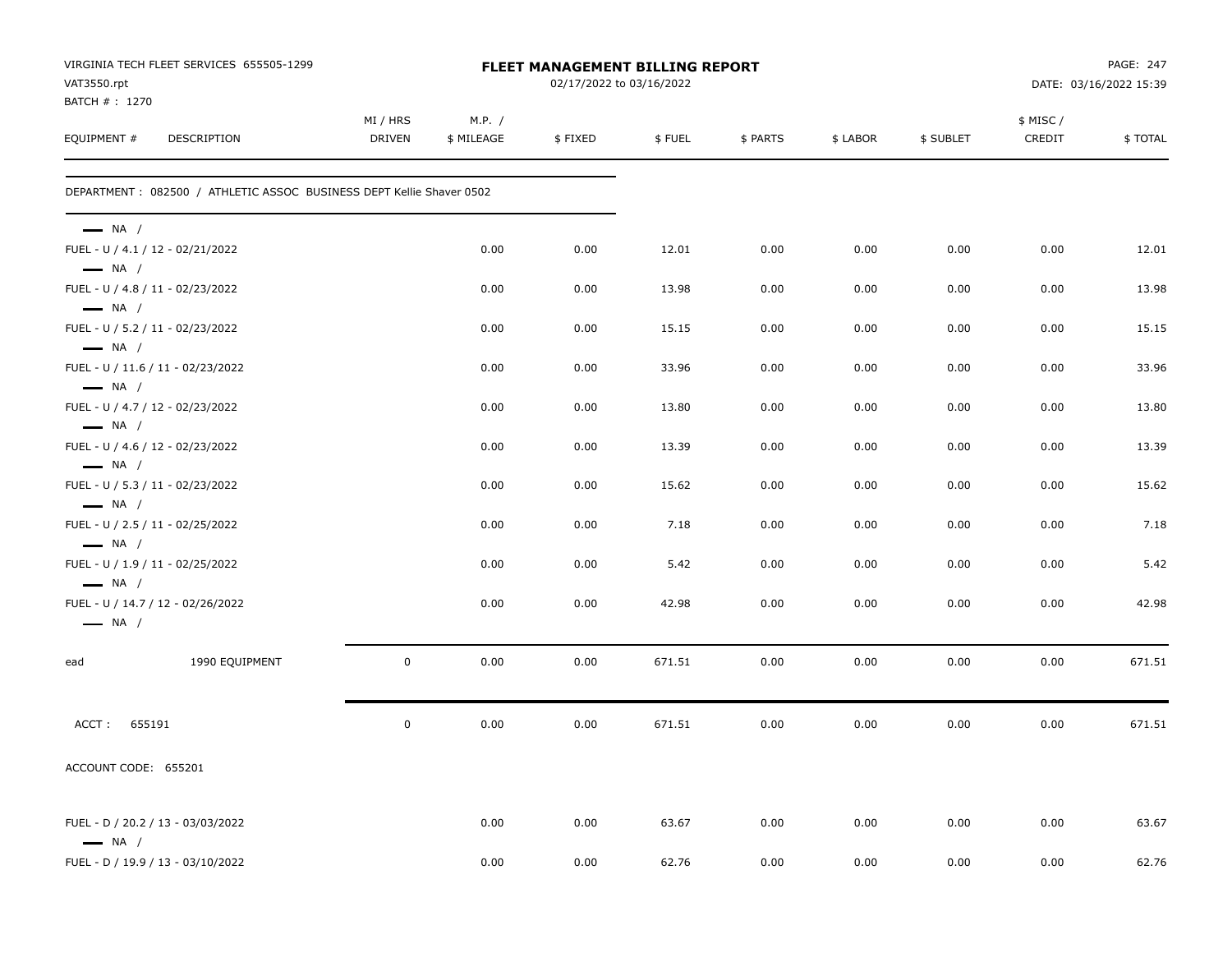VIRGINIA TECH FLEET SERVICES 655505-1299
VAT3550.rpt
BATCH # : 1270

**FLEET MANAGEMENT BILLING REPORT**
02/17/2022 to 03/16/2022

DATE: 03/16/2022 15:39

| EQUIPMENT # | DESCRIPTION | MI / HRS DRIVEN | M.P. / $ MILEAGE | $ FIXED | $ FUEL | $ PARTS | $ LABOR | $ SUBLET | $ MISC / CREDIT | $ TOTAL |
|---|---|---|---|---|---|---|---|---|---|---|
| DEPARTMENT : 082500 / ATHLETIC ASSOC BUSINESS DEPT Kellie Shaver 0502 | | | | | | | | | | |
| — NA / | | | | | | | | | | |
| FUEL - U / 4.1 / 12 - 02/21/2022 | | | 0.00 | 0.00 | 12.01 | 0.00 | 0.00 | 0.00 | 0.00 | 12.01 |
| — NA / | | | | | | | | | | |
| FUEL - U / 4.8 / 11 - 02/23/2022 | | | 0.00 | 0.00 | 13.98 | 0.00 | 0.00 | 0.00 | 0.00 | 13.98 |
| — NA / | | | | | | | | | | |
| FUEL - U / 5.2 / 11 - 02/23/2022 | | | 0.00 | 0.00 | 15.15 | 0.00 | 0.00 | 0.00 | 0.00 | 15.15 |
| — NA / | | | | | | | | | | |
| FUEL - U / 11.6 / 11 - 02/23/2022 | | | 0.00 | 0.00 | 33.96 | 0.00 | 0.00 | 0.00 | 0.00 | 33.96 |
| — NA / | | | | | | | | | | |
| FUEL - U / 4.7 / 12 - 02/23/2022 | | | 0.00 | 0.00 | 13.80 | 0.00 | 0.00 | 0.00 | 0.00 | 13.80 |
| — NA / | | | | | | | | | | |
| FUEL - U / 4.6 / 12 - 02/23/2022 | | | 0.00 | 0.00 | 13.39 | 0.00 | 0.00 | 0.00 | 0.00 | 13.39 |
| — NA / | | | | | | | | | | |
| FUEL - U / 5.3 / 11 - 02/23/2022 | | | 0.00 | 0.00 | 15.62 | 0.00 | 0.00 | 0.00 | 0.00 | 15.62 |
| — NA / | | | | | | | | | | |
| FUEL - U / 2.5 / 11 - 02/25/2022 | | | 0.00 | 0.00 | 7.18 | 0.00 | 0.00 | 0.00 | 0.00 | 7.18 |
| — NA / | | | | | | | | | | |
| FUEL - U / 1.9 / 11 - 02/25/2022 | | | 0.00 | 0.00 | 5.42 | 0.00 | 0.00 | 0.00 | 0.00 | 5.42 |
| — NA / | | | | | | | | | | |
| FUEL - U / 14.7 / 12 - 02/26/2022 | | | 0.00 | 0.00 | 42.98 | 0.00 | 0.00 | 0.00 | 0.00 | 42.98 |
| — NA / | | | | | | | | | | |
| ead | 1990 EQUIPMENT | 0 | 0.00 | 0.00 | 671.51 | 0.00 | 0.00 | 0.00 | 0.00 | 671.51 |
| ACCT : 655191 | | 0 | 0.00 | 0.00 | 671.51 | 0.00 | 0.00 | 0.00 | 0.00 | 671.51 |
| ACCOUNT CODE: 655201 | | | | | | | | | | |
| FUEL - D / 20.2 / 13 - 03/03/2022 | | | 0.00 | 0.00 | 63.67 | 0.00 | 0.00 | 0.00 | 0.00 | 63.67 |
| — NA / | | | | | | | | | | |
| FUEL - D / 19.9 / 13 - 03/10/2022 | | | 0.00 | 0.00 | 62.76 | 0.00 | 0.00 | 0.00 | 0.00 | 62.76 |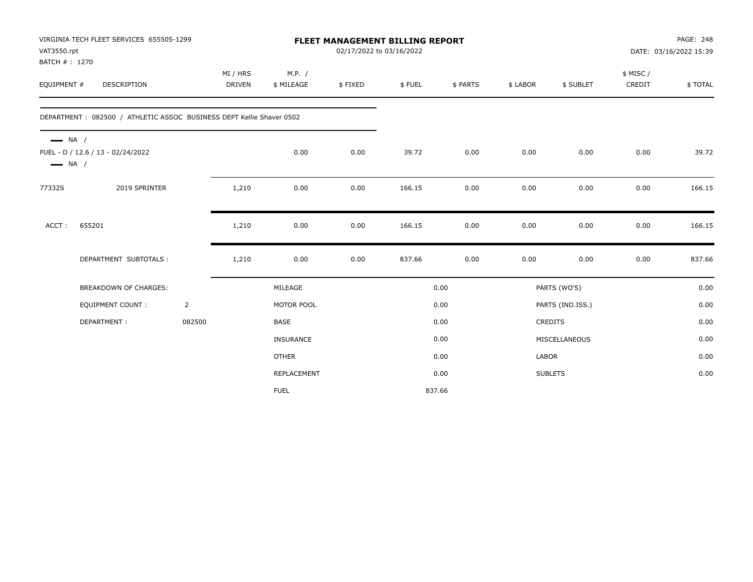VIRGINIA TECH FLEET SERVICES 655505-1299
VAT3550.rpt
BATCH # : 1270

# FLEET MANAGEMENT BILLING REPORT

02/17/2022 to 03/16/2022

DATE: 03/16/2022 15:39

| EQUIPMENT # | DESCRIPTION | MI / HRS DRIVEN | M.P. / $ MILEAGE | $ FIXED | $ FUEL | $ PARTS | $ LABOR | $ SUBLET | $ MISC / CREDIT | $ TOTAL |
|---|---|---|---|---|---|---|---|---|---|---|
| DEPARTMENT : 082500 / ATHLETIC ASSOC BUSINESS DEPT Kellie Shaver 0502 | | | | | | | | | | |
| — NA / FUEL - D / 12.6 / 13 - 02/24/2022 — NA / | | | 0.00 | 0.00 | 39.72 | 0.00 | 0.00 | 0.00 | 0.00 | 39.72 |
| 77332S | 2019 SPRINTER | 1,210 | 0.00 | 0.00 | 166.15 | 0.00 | 0.00 | 0.00 | 0.00 | 166.15 |
| ACCT : | 655201 | 1,210 | 0.00 | 0.00 | 166.15 | 0.00 | 0.00 | 0.00 | 0.00 | 166.15 |
| | DEPARTMENT SUBTOTALS : | 1,210 | 0.00 | 0.00 | 837.66 | 0.00 | 0.00 | 0.00 | 0.00 | 837.66 |

| BREAKDOWN OF CHARGES: | | | | | |
|---|---|---|---|---|---|
| EQUIPMENT COUNT : | 2 | MILEAGE | 0.00 | PARTS (WO'S) | 0.00 |
| DEPARTMENT : | 082500 | MOTOR POOL | 0.00 | PARTS (IND.ISS.) | 0.00 |
| | | BASE | 0.00 | CREDITS | 0.00 |
| | | INSURANCE | 0.00 | MISCELLANEOUS | 0.00 |
| | | OTHER | 0.00 | LABOR | 0.00 |
| | | REPLACEMENT | 0.00 | SUBLETS | 0.00 |
| | | FUEL | 837.66 | | |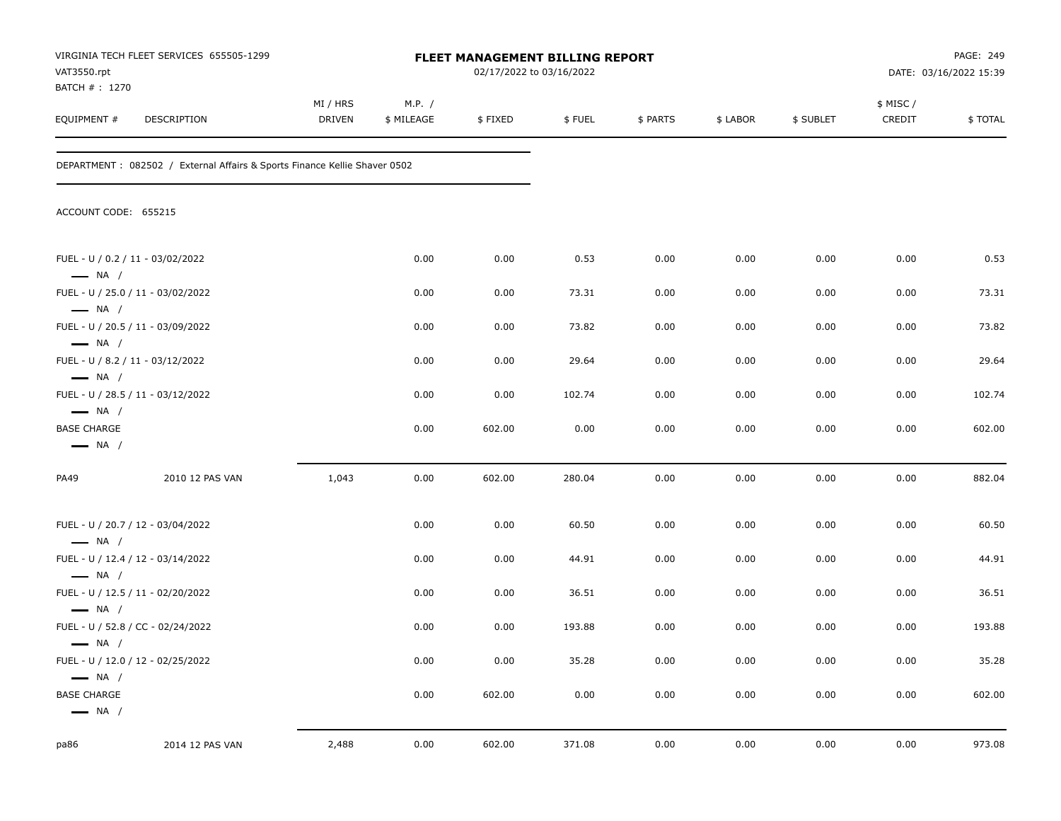VIRGINIA TECH FLEET SERVICES 655505-1299
VAT3550.rpt
BATCH # : 1270

# FLEET MANAGEMENT BILLING REPORT

02/17/2022 to 03/16/2022

DATE: 03/16/2022 15:39

| EQUIPMENT # | DESCRIPTION | MI / HRS DRIVEN | M.P. / $ MILEAGE | $ FIXED | $ FUEL | $ PARTS | $ LABOR | $ SUBLET | $ MISC / CREDIT | $ TOTAL |
|---|---|---|---|---|---|---|---|---|---|---|

DEPARTMENT : 082502 / External Affairs & Sports Finance Kellie Shaver 0502

ACCOUNT CODE: 655215

| EQUIPMENT # | DESCRIPTION | MI / HRS DRIVEN | M.P. / $ MILEAGE | $ FIXED | $ FUEL | $ PARTS | $ LABOR | $ SUBLET | $ MISC / CREDIT | $ TOTAL |
|---|---|---|---|---|---|---|---|---|---|---|
| FUEL - U / 0.2 / 11 - 03/02/2022 — NA / | | | 0.00 | 0.00 | 0.53 | 0.00 | 0.00 | 0.00 | 0.00 | 0.53 |
| FUEL - U / 25.0 / 11 - 03/02/2022 — NA / | | | 0.00 | 0.00 | 73.31 | 0.00 | 0.00 | 0.00 | 0.00 | 73.31 |
| FUEL - U / 20.5 / 11 - 03/09/2022 — NA / | | | 0.00 | 0.00 | 73.82 | 0.00 | 0.00 | 0.00 | 0.00 | 73.82 |
| FUEL - U / 8.2 / 11 - 03/12/2022 — NA / | | | 0.00 | 0.00 | 29.64 | 0.00 | 0.00 | 0.00 | 0.00 | 29.64 |
| FUEL - U / 28.5 / 11 - 03/12/2022 — NA / | | | 0.00 | 0.00 | 102.74 | 0.00 | 0.00 | 0.00 | 0.00 | 102.74 |
| BASE CHARGE — NA / | | | 0.00 | 602.00 | 0.00 | 0.00 | 0.00 | 0.00 | 0.00 | 602.00 |
| PA49 | 2010 12 PAS VAN | 1,043 | 0.00 | 602.00 | 280.04 | 0.00 | 0.00 | 0.00 | 0.00 | 882.04 |
| FUEL - U / 20.7 / 12 - 03/04/2022 — NA / | | | 0.00 | 0.00 | 60.50 | 0.00 | 0.00 | 0.00 | 0.00 | 60.50 |
| FUEL - U / 12.4 / 12 - 03/14/2022 — NA / | | | 0.00 | 0.00 | 44.91 | 0.00 | 0.00 | 0.00 | 0.00 | 44.91 |
| FUEL - U / 12.5 / 11 - 02/20/2022 — NA / | | | 0.00 | 0.00 | 36.51 | 0.00 | 0.00 | 0.00 | 0.00 | 36.51 |
| FUEL - U / 52.8 / CC - 02/24/2022 — NA / | | | 0.00 | 0.00 | 193.88 | 0.00 | 0.00 | 0.00 | 0.00 | 193.88 |
| FUEL - U / 12.0 / 12 - 02/25/2022 — NA / | | | 0.00 | 0.00 | 35.28 | 0.00 | 0.00 | 0.00 | 0.00 | 35.28 |
| BASE CHARGE — NA / | | | 0.00 | 602.00 | 0.00 | 0.00 | 0.00 | 0.00 | 0.00 | 602.00 |
| pa86 | 2014 12 PAS VAN | 2,488 | 0.00 | 602.00 | 371.08 | 0.00 | 0.00 | 0.00 | 0.00 | 973.08 |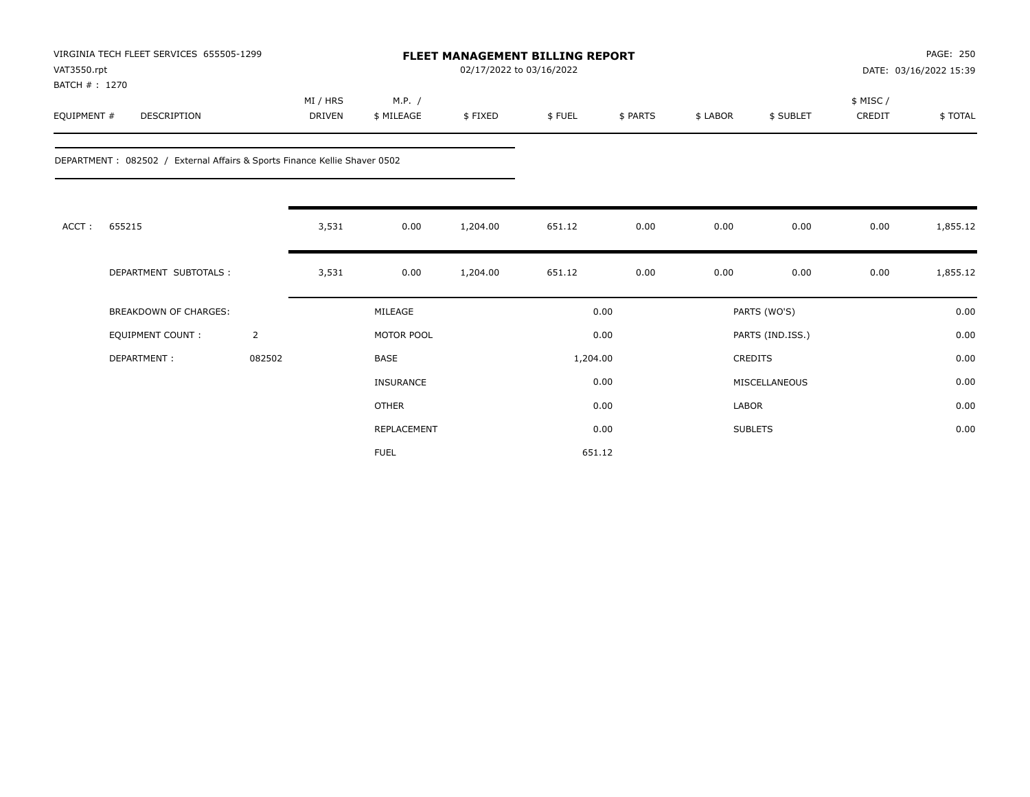VIRGINIA TECH FLEET SERVICES 655505-1299
VAT3550.rpt
BATCH # : 1270

# FLEET MANAGEMENT BILLING REPORT

02/17/2022 to 03/16/2022

DATE: 03/16/2022 15:39

| EQUIPMENT # | DESCRIPTION | MI / HRS DRIVEN | M.P. / $ MILEAGE | $ FIXED | $ FUEL | $ PARTS | $ LABOR | $ SUBLET | $ MISC / CREDIT | $ TOTAL |
|---|---|---|---|---|---|---|---|---|---|---|

DEPARTMENT : 082502 / External Affairs & Sports Finance Kellie Shaver 0502

| | | MI / HRS DRIVEN | M.P. / $ MILEAGE | $ FIXED | $ FUEL | $ PARTS | $ LABOR | $ SUBLET | $ MISC / CREDIT | $ TOTAL |
|---|---|---|---|---|---|---|---|---|---|---|
| ACCT : | 655215 | 3,531 | 0.00 | 1,204.00 | 651.12 | 0.00 | 0.00 | 0.00 | 0.00 | 1,855.12 |
| | DEPARTMENT SUBTOTALS : | 3,531 | 0.00 | 1,204.00 | 651.12 | 0.00 | 0.00 | 0.00 | 0.00 | 1,855.12 |

| BREAKDOWN OF CHARGES: | | | | | |
|---|---|---|---|---|---|
| EQUIPMENT COUNT : | 2 | MILEAGE | 0.00 | PARTS (WO'S) | 0.00 |
| DEPARTMENT : | 082502 | MOTOR POOL | 0.00 | PARTS (IND.ISS.) | 0.00 |
| | | BASE | 1,204.00 | CREDITS | 0.00 |
| | | INSURANCE | 0.00 | MISCELLANEOUS | 0.00 |
| | | OTHER | 0.00 | LABOR | 0.00 |
| | | REPLACEMENT | 0.00 | SUBLETS | 0.00 |
| | | FUEL | 651.12 | | |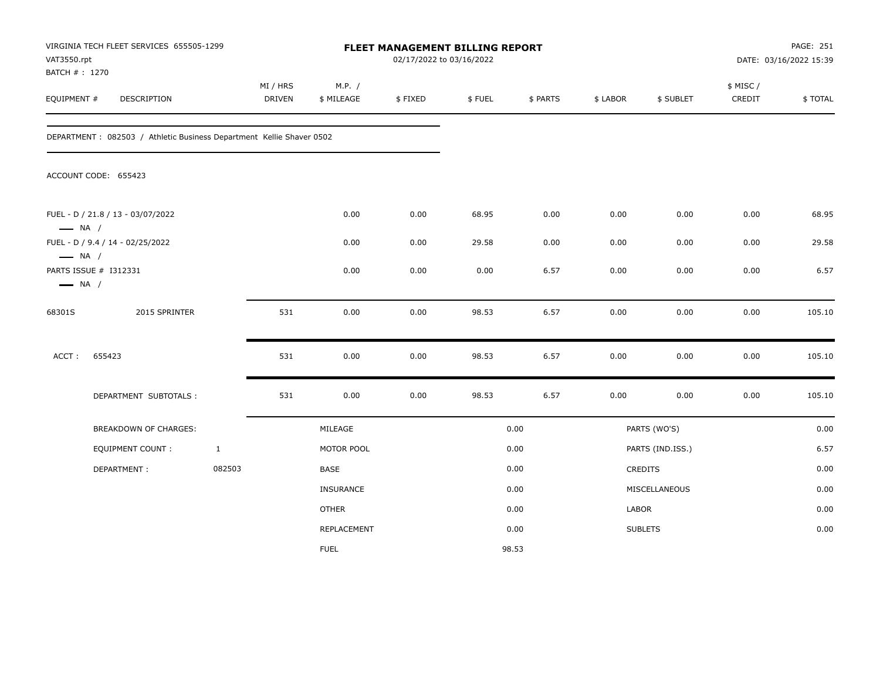VIRGINIA TECH FLEET SERVICES 655505-1299
VAT3550.rpt
BATCH # : 1270

# FLEET MANAGEMENT BILLING REPORT

02/17/2022 to 03/16/2022

PAGE: 251
DATE: 03/16/2022 15:39

| EQUIPMENT # | DESCRIPTION | MI / HRS DRIVEN | M.P. / $ MILEAGE | $ FIXED | $ FUEL | $ PARTS | $ LABOR | $ SUBLET | $ MISC / CREDIT | $ TOTAL |
|---|---|---|---|---|---|---|---|---|---|---|

DEPARTMENT : 082503 / Athletic Business Department Kellie Shaver 0502

ACCOUNT CODE: 655423

| EQUIPMENT # | DESCRIPTION | MI / HRS DRIVEN | M.P. / $ MILEAGE | $ FIXED | $ FUEL | $ PARTS | $ LABOR | $ SUBLET | $ MISC / CREDIT | $ TOTAL |
|---|---|---|---|---|---|---|---|---|---|---|
| FUEL - D / 21.8 / 13 - 03/07/2022 — NA / | | | 0.00 | 0.00 | 68.95 | 0.00 | 0.00 | 0.00 | 0.00 | 68.95 |
| FUEL - D / 9.4 / 14 - 02/25/2022 — NA / | | | 0.00 | 0.00 | 29.58 | 0.00 | 0.00 | 0.00 | 0.00 | 29.58 |
| PARTS ISSUE # I312331 — NA / | | | 0.00 | 0.00 | 0.00 | 6.57 | 0.00 | 0.00 | 0.00 | 6.57 |
| 68301S | 2015 SPRINTER | 531 | 0.00 | 0.00 | 98.53 | 6.57 | 0.00 | 0.00 | 0.00 | 105.10 |
| ACCT : 655423 | | 531 | 0.00 | 0.00 | 98.53 | 6.57 | 0.00 | 0.00 | 0.00 | 105.10 |
| | DEPARTMENT SUBTOTALS : | 531 | 0.00 | 0.00 | 98.53 | 6.57 | 0.00 | 0.00 | 0.00 | 105.10 |

| BREAKDOWN OF CHARGES: | | | | | |
|---|---|---|---|---|---|
| EQUIPMENT COUNT : | 1 | MILEAGE | 0.00 | PARTS (WO'S) | 0.00 |
| DEPARTMENT : | 082503 | MOTOR POOL | 0.00 | PARTS (IND.ISS.) | 6.57 |
| | | BASE | 0.00 | CREDITS | 0.00 |
| | | INSURANCE | 0.00 | MISCELLANEOUS | 0.00 |
| | | OTHER | 0.00 | LABOR | 0.00 |
| | | REPLACEMENT | 0.00 | SUBLETS | 0.00 |
| | | FUEL | 98.53 | | |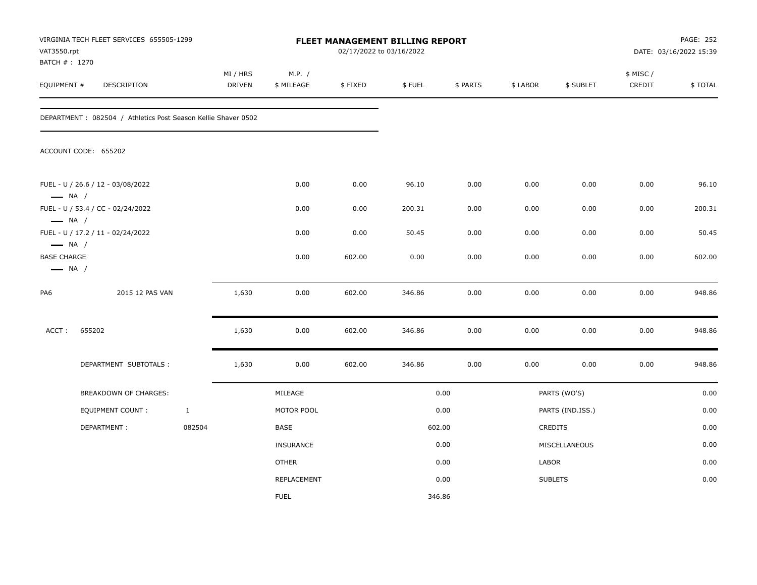VIRGINIA TECH FLEET SERVICES 655505-1299
VAT3550.rpt
BATCH # : 1270

**FLEET MANAGEMENT BILLING REPORT**
02/17/2022 to 03/16/2022

PAGE: 252
DATE: 03/16/2022 15:39

| EQUIPMENT # | DESCRIPTION | MI / HRS DRIVEN | M.P. / $ MILEAGE | $ FIXED | $ FUEL | $ PARTS | $ LABOR | $ SUBLET | $ MISC / CREDIT | $ TOTAL |
|---|---|---|---|---|---|---|---|---|---|---|

DEPARTMENT : 082504 / Athletics Post Season Kellie Shaver 0502

ACCOUNT CODE: 655202

| EQUIPMENT # | DESCRIPTION | MI / HRS DRIVEN | M.P. / $ MILEAGE | $ FIXED | $ FUEL | $ PARTS | $ LABOR | $ SUBLET | $ MISC / CREDIT | $ TOTAL |
|---|---|---|---|---|---|---|---|---|---|---|
| FUEL - U / 26.6 / 12 - 03/08/2022<br>— NA / | | | 0.00 | 0.00 | 96.10 | 0.00 | 0.00 | 0.00 | 0.00 | 96.10 |
| FUEL - U / 53.4 / CC - 02/24/2022<br>— NA / | | | 0.00 | 0.00 | 200.31 | 0.00 | 0.00 | 0.00 | 0.00 | 200.31 |
| FUEL - U / 17.2 / 11 - 02/24/2022<br>— NA / | | | 0.00 | 0.00 | 50.45 | 0.00 | 0.00 | 0.00 | 0.00 | 50.45 |
| BASE CHARGE<br>— NA / | | | 0.00 | 602.00 | 0.00 | 0.00 | 0.00 | 0.00 | 0.00 | 602.00 |
| PA6 | 2015 12 PAS VAN | 1,630 | 0.00 | 602.00 | 346.86 | 0.00 | 0.00 | 0.00 | 0.00 | 948.86 |
| ACCT : | 655202 | 1,630 | 0.00 | 602.00 | 346.86 | 0.00 | 0.00 | 0.00 | 0.00 | 948.86 |
| | DEPARTMENT SUBTOTALS : | 1,630 | 0.00 | 602.00 | 346.86 | 0.00 | 0.00 | 0.00 | 0.00 | 948.86 |

| BREAKDOWN OF CHARGES: | | | | | |
|---|---|---|---|---|---|
| EQUIPMENT COUNT : | 1 | MILEAGE | 0.00 | PARTS (WO'S) | 0.00 |
| DEPARTMENT : | 082504 | MOTOR POOL | 0.00 | PARTS (IND.ISS.) | 0.00 |
| | | BASE | 602.00 | CREDITS | 0.00 |
| | | INSURANCE | 0.00 | MISCELLANEOUS | 0.00 |
| | | OTHER | 0.00 | LABOR | 0.00 |
| | | REPLACEMENT | 0.00 | SUBLETS | 0.00 |
| | | FUEL | 346.86 | | |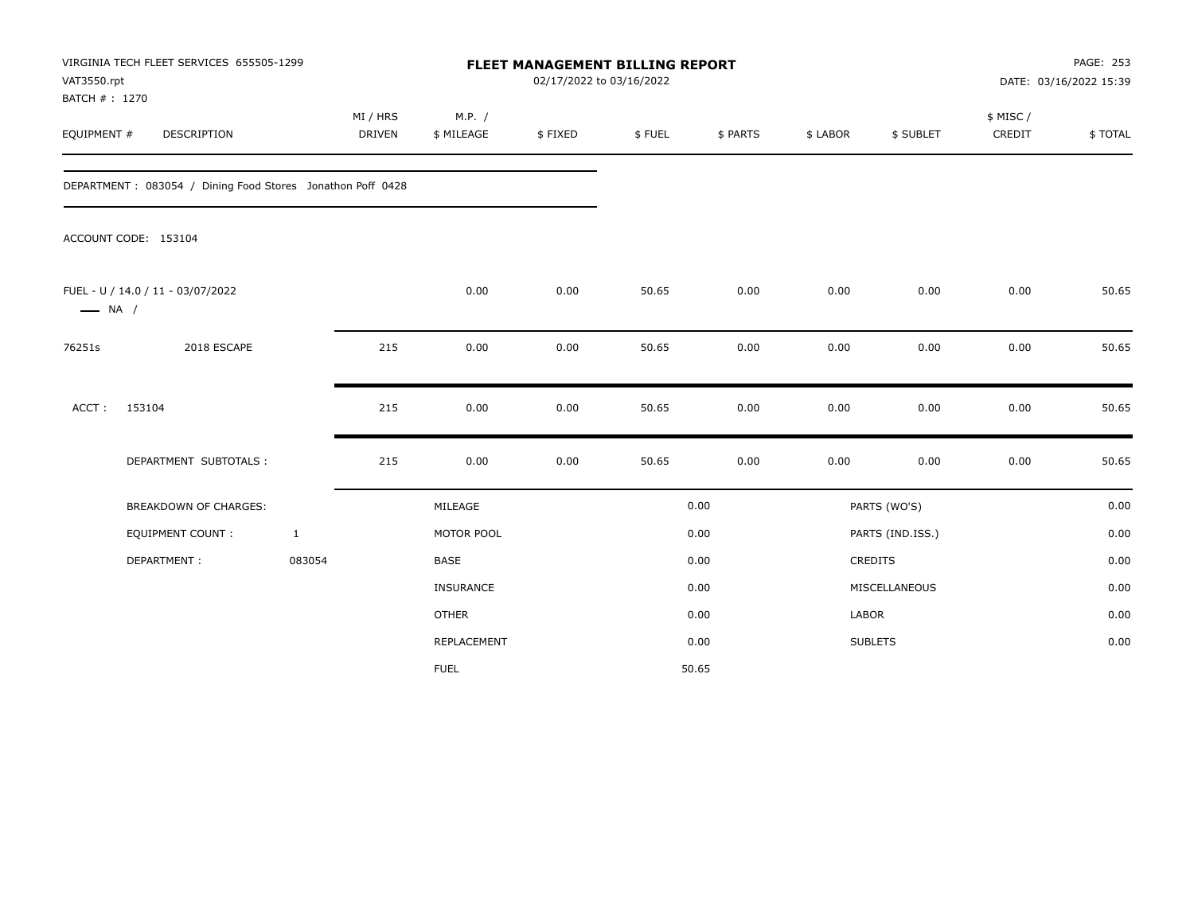VIRGINIA TECH FLEET SERVICES 655505-1299
VAT3550.rpt
BATCH # : 1270

**FLEET MANAGEMENT BILLING REPORT**
02/17/2022 to 03/16/2022

DATE: 03/16/2022 15:39

| EQUIPMENT # | DESCRIPTION | MI / HRS DRIVEN | M.P. / $ MILEAGE | $ FIXED | $ FUEL | $ PARTS | $ LABOR | $ SUBLET | $ MISC / CREDIT | $ TOTAL |
|---|---|---|---|---|---|---|---|---|---|---|

DEPARTMENT : 083054 / Dining Food Stores Jonathon Poff 0428

ACCOUNT CODE: 153104

| EQUIPMENT # | DESCRIPTION | MI / HRS DRIVEN | M.P. / $ MILEAGE | $ FIXED | $ FUEL | $ PARTS | $ LABOR | $ SUBLET | $ MISC / CREDIT | $ TOTAL |
|---|---|---|---|---|---|---|---|---|---|---|
| FUEL - U / 14.0 / 11 - 03/07/2022 — NA / | | | 0.00 | 0.00 | 50.65 | 0.00 | 0.00 | 0.00 | 0.00 | 50.65 |
| 76251s | 2018 ESCAPE | 215 | 0.00 | 0.00 | 50.65 | 0.00 | 0.00 | 0.00 | 0.00 | 50.65 |
| ACCT : | 153104 | 215 | 0.00 | 0.00 | 50.65 | 0.00 | 0.00 | 0.00 | 0.00 | 50.65 |
| | DEPARTMENT SUBTOTALS : | 215 | 0.00 | 0.00 | 50.65 | 0.00 | 0.00 | 0.00 | 0.00 | 50.65 |

| BREAKDOWN OF CHARGES: | | MILEAGE | 0.00 | PARTS (WO'S) | 0.00 |
|---|---|---|---|---|---|
| EQUIPMENT COUNT : | 1 | MOTOR POOL | 0.00 | PARTS (IND.ISS.) | 0.00 |
| DEPARTMENT : | 083054 | BASE | 0.00 | CREDITS | 0.00 |
| | | INSURANCE | 0.00 | MISCELLANEOUS | 0.00 |
| | | OTHER | 0.00 | LABOR | 0.00 |
| | | REPLACEMENT | 0.00 | SUBLETS | 0.00 |
| | | FUEL | 50.65 | | |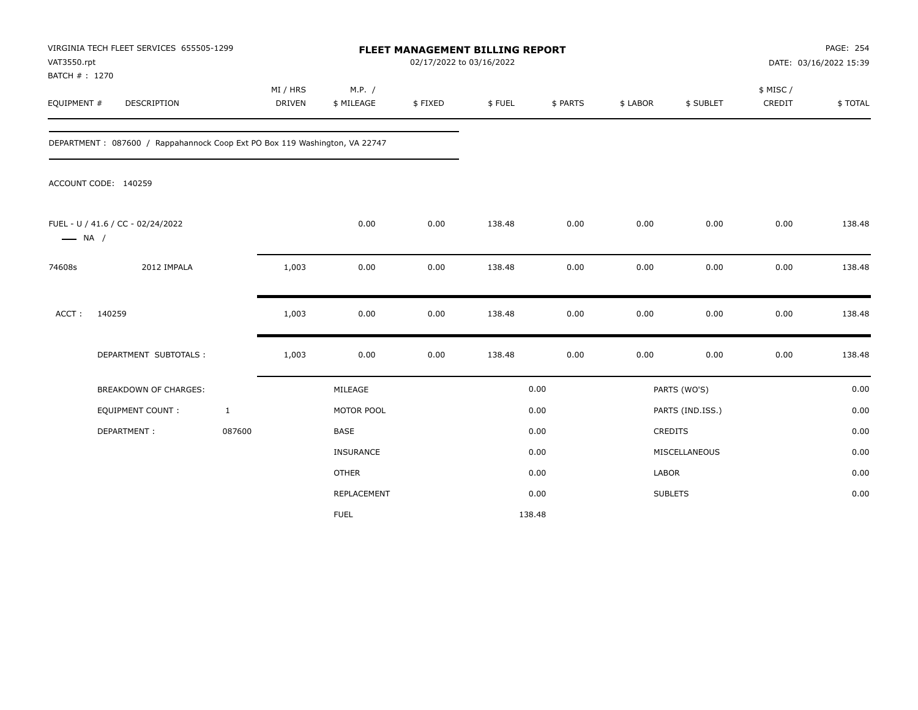VIRGINIA TECH FLEET SERVICES 655505-1299
VAT3550.rpt
BATCH # : 1270

# FLEET MANAGEMENT BILLING REPORT

02/17/2022 to 03/16/2022

DATE: 03/16/2022 15:39

| EQUIPMENT # | DESCRIPTION | MI / HRS DRIVEN | M.P. / $ MILEAGE | $ FIXED | $ FUEL | $ PARTS | $ LABOR | $ SUBLET | $ MISC / CREDIT | $ TOTAL |
|---|---|---|---|---|---|---|---|---|---|---|

DEPARTMENT : 087600 / Rappahannock Coop Ext PO Box 119 Washington, VA 22747

ACCOUNT CODE: 140259

| EQUIPMENT # | DESCRIPTION | MI / HRS DRIVEN | M.P. / $ MILEAGE | $ FIXED | $ FUEL | $ PARTS | $ LABOR | $ SUBLET | $ MISC / CREDIT | $ TOTAL |
|---|---|---|---|---|---|---|---|---|---|---|
| FUEL - U / 41.6 / CC - 02/24/2022 —— NA / | | | 0.00 | 0.00 | 138.48 | 0.00 | 0.00 | 0.00 | 0.00 | 138.48 |
| 74608s | 2012 IMPALA | 1,003 | 0.00 | 0.00 | 138.48 | 0.00 | 0.00 | 0.00 | 0.00 | 138.48 |
| ACCT : | 140259 | 1,003 | 0.00 | 0.00 | 138.48 | 0.00 | 0.00 | 0.00 | 0.00 | 138.48 |
| | DEPARTMENT SUBTOTALS : | 1,003 | 0.00 | 0.00 | 138.48 | 0.00 | 0.00 | 0.00 | 0.00 | 138.48 |

| BREAKDOWN OF CHARGES: | | | | | |
|---|---|---|---|---|---|
| EQUIPMENT COUNT : | 1 | MILEAGE | 0.00 | PARTS (WO'S) | 0.00 |
| DEPARTMENT : | 087600 | MOTOR POOL | 0.00 | PARTS (IND.ISS.) | 0.00 |
| | | BASE | 0.00 | CREDITS | 0.00 |
| | | INSURANCE | 0.00 | MISCELLANEOUS | 0.00 |
| | | OTHER | 0.00 | LABOR | 0.00 |
| | | REPLACEMENT | 0.00 | SUBLETS | 0.00 |
| | | FUEL | 138.48 | | |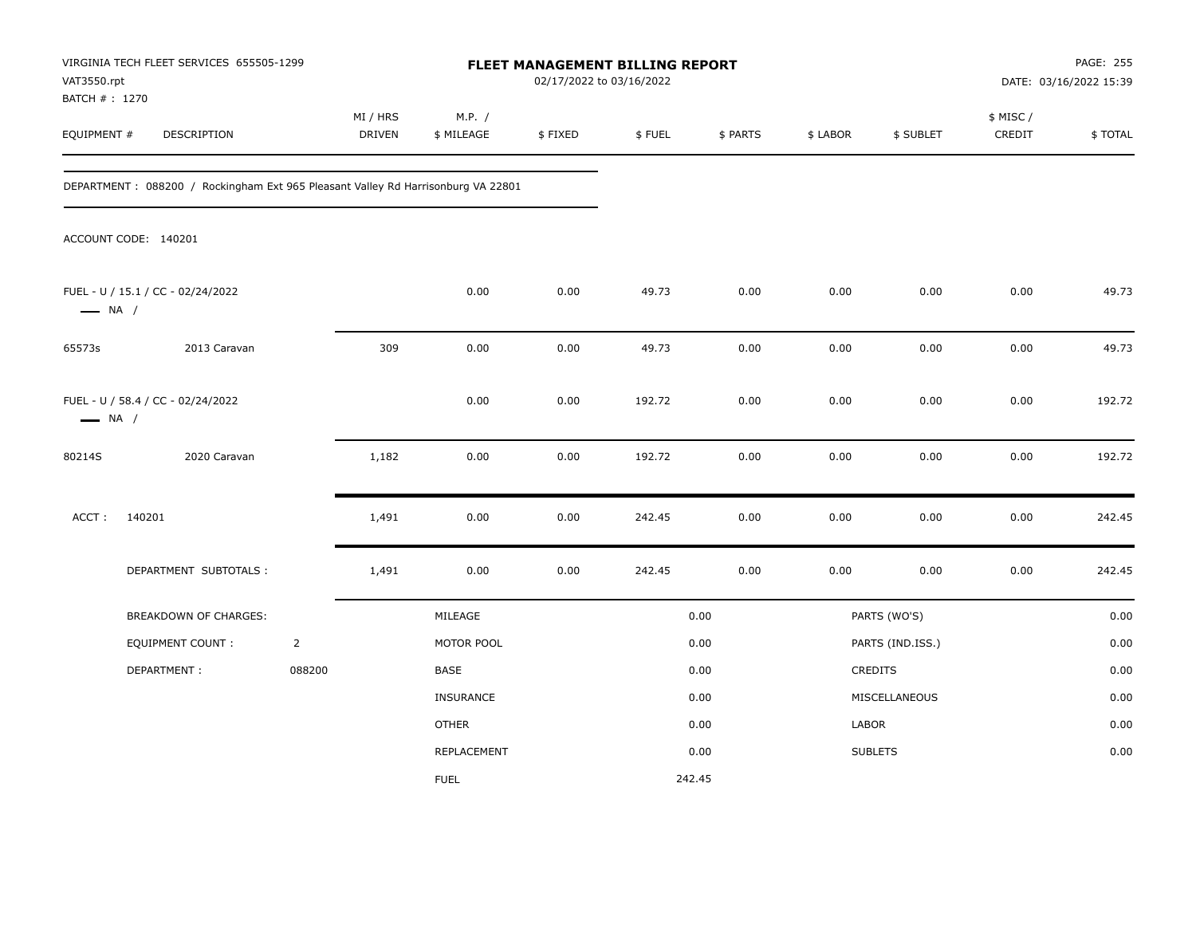VIRGINIA TECH FLEET SERVICES 655505-1299
VAT3550.rpt
BATCH # : 1270

# FLEET MANAGEMENT BILLING REPORT

02/17/2022 to 03/16/2022

PAGE: 255
DATE: 03/16/2022 15:39

| EQUIPMENT # | DESCRIPTION | MI / HRS DRIVEN | M.P. / $ MILEAGE | $ FIXED | $ FUEL | $ PARTS | $ LABOR | $ SUBLET | $ MISC / CREDIT | $ TOTAL |
|---|---|---|---|---|---|---|---|---|---|---|

DEPARTMENT : 088200 / Rockingham Ext 965 Pleasant Valley Rd Harrisonburg VA 22801

ACCOUNT CODE: 140201

| EQUIPMENT # | DESCRIPTION | MI / HRS DRIVEN | M.P. / $ MILEAGE | $ FIXED | $ FUEL | $ PARTS | $ LABOR | $ SUBLET | $ MISC / CREDIT | $ TOTAL |
|---|---|---|---|---|---|---|---|---|---|---|
| FUEL - U / 15.1 / CC - 02/24/2022 — NA / | | | 0.00 | 0.00 | 49.73 | 0.00 | 0.00 | 0.00 | 0.00 | 49.73 |
| 65573s | 2013 Caravan | 309 | 0.00 | 0.00 | 49.73 | 0.00 | 0.00 | 0.00 | 0.00 | 49.73 |
| FUEL - U / 58.4 / CC - 02/24/2022 — NA / | | | 0.00 | 0.00 | 192.72 | 0.00 | 0.00 | 0.00 | 0.00 | 192.72 |
| 80214S | 2020 Caravan | 1,182 | 0.00 | 0.00 | 192.72 | 0.00 | 0.00 | 0.00 | 0.00 | 192.72 |
| ACCT : | 140201 | 1,491 | 0.00 | 0.00 | 242.45 | 0.00 | 0.00 | 0.00 | 0.00 | 242.45 |
| | DEPARTMENT SUBTOTALS : | 1,491 | 0.00 | 0.00 | 242.45 | 0.00 | 0.00 | 0.00 | 0.00 | 242.45 |

| BREAKDOWN OF CHARGES: | | | | | |
|---|---|---|---|---|---|
| EQUIPMENT COUNT : | 2 | MILEAGE | 0.00 | PARTS (WO'S) | 0.00 |
| DEPARTMENT : | 088200 | MOTOR POOL | 0.00 | PARTS (IND.ISS.) | 0.00 |
| | | BASE | 0.00 | CREDITS | 0.00 |
| | | INSURANCE | 0.00 | MISCELLANEOUS | 0.00 |
| | | OTHER | 0.00 | LABOR | 0.00 |
| | | REPLACEMENT | 0.00 | SUBLETS | 0.00 |
| | | FUEL | 242.45 | | |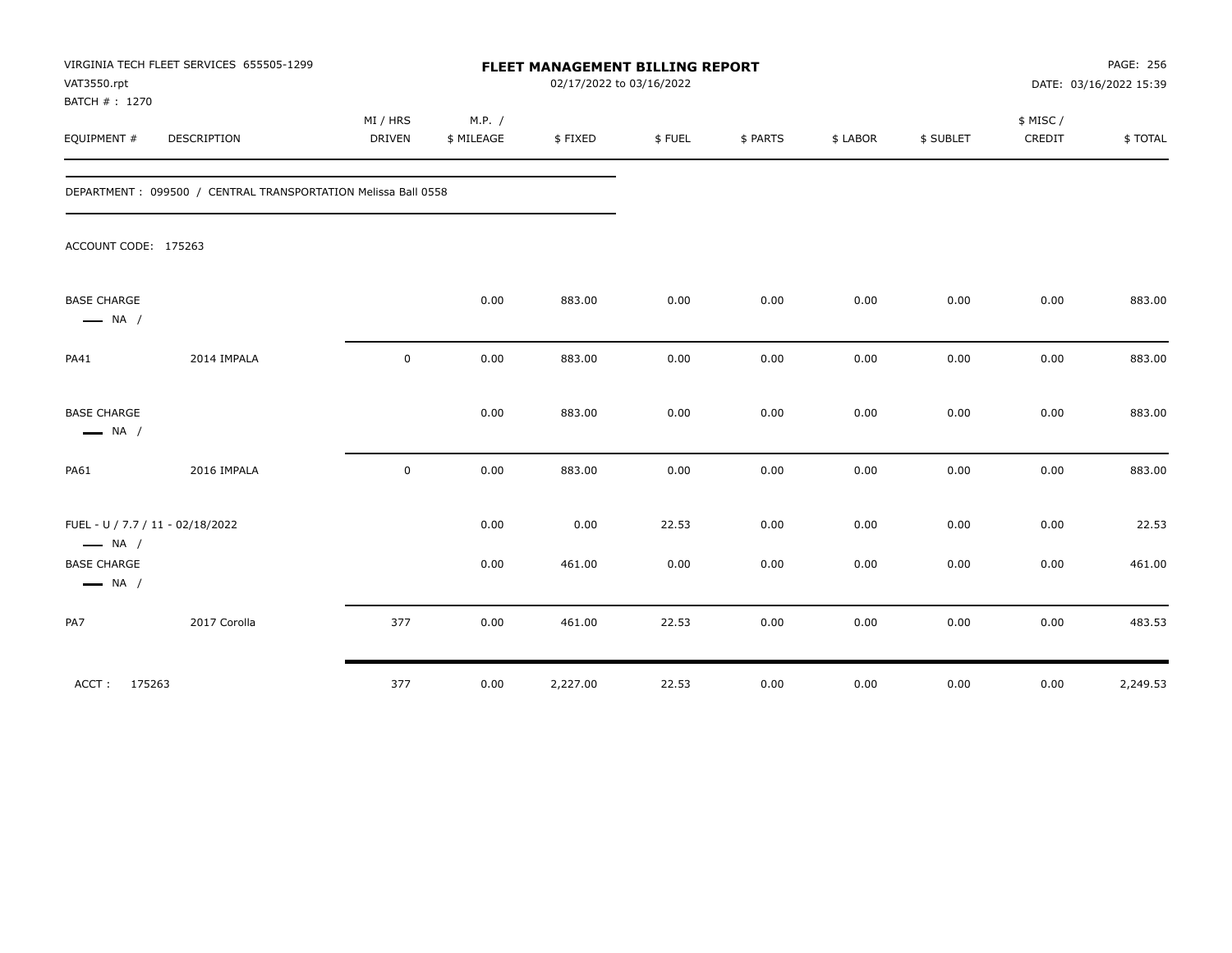VIRGINIA TECH FLEET SERVICES 655505-1299
VAT3550.rpt
BATCH # : 1270

# FLEET MANAGEMENT BILLING REPORT

02/17/2022 to 03/16/2022

DATE: 03/16/2022 15:39

| EQUIPMENT # | DESCRIPTION | MI / HRS DRIVEN | M.P. / $ MILEAGE | $ FIXED | $ FUEL | $ PARTS | $ LABOR | $ SUBLET | $ MISC / CREDIT | $ TOTAL |
|---|---|---|---|---|---|---|---|---|---|---|

DEPARTMENT : 099500 / CENTRAL TRANSPORTATION Melissa Ball 0558

ACCOUNT CODE: 175263

| EQUIPMENT # | DESCRIPTION | MI / HRS DRIVEN | M.P. / $ MILEAGE | $ FIXED | $ FUEL | $ PARTS | $ LABOR | $ SUBLET | $ MISC / CREDIT | $ TOTAL |
|---|---|---|---|---|---|---|---|---|---|---|
| BASE CHARGE — NA / | | | 0.00 | 883.00 | 0.00 | 0.00 | 0.00 | 0.00 | 0.00 | 883.00 |
| PA41 | 2014 IMPALA | 0 | 0.00 | 883.00 | 0.00 | 0.00 | 0.00 | 0.00 | 0.00 | 883.00 |
| BASE CHARGE — NA / | | | 0.00 | 883.00 | 0.00 | 0.00 | 0.00 | 0.00 | 0.00 | 883.00 |
| PA61 | 2016 IMPALA | 0 | 0.00 | 883.00 | 0.00 | 0.00 | 0.00 | 0.00 | 0.00 | 883.00 |
| FUEL - U / 7.7 / 11 - 02/18/2022 — NA / | | | 0.00 | 0.00 | 22.53 | 0.00 | 0.00 | 0.00 | 0.00 | 22.53 |
| BASE CHARGE — NA / | | | 0.00 | 461.00 | 0.00 | 0.00 | 0.00 | 0.00 | 0.00 | 461.00 |
| PA7 | 2017 Corolla | 377 | 0.00 | 461.00 | 22.53 | 0.00 | 0.00 | 0.00 | 0.00 | 483.53 |
| ACCT : 175263 | | 377 | 0.00 | 2,227.00 | 22.53 | 0.00 | 0.00 | 0.00 | 0.00 | 2,249.53 |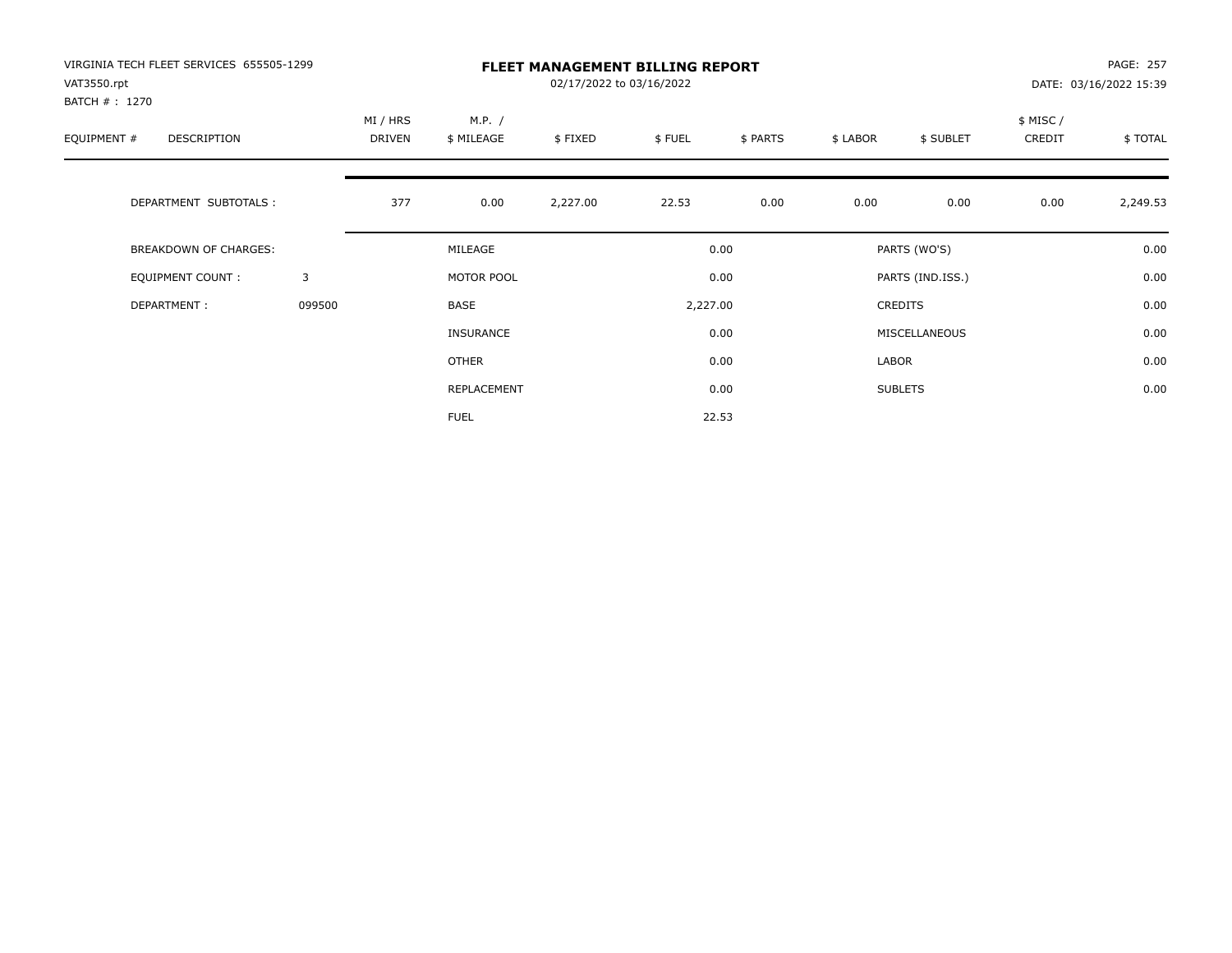VIRGINIA TECH FLEET SERVICES 655505-1299
VAT3550.rpt
BATCH # : 1270

**FLEET MANAGEMENT BILLING REPORT**
02/17/2022 to 03/16/2022

DATE: 03/16/2022 15:39

| EQUIPMENT # | DESCRIPTION | MI / HRS DRIVEN | M.P. / $ MILEAGE | $ FIXED | $ FUEL | $ PARTS | $ LABOR | $ SUBLET | $ MISC / CREDIT | $ TOTAL |
|---|---|---|---|---|---|---|---|---|---|---|
| | DEPARTMENT SUBTOTALS : | 377 | 0.00 | 2,227.00 | 22.53 | 0.00 | 0.00 | 0.00 | 0.00 | 2,249.53 |

| | | | | | |
|---|---|---|---|---|---|
| BREAKDOWN OF CHARGES: | | MILEAGE | 0.00 | PARTS (WO'S) | 0.00 |
| EQUIPMENT COUNT : | 3 | MOTOR POOL | 0.00 | PARTS (IND.ISS.) | 0.00 |
| DEPARTMENT : | 099500 | BASE | 2,227.00 | CREDITS | 0.00 |
| | | INSURANCE | 0.00 | MISCELLANEOUS | 0.00 |
| | | OTHER | 0.00 | LABOR | 0.00 |
| | | REPLACEMENT | 0.00 | SUBLETS | 0.00 |
| | | FUEL | 22.53 | | |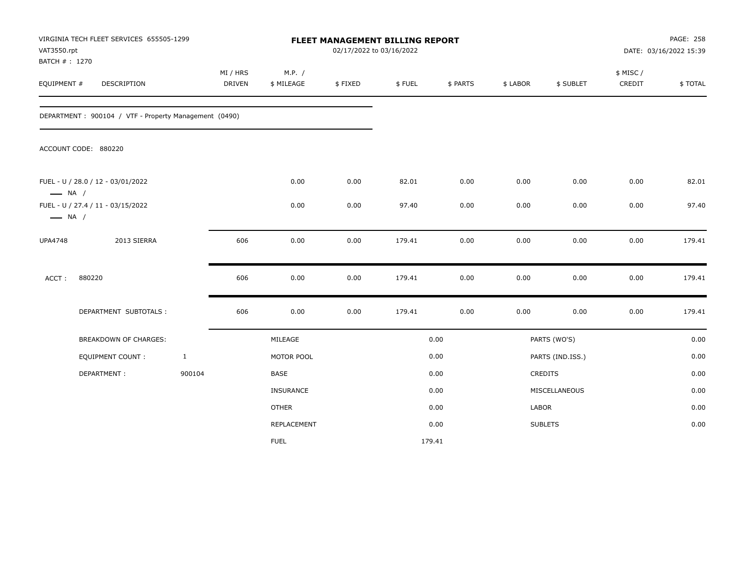VIRGINIA TECH FLEET SERVICES 655505-1299
VAT3550.rpt
BATCH # : 1270

# FLEET MANAGEMENT BILLING REPORT

02/17/2022 to 03/16/2022

DATE: 03/16/2022 15:39

| EQUIPMENT # | DESCRIPTION | MI / HRS DRIVEN | M.P. / $ MILEAGE | $ FIXED | $ FUEL | $ PARTS | $ LABOR | $ SUBLET | $ MISC / CREDIT | $ TOTAL |
|---|---|---|---|---|---|---|---|---|---|---|

DEPARTMENT : 900104 / VTF - Property Management (0490)

ACCOUNT CODE: 880220

| EQUIPMENT # | DESCRIPTION | MI / HRS DRIVEN | M.P. / $ MILEAGE | $ FIXED | $ FUEL | $ PARTS | $ LABOR | $ SUBLET | $ MISC / CREDIT | $ TOTAL |
|---|---|---|---|---|---|---|---|---|---|---|
| FUEL - U / 28.0 / 12 - 03/01/2022 — NA / | | | 0.00 | 0.00 | 82.01 | 0.00 | 0.00 | 0.00 | 0.00 | 82.01 |
| FUEL - U / 27.4 / 11 - 03/15/2022 — NA / | | | 0.00 | 0.00 | 97.40 | 0.00 | 0.00 | 0.00 | 0.00 | 97.40 |
| UPA4748 | 2013 SIERRA | 606 | 0.00 | 0.00 | 179.41 | 0.00 | 0.00 | 0.00 | 0.00 | 179.41 |
| ACCT : | 880220 | 606 | 0.00 | 0.00 | 179.41 | 0.00 | 0.00 | 0.00 | 0.00 | 179.41 |
| | DEPARTMENT SUBTOTALS : | 606 | 0.00 | 0.00 | 179.41 | 0.00 | 0.00 | 0.00 | 0.00 | 179.41 |

| BREAKDOWN OF CHARGES: | | | | | |
|---|---|---|---|---|---|
| EQUIPMENT COUNT : | 1 | MILEAGE | 0.00 | PARTS (WO'S) | 0.00 |
| DEPARTMENT : | 900104 | MOTOR POOL | 0.00 | PARTS (IND.ISS.) | 0.00 |
| | | BASE | 0.00 | CREDITS | 0.00 |
| | | INSURANCE | 0.00 | MISCELLANEOUS | 0.00 |
| | | OTHER | 0.00 | LABOR | 0.00 |
| | | REPLACEMENT | 0.00 | SUBLETS | 0.00 |
| | | FUEL | 179.41 | | |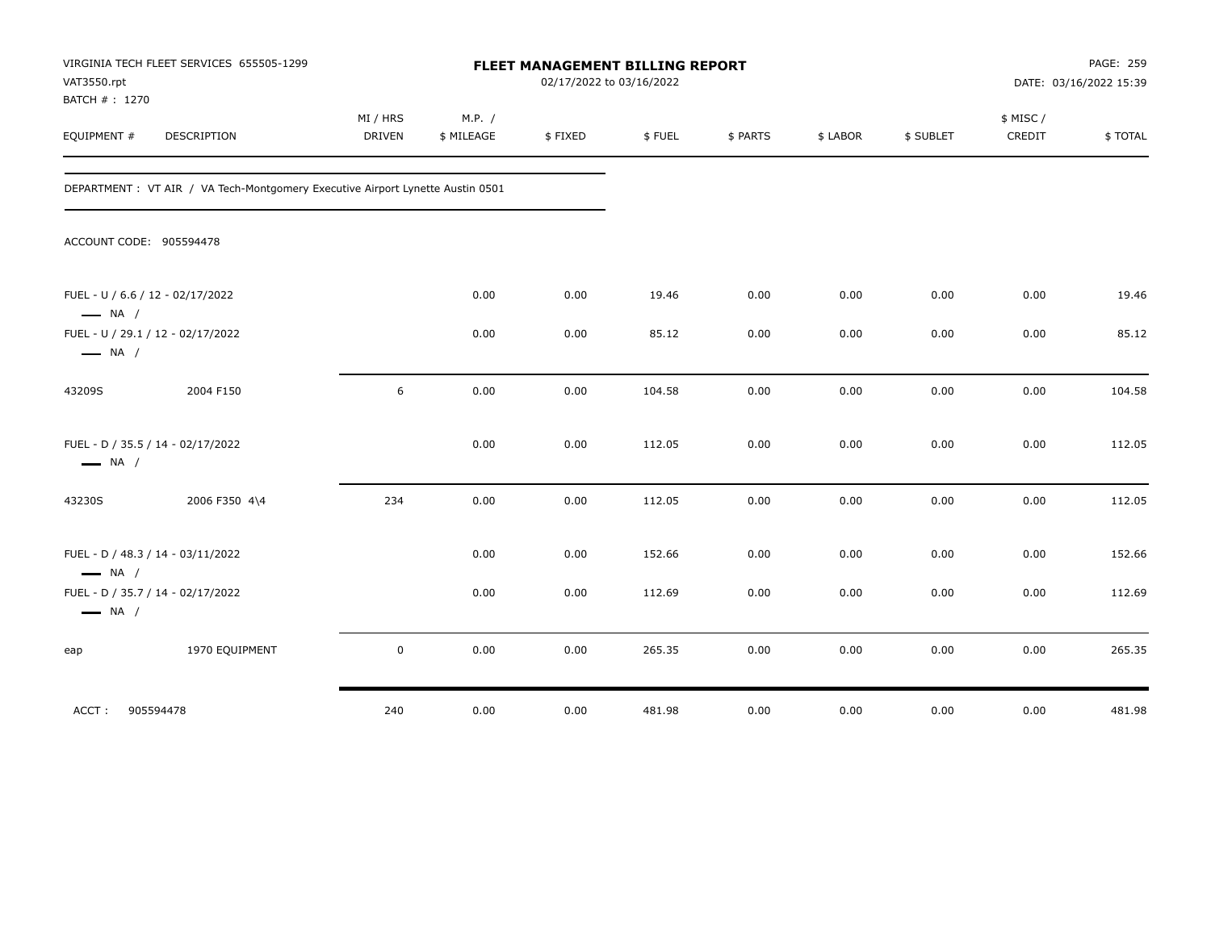VIRGINIA TECH FLEET SERVICES 655505-1299
VAT3550.rpt
BATCH # : 1270

**FLEET MANAGEMENT BILLING REPORT**
02/17/2022 to 03/16/2022

DATE: 03/16/2022 15:39

| EQUIPMENT # | DESCRIPTION | MI / HRS DRIVEN | M.P. / $ MILEAGE | $ FIXED | $ FUEL | $ PARTS | $ LABOR | $ SUBLET | $ MISC / CREDIT | $ TOTAL |
|---|---|---|---|---|---|---|---|---|---|---|

DEPARTMENT : VT AIR / VA Tech-Montgomery Executive Airport Lynette Austin 0501

ACCOUNT CODE: 905594478

| EQUIPMENT # | DESCRIPTION | MI / HRS DRIVEN | M.P. / $ MILEAGE | $ FIXED | $ FUEL | $ PARTS | $ LABOR | $ SUBLET | $ MISC / CREDIT | $ TOTAL |
|---|---|---|---|---|---|---|---|---|---|---|
| FUEL - U / 6.6 / 12 - 02/17/2022 — NA / | | | 0.00 | 0.00 | 19.46 | 0.00 | 0.00 | 0.00 | 0.00 | 19.46 |
| FUEL - U / 29.1 / 12 - 02/17/2022 — NA / | | | 0.00 | 0.00 | 85.12 | 0.00 | 0.00 | 0.00 | 0.00 | 85.12 |
| 43209S | 2004 F150 | 6 | 0.00 | 0.00 | 104.58 | 0.00 | 0.00 | 0.00 | 0.00 | 104.58 |
| FUEL - D / 35.5 / 14 - 02/17/2022 — NA / | | | 0.00 | 0.00 | 112.05 | 0.00 | 0.00 | 0.00 | 0.00 | 112.05 |
| 43230S | 2006 F350 4\4 | 234 | 0.00 | 0.00 | 112.05 | 0.00 | 0.00 | 0.00 | 0.00 | 112.05 |
| FUEL - D / 48.3 / 14 - 03/11/2022 — NA / | | | 0.00 | 0.00 | 152.66 | 0.00 | 0.00 | 0.00 | 0.00 | 152.66 |
| FUEL - D / 35.7 / 14 - 02/17/2022 — NA / | | | 0.00 | 0.00 | 112.69 | 0.00 | 0.00 | 0.00 | 0.00 | 112.69 |
| eap | 1970 EQUIPMENT | 0 | 0.00 | 0.00 | 265.35 | 0.00 | 0.00 | 0.00 | 0.00 | 265.35 |
| ACCT : 905594478 | | 240 | 0.00 | 0.00 | 481.98 | 0.00 | 0.00 | 0.00 | 0.00 | 481.98 |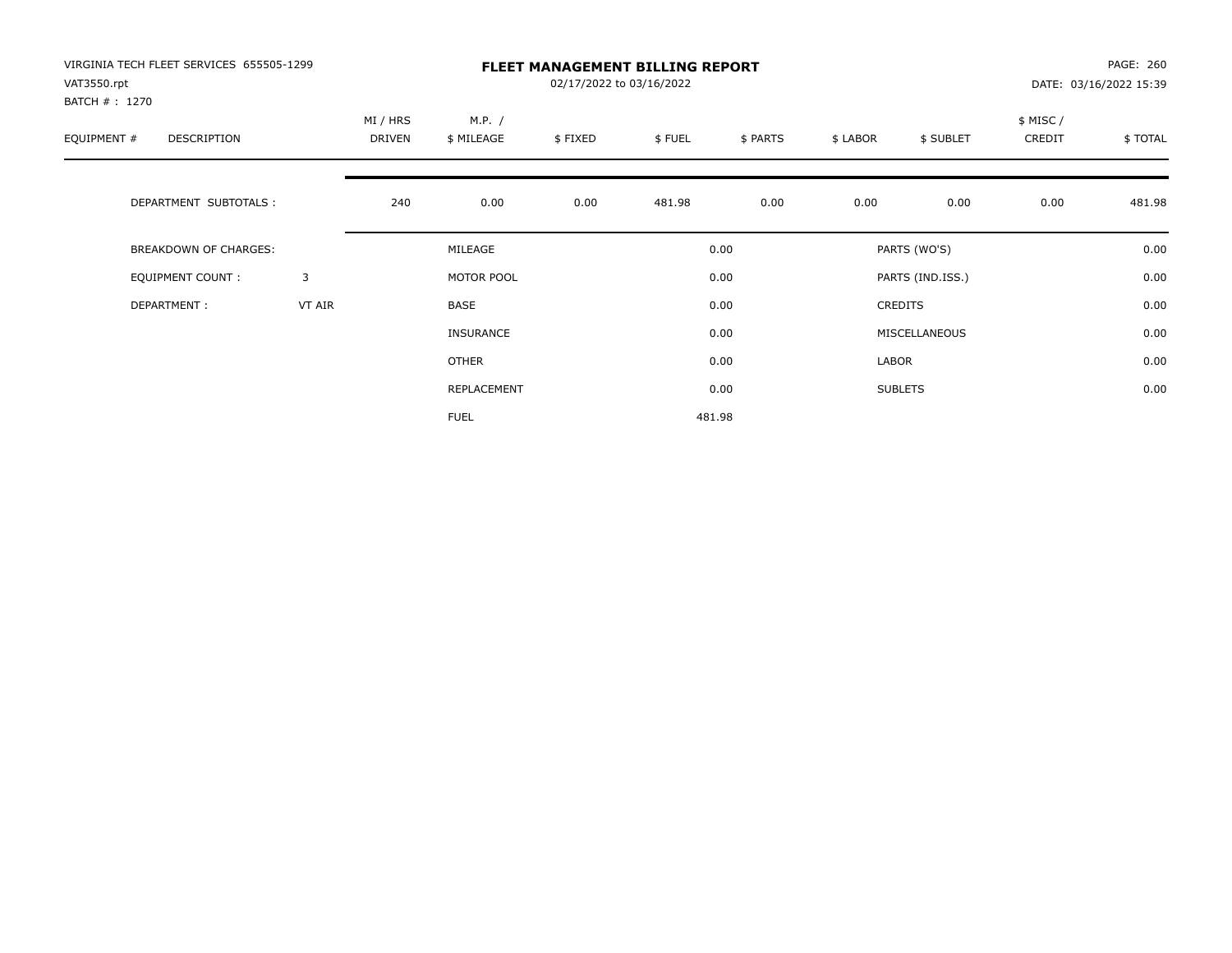VIRGINIA TECH FLEET SERVICES 655505-1299
VAT3550.rpt
BATCH # : 1270

# FLEET MANAGEMENT BILLING REPORT

02/17/2022 to 03/16/2022

DATE: 03/16/2022 15:39

| EQUIPMENT # | DESCRIPTION | MI / HRS DRIVEN | M.P. / $ MILEAGE | $ FIXED | $ FUEL | $ PARTS | $ LABOR | $ SUBLET | $ MISC / CREDIT | $ TOTAL |
|---|---|---|---|---|---|---|---|---|---|---|
| | DEPARTMENT SUBTOTALS : | 240 | 0.00 | 0.00 | 481.98 | 0.00 | 0.00 | 0.00 | 0.00 | 481.98 |

| | | | | | |
|---|---|---|---|---|---|
| BREAKDOWN OF CHARGES: | | MILEAGE | 0.00 | PARTS (WO'S) | 0.00 |
| EQUIPMENT COUNT : | 3 | MOTOR POOL | 0.00 | PARTS (IND.ISS.) | 0.00 |
| DEPARTMENT : | VT AIR | BASE | 0.00 | CREDITS | 0.00 |
| | | INSURANCE | 0.00 | MISCELLANEOUS | 0.00 |
| | | OTHER | 0.00 | LABOR | 0.00 |
| | | REPLACEMENT | 0.00 | SUBLETS | 0.00 |
| | | FUEL | 481.98 | | |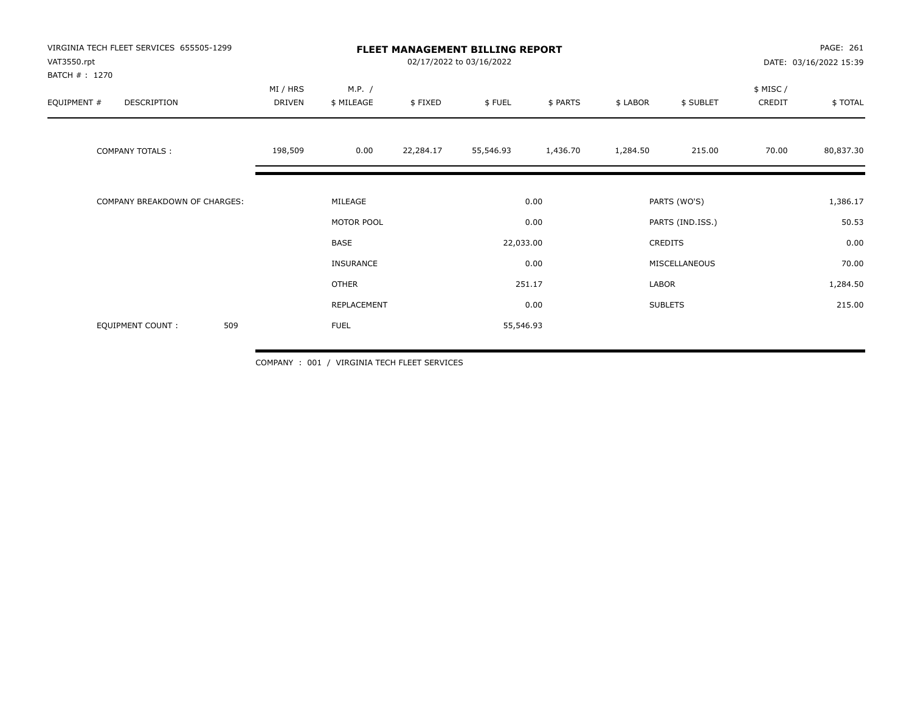VIRGINIA TECH FLEET SERVICES 655505-1299
VAT3550.rpt
BATCH # : 1270

**FLEET MANAGEMENT BILLING REPORT**
02/17/2022 to 03/16/2022

DATE: 03/16/2022 15:39

| EQUIPMENT # | DESCRIPTION | MI / HRS DRIVEN | M.P. / $ MILEAGE | $ FIXED | $ FUEL | $ PARTS | $ LABOR | $ SUBLET | $ MISC / CREDIT | $ TOTAL |
|---|---|---|---|---|---|---|---|---|---|---|
| | COMPANY TOTALS : | 198,509 | 0.00 | 22,284.17 | 55,546.93 | 1,436.70 | 1,284.50 | 215.00 | 70.00 | 80,837.30 |

| COMPANY BREAKDOWN OF CHARGES: | | | | |
|---|---|---|---|---|
| | MILEAGE | 0.00 | PARTS (WO'S) | 1,386.17 |
| | MOTOR POOL | 0.00 | PARTS (IND.ISS.) | 50.53 |
| | BASE | 22,033.00 | CREDITS | 0.00 |
| | INSURANCE | 0.00 | MISCELLANEOUS | 70.00 |
| | OTHER | 251.17 | LABOR | 1,284.50 |
| | REPLACEMENT | 0.00 | SUBLETS | 215.00 |
| EQUIPMENT COUNT : 509 | FUEL | 55,546.93 | | |

COMPANY : 001 / VIRGINIA TECH FLEET SERVICES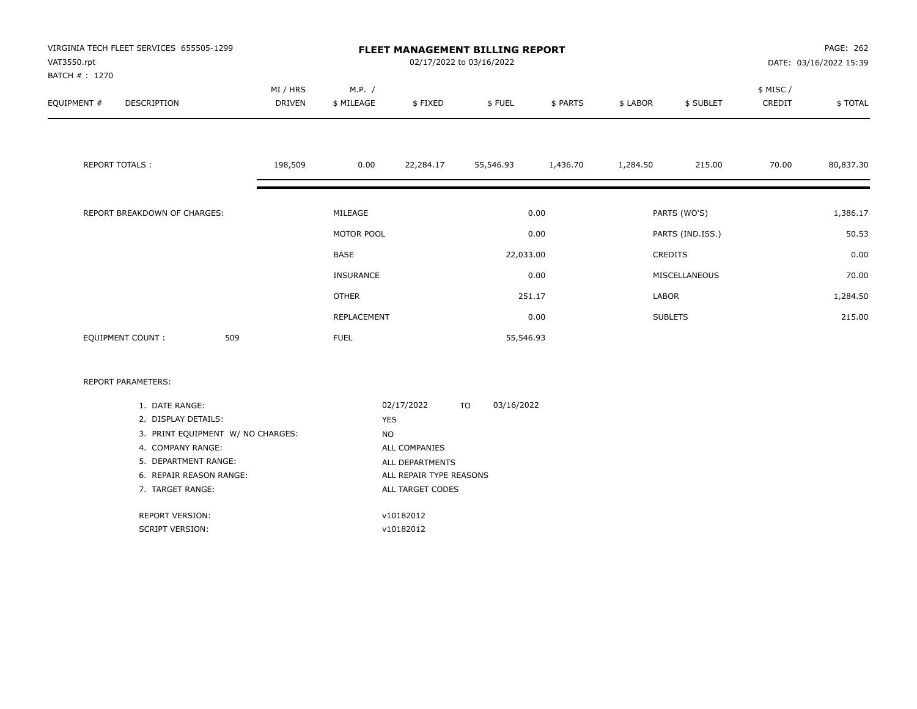VIRGINIA TECH FLEET SERVICES 655505-1299
VAT3550.rpt
BATCH # : 1270

# FLEET MANAGEMENT BILLING REPORT

02/17/2022 to 03/16/2022

DATE: 03/16/2022 15:39

| EQUIPMENT # | DESCRIPTION | MI / HRS DRIVEN | M.P. / $ MILEAGE | $ FIXED | $ FUEL | $ PARTS | $ LABOR | $ SUBLET | $ MISC / CREDIT | $ TOTAL |
|---|---|---|---|---|---|---|---|---|---|---|
| REPORT TOTALS : | | 198,509 | 0.00 | 22,284.17 | 55,546.93 | 1,436.70 | 1,284.50 | 215.00 | 70.00 | 80,837.30 |

REPORT BREAKDOWN OF CHARGES:

| | | | |
|---|---|---|---|
| MILEAGE | 0.00 | PARTS (WO'S) | 1,386.17 |
| MOTOR POOL | 0.00 | PARTS (IND.ISS.) | 50.53 |
| BASE | 22,033.00 | CREDITS | 0.00 |
| INSURANCE | 0.00 | MISCELLANEOUS | 70.00 |
| OTHER | 251.17 | LABOR | 1,284.50 |
| REPLACEMENT | 0.00 | SUBLETS | 215.00 |
| FUEL | 55,546.93 | | |

EQUIPMENT COUNT : 509

REPORT PARAMETERS:

1. DATE RANGE: 02/17/2022 TO 03/16/2022
2. DISPLAY DETAILS: YES
3. PRINT EQUIPMENT W/ NO CHARGES: NO
4. COMPANY RANGE: ALL COMPANIES
5. DEPARTMENT RANGE: ALL DEPARTMENTS
6. REPAIR REASON RANGE: ALL REPAIR TYPE REASONS
7. TARGET RANGE: ALL TARGET CODES

REPORT VERSION: v10182012
SCRIPT VERSION: v10182012